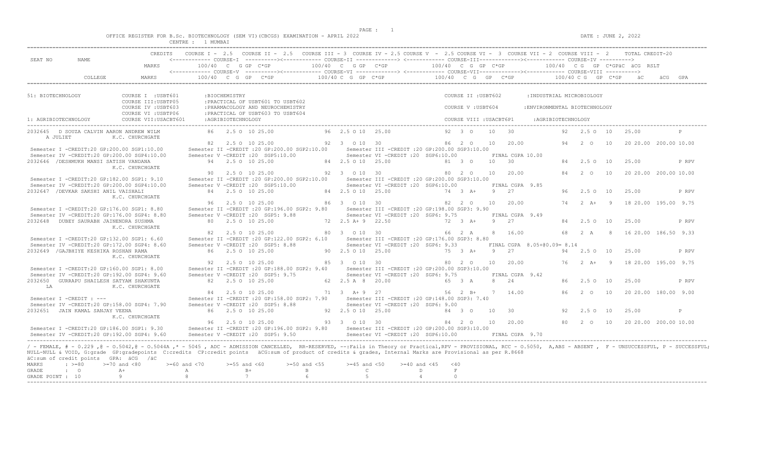OFFICE REGISTER FOR B.Sc. BIOTECHNOLOGY (SEM VI)(CBCGS) EXAMINATION - APRIL 2022

CENTRE : 1 MUMBAI

DATE : JUNE 2, 2022

```
                          CREDITS    COURSE I - 2.5   COURSE II - 2.5   COURSE III = 3  COURSE IV = 2.5 COURSE V  - 2.5 COURSE VI -  3  COURSE VII = 2  COURSE VIII -  2     TOTAL CREDIT-20
SEAT NO       NAME                   <------------ COURSE-I  ----------><------------ COURSE-II ------------> <------------ COURSE-III-------------><------------ COURSE-IV ---------->
                          MARKS          100/40  C  G GP  C*GP          100/40  C  G GP  C*GP             100/40  C  G  GP  C*GP            100/40  C G  GP  C*GPäC  äCG  RSLT
                                     <------------ COURSE-V  ----------><------------ COURSE-VI ------------> <------------ COURSE-VII-------------><------------ COURSE-VIII ---------->
              COLLEGE     MARKS          100/40  C  G  GP   C*GP         100/40 C  G  GP  C*GP             100/40  C  G   GP   C*GP            100/40 C G  GP  C*GP    äC     äCG  GPA

51: BIOTECHNOLOGY            COURSE I  :USBT601        :BIOCHEMISTRY                                               COURSE II :USBT602        :INDUSTRIAL MICROBIOLOGY
                             COURSE III:USBTP05        :PRACTICAL OF USBT601 TO USBT602
                             COURSE IV :USBT603        :PHARMACOLOGY AND NEUROCHEMISTRY                            COURSE V :USBT604        :ENVIRONMENTAL BIOTECHNOLOGY
                             COURSE VI :USBTP06        :PRACTICAL OF USBT603 TO USBT604
1: AGRIBIOTECHNOLOGY         COURSE VII:USACBT601      :AGRIBIOTECHNOLOGY                                          COURSE VIII :USACBT6P1     :AGRIBIOTECHNOLOGY

2032645  D SOUZA CALVIN AARON ANDREW WILM         86   2.5 O  10 25.00          96  2.5 O 10  25.00              92  3  O    10   30                92   2.5 O  10    25.00          P
     A JULIET             K.C. CHURCHGATE
                                                  82   2.5 O  10 25.00          92  3   O 10  30                 86  2  O    10   20.00             94   2  O   10    20 20.00  200.00 10.00
 Semester I -CREDIT:20 GP:200.00 SGP1:10.00      Semester II -CREDIT :20 GP:200.00 SGP2:10.00      Semester III -CREDIT :20 GP:200.00 SGP3:10.00
 Semester IV -CREDIT:20 GP:200.00 SGP4:10.00     Semester V -CREDIT :20  SGP5:10.00                Semester VI -CREDIT :20  SGP6:10.00           FINAL CGPA 10.00
2032646 /DESHMUKH MANSI SATISH VANDANA            94   2.5 O  10 25.00          84  2.5 O 10  25.00              81  3  O    10   30                84   2.5 O  10    25.00          P RPV
                          K.C. CHURCHGATE
                                                  90   2.5 O  10 25.00          92  3   O 10  30                 80  2  O    10   20.00             84   2  O   10    20 20.00  200.00 10.00
 Semester I -CREDIT:20 GP:182.00 SGP1: 9.10      Semester II -CREDIT :20 GP:200.00 SGP2:10.00      Semester III -CREDIT :20 GP:200.00 SGP3:10.00
 Semester IV -CREDIT:20 GP:200.00 SGP4:10.00     Semester V -CREDIT :20  SGP5:10.00                Semester VI -CREDIT :20  SGP6:10.00           FINAL CGPA  9.85
2032647 /DEVKAR SAKSHI ANIL VAISHALI              84   2.5 O  10 25.00          84  2.5 O 10  25.00              74  3  A+    9   27                96   2.5 O  10    25.00          P RPV
                          K.C. CHURCHGATE
                                                  96   2.5 O  10 25.00          86  3   O 10  30                 82  2  O    10   20.00             74   2  A+   9    18 20.00  195.00  9.75
 Semester I -CREDIT:20 GP:176.00 SGP1: 8.80      Semester II -CREDIT :20 GP:196.00 SGP2: 9.80      Semester III -CREDIT :20 GP:198.00 SGP3: 9.90
 Semester IV -CREDIT:20 GP:176.00 SGP4: 8.80     Semester V -CREDIT :20  SGP5: 9.88                Semester VI -CREDIT :20  SGP6: 9.75           FINAL CGPA  9.49
2032648  DUBEY SAURABH JAINENDRA SUSHMA           80   2.5 O  10 25.00          72  2.5 A+ 9  22.50              72  3  A+    9   27                84   2.5 O  10    25.00          P RPV
                          K.C. CHURCHGATE
                                                  82   2.5 O  10 25.00          80  3   O 10  30                 82  2  O    10   20.00             68   2  A    8    16 20.00  186.50  9.33
 Semester I -CREDIT:20 GP:132.00 SGP1: 6.60      Semester II -CREDIT :20 GP:122.00 SGP2: 6.10      Semester III -CREDIT :20 GP:176.00 SGP3: 8.80
 Semester IV -CREDIT:20 GP:172.00 SGP4: 8.60     Semester V -CREDIT :20  SGP5: 8.88                Semester VI -CREDIT :20  SGP6: 9.33           FINAL CGPA  8.05+@0.09= 8.14
2032649 /GAJBHIYE KESHIKA ROSHAN RAMA             86   2.5 O  10 25.00          90  2.5 O 10  25.00              75  3  A+    9   27                94   2.5 O  10    25.00          P RPV
                          K.C. CHURCHGATE
                                                  92   2.5 O  10 25.00          85  3   O 10  30                 80  2  O    10   20.00             76   2  A+   9    18 20.00  195.00  9.75
 Semester I -CREDIT:20 GP:160.00 SGP1: 8.00      Semester II -CREDIT :20 GP:188.00 SGP2: 9.40      Semester III -CREDIT :20 GP:200.00 SGP3:10.00
 Semester IV -CREDIT:20 GP:192.00 SGP4: 9.60     Semester V -CREDIT :20  SGP5: 9.75                Semester VI -CREDIT :20  SGP6: 9.75           FINAL CGPA  9.42
2032650  GURRAPU SHAILESH SATYAM SHAKUNTA         82   2.5 O  10 25.00          62  2.5 A  8  20.00              65  3  A     8   24                86   2.5 O  10    25.00          P RPV
     LA                   K.C. CHURCHGATE
                                                  84   2.5 O  10 25.00          71  3   A+ 9  27                 56  2  B+    7   14.00             86   2  O   10    20 20.00  180.00  9.00
 Semester I -CREDIT : ---                        Semester II -CREDIT :20 GP:158.00 SGP2: 7.90      Semester III -CREDIT :20 GP:148.00 SGP3: 7.40
 Semester IV -CREDIT:20 GP:158.00 SGP4: 7.90     Semester V -CREDIT :20  SGP5: 8.88                Semester VI -CREDIT :20  SGP6: 9.00
2032651  JAIN KAMAL SANJAY VEENA                  86   2.5 O  10 25.00          92  2.5 O 10  25.00              84  3  O    10   30                92   2.5 O  10    25.00          P
                          K.C. CHURCHGATE
                                                  96   2.5 O  10 25.00          93  3   O 10  30                 84  2  O    10   20.00             80   2  O   10    20 20.00  200.00 10.00
 Semester I -CREDIT:20 GP:186.00 SGP1: 9.30      Semester II -CREDIT :20 GP:196.00 SGP2: 9.80      Semester III -CREDIT :20 GP:200.00 SGP3:10.00
 Semester IV -CREDIT:20 GP:192.00 SGP4: 9.60     Semester V -CREDIT :20  SGP5: 9.50                Semester VI -CREDIT :20  SGP6:10.00           FINAL CGPA  9.70
```

/ - FEMALE, # - 0.229 ,@ - O.5042,@ - O.5044A ,* - 5045 , ADC - ADMISSION CANCELLED, RR-RESERVED, --:Fails in Theory or Practical,RPV - PROVISIONAL, RCC - O.5050, A,ABS - ABSENT , F - UNSUCCESSFUL, P - SUCCESSFUL; NULL-NULL & VOID, G:grade GP:gradepoints C:credits CP:credit points äCG:sum of product of credits & grades, Internal Marks are Provisional as per R.8668

äC:sum of credit points GPA: äCG /äC

| MARKS | : >=80 | >=70 and <80 | >=60 and <70 | >=55 and <60 | >=50 and <55 | >=45 and <50 | >=40 and <45 | <40 |
|---|---|---|---|---|---|---|---|---|
| GRADE | : O | A+ | A | B+ | B | C | D | F |
| GRADE POINT | : 10 | 9 | 8 | 7 | 6 | 5 | 4 | 0 |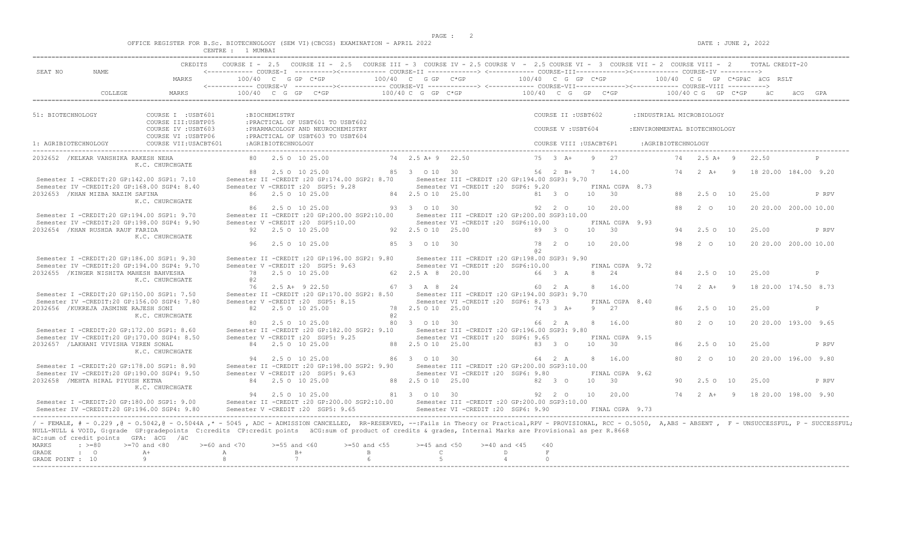OFFICE REGISTER FOR B.Sc. BIOTECHNOLOGY (SEM VI)(CBCGS) EXAMINATION - APRIL 2022 &nbsp;&nbsp;&nbsp; DATE : JUNE 2, 2022

CENTRE : 1 MUMBAI

```
                              CREDITS    COURSE I - 2.5   COURSE II - 2.5   COURSE III - 3  COURSE IV - 2.5 COURSE V  - 2.5 COURSE VI -  3  COURSE VII - 2  COURSE VIII -  2      TOTAL CREDIT-20
SEAT NO      NAME                        <------------ COURSE-I  ----------><------------ COURSE-II -------------> <------------ COURSE-III-------------><------------ COURSE-IV ---------->
                              MARKS         100/40   C   G GP  C*GP          100/40   C   G GP   C*GP            100/40   C  G  GP  C*GP             100/40   C G   GP  C*GPäC  äCG  RSLT
                                         <------------ COURSE-V  ----------><------------ COURSE-VI -------------> <------------ COURSE-VII-------------><------------ COURSE-VIII ---------->
            COLLEGE           MARKS         100/40  C  G  GP   C*GP          100/40 C  G  GP  C*GP               100/40   C   G   GP   C*GP            100/40 C G   GP  C*GP     äC      äCG  GPA

51: BIOTECHNOLOGY             COURSE I  :USBT601       :BIOCHEMISTRY                                               COURSE II :USBT602        :INDUSTRIAL MICROBIOLOGY
                              COURSE III:USBTP05       :PRACTICAL OF USBT601 TO USBT602
                              COURSE IV :USBT603       :PHARMACOLOGY AND NEUROCHEMISTRY                            COURSE V :USBT604         :ENVIRONMENTAL BIOTECHNOLOGY
                              COURSE VI :USBTP06       :PRACTICAL OF USBT603 TO USBT604
1: AGRIBIOTECHNOLOGY          COURSE VII:USACBT601     :AGRIBIOTECHNOLOGY                                          COURSE VIII :USACBT6P1    :AGRIBIOTECHNOLOGY

2032652  /KELKAR VANSHIKA RAKESH NEHA          80    2.5 O  10 25.00           74  2.5 A+ 9   22.50              75  3  A+     9   27               74   2.5 A+  9    22.50           P
               K.C. CHURCHGATE
                                               88    2.5 O  10 25.00           85  3   O 10   30                 56  2  B+     7   14.00            74   2  A+   9    18 20.00  184.00  9.20
 Semester I -CREDIT:20 GP:142.00 SGP1: 7.10      Semester II -CREDIT :20 GP:174.00 SGP2: 8.70     Semester III -CREDIT :20 GP:194.00 SGP3: 9.70
 Semester IV -CREDIT:20 GP:168.00 SGP4: 8.40     Semester V -CREDIT :20  SGP5: 9.28               Semester VI -CREDIT :20  SGP6: 9.20          FINAL CGPA  8.73
2032653  /KHAN MIZBA NAZIM SAFINA              86    2.5 O  10 25.00           84  2.5 O 10   25.00              81  3  O      10  30               88   2.5 O   10   25.00           P RPV
               K.C. CHURCHGATE
                                               86    2.5 O  10 25.00           93  3   O 10   30                 92  2  O      10  20.00            88   2  O    10   20 20.00  200.00 10.00
 Semester I -CREDIT:20 GP:194.00 SGP1: 9.70      Semester II -CREDIT :20 GP:200.00 SGP2:10.00     Semester III -CREDIT :20 GP:200.00 SGP3:10.00
 Semester IV -CREDIT:20 GP:198.00 SGP4: 9.90     Semester V -CREDIT :20  SGP5:10.00               Semester VI -CREDIT :20  SGP6:10.00          FINAL CGPA  9.93
2032654  /KHAN RUSHDA RAUF FARIDA              92    2.5 O  10 25.00           92  2.5 O 10   25.00              89  3  O      10  30               94   2.5 O   10   25.00           P RPV
               K.C. CHURCHGATE
                                               96    2.5 O  10 25.00           85  3   O 10   30                 78  2  O      10  20.00            98   2  O    10   20 20.00  200.00 10.00
                                                                                                                 @2
 Semester I -CREDIT:20 GP:186.00 SGP1: 9.30      Semester II -CREDIT :20 GP:196.00 SGP2: 9.80     Semester III -CREDIT :20 GP:198.00 SGP3: 9.90
 Semester IV -CREDIT:20 GP:194.00 SGP4: 9.70     Semester V -CREDIT :20  SGP5: 9.63               Semester VI -CREDIT :20  SGP6:10.00          FINAL CGPA  9.72
2032655  /KINGER NISHITA MAHESH BAHVESHA       78    2.5 O  10 25.00           62  2.5 A  8   20.00              66  3  A      8   24               84   2.5 O   10   25.00           P
               K.C. CHURCHGATE                 @2
                                               76    2.5 A+  9 22.50           67  3   A  8   24                 60  2  A      8   16.00            74   2  A+   9    18 20.00  174.50  8.73
 Semester I -CREDIT:20 GP:150.00 SGP1: 7.50      Semester II -CREDIT :20 GP:170.00 SGP2: 8.50     Semester III -CREDIT :20 GP:194.00 SGP3: 9.70
 Semester IV -CREDIT:20 GP:156.00 SGP4: 7.80     Semester V -CREDIT :20  SGP5: 8.15               Semester VI -CREDIT :20  SGP6: 8.73          FINAL CGPA  8.40
2032656  /KUKREJA JASMINE RAJESH SONI          82    2.5 O  10 25.00           78  2.5 O 10   25.00              74  3  A+     9   27               86   2.5 O   10   25.00           P
               K.C. CHURCHGATE                                                 @2
                                               80    2.5 O  10 25.00           80  3   O 10   30                 66  2  A      8   16.00            80   2  O    10   20 20.00  193.00  9.65
 Semester I -CREDIT:20 GP:172.00 SGP1: 8.60      Semester II -CREDIT :20 GP:182.00 SGP2: 9.10     Semester III -CREDIT :20 GP:196.00 SGP3: 9.80
 Semester IV -CREDIT:20 GP:170.00 SGP4: 8.50     Semester V -CREDIT :20  SGP5: 9.25               Semester VI -CREDIT :20  SGP6: 9.65          FINAL CGPA  9.15
2032657  /LAKHANI VIVISHA VIREN SONAL          84    2.5 O  10 25.00           88  2.5 O 10   25.00              83  3  O      10  30               86   2.5 O   10   25.00           P RPV
               K.C. CHURCHGATE
                                               94    2.5 O  10 25.00           86  3   O 10   30                 64  2  A      8   16.00            80   2  O    10   20 20.00  196.00  9.80
 Semester I -CREDIT:20 GP:178.00 SGP1: 8.90      Semester II -CREDIT :20 GP:198.00 SGP2: 9.90     Semester III -CREDIT :20 GP:200.00 SGP3:10.00
 Semester IV -CREDIT:20 GP:190.00 SGP4: 9.50     Semester V -CREDIT :20  SGP5: 9.63               Semester VI -CREDIT :20  SGP6: 9.80          FINAL CGPA  9.62
2032658  /MEHTA HIRAL PIYUSH KETNA             84    2.5 O  10 25.00           88  2.5 O 10   25.00              82  3  O      10  30               90   2.5 O   10   25.00           P RPV
               K.C. CHURCHGATE
                                               94    2.5 O  10 25.00           81  3   O 10   30                 92  2  O      10  20.00            74   2  A+   9    18 20.00  198.00  9.90
 Semester I -CREDIT:20 GP:180.00 SGP1: 9.00      Semester II -CREDIT :20 GP:200.00 SGP2:10.00     Semester III -CREDIT :20 GP:200.00 SGP3:10.00
 Semester IV -CREDIT:20 GP:196.00 SGP4: 9.80     Semester V -CREDIT :20  SGP5: 9.65               Semester VI -CREDIT :20  SGP6: 9.90          FINAL CGPA  9.73
```

/ - FEMALE, # - 0.229 ,@ - O.5042,@ - O.5044A ,* - 5045 , ADC - ADMISSION CANCELLED, RR-RESERVED, --:Fails in Theory or Practical,RPV - PROVISIONAL, RCC - O.5050, A,ABS - ABSENT , F - UNSUCCESSFUL, P - SUCCESSFUL; NULL-NULL & VOID, G:grade GP:gradepoints C:credits CP:credit points äCG:sum of product of credits & grades, Internal Marks are Provisional as per R.8668

äC:sum of credit points GPA: äCG /äC

| MARKS | : >=80 | >=70 and <80 | >=60 and <70 | >=55 and <60 | >=50 and <55 | >=45 and <50 | >=40 and <45 | <40 |
|---|---|---|---|---|---|---|---|---|
| GRADE | : O | A+ | A | B+ | B | C | D | F |
| GRADE POINT | : 10 | 9 | 8 | 7 | 6 | 5 | 4 | 0 |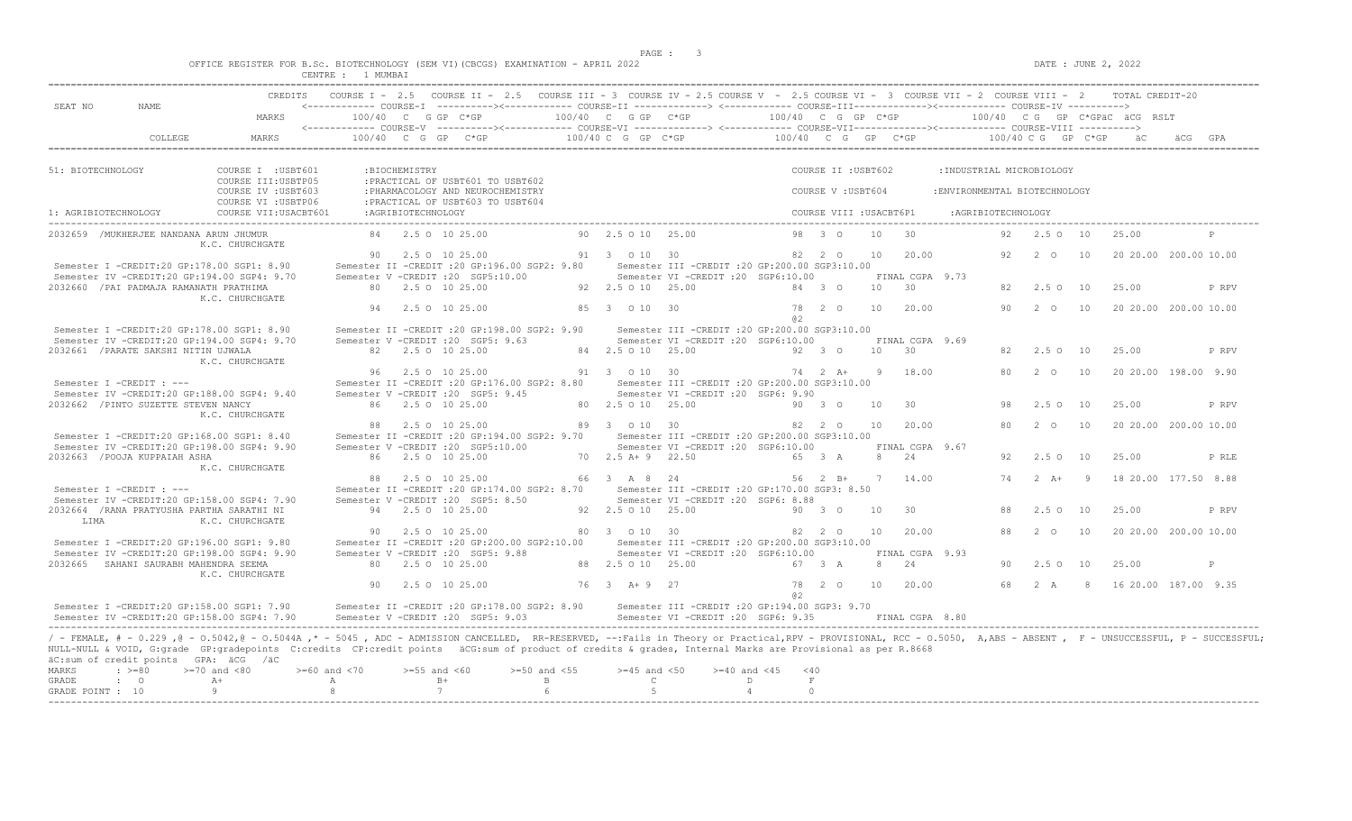OFFICE REGISTER FOR B.Sc. BIOTECHNOLOGY (SEM VI)(CBCGS) EXAMINATION - APRIL 2022
CENTRE : 1 MUMBAI

DATE : JUNE 2, 2022

```
                              CREDITS    COURSE I - 2.5   COURSE II - 2.5   COURSE III - 3  COURSE IV - 2.5 COURSE V  - 2.5 COURSE VI -  3  COURSE VII - 2  COURSE VIII -  2     TOTAL CREDIT-20
SEAT NO      NAME                        <------------ COURSE-I  ---------><------------ COURSE-II -------------> <------------ COURSE-III-------------><------------ COURSE-IV ---------->
                              MARKS          100/40  C  G GP  C*GP          100/40  C  G GP  C*GP            100/40  C  G  GP  C*GP              100/40  C G  GP  C*GPäC  äCG  RSLT
                                         <------------ COURSE-V  ---------><------------ COURSE-VI -------------> <------------ COURSE-VII-------------><------------ COURSE-VIII ---------->
             COLLEGE          MARKS          100/40  C  G  GP   C*GP          100/40 C  G  GP  C*GP            100/40  C  G   GP   C*GP              100/40 C G  GP  C*GP      äC      äCG  GPA

51: BIOTECHNOLOGY           COURSE I  :USBT601       :BIOCHEMISTRY                                                      COURSE II :USBT602        :INDUSTRIAL MICROBIOLOGY
                            COURSE III:USBTP05       :PRACTICAL OF USBT601 TO USBT602
                            COURSE IV :USBT603       :PHARMACOLOGY AND NEUROCHEMISTRY                                   COURSE V :USBT604        :ENVIRONMENTAL BIOTECHNOLOGY
                            COURSE VI :USBTP06       :PRACTICAL OF USBT603 TO USBT604
1: AGRIBIOTECHNOLOGY        COURSE VII:USACBT601     :AGRIBIOTECHNOLOGY                                                 COURSE VIII :USACBT6P1      :AGRIBIOTECHNOLOGY

2032659  /MUKHERJEE NANDANA ARUN JHUMUR      84   2.5 O  10 25.00          90  2.5 O 10  25.00            98  3  O     10    30              92   2.5 O  10   25.00            P
             K.C. CHURCHGATE
                                             90   2.5 O  10 25.00          91  3  O 10  30                82  2  O     10    20.00           92   2  O   10   20 20.00 200.00 10.00
 Semester I -CREDIT:20 GP:178.00 SGP1: 8.90      Semester II -CREDIT :20 GP:196.00 SGP2: 9.80     Semester III -CREDIT :20 GP:200.00 SGP3:10.00
 Semester IV -CREDIT:20 GP:194.00 SGP4: 9.70     Semester V -CREDIT :20  SGP5:10.00                Semester VI -CREDIT :20  SGP6:10.00          FINAL CGPA  9.73
2032660  /PAI PADMAJA RAMANATH PRATHIMA      80   2.5 O  10 25.00          92  2.5 O 10  25.00            84  3  O     10    30              82   2.5 O  10   25.00            P RPV
             K.C. CHURCHGATE
                                             94   2.5 O  10 25.00          85  3  O 10  30                78  2  O     10    20.00           90   2  O   10   20 20.00 200.00 10.00
                                                                                                          @2
 Semester I -CREDIT:20 GP:178.00 SGP1: 8.90      Semester II -CREDIT :20 GP:198.00 SGP2: 9.90     Semester III -CREDIT :20 GP:200.00 SGP3:10.00
 Semester IV -CREDIT:20 GP:194.00 SGP4: 9.70     Semester V -CREDIT :20  SGP5: 9.63                Semester VI -CREDIT :20  SGP6:10.00          FINAL CGPA  9.69
2032661  /PARATE SAKSHI NITIN UJWALA         82   2.5 O  10 25.00          84  2.5 O 10  25.00            92  3  O     10    30              82   2.5 O  10   25.00            P RPV
             K.C. CHURCHGATE
                                             96   2.5 O  10 25.00          91  3  O 10  30                74  2  A+     9    18.00           80   2  O   10   20 20.00 198.00  9.90
 Semester I -CREDIT : ---                        Semester II -CREDIT :20 GP:176.00 SGP2: 8.80     Semester III -CREDIT :20 GP:200.00 SGP3:10.00
 Semester IV -CREDIT:20 GP:188.00 SGP4: 9.40     Semester V -CREDIT :20  SGP5: 9.45                Semester VI -CREDIT :20  SGP6: 9.90
2032662  /PINTO SUZETTE STEVEN NANCY         86   2.5 O  10 25.00          80  2.5 O 10  25.00            90  3  O     10    30              98   2.5 O  10   25.00            P RPV
             K.C. CHURCHGATE
                                             88   2.5 O  10 25.00          89  3  O 10  30                82  2  O     10    20.00           80   2  O   10   20 20.00 200.00 10.00
 Semester I -CREDIT:20 GP:168.00 SGP1: 8.40      Semester II -CREDIT :20 GP:194.00 SGP2: 9.70     Semester III -CREDIT :20 GP:200.00 SGP3:10.00
 Semester IV -CREDIT:20 GP:198.00 SGP4: 9.90     Semester V -CREDIT :20  SGP5:10.00                Semester VI -CREDIT :20  SGP6:10.00          FINAL CGPA  9.67
2032663  /POOJA KUPPAIAH ASHA                86   2.5 O  10 25.00          70  2.5 A+ 9  22.50            65  3  A      8    24              92   2.5 O  10   25.00            P RLE
             K.C. CHURCHGATE
                                             88   2.5 O  10 25.00          66  3  A  8  24                56  2  B+     7    14.00           74   2  A+   9   18 20.00 177.50  8.88
 Semester I -CREDIT : ---                        Semester II -CREDIT :20 GP:174.00 SGP2: 8.70     Semester III -CREDIT :20 GP:170.00 SGP3: 8.50
 Semester IV -CREDIT:20 GP:158.00 SGP4: 7.90     Semester V -CREDIT :20  SGP5: 8.50                Semester VI -CREDIT :20  SGP6: 8.88
2032664  /RANA PRATYUSHA PARTHA SARATHI NI   94   2.5 O  10 25.00          92  2.5 O 10  25.00            90  3  O     10    30              88   2.5 O  10   25.00            P RPV
    LIMA     K.C. CHURCHGATE
                                             90   2.5 O  10 25.00          80  3  O 10  30                82  2  O     10    20.00           88   2  O   10   20 20.00 200.00 10.00
 Semester I -CREDIT:20 GP:196.00 SGP1: 9.80      Semester II -CREDIT :20 GP:200.00 SGP2:10.00     Semester III -CREDIT :20 GP:200.00 SGP3:10.00
 Semester IV -CREDIT:20 GP:198.00 SGP4: 9.90     Semester V -CREDIT :20  SGP5: 9.88                Semester VI -CREDIT :20  SGP6:10.00          FINAL CGPA  9.93
2032665   SAHANI SAURABH MAHENDRA SEEMA      80   2.5 O  10 25.00          88  2.5 O 10  25.00            67  3  A      8    24              90   2.5 O  10   25.00            P
             K.C. CHURCHGATE
                                             90   2.5 O  10 25.00          76  3  A+ 9  27                78  2  O     10    20.00           68   2  A    8   16 20.00 187.00  9.35
                                                                                                          @2
 Semester I -CREDIT:20 GP:158.00 SGP1: 7.90      Semester II -CREDIT :20 GP:178.00 SGP2: 8.90     Semester III -CREDIT :20 GP:194.00 SGP3: 9.70
 Semester IV -CREDIT:20 GP:158.00 SGP4: 7.90     Semester V -CREDIT :20  SGP5: 9.03                Semester VI -CREDIT :20  SGP6: 9.35          FINAL CGPA  8.80
```

/ - FEMALE, # - 0.229 ,@ - 0.5042,@ - 0.5044A ,* - 5045 , ADC - ADMISSION CANCELLED, RR-RESERVED, --:Fails in Theory or Practical,RPV - PROVISIONAL, RCC - 0.5050, A,ABS - ABSENT , F - UNSUCCESSFUL, P - SUCCESSFUL; NULL-NULL & VOID, G:grade GP:gradepoints C:credits CP:credit points äCG:sum of product of credits & grades, Internal Marks are Provisional as per R.8668
äC:sum of credit points GPA: äCG /äC

| MARKS | : >=80 | >=70 and <80 | >=60 and <70 | >=55 and <60 | >=50 and <55 | >=45 and <50 | >=40 and <45 | <40 |
|---|---|---|---|---|---|---|---|---|
| GRADE | : O | A+ | A | B+ | B | C | D | F |
| GRADE POINT | : 10 | 9 | 8 | 7 | 6 | 5 | 4 | 0 |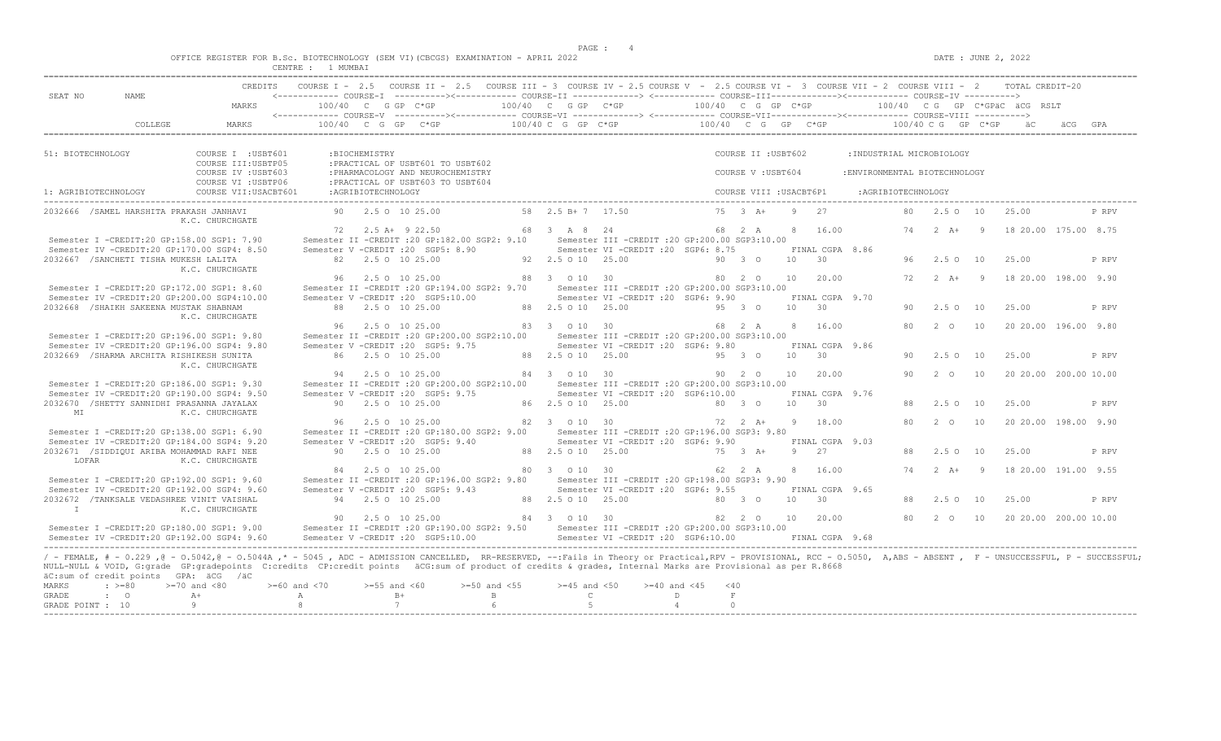OFFICE REGISTER FOR B.Sc. BIOTECHNOLOGY (SEM VI)(CBCGS) EXAMINATION - APRIL 2022

CENTRE : 1 MUMBAI

DATE : JUNE 2, 2022

```
                         CREDITS    COURSE I - 2.5   COURSE II - 2.5   COURSE III - 3  COURSE IV - 2.5 COURSE V  - 2.5 COURSE VI -  3  COURSE VII - 2  COURSE VIII -  2      TOTAL CREDIT-20
SEAT NO      NAME                   <------------ COURSE-I  ----------><------------ COURSE-II -------------> <------------ COURSE-III-------------><------------ COURSE-IV ---------->
                         MARKS         100/40  C  G GP  C*GP          100/40  C  G GP  C*GP              100/40  C  G  GP  C*GP            100/40  C G  GP  C*GPäC  äCG  RSLT
                                    <------------ COURSE-V  ----------><------------ COURSE-VI -------------> <------------ COURSE-VII-------------><------------ COURSE-VIII ---------->
           COLLEGE       MARKS         100/40  C  G  GP   C*GP         100/40 C  G  GP  C*GP              100/40  C  G   GP   C*GP            100/40 C G  GP  C*GP     äC      äCG  GPA

51: BIOTECHNOLOGY            COURSE I  :USBT601       :BIOCHEMISTRY                                                  COURSE II :USBT602        :INDUSTRIAL MICROBIOLOGY
                             COURSE III:USBTP05       :PRACTICAL OF USBT601 TO USBT602
                             COURSE IV :USBT603       :PHARMACOLOGY AND NEUROCHEMISTRY                               COURSE V :USBT604         :ENVIRONMENTAL BIOTECHNOLOGY
                             COURSE VI :USBTP06       :PRACTICAL OF USBT603 TO USBT604
1: AGRIBIOTECHNOLOGY         COURSE VII:USACBT601     :AGRIBIOTECHNOLOGY                                             COURSE VIII :USACBT6P1     :AGRIBIOTECHNOLOGY

2032666 /SAMEL HARSHITA PRAKASH JANHAVI          90   2.5 O  10 25.00          58  2.5 B+ 7  17.50           75  3  A+    9   27              80   2.5 O  10   25.00              P RPV
                   K.C. CHURCHGATE
                                                 72   2.5 A+  9 22.50          68  3  A  8   24              68  2  A     8   16.00           74   2  A+   9   18 20.00  175.00  8.75
 Semester I -CREDIT:20 GP:158.00 SGP1: 7.90      Semester II -CREDIT :20 GP:182.00 SGP2: 9.10      Semester III -CREDIT :20 GP:200.00 SGP3:10.00
 Semester IV -CREDIT:20 GP:170.00 SGP4: 8.50     Semester V -CREDIT :20  SGP5: 8.90                Semester VI -CREDIT :20  SGP6: 8.75          FINAL CGPA  8.86
2032667 /SANCHETI TISHA MUKESH LALITA            82   2.5 O  10 25.00          92  2.5 O 10  25.00           90  3  O    10   30              96   2.5 O  10   25.00              P RPV
                   K.C. CHURCHGATE
                                                 96   2.5 O  10 25.00          88  3  O 10   30              80  2  O    10   20.00           72   2  A+   9   18 20.00  198.00  9.90
 Semester I -CREDIT:20 GP:172.00 SGP1: 8.60      Semester II -CREDIT :20 GP:194.00 SGP2: 9.70      Semester III -CREDIT :20 GP:200.00 SGP3:10.00
 Semester IV -CREDIT:20 GP:200.00 SGP4:10.00     Semester V -CREDIT :20  SGP5:10.00                Semester VI -CREDIT :20  SGP6: 9.90          FINAL CGPA  9.70
2032668 /SHAIKH SAKEENA MUSTAK SHABNAM           88   2.5 O  10 25.00          88  2.5 O 10  25.00           95  3  O    10   30              90   2.5 O  10   25.00              P RPV
                   K.C. CHURCHGATE
                                                 96   2.5 O  10 25.00          83  3  O 10   30              68  2  A     8   16.00           80   2  O   10   20 20.00  196.00  9.80
 Semester I -CREDIT:20 GP:196.00 SGP1: 9.80      Semester II -CREDIT :20 GP:200.00 SGP2:10.00      Semester III -CREDIT :20 GP:200.00 SGP3:10.00
 Semester IV -CREDIT:20 GP:196.00 SGP4: 9.80     Semester V -CREDIT :20  SGP5: 9.75                Semester VI -CREDIT :20  SGP6: 9.80          FINAL CGPA  9.86
2032669 /SHARMA ARCHITA RISHIKESH SUNITA         86   2.5 O  10 25.00          88  2.5 O 10  25.00           95  3  O    10   30              90   2.5 O  10   25.00              P RPV
                   K.C. CHURCHGATE
                                                 94   2.5 O  10 25.00          84  3  O 10   30              90  2  O    10   20.00           90   2  O   10   20 20.00  200.00 10.00
 Semester I -CREDIT:20 GP:186.00 SGP1: 9.30      Semester II -CREDIT :20 GP:200.00 SGP2:10.00      Semester III -CREDIT :20 GP:200.00 SGP3:10.00
 Semester IV -CREDIT:20 GP:190.00 SGP4: 9.50     Semester V -CREDIT :20  SGP5: 9.75                Semester VI -CREDIT :20  SGP6:10.00          FINAL CGPA  9.76
2032670 /SHETTY SANNIDHI PRASANNA JAYALAX        90   2.5 O  10 25.00          86  2.5 O 10  25.00           80  3  O    10   30              88   2.5 O  10   25.00              P RPV
     MI            K.C. CHURCHGATE
                                                 96   2.5 O  10 25.00          82  3  O 10   30              72  2  A+    9   18.00           80   2  O   10   20 20.00  198.00  9.90
 Semester I -CREDIT:20 GP:138.00 SGP1: 6.90      Semester II -CREDIT :20 GP:180.00 SGP2: 9.00      Semester III -CREDIT :20 GP:196.00 SGP3: 9.80
 Semester IV -CREDIT:20 GP:184.00 SGP4: 9.20     Semester V -CREDIT :20  SGP5: 9.40                Semester VI -CREDIT :20  SGP6: 9.90          FINAL CGPA  9.03
2032671 /SIDDIQUI ARIBA MOHAMMAD RAFI NEE        90   2.5 O  10 25.00          88  2.5 O 10  25.00           75  3  A+    9   27              88   2.5 O  10   25.00              P RPV
     LOFAR         K.C. CHURCHGATE
                                                 84   2.5 O  10 25.00          80  3  O 10   30              62  2  A     8   16.00           74   2  A+   9   18 20.00  191.00  9.55
 Semester I -CREDIT:20 GP:192.00 SGP1: 9.60      Semester II -CREDIT :20 GP:196.00 SGP2: 9.80      Semester III -CREDIT :20 GP:198.00 SGP3: 9.90
 Semester IV -CREDIT:20 GP:192.00 SGP4: 9.60     Semester V -CREDIT :20  SGP5: 9.43                Semester VI -CREDIT :20  SGP6: 9.55          FINAL CGPA  9.65
2032672 /TANKSALE VEDASHREE VINIT VAISHAL        94   2.5 O  10 25.00          88  2.5 O 10  25.00           80  3  O    10   30              88   2.5 O  10   25.00              P RPV
     I             K.C. CHURCHGATE
                                                 90   2.5 O  10 25.00          84  3  O 10   30              82  2  O    10   20.00           80   2  O   10   20 20.00  200.00 10.00
 Semester I -CREDIT:20 GP:180.00 SGP1: 9.00      Semester II -CREDIT :20 GP:190.00 SGP2: 9.50      Semester III -CREDIT :20 GP:200.00 SGP3:10.00
 Semester IV -CREDIT:20 GP:192.00 SGP4: 9.60     Semester V -CREDIT :20  SGP5:10.00                Semester VI -CREDIT :20  SGP6:10.00          FINAL CGPA  9.68
```

/ - FEMALE, # - 0.229 ,@ - 0.5042,@ - 0.5044A ,* - 5045 , ADC - ADMISSION CANCELLED, RR-RESERVED, --:Fails in Theory or Practical,RPV - PROVISIONAL, RCC - 0.5050, A,ABS - ABSENT , F - UNSUCCESSFUL, P - SUCCESSFUL; NULL-NULL & VOID, G:grade GP:gradepoints C:credits CP:credit points äCG:sum of product of credits & grades, Internal Marks are Provisional as per R.8668

äC:sum of credit points GPA: äCG /äC

| MARKS | : >=80 | >=70 and <80 | >=60 and <70 | >=55 and <60 | >=50 and <55 | >=45 and <50 | >=40 and <45 | <40 |
|---|---|---|---|---|---|---|---|---|
| GRADE | : O | A+ | A | B+ | B | C | D | F |
| GRADE POINT | : 10 | 9 | 8 | 7 | 6 | 5 | 4 | 0 |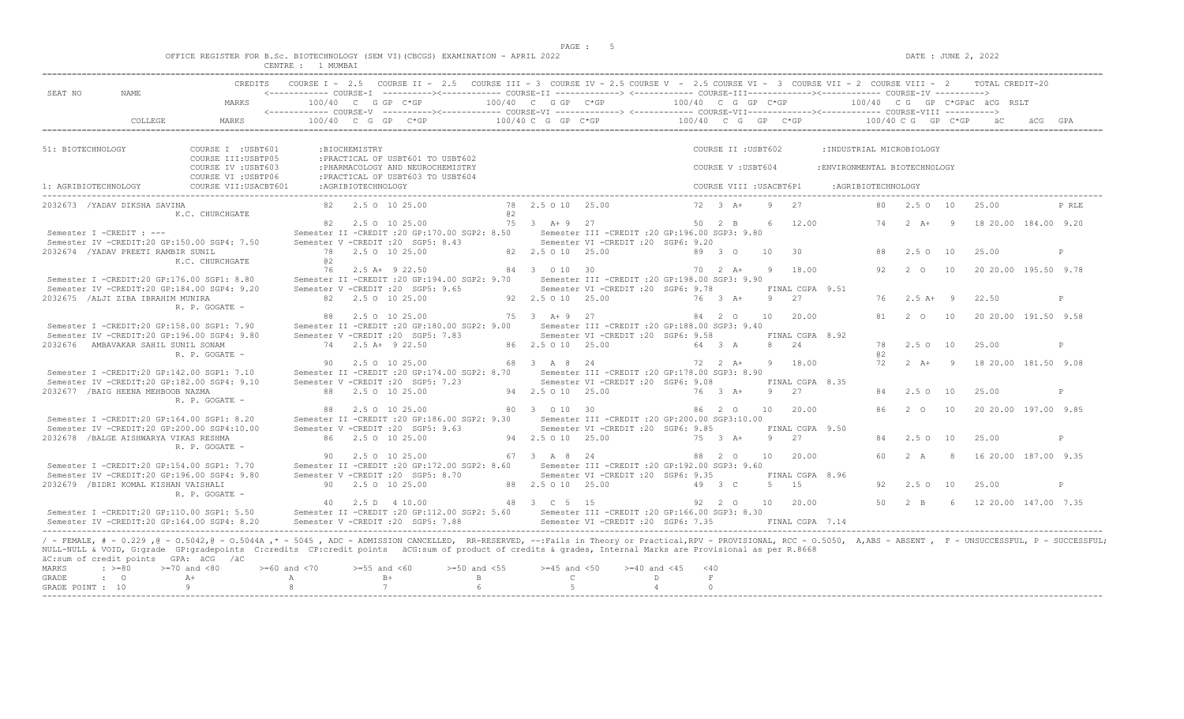OFFICE REGISTER FOR B.Sc. BIOTECHNOLOGY (SEM VI)(CBCGS) EXAMINATION - APRIL 2022
CENTRE : 1 MUMBAI

DATE : JUNE 2, 2022

```
                 CREDITS   COURSE I - 2.5  COURSE II - 2.5  COURSE III - 3  COURSE IV - 2.5 COURSE V - 2.5 COURSE VI - 3  COURSE VII - 2  COURSE VIII - 2     TOTAL CREDIT-20
SEAT NO   NAME             <----------- COURSE-I  ----------><----------- COURSE-II -----------> <----------- COURSE-III -----------><----------- COURSE-IV ---------->
                 MARKS       100/40  C  G GP  C*GP          100/40  C  G GP  C*GP           100/40  C  G  GP  C*GP           100/40  C G  GP  C*GPäC  äCG  RSLT
                           <----------- COURSE-V  ----------><----------- COURSE-VI -----------> <----------- COURSE-VII -----------><----------- COURSE-VIII ---------->
       COLLEGE   MARKS       100/40  C  G  GP   C*GP        100/40 C  G  GP  C*GP            100/40  C  G   GP   C*GP          100/40 C G  GP  C*GP    äC    äCG  GPA
```

51: BIOTECHNOLOGY — COURSE I :USBT601 :BIOCHEMISTRY; COURSE II :USBT602 :INDUSTRIAL MICROBIOLOGY; COURSE III:USBTP05 :PRACTICAL OF USBT601 TO USBT602; COURSE IV :USBT603 :PHARMACOLOGY AND NEUROCHEMISTRY; COURSE V :USBT604 :ENVIRONMENTAL BIOTECHNOLOGY; COURSE VI :USBTP06 :PRACTICAL OF USBT603 TO USBT604; COURSE VII:USACBT601 :AGRIBIOTECHNOLOGY; COURSE VIII :USACBT6P1 :AGRIBIOTECHNOLOGY

1: AGRIBIOTECHNOLOGY

```
2032673 /YADAV DIKSHA SAVINA               82   2.5 O  10 25.00        78  2.5 O 10  25.00          72  3  A+   9   27            80   2.5 O  10   25.00          P RLE
        K.C. CHURCHGATE                                                 @2
                                           82   2.5 O  10 25.00        75  3  A+ 9  27              50  2  B    6   12.00         74   2  A+   9   18 20.00 184.00 9.20
 Semester I -CREDIT : ---                  Semester II -CREDIT :20 GP:170.00 SGP2: 8.50     Semester III -CREDIT :20 GP:196.00 SGP3: 9.80
 Semester IV -CREDIT:20 GP:150.00 SGP4: 7.50   Semester V -CREDIT :20  SGP5: 8.43           Semester VI -CREDIT :20  SGP6: 9.20
2032674 /YADAV PREETI RAMBIR SUNIL         78   2.5 O  10 25.00        82  2.5 O 10  25.00          89  3  O    10  30            88   2.5 O  10   25.00          P
        K.C. CHURCHGATE                    @2
                                           76   2.5 A+  9 22.50        84  3  O 10  30              70  2  A+   9   18.00         92   2  O   10   20 20.00 195.50 9.78
 Semester I -CREDIT:20 GP:176.00 SGP1: 8.80    Semester II -CREDIT :20 GP:194.00 SGP2: 9.70     Semester III -CREDIT :20 GP:198.00 SGP3: 9.90
 Semester IV -CREDIT:20 GP:184.00 SGP4: 9.20   Semester V -CREDIT :20  SGP5: 9.65           Semester VI -CREDIT :20  SGP6: 9.78         FINAL CGPA 9.51
2032675 /ALJI ZIBA IBRAHIM MUNIRA          82   2.5 O  10 25.00        92  2.5 O 10  25.00          76  3  A+   9   27            76   2.5 A+  9   22.50          P
        R. P. GOGATE -
                                           88   2.5 O  10 25.00        75  3  A+ 9  27              84  2  O    10  20.00         81   2  O   10   20 20.00 191.50 9.58
 Semester I -CREDIT:20 GP:158.00 SGP1: 7.90    Semester II -CREDIT :20 GP:180.00 SGP2: 9.00     Semester III -CREDIT :20 GP:188.00 SGP3: 9.40
 Semester IV -CREDIT:20 GP:196.00 SGP4: 9.80   Semester V -CREDIT :20  SGP5: 7.83           Semester VI -CREDIT :20  SGP6: 9.58         FINAL CGPA 8.92
2032676  AMBAVAKAR SAHIL SUNIL SONAM       74   2.5 A+  9 22.50        86  2.5 O 10  25.00          64  3  A    8   24            78   2.5 O  10   25.00          P
        R. P. GOGATE -                                                                                                            @2
                                           90   2.5 O  10 25.00        68  3  A  8  24              72  2  A+   9   18.00         72   2  A+   9   18 20.00 181.50 9.08
 Semester I -CREDIT:20 GP:142.00 SGP1: 7.10    Semester II -CREDIT :20 GP:174.00 SGP2: 8.70     Semester III -CREDIT :20 GP:178.00 SGP3: 8.90
 Semester IV -CREDIT:20 GP:182.00 SGP4: 9.10   Semester V -CREDIT :20  SGP5: 7.23           Semester VI -CREDIT :20  SGP6: 9.08         FINAL CGPA 8.35
2032677 /BAIG HEENA MEHBOOB NAZMA          88   2.5 O  10 25.00        94  2.5 O 10  25.00          76  3  A+   9   27            84   2.5 O  10   25.00          P
        R. P. GOGATE -
                                           88   2.5 O  10 25.00        80  3  O 10  30              86  2  O    10  20.00         86   2  O   10   20 20.00 197.00 9.85
 Semester I -CREDIT:20 GP:164.00 SGP1: 8.20    Semester II -CREDIT :20 GP:186.00 SGP2: 9.30     Semester III -CREDIT :20 GP:200.00 SGP3:10.00
 Semester IV -CREDIT:20 GP:200.00 SGP4:10.00   Semester V -CREDIT :20  SGP5: 9.63           Semester VI -CREDIT :20  SGP6: 9.85         FINAL CGPA 9.50
2032678 /BALGE AISHWARYA VIKAS RESHMA      86   2.5 O  10 25.00        94  2.5 O 10  25.00          75  3  A+   9   27            84   2.5 O  10   25.00          P
        R. P. GOGATE -
                                           90   2.5 O  10 25.00        67  3  A  8  24              88  2  O    10  20.00         60   2  A    8   16 20.00 187.00 9.35
 Semester I -CREDIT:20 GP:154.00 SGP1: 7.70    Semester II -CREDIT :20 GP:172.00 SGP2: 8.60     Semester III -CREDIT :20 GP:192.00 SGP3: 9.60
 Semester IV -CREDIT:20 GP:196.00 SGP4: 9.80   Semester V -CREDIT :20  SGP5: 8.70           Semester VI -CREDIT :20  SGP6: 9.35         FINAL CGPA 8.96
2032679 /BIDRI KOMAL KISHAN VAISHALI       90   2.5 O  10 25.00        88  2.5 O 10  25.00          49  3  C    5   15            92   2.5 O  10   25.00          P
        R. P. GOGATE -
                                           40   2.5 D   4 10.00        48  3  C  5  15              92  2  O    10  20.00         50   2  B    6   12 20.00 147.00 7.35
 Semester I -CREDIT:20 GP:110.00 SGP1: 5.50    Semester II -CREDIT :20 GP:112.00 SGP2: 5.60     Semester III -CREDIT :20 GP:166.00 SGP3: 8.30
 Semester IV -CREDIT:20 GP:164.00 SGP4: 8.20   Semester V -CREDIT :20  SGP5: 7.88           Semester VI -CREDIT :20  SGP6: 7.35         FINAL CGPA 7.14
```

/ - FEMALE, # - 0.229 ,@ - 0.5042,@ - 0.5044A ,* - 5045 , ADC - ADMISSION CANCELLED, RR-RESERVED, --:Fails in Theory or Practical,RPV - PROVISIONAL, RCC - 0.5050, A,ABS - ABSENT , F - UNSUCCESSFUL, P - SUCCESSFUL; NULL-NULL & VOID, G:grade GP:gradepoints C:credits CP:credit points äCG:sum of product of credits & grades, Internal Marks are Provisional as per R.8668
äC:sum of credit points GPA: äCG /äC

| MARKS | : >=80 | >=70 and <80 | >=60 and <70 | >=55 and <60 | >=50 and <55 | >=45 and <50 | >=40 and <45 | <40 |
|---|---|---|---|---|---|---|---|---|
| GRADE | : O | A+ | A | B+ | B | C | D | F |
| GRADE POINT | : 10 | 9 | 8 | 7 | 6 | 5 | 4 | 0 |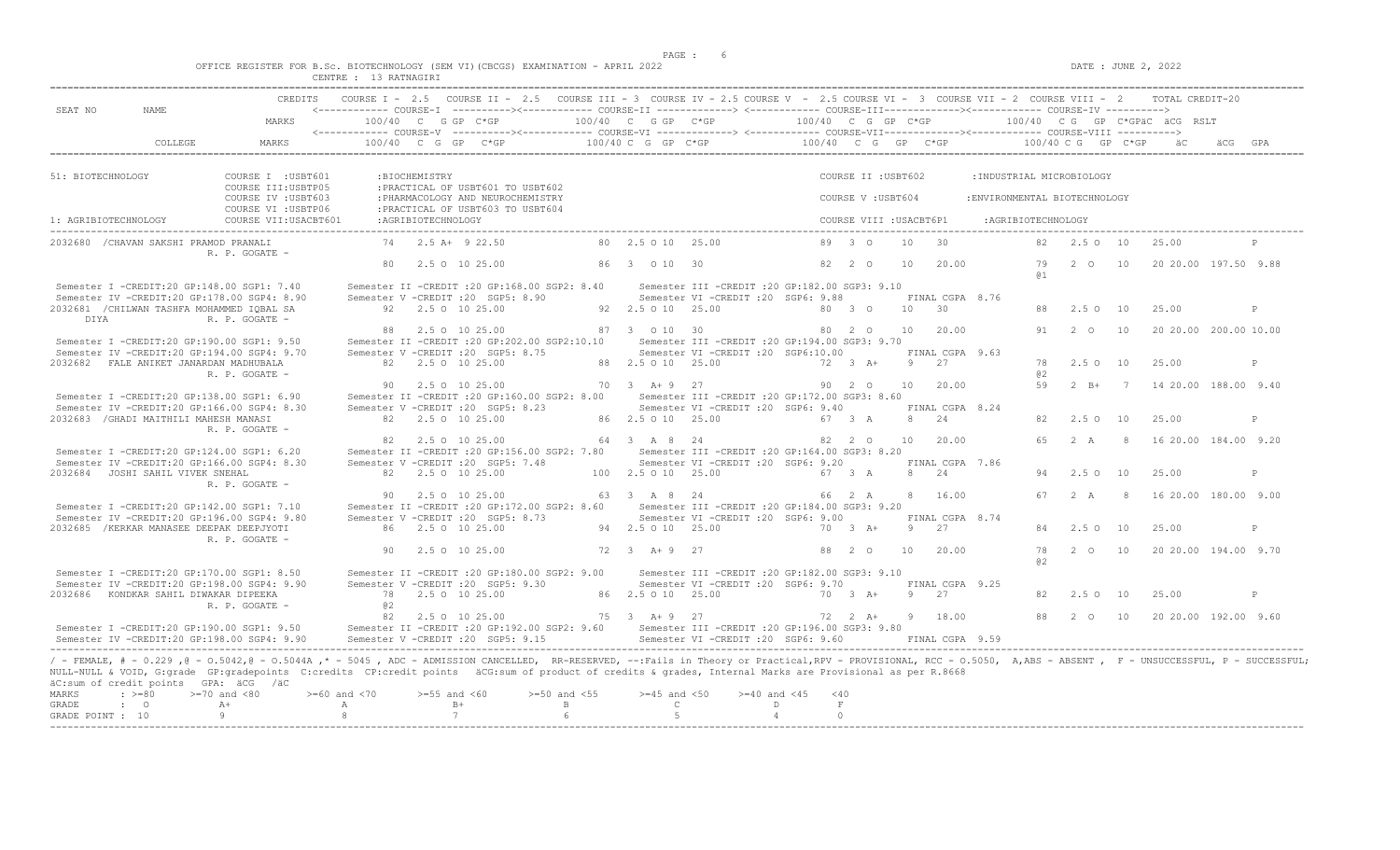OFFICE REGISTER FOR B.Sc. BIOTECHNOLOGY (SEM VI)(CBCGS) EXAMINATION - APRIL 2022

CENTRE : 13 RATNAGIRI

DATE : JUNE 2, 2022

| SEAT NO | NAME | CREDITS | COURSE I - 2.5 | COURSE II - 2.5 | COURSE III - 3 | COURSE IV - 2.5 | COURSE V - 2.5 | COURSE VI - 3 | COURSE VII - 2 | COURSE VIII - 2 | TOTAL CREDIT-20 |
|---|---|---|---|---|---|---|---|---|---|---|---|
| | | MARKS | 100/40 C G GP C*GP (COURSE-I) | | 100/40 C G GP C*GP (COURSE-II) | | 100/40 C G GP C*GP (COURSE-III) | | 100/40 C G GP C*GPäC äCG RSLT (COURSE-IV) | | |
| | COLLEGE | MARKS | 100/40 C G GP C*GP (COURSE-V) | | 100/40 C G GP C*GP (COURSE-VI) | | 100/40 C G GP C*GP (COURSE-VII) | | 100/40 C G GP C*GP (COURSE-VIII) äC äCG GPA | | |

51: BIOTECHNOLOGY
- COURSE I : USBT601 : BIOCHEMISTRY
- COURSE II : USBT602 : INDUSTRIAL MICROBIOLOGY
- COURSE III : USBTP05 : PRACTICAL OF USBT601 TO USBT602
- COURSE IV : USBT603 : PHARMACOLOGY AND NEUROCHEMISTRY
- COURSE V : USBT604 : ENVIRONMENTAL BIOTECHNOLOGY
- COURSE VI : USBTP06 : PRACTICAL OF USBT603 TO USBT604
- COURSE VII : USACBT601 : AGRIBIOTECHNOLOGY
- COURSE VIII : USACBT6P1 : AGRIBIOTECHNOLOGY

1: AGRIBIOTECHNOLOGY

```
2032680 /CHAVAN SAKSHI PRAMOD PRANALI      74  2.5 A+ 9 22.50     80  2.5 O 10  25.00      89  3 O  10  30          82  2.5 O 10  25.00          P
        R. P. GOGATE -
                                           80  2.5 O 10 25.00     86  3  O 10  30          82  2 O  10  20.00       79  2 O  10  20 20.00 197.50 9.88
                                                                                                                    @1
Semester I -CREDIT:20 GP:148.00 SGP1: 7.40    Semester II -CREDIT :20 GP:168.00 SGP2: 8.40    Semester III -CREDIT :20 GP:182.00 SGP3: 9.10
Semester IV -CREDIT:20 GP:178.00 SGP4: 8.90   Semester V -CREDIT :20  SGP5: 8.90              Semester VI -CREDIT :20  SGP6: 9.88       FINAL CGPA 8.76

2032681 /CHILWAN TASHFA MOHAMMED IQBAL SA  92  2.5 O 10 25.00     92  2.5 O 10  25.00      80  3 O  10  30          88  2.5 O 10  25.00          P
        DIYA          R. P. GOGATE -
                                           88  2.5 O 10 25.00     87  3  O 10  30          80  2 O  10  20.00       91  2 O  10  20 20.00 200.00 10.00
Semester I -CREDIT:20 GP:190.00 SGP1: 9.50    Semester II -CREDIT :20 GP:202.00 SGP2:10.10    Semester III -CREDIT :20 GP:194.00 SGP3: 9.70
Semester IV -CREDIT:20 GP:194.00 SGP4: 9.70   Semester V -CREDIT :20  SGP5: 8.75              Semester VI -CREDIT :20  SGP6:10.00       FINAL CGPA 9.63

2032682  FALE ANIKET JANARDAN MADHUBALA    82  2.5 O 10 25.00     88  2.5 O 10  25.00      72  3 A+  9  27          78  2.5 O 10  25.00          P
        R. P. GOGATE -                                                                                              @2
                                           90  2.5 O 10 25.00     70  3  A+ 9  27          90  2 O  10  20.00       59  2 B+  7  14 20.00 188.00 9.40
Semester I -CREDIT:20 GP:138.00 SGP1: 6.90    Semester II -CREDIT :20 GP:160.00 SGP2: 8.00    Semester III -CREDIT :20 GP:172.00 SGP3: 8.60
Semester IV -CREDIT:20 GP:166.00 SGP4: 8.30   Semester V -CREDIT :20  SGP5: 8.23              Semester VI -CREDIT :20  SGP6: 9.40       FINAL CGPA 8.24

2032683 /GHADI MAITHILI MAHESH MANASI      82  2.5 O 10 25.00     86  2.5 O 10  25.00      67  3 A   8  24          82  2.5 O 10  25.00          P
        R. P. GOGATE -
                                           82  2.5 O 10 25.00     64  3  A  8  24          82  2 O  10  20.00       65  2 A   8  16 20.00 184.00 9.20
Semester I -CREDIT:20 GP:124.00 SGP1: 6.20    Semester II -CREDIT :20 GP:156.00 SGP2: 7.80    Semester III -CREDIT :20 GP:164.00 SGP3: 8.20
Semester IV -CREDIT:20 GP:166.00 SGP4: 8.30   Semester V -CREDIT :20  SGP5: 7.48              Semester VI -CREDIT :20  SGP6: 9.20       FINAL CGPA 7.86

2032684  JOSHI SAHIL VIVEK SNEHAL          82  2.5 O 10 25.00    100  2.5 O 10  25.00      67  3 A   8  24          94  2.5 O 10  25.00          P
        R. P. GOGATE -
                                           90  2.5 O 10 25.00     63  3  A  8  24          66  2 A   8  16.00       67  2 A   8  16 20.00 180.00 9.00
Semester I -CREDIT:20 GP:142.00 SGP1: 7.10    Semester II -CREDIT :20 GP:172.00 SGP2: 8.60    Semester III -CREDIT :20 GP:184.00 SGP3: 9.20
Semester IV -CREDIT:20 GP:196.00 SGP4: 9.80   Semester V -CREDIT :20  SGP5: 8.73              Semester VI -CREDIT :20  SGP6: 9.00       FINAL CGPA 8.74

2032685 /KERKAR MANASEE DEEPAK DEEPJYOTI   86  2.5 O 10 25.00     94  2.5 O 10  25.00      70  3 A+  9  27          84  2.5 O 10  25.00          P
        R. P. GOGATE -
                                           90  2.5 O 10 25.00     72  3  A+ 9  27          88  2 O  10  20.00       78  2 O  10  20 20.00 194.00 9.70
                                                                                                                    @2
Semester I -CREDIT:20 GP:170.00 SGP1: 8.50    Semester II -CREDIT :20 GP:180.00 SGP2: 9.00    Semester III -CREDIT :20 GP:182.00 SGP3: 9.10
Semester IV -CREDIT:20 GP:198.00 SGP4: 9.90   Semester V -CREDIT :20  SGP5: 9.30              Semester VI -CREDIT :20  SGP6: 9.70       FINAL CGPA 9.25

2032686  KONDKAR SAHIL DIWAKAR DIPEEKA     78  2.5 O 10 25.00     86  2.5 O 10  25.00      70  3 A+  9  27          82  2.5 O 10  25.00          P
        R. P. GOGATE -                     @2
                                           82  2.5 O 10 25.00     75  3  A+ 9  27          72  2 A+  9  18.00       88  2 O  10  20 20.00 192.00 9.60
Semester I -CREDIT:20 GP:190.00 SGP1: 9.50    Semester II -CREDIT :20 GP:192.00 SGP2: 9.60    Semester III -CREDIT :20 GP:196.00 SGP3: 9.80
Semester IV -CREDIT:20 GP:198.00 SGP4: 9.90   Semester V -CREDIT :20  SGP5: 9.15              Semester VI -CREDIT :20  SGP6: 9.60       FINAL CGPA 9.59
```

/ - FEMALE, # - 0.229 ,@ - O.5042,@ - O.5044A ,* - 5045 , ADC - ADMISSION CANCELLED, RR-RESERVED, --:Fails in Theory or Practical,RPV - PROVISIONAL, RCC - O.5050, A,ABS - ABSENT , F - UNSUCCESSFUL, P - SUCCESSFUL; NULL-NULL & VOID, G:grade GP:gradepoints C:credits CP:credit points äCG:sum of product of credits & grades, Internal Marks are Provisional as per R.8668

äC:sum of credit points GPA: äCG /äC

| MARKS | : >=80 | >=70 and <80 | >=60 and <70 | >=55 and <60 | >=50 and <55 | >=45 and <50 | >=40 and <45 | <40 |
|---|---|---|---|---|---|---|---|---|
| GRADE | : O | A+ | A | B+ | B | C | D | F |
| GRADE POINT | : 10 | 9 | 8 | 7 | 6 | 5 | 4 | 0 |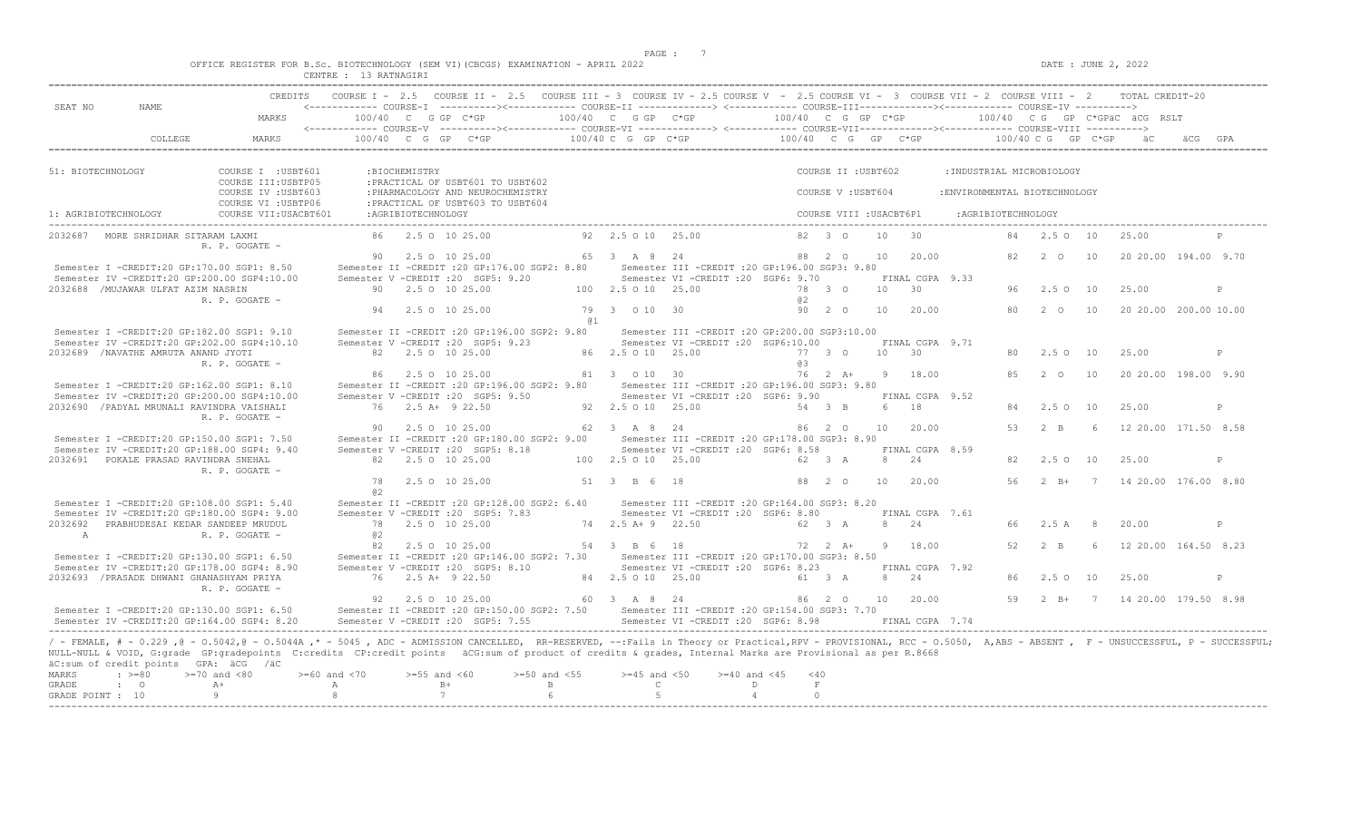OFFICE REGISTER FOR B.Sc. BIOTECHNOLOGY (SEM VI)(CBCGS) EXAMINATION - APRIL 2022

CENTRE : 13 RATNAGIRI

DATE : JUNE 2, 2022

```
                     CREDITS   COURSE I - 2.5   COURSE II - 2.5   COURSE III - 3  COURSE IV - 2.5 COURSE V  - 2.5 COURSE VI -  3  COURSE VII - 2  COURSE VIII -  2     TOTAL CREDIT-20
SEAT NO     NAME               <------------ COURSE-I  ----------><------------ COURSE-II -------------> <------------ COURSE-III-------------><------------ COURSE-IV ---------->
                      MARKS        100/40  C  G GP  C*GP          100/40  C  G GP  C*GP           100/40  C  G  GP  C*GP             100/40  C G  GP  C*GPäC  äCG  RSLT
                               <------------ COURSE-V  ----------><------------ COURSE-VI -------------> <------------ COURSE-VII-------------><------------ COURSE-VIII ---------->
         COLLEGE      MARKS        100/40  C  G  GP   C*GP          100/40 C  G  GP  C*GP           100/40  C  G   GP   C*GP             100/40 C G   GP  C*GP    äC     äCG  GPA

51: BIOTECHNOLOGY            COURSE I  :USBT601      :BIOCHEMISTRY                                                  COURSE II :USBT602        :INDUSTRIAL MICROBIOLOGY
                             COURSE III:USBTP05      :PRACTICAL OF USBT601 TO USBT602
                             COURSE IV :USBT603      :PHARMACOLOGY AND NEUROCHEMISTRY                               COURSE V :USBT604        :ENVIRONMENTAL BIOTECHNOLOGY
                             COURSE VI :USBTP06      :PRACTICAL OF USBT603 TO USBT604
1: AGRIBIOTECHNOLOGY         COURSE VII:USACBT601    :AGRIBIOTECHNOLOGY                                             COURSE VIII :USACBT6P1     :AGRIBIOTECHNOLOGY

2032687  MORE SHRIDHAR SITARAM LAXMI          86    2.5 O  10 25.00           92  2.5 O 10  25.00              82  3  O     10   30              84   2.5 O  10   25.00            P
                     R. P. GOGATE -
                                              90    2.5 O  10 25.00           65  3  A  8  24                  88  2  O     10   20.00           82   2  O   10   20 20.00 194.00  9.70
 Semester I -CREDIT:20 GP:170.00 SGP1: 8.50      Semester II -CREDIT :20 GP:176.00 SGP2: 8.80      Semester III -CREDIT :20 GP:196.00 SGP3: 9.80
 Semester IV -CREDIT:20 GP:200.00 SGP4:10.00     Semester V -CREDIT :20  SGP5: 9.20                Semester VI -CREDIT :20  SGP6: 9.70          FINAL CGPA  9.33
2032688 /MUJAWAR ULFAT AZIM NASRIN            90    2.5 O  10 25.00          100  2.5 O 10  25.00              78  3  O     10   30              96   2.5 O  10   25.00            P
                     R. P. GOGATE -                                                                            @2
                                              94    2.5 O  10 25.00           79  3   O 10  30                 90  2  O     10   20.00           80   2  O   10   20 20.00 200.00 10.00
                                                                              @1
 Semester I -CREDIT:20 GP:182.00 SGP1: 9.10      Semester II -CREDIT :20 GP:196.00 SGP2: 9.80      Semester III -CREDIT :20 GP:200.00 SGP3:10.00
 Semester IV -CREDIT:20 GP:202.00 SGP4:10.10     Semester V -CREDIT :20  SGP5: 9.23                Semester VI -CREDIT :20  SGP6:10.00          FINAL CGPA  9.71
2032689 /NAVATHE AMRUTA ANAND JYOTI           82    2.5 O  10 25.00           86  2.5 O 10  25.00              77  3  O     10   30              80   2.5 O  10   25.00            P
                     R. P. GOGATE -                                                                            @3
                                              86    2.5 O  10 25.00           81  3   O 10  30                 76  2  A+     9   18.00           85   2  O   10   20 20.00 198.00  9.90
 Semester I -CREDIT:20 GP:162.00 SGP1: 8.10      Semester II -CREDIT :20 GP:196.00 SGP2: 9.80      Semester III -CREDIT :20 GP:196.00 SGP3: 9.80
 Semester IV -CREDIT:20 GP:200.00 SGP4:10.00     Semester V -CREDIT :20  SGP5: 9.50                Semester VI -CREDIT :20  SGP6: 9.90          FINAL CGPA  9.52
2032690 /PADYAL MRUNALI RAVINDRA VAISHALI     76    2.5 A+  9 22.50           92  2.5 O 10  25.00              54  3  B      6   18              84   2.5 O  10   25.00            P
                     R. P. GOGATE -
                                              90    2.5 O  10 25.00           62  3  A  8  24                  86  2  O     10   20.00           53   2  B    6   12 20.00 171.50  8.58
 Semester I -CREDIT:20 GP:150.00 SGP1: 7.50      Semester II -CREDIT :20 GP:180.00 SGP2: 9.00      Semester III -CREDIT :20 GP:178.00 SGP3: 8.90
 Semester IV -CREDIT:20 GP:188.00 SGP4: 9.40     Semester V -CREDIT :20  SGP5: 8.18                Semester VI -CREDIT :20  SGP6: 8.58          FINAL CGPA  8.59
2032691  POKALE PRASAD RAVINDRA SNEHAL        82    2.5 O  10 25.00          100  2.5 O 10  25.00              62  3  A      8   24              82   2.5 O  10   25.00            P
                     R. P. GOGATE -
                                              78    2.5 O  10 25.00           51  3  B  6  18                  88  2  O     10   20.00           56   2  B+   7   14 20.00 176.00  8.80
                                              @2
 Semester I -CREDIT:20 GP:108.00 SGP1: 5.40      Semester II -CREDIT :20 GP:128.00 SGP2: 6.40      Semester III -CREDIT :20 GP:164.00 SGP3: 8.20
 Semester IV -CREDIT:20 GP:180.00 SGP4: 9.00     Semester V -CREDIT :20  SGP5: 7.83                Semester VI -CREDIT :20  SGP6: 8.80          FINAL CGPA  7.61
2032692  PRABHUDESAI KEDAR SANDEEP MRUDUL     78    2.5 O  10 25.00           74  2.5 A+ 9  22.50              62  3  A      8   24              66   2.5 A   8   20.00            P
    A                R. P. GOGATE -           @2
                                              82    2.5 O  10 25.00           54  3  B  6  18                  72  2  A+     9   18.00           52   2  B    6   12 20.00 164.50  8.23
 Semester I -CREDIT:20 GP:130.00 SGP1: 6.50      Semester II -CREDIT :20 GP:146.00 SGP2: 7.30      Semester III -CREDIT :20 GP:170.00 SGP3: 8.50
 Semester IV -CREDIT:20 GP:178.00 SGP4: 8.90     Semester V -CREDIT :20  SGP5: 8.10                Semester VI -CREDIT :20  SGP6: 8.23          FINAL CGPA  7.92
2032693 /PRASADE DHWANI GHANASHYAM PRIYA      76    2.5 A+  9 22.50           84  2.5 O 10  25.00              61  3  A      8   24              86   2.5 O  10   25.00            P
                     R. P. GOGATE -
                                              92    2.5 O  10 25.00           60  3  A  8  24                  86  2  O     10   20.00           59   2  B+   7   14 20.00 179.50  8.98
 Semester I -CREDIT:20 GP:130.00 SGP1: 6.50      Semester II -CREDIT :20 GP:150.00 SGP2: 7.50      Semester III -CREDIT :20 GP:154.00 SGP3: 7.70
 Semester IV -CREDIT:20 GP:164.00 SGP4: 8.20     Semester V -CREDIT :20  SGP5: 7.55                Semester VI -CREDIT :20  SGP6: 8.98          FINAL CGPA  7.74
```

/ - FEMALE, # - 0.229 ,@ - O.5042,@ - O.5044A ,* - 5045 , ADC - ADMISSION CANCELLED, RR-RESERVED, --:Fails in Theory or Practical,RPV - PROVISIONAL, RCC - O.5050, A,ABS - ABSENT , F - UNSUCCESSFUL, P - SUCCESSFUL; NULL-NULL & VOID, G:grade GP:gradepoints C:credits CP:credit points äCG:sum of product of credits & grades, Internal Marks are Provisional as per R.8668

äC:sum of credit points GPA: äCG /äC

| MARKS | : >=80 | >=70 and <80 | >=60 and <70 | >=55 and <60 | >=50 and <55 | >=45 and <50 | >=40 and <45 | <40 |
|---|---|---|---|---|---|---|---|---|
| GRADE | : O | A+ | A | B+ | B | C | D | F |
| GRADE POINT | : 10 | 9 | 8 | 7 | 6 | 5 | 4 | 0 |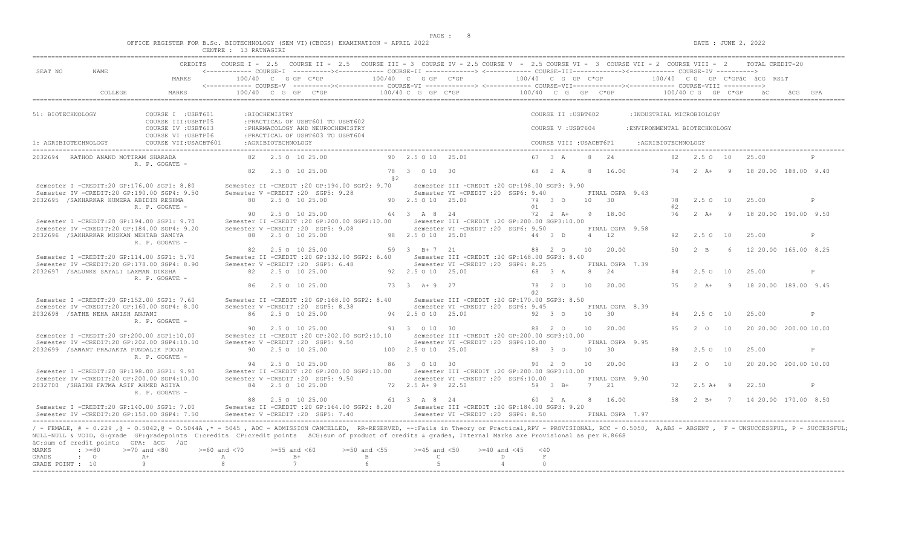OFFICE REGISTER FOR B.Sc. BIOTECHNOLOGY (SEM VI)(CBCGS) EXAMINATION - APRIL 2022

CENTRE : 13 RATNAGIRI

DATE : JUNE 2, 2022

```
                      CREDITS    COURSE I - 2.5   COURSE II - 2.5   COURSE III - 3  COURSE IV - 2.5 COURSE V  - 2.5 COURSE VI - 3  COURSE VII - 2  COURSE VIII - 2      TOTAL CREDIT-20
SEAT NO      NAME                <------------ COURSE-I  ---------><------------ COURSE-II -------------> <------------ COURSE-III-------------><------------ COURSE-IV ---------->
                      MARKS          100/40  C  G GP  C*GP          100/40  C  G GP  C*GP           100/40  C  G  GP  C*GP            100/40  C G  GP  C*GPäC  äCG  RSLT
                                 <------------ COURSE-V  ---------><------------ COURSE-VI -------------> <------------ COURSE-VII-------------><------------ COURSE-VIII ---------->
         COLLEGE      MARKS          100/40  C  G  GP   C*GP         100/40 C  G  GP  C*GP           100/40  C  G   GP   C*GP            100/40 C G  GP  C*GP      äC     äCG  GPA

51: BIOTECHNOLOGY            COURSE I  :USBT601       :BIOCHEMISTRY                                                        COURSE II :USBT602       :INDUSTRIAL MICROBIOLOGY
                             COURSE III:USBTP05       :PRACTICAL OF USBT601 TO USBT602
                             COURSE IV :USBT603       :PHARMACOLOGY AND NEUROCHEMISTRY                                     COURSE V :USBT604        :ENVIRONMENTAL BIOTECHNOLOGY
                             COURSE VI :USBTP06       :PRACTICAL OF USBT603 TO USBT604
1: AGRIBIOTECHNOLOGY         COURSE VII:USACBT601     :AGRIBIOTECHNOLOGY                                                   COURSE VIII :USACBT6P1     :AGRIBIOTECHNOLOGY

2032694   RATHOD ANAND MOTIRAM SHARADA        82   2.5 O  10 25.00          90  2.5 O 10   25.00            67  3  A     8   24              82   2.5 O  10   25.00           P
                 R. P. GOGATE -
                                              82   2.5 O  10 25.00          78  3   O 10   30               68  2  A     8   16.00           74   2  A+   9   18 20.00 188.00 9.40
                                                                            @2
 Semester I -CREDIT:20 GP:176.00 SGP1: 8.80        Semester II -CREDIT :20 GP:194.00 SGP2: 9.70       Semester III -CREDIT :20 GP:198.00 SGP3: 9.90
 Semester IV -CREDIT:20 GP:190.00 SGP4: 9.50       Semester V -CREDIT :20  SGP5: 9.28                 Semester VI -CREDIT :20  SGP6: 9.40            FINAL CGPA  9.43
2032695 /SAKHARKAR HUMERA ABIDIN RESHMA       80   2.5 O  10 25.00          90  2.5 O 10   25.00            79  3  O     10  30              78   2.5 O  10   25.00           P
                 R. P. GOGATE -                                                                             @1                                @2
                                              90   2.5 O  10 25.00          64  3   A  8   24               72  2  A+    9   18.00           76   2  A+   9   18 20.00 190.00 9.50
 Semester I -CREDIT:20 GP:194.00 SGP1: 9.70        Semester II -CREDIT :20 GP:200.00 SGP2:10.00       Semester III -CREDIT :20 GP:200.00 SGP3:10.00
 Semester IV -CREDIT:20 GP:184.00 SGP4: 9.20       Semester V -CREDIT :20  SGP5: 9.08                 Semester VI -CREDIT :20  SGP6: 9.50            FINAL CGPA  9.58
2032696 /SAKHARKAR MUSKAN MEHTAB SAMIYA       88   2.5 O  10 25.00          98  2.5 O 10   25.00            44  3  D     4   12              92   2.5 O  10   25.00           P
                 R. P. GOGATE -
                                              82   2.5 O  10 25.00          59  3   B+ 7   21               88  2  O     10  20.00           50   2  B    6   12 20.00 165.00 8.25
 Semester I -CREDIT:20 GP:114.00 SGP1: 5.70        Semester II -CREDIT :20 GP:132.00 SGP2: 6.60       Semester III -CREDIT :20 GP:168.00 SGP3: 8.40
 Semester IV -CREDIT:20 GP:178.00 SGP4: 8.90       Semester V -CREDIT :20  SGP5: 6.48                 Semester VI -CREDIT :20  SGP6: 8.25            FINAL CGPA  7.39
2032697 /SALUNKE SAYALI LAXMAN DIKSHA         82   2.5 O  10 25.00          92  2.5 O 10   25.00            68  3  A     8   24              84   2.5 O  10   25.00           P
                 R. P. GOGATE -
                                              86   2.5 O  10 25.00          73  3   A+ 9   27               78  2  O     10  20.00           75   2  A+   9   18 20.00 189.00 9.45
                                                                                                            @2
 Semester I -CREDIT:20 GP:152.00 SGP1: 7.60        Semester II -CREDIT :20 GP:168.00 SGP2: 8.40       Semester III -CREDIT :20 GP:170.00 SGP3: 8.50
 Semester IV -CREDIT:20 GP:160.00 SGP4: 8.00       Semester V -CREDIT :20  SGP5: 8.38                 Semester VI -CREDIT :20  SGP6: 9.45            FINAL CGPA  8.39
2032698 /SATHE NEHA ANISH ANJANI              86   2.5 O  10 25.00          94  2.5 O 10   25.00            92  3  O     10  30              84   2.5 O  10   25.00           P
                 R. P. GOGATE -
                                              90   2.5 O  10 25.00          91  3   O 10   30               88  2  O     10  20.00           95   2  O    10  20 20.00 200.00 10.00
 Semester I -CREDIT:20 GP:200.00 SGP1:10.00        Semester II -CREDIT :20 GP:202.00 SGP2:10.10       Semester III -CREDIT :20 GP:200.00 SGP3:10.00
 Semester IV -CREDIT:20 GP:202.00 SGP4:10.10       Semester V -CREDIT :20  SGP5: 9.50                 Semester VI -CREDIT :20  SGP6:10.00            FINAL CGPA  9.95
2032699 /SAWANT PRAJAKTA PUNDALIK POOJA       90   2.5 O  10 25.00         100  2.5 O 10   25.00            88  3  O     10  30              88   2.5 O  10   25.00           P
                 R. P. GOGATE -
                                              94   2.5 O  10 25.00          86  3   O 10   30               90  2  O     10  20.00           93   2  O    10  20 20.00 200.00 10.00
 Semester I -CREDIT:20 GP:198.00 SGP1: 9.90        Semester II -CREDIT :20 GP:200.00 SGP2:10.00       Semester III -CREDIT :20 GP:200.00 SGP3:10.00
 Semester IV -CREDIT:20 GP:200.00 SGP4:10.00       Semester V -CREDIT :20  SGP5: 9.50                 Semester VI -CREDIT :20  SGP6:10.00            FINAL CGPA  9.90
2032700 /SHAIKH FATMA ASIF AHMED ASIYA        84   2.5 O  10 25.00          72  2.5 A+ 9   22.50            59  3  B+    7   21              72   2.5 A+  9   22.50           P
                 R. P. GOGATE -
                                              88   2.5 O  10 25.00          61  3   A  8   24               60  2  A     8   16.00           58   2  B+   7   14 20.00 170.00 8.50
 Semester I -CREDIT:20 GP:140.00 SGP1: 7.00        Semester II -CREDIT :20 GP:164.00 SGP2: 8.20       Semester III -CREDIT :20 GP:184.00 SGP3: 9.20
 Semester IV -CREDIT:20 GP:150.00 SGP4: 7.50       Semester V -CREDIT :20  SGP5: 7.40                 Semester VI -CREDIT :20  SGP6: 8.50            FINAL CGPA  7.97
```

/ - FEMALE, # - 0.229 ,@ - O.5042,@ - O.5044A ,* - 5045 , ADC - ADMISSION CANCELLED, RR-RESERVED, --:Fails in Theory or Practical,RPV - PROVISIONAL, RCC - O.5050, A,ABS - ABSENT , F - UNSUCCESSFUL, P - SUCCESSFUL; NULL-NULL & VOID, G:grade GP:gradepoints C:credits CP:credit points äCG:sum of product of credits & grades, Internal Marks are Provisional as per R.8668

äC:sum of credit points GPA: äCG /äC

| MARKS | : >=80 | >=70 and <80 | >=60 and <70 | >=55 and <60 | >=50 and <55 | >=45 and <50 | >=40 and <45 | <40 |
|---|---|---|---|---|---|---|---|---|
| GRADE | : O | A+ | A | B+ | B | C | D | F |
| GRADE POINT | : 10 | 9 | 8 | 7 | 6 | 5 | 4 | 0 |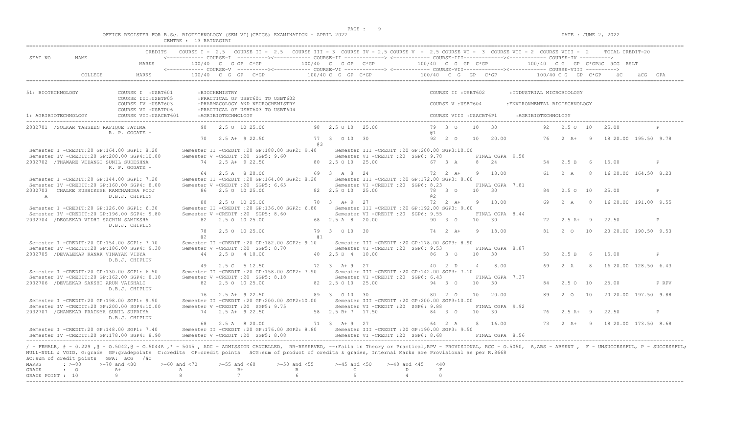OFFICE REGISTER FOR B.Sc. BIOTECHNOLOGY (SEM VI)(CBCGS) EXAMINATION - APRIL 2022

CENTRE : 13 RATNAGIRI

DATE : JUNE 2, 2022

```
                              CREDITS    COURSE I - 2.5   COURSE II - 2.5   COURSE III - 3  COURSE IV - 2.5 COURSE V  - 2.5 COURSE VI -  3  COURSE VII - 2  COURSE VIII -  2      TOTAL CREDIT-20
SEAT NO      NAME                        <------------ COURSE-I  ----------><------------ COURSE-II -------------> <------------ COURSE-III-------------><------------ COURSE-IV ---------->
                              MARKS          100/40  C  G GP  C*GP            100/40  C  G GP  C*GP             100/40  C  G  GP  C*GP              100/40  C G   GP  C*GPäC  äCG  RSLT
                                         <------------ COURSE-V  ----------><------------ COURSE-VI -------------> <------------ COURSE-VII-------------><------------ COURSE-VIII ---------->
             COLLEGE          MARKS          100/40  C  G  GP   C*GP          100/40 C  G  GP  C*GP             100/40   C  G   GP   C*GP              100/40 C G   GP  C*GP     äC      äCG  GPA

51: BIOTECHNOLOGY             COURSE I  :USBT601       :BIOCHEMISTRY                                                COURSE II :USBT602        :INDUSTRIAL MICROBIOLOGY
                              COURSE III:USBTP05       :PRACTICAL OF USBT601 TO USBT602
                              COURSE IV :USBT603       :PHARMACOLOGY AND NEUROCHEMISTRY                             COURSE V :USBT604         :ENVIRONMENTAL BIOTECHNOLOGY
                              COURSE VI :USBTP06       :PRACTICAL OF USBT603 TO USBT604
1: AGRIBIOTECHNOLOGY          COURSE VII:USACBT601     :AGRIBIOTECHNOLOGY                                           COURSE VIII :USACBT6P1      :AGRIBIOTECHNOLOGY

2032701  /SOLKAR TAHSEEN RAFIQUE FATIMA          90   2.5 O  10 25.00          98  2.5 O 10  25.00              79  3  O    10   30              92   2.5 O  10   25.00            P
                  R. P. GOGATE -                                                                                 @1
                                                 70   2.5 A+  9 22.50          77  3   O 10  30                 92  2  O    10   20.00           76   2  A+   9   18 20.00  195.50  9.78
                                                                               @3
 Semester I -CREDIT:20 GP:164.00 SGP1: 8.20       Semester II -CREDIT :20 GP:188.00 SGP2: 9.40      Semester III -CREDIT :20 GP:200.00 SGP3:10.00
 Semester IV -CREDIT:20 GP:200.00 SGP4:10.00      Semester V -CREDIT :20  SGP5: 9.60                Semester VI -CREDIT :20  SGP6: 9.78          FINAL CGPA  9.50
2032702  /THAWARE VEDANGI SUNIL SUDESHNA         74   2.5 A+  9 22.50          80  2.5 O 10  25.00              67  3  A     8   24              54   2.5 B   6   15.00            P
                  R. P. GOGATE -
                                                 64   2.5 A   8 20.00          69  3   A  8  24                 72  2  A+    9   18.00           61   2  A    8   16 20.00  164.50  8.23
 Semester I -CREDIT:20 GP:144.00 SGP1: 7.20       Semester II -CREDIT :20 GP:164.00 SGP2: 8.20      Semester III -CREDIT :20 GP:172.00 SGP3: 8.60
 Semester IV -CREDIT:20 GP:160.00 SGP4: 8.00      Semester V -CREDIT :20  SGP5: 6.65                Semester VI -CREDIT :20  SGP6: 8.23          FINAL CGPA  7.81
2032703   CHALKE RUSHIKESH RAMCHANDRA POOJ       86   2.5 O  10 25.00          82  2.5 O 10  25.00              78  3  O    10   30              84   2.5 O  10   25.00            P
 A                D.B.J. CHIPLUN                                                                                 @2
                                                 80   2.5 O  10 25.00          70  3   A+ 9  27                 72  2  A+    9   18.00           69   2  A    8   16 20.00  191.00  9.55
 Semester I -CREDIT:20 GP:126.00 SGP1: 6.30       Semester II -CREDIT :20 GP:136.00 SGP2: 6.80      Semester III -CREDIT :20 GP:192.00 SGP3: 9.60
 Semester IV -CREDIT:20 GP:196.00 SGP4: 9.80      Semester V -CREDIT :20  SGP5: 8.60                Semester VI -CREDIT :20  SGP6: 9.55          FINAL CGPA  8.44
2032704  /DEOLEKAR VIDHI SACHIN SAMIKSHA         82   2.5 O  10 25.00          68  2.5 A  8  20.00              90  3  O    10   30              72   2.5 A+  9   22.50            P
                  D.B.J. CHIPLUN
                                                 78   2.5 O  10 25.00          79  3   O 10  30                 74  2  A+    9   18.00           81   2  O   10   20 20.00  190.50  9.53
                                                 @2                            @1
 Semester I -CREDIT:20 GP:154.00 SGP1: 7.70       Semester II -CREDIT :20 GP:182.00 SGP2: 9.10      Semester III -CREDIT :20 GP:178.00 SGP3: 8.90
 Semester IV -CREDIT:20 GP:186.00 SGP4: 9.30      Semester V -CREDIT :20  SGP5: 8.70                Semester VI -CREDIT :20  SGP6: 9.53          FINAL CGPA  8.87
2032705  /DEVALEKAR KANAK VINAYAK VIDYA          44   2.5 D   4 10.00          40  2.5 D  4  10.00              86  3  O    10   30              50   2.5 B   6   15.00            P
                  D.B.J. CHIPLUN
                                                 49   2.5 C   5 12.50          72  3   A+ 9  27                 40  2  D     4    8.00           69   2  A    8   16 20.00  128.50  6.43
 Semester I -CREDIT:20 GP:130.00 SGP1: 6.50       Semester II -CREDIT :20 GP:158.00 SGP2: 7.90      Semester III -CREDIT :20 GP:142.00 SGP3: 7.10
 Semester IV -CREDIT:20 GP:162.00 SGP4: 8.10      Semester V -CREDIT :20  SGP5: 8.18                Semester VI -CREDIT :20  SGP6: 6.43          FINAL CGPA  7.37
2032706  /DEVLEKAR SAKSHI ARUN VAISHALI          82   2.5 O  10 25.00          82  2.5 O 10  25.00              94  3  O    10   30              84   2.5 O  10   25.00            P RPV
                  D.B.J. CHIPLUN
                                                 76   2.5 A+  9 22.50          89  3   O 10  30                 80  2  O    10   20.00           89   2  O   10   20 20.00  197.50  9.88
 Semester I -CREDIT:20 GP:198.00 SGP1: 9.90       Semester II -CREDIT :20 GP:200.00 SGP2:10.00      Semester III -CREDIT :20 GP:200.00 SGP3:10.00
 Semester IV -CREDIT:20 GP:200.00 SGP4:10.00      Semester V -CREDIT :20  SGP5: 9.75                Semester VI -CREDIT :20  SGP6: 9.88          FINAL CGPA  9.92
2032707  /GHANEKAR PRADNYA SUNIL SUPRIYA         74   2.5 A+  9 22.50          58  2.5 B+ 7  17.50              84  3  O    10   30              76   2.5 A+  9   22.50            P
                  D.B.J. CHIPLUN
                                                 68   2.5 A   8 20.00          71  3   A+ 9  27                 64  2  A     8   16.00           73   2  A+   9   18 20.00  173.50  8.68
 Semester I -CREDIT:20 GP:148.00 SGP1: 7.40       Semester II -CREDIT :20 GP:176.00 SGP2: 8.80      Semester III -CREDIT :20 GP:190.00 SGP3: 9.50
 Semester IV -CREDIT:20 GP:178.00 SGP4: 8.90      Semester V -CREDIT :20  SGP5: 8.08                Semester VI -CREDIT :20  SGP6: 8.68          FINAL CGPA  8.56
```

/ - FEMALE, # - 0.229 ,@ - O.5042,@ - O.5044A ,* - 5045 , ADC - ADMISSION CANCELLED, RR-RESERVED, --:Fails in Theory or Practical,RPV - PROVISIONAL, RCC - O.5050, A,ABS - ABSENT , F - UNSUCCESSFUL, P - SUCCESSFUL; NULL-NULL & VOID, G:grade GP:gradepoints C:credits CP:credit points äCG:sum of product of credits & grades, Internal Marks are Provisional as per R.8668

äC:sum of credit points GPA: äCG /äC

| MARKS | : >=80 | >=70 and <80 | >=60 and <70 | >=55 and <60 | >=50 and <55 | >=45 and <50 | >=40 and <45 | <40 |
|---|---|---|---|---|---|---|---|---|
| GRADE | : O | A+ | A | B+ | B | C | D | F |
| GRADE POINT | : 10 | 9 | 8 | 7 | 6 | 5 | 4 | 0 |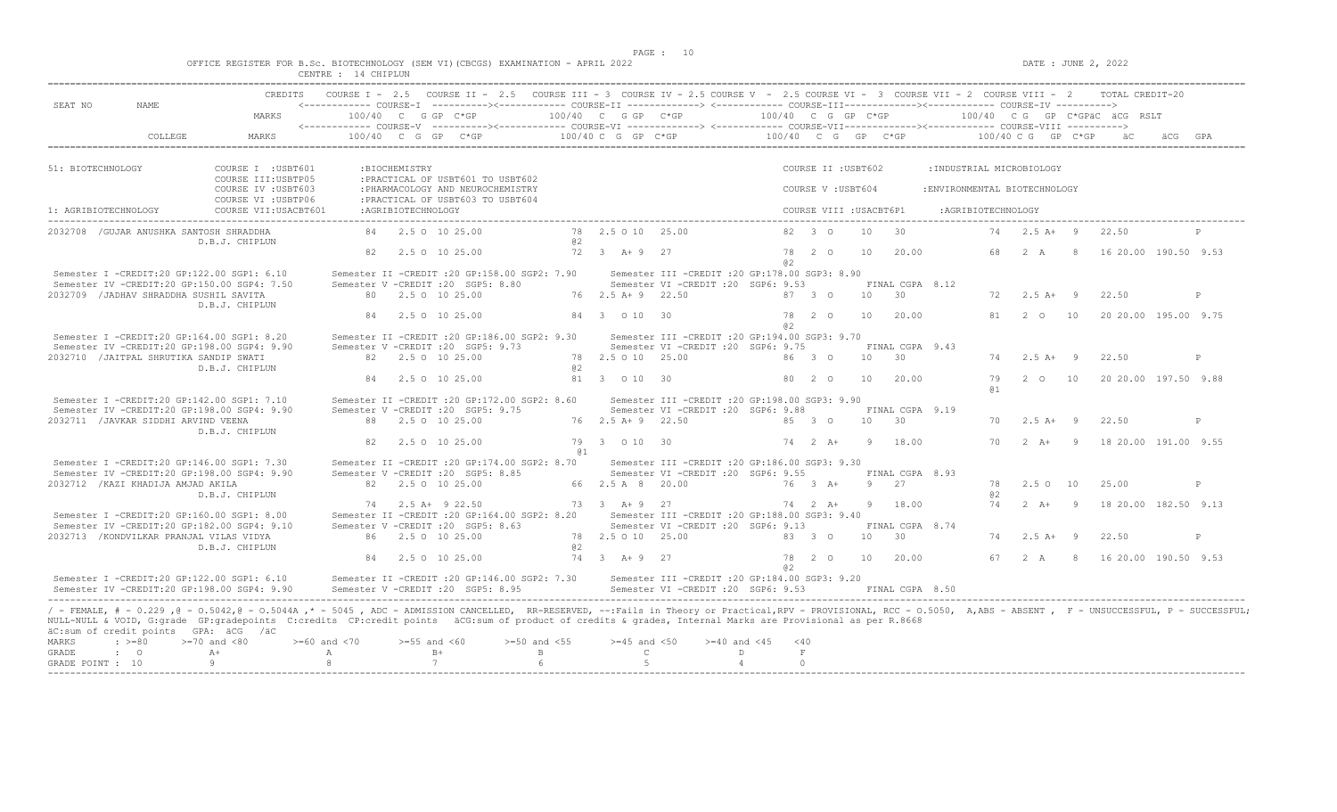OFFICE REGISTER FOR B.Sc. BIOTECHNOLOGY (SEM VI)(CBCGS) EXAMINATION - APRIL 2022

CENTRE : 14 CHIPLUN

DATE : JUNE 2, 2022

```
                    CREDITS   COURSE I - 2.5   COURSE II - 2.5   COURSE III - 3  COURSE IV - 2.5 COURSE V  - 2.5 COURSE VI -  3  COURSE VII - 2  COURSE VIII -  2      TOTAL CREDIT-20
SEAT NO      NAME             <------------ COURSE-I  ---------><------------ COURSE-II -------------> <------------ COURSE-III-------------><------------ COURSE-IV ---------->
                    MARKS         100/40  C  G GP  C*GP          100/40  C  G GP  C*GP           100/40  C  G  GP  C*GP           100/40  C G  GP  C*GPäC  äCG  RSLT
                              <------------ COURSE-V  ---------><------------ COURSE-VI -------------> <------------ COURSE-VII-------------><------------ COURSE-VIII ---------->
        COLLEGE     MARKS         100/40  C  G  GP   C*GP        100/40 C  G  GP  C*GP           100/40  C  G   GP   C*GP           100/40 C G  GP  C*GP     äC        äCG  GPA

51: BIOTECHNOLOGY            COURSE I  :USBT601       :BIOCHEMISTRY                                          COURSE II :USBT602        :INDUSTRIAL MICROBIOLOGY
                             COURSE III:USBTP05       :PRACTICAL OF USBT601 TO USBT602
                             COURSE IV :USBT603       :PHARMACOLOGY AND NEUROCHEMISTRY                       COURSE V :USBT604         :ENVIRONMENTAL BIOTECHNOLOGY
                             COURSE VI :USBTP06       :PRACTICAL OF USBT603 TO USBT604
1: AGRIBIOTECHNOLOGY         COURSE VII:USACBT601     :AGRIBIOTECHNOLOGY                                     COURSE VIII :USACBT6P1     :AGRIBIOTECHNOLOGY

2032708  /GUJAR ANUSHKA SANTOSH SHRADDHA         84   2.5 O  10 25.00          78  2.5 O 10  25.00          82  3  O     10   30             74   2.5 A+  9   22.50           P
                    D.B.J. CHIPLUN                                            @2
                                                 82   2.5 O  10 25.00          72  3  A+ 9  27              78  2  O     10   20.00          68   2  A    8   16 20.00  190.50  9.53
                                                                                                           @2
 Semester I -CREDIT:20 GP:122.00 SGP1: 6.10       Semester II -CREDIT :20 GP:158.00 SGP2: 7.90      Semester III -CREDIT :20 GP:178.00 SGP3: 8.90
 Semester IV -CREDIT:20 GP:150.00 SGP4: 7.50      Semester V -CREDIT :20  SGP5: 8.80                Semester VI -CREDIT :20  SGP6: 9.53          FINAL CGPA  8.12
2032709  /JADHAV SHRADDHA SUSHIL SAVITA          80   2.5 O  10 25.00          76  2.5 A+ 9  22.50          87  3  O     10   30             72   2.5 A+  9   22.50           P
                    D.B.J. CHIPLUN
                                                 84   2.5 O  10 25.00          84  3  O 10  30              78  2  O     10   20.00          81   2  O    10  20 20.00  195.00  9.75
                                                                                                           @2
 Semester I -CREDIT:20 GP:164.00 SGP1: 8.20       Semester II -CREDIT :20 GP:186.00 SGP2: 9.30      Semester III -CREDIT :20 GP:194.00 SGP3: 9.70
 Semester IV -CREDIT:20 GP:198.00 SGP4: 9.90      Semester V -CREDIT :20  SGP5: 9.73                Semester VI -CREDIT :20  SGP6: 9.75          FINAL CGPA  9.43
2032710  /JAITPAL SHRUTIKA SANDIP SWATI          82   2.5 O  10 25.00          78  2.5 O 10  25.00          86  3  O     10   30             74   2.5 A+  9   22.50           P
                    D.B.J. CHIPLUN                                            @2
                                                 84   2.5 O  10 25.00          81  3  O 10  30              80  2  O     10   20.00          79   2  O    10  20 20.00  197.50  9.88
                                                                                                                                            @1
 Semester I -CREDIT:20 GP:142.00 SGP1: 7.10       Semester II -CREDIT :20 GP:172.00 SGP2: 8.60      Semester III -CREDIT :20 GP:198.00 SGP3: 9.90
 Semester IV -CREDIT:20 GP:198.00 SGP4: 9.90      Semester V -CREDIT :20  SGP5: 9.75                Semester VI -CREDIT :20  SGP6: 9.88          FINAL CGPA  9.19
2032711  /JAVKAR SIDDHI ARVIND VEENA             88   2.5 O  10 25.00          76  2.5 A+ 9  22.50          85  3  O     10   30             70   2.5 A+  9   22.50           P
                    D.B.J. CHIPLUN
                                                 82   2.5 O  10 25.00          79  3  O 10  30              74  2  A+    9    18.00          70   2  A+   9   18 20.00  191.00  9.55
                                                                              @1
 Semester I -CREDIT:20 GP:146.00 SGP1: 7.30       Semester II -CREDIT :20 GP:174.00 SGP2: 8.70      Semester III -CREDIT :20 GP:186.00 SGP3: 9.30
 Semester IV -CREDIT:20 GP:198.00 SGP4: 9.90      Semester V -CREDIT :20  SGP5: 8.85                Semester VI -CREDIT :20  SGP6: 9.55          FINAL CGPA  8.93
2032712  /KAZI KHADIJA AMJAD AKILA               82   2.5 O  10 25.00          66  2.5 A  8  20.00          76  3  A+    9    27             78   2.5 O   10  25.00           P
                    D.B.J. CHIPLUN                                                                                                          @2
                                                 74   2.5 A+  9 22.50          73  3  A+ 9  27              74  2  A+    9    18.00          74   2  A+   9   18 20.00  182.50  9.13
 Semester I -CREDIT:20 GP:160.00 SGP1: 8.00       Semester II -CREDIT :20 GP:164.00 SGP2: 8.20      Semester III -CREDIT :20 GP:188.00 SGP3: 9.40
 Semester IV -CREDIT:20 GP:182.00 SGP4: 9.10      Semester V -CREDIT :20  SGP5: 8.63                Semester VI -CREDIT :20  SGP6: 9.13          FINAL CGPA  8.74
2032713  /KONDVILKAR PRANJAL VILAS VIDYA         86   2.5 O  10 25.00          78  2.5 O 10  25.00          83  3  O     10   30             74   2.5 A+  9   22.50           P
                    D.B.J. CHIPLUN                                            @2
                                                 84   2.5 O  10 25.00          74  3  A+ 9  27              78  2  O     10   20.00          67   2  A    8   16 20.00  190.50  9.53
                                                                                                           @2
 Semester I -CREDIT:20 GP:122.00 SGP1: 6.10       Semester II -CREDIT :20 GP:146.00 SGP2: 7.30      Semester III -CREDIT :20 GP:184.00 SGP3: 9.20
 Semester IV -CREDIT:20 GP:198.00 SGP4: 9.90      Semester V -CREDIT :20  SGP5: 8.95                Semester VI -CREDIT :20  SGP6: 9.53          FINAL CGPA  8.50
```

/ - FEMALE, # - 0.229 ,@ - O.5042,@ - O.5044A ,* - 5045 , ADC - ADMISSION CANCELLED, RR-RESERVED, --:Fails in Theory or Practical,RPV - PROVISIONAL, RCC - O.5050, A,ABS - ABSENT , F - UNSUCCESSFUL, P - SUCCESSFUL; NULL-NULL & VOID, G:grade GP:gradepoints C:credits CP:credit points äCG:sum of product of credits & grades, Internal Marks are Provisional as per R.8668

äC:sum of credit points GPA: äCG /äC

| MARKS | : >=80 | >=70 and <80 | >=60 and <70 | >=55 and <60 | >=50 and <55 | >=45 and <50 | >=40 and <45 | <40 |
|---|---|---|---|---|---|---|---|---|
| GRADE | : O | A+ | A | B+ | B | C | D | F |
| GRADE POINT | : 10 | 9 | 8 | 7 | 6 | 5 | 4 | 0 |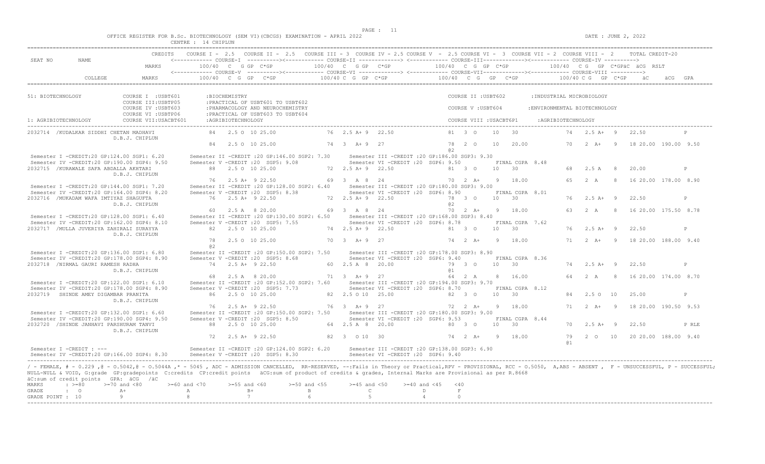OFFICE REGISTER FOR B.Sc. BIOTECHNOLOGY (SEM VI)(CBCGS) EXAMINATION - APRIL 2022

CENTRE : 14 CHIPLUN

DATE : JUNE 2, 2022

| SEAT NO | NAME | CREDITS | COURSE I - 2.5 | COURSE II - 2.5 | COURSE III - 3 | COURSE IV - 2.5 | COURSE V - 2.5 | COURSE VI - 3 | COURSE VII - 2 | COURSE VIII - 2 | TOTAL CREDIT-20 |
|---|---|---|---|---|---|---|---|---|---|---|---|
| | | MARKS | COURSE-I 100/40 C G GP C*GP | COURSE-II 100/40 C G GP C*GP | COURSE-III 100/40 C G GP C*GP | COURSE-IV 100/40 C G GP C*GP | | | | | äC äCG RSLT |
| | COLLEGE | MARKS | COURSE-V 100/40 C G GP C*GP | COURSE-VI 100/40 C G GP C*GP | COURSE-VII 100/40 C G GP C*GP | COURSE-VIII 100/40 C G GP C*GP | | | | | äC äCG GPA |

51: BIOTECHNOLOGY
- COURSE I : USBT601 : BIOCHEMISTRY
- COURSE II : USBT602 : INDUSTRIAL MICROBIOLOGY
- COURSE III : USBTP05 : PRACTICAL OF USBT601 TO USBT602
- COURSE IV : USBT603 : PHARMACOLOGY AND NEUROCHEMISTRY
- COURSE V : USBT604 : ENVIRONMENTAL BIOTECHNOLOGY
- COURSE VI : USBTP06 : PRACTICAL OF USBT603 TO USBT604
- COURSE VII : USACBT601 : AGRIBIOTECHNOLOGY
- COURSE VIII : USACBT6P1 : AGRIBIOTECHNOLOGY

1: AGRIBIOTECHNOLOGY

```
2032714 /KUDALKAR SIDDHI CHETAN MADHAVI      84   2.5 O  10 25.00       76  2.5 A+ 9  22.50        81  3  O   10   30          74   2.5 A+  9   22.50          P
        D.B.J. CHIPLUN
                                              84   2.5 O  10 25.00       74  3  A+ 9  27            78  2  O   10   20.00       70   2  A+   9   18 20.00 190.00 9.50
                                                                                                    @2
 Semester I -CREDIT:20 GP:124.00 SGP1: 6.20       Semester II -CREDIT :20 GP:146.00 SGP2: 7.30      Semester III -CREDIT :20 GP:186.00 SGP3: 9.30
 Semester IV -CREDIT:20 GP:190.00 SGP4: 9.50      Semester V -CREDIT :20  SGP5: 9.08               Semester VI -CREDIT :20  SGP6: 9.50          FINAL CGPA  8.48
2032715 /KURAWALE SAFA ABDALLA AKHTARI        88   2.5 O  10 25.00       72  2.5 A+ 9  22.50        81  3  O   10   30          68   2.5 A   8   20.00          P
        D.B.J. CHIPLUN
                                              76   2.5 A+ 9 22.50        69  3  A  8  24            70  2  A+  9    18.00       65   2  A    8   16 20.00 178.00 8.90
 Semester I -CREDIT:20 GP:144.00 SGP1: 7.20       Semester II -CREDIT :20 GP:128.00 SGP2: 6.40      Semester III -CREDIT :20 GP:180.00 SGP3: 9.00
 Semester IV -CREDIT:20 GP:164.00 SGP4: 8.20      Semester V -CREDIT :20  SGP5: 8.38               Semester VI -CREDIT :20  SGP6: 8.90          FINAL CGPA  8.01
2032716 /MUKADAM WAFA IMTIYAZ SHAGUFTA        76   2.5 A+ 9 22.50        72  2.5 A+ 9  22.50        78  3  O   10   30          76   2.5 A+  9   22.50          P
        D.B.J. CHIPLUN                                                                              @2
                                              60   2.5 A  8 20.00        69  3  A  8  24            70  2  A+  9    18.00       63   2  A    8   16 20.00 175.50 8.78
                                                                                                    @2
 Semester I -CREDIT:20 GP:128.00 SGP1: 6.40       Semester II -CREDIT :20 GP:130.00 SGP2: 6.50      Semester III -CREDIT :20 GP:168.00 SGP3: 8.40
 Semester IV -CREDIT:20 GP:162.00 SGP4: 8.10      Semester V -CREDIT :20  SGP5: 7.55               Semester VI -CREDIT :20  SGP6: 8.78          FINAL CGPA  7.62
2032717 /MULLA JUVERIYA ZAHIRALI SURAYYA      82   2.5 O  10 25.00       74  2.5 A+ 9  22.50        81  3  O   10   30          76   2.5 A+  9   22.50          P
        D.B.J. CHIPLUN
                                              78   2.5 O  10 25.00       70  3  A+ 9  27            74  2  A+  9    18.00       71   2  A+   9   18 20.00 188.00 9.40
                                              @2
 Semester I -CREDIT:20 GP:136.00 SGP1: 6.80       Semester II -CREDIT :20 GP:150.00 SGP2: 7.50      Semester III -CREDIT :20 GP:178.00 SGP3: 8.90
 Semester IV -CREDIT:20 GP:178.00 SGP4: 8.90      Semester V -CREDIT :20  SGP5: 8.68               Semester VI -CREDIT :20  SGP6: 9.40          FINAL CGPA  8.36
2032718 /NIRMAL GAURI RAMESH RADHA            74   2.5 A+ 9 22.50        60  2.5 A  8  20.00        79  3  O   10   30          74   2.5 A+  9   22.50          P
        D.B.J. CHIPLUN                                                                              @1
                                              68   2.5 A  8 20.00        71  3  A+ 9  27            64  2  A   8    16.00       64   2  A    8   16 20.00 174.00 8.70
 Semester I -CREDIT:20 GP:122.00 SGP1: 6.10       Semester II -CREDIT :20 GP:152.00 SGP2: 7.60      Semester III -CREDIT :20 GP:194.00 SGP3: 9.70
 Semester IV -CREDIT:20 GP:178.00 SGP4: 8.90      Semester V -CREDIT :20  SGP5: 7.73               Semester VI -CREDIT :20  SGP6: 8.70          FINAL CGPA  8.12
2032719  SHINDE AMEY DIGAMBAR PRANITA         86   2.5 O  10 25.00       82  2.5 O 10  25.00        82  3  O   10   30          84   2.5 O  10   25.00          P
        D.B.J. CHIPLUN
                                              76   2.5 A+ 9 22.50        76  3  A+ 9  27            72  2  A+  9    18.00       71   2  A+   9   18 20.00 190.50 9.53
 Semester I -CREDIT:20 GP:132.00 SGP1: 6.60       Semester II -CREDIT :20 GP:150.00 SGP2: 7.50      Semester III -CREDIT :20 GP:180.00 SGP3: 9.00
 Semester IV -CREDIT:20 GP:190.00 SGP4: 9.50      Semester V -CREDIT :20  SGP5: 8.50               Semester VI -CREDIT :20  SGP6: 9.53          FINAL CGPA  8.44
2032720 /SHINDE JANHAVI PARSHURAM TANVI       88   2.5 O  10 25.00       64  2.5 A  8  20.00        80  3  O   10   30          70   2.5 A+  9   22.50          P RLE
        D.B.J. CHIPLUN
                                              72   2.5 A+ 9 22.50        82  3  O 10  30            74  2  A+  9    18.00       79   2  O   10   20 20.00 188.00 9.40
                                                                                                                                @1
 Semester I -CREDIT : ---                          Semester II -CREDIT :20 GP:124.00 SGP2: 6.20      Semester III -CREDIT :20 GP:138.00 SGP3: 6.90
 Semester IV -CREDIT:20 GP:166.00 SGP4: 8.30      Semester V -CREDIT :20  SGP5: 8.30               Semester VI -CREDIT :20  SGP6: 9.40
```

/ - FEMALE, # - 0.229 ,@ - 0.5042,@ - 0.5044A ,* - 5045 , ADC - ADMISSION CANCELLED, RR-RESERVED, --:Fails in Theory or Practical,RPV - PROVISIONAL, RCC - 0.5050, A,ABS - ABSENT , F - UNSUCCESSFUL, P - SUCCESSFUL; NULL-NULL & VOID, G:grade GP:gradepoints C:credits CP:credit points äCG:sum of product of credits & grades, Internal Marks are Provisional as per R.8668

äC:sum of credit points GPA: äCG /äC

| MARKS | : >=80 | >=70 and <80 | >=60 and <70 | >=55 and <60 | >=50 and <55 | >=45 and <50 | >=40 and <45 | <40 |
|---|---|---|---|---|---|---|---|---|
| GRADE | : O | A+ | A | B+ | B | C | D | F |
| GRADE POINT | : 10 | 9 | 8 | 7 | 6 | 5 | 4 | 0 |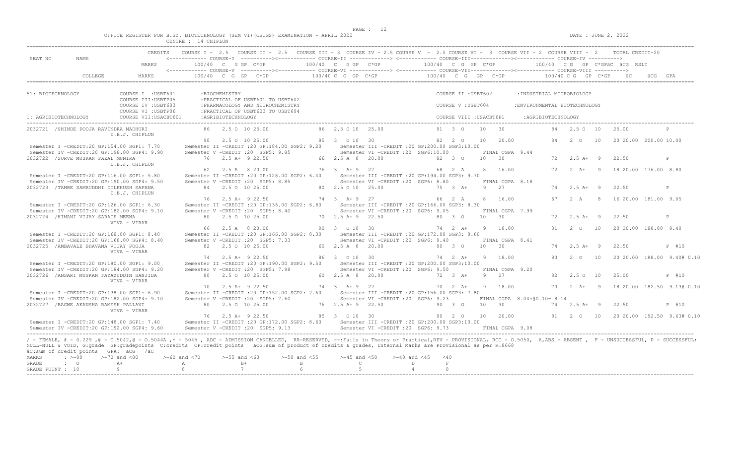OFFICE REGISTER FOR B.Sc. BIOTECHNOLOGY (SEM VI)(CBCGS) EXAMINATION - APRIL 2022

CENTRE : 14 CHIPLUN

DATE : JUNE 2, 2022

```
SEAT NO   NAME              CREDITS   COURSE I - 2.5   COURSE II - 2.5   COURSE III = 3  COURSE IV = 2.5 COURSE V  - 2.5 COURSE VI - 3  COURSE VII - 2  COURSE VIII - 2      TOTAL CREDIT-20
                                      <------------ COURSE-I  ----------><------------ COURSE-II -------------> <------------ COURSE-III-------------><------------ COURSE-IV ---------->
                            MARKS        100/40  C  G GP  C*GP          100/40  C  G GP  C*GP            100/40  C  G  GP  C*GP              100/40  C G  GP  C*GPäC  äCG  RSLT
                                      <------------ COURSE-V  ----------><------------ COURSE-VI -------------> <------------ COURSE-VII-------------><------------ COURSE-VIII ---------->
          COLLEGE           MARKS        100/40  C  G  GP   C*GP         100/40 C  G  GP  C*GP             100/40  C  G   GP  C*GP             100/40 C G  GP  C*GP     äC     äCG  GPA

51: BIOTECHNOLOGY            COURSE I  :USBT601       :BIOCHEMISTRY                                                  COURSE II :USBT602        :INDUSTRIAL MICROBIOLOGY
                             COURSE III:USBTP05       :PRACTICAL OF USBT601 TO USBT602
                             COURSE IV :USBT603       :PHARMACOLOGY AND NEUROCHEMISTRY                               COURSE V :USBT604         :ENVIRONMENTAL BIOTECHNOLOGY
                             COURSE VI :USBTP06       :PRACTICAL OF USBT603 TO USBT604
1: AGRIBIOTECHNOLOGY         COURSE VII:USACBT601     :AGRIBIOTECHNOLOGY                                             COURSE VIII :USACBT6P1    :AGRIBIOTECHNOLOGY

2032721  /SHINDE POOJA RAVINDRA MADHURI         86   2.5 O  10 25.00          86  2.5 O 10  25.00            91  3  O   10   30              84   2.5 O  10    25.00              P
          D.B.J. CHIPLUN
                                                90   2.5 O  10 25.00          85  3   O 10  30               82  2  O   10   20.00           84   2  O   10    20 20.00  200.00 10.00
 Semester I -CREDIT:20 GP:154.00 SGP1: 7.70      Semester II -CREDIT :20 GP:184.00 SGP2: 9.20     Semester III -CREDIT :20 GP:200.00 SGP3:10.00
 Semester IV -CREDIT:20 GP:198.00 SGP4: 9.90     Semester V -CREDIT :20  SGP5: 9.85               Semester VI -CREDIT :20  SGP6:10.00          FINAL CGPA  9.44
2032722  /SURVE MUSKAN FAZAL MUNIRA             76   2.5 A+  9 22.50          66  2.5 A  8  20.00            82  3  O   10   30              72   2.5 A+  9    22.50              P
          D.B.J. CHIPLUN
                                                62   2.5 A   8 20.00          76  3   A+ 9  27               68  2  A    8   16.00           72   2  A+   9    18 20.00  176.00  8.80
 Semester I -CREDIT:20 GP:116.00 SGP1: 5.80      Semester II -CREDIT :20 GP:128.00 SGP2: 6.40     Semester III -CREDIT :20 GP:194.00 SGP3: 9.70
 Semester IV -CREDIT:20 GP:190.00 SGP4: 9.50     Semester V -CREDIT :20  SGP5: 8.85               Semester VI -CREDIT :20  SGP6: 8.80          FINAL CGPA  8.18
2032723  /TAMBE SAMRUDDHI DILKHUSH SAPANA       84   2.5 O  10 25.00          80  2.5 O 10  25.00            75  3  A+   9   27              74   2.5 A+  9    22.50              P
          D.B.J. CHIPLUN
                                                76   2.5 A+  9 22.50          74  3   A+ 9  27               66  2  A    8   16.00           67   2  A    8    16 20.00  181.00  9.05
 Semester I -CREDIT:20 GP:126.00 SGP1: 6.30      Semester II -CREDIT :20 GP:136.00 SGP2: 6.80     Semester III -CREDIT :20 GP:166.00 SGP3: 8.30
 Semester IV -CREDIT:20 GP:182.00 SGP4: 9.10     Semester V -CREDIT :20  SGP5: 8.40               Semester VI -CREDIT :20  SGP6: 9.05          FINAL CGPA  7.99
2032724  /HIMANI VIJAY SARATE MEENA             80   2.5 O  10 25.00          70  2.5 A+ 9  22.50            80  3  O   10   30              72   2.5 A+  9    22.50              P
          VIVA - VIRAR
                                                66   2.5 A   8 20.00          90  3   O 10  30               74  2  A+   9   18.00           81   2  O   10    20 20.00  188.00  9.40
 Semester I -CREDIT:20 GP:168.00 SGP1: 8.40      Semester II -CREDIT :20 GP:166.00 SGP2: 8.30     Semester III -CREDIT :20 GP:172.00 SGP3: 8.60
 Semester IV -CREDIT:20 GP:168.00 SGP4: 8.40     Semester V -CREDIT :20  SGP5: 7.33               Semester VI -CREDIT :20  SGP6: 9.40          FINAL CGPA  8.41
2032725  /AMBAVALE BHAVANA VIJAY POOJA          82   2.5 O  10 25.00          60  2.5 A  8  20.00            90  3  O   10   30              74   2.5 A+  9    22.50              P #10
          VIVA - VIRAR
                                                74   2.5 A+  9 22.50          86  3   O 10  30               74  2  A+   9   18.00           80   2  O   10    20 20.00  188.00  9.40# 0.10
 Semester I -CREDIT:20 GP:180.00 SGP1: 9.00      Semester II -CREDIT :20 GP:190.00 SGP2: 9.50     Semester III -CREDIT :20 GP:200.00 SGP3:10.00
 Semester IV -CREDIT:20 GP:184.00 SGP4: 9.20     Semester V -CREDIT :20  SGP5: 7.98               Semester VI -CREDIT :20  SGP6: 9.50          FINAL CGPA  9.20
2032726  /ANSARI MUSKAN FAYAZUDDIN SANJIDA      80   2.5 O  10 25.00          60  2.5 A  8  20.00            72  3  A+   9   27              82   2.5 O  10    25.00              P #10
          VIVA - VIRAR
                                                70   2.5 A+  9 22.50          74  3   A+ 9  27               70  2  A+   9   18.00           70   2  A+   9    18 20.00  182.50  9.13# 0.10
 Semester I -CREDIT:20 GP:138.00 SGP1: 6.90      Semester II -CREDIT :20 GP:152.00 SGP2: 7.60     Semester III -CREDIT :20 GP:156.00 SGP3: 7.80
 Semester IV -CREDIT:20 GP:182.00 SGP4: 9.10     Semester V -CREDIT :20  SGP5: 7.60               Semester VI -CREDIT :20  SGP6: 9.23          FINAL CGPA  8.04+@0.10= 8.14
2032727  /BAGWE AKANSHA RAMESH PALLAVI          80   2.5 O  10 25.00          76  2.5 A+ 9  22.50            90  3  O   10   30              74   2.5 A+  9    22.50              P #10
          VIVA - VIRAR
                                                76   2.5 A+  9 22.50          85  3   O 10  30               90  2  O   10   20.00           81   2  O   10    20 20.00  192.50  9.63# 0.10
 Semester I -CREDIT:20 GP:148.00 SGP1: 7.40      Semester II -CREDIT :20 GP:172.00 SGP2: 8.60     Semester III -CREDIT :20 GP:200.00 SGP3:10.00
 Semester IV -CREDIT:20 GP:192.00 SGP4: 9.60     Semester V -CREDIT :20  SGP5: 9.13               Semester VI -CREDIT :20  SGP6: 9.73          FINAL CGPA  9.08
```

/ - FEMALE, # - 0.229 ,@ - O.5042,@ - O.5044A ,* - 5045 , ADC - ADMISSION CANCELLED, RR-RESERVED, --:Fails in Theory or Practical,RPV - PROVISIONAL, RCC - O.5050, A,ABS - ABSENT , F - UNSUCCESSFUL, P - SUCCESSFUL; NULL-NULL & VOID, G:grade GP:gradepoints C:credits CP:credit points äCG:sum of product of credits & grades, Internal Marks are Provisional as per R.8668

äC:sum of credit points GPA: äCG /äC

| MARKS | : >=80 | >=70 and <80 | >=60 and <70 | >=55 and <60 | >=50 and <55 | >=45 and <50 | >=40 and <45 | <40 |
|---|---|---|---|---|---|---|---|---|
| GRADE | : O | A+ | A | B+ | B | C | D | F |
| GRADE POINT | : 10 | 9 | 8 | 7 | 6 | 5 | 4 | 0 |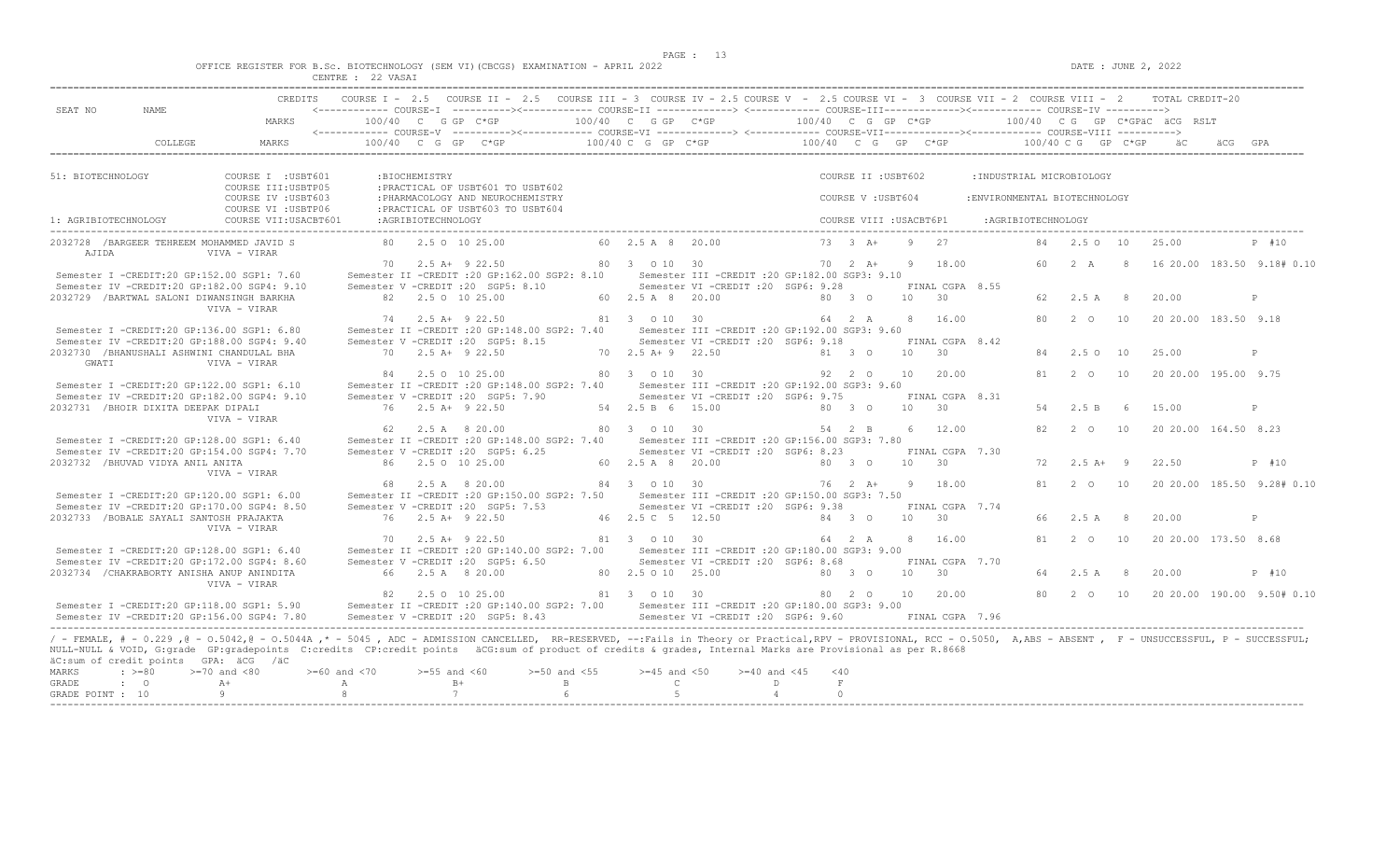OFFICE REGISTER FOR B.Sc. BIOTECHNOLOGY (SEM VI)(CBCGS) EXAMINATION - APRIL 2022 DATE : JUNE 2, 2022
CENTRE : 22 VASAI

```
SEAT NO     NAME               CREDITS   COURSE I - 2.5   COURSE II - 2.5   COURSE III - 3  COURSE IV - 2.5 COURSE V  - 2.5 COURSE VI -  3  COURSE VII - 2  COURSE VIII -  2     TOTAL CREDIT-20
                                         <------------ COURSE-I  ----------><------------ COURSE-II -------------> <------------ COURSE-III-------------><------------ COURSE-IV ---------->
                               MARKS       100/40  C   G GP  C*GP          100/40  C   G GP   C*GP           100/40  C  G  GP  C*GP            100/40  C G   GP  C*GPäC  äCG  RSLT
                                         <------------ COURSE-V  ----------><------------ COURSE-VI -------------> <------------ COURSE-VII-------------><------------ COURSE-VIII ---------->
            COLLEGE            MARKS       100/40  C  G  GP   C*GP         100/40 C  G  GP  C*GP             100/40  C  G   GP   C*GP            100/40 C G   GP  C*GP    äC      äCG  GPA

51: BIOTECHNOLOGY            COURSE I  :USBT601       :BIOCHEMISTRY                                              COURSE II :USBT602        :INDUSTRIAL MICROBIOLOGY
                             COURSE III:USBTP05       :PRACTICAL OF USBT601 TO USBT602
                             COURSE IV :USBT603       :PHARMACOLOGY AND NEUROCHEMISTRY                           COURSE V :USBT604         :ENVIRONMENTAL BIOTECHNOLOGY
                             COURSE VI :USBTP06       :PRACTICAL OF USBT603 TO USBT604
1: AGRIBIOTECHNOLOGY         COURSE VII:USACBT601     :AGRIBIOTECHNOLOGY                                         COURSE VIII :USACBT6P1     :AGRIBIOTECHNOLOGY

2032728 /BARGEER TEHREEM MOHAMMED JAVID S        80   2.5 O  10 25.00         60  2.5 A  8  20.00            73  3  A+    9   27              84   2.5 O   10    25.00           P #10
   AJIDA                  VIVA - VIRAR
                                                 70   2.5 A+  9 22.50         80  3   O 10  30               70  2  A+    9   18.00           60   2  A    8    16 20.00  183.50  9.18# 0.10
 Semester I -CREDIT:20 GP:152.00 SGP1: 7.60     Semester II -CREDIT :20 GP:162.00 SGP2: 8.10     Semester III -CREDIT :20 GP:182.00 SGP3: 9.10
 Semester IV -CREDIT:20 GP:182.00 SGP4: 9.10    Semester V -CREDIT :20  SGP5: 8.10               Semester VI -CREDIT :20  SGP6: 9.28           FINAL CGPA  8.55
2032729 /BARTWAL SALONI DIWANSINGH BARKHA        82   2.5 O  10 25.00         60  2.5 A  8  20.00            80  3  O    10   30              62   2.5 A   8     20.00           P
                          VIVA - VIRAR
                                                 74   2.5 A+  9 22.50         81  3   O 10  30               64  2  A     8   16.00           80   2  O    10   20 20.00  183.50  9.18
 Semester I -CREDIT:20 GP:136.00 SGP1: 6.80     Semester II -CREDIT :20 GP:148.00 SGP2: 7.40     Semester III -CREDIT :20 GP:192.00 SGP3: 9.60
 Semester IV -CREDIT:20 GP:188.00 SGP4: 9.40    Semester V -CREDIT :20  SGP5: 8.15               Semester VI -CREDIT :20  SGP6: 9.18           FINAL CGPA  8.42
2032730 /BHANUSHALI ASHWINI CHANDULAL BHA        70   2.5 A+  9 22.50         70  2.5 A+ 9  22.50            81  3  O    10   30              84   2.5 O   10    25.00           P
   GWATI                  VIVA - VIRAR
                                                 84   2.5 O  10 25.00         80  3   O 10  30               92  2  O    10   20.00           81   2  O    10   20 20.00  195.00  9.75
 Semester I -CREDIT:20 GP:122.00 SGP1: 6.10     Semester II -CREDIT :20 GP:148.00 SGP2: 7.40     Semester III -CREDIT :20 GP:192.00 SGP3: 9.60
 Semester IV -CREDIT:20 GP:182.00 SGP4: 9.10    Semester V -CREDIT :20  SGP5: 7.90               Semester VI -CREDIT :20  SGP6: 9.75           FINAL CGPA  8.31
2032731 /BHOIR DIXITA DEEPAK DIPALI              76   2.5 A+  9 22.50         54  2.5 B  6  15.00            80  3  O    10   30              54   2.5 B   6     15.00           P
                          VIVA - VIRAR
                                                 62   2.5 A   8 20.00         80  3   O 10  30               54  2  B     6   12.00           82   2  O    10   20 20.00  164.50  8.23
 Semester I -CREDIT:20 GP:128.00 SGP1: 6.40     Semester II -CREDIT :20 GP:148.00 SGP2: 7.40     Semester III -CREDIT :20 GP:156.00 SGP3: 7.80
 Semester IV -CREDIT:20 GP:154.00 SGP4: 7.70    Semester V -CREDIT :20  SGP5: 6.25               Semester VI -CREDIT :20  SGP6: 8.23           FINAL CGPA  7.30
2032732 /BHUVAD VIDYA ANIL ANITA                 86   2.5 O  10 25.00         60  2.5 A  8  20.00            80  3  O    10   30              72   2.5 A+  9     22.50           P #10
                          VIVA - VIRAR
                                                 68   2.5 A   8 20.00         84  3   O 10  30               76  2  A+    9   18.00           81   2  O    10   20 20.00  185.50  9.28# 0.10
 Semester I -CREDIT:20 GP:120.00 SGP1: 6.00     Semester II -CREDIT :20 GP:150.00 SGP2: 7.50     Semester III -CREDIT :20 GP:150.00 SGP3: 7.50
 Semester IV -CREDIT:20 GP:170.00 SGP4: 8.50    Semester V -CREDIT :20  SGP5: 7.53               Semester VI -CREDIT :20  SGP6: 9.38           FINAL CGPA  7.74
2032733 /BOBALE SAYALI SANTOSH PRAJAKTA          76   2.5 A+  9 22.50         46  2.5 C  5  12.50            84  3  O    10   30              66   2.5 A   8     20.00           P
                          VIVA - VIRAR
                                                 70   2.5 A+  9 22.50         81  3   O 10  30               64  2  A     8   16.00           81   2  O    10   20 20.00  173.50  8.68
 Semester I -CREDIT:20 GP:128.00 SGP1: 6.40     Semester II -CREDIT :20 GP:140.00 SGP2: 7.00     Semester III -CREDIT :20 GP:180.00 SGP3: 9.00
 Semester IV -CREDIT:20 GP:172.00 SGP4: 8.60    Semester V -CREDIT :20  SGP5: 6.50               Semester VI -CREDIT :20  SGP6: 8.68           FINAL CGPA  7.70
2032734 /CHAKRABORTY ANISHA ANUP ANINDITA        66   2.5 A   8 20.00         80  2.5 O 10  25.00            80  3  O    10   30              64   2.5 A   8     20.00           P #10
                          VIVA - VIRAR
                                                 82   2.5 O  10 25.00         81  3   O 10  30               80  2  O    10   20.00           80   2  O    10   20 20.00  190.00  9.50# 0.10
 Semester I -CREDIT:20 GP:118.00 SGP1: 5.90     Semester II -CREDIT :20 GP:140.00 SGP2: 7.00     Semester III -CREDIT :20 GP:180.00 SGP3: 9.00
 Semester IV -CREDIT:20 GP:156.00 SGP4: 7.80    Semester V -CREDIT :20  SGP5: 8.43               Semester VI -CREDIT :20  SGP6: 9.60           FINAL CGPA  7.96
```

/ - FEMALE, # - 0.229 ,@ - O.5042,@ - O.5044A ,* - 5045 , ADC - ADMISSION CANCELLED, RR-RESERVED, --:Fails in Theory or Practical,RPV - PROVISIONAL, RCC - O.5050, A,ABS - ABSENT , F - UNSUCCESSFUL, P - SUCCESSFUL;
NULL-NULL & VOID, G:grade GP:gradepoints C:credits CP:credit points äCG:sum of product of credits & grades, Internal Marks are Provisional as per R.8668
äC:sum of credit points GPA: äCG /äC

| MARKS | : >=80 | >=70 and <80 | >=60 and <70 | >=55 and <60 | >=50 and <55 | >=45 and <50 | >=40 and <45 | <40 |
|---|---|---|---|---|---|---|---|---|
| GRADE | : O | A+ | A | B+ | B | C | D | F |
| GRADE POINT | : 10 | 9 | 8 | 7 | 6 | 5 | 4 | 0 |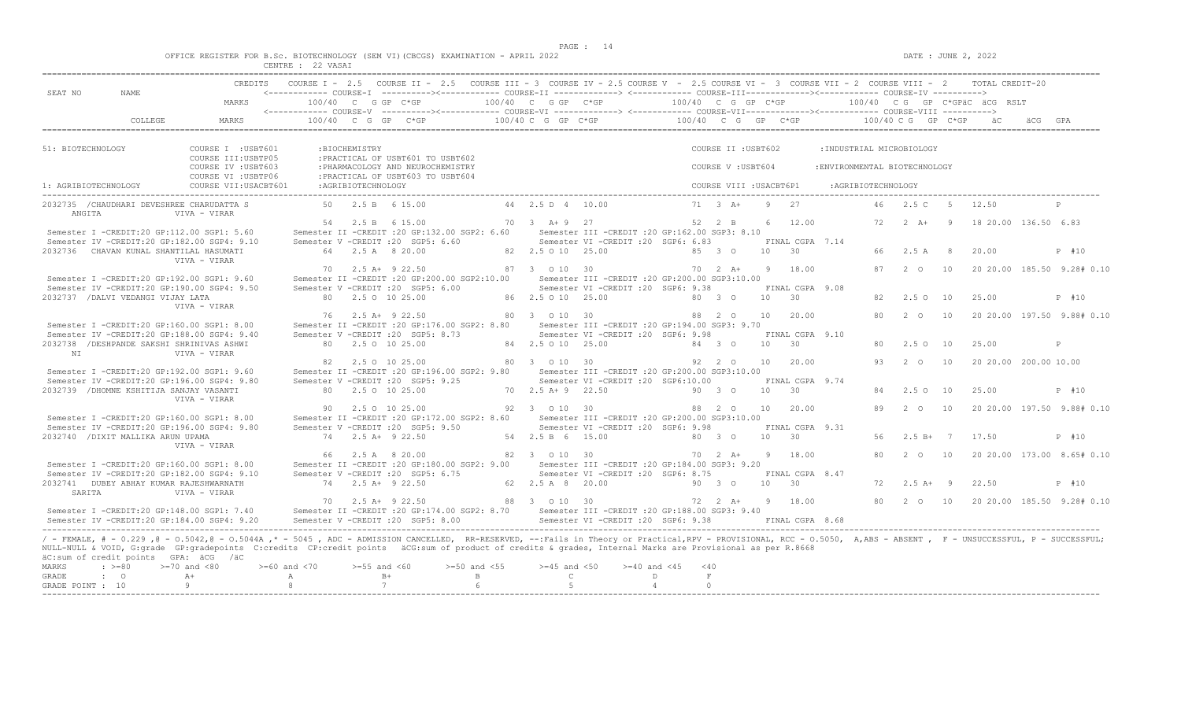OFFICE REGISTER FOR B.Sc. BIOTECHNOLOGY (SEM VI)(CBCGS) EXAMINATION - APRIL 2022 DATE : JUNE 2, 2022

CENTRE : 22 VASAI

```
                           CREDITS    COURSE I - 2.5  COURSE II - 2.5  COURSE III - 3  COURSE IV - 2.5 COURSE V - 2.5 COURSE VI - 3  COURSE VII - 2  COURSE VIII - 2     TOTAL CREDIT-20
SEAT NO     NAME                      <------------ COURSE-I  ----------><------------ COURSE-II -------------> <------------ COURSE-III-------------><------------ COURSE-IV ---------->
                           MARKS        100/40  C  G GP  C*GP          100/40  C  G GP  C*GP           100/40  C  G  GP  C*GP           100/40  C G  GP  C*GPäC  äCG  RSLT
                                      <------------ COURSE-V  ----------><------------ COURSE-VI -------------> <------------ COURSE-VII-------------><------------ COURSE-VIII ---------->
            COLLEGE        MARKS        100/40  C  G  GP   C*GP          100/40 C  G  GP  C*GP           100/40  C  G   GP   C*GP           100/40 C G  GP  C*GP     äC      äCG  GPA

51: BIOTECHNOLOGY            COURSE I  :USBT601      :BIOCHEMISTRY                                            COURSE II :USBT602       :INDUSTRIAL MICROBIOLOGY
                             COURSE III:USBTP05      :PRACTICAL OF USBT601 TO USBT602
                             COURSE IV :USBT603      :PHARMACOLOGY AND NEUROCHEMISTRY                         COURSE V :USBT604        :ENVIRONMENTAL BIOTECHNOLOGY
                             COURSE VI :USBTP06      :PRACTICAL OF USBT603 TO USBT604
1: AGRIBIOTECHNOLOGY         COURSE VII:USACBT601    :AGRIBIOTECHNOLOGY                                       COURSE VIII :USACBT6P1    :AGRIBIOTECHNOLOGY

2032735  /CHAUDHARI DEVESHREE CHARUDATTA S        50   2.5 B   6 15.00          44  2.5 D  4  10.00            71  3  A+    9   27            46   2.5 C   5   12.50           P
    ANGITA               VIVA - VIRAR
                                                  54   2.5 B   6 15.00          70   3  A+ 9  27               52   2  B     6   12.00         72   2  A+   9   18 20.00  136.50  6.83
 Semester I -CREDIT:20 GP:112.00 SGP1: 5.60      Semester II -CREDIT :20 GP:132.00 SGP2: 6.60      Semester III -CREDIT :20 GP:162.00 SGP3: 8.10
 Semester IV -CREDIT:20 GP:182.00 SGP4: 9.10     Semester V -CREDIT :20  SGP5: 6.60                Semester VI -CREDIT :20  SGP6: 6.83           FINAL CGPA  7.14
2032736   CHAVAN KUNAL SHANTILAL HASUMATI         64   2.5 A   8 20.00          82  2.5 O 10  25.00            85  3  O    10   30            66   2.5 A   8   20.00           P  #10
                         VIVA - VIRAR
                                                  70   2.5 A+  9 22.50          87   3  O 10  30               70   2  A+    9   18.00         87   2  O   10   20 20.00  185.50  9.28# 0.10
 Semester I -CREDIT:20 GP:192.00 SGP1: 9.60      Semester II -CREDIT :20 GP:200.00 SGP2:10.00      Semester III -CREDIT :20 GP:200.00 SGP3:10.00
 Semester IV -CREDIT:20 GP:190.00 SGP4: 9.50     Semester V -CREDIT :20  SGP5: 6.00                Semester VI -CREDIT :20  SGP6: 9.38           FINAL CGPA  9.08
2032737  /DALVI VEDANGI VIJAY LATA                80   2.5 O  10 25.00          86  2.5 O 10  25.00            80  3  O    10   30            82   2.5 O  10   25.00           P  #10
                         VIVA - VIRAR
                                                  76   2.5 A+  9 22.50          80   3  O 10  30               88   2  O    10   20.00         80   2  O   10   20 20.00  197.50  9.88# 0.10
 Semester I -CREDIT:20 GP:160.00 SGP1: 8.00      Semester II -CREDIT :20 GP:176.00 SGP2: 8.80      Semester III -CREDIT :20 GP:194.00 SGP3: 9.70
 Semester IV -CREDIT:20 GP:188.00 SGP4: 9.40     Semester V -CREDIT :20  SGP5: 8.73                Semester VI -CREDIT :20  SGP6: 9.98           FINAL CGPA  9.10
2032738  /DESHPANDE SAKSHI SHRINIVAS ASHWI        80   2.5 O  10 25.00          84  2.5 O 10  25.00            84  3  O    10   30            80   2.5 O  10   25.00           P
    NI                   VIVA - VIRAR
                                                  82   2.5 O  10 25.00          80   3  O 10  30               92   2  O    10   20.00         93   2  O   10   20 20.00  200.00 10.00
 Semester I -CREDIT:20 GP:192.00 SGP1: 9.60      Semester II -CREDIT :20 GP:196.00 SGP2: 9.80      Semester III -CREDIT :20 GP:200.00 SGP3:10.00
 Semester IV -CREDIT:20 GP:196.00 SGP4: 9.80     Semester V -CREDIT :20  SGP5: 9.25                Semester VI -CREDIT :20  SGP6:10.00           FINAL CGPA  9.74
2032739  /DHOMNE KSHITIJA SANJAY VASANTI          80   2.5 O  10 25.00          70  2.5 A+ 9  22.50            90  3  O    10   30            84   2.5 O  10   25.00           P  #10
                         VIVA - VIRAR
                                                  90   2.5 O  10 25.00          92   3  O 10  30               88   2  O    10   20.00         89   2  O   10   20 20.00  197.50  9.88# 0.10
 Semester I -CREDIT:20 GP:160.00 SGP1: 8.00      Semester II -CREDIT :20 GP:172.00 SGP2: 8.60      Semester III -CREDIT :20 GP:200.00 SGP3:10.00
 Semester IV -CREDIT:20 GP:196.00 SGP4: 9.80     Semester V -CREDIT :20  SGP5: 9.50                Semester VI -CREDIT :20  SGP6: 9.98           FINAL CGPA  9.31
2032740  /DIXIT MALLIKA ARUN UPAMA                74   2.5 A+  9 22.50          54  2.5 B  6  15.00            80  3  O    10   30            56   2.5 B+  7   17.50           P  #10
                         VIVA - VIRAR
                                                  66   2.5 A   8 20.00          82   3  O 10  30               70   2  A+    9   18.00         80   2  O   10   20 20.00  173.00  8.65# 0.10
 Semester I -CREDIT:20 GP:160.00 SGP1: 8.00      Semester II -CREDIT :20 GP:180.00 SGP2: 9.00      Semester III -CREDIT :20 GP:184.00 SGP3: 9.20
 Semester IV -CREDIT:20 GP:182.00 SGP4: 9.10     Semester V -CREDIT :20  SGP5: 6.75                Semester VI -CREDIT :20  SGP6: 8.75           FINAL CGPA  8.47
2032741   DUBEY ABHAY KUMAR RAJESHWARNATH         74   2.5 A+  9 22.50          62  2.5 A  8  20.00            90  3  O    10   30            72   2.5 A+  9   22.50           P  #10
    SARITA               VIVA - VIRAR
                                                  70   2.5 A+  9 22.50          88   3  O 10  30               72   2  A+    9   18.00         80   2  O   10   20 20.00  185.50  9.28# 0.10
 Semester I -CREDIT:20 GP:148.00 SGP1: 7.40      Semester II -CREDIT :20 GP:174.00 SGP2: 8.70      Semester III -CREDIT :20 GP:188.00 SGP3: 9.40
 Semester IV -CREDIT:20 GP:184.00 SGP4: 9.20     Semester V -CREDIT :20  SGP5: 8.00                Semester VI -CREDIT :20  SGP6: 9.38           FINAL CGPA  8.68
```

/ - FEMALE, # - 0.229 ,@ - 0.5042,@ - 0.5044A ,* - 5045 , ADC - ADMISSION CANCELLED, RR-RESERVED, --:Fails in Theory or Practical,RPV - PROVISIONAL, RCC - 0.5050, A,ABS - ABSENT , F - UNSUCCESSFUL, P - SUCCESSFUL; NULL-NULL & VOID, G:grade GP:gradepoints C:credits CP:credit points äCG:sum of product of credits & grades, Internal Marks are Provisional as per R.8668

äC:sum of credit points GPA: äCG /äC

| MARKS | : >=80 | >=70 and <80 | >=60 and <70 | >=55 and <60 | >=50 and <55 | >=45 and <50 | >=40 and <45 | <40 |
|---|---|---|---|---|---|---|---|---|
| GRADE | : O | A+ | A | B+ | B | C | D | F |
| GRADE POINT | : 10 | 9 | 8 | 7 | 6 | 5 | 4 | 0 |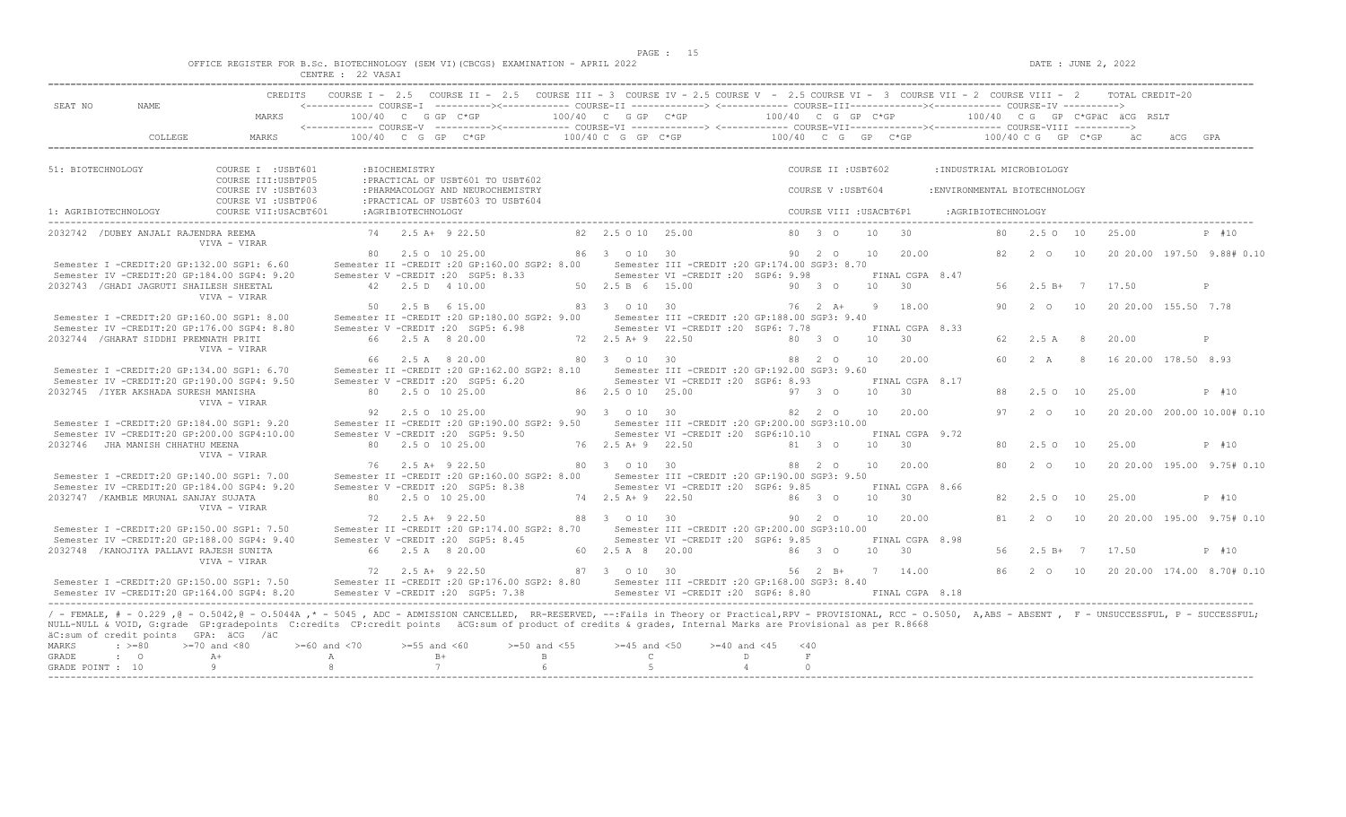OFFICE REGISTER FOR B.Sc. BIOTECHNOLOGY (SEM VI)(CBCGS) EXAMINATION - APRIL 2022

CENTRE : 22 VASAI

DATE : JUNE 2, 2022

```
                         CREDITS    COURSE I - 2.5   COURSE II - 2.5   COURSE III - 3  COURSE IV - 2.5 COURSE V  - 2.5 COURSE VI -  3  COURSE VII - 2  COURSE VIII -  2      TOTAL CREDIT-20
SEAT NO      NAME                   <------------ COURSE-I  ----------><------------ COURSE-II -------------> <------------ COURSE-III-------------><------------ COURSE-IV ---------->
                           MARKS         100/40  C  G GP  C*GP          100/40  C  G GP  C*GP          100/40  C  G  GP  C*GP          100/40  C G  GP  C*GPäC  äCG  RSLT
                                    <------------ COURSE-V  ----------><------------ COURSE-VI -------------> <------------ COURSE-VII-------------><------------ COURSE-VIII ---------->
           COLLEGE         MARKS         100/40  C  G  GP   C*GP        100/40 C  G  GP  C*GP          100/40  C  G   GP   C*GP          100/40 C G  GP  C*GP     äC     äCG  GPA

51: BIOTECHNOLOGY             COURSE I  :USBT601       :BIOCHEMISTRY                                              COURSE II :USBT602        :INDUSTRIAL MICROBIOLOGY
                              COURSE III:USBTP05       :PRACTICAL OF USBT601 TO USBT602
                              COURSE IV :USBT603       :PHARMACOLOGY AND NEUROCHEMISTRY                           COURSE V :USBT604         :ENVIRONMENTAL BIOTECHNOLOGY
                              COURSE VI :USBTP06       :PRACTICAL OF USBT603 TO USBT604
1: AGRIBIOTECHNOLOGY          COURSE VII:USACBT601     :AGRIBIOTECHNOLOGY                                         COURSE VIII :USACBT6P1     :AGRIBIOTECHNOLOGY

2032742  /DUBEY ANJALI RAJENDRA REEMA           74   2.5 A+  9 22.50           82  2.5 O 10  25.00            80  3  O    10   30             80   2.5 O  10   25.00            P #10
                   VIVA - VIRAR
                                                80   2.5 O  10 25.00           86  3  O 10  30                90  2  O    10   20.00          82   2  O   10   20 20.00 197.50 9.88# 0.10
 Semester I -CREDIT:20 GP:132.00 SGP1: 6.60      Semester II -CREDIT :20 GP:160.00 SGP2: 8.00     Semester III -CREDIT :20 GP:174.00 SGP3: 8.70
 Semester IV -CREDIT:20 GP:184.00 SGP4: 9.20     Semester V -CREDIT :20  SGP5: 8.33               Semester VI -CREDIT :20  SGP6: 9.98            FINAL CGPA  8.47
2032743  /GHADI JAGRUTI SHAILESH SHEETAL        42   2.5 D   4 10.00           50  2.5 B  6  15.00            90  3  O    10   30             56   2.5 B+  7   17.50            P
                   VIVA - VIRAR
                                                50   2.5 B   6 15.00           83  3  O 10  30                76  2  A+    9   18.00          90   2  O   10   20 20.00 155.50 7.78
 Semester I -CREDIT:20 GP:160.00 SGP1: 8.00      Semester II -CREDIT :20 GP:180.00 SGP2: 9.00     Semester III -CREDIT :20 GP:188.00 SGP3: 9.40
 Semester IV -CREDIT:20 GP:176.00 SGP4: 8.80     Semester V -CREDIT :20  SGP5: 6.98               Semester VI -CREDIT :20  SGP6: 7.78            FINAL CGPA  8.33
2032744  /GHARAT SIDDHI PREMNATH PRITI          66   2.5 A   8 20.00           72  2.5 A+ 9  22.50            80  3  O    10   30             62   2.5 A   8   20.00            P
                   VIVA - VIRAR
                                                66   2.5 A   8 20.00           80  3  O 10  30                88  2  O    10   20.00          60   2  A    8   16 20.00 178.50 8.93
 Semester I -CREDIT:20 GP:134.00 SGP1: 6.70      Semester II -CREDIT :20 GP:162.00 SGP2: 8.10     Semester III -CREDIT :20 GP:192.00 SGP3: 9.60
 Semester IV -CREDIT:20 GP:190.00 SGP4: 9.50     Semester V -CREDIT :20  SGP5: 6.20               Semester VI -CREDIT :20  SGP6: 8.93            FINAL CGPA  8.17
2032745  /IYER AKSHADA SURESH MANISHA           80   2.5 O  10 25.00           86  2.5 O 10  25.00            97  3  O    10   30             88   2.5 O  10   25.00            P #10
                   VIVA - VIRAR
                                                92   2.5 O  10 25.00           90  3  O 10  30                82  2  O    10   20.00          97   2  O   10   20 20.00 200.00 10.00# 0.10
 Semester I -CREDIT:20 GP:184.00 SGP1: 9.20      Semester II -CREDIT :20 GP:190.00 SGP2: 9.50     Semester III -CREDIT :20 GP:200.00 SGP3:10.00
 Semester IV -CREDIT:20 GP:200.00 SGP4:10.00     Semester V -CREDIT :20  SGP5: 9.50               Semester VI -CREDIT :20  SGP6:10.10            FINAL CGPA  9.72
2032746   JHA MANISH CHHATHU MEENA              80   2.5 O  10 25.00           76  2.5 A+ 9  22.50            81  3  O    10   30             80   2.5 O  10   25.00            P #10
                   VIVA - VIRAR
                                                76   2.5 A+  9 22.50           80  3  O 10  30                88  2  O    10   20.00          80   2  O   10   20 20.00 195.00 9.75# 0.10
 Semester I -CREDIT:20 GP:140.00 SGP1: 7.00      Semester II -CREDIT :20 GP:160.00 SGP2: 8.00     Semester III -CREDIT :20 GP:190.00 SGP3: 9.50
 Semester IV -CREDIT:20 GP:184.00 SGP4: 9.20     Semester V -CREDIT :20  SGP5: 8.38               Semester VI -CREDIT :20  SGP6: 9.85            FINAL CGPA  8.66
2032747  /KAMBLE MRUNAL SANJAY SUJATA           80   2.5 O  10 25.00           74  2.5 A+ 9  22.50            86  3  O    10   30             82   2.5 O  10   25.00            P #10
                   VIVA - VIRAR
                                                72   2.5 A+  9 22.50           88  3  O 10  30                90  2  O    10   20.00          81   2  O   10   20 20.00 195.00 9.75# 0.10
 Semester I -CREDIT:20 GP:150.00 SGP1: 7.50      Semester II -CREDIT :20 GP:174.00 SGP2: 8.70     Semester III -CREDIT :20 GP:200.00 SGP3:10.00
 Semester IV -CREDIT:20 GP:188.00 SGP4: 9.40     Semester V -CREDIT :20  SGP5: 8.45               Semester VI -CREDIT :20  SGP6: 9.85            FINAL CGPA  8.98
2032748  /KANOJIYA PALLAVI RAJESH SUNITA        66   2.5 A   8 20.00           60  2.5 A  8  20.00            86  3  O    10   30             56   2.5 B+  7   17.50            P #10
                   VIVA - VIRAR
                                                72   2.5 A+  9 22.50           87  3  O 10  30                56  2  B+    7   14.00          86   2  O   10   20 20.00 174.00 8.70# 0.10
 Semester I -CREDIT:20 GP:150.00 SGP1: 7.50      Semester II -CREDIT :20 GP:176.00 SGP2: 8.80     Semester III -CREDIT :20 GP:168.00 SGP3: 8.40
 Semester IV -CREDIT:20 GP:164.00 SGP4: 8.20     Semester V -CREDIT :20  SGP5: 7.38               Semester VI -CREDIT :20  SGP6: 8.80            FINAL CGPA  8.18
```

/ - FEMALE, # - 0.229 ,@ - O.5042,@ - O.5044A ,* - 5045 , ADC - ADMISSION CANCELLED, RR-RESERVED, --:Fails in Theory or Practical,RPV - PROVISIONAL, RCC - O.5050, A,ABS - ABSENT , F - UNSUCCESSFUL, P - SUCCESSFUL; NULL-NULL & VOID, G:grade GP:gradepoints C:credits CP:credit points äCG:sum of product of credits & grades, Internal Marks are Provisional as per R.8668

äC:sum of credit points GPA: äCG /äC

| MARKS | : >=80 | >=70 and <80 | >=60 and <70 | >=55 and <60 | >=50 and <55 | >=45 and <50 | >=40 and <45 | <40 |
|---|---|---|---|---|---|---|---|---|
| GRADE | : O | A+ | A | B+ | B | C | D | F |
| GRADE POINT | : 10 | 9 | 8 | 7 | 6 | 5 | 4 | 0 |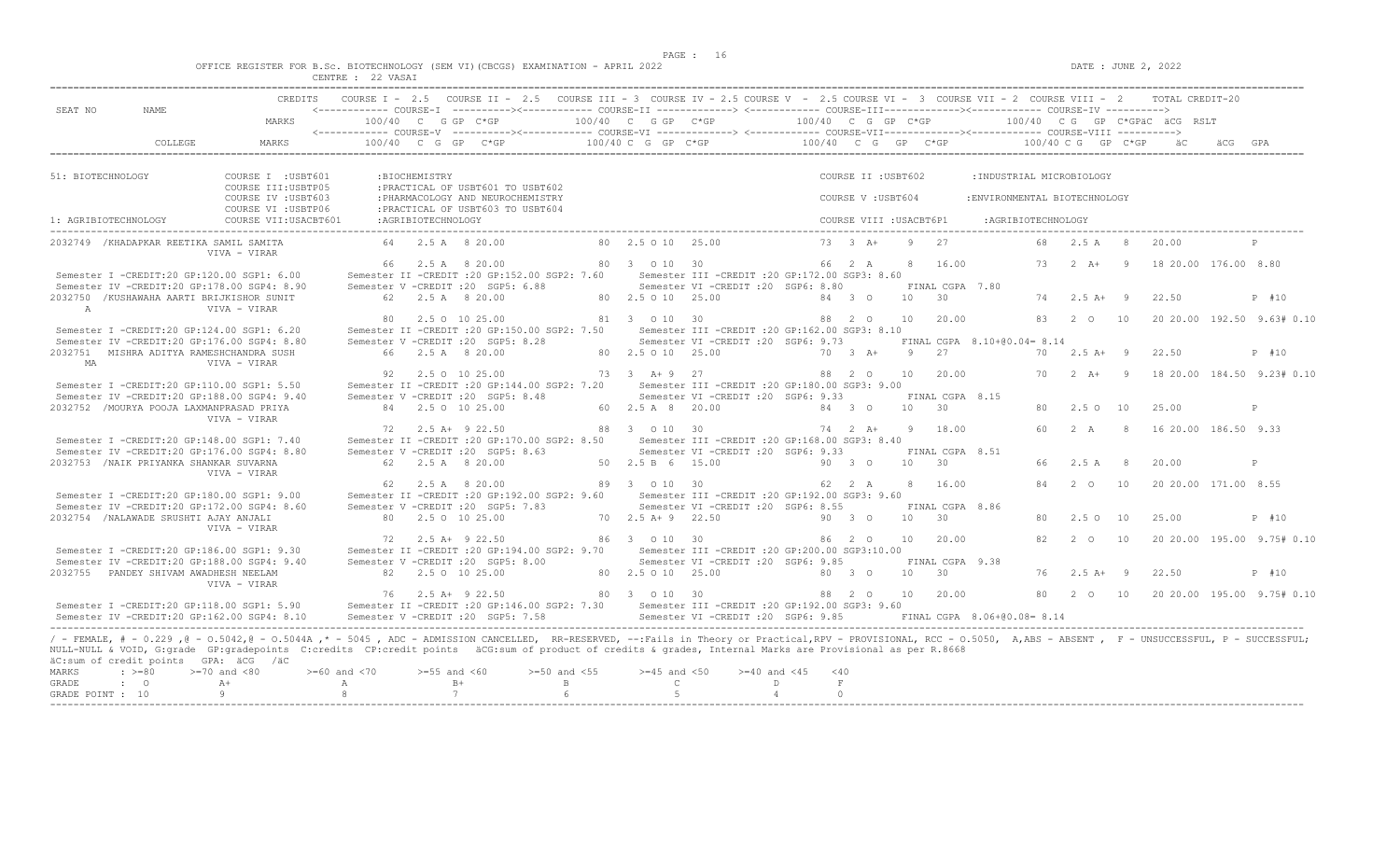OFFICE REGISTER FOR B.Sc. BIOTECHNOLOGY (SEM VI)(CBCGS) EXAMINATION - APRIL 2022

CENTRE : 22 VASAI

DATE : JUNE 2, 2022

| SEAT NO | NAME | CREDITS / MARKS | COURSE I - 2.5 / COURSE-V | COURSE II - 2.5 / COURSE-VI | COURSE III - 3 / COURSE IV - 2.5 / COURSE-VII | COURSE V - 2.5 / COURSE VI - 3 / COURSE-VIII | COURSE VII - 2 / COURSE VIII - 2 | TOTAL CREDIT-20 |
|---|---|---|---|---|---|---|---|---|
| | | MARKS | 100/40 C G GP C*GP | 100/40 C G GP C*GP | 100/40 C G GP C*GP | 100/40 C G GP C*GP | | äC äCG RSLT |
| | COLLEGE | MARKS | 100/40 C G GP C*GP | 100/40 C G GP C*GP | 100/40 C G GP C*GP | 100/40 C G GP C*GP | | äC äCG GPA |

51: BIOTECHNOLOGY
COURSE I :USBT601 :BIOCHEMISTRY — COURSE II :USBT602 :INDUSTRIAL MICROBIOLOGY
COURSE III:USBTP05 :PRACTICAL OF USBT601 TO USBT602
COURSE IV :USBT603 :PHARMACOLOGY AND NEUROCHEMISTRY — COURSE V :USBT604 :ENVIRONMENTAL BIOTECHNOLOGY
COURSE VI :USBTP06 :PRACTICAL OF USBT603 TO USBT604
1: AGRIBIOTECHNOLOGY — COURSE VII:USACBT601 :AGRIBIOTECHNOLOGY — COURSE VIII :USACBT6P1 :AGRIBIOTECHNOLOGY

```
2032749 /KHADAPKAR REETIKA SAMIL SAMITA         64  2.5 A  8 20.00    80 2.5 O 10 25.00    73 3 A+  9 27      68  2.5 A  8  20.00           P
        VIVA - VIRAR
                                                66  2.5 A  8 20.00    80 3  O 10 30        66 2 A   8 16.00   73  2 A+   9  18 20.00 176.00 8.80
Semester I -CREDIT:20 GP:120.00 SGP1: 6.00   Semester II -CREDIT :20 GP:152.00 SGP2: 7.60   Semester III -CREDIT :20 GP:172.00 SGP3: 8.60
Semester IV -CREDIT:20 GP:178.00 SGP4: 8.90  Semester V -CREDIT :20  SGP5: 6.88             Semester VI -CREDIT :20  SGP6: 8.80   FINAL CGPA 7.80

2032750 /KUSHAWAHA AARTI BRIJKISHOR SUNIT       62  2.5 A  8 20.00    80 2.5 O 10 25.00    84 3 O  10 30      74  2.5 A+ 9  22.50           P #10
A       VIVA - VIRAR
                                                80  2.5 O 10 25.00    81 3  O 10 30        88 2 O  10 20.00   83  2 O   10  20 20.00 192.50 9.63# 0.10
Semester I -CREDIT:20 GP:124.00 SGP1: 6.20   Semester II -CREDIT :20 GP:150.00 SGP2: 7.50   Semester III -CREDIT :20 GP:162.00 SGP3: 8.10
Semester IV -CREDIT:20 GP:176.00 SGP4: 8.80  Semester V -CREDIT :20  SGP5: 8.28             Semester VI -CREDIT :20  SGP6: 9.73   FINAL CGPA 8.10+@0.04= 8.14

2032751  MISHRA ADITYA RAMESHCHANDRA SUSH       66  2.5 A  8 20.00    80 2.5 O 10 25.00    70 3 A+  9 27      70  2.5 A+ 9  22.50           P #10
MA      VIVA - VIRAR
                                                92  2.5 O 10 25.00    73 3  A+ 9 27        88 2 O  10 20.00   70  2 A+   9  18 20.00 184.50 9.23# 0.10
Semester I -CREDIT:20 GP:110.00 SGP1: 5.50   Semester II -CREDIT :20 GP:144.00 SGP2: 7.20   Semester III -CREDIT :20 GP:180.00 SGP3: 9.00
Semester IV -CREDIT:20 GP:188.00 SGP4: 9.40  Semester V -CREDIT :20  SGP5: 8.48             Semester VI -CREDIT :20  SGP6: 9.33   FINAL CGPA 8.15

2032752 /MOURYA POOJA LAXMANPRASAD PRIYA        84  2.5 O 10 25.00    60 2.5 A  8 20.00    84 3 O  10 30      80  2.5 O 10  25.00           P
        VIVA - VIRAR
                                                72  2.5 A+ 9 22.50    88 3  O 10 30        74 2 A+  9 18.00   60  2 A    8  16 20.00 186.50 9.33
Semester I -CREDIT:20 GP:148.00 SGP1: 7.40   Semester II -CREDIT :20 GP:170.00 SGP2: 8.50   Semester III -CREDIT :20 GP:168.00 SGP3: 8.40
Semester IV -CREDIT:20 GP:176.00 SGP4: 8.80  Semester V -CREDIT :20  SGP5: 8.63             Semester VI -CREDIT :20  SGP6: 9.33   FINAL CGPA 8.51

2032753 /NAIK PRIYANKA SHANKAR SUVARNA          62  2.5 A  8 20.00    50 2.5 B  6 15.00    90 3 O  10 30      66  2.5 A  8  20.00           P
        VIVA - VIRAR
                                                62  2.5 A  8 20.00    89 3  O 10 30        62 2 A   8 16.00   84  2 O   10  20 20.00 171.00 8.55
Semester I -CREDIT:20 GP:180.00 SGP1: 9.00   Semester II -CREDIT :20 GP:192.00 SGP2: 9.60   Semester III -CREDIT :20 GP:192.00 SGP3: 9.60
Semester IV -CREDIT:20 GP:172.00 SGP4: 8.60  Semester V -CREDIT :20  SGP5: 7.83             Semester VI -CREDIT :20  SGP6: 8.55   FINAL CGPA 8.86

2032754 /NALAWADE SRUSHTI AJAY ANJALI           80  2.5 O 10 25.00    70 2.5 A+ 9 22.50    90 3 O  10 30      80  2.5 O 10  25.00           P #10
        VIVA - VIRAR
                                                72  2.5 A+ 9 22.50    86 3  O 10 30        86 2 O  10 20.00   82  2 O   10  20 20.00 195.00 9.75# 0.10
Semester I -CREDIT:20 GP:186.00 SGP1: 9.30   Semester II -CREDIT :20 GP:194.00 SGP2: 9.70   Semester III -CREDIT :20 GP:200.00 SGP3:10.00
Semester IV -CREDIT:20 GP:188.00 SGP4: 9.40  Semester V -CREDIT :20  SGP5: 8.00             Semester VI -CREDIT :20  SGP6: 9.85   FINAL CGPA 9.38

2032755  PANDEY SHIVAM AWADHESH NEELAM          82  2.5 O 10 25.00    80 2.5 O 10 25.00    80 3 O  10 30      76  2.5 A+ 9  22.50           P #10
        VIVA - VIRAR
                                                76  2.5 A+ 9 22.50    80 3  O 10 30        88 2 O  10 20.00   80  2 O   10  20 20.00 195.00 9.75# 0.10
Semester I -CREDIT:20 GP:118.00 SGP1: 5.90   Semester II -CREDIT :20 GP:146.00 SGP2: 7.30   Semester III -CREDIT :20 GP:192.00 SGP3: 9.60
Semester IV -CREDIT:20 GP:162.00 SGP4: 8.10  Semester V -CREDIT :20  SGP5: 7.58             Semester VI -CREDIT :20  SGP6: 9.85   FINAL CGPA 8.06+@0.08= 8.14
```

/ - FEMALE, # - 0.229 ,@ - O.5042,@ - O.5044A ,* - 5045 , ADC - ADMISSION CANCELLED, RR-RESERVED, --:Fails in Theory or Practical,RPV - PROVISIONAL, RCC - O.5050, A,ABS - ABSENT , F - UNSUCCESSFUL, P - SUCCESSFUL; NULL-NULL & VOID, G:grade GP:gradepoints C:credits CP:credit points äCG:sum of product of credits & grades, Internal Marks are Provisional as per R.8668
äC:sum of credit points GPA: äCG /äC

| MARKS | : >=80 | >=70 and <80 | >=60 and <70 | >=55 and <60 | >=50 and <55 | >=45 and <50 | >=40 and <45 | <40 |
|---|---|---|---|---|---|---|---|---|
| GRADE | : O | A+ | A | B+ | B | C | D | F |
| GRADE POINT | : 10 | 9 | 8 | 7 | 6 | 5 | 4 | 0 |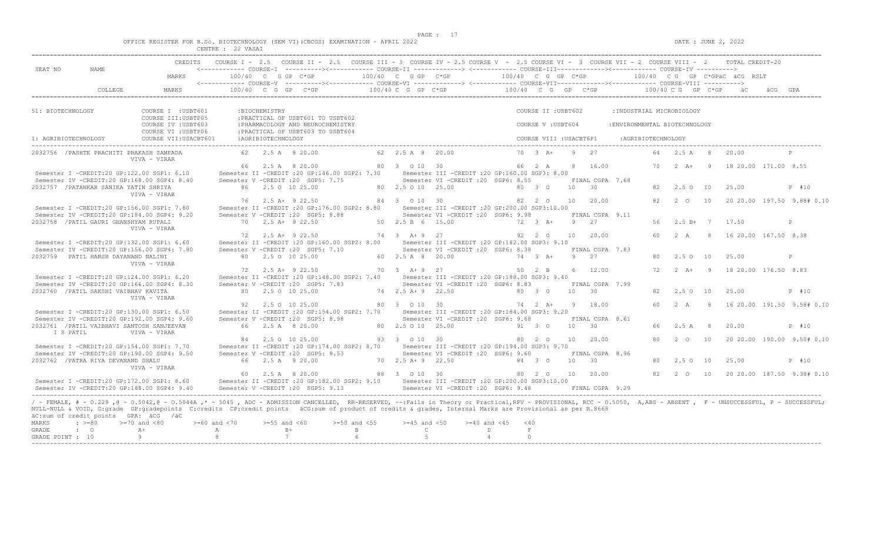OFFICE REGISTER FOR B.Sc. BIOTECHNOLOGY (SEM VI)(CBCGS) EXAMINATION - APRIL 2022 DATE : JUNE 2, 2022
CENTRE : 22 VASAI

```
SEAT NO   NAME          CREDITS   COURSE I - 2.5   COURSE II - 2.5   COURSE III - 3  COURSE IV - 2.5 COURSE V  - 2.5 COURSE VI -  3  COURSE VII - 2  COURSE VIII -  2     TOTAL CREDIT-20
                                  <------------ COURSE-I  ----------><------------ COURSE-II -------------> <------------ COURSE-III-------------><------------ COURSE-IV ---------->
                        MARKS       100/40  C  G GP  C*GP          100/40  C  G GP  C*GP             100/40  C  G  GP  C*GP              100/40  C G   GP  C*GPäC  äCG  RSLT
                                  <------------ COURSE-V  ----------><------------ COURSE-VI -------------> <------------ COURSE-VII-------------><------------ COURSE-VIII ---------->
          COLLEGE       MARKS       100/40  C  G  GP   C*GP         100/40 C  G  GP  C*GP            100/40  C  G   GP  C*GP              100/40 C G  GP  C*GP     äC      äCG  GPA

51: BIOTECHNOLOGY          COURSE I  :USBT601      :BIOCHEMISTRY                                          COURSE II :USBT602        :INDUSTRIAL MICROBIOLOGY
                           COURSE III:USBTP05      :PRACTICAL OF USBT601 TO USBT602
                           COURSE IV :USBT603      :PHARMACOLOGY AND NEUROCHEMISTRY                       COURSE V :USBT604         :ENVIRONMENTAL BIOTECHNOLOGY
                           COURSE VI :USBTP06      :PRACTICAL OF USBT603 TO USBT604
1: AGRIBIOTECHNOLOGY       COURSE VII:USACBT601    :AGRIBIOTECHNOLOGY                                     COURSE VIII :USACBT6P1    :AGRIBIOTECHNOLOGY

2032756  /PASHTE PRACHITI PRAKASH SAMPADA         62   2.5 A  8 20.00          62  2.5 A  8  20.00          70  3  A+    9   27          64   2.5 A   8    20.00           P
                VIVA - VIRAR
                                                 66   2.5 A  8 20.00          80  3  O 10  30              66  2  A     8   16.00       70   2  A+   9    18 20.00  171.00  8.55
 Semester I -CREDIT:20 GP:122.00 SGP1: 6.10     Semester II -CREDIT :20 GP:146.00 SGP2: 7.30    Semester III -CREDIT :20 GP:160.00 SGP3: 8.00
 Semester IV -CREDIT:20 GP:168.00 SGP4: 8.40    Semester V -CREDIT :20  SGP5: 7.75              Semester VI -CREDIT :20  SGP6: 8.55           FINAL CGPA  7.68
2032757  /PATANKAR SANIKA YATIN SHRIYA           86   2.5 O 10 25.00          80  2.5 O 10  25.00          80  3  O    10   30          82   2.5 O  10    25.00           P  #10
                VIVA - VIRAR
                                                 76   2.5 A+  9 22.50         84  3  O 10  30              82  2  O    10   20.00       82   2  O   10    20 20.00  197.50  9.88# 0.10
 Semester I -CREDIT:20 GP:156.00 SGP1: 7.80     Semester II -CREDIT :20 GP:176.00 SGP2: 8.80    Semester III -CREDIT :20 GP:200.00 SGP3:10.00
 Semester IV -CREDIT:20 GP:184.00 SGP4: 9.20    Semester V -CREDIT :20  SGP5: 8.88              Semester VI -CREDIT :20  SGP6: 9.98           FINAL CGPA  9.11
2032758  /PATIL GAURI GHANSHYAM RUPALI           70   2.5 A+  9 22.50         50  2.5 B  6  15.00          72  3  A+    9   27          56   2.5 B+  7    17.50           P
                VIVA - VIRAR
                                                 72   2.5 A+  9 22.50         74  3  A+  9  27             92  2  O    10   20.00       60   2  A    8    16 20.00  167.50  8.38
 Semester I -CREDIT:20 GP:132.00 SGP1: 6.60     Semester II -CREDIT :20 GP:160.00 SGP2: 8.00    Semester III -CREDIT :20 GP:182.00 SGP3: 9.10
 Semester IV -CREDIT:20 GP:156.00 SGP4: 7.80    Semester V -CREDIT :20  SGP5: 7.10              Semester VI -CREDIT :20  SGP6: 8.38           FINAL CGPA  7.83
2032759   PATIL HARSH DAYANAND NALINI            80   2.5 O 10 25.00          60  2.5 A  8  20.00          74  3  A+    9   27          80   2.5 O  10    25.00           P
                VIVA - VIRAR
                                                 72   2.5 A+  9 22.50         70  3  A+  9  27             50  2  B     6   12.00       72   2  A+   9    18 20.00  176.50  8.83
 Semester I -CREDIT:20 GP:124.00 SGP1: 6.20     Semester II -CREDIT :20 GP:148.00 SGP2: 7.40    Semester III -CREDIT :20 GP:188.00 SGP3: 9.40
 Semester IV -CREDIT:20 GP:166.00 SGP4: 8.30    Semester V -CREDIT :20  SGP5: 7.83              Semester VI -CREDIT :20  SGP6: 8.83           FINAL CGPA  7.99
2032760  /PATIL SAKSHI VAIBHAV KAVITA            80   2.5 O 10 25.00          74  2.5 A+  9  22.50         80  3  O    10   30          82   2.5 O  10    25.00           P  #10
                VIVA - VIRAR
                                                 92   2.5 O 10 25.00          80  3  O 10  30              74  2  A+    9   18.00       60   2  A    8    16 20.00  191.50  9.58# 0.10
 Semester I -CREDIT:20 GP:130.00 SGP1: 6.50     Semester II -CREDIT :20 GP:154.00 SGP2: 7.70    Semester III -CREDIT :20 GP:184.00 SGP3: 9.20
 Semester IV -CREDIT:20 GP:192.00 SGP4: 9.60    Semester V -CREDIT :20  SGP5: 8.98              Semester VI -CREDIT :20  SGP6: 9.68           FINAL CGPA  8.61
2032761  /PATIL VAIBHAVI SANTOSH SANJEEVAN       66   2.5 A  8 20.00          80  2.5 O 10  25.00          91  3  O    10   30          66   2.5 A   8    20.00           P  #10
   I S PATIL    VIVA - VIRAR
                                                 84   2.5 O 10 25.00          93  3  O 10  30              80  2  O    10   20.00       80   2  O   10    20 20.00  190.00  9.50# 0.10
 Semester I -CREDIT:20 GP:154.00 SGP1: 7.70     Semester II -CREDIT :20 GP:174.00 SGP2: 8.70    Semester III -CREDIT :20 GP:194.00 SGP3: 9.70
 Semester IV -CREDIT:20 GP:190.00 SGP4: 9.50    Semester V -CREDIT :20  SGP5: 8.53              Semester VI -CREDIT :20  SGP6: 9.60           FINAL CGPA  8.96
2032762  /PATRA RIYA DEVANAND SHALU              66   2.5 A  8 20.00          70  2.5 A+  9  22.50         84  3  O    10   30          80   2.5 O  10    25.00           P  #10
                VIVA - VIRAR
                                                 60   2.5 A  8 20.00          88  3  O 10  30              80  2  O    10   20.00       82   2  O   10    20 20.00  187.50  9.38# 0.10
 Semester I -CREDIT:20 GP:172.00 SGP1: 8.60     Semester II -CREDIT :20 GP:182.00 SGP2: 9.10    Semester III -CREDIT :20 GP:200.00 SGP3:10.00
 Semester IV -CREDIT:20 GP:188.00 SGP4: 9.40    Semester V -CREDIT :20  SGP5: 9.13              Semester VI -CREDIT :20  SGP6: 9.48           FINAL CGPA  9.29
```

/ - FEMALE, # - 0.229 ,@ - O.5042,@ - O.5044A ,* - 5045 , ADC - ADMISSION CANCELLED, RR-RESERVED, --:Fails in Theory or Practical,RPV - PROVISIONAL, RCC - O.5050, A,ABS - ABSENT , F - UNSUCCESSFUL, P - SUCCESSFUL; NULL-NULL & VOID, G:grade GP:gradepoints C:credits CP:credit points äCG:sum of product of credits & grades, Internal Marks are Provisional as per R.8668
äC:sum of credit points GPA: äCG /äC

| MARKS | : >=80 | >=70 and <80 | >=60 and <70 | >=55 and <60 | >=50 and <55 | >=45 and <50 | >=40 and <45 | <40 |
|---|---|---|---|---|---|---|---|---|
| GRADE | : O | A+ | A | B+ | B | C | D | F |
| GRADE POINT : 10 | | 9 | 8 | 7 | 6 | 5 | 4 | 0 |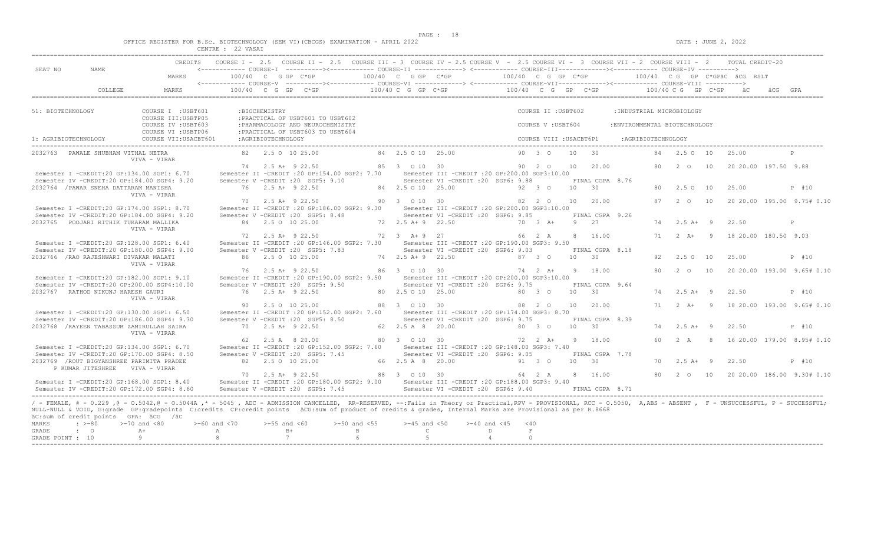OFFICE REGISTER FOR B.Sc. BIOTECHNOLOGY (SEM VI)(CBCGS) EXAMINATION - APRIL 2022

CENTRE : 22 VASAI

DATE : JUNE 2, 2022

```
                        CREDITS    COURSE I - 2.5   COURSE II - 2.5   COURSE III - 3  COURSE IV - 2.5 COURSE V  - 2.5 COURSE VI -  3  COURSE VII - 2  COURSE VIII -  2      TOTAL CREDIT-20
SEAT NO      NAME                  <------------ COURSE-I  ----------><------------ COURSE-II -------------> <------------ COURSE-III------------><------------ COURSE-IV ---------->
                        MARKS          100/40  C  G GP  C*GP          100/40  C  G GP  C*GP           100/40  C  G  GP  C*GP            100/40  C G  GP  C*GPäC  äCG  RSLT
                                   <------------ COURSE-V  ----------><------------ COURSE-VI -------------> <------------ COURSE-VII------------><------------ COURSE-VIII ---------->
         COLLEGE        MARKS          100/40  C  G  GP   C*GP          100/40 C  G  GP  C*GP          100/40   C  G   GP   C*GP            100/40 C G   GP  C*GP     äC     äCG  GPA
```

```
51: BIOTECHNOLOGY          COURSE I  :USBT601        :BIOCHEMISTRY                                          COURSE II :USBT602        :INDUSTRIAL MICROBIOLOGY
                           COURSE III:USBTP05        :PRACTICAL OF USBT601 TO USBT602
                           COURSE IV :USBT603        :PHARMACOLOGY AND NEUROCHEMISTRY                       COURSE V :USBT604         :ENVIRONMENTAL BIOTECHNOLOGY
                           COURSE VI :USBTP06        :PRACTICAL OF USBT603 TO USBT604
1: AGRIBIOTECHNOLOGY       COURSE VII:USACBT601      :AGRIBIOTECHNOLOGY                                     COURSE VIII :USACBT6P1    :AGRIBIOTECHNOLOGY
```

```
2032763  PAWALE SHUBHAM VITHAL NETRA            82   2.5 O  10 25.00          84  2.5 O 10  25.00          90  3  O    10   30            84   2.5 O  10    25.00           P
                VIVA - VIRAR
                                                74   2.5 A+  9 22.50          85   3  O 10  30             90  2  O    10   20.00         80   2  O   10    20 20.00  197.50  9.88
 Semester I -CREDIT:20 GP:134.00 SGP1: 6.70     Semester II -CREDIT :20 GP:154.00 SGP2: 7.70     Semester III -CREDIT :20 GP:200.00 SGP3:10.00
 Semester IV -CREDIT:20 GP:184.00 SGP4: 9.20    Semester V -CREDIT :20  SGP5: 9.10               Semester VI -CREDIT :20  SGP6: 9.88            FINAL CGPA  8.76
2032764 /PAWAR SNEHA DATTARAM MANISHA           76   2.5 A+  9 22.50          84  2.5 O 10  25.00          92  3  O    10   30            80   2.5 O  10    25.00           P  #10
                VIVA - VIRAR
                                                70   2.5 A+  9 22.50          90   3  O 10  30             82  2  O    10   20.00         87   2  O   10    20 20.00  195.00  9.75# 0.10
 Semester I -CREDIT:20 GP:174.00 SGP1: 8.70     Semester II -CREDIT :20 GP:186.00 SGP2: 9.30     Semester III -CREDIT :20 GP:200.00 SGP3:10.00
 Semester IV -CREDIT:20 GP:184.00 SGP4: 9.20    Semester V -CREDIT :20  SGP5: 8.48               Semester VI -CREDIT :20  SGP6: 9.85            FINAL CGPA  9.26
2032765  POOJARI RITHIK TUKARAM MALLIKA         84   2.5 O  10 25.00          72  2.5 A+ 9  22.50          70  3  A+    9   27            74   2.5 A+  9    22.50           P
                VIVA - VIRAR
                                                72   2.5 A+  9 22.50          72   3  A+ 9  27             66  2  A     8   16.00         71   2  A+   9    18 20.00  180.50  9.03
 Semester I -CREDIT:20 GP:128.00 SGP1: 6.40     Semester II -CREDIT :20 GP:146.00 SGP2: 7.30     Semester III -CREDIT :20 GP:190.00 SGP3: 9.50
 Semester IV -CREDIT:20 GP:180.00 SGP4: 9.00    Semester V -CREDIT :20  SGP5: 7.83               Semester VI -CREDIT :20  SGP6: 9.03            FINAL CGPA  8.18
2032766 /RAO RAJESHWARI DIVAKAR MALATI          86   2.5 O  10 25.00          74  2.5 A+ 9  22.50          87  3  O    10   30            92   2.5 O  10    25.00           P  #10
                VIVA - VIRAR
                                                76   2.5 A+  9 22.50          86   3  O 10  30             74  2  A+    9   18.00         80   2  O   10    20 20.00  193.00  9.65# 0.10
 Semester I -CREDIT:20 GP:182.00 SGP1: 9.10     Semester II -CREDIT :20 GP:190.00 SGP2: 9.50     Semester III -CREDIT :20 GP:200.00 SGP3:10.00
 Semester IV -CREDIT:20 GP:200.00 SGP4:10.00    Semester V -CREDIT :20  SGP5: 9.50               Semester VI -CREDIT :20  SGP6: 9.75            FINAL CGPA  9.64
2032767  RATHOD NIKUNJ HARESH GAURI             76   2.5 A+  9 22.50          80  2.5 O 10  25.00          80  3  O    10   30            74   2.5 A+  9    22.50           P  #10
                VIVA - VIRAR
                                                90   2.5 O  10 25.00          88   3  O 10  30             88  2  O    10   20.00         71   2  A+   9    18 20.00  193.00  9.65# 0.10
 Semester I -CREDIT:20 GP:130.00 SGP1: 6.50     Semester II -CREDIT :20 GP:152.00 SGP2: 7.60     Semester III -CREDIT :20 GP:174.00 SGP3: 8.70
 Semester IV -CREDIT:20 GP:186.00 SGP4: 9.30    Semester V -CREDIT :20  SGP5: 8.50               Semester VI -CREDIT :20  SGP6: 9.75            FINAL CGPA  8.39
2032768 /RAYEEN TABASSUM ZAMIRULLAH SAIRA       70   2.5 A+  9 22.50          62  2.5 A  8  20.00          80  3  O    10   30            74   2.5 A+  9    22.50           P  #10
                VIVA - VIRAR
                                                62   2.5 A   8 20.00          80   3  O 10  30             72  2  A+    9   18.00         60   2  A    8    16 20.00  179.00  8.95# 0.10
 Semester I -CREDIT:20 GP:134.00 SGP1: 6.70     Semester II -CREDIT :20 GP:152.00 SGP2: 7.60     Semester III -CREDIT :20 GP:148.00 SGP3: 7.40
 Semester IV -CREDIT:20 GP:170.00 SGP4: 8.50    Semester V -CREDIT :20  SGP5: 7.45               Semester VI -CREDIT :20  SGP6: 9.05            FINAL CGPA  7.78
2032769 /ROUT BIGYANSHREE PARIMITA PRADEE       82   2.5 O  10 25.00          66  2.5 A  8  20.00          91  3  O    10   30            70   2.5 A+  9    22.50           P  #10
   P KUMAR JITESHREE    VIVA - VIRAR
                                                70   2.5 A+  9 22.50          88   3  O 10  30             64  2  A     8   16.00         80   2  O   10    20 20.00  186.00  9.30# 0.10
 Semester I -CREDIT:20 GP:168.00 SGP1: 8.40     Semester II -CREDIT :20 GP:180.00 SGP2: 9.00     Semester III -CREDIT :20 GP:188.00 SGP3: 9.40
 Semester IV -CREDIT:20 GP:172.00 SGP4: 8.60    Semester V -CREDIT :20  SGP5: 7.45               Semester VI -CREDIT :20  SGP6: 9.40            FINAL CGPA  8.71
```

/ - FEMALE, # - 0.229 ,@ - O.5042,@ - O.5044A ,* - 5045 , ADC - ADMISSION CANCELLED, RR-RESERVED, --:Fails in Theory or Practical,RPV - PROVISIONAL, RCC - O.5050, A,ABS - ABSENT , F - UNSUCCESSFUL, P - SUCCESSFUL; NULL-NULL & VOID, G:grade GP:gradepoints C:credits CP:credit points äCG:sum of product of credits & grades, Internal Marks are Provisional as per R.8668
äC:sum of credit points GPA: äCG /äC

| MARKS | : >=80 | >=70 and <80 | >=60 and <70 | >=55 and <60 | >=50 and <55 | >=45 and <50 | >=40 and <45 | <40 |
|---|---|---|---|---|---|---|---|---|
| GRADE | : O | A+ | A | B+ | B | C | D | F |
| GRADE POINT | : 10 | 9 | 8 | 7 | 6 | 5 | 4 | 0 |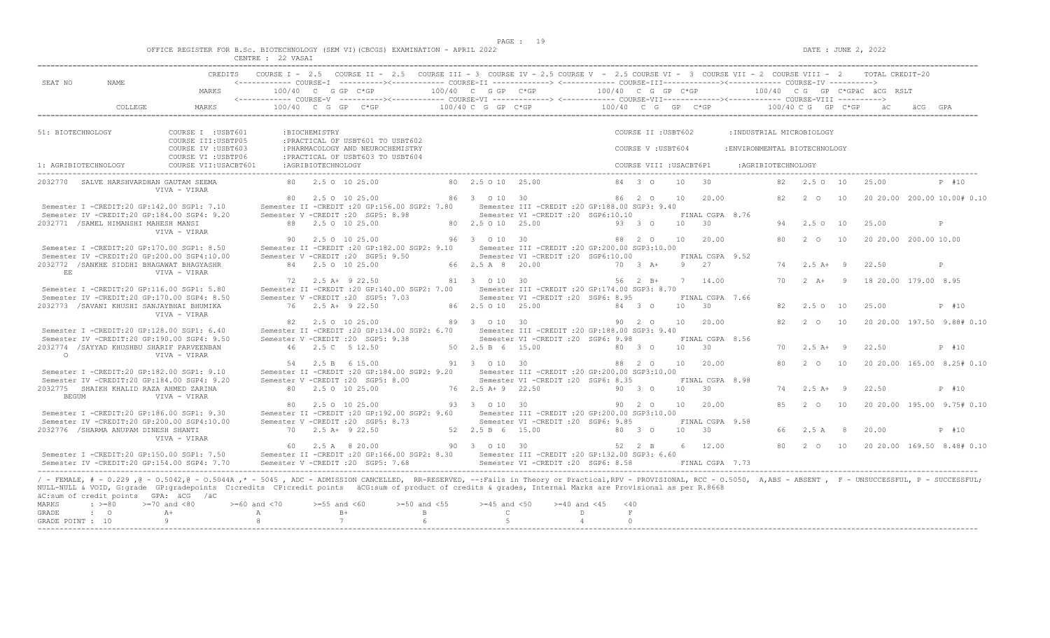OFFICE REGISTER FOR B.Sc. BIOTECHNOLOGY (SEM VI)(CBCGS) EXAMINATION - APRIL 2022

CENTRE : 22 VASAI

DATE : JUNE 2, 2022

```
                       CREDITS    COURSE I - 2.5   COURSE II - 2.5   COURSE III - 3  COURSE IV - 2.5 COURSE V  - 2.5 COURSE VI -  3  COURSE VII - 2  COURSE VIII -  2      TOTAL CREDIT-20
SEAT NO     NAME                  <------------ COURSE-I  ----------><------------ COURSE-II -------------> <------------ COURSE-III-------------><------------ COURSE-IV ---------->
                       MARKS          100/40  C  G GP  C*GP          100/40  C  G GP  C*GP            100/40  C  G  GP  C*GP              100/40  C G  GP  C*GPäC  äCG  RSLT
                                  <------------ COURSE-V  ----------><------------ COURSE-VI -------------> <------------ COURSE-VII-------------><------------ COURSE-VIII ---------->
         COLLEGE       MARKS          100/40  C  G  GP   C*GP          100/40 C  G  GP  C*GP           100/40  C  G   GP   C*GP             100/40 C G  GP  C*GP    äC      äCG  GPA

51: BIOTECHNOLOGY            COURSE I  :USBT601       :BIOCHEMISTRY                                                    COURSE II :USBT602         :INDUSTRIAL MICROBIOLOGY
                             COURSE III:USBTP05       :PRACTICAL OF USBT601 TO USBT602
                             COURSE IV :USBT603       :PHARMACOLOGY AND NEUROCHEMISTRY                                 COURSE V :USBT604          :ENVIRONMENTAL BIOTECHNOLOGY
                             COURSE VI :USBTP06       :PRACTICAL OF USBT603 TO USBT604
1: AGRIBIOTECHNOLOGY         COURSE VII:USACBT601     :AGRIBIOTECHNOLOGY                                               COURSE VIII :USACBT6P1      :AGRIBIOTECHNOLOGY

2032770   SALVE HARSHVARDHAN GAUTAM SEEMA        80   2.5 O  10 25.00         80  2.5 O 10  25.00             84  3  O     10    30              82   2.5 O  10    25.00           P  #10
          VIVA - VIRAR
                                                 80   2.5 O  10 25.00         86  3   O 10  30                86  2  O     10    20.00           82   2  O   10    20 20.00  200.00 10.00# 0.10
 Semester I -CREDIT:20 GP:142.00 SGP1: 7.10      Semester II -CREDIT :20 GP:156.00 SGP2: 7.80     Semester III -CREDIT :20 GP:188.00 SGP3: 9.40
 Semester IV -CREDIT:20 GP:184.00 SGP4: 9.20     Semester V -CREDIT :20  SGP5: 8.98               Semester VI -CREDIT :20  SGP6:10.10            FINAL CGPA  8.76
2032771  /SAMEL HIMANSHI MAHESH MANSI            88   2.5 O  10 25.00         80  2.5 O 10  25.00             93  3  O     10    30              94   2.5 O  10    25.00           P
          VIVA - VIRAR
                                                 90   2.5 O  10 25.00         96  3   O 10  30                88  2  O     10    20.00           80   2  O   10    20 20.00  200.00 10.00
 Semester I -CREDIT:20 GP:170.00 SGP1: 8.50      Semester II -CREDIT :20 GP:182.00 SGP2: 9.10     Semester III -CREDIT :20 GP:200.00 SGP3:10.00
 Semester IV -CREDIT:20 GP:200.00 SGP4:10.00     Semester V -CREDIT :20  SGP5: 9.50               Semester VI -CREDIT :20  SGP6:10.00            FINAL CGPA  9.52
2032772  /SANKHE SIDDHI BHAGAWAT BHAGYASHR       84   2.5 O  10 25.00         66  2.5 A  8  20.00             70  3  A+     9    27              74   2.5 A+  9    22.50           P
    EE    VIVA - VIRAR
                                                 72   2.5 A+  9 22.50         81  3   O 10  30                56  2  B+     7    14.00           70   2  A+   9    18 20.00  179.00  8.95
 Semester I -CREDIT:20 GP:116.00 SGP1: 5.80      Semester II -CREDIT :20 GP:140.00 SGP2: 7.00     Semester III -CREDIT :20 GP:174.00 SGP3: 8.70
 Semester IV -CREDIT:20 GP:170.00 SGP4: 8.50     Semester V -CREDIT :20  SGP5: 7.03               Semester VI -CREDIT :20  SGP6: 8.95            FINAL CGPA  7.66
2032773  /SAVANI KHUSHI SANJAYBHAI BHUMIKA       76   2.5 A+  9 22.50         86  2.5 O 10  25.00             84  3  O     10    30              82   2.5 O  10    25.00           P  #10
          VIVA - VIRAR
                                                 82   2.5 O  10 25.00         89  3   O 10  30                90  2  O     10    20.00           82   2  O   10    20 20.00  197.50  9.88# 0.10
 Semester I -CREDIT:20 GP:128.00 SGP1: 6.40      Semester II -CREDIT :20 GP:134.00 SGP2: 6.70     Semester III -CREDIT :20 GP:188.00 SGP3: 9.40
 Semester IV -CREDIT:20 GP:190.00 SGP4: 9.50     Semester V -CREDIT :20  SGP5: 9.38               Semester VI -CREDIT :20  SGP6: 9.98            FINAL CGPA  8.56
2032774  /SAYYAD KHUSHBU SHARIF PARVEENBAN       46   2.5 C   5 12.50         50  2.5 B  6  15.00             80  3  O     10    30              70   2.5 A+  9    22.50           P  #10
    O     VIVA - VIRAR
                                                 54   2.5 B   6 15.00         91  3   O 10  30                88  2  O     10    20.00           80   2  O   10    20 20.00  165.00  8.25# 0.10
 Semester I -CREDIT:20 GP:182.00 SGP1: 9.10      Semester II -CREDIT :20 GP:184.00 SGP2: 9.20     Semester III -CREDIT :20 GP:200.00 SGP3:10.00
 Semester IV -CREDIT:20 GP:184.00 SGP4: 9.20     Semester V -CREDIT :20  SGP5: 8.00               Semester VI -CREDIT :20  SGP6: 8.35            FINAL CGPA  8.98
2032775   SHAIKH KHALID RAZA AHMED ZARINA        80   2.5 O  10 25.00         76  2.5 A+ 9  22.50             90  3  O     10    30              74   2.5 A+  9    22.50           P  #10
    BEGUM VIVA - VIRAR
                                                 80   2.5 O  10 25.00         93  3   O 10  30                90  2  O     10    20.00           85   2  O   10    20 20.00  195.00  9.75# 0.10
 Semester I -CREDIT:20 GP:186.00 SGP1: 9.30      Semester II -CREDIT :20 GP:192.00 SGP2: 9.60     Semester III -CREDIT :20 GP:200.00 SGP3:10.00
 Semester IV -CREDIT:20 GP:200.00 SGP4:10.00     Semester V -CREDIT :20  SGP5: 8.73               Semester VI -CREDIT :20  SGP6: 9.85            FINAL CGPA  9.58
2032776  /SHARMA ANUPAM DINESH SHANTI            70   2.5 A+  9 22.50         52  2.5 B  6  15.00             80  3  O     10    30              66   2.5 A   8    20.00           P  #10
          VIVA - VIRAR
                                                 60   2.5 A   8 20.00         90  3   O 10  30                52  2  B      6    12.00           80   2  O   10    20 20.00  169.50  8.48# 0.10
 Semester I -CREDIT:20 GP:150.00 SGP1: 7.50      Semester II -CREDIT :20 GP:166.00 SGP2: 8.30     Semester III -CREDIT :20 GP:132.00 SGP3: 6.60
 Semester IV -CREDIT:20 GP:154.00 SGP4: 7.70     Semester V -CREDIT :20  SGP5: 7.68               Semester VI -CREDIT :20  SGP6: 8.58            FINAL CGPA  7.73
```

/ - FEMALE, # - 0.229 ,@ - O.5042,@ - O.5044A ,* - 5045 , ADC - ADMISSION CANCELLED, RR-RESERVED, --:Fails in Theory or Practical,RPV - PROVISIONAL, RCC - O.5050, A,ABS - ABSENT , F - UNSUCCESSFUL, P - SUCCESSFUL; NULL-NULL & VOID, G:grade GP:gradepoints C:credits CP:credit points äCG:sum of product of credits & grades, Internal Marks are Provisional as per R.8668

äC:sum of credit points GPA: äCG /äC

| MARKS | : >=80 | >=70 and <80 | >=60 and <70 | >=55 and <60 | >=50 and <55 | >=45 and <50 | >=40 and <45 | <40 |
|---|---|---|---|---|---|---|---|---|
| GRADE | : O | A+ | A | B+ | B | C | D | F |
| GRADE POINT | : 10 | 9 | 8 | 7 | 6 | 5 | 4 | 0 |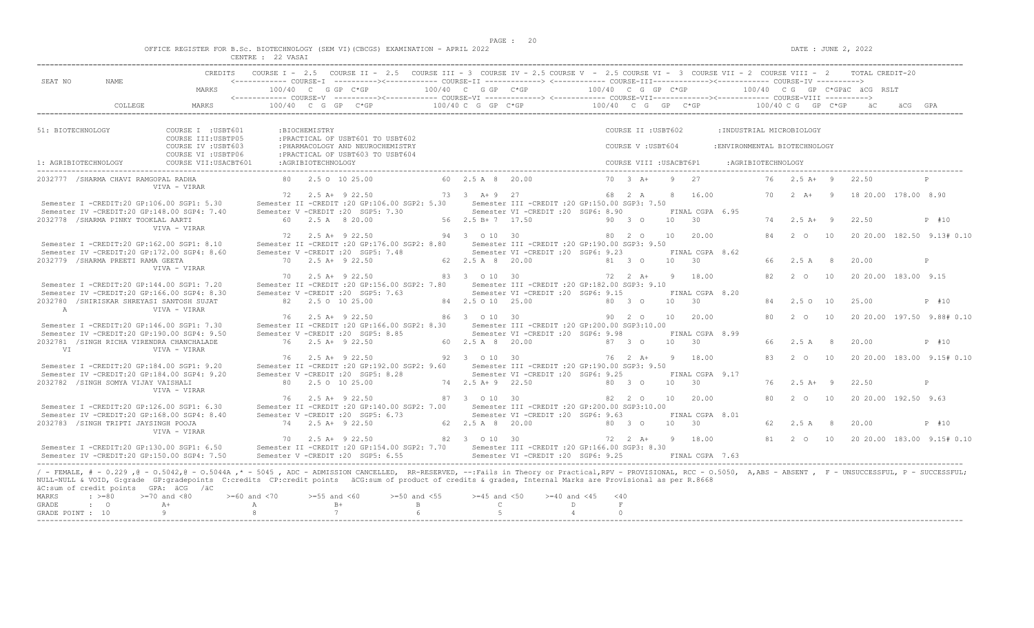OFFICE REGISTER FOR B.Sc. BIOTECHNOLOGY (SEM VI)(CBCGS) EXAMINATION - APRIL 2022

CENTRE : 22 VASAI

DATE : JUNE 2, 2022

```
                         CREDITS   COURSE I - 2.5   COURSE II - 2.5   COURSE III - 3  COURSE IV - 2.5 COURSE V  - 2.5 COURSE VI -  3  COURSE VII - 2  COURSE VIII -  2      TOTAL CREDIT-20
SEAT NO      NAME                  <------------ COURSE-I  ----------><------------ COURSE-II -------------> <------------ COURSE-III-------------><------------ COURSE-IV ---------->
                         MARKS          100/40  C   G GP  C*GP         100/40  C   G GP   C*GP          100/40  C  G  GP  C*GP          100/40  C G   GP  C*GPäC  äCG  RSLT
                                   <------------ COURSE-V  ----------><------------ COURSE-VI -------------> <------------ COURSE-VII-------------><------------ COURSE-VIII ---------->
          COLLEGE        MARKS          100/40  C  G  GP   C*GP         100/40 C  G  GP  C*GP           100/40  C  G   GP   C*GP            100/40 C G   GP  C*GP     äC      äCG  GPA

51: BIOTECHNOLOGY            COURSE I  :USBT601       :BIOCHEMISTRY                                                  COURSE II :USBT602        :INDUSTRIAL MICROBIOLOGY
                             COURSE III:USBTP05       :PRACTICAL OF USBT601 TO USBT602
                             COURSE IV :USBT603       :PHARMACOLOGY AND NEUROCHEMISTRY                               COURSE V :USBT604         :ENVIRONMENTAL BIOTECHNOLOGY
                             COURSE VI :USBTP06       :PRACTICAL OF USBT603 TO USBT604
1: AGRIBIOTECHNOLOGY         COURSE VII:USACBT601     :AGRIBIOTECHNOLOGY                                             COURSE VIII :USACBT6P1     :AGRIBIOTECHNOLOGY

2032777  /SHARMA CHAVI RAMGOPAL RADHA           80    2.5 O  10 25.00           60  2.5 A  8   20.00             70  3  A+    9   27              76   2.5 A+  9    22.50            P
                    VIVA - VIRAR
                                                72    2.5 A+  9 22.50           73   3   A+ 9   27               68   2  A     8   16.00          70    2  A+    9    18 20.00  178.00  8.90
 Semester I -CREDIT:20 GP:106.00 SGP1: 5.30       Semester II -CREDIT :20 GP:106.00 SGP2: 5.30     Semester III -CREDIT :20 GP:150.00 SGP3: 7.50
 Semester IV -CREDIT:20 GP:148.00 SGP4: 7.40      Semester V -CREDIT :20  SGP5: 7.30               Semester VI -CREDIT :20  SGP6: 8.90          FINAL CGPA  6.95
2032778  /SHARMA PINKY TOOKLAL AARTI            60    2.5 A   8 20.00           56  2.5 B+ 7   17.50             90   3  O    10   30              74   2.5 A+  9    22.50            P  #10
                    VIVA - VIRAR
                                                72    2.5 A+  9 22.50           94   3   O 10   30               80   2  O    10   20.00          84    2  O    10    20 20.00  182.50  9.13# 0.10
 Semester I -CREDIT:20 GP:162.00 SGP1: 8.10       Semester II -CREDIT :20 GP:176.00 SGP2: 8.80     Semester III -CREDIT :20 GP:190.00 SGP3: 9.50
 Semester IV -CREDIT:20 GP:172.00 SGP4: 8.60      Semester V -CREDIT :20  SGP5: 7.48               Semester VI -CREDIT :20  SGP6: 9.23          FINAL CGPA  8.62
2032779  /SHARMA PREETI RAMA GEETA              70    2.5 A+  9 22.50           62  2.5 A  8   20.00             81   3  O    10   30              66   2.5 A   8    20.00            P
                    VIVA - VIRAR
                                                70    2.5 A+  9 22.50           83   3   O 10   30               72   2  A+    9   18.00          82    2  O    10    20 20.00  183.00  9.15
 Semester I -CREDIT:20 GP:144.00 SGP1: 7.20       Semester II -CREDIT :20 GP:156.00 SGP2: 7.80     Semester III -CREDIT :20 GP:182.00 SGP3: 9.10
 Semester IV -CREDIT:20 GP:166.00 SGP4: 8.30      Semester V -CREDIT :20  SGP5: 7.63               Semester VI -CREDIT :20  SGP6: 9.15          FINAL CGPA  8.20
2032780  /SHIRISKAR SHREYASI SANTOSH SUJAT      82    2.5 O  10 25.00           84  2.5 O 10   25.00             80   3  O    10   30              84   2.5 O  10    25.00            P  #10
  A                 VIVA - VIRAR
                                                76    2.5 A+  9 22.50           86   3   O 10   30               90   2  O    10   20.00          80    2  O    10    20 20.00  197.50  9.88# 0.10
 Semester I -CREDIT:20 GP:146.00 SGP1: 7.30       Semester II -CREDIT :20 GP:166.00 SGP2: 8.30     Semester III -CREDIT :20 GP:200.00 SGP3:10.00
 Semester IV -CREDIT:20 GP:190.00 SGP4: 9.50      Semester V -CREDIT :20  SGP5: 8.85               Semester VI -CREDIT :20  SGP6: 9.98          FINAL CGPA  8.99
2032781  /SINGH RICHA VIRENDRA CHANCHALADE      76    2.5 A+  9 22.50           60  2.5 A  8   20.00             87   3  O    10   30              66   2.5 A   8    20.00            P  #10
  VI                VIVA - VIRAR
                                                76    2.5 A+  9 22.50           92   3   O 10   30               76   2  A+    9   18.00          83    2  O    10    20 20.00  183.00  9.15# 0.10
 Semester I -CREDIT:20 GP:184.00 SGP1: 9.20       Semester II -CREDIT :20 GP:192.00 SGP2: 9.60     Semester III -CREDIT :20 GP:190.00 SGP3: 9.50
 Semester IV -CREDIT:20 GP:184.00 SGP4: 9.20      Semester V -CREDIT :20  SGP5: 8.28               Semester VI -CREDIT :20  SGP6: 9.25          FINAL CGPA  9.17
2032782  /SINGH SOMYA VIJAY VAISHALI            80    2.5 O  10 25.00           74  2.5 A+ 9   22.50             80   3  O    10   30              76   2.5 A+  9    22.50            P
                    VIVA - VIRAR
                                                76    2.5 A+  9 22.50           87   3   O 10   30               82   2  O    10   20.00          80    2  O    10    20 20.00  192.50  9.63
 Semester I -CREDIT:20 GP:126.00 SGP1: 6.30       Semester II -CREDIT :20 GP:140.00 SGP2: 7.00     Semester III -CREDIT :20 GP:200.00 SGP3:10.00
 Semester IV -CREDIT:20 GP:168.00 SGP4: 8.40      Semester V -CREDIT :20  SGP5: 6.73               Semester VI -CREDIT :20  SGP6: 9.63          FINAL CGPA  8.01
2032783  /SINGH TRIPTI JAYSINGH POOJA           74    2.5 A+  9 22.50           62  2.5 A  8   20.00             80   3  O    10   30              62   2.5 A   8    20.00            P  #10
                    VIVA - VIRAR
                                                70    2.5 A+  9 22.50           82   3   O 10   30               72   2  A+    9   18.00          81    2  O    10    20 20.00  183.00  9.15# 0.10
 Semester I -CREDIT:20 GP:130.00 SGP1: 6.50       Semester II -CREDIT :20 GP:154.00 SGP2: 7.70     Semester III -CREDIT :20 GP:166.00 SGP3: 8.30
 Semester IV -CREDIT:20 GP:150.00 SGP4: 7.50      Semester V -CREDIT :20  SGP5: 6.55               Semester VI -CREDIT :20  SGP6: 9.25          FINAL CGPA  7.63
```

/ - FEMALE, # - 0.229 ,@ - O.5042,@ - O.5044A ,* - 5045 , ADC - ADMISSION CANCELLED, RR-RESERVED, --:Fails in Theory or Practical,RPV - PROVISIONAL, RCC - O.5050, A,ABS - ABSENT , F - UNSUCCESSFUL, P - SUCCESSFUL; NULL-NULL & VOID, G:grade GP:gradepoints C:credits CP:credit points äCG:sum of product of credits & grades, Internal Marks are Provisional as per R.8668

äC:sum of credit points GPA: äCG /äC

| MARKS | : >=80 | >=70 and <80 | >=60 and <70 | >=55 and <60 | >=50 and <55 | >=45 and <50 | >=40 and <45 | <40 |
|---|---|---|---|---|---|---|---|---|
| GRADE | : O | A+ | A | B+ | B | C | D | F |
| GRADE POINT | : 10 | 9 | 8 | 7 | 6 | 5 | 4 | 0 |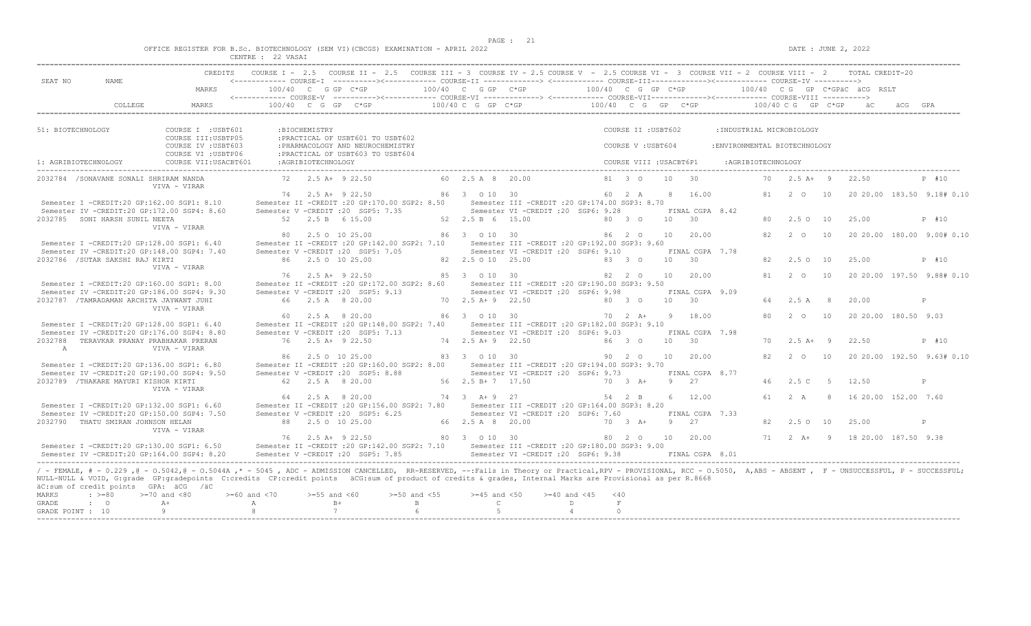OFFICE REGISTER FOR B.Sc. BIOTECHNOLOGY (SEM VI)(CBCGS) EXAMINATION - APRIL 2022

CENTRE : 22 VASAI

DATE : JUNE 2, 2022

```
SEAT NO     NAME                 CREDITS   COURSE I - 2.5   COURSE II - 2.5   COURSE III - 3  COURSE IV - 2.5 COURSE V  - 2.5 COURSE VI -  3  COURSE VII - 2  COURSE VIII -  2      TOTAL CREDIT-20
                                           <------------ COURSE-I  ----------><------------ COURSE-II -------------> <------------ COURSE-III-------------><------------ COURSE-IV ---------->
                                 MARKS        100/40  C  G GP  C*GP         100/40  C  G GP  C*GP           100/40  C  G  GP  C*GP            100/40  C G  GP  C*GPäC  äCG  RSLT
                                           <------------ COURSE-V  ----------><------------ COURSE-VI -------------> <------------ COURSE-VII-------------><------------ COURSE-VIII ---------->
            COLLEGE              MARKS        100/40  C  G  GP   C*GP        100/40 C  G  GP  C*GP          100/40   C  G   GP   C*GP           100/40 C G   GP  C*GP    äC      äCG  GPA

51: BIOTECHNOLOGY            COURSE I  :USBT601       :BIOCHEMISTRY                                               COURSE II :USBT602        :INDUSTRIAL MICROBIOLOGY
                             COURSE III:USBTP05       :PRACTICAL OF USBT601 TO USBT602
                             COURSE IV :USBT603       :PHARMACOLOGY AND NEUROCHEMISTRY                           COURSE V :USBT604         :ENVIRONMENTAL BIOTECHNOLOGY
                             COURSE VI :USBTP06       :PRACTICAL OF USBT603 TO USBT604
1: AGRIBIOTECHNOLOGY         COURSE VII:USACBT601     :AGRIBIOTECHNOLOGY                                          COURSE VIII :USACBT6P1     :AGRIBIOTECHNOLOGY

2032784  /SONAVANE SONALI SHRIRAM NANDA             72   2.5 A+  9 22.50          60  2.5 A  8  20.00            81  3  O    10    30           70   2.5 A+  9   22.50              P  #10
                    VIVA - VIRAR
                                                    74   2.5 A+  9 22.50          86  3  O 10  30                60  2  A     8   16.00          81   2  O   10   20 20.00  183.50  9.18# 0.10
 Semester I -CREDIT:20 GP:162.00 SGP1: 8.10       Semester II -CREDIT :20 GP:170.00 SGP2: 8.50     Semester III -CREDIT :20 GP:174.00 SGP3: 8.70
 Semester IV -CREDIT:20 GP:172.00 SGP4: 8.60      Semester V -CREDIT :20  SGP5: 7.35               Semester VI -CREDIT :20  SGP6: 9.28         FINAL CGPA  8.42
2032785   SONI HARSH SUNIL NEETA                    52   2.5 B   6 15.00          52  2.5 B  6  15.00            80  3  O    10    30           80   2.5 O  10   25.00              P  #10
                    VIVA - VIRAR
                                                    80   2.5 O  10 25.00          86  3  O 10  30                86  2  O    10   20.00          82   2  O   10   20 20.00  180.00  9.00# 0.10
 Semester I -CREDIT:20 GP:128.00 SGP1: 6.40       Semester II -CREDIT :20 GP:142.00 SGP2: 7.10     Semester III -CREDIT :20 GP:192.00 SGP3: 9.60
 Semester IV -CREDIT:20 GP:148.00 SGP4: 7.40      Semester V -CREDIT :20  SGP5: 7.05               Semester VI -CREDIT :20  SGP6: 9.10         FINAL CGPA  7.78
2032786  /SUTAR SAKSHI RAJ KIRTI                    86   2.5 O  10 25.00          82  2.5 O 10  25.00            83  3  O    10    30           82   2.5 O  10   25.00              P  #10
                    VIVA - VIRAR
                                                    76   2.5 A+  9 22.50          85  3  O 10  30                82  2  O    10   20.00          81   2  O   10   20 20.00  197.50  9.88# 0.10
 Semester I -CREDIT:20 GP:160.00 SGP1: 8.00       Semester II -CREDIT :20 GP:172.00 SGP2: 8.60     Semester III -CREDIT :20 GP:190.00 SGP3: 9.50
 Semester IV -CREDIT:20 GP:186.00 SGP4: 9.30      Semester V -CREDIT :20  SGP5: 9.13               Semester VI -CREDIT :20  SGP6: 9.98         FINAL CGPA  9.09
2032787  /TAMRADAMAN ARCHITA JAYWANT JUHI           66   2.5 A   8 20.00          70  2.5 A+ 9  22.50            80  3  O    10    30           64   2.5 A   8   20.00              P
                    VIVA - VIRAR
                                                    60   2.5 A   8 20.00          86  3  O 10  30                70  2  A+    9   18.00          80   2  O   10   20 20.00  180.50  9.03
 Semester I -CREDIT:20 GP:128.00 SGP1: 6.40       Semester II -CREDIT :20 GP:148.00 SGP2: 7.40     Semester III -CREDIT :20 GP:182.00 SGP3: 9.10
 Semester IV -CREDIT:20 GP:176.00 SGP4: 8.80      Semester V -CREDIT :20  SGP5: 7.13               Semester VI -CREDIT :20  SGP6: 9.03         FINAL CGPA  7.98
2032788   TERAVKAR PRANAY PRABHAKAR PRERAN          76   2.5 A+  9 22.50          74  2.5 A+ 9  22.50            86  3  O    10    30           70   2.5 A+  9   22.50              P  #10
  A                 VIVA - VIRAR
                                                    86   2.5 O  10 25.00          83  3  O 10  30                90  2  O    10   20.00          82   2  O   10   20 20.00  192.50  9.63# 0.10
 Semester I -CREDIT:20 GP:136.00 SGP1: 6.80       Semester II -CREDIT :20 GP:160.00 SGP2: 8.00     Semester III -CREDIT :20 GP:194.00 SGP3: 9.70
 Semester IV -CREDIT:20 GP:190.00 SGP4: 9.50      Semester V -CREDIT :20  SGP5: 8.88               Semester VI -CREDIT :20  SGP6: 9.73         FINAL CGPA  8.77
2032789  /THAKARE MAYURI KISHOR KIRTI               62   2.5 A   8 20.00          56  2.5 B+ 7  17.50            70  3  A+    9    27           46   2.5 C   5   12.50              P
                    VIVA - VIRAR
                                                    64   2.5 A   8 20.00          74  3  A+ 9  27                54  2  B     6   12.00          61   2  A    8   16 20.00  152.00  7.60
 Semester I -CREDIT:20 GP:132.00 SGP1: 6.60       Semester II -CREDIT :20 GP:156.00 SGP2: 7.80     Semester III -CREDIT :20 GP:164.00 SGP3: 8.20
 Semester IV -CREDIT:20 GP:150.00 SGP4: 7.50      Semester V -CREDIT :20  SGP5: 6.25               Semester VI -CREDIT :20  SGP6: 7.60         FINAL CGPA  7.33
2032790   THATU SMIRAN JOHNSON HELAN                88   2.5 O  10 25.00          66  2.5 A  8  20.00            70  3  A+    9    27           82   2.5 O  10   25.00              P
                    VIVA - VIRAR
                                                    76   2.5 A+  9 22.50          80  3  O 10  30                80  2  O    10   20.00          71   2  A+   9   18 20.00  187.50  9.38
 Semester I -CREDIT:20 GP:130.00 SGP1: 6.50       Semester II -CREDIT :20 GP:142.00 SGP2: 7.10     Semester III -CREDIT :20 GP:180.00 SGP3: 9.00
 Semester IV -CREDIT:20 GP:164.00 SGP4: 8.20      Semester V -CREDIT :20  SGP5: 7.85               Semester VI -CREDIT :20  SGP6: 9.38         FINAL CGPA  8.01
```

/ - FEMALE, # - 0.229 ,@ - O.5042,@ - O.5044A ,* - 5045 , ADC - ADMISSION CANCELLED, RR-RESERVED, --:Fails in Theory or Practical,RPV - PROVISIONAL, RCC - O.5050, A,ABS - ABSENT , F - UNSUCCESSFUL, P - SUCCESSFUL; NULL-NULL & VOID, G:grade GP:gradepoints C:credits CP:credit points äCG:sum of product of credits & grades, Internal Marks are Provisional as per R.8668

äC:sum of credit points GPA: äCG /äC

| MARKS | : >=80 | >=70 and <80 | >=60 and <70 | >=55 and <60 | >=50 and <55 | >=45 and <50 | >=40 and <45 | <40 |
|---|---|---|---|---|---|---|---|---|
| GRADE | : O | A+ | A | B+ | B | C | D | F |
| GRADE POINT | : 10 | 9 | 8 | 7 | 6 | 5 | 4 | 0 |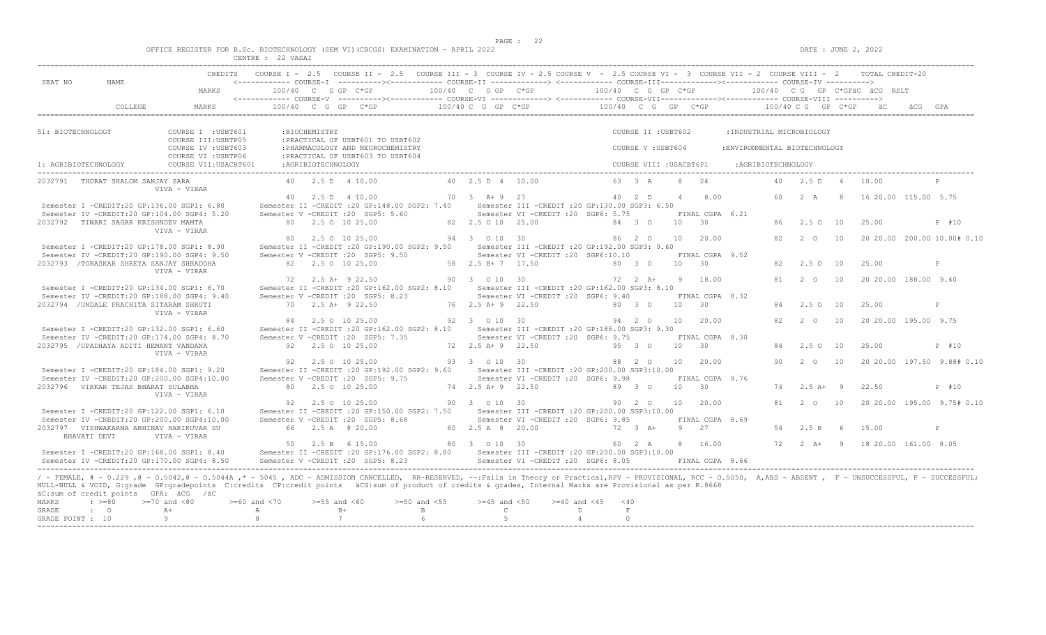OFFICE REGISTER FOR B.Sc. BIOTECHNOLOGY (SEM VI)(CBCGS) EXAMINATION - APRIL 2022

CENTRE : 22 VASAI

DATE : JUNE 2, 2022

| SEAT NO | NAME | CREDITS | COURSE I - 2.5 | COURSE II - 2.5 | COURSE III - 3 | COURSE IV - 2.5 | COURSE V - 2.5 | COURSE VI - 3 | COURSE VII - 2 | COURSE VIII - 2 | TOTAL CREDIT-20 |
|---|---|---|---|---|---|---|---|---|---|---|---|
| | | MARKS | <---- COURSE-I ----> 100/40 C G GP C*GP | <---- COURSE-II ----> 100/40 C G GP C*GP | | <---- COURSE-III ----> 100/40 C G GP C*GP | | <---- COURSE-IV ----> 100/40 C G GP C*GPäC äCG RSLT | | | |
| | COLLEGE | MARKS | <---- COURSE-V ----> 100/40 C G GP C*GP | <---- COURSE-VI ----> 100/40 C G GP C*GP | | <---- COURSE-VII ----> 100/40 C G GP C*GP | | <---- COURSE-VIII ----> 100/40 C G GP C*GP äC | | | äCG GPA |

51: BIOTECHNOLOGY — COURSE I :USBT601 :BIOCHEMISTRY; COURSE II :USBT602 :INDUSTRIAL MICROBIOLOGY; COURSE III:USBTP05 :PRACTICAL OF USBT601 TO USBT602; COURSE IV :USBT603 :PHARMACOLOGY AND NEUROCHEMISTRY; COURSE V :USBT604 :ENVIRONMENTAL BIOTECHNOLOGY; COURSE VI :USBTP06 :PRACTICAL OF USBT603 TO USBT604; COURSE VII:USACBT601 :AGRIBIOTECHNOLOGY; COURSE VIII :USACBT6P1 :AGRIBIOTECHNOLOGY

1: AGRIBIOTECHNOLOGY

| Seat No | Name / College | Course I / V | Course II / VI | Course III / VII | Course IV / VIII | Total / Result |
|---|---|---|---|---|---|---|
| 2032791 | THORAT SHALOM SANJAY SARA (VIVA - VIRAR) | 40 2.5 D 4 10.00 | 40 2.5 D 4 10.00 | 63 3 A 8 24 | 40 2.5 D 4 10.00 | P |
| | | 40 2.5 D 4 10.00 | 70 3 A+ 9 27 | 40 2 D 4 8.00 | 60 2 A 8 16 | 20.00 115.00 5.75 |
| | Semester I -CREDIT:20 GP:136.00 SGP1: 6.80; Semester II -CREDIT :20 GP:148.00 SGP2: 7.40; Semester III -CREDIT :20 GP:130.00 SGP3: 6.50; Semester IV -CREDIT:20 GP:104.00 SGP4: 5.20; Semester V -CREDIT :20 SGP5: 5.60; Semester VI -CREDIT :20 SGP6: 5.75; FINAL CGPA 6.21 | | | | | |
| 2032792 | TIWARI SAGAR KRISHNDEV MAMTA (VIVA - VIRAR) | 80 2.5 O 10 25.00 | 82 2.5 O 10 25.00 | 84 3 O 10 30 | 86 2.5 O 10 25.00 | P #10 |
| | | 80 2.5 O 10 25.00 | 94 3 O 10 30 | 86 2 O 10 20.00 | 82 2 O 10 20 | 20.00 200.00 10.00# 0.10 |
| | Semester I -CREDIT:20 GP:178.00 SGP1: 8.90; Semester II -CREDIT :20 GP:190.00 SGP2: 9.50; Semester III -CREDIT :20 GP:192.00 SGP3: 9.60; Semester IV -CREDIT:20 GP:190.00 SGP4: 9.50; Semester V -CREDIT :20 SGP5: 9.50; Semester VI -CREDIT :20 SGP6:10.10; FINAL CGPA 9.52 | | | | | |
| 2032793 | /TORASKAR SHREYA SANJAY SHRADDHA (VIVA - VIRAR) | 82 2.5 O 10 25.00 | 58 2.5 B+ 7 17.50 | 80 3 O 10 30 | 82 2.5 O 10 25.00 | P |
| | | 72 2.5 A+ 9 22.50 | 90 3 O 10 30 | 72 2 A+ 9 18.00 | 81 2 O 10 20 | 20.00 188.00 9.40 |
| | Semester I -CREDIT:20 GP:134.00 SGP1: 6.70; Semester II -CREDIT :20 GP:162.00 SGP2: 8.10; Semester III -CREDIT :20 GP:162.00 SGP3: 8.10; Semester IV -CREDIT:20 GP:188.00 SGP4: 9.40; Semester V -CREDIT :20 SGP5: 8.23; Semester VI -CREDIT :20 SGP6: 9.40; FINAL CGPA 8.32 | | | | | |
| 2032794 | /UNDALE PRACHITA SITARAM SHRUTI (VIVA - VIRAR) | 70 2.5 A+ 9 22.50 | 76 2.5 A+ 9 22.50 | 80 3 O 10 30 | 84 2.5 O 10 25.00 | P |
| | | 84 2.5 O 10 25.00 | 92 3 O 10 30 | 94 2 O 10 20.00 | 82 2 O 10 20 | 20.00 195.00 9.75 |
| | Semester I -CREDIT:20 GP:132.00 SGP1: 6.60; Semester II -CREDIT :20 GP:162.00 SGP2: 8.10; Semester III -CREDIT :20 GP:186.00 SGP3: 9.30; Semester IV -CREDIT:20 GP:174.00 SGP4: 8.70; Semester V -CREDIT :20 SGP5: 7.35; Semester VI -CREDIT :20 SGP6: 9.75; FINAL CGPA 8.30 | | | | | |
| 2032795 | /UPADHAYA ADITI HEMANT VANDANA (VIVA - VIRAR) | 92 2.5 O 10 25.00 | 72 2.5 A+ 9 22.50 | 95 3 O 10 30 | 84 2.5 O 10 25.00 | P #10 |
| | | 92 2.5 O 10 25.00 | 93 3 O 10 30 | 88 2 O 10 20.00 | 90 2 O 10 20 | 20.00 197.50 9.88# 0.10 |
| | Semester I -CREDIT:20 GP:184.00 SGP1: 9.20; Semester II -CREDIT :20 GP:192.00 SGP2: 9.60; Semester III -CREDIT :20 GP:200.00 SGP3:10.00; Semester IV -CREDIT:20 GP:200.00 SGP4:10.00; Semester V -CREDIT :20 SGP5: 9.75; Semester VI -CREDIT :20 SGP6: 9.98; FINAL CGPA 9.76 | | | | | |
| 2032796 | VIRKAR TEJAS BHARAT SULABHA (VIVA - VIRAR) | 80 2.5 O 10 25.00 | 74 2.5 A+ 9 22.50 | 89 3 O 10 30 | 74 2.5 A+ 9 22.50 | P #10 |
| | | 92 2.5 O 10 25.00 | 90 3 O 10 30 | 90 2 O 10 20.00 | 81 2 O 10 20 | 20.00 195.00 9.75# 0.10 |
| | Semester I -CREDIT:20 GP:122.00 SGP1: 6.10; Semester II -CREDIT :20 GP:150.00 SGP2: 7.50; Semester III -CREDIT :20 GP:200.00 SGP3:10.00; Semester IV -CREDIT:20 GP:200.00 SGP4:10.00; Semester V -CREDIT :20 SGP5: 8.68; Semester VI -CREDIT :20 SGP6: 9.85; FINAL CGPA 8.69 | | | | | |
| 2032797 | VISHWAKARMA ABHINAV HARIKUVAR SU BHAVATI DEVI (VIVA - VIRAR) | 66 2.5 A 8 20.00 | 60 2.5 A 8 20.00 | 72 3 A+ 9 27 | 54 2.5 B 6 15.00 | P |
| | | 50 2.5 B 6 15.00 | 80 3 O 10 30 | 60 2 A 8 16.00 | 72 2 A+ 9 18 | 20.00 161.00 8.05 |
| | Semester I -CREDIT:20 GP:168.00 SGP1: 8.40; Semester II -CREDIT :20 GP:176.00 SGP2: 8.80; Semester III -CREDIT :20 GP:200.00 SGP3:10.00; Semester IV -CREDIT:20 GP:170.00 SGP4: 8.50; Semester V -CREDIT :20 SGP5: 8.23; Semester VI -CREDIT :20 SGP6: 8.05; FINAL CGPA 8.66 | | | | | |

/ - FEMALE, # - 0.229 ,@ - O.5042,@ - O.5044A ,* - 5045 , ADC - ADMISSION CANCELLED, RR-RESERVED, --:Fails in Theory or Practical,RPV - PROVISIONAL, RCC - O.5050, A,ABS - ABSENT , F - UNSUCCESSFUL, P - SUCCESSFUL; NULL-NULL & VOID, G:grade GP:gradepoints C:credits CP:credit points äCG:sum of product of credits & grades, Internal Marks are Provisional as per R.8668

äC:sum of credit points GPA: äCG /äC

| MARKS | >=80 | >=70 and <80 | >=60 and <70 | >=55 and <60 | >=50 and <55 | >=45 and <50 | >=40 and <45 | <40 |
|---|---|---|---|---|---|---|---|---|
| GRADE | O | A+ | A | B+ | B | C | D | F |
| GRADE POINT | 10 | 9 | 8 | 7 | 6 | 5 | 4 | 0 |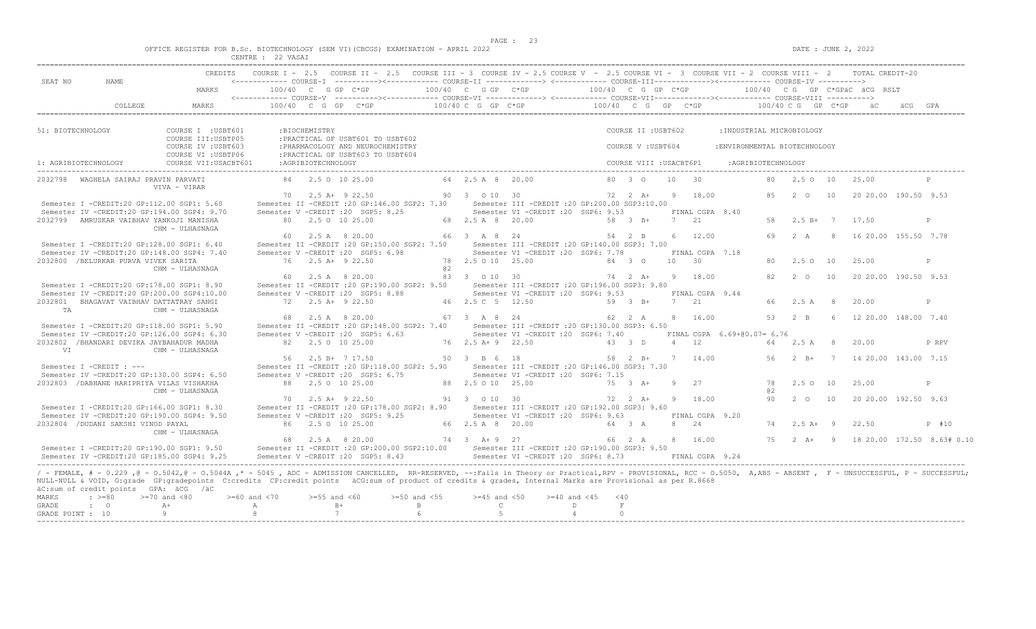OFFICE REGISTER FOR B.Sc. BIOTECHNOLOGY (SEM VI)(CBCGS) EXAMINATION - APRIL 2022

CENTRE : 22 VASAI

DATE : JUNE 2, 2022

```
                          CREDITS    COURSE I - 2.5   COURSE II - 2.5   COURSE III - 3  COURSE IV - 2.5 COURSE V  - 2.5 COURSE VI - 3  COURSE VII - 2  COURSE VIII - 2      TOTAL CREDIT-20
SEAT NO      NAME                    <------------ COURSE-I  ---------><------------ COURSE-II -------------> <------------ COURSE-III-------------><------------ COURSE-IV ---------->
                          MARKS          100/40  C   G GP  C*GP          100/40  C   G GP   C*GP          100/40  C  G  GP  C*GP            100/40  C G   GP  C*GPäC  äCG  RSLT
                                     <------------ COURSE-V  ---------><------------ COURSE-VI -------------> <------------ COURSE-VII-------------><------------ COURSE-VIII ---------->
           COLLEGE        MARKS          100/40  C  G  GP   C*GP         100/40 C  G  GP  C*GP             100/40  C  G   GP   C*GP             100/40 C G   GP  C*GP     äC       äCG  GPA

51: BIOTECHNOLOGY             COURSE I  :USBT601       :BIOCHEMISTRY                                                   COURSE II :USBT602        :INDUSTRIAL MICROBIOLOGY
                              COURSE III:USBTP05       :PRACTICAL OF USBT601 TO USBT602
                              COURSE IV :USBT603       :PHARMACOLOGY AND NEUROCHEMISTRY                                COURSE V :USBT604         :ENVIRONMENTAL BIOTECHNOLOGY
                              COURSE VI :USBTP06       :PRACTICAL OF USBT603 TO USBT604
1: AGRIBIOTECHNOLOGY          COURSE VII:USACBT601     :AGRIBIOTECHNOLOGY                                              COURSE VIII :USACBT6P1      :AGRIBIOTECHNOLOGY

2032798  WAGHELA SAIRAJ PRAVIN PARVATI            84   2.5 O  10 25.00          64  2.5 A  8  20.00              80  3  O    10   30                80   2.5 O  10    25.00             P
                  VIVA - VIRAR
                                                  70   2.5 A+  9 22.50          90  3  O 10  30                  72  2  A+    9   18.00             85   2  O   10    20 20.00  190.50  9.53
 Semester I -CREDIT:20 GP:112.00 SGP1: 5.60      Semester II -CREDIT :20 GP:146.00 SGP2: 7.30     Semester III -CREDIT :20 GP:200.00 SGP3:10.00
 Semester IV -CREDIT:20 GP:194.00 SGP4: 9.70     Semester V -CREDIT :20  SGP5: 8.25               Semester VI -CREDIT :20  SGP6: 9.53           FINAL CGPA  8.40
2032799  AMRUSKAR VAIBHAV YANKOJI MANISHA          80   2.5 O  10 25.00          68  2.5 A  8  20.00              58  3  B+    7   21                58   2.5 B+  7    17.50             P
                  CHM - ULHASNAGA
                                                  60   2.5 A  8 20.00           66  3  A  8  24                  54  2  B     6   12.00             69   2  A    8    16 20.00  155.50  7.78
 Semester I -CREDIT:20 GP:128.00 SGP1: 6.40      Semester II -CREDIT :20 GP:150.00 SGP2: 7.50     Semester III -CREDIT :20 GP:140.00 SGP3: 7.00
 Semester IV -CREDIT:20 GP:148.00 SGP4: 7.40     Semester V -CREDIT :20  SGP5: 6.98               Semester VI -CREDIT :20  SGP6: 7.78           FINAL CGPA  7.18
2032800 /BELURKAR PURVA VIVEK SARITA               76   2.5 A+  9 22.50          78  2.5 O 10  25.00              84  3  O    10   30                80   2.5 O  10    25.00             P
                  CHM - ULHASNAGA                                               @2
                                                  60   2.5 A  8 20.00           83  3  O 10  30                  74  2  A+    9   18.00             82   2  O   10    20 20.00  190.50  9.53
 Semester I -CREDIT:20 GP:178.00 SGP1: 8.90      Semester II -CREDIT :20 GP:190.00 SGP2: 9.50     Semester III -CREDIT :20 GP:196.00 SGP3: 9.80
 Semester IV -CREDIT:20 GP:200.00 SGP4:10.00     Semester V -CREDIT :20  SGP5: 8.88               Semester VI -CREDIT :20  SGP6: 9.53           FINAL CGPA  9.44
2032801  BHAGAVAT VAIBHAV DATTATRAY SANGI          72   2.5 A+  9 22.50          46  2.5 C  5  12.50              59  3  B+    7   21                66   2.5 A   8    20.00             P
    TA            CHM - ULHASNAGA
                                                  68   2.5 A  8 20.00           67  3  A  8  24                  62  2  A     8   16.00             53   2  B    6    12 20.00  148.00  7.40
 Semester I -CREDIT:20 GP:118.00 SGP1: 5.90      Semester II -CREDIT :20 GP:148.00 SGP2: 7.40     Semester III -CREDIT :20 GP:130.00 SGP3: 6.50
 Semester IV -CREDIT:20 GP:126.00 SGP4: 6.30     Semester V -CREDIT :20  SGP5: 6.63               Semester VI -CREDIT :20  SGP6: 7.40           FINAL CGPA  6.69+@0.07= 6.76
2032802 /BHANDARI DEVIKA JAYBAHADUR MADHA          82   2.5 O  10 25.00          76  2.5 A+ 9  22.50              43  3  D     4   12                64   2.5 A   8    20.00             P RPV
    VI            CHM - ULHASNAGA
                                                  56   2.5 B+  7 17.50          50  3  B  6  18                  58  2  B+    7   14.00             56   2  B+   7    14 20.00  143.00  7.15
 Semester I -CREDIT : ---                        Semester II -CREDIT :20 GP:118.00 SGP2: 5.90     Semester III -CREDIT :20 GP:146.00 SGP3: 7.30
 Semester IV -CREDIT:20 GP:130.00 SGP4: 6.50     Semester V -CREDIT :20  SGP5: 6.75               Semester VI -CREDIT :20  SGP6: 7.15
2032803 /DABHANE HARIPRIYA VILAS VISHAKHA          88   2.5 O  10 25.00          88  2.5 O 10  25.00              75  3  A+    9   27                78   2.5 O  10    25.00             P
                  CHM - ULHASNAGA                                                                                                                    @2
                                                  70   2.5 A+  9 22.50          91  3  O 10  30                  72  2  A+    9   18.00             90   2  O   10    20 20.00  192.50  9.63
 Semester I -CREDIT:20 GP:166.00 SGP1: 8.30      Semester II -CREDIT :20 GP:178.00 SGP2: 8.90     Semester III -CREDIT :20 GP:192.00 SGP3: 9.60
 Semester IV -CREDIT:20 GP:190.00 SGP4: 9.50     Semester V -CREDIT :20  SGP5: 9.25               Semester VI -CREDIT :20  SGP6: 9.63           FINAL CGPA  9.20
2032804 /DUDANI SAKSHI VINOD PAYAL                 86   2.5 O  10 25.00          66  2.5 A  8  20.00              64  3  A     8   24                74   2.5 A+  9    22.50             P  #10
                  CHM - ULHASNAGA
                                                  68   2.5 A  8 20.00           74  3  A+ 9  27                  66  2  A     8   16.00             75   2  A+   9    18 20.00  172.50  8.63# 0.10
 Semester I -CREDIT:20 GP:190.00 SGP1: 9.50      Semester II -CREDIT :20 GP:200.00 SGP2:10.00     Semester III -CREDIT :20 GP:190.00 SGP3: 9.50
 Semester IV -CREDIT:20 GP:185.00 SGP4: 9.25     Semester V -CREDIT :20  SGP5: 8.43               Semester VI -CREDIT :20  SGP6: 8.73           FINAL CGPA  9.24
```

/ - FEMALE, # - 0.229 ,@ - O.5042,@ - O.5044A ,* - 5045 , ADC - ADMISSION CANCELLED, RR-RESERVED, --:Fails in Theory or Practical,RPV - PROVISIONAL, RCC - O.5050, A,ABS - ABSENT , F - UNSUCCESSFUL, P - SUCCESSFUL; NULL-NULL & VOID, G:grade GP:gradepoints C:credits CP:credit points äCG:sum of product of credits & grades, Internal Marks are Provisional as per R.8668

äC:sum of credit points GPA: äCG /äC

| MARKS | : >=80 | >=70 and <80 | >=60 and <70 | >=55 and <60 | >=50 and <55 | >=45 and <50 | >=40 and <45 | <40 |
|---|---|---|---|---|---|---|---|---|
| GRADE | : O | A+ | A | B+ | B | C | D | F |
| GRADE POINT | : 10 | 9 | 8 | 7 | 6 | 5 | 4 | 0 |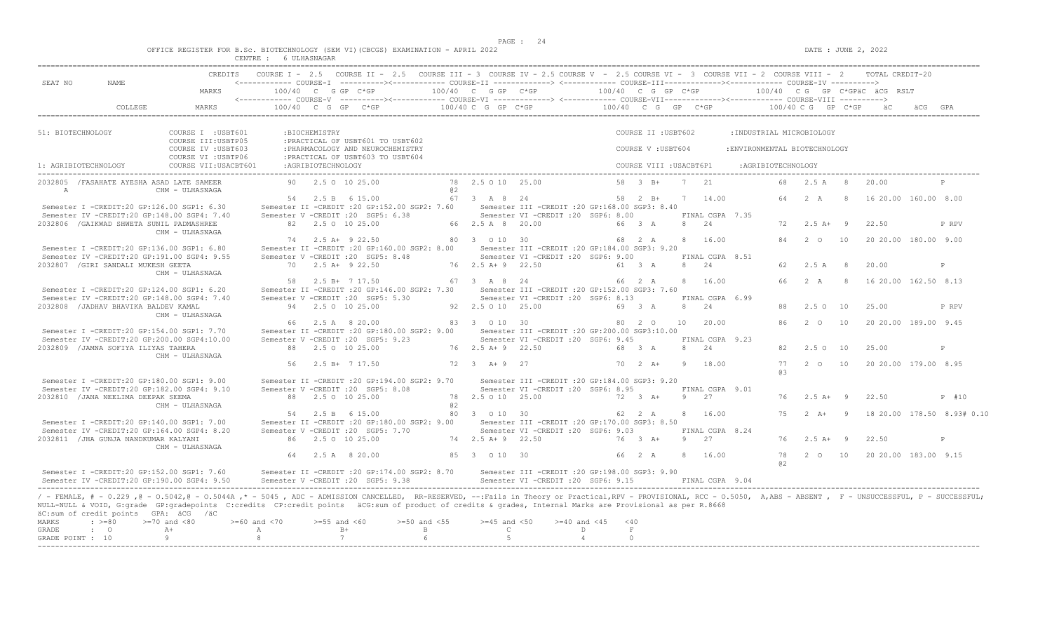OFFICE REGISTER FOR B.Sc. BIOTECHNOLOGY (SEM VI)(CBCGS) EXAMINATION - APRIL 2022

CENTRE : 6 ULHASNAGAR

DATE : JUNE 2, 2022

| SEAT NO | NAME | CREDITS | COURSE I - 2.5 | COURSE II - 2.5 | COURSE III - 3 | COURSE IV - 2.5 | COURSE V - 2.5 | COURSE VI - 3 | COURSE VII - 2 | COURSE VIII - 2 | TOTAL CREDIT-20 |
|---|---|---|---|---|---|---|---|---|---|---|---|
| | | MARKS | COURSE-I 100/40 C G GP C*GP | | COURSE-II 100/40 C G GP C*GP | | COURSE-III 100/40 C G GP C*GP | | COURSE-IV 100/40 C G GP C*GPäC äCG RSLT | | |
| | COLLEGE | MARKS | COURSE-V 100/40 C G GP C*GP | | COURSE-VI 100/40 C G GP C*GP | | COURSE-VII 100/40 C G GP C*GP | | COURSE-VIII 100/40 C G GP C*GP äC äCG GPA | | |

51: BIOTECHNOLOGY
- COURSE I : USBT601 : BIOCHEMISTRY
- COURSE II : USBT602 : INDUSTRIAL MICROBIOLOGY
- COURSE III: USBTP05 : PRACTICAL OF USBT601 TO USBT602
- COURSE IV : USBT603 : PHARMACOLOGY AND NEUROCHEMISTRY
- COURSE V : USBT604 : ENVIRONMENTAL BIOTECHNOLOGY
- COURSE VI : USBTP06 : PRACTICAL OF USBT603 TO USBT604
- COURSE VII: USACBT601 : AGRIBIOTECHNOLOGY
- COURSE VIII : USACBT6P1 : AGRIBIOTECHNOLOGY

1: AGRIBIOTECHNOLOGY

```
2032805 /FASAHATE AYESHA ASAD LATE SAMEER     90   2.5 O 10 25.00      78  2.5 O 10  25.00       58  3 B+   7  21         68   2.5 A   8   20.00              P
   A              CHM - ULHASNAGA                                      @2
                                              54   2.5 B  6 15.00      67  3  A  8  24           58  2 B+   7  14.00      64   2  A    8   16 20.00 160.00 8.00
 Semester I -CREDIT:20 GP:126.00 SGP1: 6.30     Semester II -CREDIT :20 GP:152.00 SGP2: 7.60     Semester III -CREDIT :20 GP:168.00 SGP3: 8.40
 Semester IV -CREDIT:20 GP:148.00 SGP4: 7.40    Semester V -CREDIT :20  SGP5: 6.38               Semester VI -CREDIT :20  SGP6: 8.00          FINAL CGPA  7.35
2032806 /GAIKWAD SHWETA SUNIL PADMASHREE      82   2.5 O 10 25.00      66  2.5 A  8  20.00       66  3 A    8  24         72   2.5 A+  9   22.50              P RPV
                  CHM - ULHASNAGA
                                              74   2.5 A+ 9 22.50      80  3  O 10  30           68  2 A    8  16.00      84   2  O   10   20 20.00 180.00 9.00
 Semester I -CREDIT:20 GP:136.00 SGP1: 6.80     Semester II -CREDIT :20 GP:160.00 SGP2: 8.00     Semester III -CREDIT :20 GP:184.00 SGP3: 9.20
 Semester IV -CREDIT:20 GP:191.00 SGP4: 9.55    Semester V -CREDIT :20  SGP5: 8.48               Semester VI -CREDIT :20  SGP6: 9.00          FINAL CGPA  8.51
2032807 /GIRI SANDALI MUKESH GEETA            70   2.5 A+ 9 22.50      76  2.5 A+ 9  22.50       61  3 A    8  24         62   2.5 A   8   20.00              P
                  CHM - ULHASNAGA
                                              58   2.5 B+ 7 17.50      67  3  A  8  24           66  2 A    8  16.00      66   2  A    8   16 20.00 162.50 8.13
 Semester I -CREDIT:20 GP:124.00 SGP1: 6.20     Semester II -CREDIT :20 GP:146.00 SGP2: 7.30     Semester III -CREDIT :20 GP:152.00 SGP3: 7.60
 Semester IV -CREDIT:20 GP:148.00 SGP4: 7.40    Semester V -CREDIT :20  SGP5: 5.30               Semester VI -CREDIT :20  SGP6: 8.13          FINAL CGPA  6.99
2032808 /JADHAV BHAVIKA BALDEV KAMAL          94   2.5 O 10 25.00      92  2.5 O 10  25.00       69  3 A    8  24         88   2.5 O  10   25.00              P RPV
                  CHM - ULHASNAGA
                                              66   2.5 A  8 20.00      83  3  O 10  30           80  2 O   10  20.00      86   2  O   10   20 20.00 189.00 9.45
 Semester I -CREDIT:20 GP:154.00 SGP1: 7.70     Semester II -CREDIT :20 GP:180.00 SGP2: 9.00     Semester III -CREDIT :20 GP:200.00 SGP3:10.00
 Semester IV -CREDIT:20 GP:200.00 SGP4:10.00    Semester V -CREDIT :20  SGP5: 9.23               Semester VI -CREDIT :20  SGP6: 9.45          FINAL CGPA  9.23
2032809 /JAMNA SOFIYA ILIYAS TAHERA           88   2.5 O 10 25.00      76  2.5 A+ 9  22.50       68  3 A    8  24         82   2.5 O  10   25.00              P
                  CHM - ULHASNAGA
                                              56   2.5 B+ 7 17.50      72  3  A+ 9  27           70  2 A+   9  18.00      77   2  O   10   20 20.00 179.00 8.95
                                                                                                                          @3
 Semester I -CREDIT:20 GP:180.00 SGP1: 9.00     Semester II -CREDIT :20 GP:194.00 SGP2: 9.70     Semester III -CREDIT :20 GP:184.00 SGP3: 9.20
 Semester IV -CREDIT:20 GP:182.00 SGP4: 9.10    Semester V -CREDIT :20  SGP5: 8.08               Semester VI -CREDIT :20  SGP6: 8.95          FINAL CGPA  9.01
2032810 /JANA NEELIMA DEEPAK SEEMA            88   2.5 O 10 25.00      78  2.5 O 10  25.00       72  3 A+   9  27         76   2.5 A+  9   22.50              P #10
                  CHM - ULHASNAGA                                      @2
                                              54   2.5 B  6 15.00      80  3  O 10  30           62  2 A    8  16.00      75   2  A+   9   18 20.00 178.50 8.93# 0.10
 Semester I -CREDIT:20 GP:140.00 SGP1: 7.00     Semester II -CREDIT :20 GP:180.00 SGP2: 9.00     Semester III -CREDIT :20 GP:170.00 SGP3: 8.50
 Semester IV -CREDIT:20 GP:164.00 SGP4: 8.20    Semester V -CREDIT :20  SGP5: 7.70               Semester VI -CREDIT :20  SGP6: 9.03          FINAL CGPA  8.24
2032811 /JHA GUNJA NANDKUMAR KALYANI          86   2.5 O 10 25.00      74  2.5 A+ 9  22.50       76  3 A+   9  27         76   2.5 A+  9   22.50              P
                  CHM - ULHASNAGA
                                              64   2.5 A  8 20.00      85  3  O 10  30           66  2 A    8  16.00      78   2  O   10   20 20.00 183.00 9.15
                                                                                                                          @2
 Semester I -CREDIT:20 GP:152.00 SGP1: 7.60     Semester II -CREDIT :20 GP:174.00 SGP2: 8.70     Semester III -CREDIT :20 GP:198.00 SGP3: 9.90
 Semester IV -CREDIT:20 GP:190.00 SGP4: 9.50    Semester V -CREDIT :20  SGP5: 9.38               Semester VI -CREDIT :20  SGP6: 9.15          FINAL CGPA  9.04
```

/ - FEMALE, # - 0.229 ,@ - O.5042,@ - O.5044A ,* - 5045 , ADC - ADMISSION CANCELLED, RR-RESERVED, --:Fails in Theory or Practical,RPV - PROVISIONAL, RCC - O.5050, A,ABS - ABSENT , F - UNSUCCESSFUL, P - SUCCESSFUL; NULL-NULL & VOID, G:grade GP:gradepoints C:credits CP:credit points äCG:sum of product of credits & grades, Internal Marks are Provisional as per R.8668

äC:sum of credit points GPA: äCG /äC

| MARKS | : >=80 | >=70 and <80 | >=60 and <70 | >=55 and <60 | >=50 and <55 | >=45 and <50 | >=40 and <45 | <40 |
|---|---|---|---|---|---|---|---|---|
| GRADE | : O | A+ | A | B+ | B | C | D | F |
| GRADE POINT | : 10 | 9 | 8 | 7 | 6 | 5 | 4 | 0 |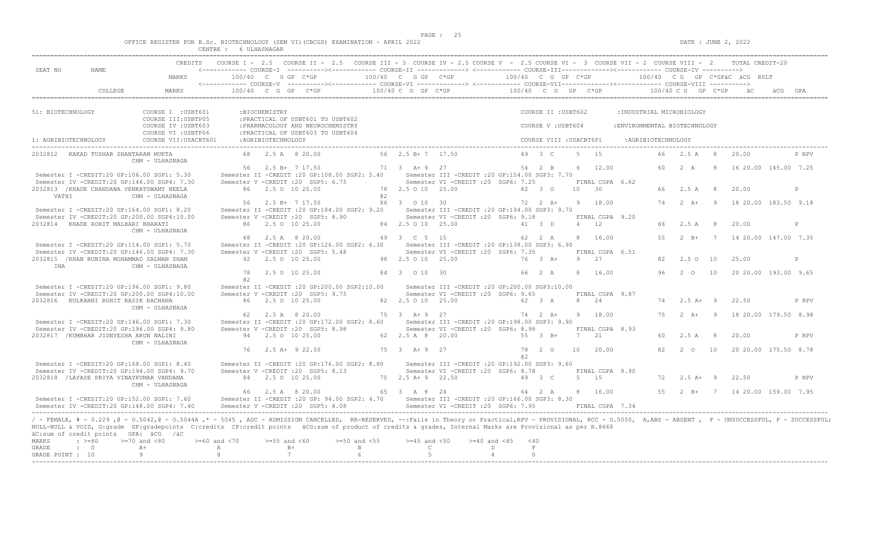OFFICE REGISTER FOR B.Sc. BIOTECHNOLOGY (SEM VI)(CBCGS) EXAMINATION - APRIL 2022

CENTRE : 6 ULHASNAGAR

DATE : JUNE 2, 2022

```
                            CREDITS   COURSE I - 2.5   COURSE II - 2.5   COURSE III - 3  COURSE IV - 2.5 COURSE V  - 2.5 COURSE VI -  3  COURSE VII - 2  COURSE VIII -  2      TOTAL CREDIT-20
SEAT NO       NAME                    <------------ COURSE-I  ----------><------------ COURSE-II -------------> <------------ COURSE-III------------><------------ COURSE-IV ---------->
                            MARKS          100/40  C  G GP  C*GP           100/40  C  G GP  C*GP            100/40  C  G  GP  C*GP            100/40  C G  GP  C*GPäC  äCG  RSLT
                                      <------------ COURSE-V  ----------><------------ COURSE-VI -------------> <------------ COURSE-VII------------><------------ COURSE-VIII ---------->
            COLLEGE         MARKS          100/40  C  G  GP   C*GP           100/40 C  G  GP  C*GP            100/40  C  G   GP   C*GP             100/40 C G   GP  C*GP    äC       äCG  GPA

51: BIOTECHNOLOGY            COURSE I  :USBT601        :BIOCHEMISTRY                                                          COURSE II :USBT602        :INDUSTRIAL MICROBIOLOGY
                             COURSE III:USBTP05        :PRACTICAL OF USBT601 TO USBT602
                             COURSE IV :USBT603        :PHARMACOLOGY AND NEUROCHEMISTRY                                       COURSE V :USBT604         :ENVIRONMENTAL BIOTECHNOLOGY
                             COURSE VI :USBTP06        :PRACTICAL OF USBT603 TO USBT604
1: AGRIBIOTECHNOLOGY         COURSE VII:USACBT601      :AGRIBIOTECHNOLOGY                                                     COURSE VIII :USACBT6P1      :AGRIBIOTECHNOLOGY

2032812   KAKAD TUSHAR SHANTARAM MUKTA              68    2.5 A   8 20.00            56   2.5 B+ 7  17.50             49   3  C        5   15              66    2.5 A    8     20.00             P RPV
                   CHM - ULHASNAGA
                                              56    2.5 B+  7 17.50            71   3   A+ 9  27                54   2  B        6   12.00           60    2  A     8     16 20.00  145.00  7.25
 Semester I -CREDIT:20 GP:106.00 SGP1: 5.30       Semester II -CREDIT :20 GP:108.00 SGP2: 5.40      Semester III -CREDIT :20 GP:154.00 SGP3: 7.70
 Semester IV -CREDIT:20 GP:146.00 SGP4: 7.30      Semester V -CREDIT :20  SGP5: 6.75               Semester VI -CREDIT :20  SGP6: 7.25            FINAL CGPA  6.62
2032813  /KHADE CHANDANA VENKATSWAMY NEELA          86    2.5 O  10 25.00            78   2.5 O 10  25.00             82   3  O       10   30              66    2.5 A    8     20.00             P
     VATHI              CHM - ULHASNAGA                                          @2
                                              56    2.5 B+  7 17.50            86   3   O 10  30                72   2  A+       9   18.00           74    2  A+    9     18 20.00  183.50  9.18
 Semester I -CREDIT:20 GP:164.00 SGP1: 8.20       Semester II -CREDIT :20 GP:184.00 SGP2: 9.20      Semester III -CREDIT :20 GP:194.00 SGP3: 9.70
 Semester IV -CREDIT:20 GP:200.00 SGP4:10.00      Semester V -CREDIT :20  SGP5: 8.90               Semester VI -CREDIT :20  SGP6: 9.18            FINAL CGPA  9.20
2032814   KHADE ROHIT MALHARI BHARATI               86    2.5 O  10 25.00            84   2.5 O 10  25.00             41   3  D        4   12              66    2.5 A    8     20.00             P
                   CHM - ULHASNAGA
                                              68    2.5 A   8 20.00            49   3   C  5  15                62   2  A        8   16.00           55    2  B+    7     14 20.00  147.00  7.35
 Semester I -CREDIT:20 GP:114.00 SGP1: 5.70       Semester II -CREDIT :20 GP:126.00 SGP2: 6.30      Semester III -CREDIT :20 GP:138.00 SGP3: 6.90
 Semester IV -CREDIT:20 GP:146.00 SGP4: 7.30      Semester V -CREDIT :20  SGP5: 5.48               Semester VI -CREDIT :20  SGP6: 7.35            FINAL CGPA  6.51
2032815  /KHAN RUBINA MOHAMMAD SALMAN SHAM          92    2.5 O  10 25.00            98   2.5 O 10  25.00             76   3  A+       9   27              82    2.5 O   10     25.00             P
     INA                CHM - ULHASNAGA
                                              78    2.5 O  10 25.00            84   3   O 10  30                66   2  A        8   16.00           96    2  O    10     20 20.00  193.00  9.65
                                              @2
 Semester I -CREDIT:20 GP:196.00 SGP1: 9.80       Semester II -CREDIT :20 GP:200.00 SGP2:10.00      Semester III -CREDIT :20 GP:200.00 SGP3:10.00
 Semester IV -CREDIT:20 GP:200.00 SGP4:10.00      Semester V -CREDIT :20  SGP5: 9.75               Semester VI -CREDIT :20  SGP6: 9.65            FINAL CGPA  9.87
2032816   KULKARNI ROHIT RASIK RACHANA              86    2.5 O  10 25.00            82   2.5 O 10  25.00             62   3  A        8   24              74    2.5 A+   9     22.50             P RPV
                   CHM - ULHASNAGA
                                              62    2.5 A   8 20.00            75   3   A+ 9  27                74   2  A+       9   18.00           75    2  A+    9     18 20.00  179.50  8.98
 Semester I -CREDIT:20 GP:146.00 SGP1: 7.30       Semester II -CREDIT :20 GP:172.00 SGP2: 8.60      Semester III -CREDIT :20 GP:198.00 SGP3: 9.90
 Semester IV -CREDIT:20 GP:196.00 SGP4: 9.80      Semester V -CREDIT :20  SGP5: 8.98               Semester VI -CREDIT :20  SGP6: 8.98            FINAL CGPA  8.93
2032817  /KUMBHAR JIDNYESHA ARUN NALINI             94    2.5 O  10 25.00            62   2.5 A  8  20.00             55   3  B+       7   21              60    2.5 A    8     20.00             P RPV
                   CHM - ULHASNAGA
                                              76    2.5 A+  9 22.50            75   3   A+ 9  27                78   2  O       10   20.00           82    2  O    10     20 20.00  175.50  8.78
                                                                                                             @2
 Semester I -CREDIT:20 GP:168.00 SGP1: 8.40       Semester II -CREDIT :20 GP:176.00 SGP2: 8.80      Semester III -CREDIT :20 GP:192.00 SGP3: 9.60
 Semester IV -CREDIT:20 GP:194.00 SGP4: 9.70      Semester V -CREDIT :20  SGP5: 8.13               Semester VI -CREDIT :20  SGP6: 8.78            FINAL CGPA  8.90
2032818  /LAYASE PRIYA VINAYKUMAR VANDANA           84    2.5 O  10 25.00            70   2.5 A+ 9  22.50             49   3  C        5   15              72    2.5 A+   9     22.50             P RPV
                   CHM - ULHASNAGA
                                              66    2.5 A   8 20.00            65   3   A  8  24                64   2  A        8   16.00           55    2  B+    7     14 20.00  159.00  7.95
 Semester I -CREDIT:20 GP:152.00 SGP1: 7.60       Semester II -CREDIT :20 GP: 94.00 SGP2: 4.70      Semester III -CREDIT :20 GP:166.00 SGP3: 8.30
 Semester IV -CREDIT:20 GP:148.00 SGP4: 7.40      Semester V -CREDIT :20  SGP5: 8.08               Semester VI -CREDIT :20  SGP6: 7.95            FINAL CGPA  7.34
```

/ - FEMALE, # - 0.229 ,@ - O.5042,@ - O.5044A ,* - 5045 , ADC - ADMISSION CANCELLED, RR-RESERVED, --:Fails in Theory or Practical,RPV - PROVISIONAL, RCC - O.5050, A,ABS - ABSENT , F - UNSUCCESSFUL, P - SUCCESSFUL; NULL-NULL & VOID, G:grade GP:gradepoints C:credits CP:credit points äCG:sum of product of credits & grades, Internal Marks are Provisional as per R.8668
äC:sum of credit points GPA: äCG /äC

| MARKS | : >=80 | >=70 and <80 | >=60 and <70 | >=55 and <60 | >=50 and <55 | >=45 and <50 | >=40 and <45 | <40 |
|---|---|---|---|---|---|---|---|---|
| GRADE | : O | A+ | A | B+ | B | C | D | F |
| GRADE POINT | : 10 | 9 | 8 | 7 | 6 | 5 | 4 | 0 |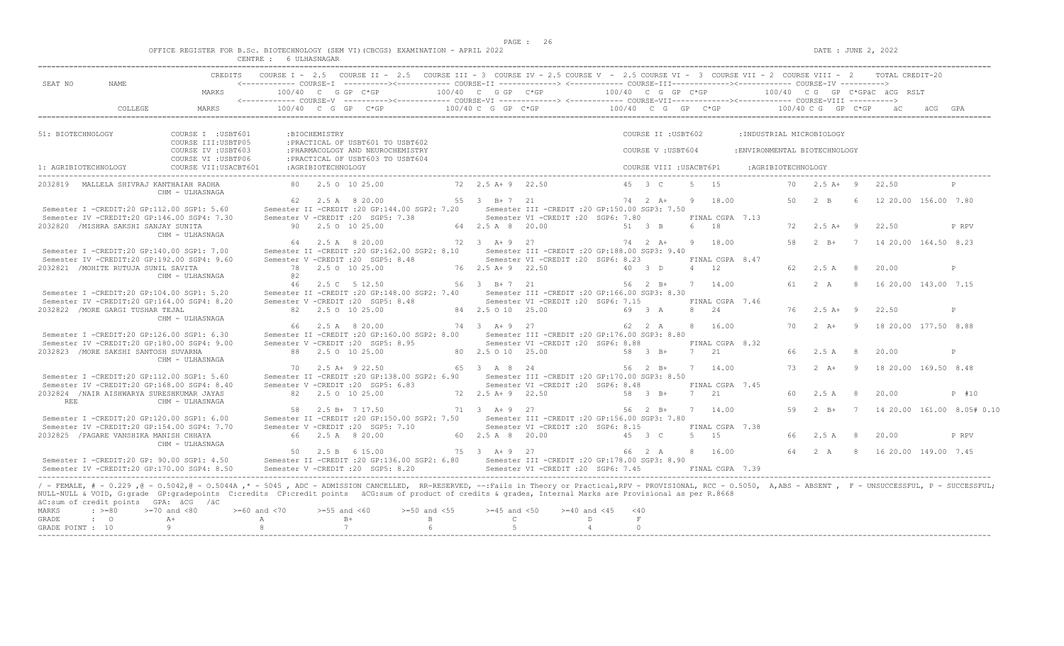OFFICE REGISTER FOR B.Sc. BIOTECHNOLOGY (SEM VI)(CBCGS) EXAMINATION - APRIL 2022

CENTRE : 6 ULHASNAGAR

DATE : JUNE 2, 2022

```
                              CREDITS    COURSE I - 2.5   COURSE II - 2.5   COURSE III - 3  COURSE IV - 2.5 COURSE V  - 2.5 COURSE VI -  3  COURSE VII - 2  COURSE VIII -  2      TOTAL CREDIT-20
SEAT NO        NAME                      <------------ COURSE-I  ----------><------------ COURSE-II -------------> <------------ COURSE-III-------------><------------ COURSE-IV ---------->
                              MARKS          100/40  C  G GP  C*GP          100/40  C  G GP  C*GP            100/40  C  G  GP  C*GP            100/40  C G  GP  C*GPäC  äCG  RSLT
                                         <------------ COURSE-V  ----------><------------ COURSE-VI -------------> <------------ COURSE-VII-------------><------------ COURSE-VIII ---------->
           COLLEGE            MARKS          100/40  C  G  GP   C*GP        100/40 C  G  GP  C*GP            100/40  C  G   GP   C*GP             100/40 C G  GP  C*GP    äC      äCG  GPA

51: BIOTECHNOLOGY             COURSE I  :USBT601        :BIOCHEMISTRY                                              COURSE II :USBT602        :INDUSTRIAL MICROBIOLOGY
                              COURSE III:USBTP05        :PRACTICAL OF USBT601 TO USBT602
                              COURSE IV :USBT603        :PHARMACOLOGY AND NEUROCHEMISTRY                           COURSE V :USBT604         :ENVIRONMENTAL BIOTECHNOLOGY
                              COURSE VI :USBTP06        :PRACTICAL OF USBT603 TO USBT604
1: AGRIBIOTECHNOLOGY          COURSE VII:USACBT601      :AGRIBIOTECHNOLOGY                                         COURSE VIII :USACBT6P1     :AGRIBIOTECHNOLOGY

2032819  MALLELA SHIVRAJ KANTHAIAH RADHA       80   2.5 O  10 25.00          72  2.5 A+ 9  22.50           45  3  C     5   15            70   2.5 A+  9   22.50          P
                   CHM - ULHASNAGA
                                                62   2.5 A  8 20.00           55  3  B+ 7  21                74  2  A+    9   18.00         50   2  B    6   12 20.00  156.00  7.80
 Semester I -CREDIT:20 GP:112.00 SGP1: 5.60       Semester II -CREDIT :20 GP:144.00 SGP2: 7.20     Semester III -CREDIT :20 GP:150.00 SGP3: 7.50
 Semester IV -CREDIT:20 GP:146.00 SGP4: 7.30      Semester V -CREDIT :20  SGP5: 7.38               Semester VI -CREDIT :20  SGP6: 7.80          FINAL CGPA  7.13
2032820 /MISHRA SAKSHI SANJAY SUNITA           90   2.5 O  10 25.00          64  2.5 A  8  20.00           51  3  B     6   18            72   2.5 A+  9   22.50          P RPV
                   CHM - ULHASNAGA
                                                64   2.5 A  8 20.00           72  3  A+ 9  27                74  2  A+    9   18.00         58   2  B+   7   14 20.00  164.50  8.23
 Semester I -CREDIT:20 GP:140.00 SGP1: 7.00       Semester II -CREDIT :20 GP:162.00 SGP2: 8.10     Semester III -CREDIT :20 GP:188.00 SGP3: 9.40
 Semester IV -CREDIT:20 GP:192.00 SGP4: 9.60      Semester V -CREDIT :20  SGP5: 8.48               Semester VI -CREDIT :20  SGP6: 8.23          FINAL CGPA  8.47
2032821 /MOHITE RUTUJA SUNIL SAVITA            78   2.5 O  10 25.00          76  2.5 A+ 9  22.50           40  3  D     4   12            62   2.5 A   8   20.00          P
                   CHM - ULHASNAGA             @2
                                                46   2.5 C  5 12.50           56  3  B+ 7  21                56  2  B+    7   14.00         61   2  A    8   16 20.00  143.00  7.15
 Semester I -CREDIT:20 GP:104.00 SGP1: 5.20       Semester II -CREDIT :20 GP:148.00 SGP2: 7.40     Semester III -CREDIT :20 GP:166.00 SGP3: 8.30
 Semester IV -CREDIT:20 GP:164.00 SGP4: 8.20      Semester V -CREDIT :20  SGP5: 8.48               Semester VI -CREDIT :20  SGP6: 7.15          FINAL CGPA  7.46
2032822 /MORE GARGI TUSHAR TEJAL               82   2.5 O  10 25.00          84  2.5 O 10  25.00           69  3  A     8   24            76   2.5 A+  9   22.50          P
                   CHM - ULHASNAGA
                                                66   2.5 A  8 20.00           74  3  A+ 9  27                62  2  A     8   16.00         70   2  A+   9   18 20.00  177.50  8.88
 Semester I -CREDIT:20 GP:126.00 SGP1: 6.30       Semester II -CREDIT :20 GP:160.00 SGP2: 8.00     Semester III -CREDIT :20 GP:176.00 SGP3: 8.80
 Semester IV -CREDIT:20 GP:180.00 SGP4: 9.00      Semester V -CREDIT :20  SGP5: 8.95               Semester VI -CREDIT :20  SGP6: 8.88          FINAL CGPA  8.32
2032823 /MORE SAKSHI SANTOSH SUVARNA           88   2.5 O  10 25.00          80  2.5 O 10  25.00           58  3  B+    7   21            66   2.5 A   8   20.00          P
                   CHM - ULHASNAGA
                                                70   2.5 A+ 9 22.50           65  3  A  8  24                56  2  B+    7   14.00         73   2  A+   9   18 20.00  169.50  8.48
 Semester I -CREDIT:20 GP:112.00 SGP1: 5.60       Semester II -CREDIT :20 GP:138.00 SGP2: 6.90     Semester III -CREDIT :20 GP:170.00 SGP3: 8.50
 Semester IV -CREDIT:20 GP:168.00 SGP4: 8.40      Semester V -CREDIT :20  SGP5: 6.83               Semester VI -CREDIT :20  SGP6: 8.48          FINAL CGPA  7.45
2032824 /NAIR AISHWARYA SURESHKUMAR JAYAS      82   2.5 O  10 25.00          72  2.5 A+ 9  22.50           58  3  B+    7   21            60   2.5 A   8   20.00          P  #10
    REE            CHM - ULHASNAGA
                                                58   2.5 B+ 7 17.50           71  3  A+ 9  27                56  2  B+    7   14.00         59   2  B+   7   14 20.00  161.00  8.05# 0.10
 Semester I -CREDIT:20 GP:120.00 SGP1: 6.00       Semester II -CREDIT :20 GP:150.00 SGP2: 7.50     Semester III -CREDIT :20 GP:156.00 SGP3: 7.80
 Semester IV -CREDIT:20 GP:154.00 SGP4: 7.70      Semester V -CREDIT :20  SGP5: 7.10               Semester VI -CREDIT :20  SGP6: 8.15          FINAL CGPA  7.38
2032825 /PAGARE VANSHIKA MANISH CHHAYA         66   2.5 A  8 20.00           60  2.5 A  8  20.00           45  3  C     5   15            66   2.5 A   8   20.00          P RPV
                   CHM - ULHASNAGA
                                                50   2.5 B  6 15.00           75  3  A+ 9  27                66  2  A     8   16.00         64   2  A    8   16 20.00  149.00  7.45
 Semester I -CREDIT:20 GP: 90.00 SGP1: 4.50       Semester II -CREDIT :20 GP:136.00 SGP2: 6.80     Semester III -CREDIT :20 GP:178.00 SGP3: 8.90
 Semester IV -CREDIT:20 GP:170.00 SGP4: 8.50      Semester V -CREDIT :20  SGP5: 8.20               Semester VI -CREDIT :20  SGP6: 7.45          FINAL CGPA  7.39
```

/ - FEMALE, # - 0.229 ,@ - O.5042,@ - O.5044A ,* - 5045 , ADC - ADMISSION CANCELLED, RR-RESERVED, --:Fails in Theory or Practical,RPV - PROVISIONAL, RCC - O.5050, A,ABS - ABSENT , F - UNSUCCESSFUL, P - SUCCESSFUL; NULL-NULL & VOID, G:grade GP:gradepoints C:credits CP:credit points äCG:sum of product of credits & grades, Internal Marks are Provisional as per R.8668
äC:sum of credit points GPA: äCG /äC

| MARKS | : >=80 | >=70 and <80 | >=60 and <70 | >=55 and <60 | >=50 and <55 | >=45 and <50 | >=40 and <45 | <40 |
|---|---|---|---|---|---|---|---|---|
| GRADE | : O | A+ | A | B+ | B | C | D | F |
| GRADE POINT | : 10 | 9 | 8 | 7 | 6 | 5 | 4 | 0 |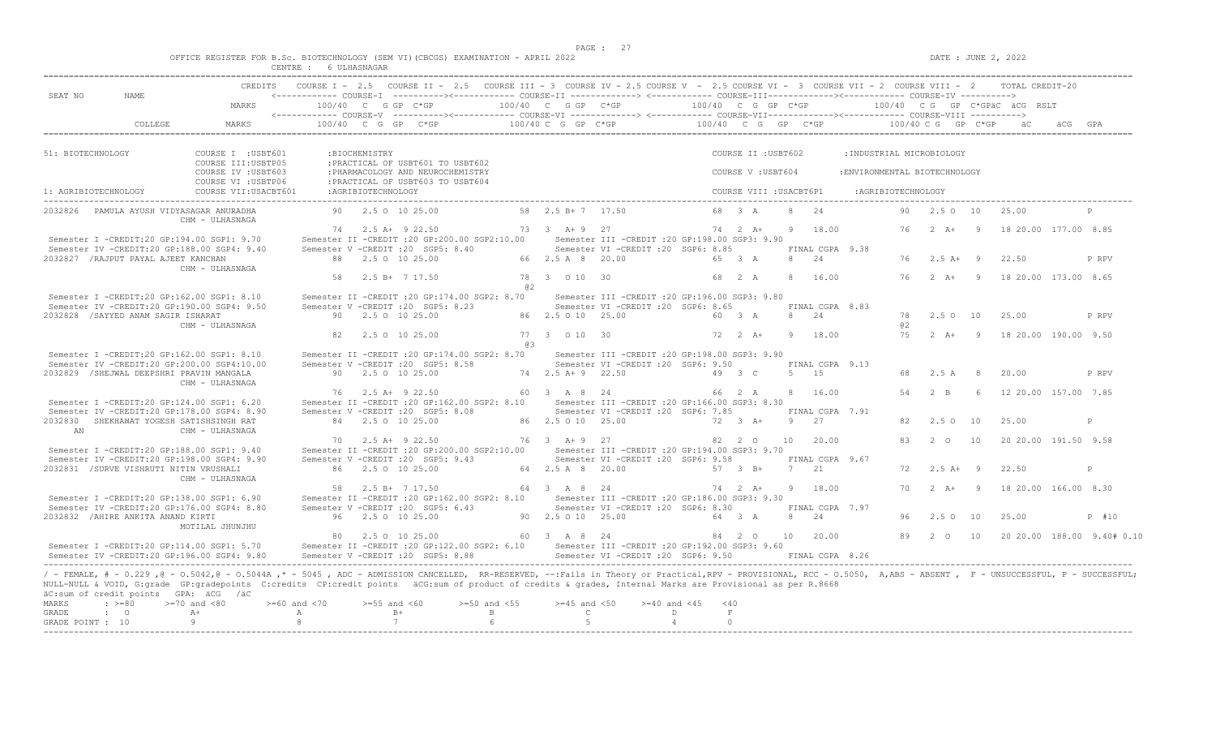OFFICE REGISTER FOR B.Sc. BIOTECHNOLOGY (SEM VI)(CBCGS) EXAMINATION - APRIL 2022

CENTRE : 6 ULHASNAGAR

DATE : JUNE 2, 2022

```
SEAT NO    NAME                    CREDITS   COURSE I - 2.5   COURSE II - 2.5   COURSE III = 3  COURSE IV = 2.5 COURSE V  - 2.5 COURSE VI -  3  COURSE VII - 2  COURSE VIII -  2     TOTAL CREDIT-20
                                             <------------ COURSE-I  ---------><------------ COURSE-II ------------> <------------ COURSE-III------------><------------ COURSE-IV ---------->
                                   MARKS          100/40  C  G GP  C*GP          100/40  C  G GP  C*GP            100/40  C  G  GP  C*GP           100/40  C G  GP  C*GPäC  äCG  RSLT
                                             <------------ COURSE-V  ---------><------------ COURSE-VI ------------> <------------ COURSE-VII------------><------------ COURSE-VIII ---------->
           COLLEGE                 MARKS          100/40  C  G  GP   C*GP         100/40 C  G  GP  C*GP            100/40  C  G   GP   C*GP          100/40 C G   GP  C*GP    äC     äCG  GPA

51: BIOTECHNOLOGY             COURSE I  :USBT601       :BIOCHEMISTRY                                                   COURSE II :USBT602        :INDUSTRIAL MICROBIOLOGY
                              COURSE III:USBTP05       :PRACTICAL OF USBT601 TO USBT602
                              COURSE IV :USBT603       :PHARMACOLOGY AND NEUROCHEMISTRY                                COURSE V :USBT604         :ENVIRONMENTAL BIOTECHNOLOGY
                              COURSE VI :USBTP06       :PRACTICAL OF USBT603 TO USBT604
1: AGRIBIOTECHNOLOGY          COURSE VII:USACBT601     :AGRIBIOTECHNOLOGY                                              COURSE VIII :USACBT6P1    :AGRIBIOTECHNOLOGY

2032826  PAMULA AYUSH VIDYASAGAR ANURADHA       90   2.5 O  10 25.00          58  2.5 B+ 7  17.50          68  3 A    8   24             90   2.5 O  10    25.00               P
                  CHM - ULHASNAGA
                                                74   2.5 A+  9 22.50          73  3  A+ 9  27              74  2 A+   9   18.00          76   2  A+   9    18 20.00  177.00  8.85
 Semester I -CREDIT:20 GP:194.00 SGP1: 9.70     Semester II -CREDIT :20 GP:200.00 SGP2:10.00     Semester III -CREDIT :20 GP:198.00 SGP3: 9.90
 Semester IV -CREDIT:20 GP:188.00 SGP4: 9.40    Semester V -CREDIT :20  SGP5: 8.40               Semester VI -CREDIT :20  SGP6: 8.85       FINAL CGPA  9.38
2032827  /RAJPUT PAYAL AJEET KANCHAN            88   2.5 O  10 25.00          66  2.5 A  8  20.00          65  3 A    8   24             76   2.5 A+  9    22.50               P RPV
                  CHM - ULHASNAGA
                                                58   2.5 B+  7 17.50          78  3   O 10  30              68  2 A    8   16.00          76   2  A+   9    18 20.00  173.00  8.65
                                                                              @2
 Semester I -CREDIT:20 GP:162.00 SGP1: 8.10     Semester II -CREDIT :20 GP:174.00 SGP2: 8.70     Semester III -CREDIT :20 GP:196.00 SGP3: 9.80
 Semester IV -CREDIT:20 GP:190.00 SGP4: 9.50    Semester V -CREDIT :20  SGP5: 8.23               Semester VI -CREDIT :20  SGP6: 8.65       FINAL CGPA  8.83
2032828  /SAYYED ANAM SAGIR ISHARAT             90   2.5 O  10 25.00          86  2.5 O 10  25.00          60  3 A    8   24             78   2.5 O  10    25.00               P RPV
                  CHM - ULHASNAGA                                                                                                        @2
                                                82   2.5 O  10 25.00          77  3   O 10  30              72  2 A+   9   18.00          75   2  A+   9    18 20.00  190.00  9.50
                                                                              @3
 Semester I -CREDIT:20 GP:162.00 SGP1: 8.10     Semester II -CREDIT :20 GP:174.00 SGP2: 8.70     Semester III -CREDIT :20 GP:198.00 SGP3: 9.90
 Semester IV -CREDIT:20 GP:200.00 SGP4:10.00    Semester V -CREDIT :20  SGP5: 8.58               Semester VI -CREDIT :20  SGP6: 9.50       FINAL CGPA  9.13
2032829  /SHEJWAL DEEPSHRI PRAVIN MANGALA       90   2.5 O  10 25.00          74  2.5 A+ 9  22.50          49  3 C    5   15             68   2.5 A   8    20.00               P RPV
                  CHM - ULHASNAGA
                                                76   2.5 A+  9 22.50          60  3   A  8  24              66  2 A    8   16.00          54   2  B    6    12 20.00  157.00  7.85
 Semester I -CREDIT:20 GP:124.00 SGP1: 6.20     Semester II -CREDIT :20 GP:162.00 SGP2: 8.10     Semester III -CREDIT :20 GP:166.00 SGP3: 8.30
 Semester IV -CREDIT:20 GP:178.00 SGP4: 8.90    Semester V -CREDIT :20  SGP5: 8.08               Semester VI -CREDIT :20  SGP6: 7.85       FINAL CGPA  7.91
2032830  SHEKHAWAT YOGESH SATISHSINGH RAT       84   2.5 O  10 25.00          86  2.5 O 10  25.00          72  3 A+   9   27             82   2.5 O  10    25.00               P
  AN              CHM - ULHASNAGA
                                                70   2.5 A+  9 22.50          76  3   A+ 9  27              82  2 O   10   20.00          83   2  O   10    20 20.00  191.50  9.58
 Semester I -CREDIT:20 GP:188.00 SGP1: 9.40     Semester II -CREDIT :20 GP:200.00 SGP2:10.00     Semester III -CREDIT :20 GP:194.00 SGP3: 9.70
 Semester IV -CREDIT:20 GP:198.00 SGP4: 9.90    Semester V -CREDIT :20  SGP5: 9.43               Semester VI -CREDIT :20  SGP6: 9.58       FINAL CGPA  9.67
2032831  /SURVE VISHRUTI NITIN VRUSHALI         86   2.5 O  10 25.00          64  2.5 A  8  20.00          57  3 B+   7   21             72   2.5 A+  9    22.50               P
                  CHM - ULHASNAGA
                                                58   2.5 B+  7 17.50          64  3   A  8  24              74  2 A+   9   18.00          70   2  A+   9    18 20.00  166.00  8.30
 Semester I -CREDIT:20 GP:138.00 SGP1: 6.90     Semester II -CREDIT :20 GP:162.00 SGP2: 8.10     Semester III -CREDIT :20 GP:186.00 SGP3: 9.30
 Semester IV -CREDIT:20 GP:176.00 SGP4: 8.80    Semester V -CREDIT :20  SGP5: 6.43               Semester VI -CREDIT :20  SGP6: 8.30       FINAL CGPA  7.97
2032832  /AHIRE ANKITA ANAND KIRTI              96   2.5 O  10 25.00          90  2.5 O 10  25.00          64  3 A    8   24             96   2.5 O  10    25.00               P #10
                  MOTILAL JHUNJHU
                                                80   2.5 O  10 25.00          60  3   A  8  24              84  2 O   10   20.00          89   2  O   10    20 20.00  188.00  9.40# 0.10
 Semester I -CREDIT:20 GP:114.00 SGP1: 5.70     Semester II -CREDIT :20 GP:122.00 SGP2: 6.10     Semester III -CREDIT :20 GP:192.00 SGP3: 9.60
 Semester IV -CREDIT:20 GP:196.00 SGP4: 9.80    Semester V -CREDIT :20  SGP5: 8.88               Semester VI -CREDIT :20  SGP6: 9.50       FINAL CGPA  8.26
```

/ - FEMALE, # - 0.229 ,@ - 0.5042,@ - 0.5044A ,* - 5045 , ADC - ADMISSION CANCELLED, RR-RESERVED, --:Fails in Theory or Practical,RPV - PROVISIONAL, RCC - 0.5050, A,ABS - ABSENT , F - UNSUCCESSFUL, P - SUCCESSFUL; NULL-NULL & VOID, G:grade GP:gradepoints C:credits CP:credit points äCG:sum of product of credits & grades, Internal Marks are Provisional as per R.8668

äC:sum of credit points GPA: äCG /äC

| MARKS | : >=80 | >=70 and <80 | >=60 and <70 | >=55 and <60 | >=50 and <55 | >=45 and <50 | >=40 and <45 | <40 |
|---|---|---|---|---|---|---|---|---|
| GRADE | : O | A+ | A | B+ | B | C | D | F |
| GRADE POINT | : 10 | 9 | 8 | 7 | 6 | 5 | 4 | 0 |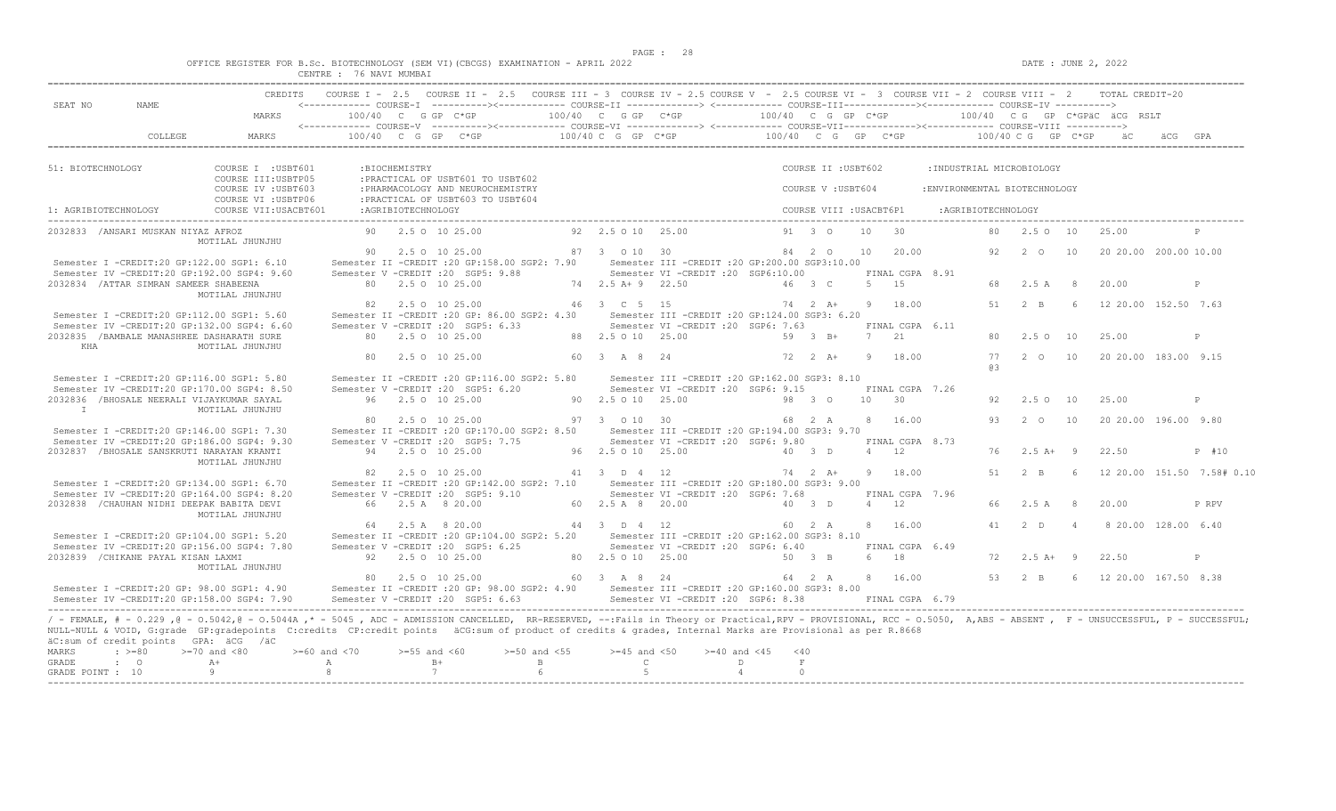OFFICE REGISTER FOR B.Sc. BIOTECHNOLOGY (SEM VI)(CBCGS) EXAMINATION - APRIL 2022

CENTRE : 76 NAVI MUMBAI

DATE : JUNE 2, 2022

```
                          CREDITS   COURSE I - 2.5   COURSE II - 2.5   COURSE III - 3  COURSE IV - 2.5 COURSE V  - 2.5 COURSE VI -  3  COURSE VII - 2  COURSE VIII -  2      TOTAL CREDIT-20
SEAT NO        NAME                 <------------ COURSE-I  ----------><------------ COURSE-II -------------> <------------ COURSE-III-------------><------------ COURSE-IV ---------->
                          MARKS          100/40  C   G GP  C*GP          100/40  C   G GP   C*GP           100/40  C  G  GP  C*GP            100/40  C G   GP  C*GPäC  äCG  RSLT
                                    <------------ COURSE-V  ----------><------------ COURSE-VI -------------> <------------ COURSE-VII-------------><------------ COURSE-VIII ---------->
           COLLEGE        MARKS          100/40  C  G  GP   C*GP         100/40 C  G  GP  C*GP             100/40  C  G   GP   C*GP            100/40 C G   GP  C*GP     äC      äCG  GPA

51: BIOTECHNOLOGY            COURSE I  :USBT601       :BIOCHEMISTRY                                        COURSE II :USBT602        :INDUSTRIAL MICROBIOLOGY
                             COURSE III:USBTP05       :PRACTICAL OF USBT601 TO USBT602
                             COURSE IV :USBT603       :PHARMACOLOGY AND NEUROCHEMISTRY                     COURSE V :USBT604         :ENVIRONMENTAL BIOTECHNOLOGY
                             COURSE VI :USBTP06       :PRACTICAL OF USBT603 TO USBT604
1: AGRIBIOTECHNOLOGY         COURSE VII:USACBT601     :AGRIBIOTECHNOLOGY                                   COURSE VIII :USACBT6P1     :AGRIBIOTECHNOLOGY

2032833 /ANSARI MUSKAN NIYAZ AFROZ          90    2.5 O  10 25.00          92  2.5 O 10  25.00            91  3  O    10   30             80   2.5 O  10   25.00          P
                 MOTILAL JHUNJHU
                                            90    2.5 O  10 25.00          87  3   O 10  30               84  2  O    10   20.00          92   2  O   10   20 20.00  200.00 10.00
 Semester I -CREDIT:20 GP:122.00 SGP1: 6.10      Semester II -CREDIT :20 GP:158.00 SGP2: 7.90      Semester III -CREDIT :20 GP:200.00 SGP3:10.00
 Semester IV -CREDIT:20 GP:192.00 SGP4: 9.60     Semester V -CREDIT :20  SGP5: 9.88                Semester VI -CREDIT :20  SGP6:10.00          FINAL CGPA  8.91
2032834 /ATTAR SIMRAN SAMEER SHABEENA       80    2.5 O  10 25.00          74  2.5 A+ 9  22.50            46  3  C    5    15             68   2.5 A   8   20.00          P
                 MOTILAL JHUNJHU
                                            82    2.5 O  10 25.00          46  3   C  5  15               74  2  A+   9    18.00          51   2  B    6   12 20.00  152.50  7.63
 Semester I -CREDIT:20 GP:112.00 SGP1: 5.60      Semester II -CREDIT :20 GP: 86.00 SGP2: 4.30      Semester III -CREDIT :20 GP:124.00 SGP3: 6.20
 Semester IV -CREDIT:20 GP:132.00 SGP4: 6.60     Semester V -CREDIT :20  SGP5: 6.33                Semester VI -CREDIT :20  SGP6: 7.63          FINAL CGPA  6.11
2032835 /BAMBALE MANASHREE DASHARATH SURE   80    2.5 O  10 25.00          88  2.5 O 10  25.00            59  3  B+   7    21             80   2.5 O  10   25.00          P
 KHA             MOTILAL JHUNJHU
                                            80    2.5 O  10 25.00          60  3   A  8  24               72  2  A+   9    18.00          77   2  O   10   20 20.00  183.00  9.15
                                                                                                                                           @3
 Semester I -CREDIT:20 GP:116.00 SGP1: 5.80      Semester II -CREDIT :20 GP:116.00 SGP2: 5.80      Semester III -CREDIT :20 GP:162.00 SGP3: 8.10
 Semester IV -CREDIT:20 GP:170.00 SGP4: 8.50     Semester V -CREDIT :20  SGP5: 6.20                Semester VI -CREDIT :20  SGP6: 9.15          FINAL CGPA  7.26
2032836 /BHOSALE NEERALI VIJAYKUMAR SAYAL   96    2.5 O  10 25.00          90  2.5 O 10  25.00            98  3  O    10   30             92   2.5 O  10   25.00          P
 I               MOTILAL JHUNJHU
                                            80    2.5 O  10 25.00          97  3   O 10  30               68  2  A    8    16.00          93   2  O   10   20 20.00  196.00  9.80
 Semester I -CREDIT:20 GP:146.00 SGP1: 7.30      Semester II -CREDIT :20 GP:170.00 SGP2: 8.50      Semester III -CREDIT :20 GP:194.00 SGP3: 9.70
 Semester IV -CREDIT:20 GP:186.00 SGP4: 9.30     Semester V -CREDIT :20  SGP5: 7.75                Semester VI -CREDIT :20  SGP6: 9.80          FINAL CGPA  8.73
2032837 /BHOSALE SANSKRUTI NARAYAN KRANTI   94    2.5 O  10 25.00          96  2.5 O 10  25.00            40  3  D    4    12             76   2.5 A+  9   22.50          P  #10
                 MOTILAL JHUNJHU
                                            82    2.5 O  10 25.00          41  3   D  4  12               74  2  A+   9    18.00          51   2  B    6   12 20.00  151.50  7.58# 0.10
 Semester I -CREDIT:20 GP:134.00 SGP1: 6.70      Semester II -CREDIT :20 GP:142.00 SGP2: 7.10      Semester III -CREDIT :20 GP:180.00 SGP3: 9.00
 Semester IV -CREDIT:20 GP:164.00 SGP4: 8.20     Semester V -CREDIT :20  SGP5: 9.10                Semester VI -CREDIT :20  SGP6: 7.68          FINAL CGPA  7.96
2032838 /CHAUHAN NIDHI DEEPAK BABITA DEVI   66    2.5 A   8 20.00          60  2.5 A  8  20.00            40  3  D    4    12             66   2.5 A   8   20.00          P RPV
                 MOTILAL JHUNJHU
                                            64    2.5 A   8 20.00          44  3   D  4  12               60  2  A    8    16.00          41   2  D    4    8 20.00  128.00  6.40
 Semester I -CREDIT:20 GP:104.00 SGP1: 5.20      Semester II -CREDIT :20 GP:104.00 SGP2: 5.20      Semester III -CREDIT :20 GP:162.00 SGP3: 8.10
 Semester IV -CREDIT:20 GP:156.00 SGP4: 7.80     Semester V -CREDIT :20  SGP5: 6.25                Semester VI -CREDIT :20  SGP6: 6.40          FINAL CGPA  6.49
2032839 /CHIKANE PAYAL KISAN LAXMI          92    2.5 O  10 25.00          80  2.5 O 10  25.00            50  3  B    6    18             72   2.5 A+  9   22.50          P
                 MOTILAL JHUNJHU
                                            80    2.5 O  10 25.00          60  3   A  8  24               64  2  A    8    16.00          53   2  B    6   12 20.00  167.50  8.38
 Semester I -CREDIT:20 GP: 98.00 SGP1: 4.90      Semester II -CREDIT :20 GP: 98.00 SGP2: 4.90      Semester III -CREDIT :20 GP:160.00 SGP3: 8.00
 Semester IV -CREDIT:20 GP:158.00 SGP4: 7.90     Semester V -CREDIT :20  SGP5: 6.63                Semester VI -CREDIT :20  SGP6: 8.38          FINAL CGPA  6.79
```

/ - FEMALE, # - 0.229 ,@ - O.5042,@ - O.5044A ,* - 5045 , ADC - ADMISSION CANCELLED, RR-RESERVED, --:Fails in Theory or Practical,RPV - PROVISIONAL, RCC - O.5050, A,ABS - ABSENT , F - UNSUCCESSFUL, P - SUCCESSFUL; NULL-NULL & VOID, G:grade GP:gradepoints C:credits CP:credit points äCG:sum of product of credits & grades, Internal Marks are Provisional as per R.8668
äC:sum of credit points GPA: äCG /äC

| MARKS | : >=80 | >=70 and <80 | >=60 and <70 | >=55 and <60 | >=50 and <55 | >=45 and <50 | >=40 and <45 | <40 |
|---|---|---|---|---|---|---|---|---|
| GRADE | : O | A+ | A | B+ | B | C | D | F |
| GRADE POINT | : 10 | 9 | 8 | 7 | 6 | 5 | 4 | 0 |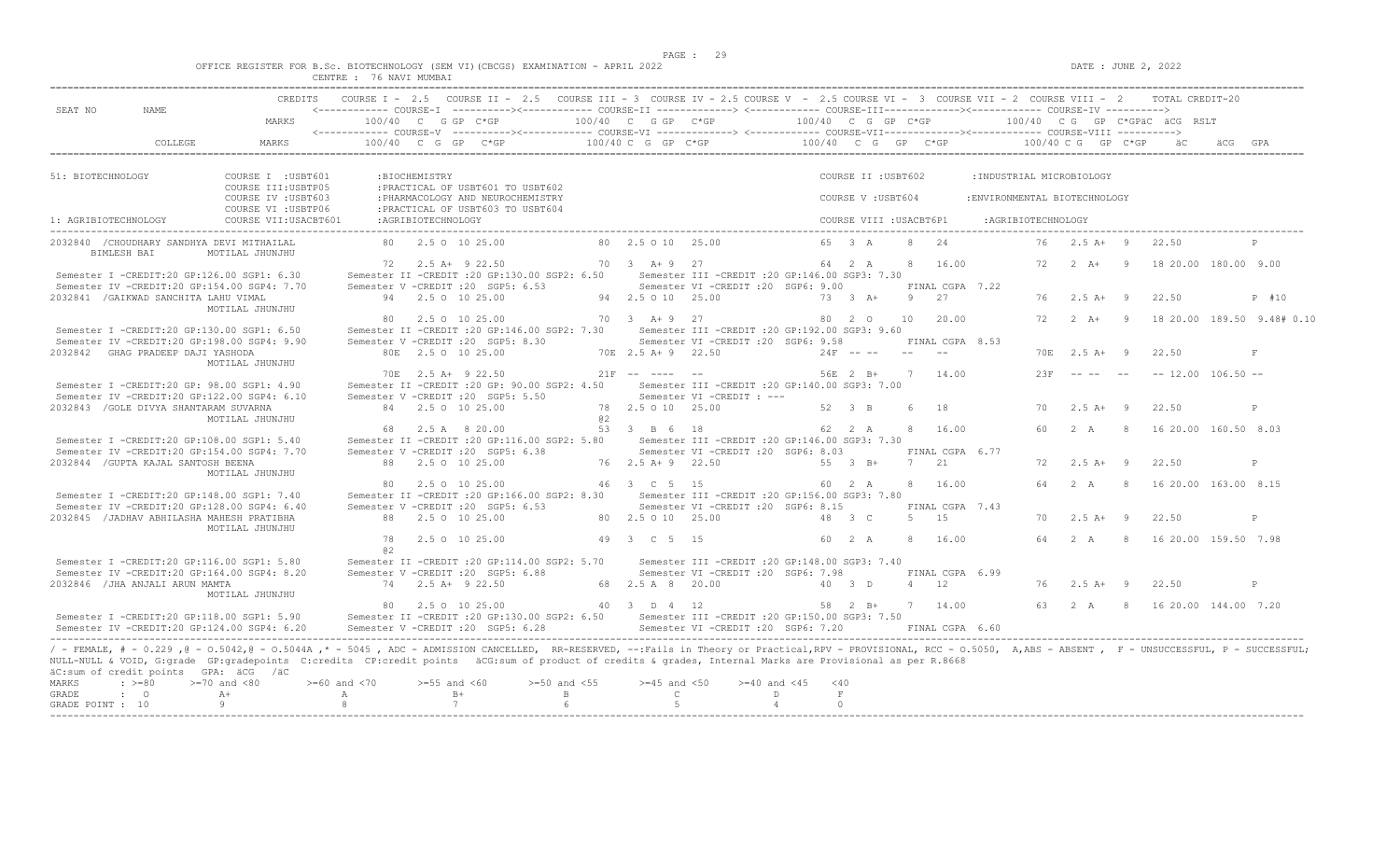OFFICE REGISTER FOR B.Sc. BIOTECHNOLOGY (SEM VI)(CBCGS) EXAMINATION - APRIL 2022

CENTRE : 76 NAVI MUMBAI

DATE : JUNE 2, 2022

```
                        CREDITS   COURSE I - 2.5   COURSE II - 2.5   COURSE III - 3  COURSE IV - 2.5 COURSE V  - 2.5 COURSE VI -  3  COURSE VII - 2  COURSE VIII -  2      TOTAL CREDIT-20
SEAT NO       NAME                <------------ COURSE-I  ----------><------------ COURSE-II -------------> <------------ COURSE-III------------><------------ COURSE-IV ---------->
                          MARKS        100/40  C  G GP  C*GP           100/40  C  G GP  C*GP            100/40  C  G  GP  C*GP            100/40  C G  GP  C*GPäC  äCG  RSLT
                                  <------------ COURSE-V  ----------><------------ COURSE-VI -------------> <------------ COURSE-VII------------><------------ COURSE-VIII ---------->
           COLLEGE        MARKS        100/40  C  G  GP   C*GP          100/40 C  G  GP  C*GP           100/40  C  G   GP   C*GP            100/40 C G   GP  C*GP     äC      äCG  GPA

51: BIOTECHNOLOGY            COURSE I  :USBT601       :BIOCHEMISTRY                                                  COURSE II :USBT602        :INDUSTRIAL MICROBIOLOGY
                             COURSE III:USBTP05       :PRACTICAL OF USBT601 TO USBT602
                             COURSE IV :USBT603       :PHARMACOLOGY AND NEUROCHEMISTRY                               COURSE V :USBT604         :ENVIRONMENTAL BIOTECHNOLOGY
                             COURSE VI :USBTP06       :PRACTICAL OF USBT603 TO USBT604
1: AGRIBIOTECHNOLOGY         COURSE VII:USACBT601     :AGRIBIOTECHNOLOGY                                             COURSE VIII :USACBT6P1     :AGRIBIOTECHNOLOGY

2032840 /CHOUDHARY SANDHYA DEVI MITHAILAL          80   2.5 O  10 25.00         80  2.5 O 10  25.00            65  3  A      8   24             76   2.5 A+  9   22.50             P
    BIMLESH BAI          MOTILAL JHUNJHU
                                                   72   2.5 A+  9 22.50         70  3  A+ 9  27                64  2  A      8   16.00          72   2  A+   9   18 20.00  180.00  9.00
 Semester I -CREDIT:20 GP:126.00 SGP1: 6.30       Semester II -CREDIT :20 GP:130.00 SGP2: 6.50      Semester III -CREDIT :20 GP:146.00 SGP3: 7.30
 Semester IV -CREDIT:20 GP:154.00 SGP4: 7.70      Semester V -CREDIT :20  SGP5: 6.53                Semester VI -CREDIT :20  SGP6: 9.00           FINAL CGPA  7.22
2032841 /GAIKWAD SANCHITA LAHU VIMAL               94   2.5 O  10 25.00         94  2.5 O 10  25.00            73  3  A+     9   27             76   2.5 A+  9   22.50             P  #10
                         MOTILAL JHUNJHU
                                                   80   2.5 O  10 25.00         70  3  A+ 9  27                80  2  O     10   20.00          72   2  A+   9   18 20.00  189.50  9.48# 0.10
 Semester I -CREDIT:20 GP:130.00 SGP1: 6.50       Semester II -CREDIT :20 GP:146.00 SGP2: 7.30      Semester III -CREDIT :20 GP:192.00 SGP3: 9.60
 Semester IV -CREDIT:20 GP:198.00 SGP4: 9.90      Semester V -CREDIT :20  SGP5: 8.30                Semester VI -CREDIT :20  SGP6: 9.58           FINAL CGPA  8.53
2032842  GHAG PRADEEP DAJI YASHODA                 80E  2.5 O  10 25.00         70E 2.5 A+ 9  22.50            24F  -- --    --  --             70E  2.5 A+  9   22.50             F
                         MOTILAL JHUNJHU
                                                   70E  2.5 A+  9 22.50         21F --  ----  --               56E  2  B+    7   14.00          23F  -- --   --  -- 12.00  106.50 --
 Semester I -CREDIT:20 GP: 98.00 SGP1: 4.90       Semester II -CREDIT :20 GP: 90.00 SGP2: 4.50      Semester III -CREDIT :20 GP:140.00 SGP3: 7.00
 Semester IV -CREDIT:20 GP:122.00 SGP4: 6.10      Semester V -CREDIT :20  SGP5: 5.50                Semester VI -CREDIT : ---
2032843 /GOLE DIVYA SHANTARAM SUVARNA              84   2.5 O  10 25.00         78  2.5 O 10  25.00            52  3  B      6   18             70   2.5 A+  9   22.50             P
                         MOTILAL JHUNJHU                                        @2
                                                   68   2.5 A   8 20.00         53  3  B  6  18                62  2  A      8   16.00          60   2  A    8   16 20.00  160.50  8.03
 Semester I -CREDIT:20 GP:108.00 SGP1: 5.40       Semester II -CREDIT :20 GP:116.00 SGP2: 5.80      Semester III -CREDIT :20 GP:146.00 SGP3: 7.30
 Semester IV -CREDIT:20 GP:154.00 SGP4: 7.70      Semester V -CREDIT :20  SGP5: 6.38                Semester VI -CREDIT :20  SGP6: 8.03           FINAL CGPA  6.77
2032844 /GUPTA KAJAL SANTOSH BEENA                 88   2.5 O  10 25.00         76  2.5 A+ 9  22.50            55  3  B+     7   21             72   2.5 A+  9   22.50             P
                         MOTILAL JHUNJHU
                                                   80   2.5 O  10 25.00         46  3  C  5  15                60  2  A      8   16.00          64   2  A    8   16 20.00  163.00  8.15
 Semester I -CREDIT:20 GP:148.00 SGP1: 7.40       Semester II -CREDIT :20 GP:166.00 SGP2: 8.30      Semester III -CREDIT :20 GP:156.00 SGP3: 7.80
 Semester IV -CREDIT:20 GP:128.00 SGP4: 6.40      Semester V -CREDIT :20  SGP5: 6.53                Semester VI -CREDIT :20  SGP6: 8.15           FINAL CGPA  7.43
2032845 /JADHAV ABHILASHA MAHESH PRATIBHA          88   2.5 O  10 25.00         80  2.5 O 10  25.00            48  3  C      5   15             70   2.5 A+  9   22.50             P
                         MOTILAL JHUNJHU
                                                   78   2.5 O  10 25.00         49  3  C  5  15                60  2  A      8   16.00          64   2  A    8   16 20.00  159.50  7.98
                                                   @2
 Semester I -CREDIT:20 GP:116.00 SGP1: 5.80       Semester II -CREDIT :20 GP:114.00 SGP2: 5.70      Semester III -CREDIT :20 GP:148.00 SGP3: 7.40
 Semester IV -CREDIT:20 GP:164.00 SGP4: 8.20      Semester V -CREDIT :20  SGP5: 6.88                Semester VI -CREDIT :20  SGP6: 7.98           FINAL CGPA  6.99
2032846 /JHA ANJALI ARUN MAMTA                     74   2.5 A+  9 22.50         68  2.5 A  8  20.00            40  3  D      4   12             76   2.5 A+  9   22.50             P
                         MOTILAL JHUNJHU
                                                   80   2.5 O  10 25.00         40  3  D  4  12                58  2  B+     7   14.00          63   2  A    8   16 20.00  144.00  7.20
 Semester I -CREDIT:20 GP:118.00 SGP1: 5.90       Semester II -CREDIT :20 GP:130.00 SGP2: 6.50      Semester III -CREDIT :20 GP:150.00 SGP3: 7.50
 Semester IV -CREDIT:20 GP:124.00 SGP4: 6.20      Semester V -CREDIT :20  SGP5: 6.28                Semester VI -CREDIT :20  SGP6: 7.20           FINAL CGPA  6.60
```

/ - FEMALE, # - 0.229 ,@ - O.5042,@ - O.5044A ,* - 5045 , ADC - ADMISSION CANCELLED, RR-RESERVED, --:Fails in Theory or Practical,RPV - PROVISIONAL, RCC - O.5050, A,ABS - ABSENT , F - UNSUCCESSFUL, P - SUCCESSFUL; NULL-NULL & VOID, G:grade GP:gradepoints C:credits CP:credit points äCG:sum of product of credits & grades, Internal Marks are Provisional as per R.8668
äC:sum of credit points GPA: äCG /äC

| MARKS | : >=80 | >=70 and <80 | >=60 and <70 | >=55 and <60 | >=50 and <55 | >=45 and <50 | >=40 and <45 | <40 |
|---|---|---|---|---|---|---|---|---|
| GRADE | : O | A+ | A | B+ | B | C | D | F |
| GRADE POINT | : 10 | 9 | 8 | 7 | 6 | 5 | 4 | 0 |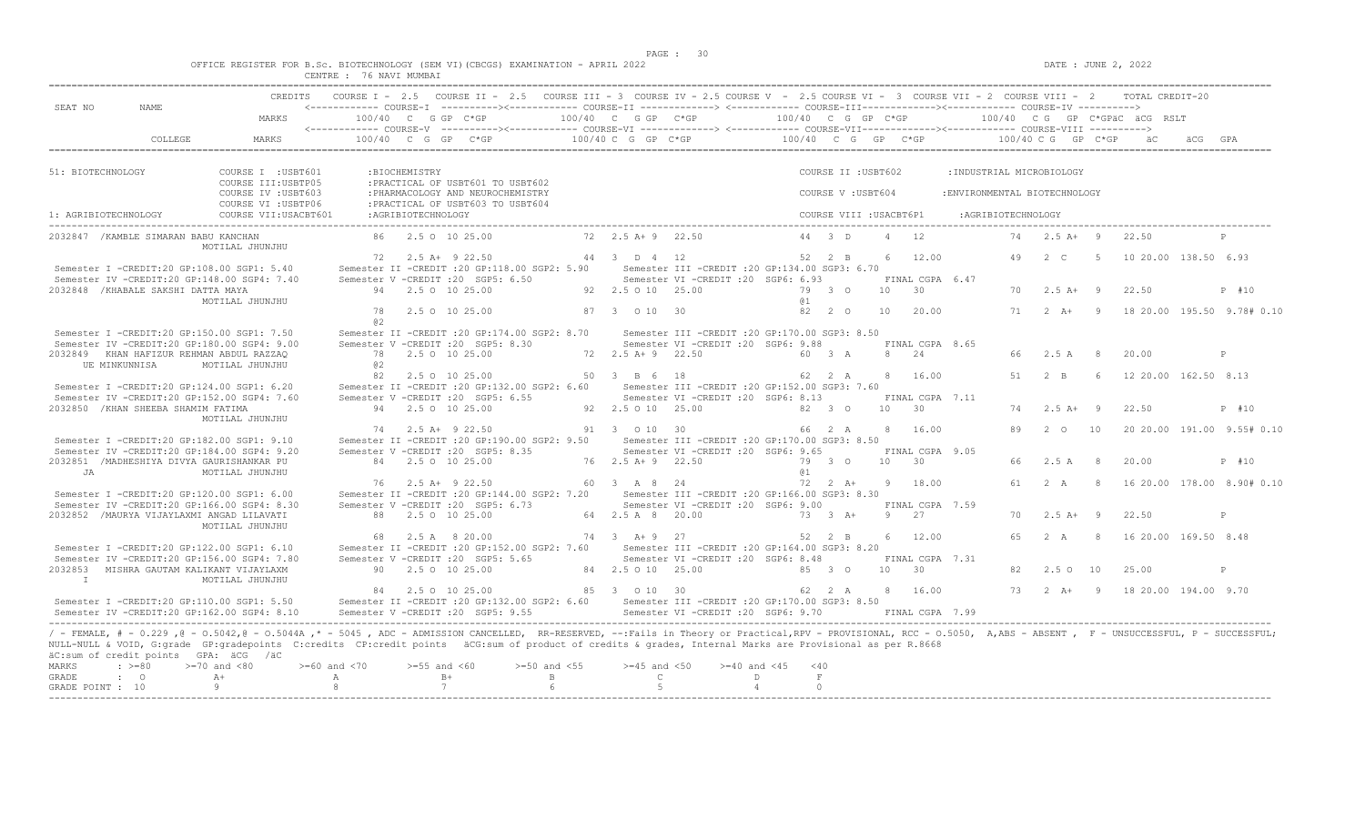OFFICE REGISTER FOR B.Sc. BIOTECHNOLOGY (SEM VI)(CBCGS) EXAMINATION - APRIL 2022

CENTRE : 76 NAVI MUMBAI

DATE : JUNE 2, 2022

```
                          CREDITS   COURSE I - 2.5   COURSE II - 2.5   COURSE III - 3  COURSE IV - 2.5 COURSE V  - 2.5 COURSE VI -  3  COURSE VII - 2  COURSE VIII -  2      TOTAL CREDIT-20
SEAT NO      NAME                   <------------ COURSE-I  ----------><------------ COURSE-II -------------> <------------ COURSE-III-------------><------------ COURSE-IV ---------->
                            MARKS        100/40  C  G GP  C*GP          100/40  C  G GP  C*GP            100/40  C  G  GP  C*GP             100/40  C G  GP  C*GPäC  äCG  RSLT
                                    <------------ COURSE-V  ----------><------------ COURSE-VI -------------> <------------ COURSE-VII-------------><------------ COURSE-VIII ---------->
           COLLEGE          MARKS        100/40  C  G  GP   C*GP          100/40 C  G  GP  C*GP            100/40  C  G   GP   C*GP             100/40 C G   GP  C*GP    äC     äCG  GPA

51: BIOTECHNOLOGY            COURSE I  :USBT601       :BIOCHEMISTRY                                                   COURSE II :USBT602        :INDUSTRIAL MICROBIOLOGY
                             COURSE III:USBTP05       :PRACTICAL OF USBT601 TO USBT602
                             COURSE IV :USBT603       :PHARMACOLOGY AND NEUROCHEMISTRY                                COURSE V :USBT604         :ENVIRONMENTAL BIOTECHNOLOGY
                             COURSE VI :USBTP06       :PRACTICAL OF USBT603 TO USBT604
1: AGRIBIOTECHNOLOGY         COURSE VII:USACBT601     :AGRIBIOTECHNOLOGY                                              COURSE VIII :USACBT6P1      :AGRIBIOTECHNOLOGY

2032847  /KAMBLE SIMARAN BABU KANCHAN              86    2.5 O  10 25.00           72  2.5 A+ 9  22.50              44  3  D     4   12              74   2.5 A+  9    22.50              P
                    MOTILAL JHUNJHU
                                                   72    2.5 A+  9 22.50           44  3  D  4  12                  52  2  B     6   12.00           49   2  C    5    10 20.00  138.50  6.93
  Semester I -CREDIT:20 GP:108.00 SGP1: 5.40      Semester II -CREDIT :20 GP:118.00 SGP2: 5.90      Semester III -CREDIT :20 GP:134.00 SGP3: 6.70
  Semester IV -CREDIT:20 GP:148.00 SGP4: 7.40     Semester V -CREDIT :20  SGP5: 6.50                Semester VI -CREDIT :20  SGP6: 6.93          FINAL CGPA  6.47
2032848  /KHABALE SAKSHI DATTA MAYA                94    2.5 O  10 25.00           92  2.5 O 10  25.00              79  3  O    10   30              70   2.5 A+  9    22.50              P  #10
                    MOTILAL JHUNJHU                                                                                 @1
                                                   78    2.5 O  10 25.00           87  3  O 10  30                  82  2  O    10   20.00           71   2  A+   9    18 20.00  195.50  9.78# 0.10
                                                   @2
  Semester I -CREDIT:20 GP:150.00 SGP1: 7.50      Semester II -CREDIT :20 GP:174.00 SGP2: 8.70      Semester III -CREDIT :20 GP:170.00 SGP3: 8.50
  Semester IV -CREDIT:20 GP:180.00 SGP4: 9.00     Semester V -CREDIT :20  SGP5: 8.30                Semester VI -CREDIT :20  SGP6: 9.88          FINAL CGPA  8.65
2032849   KHAN HAFIZUR REHMAN ABDUL RAZZAQ         78    2.5 O  10 25.00           72  2.5 A+ 9  22.50              60  3  A     8   24              66   2.5 A   8    20.00              P
   UE MINKUNNISA    MOTILAL JHUNJHU                @2
                                                   82    2.5 O  10 25.00           50  3  B  6  18                  62  2  A     8   16.00           51   2  B    6    12 20.00  162.50  8.13
  Semester I -CREDIT:20 GP:124.00 SGP1: 6.20      Semester II -CREDIT :20 GP:132.00 SGP2: 6.60      Semester III -CREDIT :20 GP:152.00 SGP3: 7.60
  Semester IV -CREDIT:20 GP:152.00 SGP4: 7.60     Semester V -CREDIT :20  SGP5: 6.55                Semester VI -CREDIT :20  SGP6: 8.13          FINAL CGPA  7.11
2032850  /KHAN SHEEBA SHAMIM FATIMA                94    2.5 O  10 25.00           92  2.5 O 10  25.00              82  3  O    10   30              74   2.5 A+  9    22.50              P  #10
                    MOTILAL JHUNJHU
                                                   74    2.5 A+  9 22.50           91  3  O 10  30                  66  2  A     8   16.00           89   2  O   10    20 20.00  191.00  9.55# 0.10
  Semester I -CREDIT:20 GP:182.00 SGP1: 9.10      Semester II -CREDIT :20 GP:190.00 SGP2: 9.50      Semester III -CREDIT :20 GP:170.00 SGP3: 8.50
  Semester IV -CREDIT:20 GP:184.00 SGP4: 9.20     Semester V -CREDIT :20  SGP5: 8.35                Semester VI -CREDIT :20  SGP6: 9.65          FINAL CGPA  9.05
2032851  /MADHESHIYA DIVYA GAURISHANKAR PU         84    2.5 O  10 25.00           76  2.5 A+ 9  22.50              79  3  O    10   30              66   2.5 A   8    20.00              P  #10
   JA               MOTILAL JHUNJHU                                                                                 @1
                                                   76    2.5 A+  9 22.50           60  3  A  8  24                  72  2  A+    9   18.00           61   2  A    8    16 20.00  178.00  8.90# 0.10
  Semester I -CREDIT:20 GP:120.00 SGP1: 6.00      Semester II -CREDIT :20 GP:144.00 SGP2: 7.20      Semester III -CREDIT :20 GP:166.00 SGP3: 8.30
  Semester IV -CREDIT:20 GP:166.00 SGP4: 8.30     Semester V -CREDIT :20  SGP5: 6.73                Semester VI -CREDIT :20  SGP6: 9.00          FINAL CGPA  7.59
2032852  /MAURYA VIJAYLAXMI ANGAD LILAVATI         88    2.5 O  10 25.00           64  2.5 A  8  20.00              73  3  A+    9   27              70   2.5 A+  9    22.50              P
                    MOTILAL JHUNJHU
                                                   68    2.5 A   8 20.00           74  3  A+ 9  27                  52  2  B     6   12.00           65   2  A    8    16 20.00  169.50  8.48
  Semester I -CREDIT:20 GP:122.00 SGP1: 6.10      Semester II -CREDIT :20 GP:152.00 SGP2: 7.60      Semester III -CREDIT :20 GP:164.00 SGP3: 8.20
  Semester IV -CREDIT:20 GP:156.00 SGP4: 7.80     Semester V -CREDIT :20  SGP5: 5.65                Semester VI -CREDIT :20  SGP6: 8.48          FINAL CGPA  7.31
2032853   MISHRA GAUTAM KALIKANT VIJAYLAXM         90    2.5 O  10 25.00           84  2.5 O 10  25.00              85  3  O    10   30              82   2.5 O  10    25.00              P
   I                MOTILAL JHUNJHU
                                                   84    2.5 O  10 25.00           85  3  O 10  30                  62  2  A     8   16.00           73   2  A+   9    18 20.00  194.00  9.70
  Semester I -CREDIT:20 GP:110.00 SGP1: 5.50      Semester II -CREDIT :20 GP:132.00 SGP2: 6.60      Semester III -CREDIT :20 GP:170.00 SGP3: 8.50
  Semester IV -CREDIT:20 GP:162.00 SGP4: 8.10     Semester V -CREDIT :20  SGP5: 9.55                Semester VI -CREDIT :20  SGP6: 9.70          FINAL CGPA  7.99
```

/ - FEMALE, # - 0.229 ,@ - O.5042,@ - O.5044A ,* - 5045 , ADC - ADMISSION CANCELLED, RR-RESERVED, --:Fails in Theory or Practical,RPV - PROVISIONAL, RCC - O.5050, A,ABS - ABSENT , F - UNSUCCESSFUL, P - SUCCESSFUL;
NULL-NULL & VOID, G:grade GP:gradepoints C:credits CP:credit points äCG:sum of product of credits & grades, Internal Marks are Provisional as per R.8668
äC:sum of credit points GPA: äCG /äC

| MARKS | : >=80 | >=70 and <80 | >=60 and <70 | >=55 and <60 | >=50 and <55 | >=45 and <50 | >=40 and <45 | <40 |
|---|---|---|---|---|---|---|---|---|
| GRADE | : O | A+ | A | B+ | B | C | D | F |
| GRADE POINT | : 10 | 9 | 8 | 7 | 6 | 5 | 4 | 0 |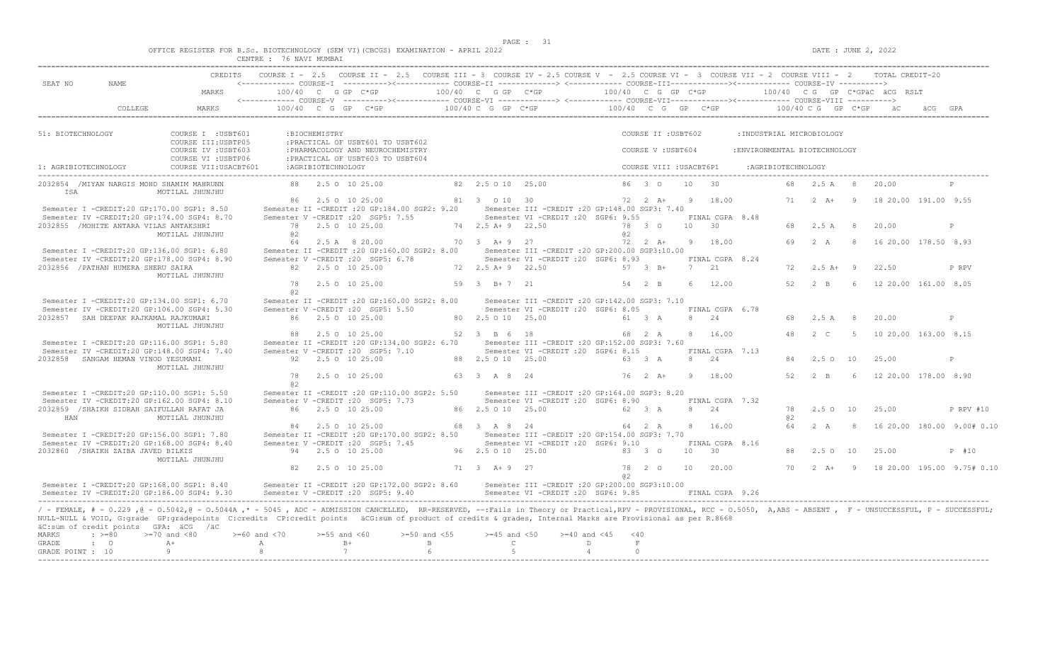OFFICE REGISTER FOR B.Sc. BIOTECHNOLOGY (SEM VI)(CBCGS) EXAMINATION - APRIL 2022

CENTRE : 76 NAVI MUMBAI

DATE : JUNE 2, 2022

```
SEAT NO     NAME                CREDITS   COURSE I - 2.5   COURSE II - 2.5   COURSE III - 3  COURSE IV - 2.5 COURSE V  - 2.5 COURSE VI -  3  COURSE VII - 2  COURSE VIII -  2     TOTAL CREDIT-20
                                          <------------ COURSE-I  ----------><------------ COURSE-II -------------> <------------ COURSE-III-------------><------------ COURSE-IV ---------->
                                MARKS       100/40  C  G GP  C*GP        100/40  C  G GP  C*GP          100/40  C  G  GP  C*GP          100/40  C G  GP  C*GPäC  äCG  RSLT
                                          <------------ COURSE-V  ----------><------------ COURSE-VI -------------> <------------ COURSE-VII-------------><------------ COURSE-VIII ---------->
            COLLEGE             MARKS       100/40  C  G  GP   C*GP       100/40 C  G  GP  C*GP          100/40  C  G   GP   C*GP          100/40 C G  GP  C*GP    äC     äCG  GPA

51: BIOTECHNOLOGY             COURSE I  :USBT601       :BIOCHEMISTRY                                                     COURSE II :USBT602        :INDUSTRIAL MICROBIOLOGY
                              COURSE III:USBTP05       :PRACTICAL OF USBT601 TO USBT602
                              COURSE IV :USBT603       :PHARMACOLOGY AND NEUROCHEMISTRY                                  COURSE V :USBT604         :ENVIRONMENTAL BIOTECHNOLOGY
                              COURSE VI :USBTP06       :PRACTICAL OF USBT603 TO USBT604
1: AGRIBIOTECHNOLOGY          COURSE VII:USACBT601     :AGRIBIOTECHNOLOGY                                                COURSE VIII :USACBT6P1     :AGRIBIOTECHNOLOGY

2032854  /MIYAN NARGIS MOHD SHAMIM MAHRUNN       88   2.5 O  10 25.00           82  2.5 O 10  25.00            86  3  O    10   30              68   2.5 A   8   20.00             P
     ISA                 MOTILAL JHUNJHU
                                                 86   2.5 O  10 25.00           81  3   O 10  30               72  2  A+    9   18.00           71   2  A+   9   18 20.00  191.00  9.55
 Semester I -CREDIT:20 GP:170.00 SGP1: 8.50      Semester II -CREDIT :20 GP:184.00 SGP2: 9.20      Semester III -CREDIT :20 GP:148.00 SGP3: 7.40
 Semester IV -CREDIT:20 GP:174.00 SGP4: 8.70     Semester V -CREDIT :20  SGP5: 7.55                Semester VI -CREDIT :20  SGP6: 9.55          FINAL CGPA  8.48
2032855  /MOHITE ANTARA VILAS ANTAKSHRI          78   2.5 O  10 25.00           74  2.5 A+ 9  22.50            78  3  O    10   30              68   2.5 A   8   20.00             P
                         MOTILAL JHUNJHU         @2                                                            @2
                                                 64   2.5 A   8 20.00           70  3   A+ 9  27               72  2  A+    9   18.00           69   2  A    8   16 20.00  178.50  8.93
 Semester I -CREDIT:20 GP:136.00 SGP1: 6.80      Semester II -CREDIT :20 GP:160.00 SGP2: 8.00      Semester III -CREDIT :20 GP:200.00 SGP3:10.00
 Semester IV -CREDIT:20 GP:178.00 SGP4: 8.90     Semester V -CREDIT :20  SGP5: 6.78                Semester VI -CREDIT :20  SGP6: 8.93          FINAL CGPA  8.24
2032856  /PATHAN HUMERA SHERU SAIRA              82   2.5 O  10 25.00           72  2.5 A+ 9  22.50            57  3  B+    7   21              72   2.5 A+  9   22.50             P RPV
                         MOTILAL JHUNJHU
                                                 78   2.5 O  10 25.00           59  3   B+ 7  21               54  2  B     6   12.00           52   2  B    6   12 20.00  161.00  8.05
                                                 @2
 Semester I -CREDIT:20 GP:134.00 SGP1: 6.70      Semester II -CREDIT :20 GP:160.00 SGP2: 8.00      Semester III -CREDIT :20 GP:142.00 SGP3: 7.10
 Semester IV -CREDIT:20 GP:106.00 SGP4: 5.30     Semester V -CREDIT :20  SGP5: 5.50                Semester VI -CREDIT :20  SGP6: 8.05          FINAL CGPA  6.78
2032857   SAH DEEPAK RAJKAMAL RAJKUMARI          86   2.5 O  10 25.00           80  2.5 O 10  25.00            61  3  A     8   24              68   2.5 A   8   20.00             P
                         MOTILAL JHUNJHU
                                                 88   2.5 O  10 25.00           52  3   B  6  18               68  2  A     8   16.00           48   2  C    5   10 20.00  163.00  8.15
 Semester I -CREDIT:20 GP:116.00 SGP1: 5.80      Semester II -CREDIT :20 GP:134.00 SGP2: 6.70      Semester III -CREDIT :20 GP:152.00 SGP3: 7.60
 Semester IV -CREDIT:20 GP:148.00 SGP4: 7.40     Semester V -CREDIT :20  SGP5: 7.10                Semester VI -CREDIT :20  SGP6: 8.15          FINAL CGPA  7.13
2032858   SANGAM HEMAN VINOD YESUMANI            92   2.5 O  10 25.00           88  2.5 O 10  25.00            63  3  A     8   24              84   2.5 O  10   25.00             P
                         MOTILAL JHUNJHU
                                                 78   2.5 O  10 25.00           63  3   A  8  24               76  2  A+    9   18.00           52   2  B    6   12 20.00  178.00  8.90
                                                 @2
 Semester I -CREDIT:20 GP:110.00 SGP1: 5.50      Semester II -CREDIT :20 GP:110.00 SGP2: 5.50      Semester III -CREDIT :20 GP:164.00 SGP3: 8.20
 Semester IV -CREDIT:20 GP:162.00 SGP4: 8.10     Semester V -CREDIT :20  SGP5: 7.73                Semester VI -CREDIT :20  SGP6: 8.90          FINAL CGPA  7.32
2032859  /SHAIKH SIDRAH SAIFULLAH RAFAT JA       86   2.5 O  10 25.00           86  2.5 O 10  25.00            62  3  A     8   24              78   2.5 O  10   25.00             P RPV #10
     HAN                 MOTILAL JHUNJHU                                                                                                       @2
                                                 84   2.5 O  10 25.00           68  3   A  8  24               64  2  A     8   16.00           64   2  A    8   16 20.00  180.00  9.00# 0.10
 Semester I -CREDIT:20 GP:156.00 SGP1: 7.80      Semester II -CREDIT :20 GP:170.00 SGP2: 8.50      Semester III -CREDIT :20 GP:154.00 SGP3: 7.70
 Semester IV -CREDIT:20 GP:168.00 SGP4: 8.40     Semester V -CREDIT :20  SGP5: 7.45                Semester VI -CREDIT :20  SGP6: 9.10          FINAL CGPA  8.16
2032860  /SHAIKH ZAIBA JAVED BILKIS              94   2.5 O  10 25.00           96  2.5 O 10  25.00            83  3  O    10   30              88   2.5 O  10   25.00             P  #10
                         MOTILAL JHUNJHU
                                                 82   2.5 O  10 25.00           71  3   A+ 9  27               78  2  O    10   20.00           70   2  A+   9   18 20.00  195.00  9.75# 0.10
                                                                                                               @2
 Semester I -CREDIT:20 GP:168.00 SGP1: 8.40      Semester II -CREDIT :20 GP:172.00 SGP2: 8.60      Semester III -CREDIT :20 GP:200.00 SGP3:10.00
 Semester IV -CREDIT:20 GP:186.00 SGP4: 9.30     Semester V -CREDIT :20  SGP5: 9.40                Semester VI -CREDIT :20  SGP6: 9.85          FINAL CGPA  9.26
```

/ - FEMALE, # - 0.229 ,@ - O.5042,@ - O.5044A ,* - 5045 , ADC - ADMISSION CANCELLED, RR-RESERVED, --:Fails in Theory or Practical,RPV - PROVISIONAL, RCC - O.5050, A,ABS - ABSENT , F - UNSUCCESSFUL, P - SUCCESSFUL; NULL-NULL & VOID, G:grade GP:gradepoints C:credits CP:credit points äCG:sum of product of credits & grades, Internal Marks are Provisional as per R.8668

äC:sum of credit points GPA: äCG /äC

| MARKS | : >=80 | >=70 and <80 | >=60 and <70 | >=55 and <60 | >=50 and <55 | >=45 and <50 | >=40 and <45 | <40 |
|---|---|---|---|---|---|---|---|---|
| GRADE | : O | A+ | A | B+ | B | C | D | F |
| GRADE POINT | : 10 | 9 | 8 | 7 | 6 | 5 | 4 | 0 |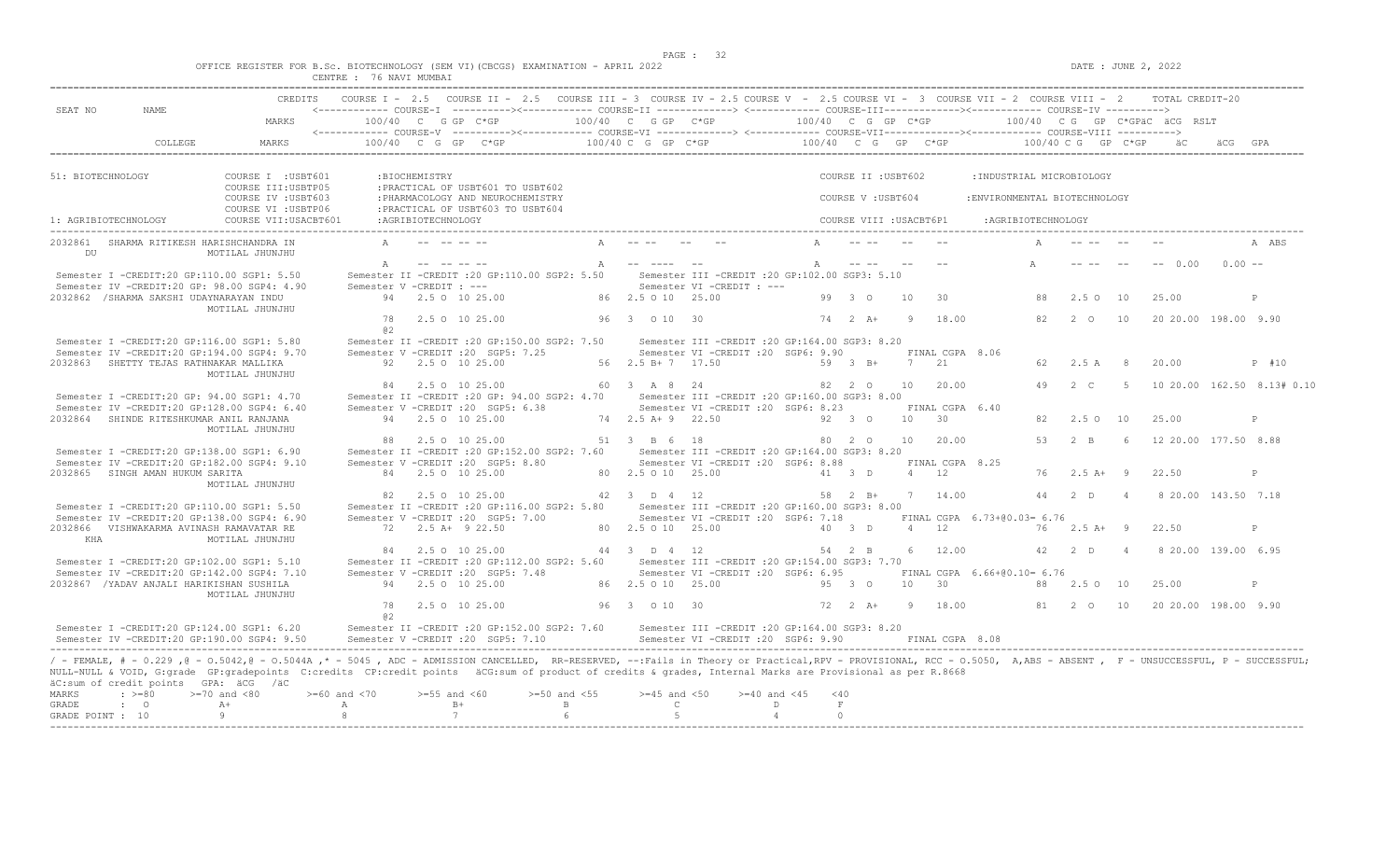OFFICE REGISTER FOR B.Sc. BIOTECHNOLOGY (SEM VI)(CBCGS) EXAMINATION - APRIL 2022

CENTRE : 76 NAVI MUMBAI

DATE : JUNE 2, 2022

```
                          CREDITS    COURSE I - 2.5   COURSE II - 2.5   COURSE III - 3  COURSE IV - 2.5 COURSE V  - 2.5 COURSE VI -  3  COURSE VII - 2  COURSE VIII -  2      TOTAL CREDIT-20
SEAT NO      NAME                    <------------ COURSE-I  ----------><------------ COURSE-II -------------> <------------ COURSE-III-------------><------------ COURSE-IV ---------->
                          MARKS          100/40  C  G GP  C*GP          100/40  C  G GP  C*GP           100/40  C  G  GP  C*GP          100/40  C G   GP  C*GPäC  äCG  RSLT
                                     <------------ COURSE-V  ----------><------------ COURSE-VI -------------> <------------ COURSE-VII------------><------------ COURSE-VIII ---------->
         COLLEGE          MARKS          100/40  C  G  GP   C*GP         100/40 C  G  GP  C*GP           100/40   C  G   GP   C*GP           100/40 C G   GP  C*GP    äC     äCG  GPA

51: BIOTECHNOLOGY            COURSE I  :USBT601       :BIOCHEMISTRY                                              COURSE II :USBT602       :INDUSTRIAL MICROBIOLOGY
                             COURSE III:USBTP05       :PRACTICAL OF USBT601 TO USBT602
                             COURSE IV :USBT603       :PHARMACOLOGY AND NEUROCHEMISTRY                           COURSE V :USBT604        :ENVIRONMENTAL BIOTECHNOLOGY
                             COURSE VI :USBTP06       :PRACTICAL OF USBT603 TO USBT604
1: AGRIBIOTECHNOLOGY         COURSE VII:USACBT601     :AGRIBIOTECHNOLOGY                                         COURSE VIII :USACBT6P1     :AGRIBIOTECHNOLOGY

2032861   SHARMA RITIKESH HARISHCHANDRA IN       A    -- -- -- --          A   -- --   --   --          A   -- --   --   --            A    -- --  --   --               A ABS
    DU                    MOTILAL JHUNJHU
                                                 A    -- -- -- --          A   -- ----  --   --         A   -- --   --   --            A    -- --  --   --   -- 0.00   0.00 --
 Semester I -CREDIT:20 GP:110.00 SGP1: 5.50        Semester II -CREDIT :20 GP:110.00 SGP2: 5.50       Semester III -CREDIT :20 GP:102.00 SGP3: 5.10
 Semester IV -CREDIT:20 GP: 98.00 SGP4: 4.90       Semester V -CREDIT : ---                          Semester VI -CREDIT : ---
2032862  /SHARMA SAKSHI UDAYNARAYAN INDU             94   2.5 O  10 25.00         86  2.5 O 10  25.00          99  3  O    10   30             88   2.5 O  10   25.00              P
                          MOTILAL JHUNJHU
                                                 78   2.5 O  10 25.00         96  3   O 10  30             74  2  A+    9   18.00          82   2  O   10   20 20.00 198.00 9.90
                                                 @2
 Semester I -CREDIT:20 GP:116.00 SGP1: 5.80        Semester II -CREDIT :20 GP:150.00 SGP2: 7.50       Semester III -CREDIT :20 GP:164.00 SGP3: 8.20
 Semester IV -CREDIT:20 GP:194.00 SGP4: 9.70       Semester V -CREDIT :20  SGP5: 7.25                Semester VI -CREDIT :20  SGP6: 9.90          FINAL CGPA  8.06
2032863   SHETTY TEJAS RATHNAKAR MALLIKA            92   2.5 O  10 25.00         56  2.5 B+ 7  17.50          59  3  B+    7   21             62   2.5 A   8   20.00              P #10
                          MOTILAL JHUNJHU
                                                 84   2.5 O  10 25.00         60  3   A  8  24             82  2  O    10   20.00          49   2  C    5   10 20.00 162.50 8.13# 0.10
 Semester I -CREDIT:20 GP: 94.00 SGP1: 4.70        Semester II -CREDIT :20 GP: 94.00 SGP2: 4.70       Semester III -CREDIT :20 GP:160.00 SGP3: 8.00
 Semester IV -CREDIT:20 GP:128.00 SGP4: 6.40       Semester V -CREDIT :20  SGP5: 6.38                Semester VI -CREDIT :20  SGP6: 8.23          FINAL CGPA  6.40
2032864   SHINDE RITESHKUMAR ANIL RANJANA            94   2.5 O  10 25.00         74  2.5 A+ 9  22.50          92  3  O    10   30             82   2.5 O  10   25.00              P
                          MOTILAL JHUNJHU
                                                 88   2.5 O  10 25.00         51  3   B  6  18             80  2  O    10   20.00          53   2  B    6   12 20.00 177.50 8.88
 Semester I -CREDIT:20 GP:138.00 SGP1: 6.90        Semester II -CREDIT :20 GP:152.00 SGP2: 7.60       Semester III -CREDIT :20 GP:164.00 SGP3: 8.20
 Semester IV -CREDIT:20 GP:182.00 SGP4: 9.10       Semester V -CREDIT :20  SGP5: 8.80                Semester VI -CREDIT :20  SGP6: 8.88          FINAL CGPA  8.25
2032865   SINGH AMAN HUKUM SARITA                   84   2.5 O  10 25.00         80  2.5 O 10  25.00          41  3  D     4   12             76   2.5 A+  9   22.50              P
                          MOTILAL JHUNJHU
                                                 82   2.5 O  10 25.00         42  3   D  4  12             58  2  B+    7   14.00          44   2  D    4    8 20.00 143.50 7.18
 Semester I -CREDIT:20 GP:110.00 SGP1: 5.50        Semester II -CREDIT :20 GP:116.00 SGP2: 5.80       Semester III -CREDIT :20 GP:160.00 SGP3: 8.00
 Semester IV -CREDIT:20 GP:138.00 SGP4: 6.90       Semester V -CREDIT :20  SGP5: 7.00                Semester VI -CREDIT :20  SGP6: 7.18          FINAL CGPA  6.73+@0.03= 6.76
2032866   VISHWAKARMA AVINASH RAMAVATAR RE          72   2.5 A+  9 22.50         80  2.5 O 10  25.00          40  3  D     4   12             76   2.5 A+  9   22.50              P
    KHA                   MOTILAL JHUNJHU
                                                 84   2.5 O  10 25.00         44  3   D  4  12             54  2  B     6   12.00          42   2  D    4    8 20.00 139.00 6.95
 Semester I -CREDIT:20 GP:102.00 SGP1: 5.10        Semester II -CREDIT :20 GP:112.00 SGP2: 5.60       Semester III -CREDIT :20 GP:154.00 SGP3: 7.70
 Semester IV -CREDIT:20 GP:142.00 SGP4: 7.10       Semester V -CREDIT :20  SGP5: 7.48                Semester VI -CREDIT :20  SGP6: 6.95          FINAL CGPA  6.66+@0.10= 6.76
2032867  /YADAV ANJALI HARIKISHAN SUSHILA            94   2.5 O  10 25.00         86  2.5 O 10  25.00          95  3  O    10   30             88   2.5 O  10   25.00              P
                          MOTILAL JHUNJHU
                                                 78   2.5 O  10 25.00         96  3   O 10  30             72  2  A+    9   18.00          81   2  O   10   20 20.00 198.00 9.90
                                                 @2
 Semester I -CREDIT:20 GP:124.00 SGP1: 6.20        Semester II -CREDIT :20 GP:152.00 SGP2: 7.60       Semester III -CREDIT :20 GP:164.00 SGP3: 8.20
 Semester IV -CREDIT:20 GP:190.00 SGP4: 9.50       Semester V -CREDIT :20  SGP5: 7.10                Semester VI -CREDIT :20  SGP6: 9.90          FINAL CGPA  8.08
```

/ - FEMALE, # - 0.229 ,@ - O.5042,@ - O.5044A ,* - 5045 , ADC - ADMISSION CANCELLED, RR-RESERVED, --:Fails in Theory or Practical,RPV - PROVISIONAL, RCC - O.5050, A,ABS - ABSENT , F - UNSUCCESSFUL, P - SUCCESSFUL;
NULL-NULL & VOID, G:grade GP:gradepoints C:credits CP:credit points äCG:sum of product of credits & grades, Internal Marks are Provisional as per R.8668
äC:sum of credit points GPA: äCG /äC

| MARKS | : >=80 | >=70 and <80 | >=60 and <70 | >=55 and <60 | >=50 and <55 | >=45 and <50 | >=40 and <45 | <40 |
|---|---|---|---|---|---|---|---|---|
| GRADE | : O | A+ | A | B+ | B | C | D | F |
| GRADE POINT | : 10 | 9 | 8 | 7 | 6 | 5 | 4 | 0 |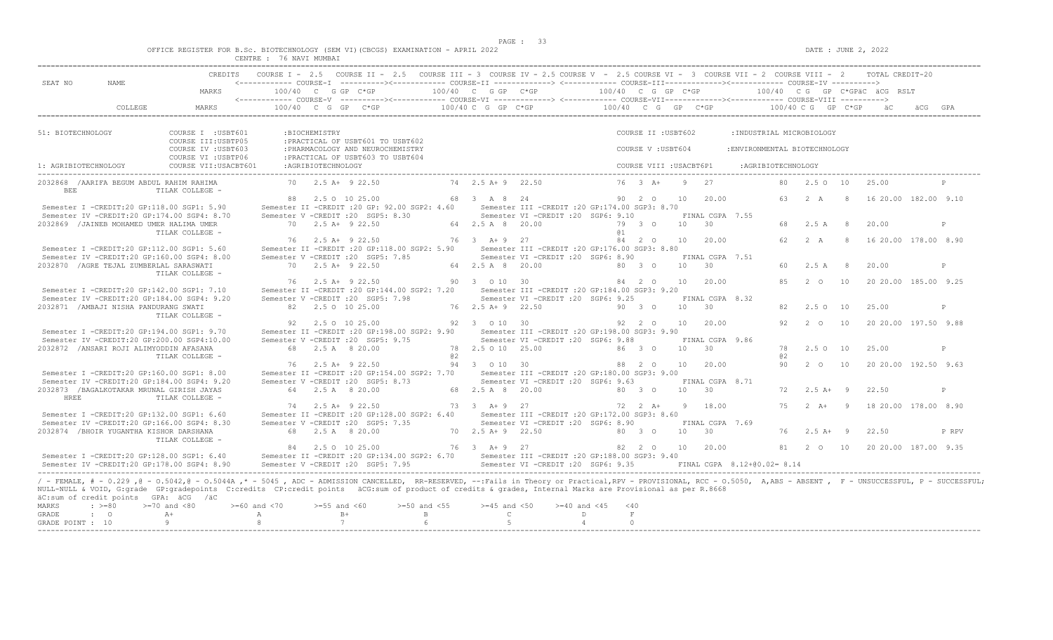OFFICE REGISTER FOR B.Sc. BIOTECHNOLOGY (SEM VI)(CBCGS) EXAMINATION - APRIL 2022
CENTRE : 76 NAVI MUMBAI

DATE : JUNE 2, 2022

| SEAT NO | NAME | CREDITS | COURSE I - 2.5 | COURSE II - 2.5 | COURSE III - 3 | COURSE IV - 2.5 | COURSE V - 2.5 | COURSE VI - 3 | COURSE VII - 2 | COURSE VIII - 2 | TOTAL CREDIT-20 |
|---|---|---|---|---|---|---|---|---|---|---|---|
| | | MARKS | COURSE-I 100/40 C G GP C*GP | | COURSE-II 100/40 C G GP C*GP | | COURSE-III 100/40 C G GP C*GP | | COURSE-IV 100/40 C G GP C*GP | | äC äCG RSLT |
| | COLLEGE | MARKS | COURSE-V 100/40 C G GP C*GP | | COURSE-VI 100/40 C G GP C*GP | | COURSE-VII 100/40 C G GP C*GP | | COURSE-VIII 100/40 C G GP C*GP | | äC äCG GPA |

51: BIOTECHNOLOGY — COURSE I : USBT601 : BIOCHEMISTRY; COURSE II : USBT602 : INDUSTRIAL MICROBIOLOGY; COURSE III : USBTP05 : PRACTICAL OF USBT601 TO USBT602; COURSE IV : USBT603 : PHARMACOLOGY AND NEUROCHEMISTRY; COURSE V : USBT604 : ENVIRONMENTAL BIOTECHNOLOGY; COURSE VI : USBTP06 : PRACTICAL OF USBT603 TO USBT604

1: AGRIBIOTECHNOLOGY — COURSE VII : USACBT601 : AGRIBIOTECHNOLOGY; COURSE VIII : USACBT6P1 : AGRIBIOTECHNOLOGY

```
2032868 /AARIFA BEGUM ABDUL RAHIM RAHIMA   70  2.5 A+ 9 22.50    74  2.5 A+ 9  22.50    76  3 A+  9  27       80  2.5 O  10   25.00          P
   BEE          TILAK COLLEGE -
                                            88  2.5 O 10 25.00    68  3  A  8  24        90  2 O  10  20.00     63  2  A   8   16 20.00 182.00 9.10
 Semester I -CREDIT:20 GP:118.00 SGP1: 5.90    Semester II -CREDIT :20 GP: 92.00 SGP2: 4.60    Semester III -CREDIT :20 GP:174.00 SGP3: 8.70
 Semester IV -CREDIT:20 GP:174.00 SGP4: 8.70   Semester V -CREDIT :20  SGP5: 8.30              Semester VI -CREDIT :20  SGP6: 9.10        FINAL CGPA  7.55
2032869 /JAINEB MOHAMED UMER HALIMA UMER   70  2.5 A+ 9 22.50    64  2.5 A  8  20.00    79  3 O   10  30       68  2.5 A   8   20.00          P
                TILAK COLLEGE -                                                          @1
                                            76  2.5 A+ 9 22.50    76  3  A+ 9  27        84  2 O  10  20.00     62  2  A   8   16 20.00 178.00 8.90
 Semester I -CREDIT:20 GP:112.00 SGP1: 5.60    Semester II -CREDIT :20 GP:118.00 SGP2: 5.90    Semester III -CREDIT :20 GP:176.00 SGP3: 8.80
 Semester IV -CREDIT:20 GP:160.00 SGP4: 8.00   Semester V -CREDIT :20  SGP5: 7.85              Semester VI -CREDIT :20  SGP6: 8.90        FINAL CGPA  7.51
2032870 /AGRE TEJAL ZUMBERLAL SARASWATI    70  2.5 A+ 9 22.50    64  2.5 A  8  20.00    80  3 O   10  30       60  2.5 A   8   20.00          P
                TILAK COLLEGE -
                                            76  2.5 A+ 9 22.50    90  3  O 10  30        84  2 O  10  20.00     85  2  O  10   20 20.00 185.00 9.25
 Semester I -CREDIT:20 GP:142.00 SGP1: 7.10    Semester II -CREDIT :20 GP:144.00 SGP2: 7.20    Semester III -CREDIT :20 GP:184.00 SGP3: 9.20
 Semester IV -CREDIT:20 GP:184.00 SGP4: 9.20   Semester V -CREDIT :20  SGP5: 7.98              Semester VI -CREDIT :20  SGP6: 9.25        FINAL CGPA  8.32
2032871 /AMBAJI NISHA PANDURANG SWATI      82  2.5 O 10 25.00    76  2.5 A+ 9  22.50    90  3 O   10  30       82  2.5 O  10   25.00          P
                TILAK COLLEGE -
                                            92  2.5 O 10 25.00    92  3  O 10  30        92  2 O  10  20.00     92  2  O  10   20 20.00 197.50 9.88
 Semester I -CREDIT:20 GP:194.00 SGP1: 9.70    Semester II -CREDIT :20 GP:198.00 SGP2: 9.90    Semester III -CREDIT :20 GP:198.00 SGP3: 9.90
 Semester IV -CREDIT:20 GP:200.00 SGP4:10.00   Semester V -CREDIT :20  SGP5: 9.75              Semester VI -CREDIT :20  SGP6: 9.88        FINAL CGPA  9.86
2032872 /ANSARI ROJI ALIMYODDIN AFASANA    68  2.5 A  8 20.00    78  2.5 O 10  25.00    86  3 O   10  30       78  2.5 O  10   25.00          P
                TILAK COLLEGE -                                   @2                                             @2
                                            76  2.5 A+ 9 22.50    94  3  O 10  30        88  2 O  10  20.00     90  2  O  10   20 20.00 192.50 9.63
 Semester I -CREDIT:20 GP:160.00 SGP1: 8.00    Semester II -CREDIT :20 GP:154.00 SGP2: 7.70    Semester III -CREDIT :20 GP:180.00 SGP3: 9.00
 Semester IV -CREDIT:20 GP:184.00 SGP4: 9.20   Semester V -CREDIT :20  SGP5: 8.73              Semester VI -CREDIT :20  SGP6: 9.63        FINAL CGPA  8.71
2032873 /BAGALKOTAKAR MRUNAL GIRISH JAYAS  64  2.5 A  8 20.00    68  2.5 A  8  20.00    80  3 O   10  30       72  2.5 A+  9   22.50          P
   HREE         TILAK COLLEGE -
                                            74  2.5 A+ 9 22.50    73  3  A+ 9  27        72  2 A+  9  18.00     75  2  A+  9   18 20.00 178.00 8.90
 Semester I -CREDIT:20 GP:132.00 SGP1: 6.60    Semester II -CREDIT :20 GP:128.00 SGP2: 6.40    Semester III -CREDIT :20 GP:172.00 SGP3: 8.60
 Semester IV -CREDIT:20 GP:166.00 SGP4: 8.30   Semester V -CREDIT :20  SGP5: 7.35              Semester VI -CREDIT :20  SGP6: 8.90        FINAL CGPA  7.69
2032874 /BHOIR YUGANTHA KISHOR DARSHANA    68  2.5 A  8 20.00    70  2.5 A+ 9  22.50    80  3 O   10  30       76  2.5 A+  9   22.50          P RPV
                TILAK COLLEGE -
                                            84  2.5 O 10 25.00    76  3  A+ 9  27        82  2 O  10  20.00     81  2  O  10   20 20.00 187.00 9.35
 Semester I -CREDIT:20 GP:128.00 SGP1: 6.40    Semester II -CREDIT :20 GP:134.00 SGP2: 6.70    Semester III -CREDIT :20 GP:188.00 SGP3: 9.40
 Semester IV -CREDIT:20 GP:178.00 SGP4: 8.90   Semester V -CREDIT :20  SGP5: 7.95              Semester VI -CREDIT :20  SGP6: 9.35    FINAL CGPA  8.12+@0.02= 8.14
```

/ - FEMALE, # - 0.229 ,@ - O.5042,@ - O.5044A ,* - 5045 , ADC - ADMISSION CANCELLED, RR-RESERVED, --:Fails in Theory or Practical,RPV - PROVISIONAL, RCC - O.5050, A,ABS - ABSENT , F - UNSUCCESSFUL, P - SUCCESSFUL; NULL-NULL & VOID, G:grade GP:gradepoints C:credits CP:credit points äCG:sum of product of credits & grades, Internal Marks are Provisional as per R.8668
äC:sum of credit points GPA: äCG /äC

| MARKS | : >=80 | >=70 and <80 | >=60 and <70 | >=55 and <60 | >=50 and <55 | >=45 and <50 | >=40 and <45 | <40 |
|---|---|---|---|---|---|---|---|---|
| GRADE | : O | A+ | A | B+ | B | C | D | F |
| GRADE POINT | : 10 | 9 | 8 | 7 | 6 | 5 | 4 | 0 |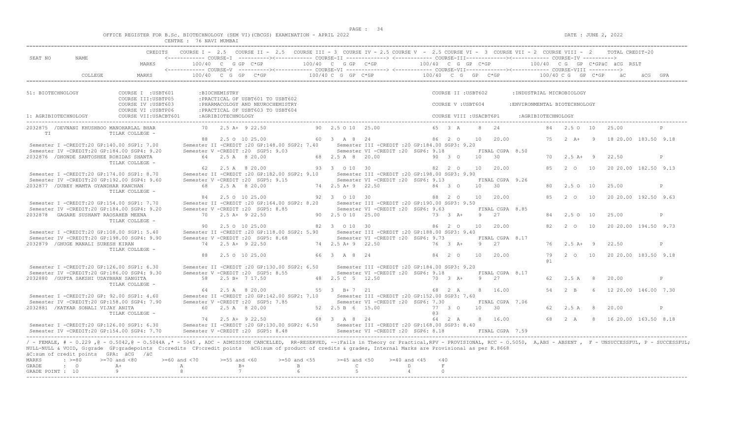OFFICE REGISTER FOR B.Sc. BIOTECHNOLOGY (SEM VI)(CBCGS) EXAMINATION - APRIL 2022

CENTRE : 76 NAVI MUMBAI

DATE : JUNE 2, 2022

```
                CREDITS   COURSE I - 2.5   COURSE II - 2.5   COURSE III - 3  COURSE IV - 2.5 COURSE V  - 2.5 COURSE VI -  3  COURSE VII - 2  COURSE VIII - 2     TOTAL CREDIT-20
SEAT NO      NAME            <------------ COURSE-I  ----------><------------ COURSE-II -------------> <------------ COURSE-III------------><------------ COURSE-IV ---------->
                    MARKS         100/40  C  G GP  C*GP           100/40  C  G GP  C*GP             100/40  C  G  GP  C*GP            100/40  C G  GP  C*GPäC  äCG  RSLT
                             <------------ COURSE-V  ----------><------------ COURSE-VI -------------> <------------ COURSE-VII------------><------------ COURSE-VIII ---------->
        COLLEGE     MARKS         100/40  C  G  GP   C*GP          100/40 C  G  GP  C*GP            100/40  C  G   GP   C*GP            100/40 C G   GP  C*GP     äC     äCG  GPA

51: BIOTECHNOLOGY            COURSE I  :USBT601       :BIOCHEMISTRY                                                    COURSE II :USBT602        :INDUSTRIAL MICROBIOLOGY
                             COURSE III:USBTP05       :PRACTICAL OF USBT601 TO USBT602
                             COURSE IV :USBT603       :PHARMACOLOGY AND NEUROCHEMISTRY                                 COURSE V :USBT604         :ENVIRONMENTAL BIOTECHNOLOGY
                             COURSE VI :USBTP06       :PRACTICAL OF USBT603 TO USBT604
1: AGRIBIOTECHNOLOGY         COURSE VII:USACBT601     :AGRIBIOTECHNOLOGY                                               COURSE VIII :USACBT6P1     :AGRIBIOTECHNOLOGY

2032875  /DEVNANI KHUSHBOO MANOHARLAL BHAR          70   2.5 A+  9 22.50            90  2.5 O 10  25.00              65  3  A     8   24              84   2.5 O  10    25.00             P
     TI                    TILAK COLLEGE -
                                                    88   2.5 O  10 25.00            60  3  A  8  24                  86  2  O    10   20.00           75   2  A+   9    18 20.00  183.50  9.18
 Semester I -CREDIT:20 GP:140.00 SGP1: 7.00       Semester II -CREDIT :20 GP:148.00 SGP2: 7.40      Semester III -CREDIT :20 GP:184.00 SGP3: 9.20
 Semester IV -CREDIT:20 GP:184.00 SGP4: 9.20      Semester V -CREDIT :20  SGP5: 9.03               Semester VI -CREDIT :20  SGP6: 9.18           FINAL CGPA  8.50
2032876  /DHONDE SANTOSHEE ROHIDAS SHANTA           64   2.5 A   8 20.00            68  2.5 A  8  20.00              90  3  O    10   30              70   2.5 A+  9    22.50             P
                           TILAK COLLEGE -
                                                    62   2.5 A   8 20.00            93  3  O 10  30                  82  2  O    10   20.00           85   2  O   10    20 20.00  182.50  9.13
 Semester I -CREDIT:20 GP:174.00 SGP1: 8.70       Semester II -CREDIT :20 GP:182.00 SGP2: 9.10      Semester III -CREDIT :20 GP:198.00 SGP3: 9.90
 Semester IV -CREDIT:20 GP:192.00 SGP4: 9.60      Semester V -CREDIT :20  SGP5: 9.15               Semester VI -CREDIT :20  SGP6: 9.13           FINAL CGPA  9.26
2032877  /DUBEY MAMTA GYANDHAR KANCHAN              68   2.5 A   8 20.00            74  2.5 A+ 9  22.50              84  3  O    10   30              80   2.5 O  10    25.00             P
                           TILAK COLLEGE -
                                                    84   2.5 O  10 25.00            92  3  O 10  30                  88  2  O    10   20.00           85   2  O   10    20 20.00  192.50  9.63
 Semester I -CREDIT:20 GP:154.00 SGP1: 7.70       Semester II -CREDIT :20 GP:164.00 SGP2: 8.20      Semester III -CREDIT :20 GP:190.00 SGP3: 9.50
 Semester IV -CREDIT:20 GP:184.00 SGP4: 9.20      Semester V -CREDIT :20  SGP5: 8.85               Semester VI -CREDIT :20  SGP6: 9.63           FINAL CGPA  8.85
2032878   GAGARE SUSHANT RAOSAHEB MEENA             70   2.5 A+  9 22.50            90  2.5 O 10  25.00              73  3  A+    9   27              84   2.5 O  10    25.00             P
                           TILAK COLLEGE -
                                                    90   2.5 O  10 25.00            82  3  O 10  30                  86  2  O    10   20.00           82   2  O   10    20 20.00  194.50  9.73
 Semester I -CREDIT:20 GP:108.00 SGP1: 5.40       Semester II -CREDIT :20 GP:118.00 SGP2: 5.90      Semester III -CREDIT :20 GP:188.00 SGP3: 9.40
 Semester IV -CREDIT:20 GP:198.00 SGP4: 9.90      Semester V -CREDIT :20  SGP5: 8.68               Semester VI -CREDIT :20  SGP6: 9.73           FINAL CGPA  8.17
2032879  /GHUGE MANALI SURESH KIRAN                 74   2.5 A+  9 22.50            74  2.5 A+ 9  22.50              76  3  A+    9   27              76   2.5 A+  9    22.50             P
                           TILAK COLLEGE -
                                                    88   2.5 O  10 25.00            66  3  A  8  24                  84  2  O    10   20.00           79   2  O   10    20 20.00  183.50  9.18
                                                                                                                                                   @1
 Semester I -CREDIT:20 GP:126.00 SGP1: 6.30       Semester II -CREDIT :20 GP:130.00 SGP2: 6.50      Semester III -CREDIT :20 GP:184.00 SGP3: 9.20
 Semester IV -CREDIT:20 GP:186.00 SGP4: 9.30      Semester V -CREDIT :20  SGP5: 8.55               Semester VI -CREDIT :20  SGP6: 9.18           FINAL CGPA  8.17
2032880  /GUPTA SAKSHI UDAYBHAN SANGITA             58   2.5 B+  7 17.50            48  2.5 C  5  12.50              70  3  A+    9   27              62   2.5 A   8    20.00             P
                           TILAK COLLEGE -
                                                    64   2.5 A   8 20.00            55  3  B+ 7  21                  68  2  A     8   16.00           54   2  B    6    12 20.00  146.00  7.30
 Semester I -CREDIT:20 GP: 92.00 SGP1: 4.60       Semester II -CREDIT :20 GP:142.00 SGP2: 7.10      Semester III -CREDIT :20 GP:152.00 SGP3: 7.60
 Semester IV -CREDIT:20 GP:158.00 SGP4: 7.90      Semester V -CREDIT :20  SGP5: 7.85               Semester VI -CREDIT :20  SGP6: 7.30           FINAL CGPA  7.06
2032881  /KATKAR SONALI VIJAY ANITA                 60   2.5 A   8 20.00            52  2.5 B  6  15.00              77  3  O    10   30              62   2.5 A   8    20.00             P
                           TILAK COLLEGE -                                                                          @3
                                                    74   2.5 A+  9 22.50            68  3  A  8  24                  64  2  A     8   16.00           68   2  A    8    16 20.00  163.50  8.18
 Semester I -CREDIT:20 GP:126.00 SGP1: 6.30       Semester II -CREDIT :20 GP:130.00 SGP2: 6.50      Semester III -CREDIT :20 GP:168.00 SGP3: 8.40
 Semester IV -CREDIT:20 GP:154.00 SGP4: 7.70      Semester V -CREDIT :20  SGP5: 8.48               Semester VI -CREDIT :20  SGP6: 8.18           FINAL CGPA  7.59
```

/ - FEMALE, # - 0.229 ,@ - O.5042,@ - O.5044A ,* - 5045 , ADC - ADMISSION CANCELLED, RR-RESERVED, --:Fails in Theory or Practical,RPV - PROVISIONAL, RCC - O.5050, A,ABS - ABSENT , F - UNSUCCESSFUL, P - SUCCESSFUL; NULL-NULL & VOID, G:grade GP:gradepoints C:credits CP:credit points äCG:sum of product of credits & grades, Internal Marks are Provisional as per R.8668

äC:sum of credit points GPA: äCG /äC

| MARKS | : >=80 | >=70 and <80 | >=60 and <70 | >=55 and <60 | >=50 and <55 | >=45 and <50 | >=40 and <45 | <40 |
|---|---|---|---|---|---|---|---|---|
| GRADE | : O | A+ | A | B+ | B | C | D | F |
| GRADE POINT | : 10 | 9 | 8 | 7 | 6 | 5 | 4 | 0 |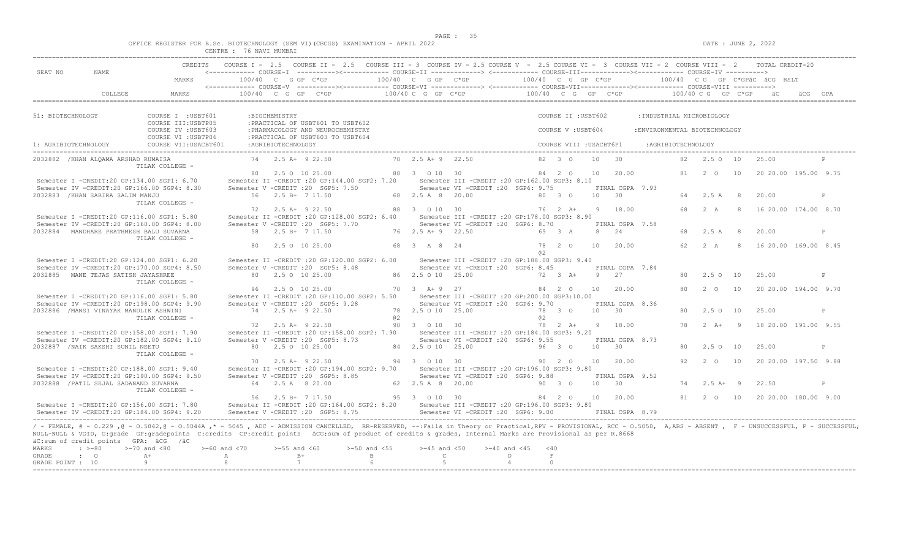OFFICE REGISTER FOR B.Sc. BIOTECHNOLOGY (SEM VI)(CBCGS) EXAMINATION - APRIL 2022

CENTRE : 76 NAVI MUMBAI

DATE : JUNE 2, 2022

```
                        CREDITS    COURSE I - 2.5   COURSE II - 2.5   COURSE III - 3  COURSE IV - 2.5 COURSE V  - 2.5 COURSE VI -  3  COURSE VII - 2  COURSE VIII -  2       TOTAL CREDIT-20
SEAT NO      NAME                  <------------ COURSE-I  ----------><------------ COURSE-II -------------> <------------ COURSE-III------------><------------ COURSE-IV ---------->
                           MARKS          100/40  C   G GP  C*GP           100/40  C   G GP   C*GP            100/40  C  G  GP  C*GP            100/40   C G   GP  C*GPäC  äCG  RSLT
                                   <------------ COURSE-V  ----------><------------ COURSE-VI -------------> <------------ COURSE-VII------------><------------ COURSE-VIII ---------->
          COLLEGE          MARKS          100/40  C  G  GP   C*GP          100/40 C  G  GP  C*GP            100/40   C  G   GP   C*GP            100/40 C G   GP  C*GP    äC     äCG  GPA

51: BIOTECHNOLOGY            COURSE I  :USBT601       :BIOCHEMISTRY                                              COURSE II :USBT602        :INDUSTRIAL MICROBIOLOGY
                             COURSE III:USBTP05       :PRACTICAL OF USBT601 TO USBT602
                             COURSE IV :USBT603       :PHARMACOLOGY AND NEUROCHEMISTRY                           COURSE V :USBT604        :ENVIRONMENTAL BIOTECHNOLOGY
                             COURSE VI :USBTP06       :PRACTICAL OF USBT603 TO USBT604
1: AGRIBIOTECHNOLOGY         COURSE VII:USACBT601     :AGRIBIOTECHNOLOGY                                         COURSE VIII :USACBT6P1     :AGRIBIOTECHNOLOGY

2032882  /KHAN ALQAMA ARSHAD RUMAISA            74    2.5 A+  9 22.50          70  2.5 A+ 9   22.50            82   3  O      10    30             82    2.5 O   10     25.00               P
                  TILAK COLLEGE -
                                                80    2.5 O  10 25.00          88   3   O 10   30               84   2  O      10    20.00          81    2  O    10     20 20.00  195.00  9.75
 Semester I -CREDIT:20 GP:134.00 SGP1: 6.70        Semester II -CREDIT :20 GP:144.00 SGP2: 7.20       Semester III -CREDIT :20 GP:162.00 SGP3: 8.10
 Semester IV -CREDIT:20 GP:166.00 SGP4: 8.30       Semester V -CREDIT :20  SGP5: 7.50                 Semester VI -CREDIT :20  SGP6: 9.75             FINAL CGPA  7.93
2032883  /KHAN SABIRA SALIM MANJU               56    2.5 B+  7 17.50          68  2.5 A  8   20.00            80   3  O      10    30             64    2.5 A    8     20.00               P
                  TILAK COLLEGE -
                                                72    2.5 A+  9 22.50          88   3   O 10   30               76   2  A+     9     18.00          68    2  A     8     16 20.00  174.00  8.70
 Semester I -CREDIT:20 GP:116.00 SGP1: 5.80        Semester II -CREDIT :20 GP:128.00 SGP2: 6.40       Semester III -CREDIT :20 GP:178.00 SGP3: 8.90
 Semester IV -CREDIT:20 GP:160.00 SGP4: 8.00       Semester V -CREDIT :20  SGP5: 7.70                 Semester VI -CREDIT :20  SGP6: 8.70             FINAL CGPA  7.58
2032884   MANDHARE PRATHMESH BALU SUVARNA       58    2.5 B+  7 17.50          76  2.5 A+ 9   22.50            69   3  A      8     24             68    2.5 A    8     20.00               P
                  TILAK COLLEGE -
                                                80    2.5 O  10 25.00          68   3   A  8   24               78   2  O      10    20.00          62    2  A     8     16 20.00  169.00  8.45
                                                                                                                @2
 Semester I -CREDIT:20 GP:124.00 SGP1: 6.20        Semester II -CREDIT :20 GP:120.00 SGP2: 6.00       Semester III -CREDIT :20 GP:188.00 SGP3: 9.40
 Semester IV -CREDIT:20 GP:170.00 SGP4: 8.50       Semester V -CREDIT :20  SGP5: 8.48                 Semester VI -CREDIT :20  SGP6: 8.45             FINAL CGPA  7.84
2032885   MANE TEJAS SATISH JAYASHREE           80    2.5 O  10 25.00          86  2.5 O 10   25.00            72   3  A+     9     27             80    2.5 O   10     25.00               P
                  TILAK COLLEGE -
                                                96    2.5 O  10 25.00          70   3   A+ 9   27               84   2  O      10    20.00          80    2  O    10     20 20.00  194.00  9.70
 Semester I -CREDIT:20 GP:116.00 SGP1: 5.80        Semester II -CREDIT :20 GP:110.00 SGP2: 5.50       Semester III -CREDIT :20 GP:200.00 SGP3:10.00
 Semester IV -CREDIT:20 GP:198.00 SGP4: 9.90       Semester V -CREDIT :20  SGP5: 9.28                 Semester VI -CREDIT :20  SGP6: 9.70             FINAL CGPA  8.36
2032886  /MANSI VINAYAK MANDLIK ASHWINI         74    2.5 A+  9 22.50          78  2.5 O 10   25.00            78   3  O      10    30             80    2.5 O   10     25.00               P
                  TILAK COLLEGE -                                             @2                               @2
                                                72    2.5 A+  9 22.50          90   3   O 10   30               78   2  A+     9     18.00          78    2  A+    9     18 20.00  191.00  9.55
 Semester I -CREDIT:20 GP:158.00 SGP1: 7.90        Semester II -CREDIT :20 GP:158.00 SGP2: 7.90       Semester III -CREDIT :20 GP:184.00 SGP3: 9.20
 Semester IV -CREDIT:20 GP:182.00 SGP4: 9.10       Semester V -CREDIT :20  SGP5: 8.73                 Semester VI -CREDIT :20  SGP6: 9.55             FINAL CGPA  8.73
2032887  /NAIK SAKSHI SUNIL NEETU               80    2.5 O  10 25.00          84  2.5 O 10   25.00            96   3  O      10    30             80    2.5 O   10     25.00               P
                  TILAK COLLEGE -
                                                70    2.5 A+  9 22.50          94   3   O 10   30               90   2  O      10    20.00          92    2  O    10     20 20.00  197.50  9.88
 Semester I -CREDIT:20 GP:188.00 SGP1: 9.40        Semester II -CREDIT :20 GP:194.00 SGP2: 9.70       Semester III -CREDIT :20 GP:196.00 SGP3: 9.80
 Semester IV -CREDIT:20 GP:190.00 SGP4: 9.50       Semester V -CREDIT :20  SGP5: 8.85                 Semester VI -CREDIT :20  SGP6: 9.88             FINAL CGPA  9.52
2032888  /PATIL SEJAL SADANAND SUVARNA          64    2.5 A   8 20.00          62  2.5 A  8   20.00            90   3  O      10    30             74    2.5 A+   9     22.50               P
                  TILAK COLLEGE -
                                                56    2.5 B+  7 17.50          95   3   O 10   30               84   2  O      10    20.00          81    2  O    10     20 20.00  180.00  9.00
 Semester I -CREDIT:20 GP:156.00 SGP1: 7.80        Semester II -CREDIT :20 GP:164.00 SGP2: 8.20       Semester III -CREDIT :20 GP:196.00 SGP3: 9.80
 Semester IV -CREDIT:20 GP:184.00 SGP4: 9.20       Semester V -CREDIT :20  SGP5: 8.75                 Semester VI -CREDIT :20  SGP6: 9.00             FINAL CGPA  8.79
```

/ - FEMALE, # - 0.229 ,@ - O.5042,@ - O.5044A ,* - 5045 , ADC - ADMISSION CANCELLED, RR-RESERVED, --:Fails in Theory or Practical,RPV - PROVISIONAL, RCC - O.5050, A,ABS - ABSENT , F - UNSUCCESSFUL, P - SUCCESSFUL; NULL-NULL & VOID, G:grade GP:gradepoints C:credits CP:credit points äCG:sum of product of credits & grades, Internal Marks are Provisional as per R.8668
äC:sum of credit points GPA: äCG /äC

| MARKS | : >=80 | >=70 and <80 | >=60 and <70 | >=55 and <60 | >=50 and <55 | >=45 and <50 | >=40 and <45 | <40 |
|---|---|---|---|---|---|---|---|---|
| GRADE | : O | A+ | A | B+ | B | C | D | F |
| GRADE POINT | : 10 | 9 | 8 | 7 | 6 | 5 | 4 | 0 |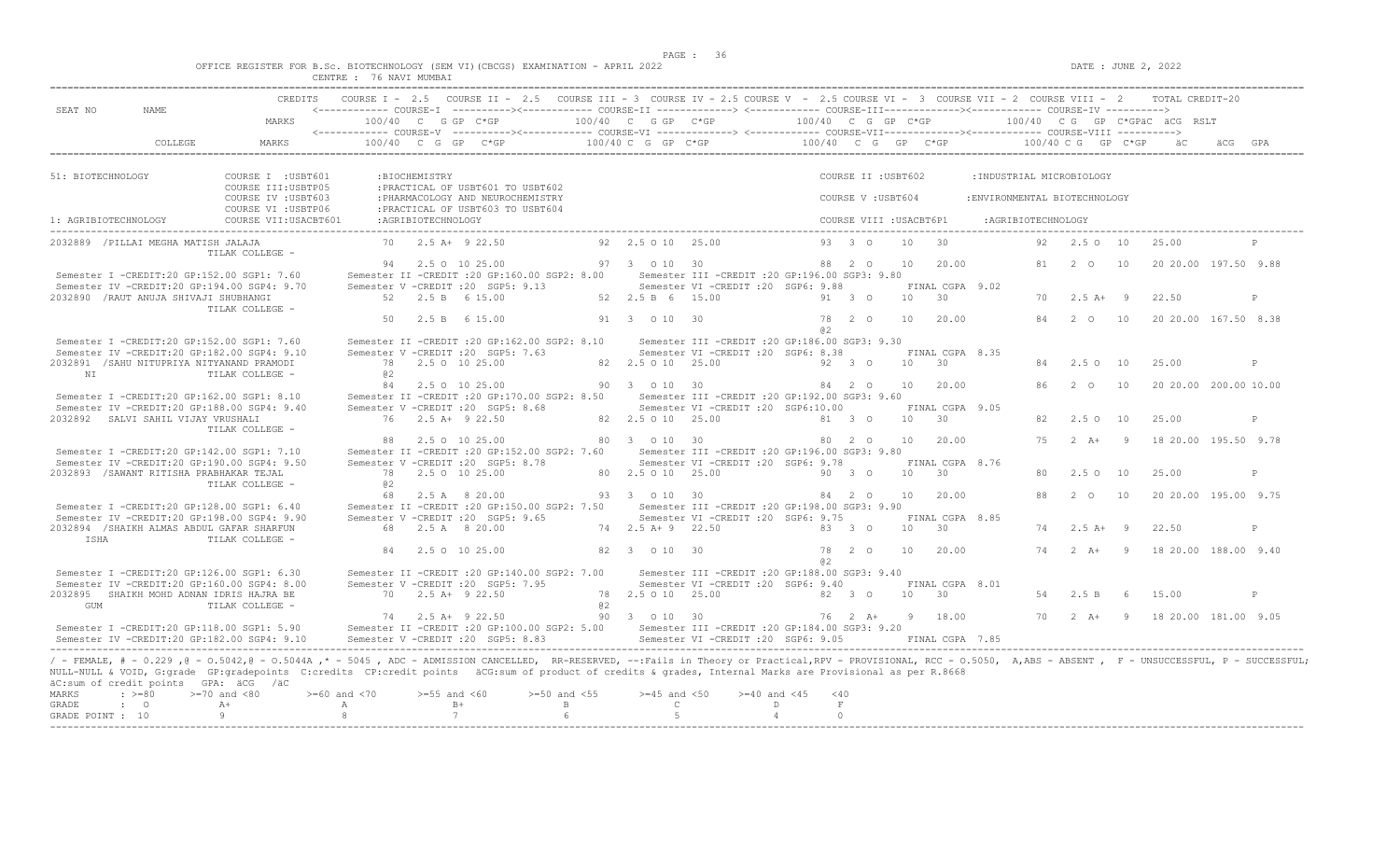OFFICE REGISTER FOR B.Sc. BIOTECHNOLOGY (SEM VI)(CBCGS) EXAMINATION - APRIL 2022

CENTRE : 76 NAVI MUMBAI

DATE : JUNE 2, 2022

```
                              CREDITS    COURSE I - 2.5   COURSE II - 2.5   COURSE III - 3  COURSE IV - 2.5 COURSE V  - 2.5 COURSE VI -  3  COURSE VII - 2  COURSE VIII -  2      TOTAL CREDIT-20
SEAT NO       NAME                                  <------------ COURSE-I  ----------><------------ COURSE-II -------------> <------------ COURSE-III-------------><------------ COURSE-IV ---------->
                              MARKS           100/40  C  G GP  C*GP          100/40  C  G GP  C*GP           100/40  C  G  GP  C*GP           100/40  C G  GP  C*GPäC  äCG  RSLT
                                            <------------ COURSE-V  ----------><------------ COURSE-VI -------------> <------------ COURSE-VII-------------><------------ COURSE-VIII ---------->
           COLLEGE            MARKS           100/40  C  G  GP   C*GP          100/40 C  G  GP  C*GP           100/40   C  G   GP   C*GP           100/40 C G   GP  C*GP     äC      äCG  GPA

51: BIOTECHNOLOGY             COURSE I  :USBT601       :BIOCHEMISTRY                                                  COURSE II :USBT602        :INDUSTRIAL MICROBIOLOGY
                              COURSE III:USBTP05       :PRACTICAL OF USBT601 TO USBT602
                              COURSE IV :USBT603       :PHARMACOLOGY AND NEUROCHEMISTRY                               COURSE V :USBT604         :ENVIRONMENTAL BIOTECHNOLOGY
                              COURSE VI :USBTP06       :PRACTICAL OF USBT603 TO USBT604
1: AGRIBIOTECHNOLOGY          COURSE VII:USACBT601     :AGRIBIOTECHNOLOGY                                             COURSE VIII :USACBT6P1      :AGRIBIOTECHNOLOGY

2032889 /PILLAI MEGHA MATISH JALAJA                  70   2.5 A+  9 22.50          92  2.5 O 10  25.00                 93  3  O    10   30                 92   2.5 O  10    25.00              P
                    TILAK COLLEGE -
                                                     94   2.5 O  10 25.00          97  3   O 10  30                    88  2  O    10   20.00              81   2  O   10    20 20.00  197.50  9.88
 Semester I -CREDIT:20 GP:152.00 SGP1: 7.60       Semester II -CREDIT :20 GP:160.00 SGP2: 8.00      Semester III -CREDIT :20 GP:196.00 SGP3: 9.80
 Semester IV -CREDIT:20 GP:194.00 SGP4: 9.70      Semester V -CREDIT :20  SGP5: 9.13                Semester VI -CREDIT :20  SGP6: 9.88          FINAL CGPA  9.02
2032890 /RAUT ANUJA SHIVAJI SHUBHANGI                52   2.5 B   6 15.00          52  2.5 B  6  15.00                 91  3  O    10   30                 70   2.5 A+  9    22.50              P
                    TILAK COLLEGE -
                                                     50   2.5 B   6 15.00          91  3   O 10  30                    78  2  O    10   20.00              84   2  O   10    20 20.00  167.50  8.38
                                                                                                                       @2
 Semester I -CREDIT:20 GP:152.00 SGP1: 7.60       Semester II -CREDIT :20 GP:162.00 SGP2: 8.10      Semester III -CREDIT :20 GP:186.00 SGP3: 9.30
 Semester IV -CREDIT:20 GP:182.00 SGP4: 9.10      Semester V -CREDIT :20  SGP5: 7.63                Semester VI -CREDIT :20  SGP6: 8.38          FINAL CGPA  8.35
2032891 /SAHU NITUPRIYA NITYANAND PRAMODI            78   2.5 O  10 25.00          82  2.5 O 10  25.00                 92  3  O    10   30                 84   2.5 O  10    25.00              P
    NI              TILAK COLLEGE -               @2
                                                     84   2.5 O  10 25.00          90  3   O 10  30                    84  2  O    10   20.00              86   2  O   10    20 20.00  200.00 10.00
 Semester I -CREDIT:20 GP:162.00 SGP1: 8.10       Semester II -CREDIT :20 GP:170.00 SGP2: 8.50      Semester III -CREDIT :20 GP:192.00 SGP3: 9.60
 Semester IV -CREDIT:20 GP:188.00 SGP4: 9.40      Semester V -CREDIT :20  SGP5: 8.68                Semester VI -CREDIT :20  SGP6:10.00          FINAL CGPA  9.05
2032892  SALVI SAHIL VIJAY VRUSHALI                  76   2.5 A+  9 22.50          82  2.5 O 10  25.00                 81  3  O    10   30                 82   2.5 O  10    25.00              P
                    TILAK COLLEGE -
                                                     88   2.5 O  10 25.00          80  3   O 10  30                    80  2  O    10   20.00              75   2  A+   9    18 20.00  195.50  9.78
 Semester I -CREDIT:20 GP:142.00 SGP1: 7.10       Semester II -CREDIT :20 GP:152.00 SGP2: 7.60      Semester III -CREDIT :20 GP:196.00 SGP3: 9.80
 Semester IV -CREDIT:20 GP:190.00 SGP4: 9.50      Semester V -CREDIT :20  SGP5: 8.78                Semester VI -CREDIT :20  SGP6: 9.78          FINAL CGPA  8.76
2032893 /SAWANT RITISHA PRABHAKAR TEJAL              78   2.5 O  10 25.00          80  2.5 O 10  25.00                 90  3  O    10   30                 80   2.5 O  10    25.00              P
                    TILAK COLLEGE -               @2
                                                     68   2.5 A   8 20.00          93  3   O 10  30                    84  2  O    10   20.00              88   2  O   10    20 20.00  195.00  9.75
 Semester I -CREDIT:20 GP:128.00 SGP1: 6.40       Semester II -CREDIT :20 GP:150.00 SGP2: 7.50      Semester III -CREDIT :20 GP:198.00 SGP3: 9.90
 Semester IV -CREDIT:20 GP:198.00 SGP4: 9.90      Semester V -CREDIT :20  SGP5: 9.65                Semester VI -CREDIT :20  SGP6: 9.75          FINAL CGPA  8.85
2032894 /SHAIKH ALMAS ABDUL GAFAR SHARFUN            68   2.5 A   8 20.00          74  2.5 A+ 9  22.50                 83  3  O    10   30                 74   2.5 A+  9    22.50              P
    ISHA            TILAK COLLEGE -
                                                     84   2.5 O  10 25.00          82  3   O 10  30                    78  2  O    10   20.00              74   2  A+   9    18 20.00  188.00  9.40
                                                                                                                       @2
 Semester I -CREDIT:20 GP:126.00 SGP1: 6.30       Semester II -CREDIT :20 GP:140.00 SGP2: 7.00      Semester III -CREDIT :20 GP:188.00 SGP3: 9.40
 Semester IV -CREDIT:20 GP:160.00 SGP4: 8.00      Semester V -CREDIT :20  SGP5: 7.95                Semester VI -CREDIT :20  SGP6: 9.40          FINAL CGPA  8.01
2032895  SHAIKH MOHD ADNAN IDRIS HAJRA BE            70   2.5 A+  9 22.50          78  2.5 O 10  25.00                 82  3  O    10   30                 54   2.5 B   6    15.00              P
    GUM             TILAK COLLEGE -                                            @2
                                                     74   2.5 A+  9 22.50          90  3   O 10  30                    76  2  A+    9   18.00              70   2  A+   9    18 20.00  181.00  9.05
 Semester I -CREDIT:20 GP:118.00 SGP1: 5.90       Semester II -CREDIT :20 GP:100.00 SGP2: 5.00      Semester III -CREDIT :20 GP:184.00 SGP3: 9.20
 Semester IV -CREDIT:20 GP:182.00 SGP4: 9.10      Semester V -CREDIT :20  SGP5: 8.83                Semester VI -CREDIT :20  SGP6: 9.05          FINAL CGPA  7.85
```

/ - FEMALE, # - 0.229 ,@ - 0.5042,@ - 0.5044A ,* - 5045 , ADC - ADMISSION CANCELLED, RR-RESERVED, --:Fails in Theory or Practical,RPV - PROVISIONAL, RCC - 0.5050, A,ABS - ABSENT , F - UNSUCCESSFUL, P - SUCCESSFUL; NULL-NULL & VOID, G:grade GP:gradepoints C:credits CP:credit points äCG:sum of product of credits & grades, Internal Marks are Provisional as per R.8668

äC:sum of credit points GPA: äCG /äC

| MARKS | : >=80 | >=70 and <80 | >=60 and <70 | >=55 and <60 | >=50 and <55 | >=45 and <50 | >=40 and <45 | <40 |
|---|---|---|---|---|---|---|---|---|
| GRADE | : O | A+ | A | B+ | B | C | D | F |
| GRADE POINT | : 10 | 9 | 8 | 7 | 6 | 5 | 4 | 0 |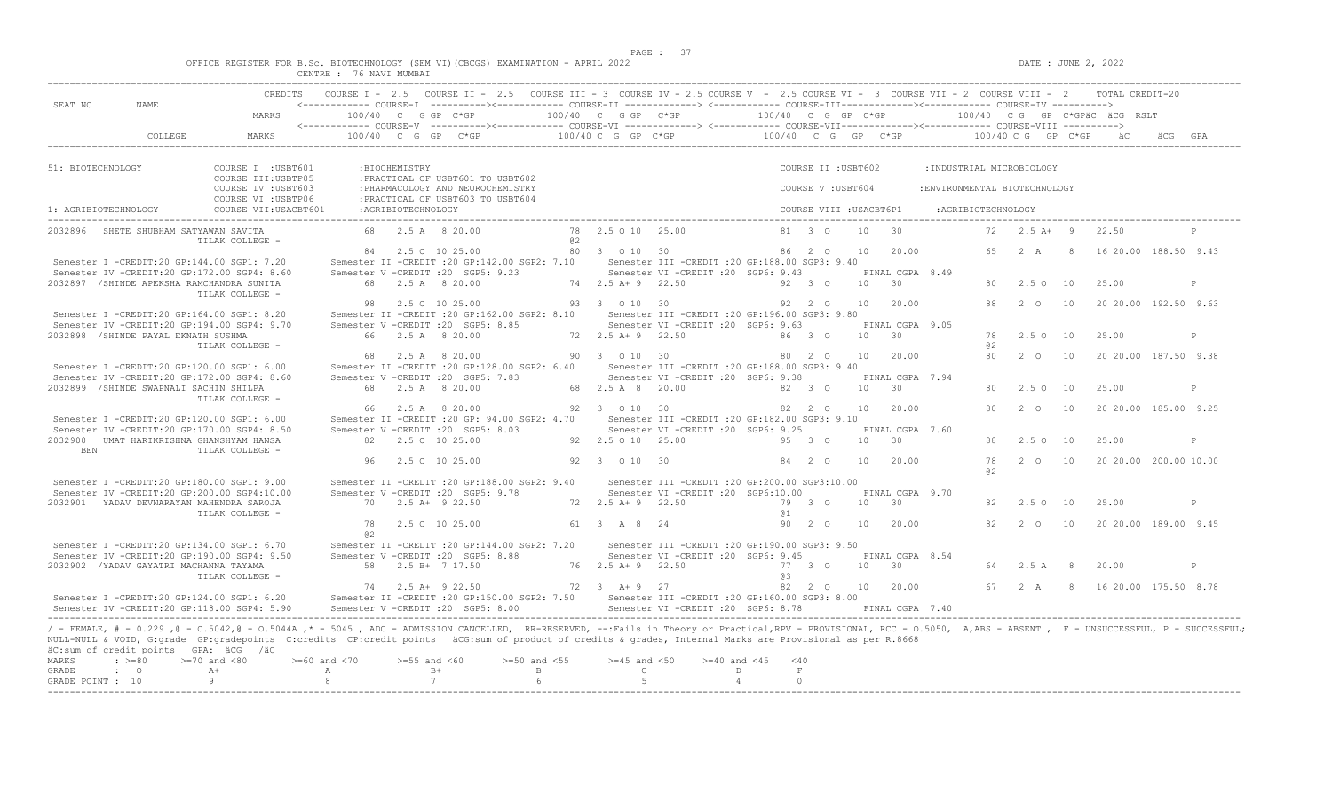OFFICE REGISTER FOR B.Sc. BIOTECHNOLOGY (SEM VI)(CBCGS) EXAMINATION - APRIL 2022 — CENTRE : 76 NAVI MUMBAI — DATE : JUNE 2, 2022

| SEAT NO | NAME | CREDITS | COURSE I - 2.5 | COURSE II - 2.5 | COURSE III - 3 | COURSE IV - 2.5 | COURSE V - 2.5 | COURSE VI - 3 | COURSE VII - 2 | COURSE VIII - 2 | TOTAL CREDIT-20 |
|---|---|---|---|---|---|---|---|---|---|---|---|
| | | MARKS | COURSE-I 100/40 C G GP C*GP | | COURSE-II 100/40 C G GP C*GP | | COURSE-III 100/40 C G GP C*GP | | COURSE-IV 100/40 C G GP C*GP | | äC äCG RSLT |
| | COLLEGE | MARKS | COURSE-V 100/40 C G GP C*GP | | COURSE-VI 100/40 C G GP C*GP | | COURSE-VII 100/40 C G GP C*GP | | COURSE-VIII 100/40 C G GP C*GP | | äC äCG GPA |

51: BIOTECHNOLOGY
COURSE I : USBT601 : BIOCHEMISTRY — COURSE II : USBT602 : INDUSTRIAL MICROBIOLOGY
COURSE III : USBTP05 : PRACTICAL OF USBT601 TO USBT602
COURSE IV : USBT603 : PHARMACOLOGY AND NEUROCHEMISTRY — COURSE V : USBT604 : ENVIRONMENTAL BIOTECHNOLOGY
COURSE VI : USBTP06 : PRACTICAL OF USBT603 TO USBT604
1: AGRIBIOTECHNOLOGY — COURSE VII : USACBT601 : AGRIBIOTECHNOLOGY — COURSE VIII : USACBT6P1 : AGRIBIOTECHNOLOGY

| SEAT NO | NAME / COLLEGE | Course I / V | Course II / VI | Course III / VII | Course IV / VIII | äC äCG RSLT/GPA |
|---|---|---|---|---|---|---|
| 2032896 | SHETE SHUBHAM SATYAWAN SAVITA, TILAK COLLEGE - | 68 2.5 A 8 20.00 | 78 2.5 O 10 25.00 @2 | 81 3 O 10 30 | 72 2.5 A+ 9 22.50 | P |
| | | 84 2.5 O 10 25.00 | 80 3 O 10 30 | 86 2 O 10 20.00 | 65 2 A 8 16 | 20.00 188.50 9.43 |
| | Semester I -CREDIT:20 GP:144.00 SGP1: 7.20; Semester IV -CREDIT:20 GP:172.00 SGP4: 8.60 | Semester II -CREDIT :20 GP:142.00 SGP2: 7.10; Semester V -CREDIT :20 SGP5: 9.23 | Semester III -CREDIT :20 GP:188.00 SGP3: 9.40; Semester VI -CREDIT :20 SGP6: 9.43 | FINAL CGPA 8.49 | | |
| 2032897 | /SHINDE APEKSHA RAMCHANDRA SUNITA, TILAK COLLEGE - | 68 2.5 A 8 20.00 | 74 2.5 A+ 9 22.50 | 92 3 O 10 30 | 80 2.5 O 10 25.00 | P |
| | | 98 2.5 O 10 25.00 | 93 3 O 10 30 | 92 2 O 10 20.00 | 88 2 O 10 20 | 20.00 192.50 9.63 |
| | Semester I -CREDIT:20 GP:164.00 SGP1: 8.20; Semester IV -CREDIT:20 GP:194.00 SGP4: 9.70 | Semester II -CREDIT :20 GP:162.00 SGP2: 8.10; Semester V -CREDIT :20 SGP5: 8.85 | Semester III -CREDIT :20 GP:196.00 SGP3: 9.80; Semester VI -CREDIT :20 SGP6: 9.63 | FINAL CGPA 9.05 | | |
| 2032898 | /SHINDE PAYAL EKNATH SUSHMA, TILAK COLLEGE - | 66 2.5 A 8 20.00 | 72 2.5 A+ 9 22.50 | 86 3 O 10 30 | 78 2.5 O 10 25.00 @2 | P |
| | | 68 2.5 A 8 20.00 | 90 3 O 10 30 | 80 2 O 10 20.00 | 80 2 O 10 20 | 20.00 187.50 9.38 |
| | Semester I -CREDIT:20 GP:120.00 SGP1: 6.00; Semester IV -CREDIT:20 GP:172.00 SGP4: 8.60 | Semester II -CREDIT :20 GP:128.00 SGP2: 6.40; Semester V -CREDIT :20 SGP5: 7.83 | Semester III -CREDIT :20 GP:188.00 SGP3: 9.40; Semester VI -CREDIT :20 SGP6: 9.38 | FINAL CGPA 7.94 | | |
| 2032899 | /SHINDE SWAPNALI SACHIN SHILPA, TILAK COLLEGE - | 68 2.5 A 8 20.00 | 68 2.5 A 8 20.00 | 82 3 O 10 30 | 80 2.5 O 10 25.00 | P |
| | | 66 2.5 A 8 20.00 | 92 3 O 10 30 | 82 2 O 10 20.00 | 80 2 O 10 20 | 20.00 185.00 9.25 |
| | Semester I -CREDIT:20 GP:120.00 SGP1: 6.00; Semester IV -CREDIT:20 GP:170.00 SGP4: 8.50 | Semester II -CREDIT :20 GP: 94.00 SGP2: 4.70; Semester V -CREDIT :20 SGP5: 8.03 | Semester III -CREDIT :20 GP:182.00 SGP3: 9.10; Semester VI -CREDIT :20 SGP6: 9.25 | FINAL CGPA 7.60 | | |
| 2032900 | UMAT HARIKRISHNA GHANSHYAM HANSA BEN, TILAK COLLEGE - | 82 2.5 O 10 25.00 | 92 2.5 O 10 25.00 | 95 3 O 10 30 | 88 2.5 O 10 25.00 | P |
| | | 96 2.5 O 10 25.00 | 92 3 O 10 30 | 84 2 O 10 20.00 | 78 2 O 10 20 @2 | 20.00 200.00 10.00 |
| | Semester I -CREDIT:20 GP:180.00 SGP1: 9.00; Semester IV -CREDIT:20 GP:200.00 SGP4:10.00 | Semester II -CREDIT :20 GP:188.00 SGP2: 9.40; Semester V -CREDIT :20 SGP5: 9.78 | Semester III -CREDIT :20 GP:200.00 SGP3:10.00; Semester VI -CREDIT :20 SGP6:10.00 | FINAL CGPA 9.70 | | |
| 2032901 | YADAV DEVNARAYAN MAHENDRA SAROJA, TILAK COLLEGE - | 70 2.5 A+ 9 22.50 | 72 2.5 A+ 9 22.50 | 79 3 O 10 30 @1 | 82 2.5 O 10 25.00 | P |
| | | 78 2.5 O 10 25.00 @2 | 61 3 A 8 24 | 90 2 O 10 20.00 | 82 2 O 10 20 | 20.00 189.00 9.45 |
| | Semester I -CREDIT:20 GP:134.00 SGP1: 6.70; Semester IV -CREDIT:20 GP:190.00 SGP4: 9.50 | Semester II -CREDIT :20 GP:144.00 SGP2: 7.20; Semester V -CREDIT :20 SGP5: 8.88 | Semester III -CREDIT :20 GP:190.00 SGP3: 9.50; Semester VI -CREDIT :20 SGP6: 9.45 | FINAL CGPA 8.54 | | |
| 2032902 | /YADAV GAYATRI MACHANNA TAYAMA, TILAK COLLEGE - | 58 2.5 B+ 7 17.50 | 76 2.5 A+ 9 22.50 | 77 3 O 10 30 @3 | 64 2.5 A 8 20.00 | P |
| | | 74 2.5 A+ 9 22.50 | 72 3 A+ 9 27 | 82 2 O 10 20.00 | 67 2 A 8 16 | 20.00 175.50 8.78 |
| | Semester I -CREDIT:20 GP:124.00 SGP1: 6.20; Semester IV -CREDIT:20 GP:118.00 SGP4: 5.90 | Semester II -CREDIT :20 GP:150.00 SGP2: 7.50; Semester V -CREDIT :20 SGP5: 8.00 | Semester III -CREDIT :20 GP:160.00 SGP3: 8.00; Semester VI -CREDIT :20 SGP6: 8.78 | FINAL CGPA 7.40 | | |

/ - FEMALE, # - 0.229 ,@ - O.5042,@ - O.5044A ,* - 5045 , ADC - ADMISSION CANCELLED, RR-RESERVED, --:Fails in Theory or Practical,RPV - PROVISIONAL, RCC - O.5050, A,ABS - ABSENT , F - UNSUCCESSFUL, P - SUCCESSFUL; NULL-NULL & VOID, G:grade GP:gradepoints C:credits CP:credit points äCG:sum of product of credits & grades, Internal Marks are Provisional as per R.8668
äC:sum of credit points GPA: äCG /äC

| MARKS | >=80 | >=70 and <80 | >=60 and <70 | >=55 and <60 | >=50 and <55 | >=45 and <50 | >=40 and <45 | <40 |
|---|---|---|---|---|---|---|---|---|
| GRADE | O | A+ | A | B+ | B | C | D | F |
| GRADE POINT | 10 | 9 | 8 | 7 | 6 | 5 | 4 | 0 |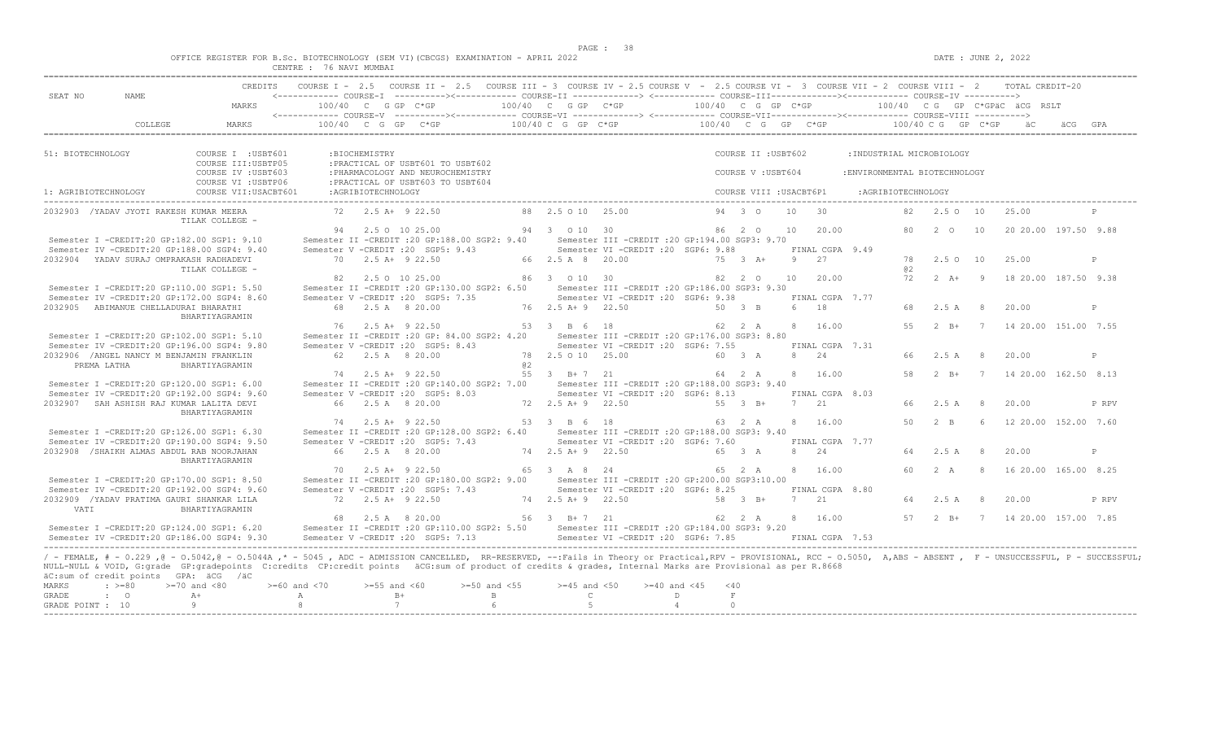OFFICE REGISTER FOR B.Sc. BIOTECHNOLOGY (SEM VI)(CBCGS) EXAMINATION - APRIL 2022

CENTRE : 76 NAVI MUMBAI

DATE : JUNE 2, 2022

```
                    CREDITS   COURSE I - 2.5   COURSE II - 2.5   COURSE III = 3  COURSE IV = 2.5 COURSE V  - 2.5 COURSE VI -  3  COURSE VII - 2  COURSE VIII -  2      TOTAL CREDIT-20
SEAT NO     NAME              <------------ COURSE-I  ---------><----------- COURSE-II -------------> <----------- COURSE-III-------------><------------ COURSE-IV ---------->
                    MARKS        100/40  C  G GP  C*GP          100/40  C  G GP  C*GP          100/40  C  G  GP  C*GP           100/40  C G  GP  C*GPäC  äCG  RSLT
                              <------------ COURSE-V  ---------><----------- COURSE-VI -------------> <----------- COURSE-VII-------------><------------ COURSE-VIII ---------->
        COLLEGE     MARKS        100/40  C  G  GP   C*GP         100/40 C  G  GP  C*GP          100/40  C  G   GP   C*GP          100/40 C G  GP  C*GP     äC    äCG  GPA

51: BIOTECHNOLOGY          COURSE I  :USBT601       :BIOCHEMISTRY                                          COURSE II :USBT602        :INDUSTRIAL MICROBIOLOGY
                           COURSE III:USBTP05       :PRACTICAL OF USBT601 TO USBT602
                           COURSE IV :USBT603       :PHARMACOLOGY AND NEUROCHEMISTRY                       COURSE V :USBT604         :ENVIRONMENTAL BIOTECHNOLOGY
                           COURSE VI :USBTP06       :PRACTICAL OF USBT603 TO USBT604
1: AGRIBIOTECHNOLOGY       COURSE VII:USACBT601     :AGRIBIOTECHNOLOGY                                     COURSE VIII :USACBT6P1    :AGRIBIOTECHNOLOGY

2032903  /YADAV JYOTI RAKESH KUMAR MEERA        72   2.5 A+  9 22.50          88  2.5 O 10  25.00          94  3  O   10   30            82   2.5 O  10   25.00              P
                  TILAK COLLEGE -
                                                94   2.5 O  10 25.00          94  3  O 10  30              86  2  O   10   20.00         80   2  O   10   20 20.00  197.50  9.88
 Semester I -CREDIT:20 GP:182.00 SGP1: 9.10     Semester II -CREDIT :20 GP:188.00 SGP2: 9.40     Semester III -CREDIT :20 GP:194.00 SGP3: 9.70
 Semester IV -CREDIT:20 GP:188.00 SGP4: 9.40    Semester V -CREDIT :20  SGP5: 9.43               Semester VI -CREDIT :20  SGP6: 9.88           FINAL CGPA  9.49
2032904  YADAV SURAJ OMPRAKASH RADHADEVI        70   2.5 A+  9 22.50          66  2.5 A  8  20.00          75  3  A+   9   27            78   2.5 O  10   25.00              P
                  TILAK COLLEGE -                                                                                                       @2
                                                82   2.5 O  10 25.00          86  3  O 10  30              82  2  O   10   20.00         72   2  A+   9   18 20.00  187.50  9.38
 Semester I -CREDIT:20 GP:110.00 SGP1: 5.50     Semester II -CREDIT :20 GP:130.00 SGP2: 6.50     Semester III -CREDIT :20 GP:186.00 SGP3: 9.30
 Semester IV -CREDIT:20 GP:172.00 SGP4: 8.60    Semester V -CREDIT :20  SGP5: 7.35               Semester VI -CREDIT :20  SGP6: 9.38           FINAL CGPA  7.77
2032905  ABIMANUE CHELLADURAI BHARATHI          68   2.5 A   8 20.00          76  2.5 A+ 9  22.50          50  3  B    6   18            68   2.5 A   8   20.00              P
                  BHARTIYAGRAMIN
                                                76   2.5 A+  9 22.50          53  3  B  6  18              62  2  A    8   16.00         55   2  B+   7   14 20.00  151.00  7.55
 Semester I -CREDIT:20 GP:102.00 SGP1: 5.10     Semester II -CREDIT :20 GP: 84.00 SGP2: 4.20     Semester III -CREDIT :20 GP:176.00 SGP3: 8.80
 Semester IV -CREDIT:20 GP:196.00 SGP4: 9.80    Semester V -CREDIT :20  SGP5: 8.43               Semester VI -CREDIT :20  SGP6: 7.55           FINAL CGPA  7.31
2032906  /ANGEL NANCY M BENJAMIN FRANKLIN       62   2.5 A   8 20.00          78  2.5 O 10  25.00          60  3  A    8   24            66   2.5 A   8   20.00              P
    PREMA LATHA       BHARTIYAGRAMIN                                          @2
                                                74   2.5 A+  9 22.50          55  3  B+ 7  21              64  2  A    8   16.00         58   2  B+   7   14 20.00  162.50  8.13
 Semester I -CREDIT:20 GP:120.00 SGP1: 6.00     Semester II -CREDIT :20 GP:140.00 SGP2: 7.00     Semester III -CREDIT :20 GP:188.00 SGP3: 9.40
 Semester IV -CREDIT:20 GP:192.00 SGP4: 9.60    Semester V -CREDIT :20  SGP5: 8.03               Semester VI -CREDIT :20  SGP6: 8.13           FINAL CGPA  8.03
2032907  SAH ASHISH RAJ KUMAR LALITA DEVI       66   2.5 A   8 20.00          72  2.5 A+ 9  22.50          55  3  B+   7   21            66   2.5 A   8   20.00              P RPV
                  BHARTIYAGRAMIN
                                                74   2.5 A+  9 22.50          53  3  B  6  18              63  2  A    8   16.00         50   2  B    6   12 20.00  152.00  7.60
 Semester I -CREDIT:20 GP:126.00 SGP1: 6.30     Semester II -CREDIT :20 GP:128.00 SGP2: 6.40     Semester III -CREDIT :20 GP:188.00 SGP3: 9.40
 Semester IV -CREDIT:20 GP:190.00 SGP4: 9.50    Semester V -CREDIT :20  SGP5: 7.43               Semester VI -CREDIT :20  SGP6: 7.60           FINAL CGPA  7.77
2032908  /SHAIKH ALMAS ABDUL RAB NOORJAHAN      66   2.5 A   8 20.00          74  2.5 A+ 9  22.50          65  3  A    8   24            64   2.5 A   8   20.00              P
                  BHARTIYAGRAMIN
                                                70   2.5 A+  9 22.50          65  3  A  8  24              65  2  A    8   16.00         60   2  A    8   16 20.00  165.00  8.25
 Semester I -CREDIT:20 GP:170.00 SGP1: 8.50     Semester II -CREDIT :20 GP:180.00 SGP2: 9.00     Semester III -CREDIT :20 GP:200.00 SGP3:10.00
 Semester IV -CREDIT:20 GP:192.00 SGP4: 9.60    Semester V -CREDIT :20  SGP5: 7.43               Semester VI -CREDIT :20  SGP6: 8.25           FINAL CGPA  8.80
2032909  /YADAV PRATIMA GAURI SHANKAR LILA      72   2.5 A+  9 22.50          74  2.5 A+ 9  22.50          58  3  B+   7   21            64   2.5 A   8   20.00              P RPV
    VATI              BHARTIYAGRAMIN
                                                68   2.5 A   8 20.00          56  3  B+ 7  21              62  2  A    8   16.00         57   2  B+   7   14 20.00  157.00  7.85
 Semester I -CREDIT:20 GP:124.00 SGP1: 6.20     Semester II -CREDIT :20 GP:110.00 SGP2: 5.50     Semester III -CREDIT :20 GP:184.00 SGP3: 9.20
 Semester IV -CREDIT:20 GP:186.00 SGP4: 9.30    Semester V -CREDIT :20  SGP5: 7.13               Semester VI -CREDIT :20  SGP6: 7.85           FINAL CGPA  7.53
```

/ - FEMALE, # - 0.229 ,@ - 0.5042,@ - 0.5044A ,* - 5045 , ADC - ADMISSION CANCELLED, RR-RESERVED, --:Fails in Theory or Practical,RPV - PROVISIONAL, RCC - 0.5050, A,ABS - ABSENT , F - UNSUCCESSFUL, P - SUCCESSFUL; NULL-NULL & VOID, G:grade GP:gradepoints C:credits CP:credit points äCG:sum of product of credits & grades, Internal Marks are Provisional as per R.8668

äC:sum of credit points GPA: äCG /äC

| MARKS | : >=80 | >=70 and <80 | >=60 and <70 | >=55 and <60 | >=50 and <55 | >=45 and <50 | >=40 and <45 | <40 |
|---|---|---|---|---|---|---|---|---|
| GRADE | : O | A+ | A | B+ | B | C | D | F |
| GRADE POINT | : 10 | 9 | 8 | 7 | 6 | 5 | 4 | 0 |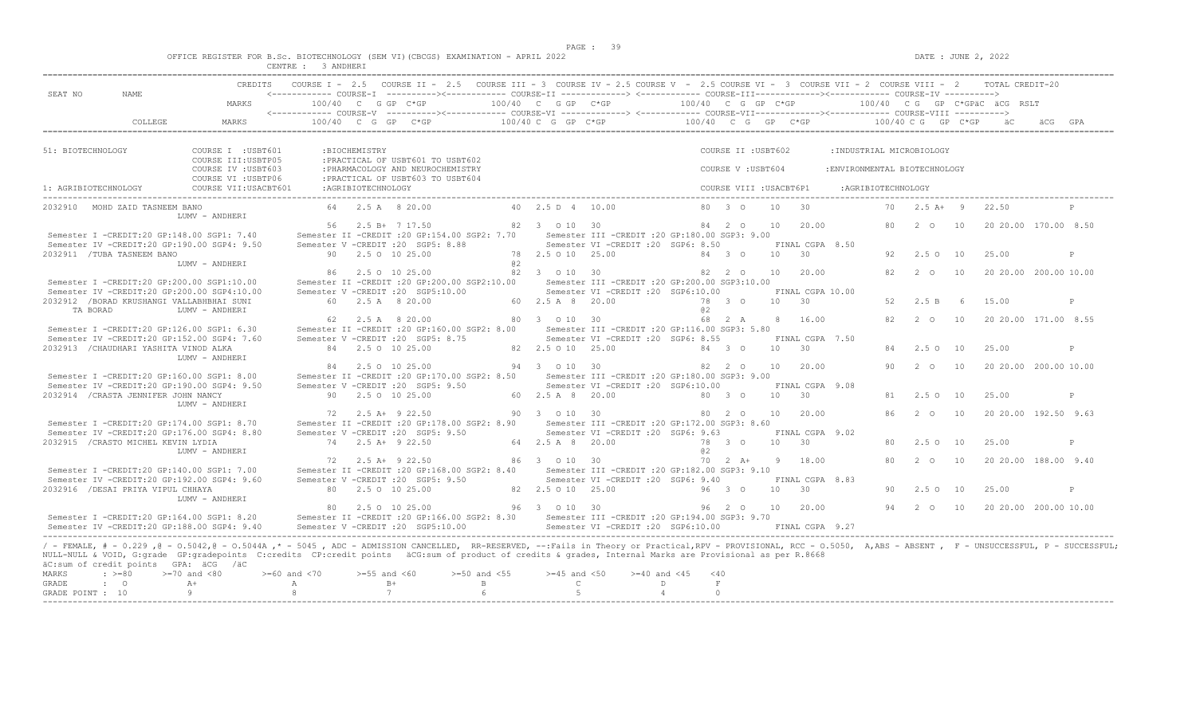OFFICE REGISTER FOR B.Sc. BIOTECHNOLOGY (SEM VI)(CBCGS) EXAMINATION - APRIL 2022

CENTRE : 3 ANDHERI

DATE : JUNE 2, 2022

| SEAT NO | NAME | CREDITS | COURSE I - 2.5 | COURSE II - 2.5 | COURSE III - 3 | COURSE IV - 2.5 | COURSE V - 2.5 | COURSE VI - 3 | COURSE VII - 2 | COURSE VIII - 2 | TOTAL CREDIT-20 |
|---|---|---|---|---|---|---|---|---|---|---|---|

COURSE-I / COURSE-II / COURSE-III / COURSE-IV: MARKS 100/40 C G GP C*GP ... ∑C ∑CG RSLT

COURSE-V / COURSE-VI / COURSE-VII / COURSE-VIII: MARKS 100/40 C G GP C*GP ... ∑C ∑CG GPA

51: BIOTECHNOLOGY
- COURSE I : USBT601 : BIOCHEMISTRY
- COURSE II : USBT602 : INDUSTRIAL MICROBIOLOGY
- COURSE III: USBTP05 : PRACTICAL OF USBT601 TO USBT602
- COURSE IV : USBT603 : PHARMACOLOGY AND NEUROCHEMISTRY
- COURSE V : USBT604 : ENVIRONMENTAL BIOTECHNOLOGY
- COURSE VI : USBTP06 : PRACTICAL OF USBT603 TO USBT604
- COURSE VII: USACBT601 : AGRIBIOTECHNOLOGY
- COURSE VIII : USACBT6P1 : AGRIBIOTECHNOLOGY

1: AGRIBIOTECHNOLOGY

```
2032910  MOHD ZAID TASNEEM BANO                64   2.5 A  8 20.00          40  2.5 D  4  10.00          80  3  O    10   30              70   2.5 A+  9   22.50               P
         LUMV - ANDHERI
                                               56   2.5 B+ 7 17.50          82  3  O 10  30              84  2  O    10   20.00           80   2  O   10   20 20.00 170.00 8.50
 Semester I -CREDIT:20 GP:148.00 SGP1: 7.40    Semester II -CREDIT :20 GP:154.00 SGP2: 7.70    Semester III -CREDIT :20 GP:180.00 SGP3: 9.00
 Semester IV -CREDIT:20 GP:190.00 SGP4: 9.50   Semester V -CREDIT :20  SGP5: 8.88              Semester VI -CREDIT :20  SGP6: 8.50          FINAL CGPA  8.50
2032911 /TUBA TASNEEM BANO                     90   2.5 O  10 25.00         78  2.5 O 10  25.00          84  3  O    10   30              92   2.5 O  10   25.00               P
         LUMV - ANDHERI                                                     @2
                                               86   2.5 O  10 25.00         82  3  O 10  30              82  2  O    10   20.00           82   2  O   10   20 20.00 200.00 10.00
 Semester I -CREDIT:20 GP:200.00 SGP1:10.00    Semester II -CREDIT :20 GP:200.00 SGP2:10.00    Semester III -CREDIT :20 GP:200.00 SGP3:10.00
 Semester IV -CREDIT:20 GP:200.00 SGP4:10.00   Semester V -CREDIT :20  SGP5:10.00              Semester VI -CREDIT :20  SGP6:10.00          FINAL CGPA 10.00
2032912 /BORAD KRUSHANGI VALLABHBHAI SUNI      60   2.5 A  8 20.00          60  2.5 A  8  20.00          78  3  O    10   30              52   2.5 B   6   15.00               P
  TA BORAD      LUMV - ANDHERI                                                                           @2
                                               62   2.5 A  8 20.00          80  3  O 10  30              68  2  A     8   16.00           82   2  O   10   20 20.00 171.00 8.55
 Semester I -CREDIT:20 GP:126.00 SGP1: 6.30    Semester II -CREDIT :20 GP:160.00 SGP2: 8.00    Semester III -CREDIT :20 GP:116.00 SGP3: 5.80
 Semester IV -CREDIT:20 GP:152.00 SGP4: 7.60   Semester V -CREDIT :20  SGP5: 8.75              Semester VI -CREDIT :20  SGP6: 8.55          FINAL CGPA  7.50
2032913 /CHAUDHARI YASHITA VINOD ALKA          84   2.5 O  10 25.00         82  2.5 O 10  25.00          84  3  O    10   30              84   2.5 O  10   25.00               P
         LUMV - ANDHERI
                                               84   2.5 O  10 25.00         94  3  O 10  30              82  2  O    10   20.00           90   2  O   10   20 20.00 200.00 10.00
 Semester I -CREDIT:20 GP:160.00 SGP1: 8.00    Semester II -CREDIT :20 GP:170.00 SGP2: 8.50    Semester III -CREDIT :20 GP:180.00 SGP3: 9.00
 Semester IV -CREDIT:20 GP:190.00 SGP4: 9.50   Semester V -CREDIT :20  SGP5: 9.50              Semester VI -CREDIT :20  SGP6:10.00          FINAL CGPA  9.08
2032914 /CRASTA JENNIFER JOHN NANCY            90   2.5 O  10 25.00         60  2.5 A  8  20.00          80  3  O    10   30              81   2.5 O  10   25.00               P
         LUMV - ANDHERI
                                               72   2.5 A+ 9 22.50          90  3  O 10  30              80  2  O    10   20.00           86   2  O   10   20 20.00 192.50 9.63
 Semester I -CREDIT:20 GP:174.00 SGP1: 8.70    Semester II -CREDIT :20 GP:178.00 SGP2: 8.90    Semester III -CREDIT :20 GP:172.00 SGP3: 8.60
 Semester IV -CREDIT:20 GP:176.00 SGP4: 8.80   Semester V -CREDIT :20  SGP5: 9.50              Semester VI -CREDIT :20  SGP6: 9.63          FINAL CGPA  9.02
2032915 /CRASTO MICHEL KEVIN LYDIA             74   2.5 A+ 9 22.50          64  2.5 A  8  20.00          78  3  O    10   30              80   2.5 O  10   25.00               P
         LUMV - ANDHERI                                                                                  @2
                                               72   2.5 A+ 9 22.50          86  3  O 10  30              70  2  A+    9   18.00           80   2  O   10   20 20.00 188.00 9.40
 Semester I -CREDIT:20 GP:140.00 SGP1: 7.00    Semester II -CREDIT :20 GP:168.00 SGP2: 8.40    Semester III -CREDIT :20 GP:182.00 SGP3: 9.10
 Semester IV -CREDIT:20 GP:192.00 SGP4: 9.60   Semester V -CREDIT :20  SGP5: 9.50              Semester VI -CREDIT :20  SGP6: 9.40          FINAL CGPA  8.83
2032916 /DESAI PRIYA VIPUL CHHAYA              80   2.5 O  10 25.00         82  2.5 O 10  25.00          96  3  O    10   30              90   2.5 O  10   25.00               P
         LUMV - ANDHERI
                                               80   2.5 O  10 25.00         96  3  O 10  30              96  2  O    10   20.00           94   2  O   10   20 20.00 200.00 10.00
 Semester I -CREDIT:20 GP:164.00 SGP1: 8.20    Semester II -CREDIT :20 GP:166.00 SGP2: 8.30    Semester III -CREDIT :20 GP:194.00 SGP3: 9.70
 Semester IV -CREDIT:20 GP:188.00 SGP4: 9.40   Semester V -CREDIT :20  SGP5:10.00              Semester VI -CREDIT :20  SGP6:10.00          FINAL CGPA  9.27
```

/ - FEMALE, # - 0.229 ,@ - 0.5042,@ - 0.5044A ,* - 5045 , ADC - ADMISSION CANCELLED, RR-RESERVED, --:Fails in Theory or Practical,RPV - PROVISIONAL, RCC - O.5050, A,ABS - ABSENT , F - UNSUCCESSFUL, P - SUCCESSFUL; NULL-NULL & VOID, G:grade GP:gradepoints C:credits CP:credit points ∑CG:sum of product of credits & grades, Internal Marks are Provisional as per R.8668

∑C:sum of credit points GPA: ∑CG /∑C

| MARKS | : >=80 | >=70 and <80 | >=60 and <70 | >=55 and <60 | >=50 and <55 | >=45 and <50 | >=40 and <45 | <40 |
|---|---|---|---|---|---|---|---|---|
| GRADE | : O | A+ | A | B+ | B | C | D | F |
| GRADE POINT | : 10 | 9 | 8 | 7 | 6 | 5 | 4 | 0 |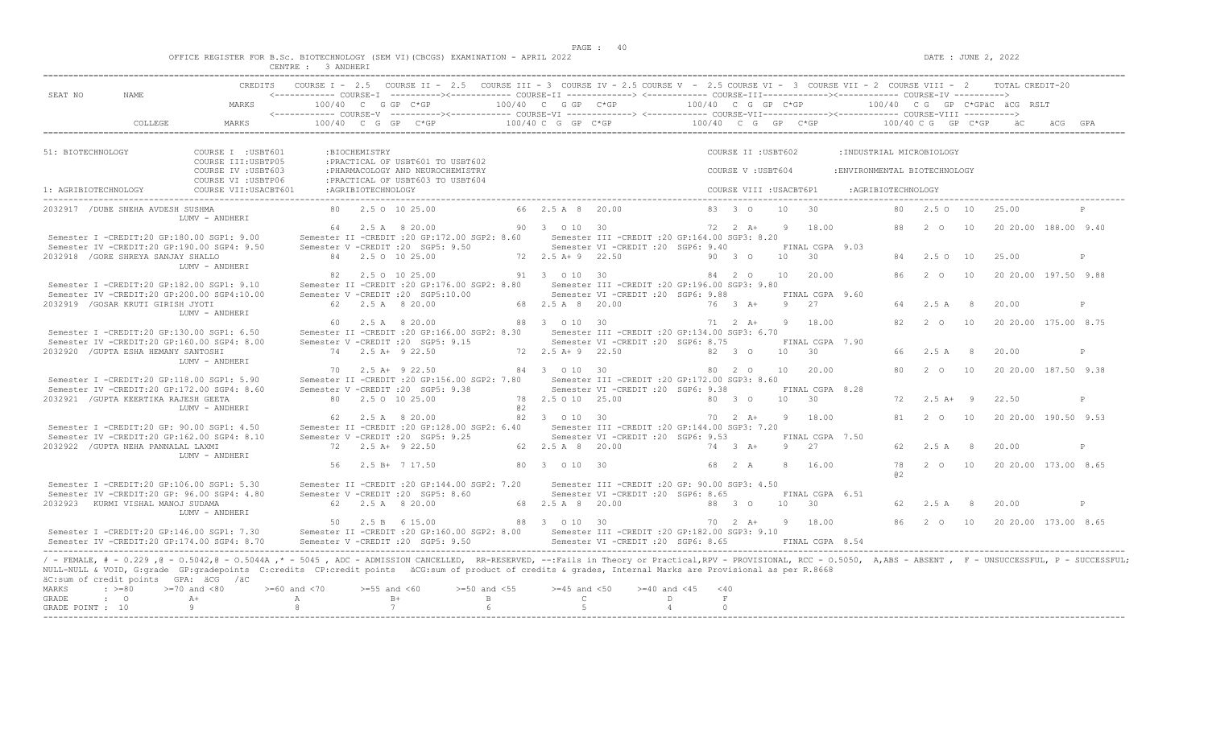OFFICE REGISTER FOR B.Sc. BIOTECHNOLOGY (SEM VI)(CBCGS) EXAMINATION - APRIL 2022

CENTRE : 3 ANDHERI

DATE : JUNE 2, 2022

```
                         CREDITS    COURSE I - 2.5   COURSE II - 2.5   COURSE III - 3  COURSE IV - 2.5 COURSE V  - 2.5 COURSE VI -  3  COURSE VII - 2  COURSE VIII -  2       TOTAL CREDIT-20
SEAT NO       NAME                  <------------ COURSE-I  ----------><------------ COURSE-II -------------> <------------ COURSE-III-------------><------------ COURSE-IV ---------->
                             MARKS        100/40  C  G GP  C*GP          100/40  C  G GP  C*GP          100/40  C  G  GP  C*GP            100/40  C G  GP  C*GPäC  äCG  RSLT
                                    <------------ COURSE-V  ----------><------------ COURSE-VI -------------> <------------ COURSE-VII-------------><------------ COURSE-VIII ---------->
            COLLEGE          MARKS        100/40  C  G  GP   C*GP          100/40 C  G  GP  C*GP          100/40  C  G   GP   C*GP            100/40 C G   GP  C*GP     äC      äCG  GPA

51: BIOTECHNOLOGY            COURSE I  :USBT601        :BIOCHEMISTRY                                                         COURSE II :USBT602        :INDUSTRIAL MICROBIOLOGY
                             COURSE III:USBTP05        :PRACTICAL OF USBT601 TO USBT602
                             COURSE IV :USBT603        :PHARMACOLOGY AND NEUROCHEMISTRY                                      COURSE V :USBT604         :ENVIRONMENTAL BIOTECHNOLOGY
                             COURSE VI :USBTP06        :PRACTICAL OF USBT603 TO USBT604
1: AGRIBIOTECHNOLOGY         COURSE VII:USACBT601      :AGRIBIOTECHNOLOGY                                                    COURSE VIII :USACBT6P1     :AGRIBIOTECHNOLOGY

2032917  /DUBE SNEHA AVDESH SUSHMA                     80   2.5 O  10 25.00          66  2.5 A  8  20.00               83  3  O    10   30              80   2.5 O  10   25.00          P
                  LUMV - ANDHERI
                                                       64   2.5 A  8 20.00           90  3  O 10  30                   72  2  A+    9   18.00           88   2  O   10   20 20.00 188.00 9.40
 Semester I -CREDIT:20 GP:180.00 SGP1: 9.00        Semester II -CREDIT :20 GP:172.00 SGP2: 8.60     Semester III -CREDIT :20 GP:164.00 SGP3: 8.20
 Semester IV -CREDIT:20 GP:190.00 SGP4: 9.50       Semester V -CREDIT :20  SGP5: 9.50               Semester VI -CREDIT :20  SGP6: 9.40         FINAL CGPA  9.03
2032918  /GORE SHREYA SANJAY SHALLO                    84   2.5 O  10 25.00          72  2.5 A+ 9  22.50               90  3  O    10   30              84   2.5 O  10   25.00          P
                  LUMV - ANDHERI
                                                       82   2.5 O  10 25.00          91  3  O 10  30                   84  2  O    10   20.00           86   2  O   10   20 20.00 197.50 9.88
 Semester I -CREDIT:20 GP:182.00 SGP1: 9.10        Semester II -CREDIT :20 GP:176.00 SGP2: 8.80     Semester III -CREDIT :20 GP:196.00 SGP3: 9.80
 Semester IV -CREDIT:20 GP:200.00 SGP4:10.00       Semester V -CREDIT :20  SGP5:10.00               Semester VI -CREDIT :20  SGP6: 9.88         FINAL CGPA  9.60
2032919  /GOSAR KRUTI GIRISH JYOTI                     62   2.5 A  8 20.00           68  2.5 A  8  20.00               76  3  A+    9   27              64   2.5 A   8   20.00          P
                  LUMV - ANDHERI
                                                       60   2.5 A  8 20.00           88  3  O 10  30                   71  2  A+    9   18.00           82   2  O   10   20 20.00 175.00 8.75
 Semester I -CREDIT:20 GP:130.00 SGP1: 6.50        Semester II -CREDIT :20 GP:166.00 SGP2: 8.30     Semester III -CREDIT :20 GP:134.00 SGP3: 6.70
 Semester IV -CREDIT:20 GP:160.00 SGP4: 8.00       Semester V -CREDIT :20  SGP5: 9.15               Semester VI -CREDIT :20  SGP6: 8.75         FINAL CGPA  7.90
2032920  /GUPTA ESHA HEMANY SANTOSHI                   74   2.5 A+ 9 22.50           72  2.5 A+ 9  22.50               82  3  O    10   30              66   2.5 A   8   20.00          P
                  LUMV - ANDHERI
                                                       70   2.5 A+ 9 22.50           84  3  O 10  30                   80  2  O    10   20.00           80   2  O   10   20 20.00 187.50 9.38
 Semester I -CREDIT:20 GP:118.00 SGP1: 5.90        Semester II -CREDIT :20 GP:156.00 SGP2: 7.80     Semester III -CREDIT :20 GP:172.00 SGP3: 8.60
 Semester IV -CREDIT:20 GP:172.00 SGP4: 8.60       Semester V -CREDIT :20  SGP5: 9.38               Semester VI -CREDIT :20  SGP6: 9.38         FINAL CGPA  8.28
2032921  /GUPTA KEERTIKA RAJESH GEETA                  80   2.5 O  10 25.00          78  2.5 O 10  25.00               80  3  O    10   30              72   2.5 A+  9   22.50          P
                  LUMV - ANDHERI                                                     @2
                                                       62   2.5 A  8 20.00           82  3  O 10  30                   70  2  A+    9   18.00           81   2  O   10   20 20.00 190.50 9.53
 Semester I -CREDIT:20 GP: 90.00 SGP1: 4.50        Semester II -CREDIT :20 GP:128.00 SGP2: 6.40     Semester III -CREDIT :20 GP:144.00 SGP3: 7.20
 Semester IV -CREDIT:20 GP:162.00 SGP4: 8.10       Semester V -CREDIT :20  SGP5: 9.25               Semester VI -CREDIT :20  SGP6: 9.53         FINAL CGPA  7.50
2032922  /GUPTA NEHA PANNALAL LAXMI                    72   2.5 A+ 9 22.50           62  2.5 A  8  20.00               74  3  A+    9   27              62   2.5 A   8   20.00          P
                  LUMV - ANDHERI
                                                       56   2.5 B+ 7 17.50           80  3  O 10  30                   68  2  A     8   16.00           78   2  O   10   20 20.00 173.00 8.65
                                                                                                                                                        @2
 Semester I -CREDIT:20 GP:106.00 SGP1: 5.30        Semester II -CREDIT :20 GP:144.00 SGP2: 7.20     Semester III -CREDIT :20 GP: 90.00 SGP3: 4.50
 Semester IV -CREDIT:20 GP: 96.00 SGP4: 4.80       Semester V -CREDIT :20  SGP5: 8.60               Semester VI -CREDIT :20  SGP6: 8.65         FINAL CGPA  6.51
2032923   KURMI VISHAL MANOJ SUDAMA                    62   2.5 A  8 20.00           68  2.5 A  8  20.00               88  3  O    10   30              62   2.5 A   8   20.00          P
                  LUMV - ANDHERI
                                                       50   2.5 B  6 15.00           88  3  O 10  30                   70  2  A+    9   18.00           86   2  O   10   20 20.00 173.00 8.65
 Semester I -CREDIT:20 GP:146.00 SGP1: 7.30        Semester II -CREDIT :20 GP:160.00 SGP2: 8.00     Semester III -CREDIT :20 GP:182.00 SGP3: 9.10
 Semester IV -CREDIT:20 GP:174.00 SGP4: 8.70       Semester V -CREDIT :20  SGP5: 9.50               Semester VI -CREDIT :20  SGP6: 8.65         FINAL CGPA  8.54
```

/ - FEMALE, # - 0.229 ,@ - O.5042,@ - O.5044A ,* - 5045 , ADC - ADMISSION CANCELLED, RR-RESERVED, --:Fails in Theory or Practical,RPV - PROVISIONAL, RCC - O.5050, A,ABS - ABSENT , F - UNSUCCESSFUL, P - SUCCESSFUL; NULL-NULL & VOID, G:grade GP:gradepoints C:credits CP:credit points äCG:sum of product of credits & grades, Internal Marks are Provisional as per R.8668

äC:sum of credit points GPA: äCG /äC

| MARKS | : >=80 | >=70 and <80 | >=60 and <70 | >=55 and <60 | >=50 and <55 | >=45 and <50 | >=40 and <45 | <40 |
|---|---|---|---|---|---|---|---|---|
| GRADE | : O | A+ | A | B+ | B | C | D | F |
| GRADE POINT | : 10 | 9 | 8 | 7 | 6 | 5 | 4 | 0 |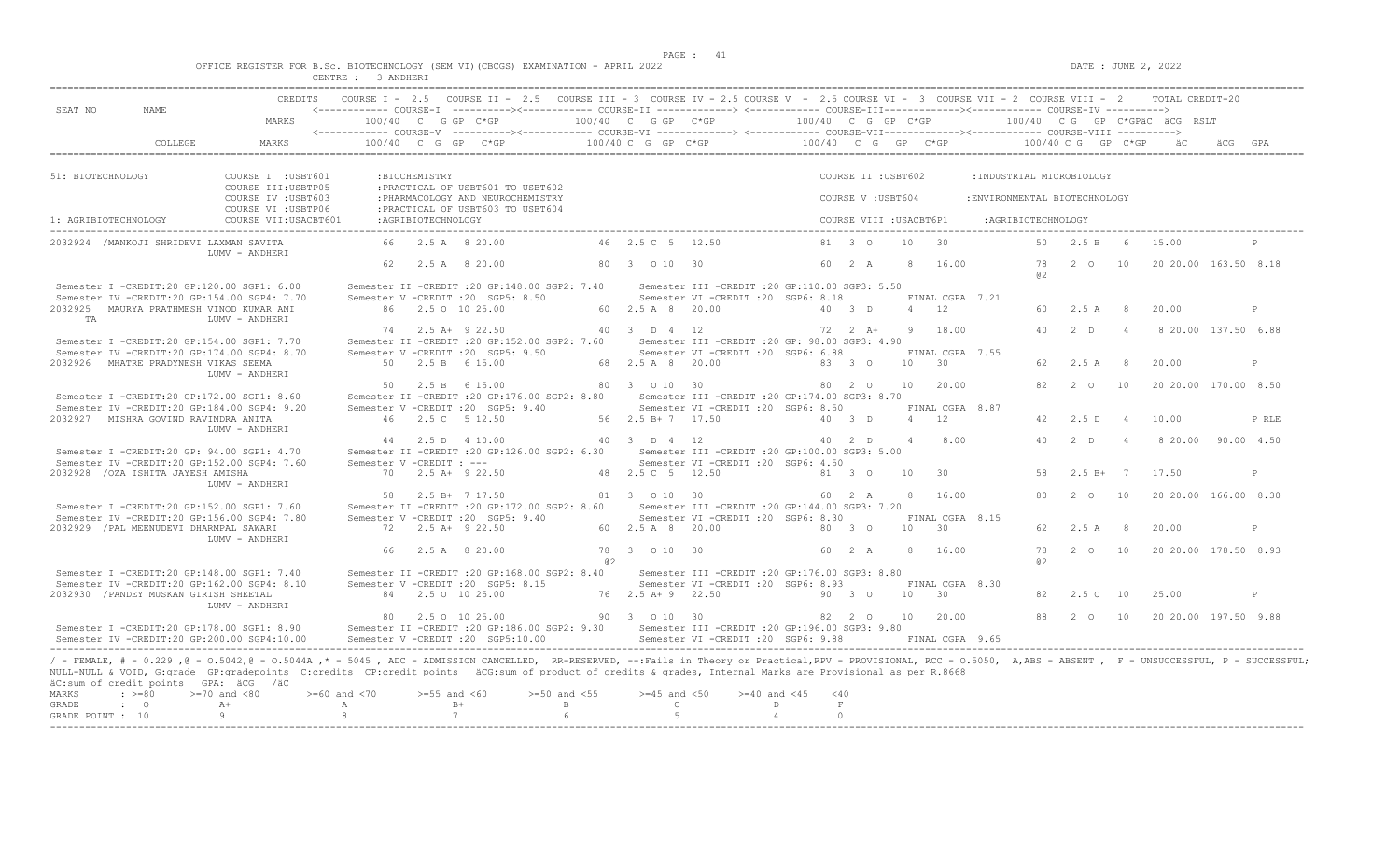OFFICE REGISTER FOR B.Sc. BIOTECHNOLOGY (SEM VI)(CBCGS) EXAMINATION - APRIL 2022

CENTRE : 3 ANDHERI

DATE : JUNE 2, 2022

```
                          CREDITS   COURSE I - 2.5  COURSE II - 2.5  COURSE III - 3  COURSE IV - 2.5 COURSE V - 2.5 COURSE VI - 3  COURSE VII - 2  COURSE VIII - 2    TOTAL CREDIT-20
SEAT NO       NAME                  <------------ COURSE-I ----------><------------ COURSE-II -------------> <------------ COURSE-III-------------><------------ COURSE-IV ---------->
                          MARKS          100/40  C  G GP  C*GP          100/40  C  G GP  C*GP          100/40  C  G GP  C*GP          100/40  C G  GP  C*GPäC  äCG  RSLT
                                    <------------ COURSE-V ----------><------------ COURSE-VI -------------> <------------ COURSE-VII-------------><------------ COURSE-VIII ---------->
          COLLEGE         MARKS          100/40  C  G  GP   C*GP        100/40 C  G  GP  C*GP          100/40   C  G   GP   C*GP          100/40 C G  GP  C*GP    äC     äCG  GPA

51: BIOTECHNOLOGY          COURSE I  :USBT601       :BIOCHEMISTRY                                           COURSE II :USBT602       :INDUSTRIAL MICROBIOLOGY
                           COURSE III:USBTP05       :PRACTICAL OF USBT601 TO USBT602
                           COURSE IV :USBT603       :PHARMACOLOGY AND NEUROCHEMISTRY                        COURSE V :USBT604        :ENVIRONMENTAL BIOTECHNOLOGY
                           COURSE VI :USBTP06       :PRACTICAL OF USBT603 TO USBT604
1: AGRIBIOTECHNOLOGY       COURSE VII:USACBT601     :AGRIBIOTECHNOLOGY                                      COURSE VIII :USACBT6P1     :AGRIBIOTECHNOLOGY

2032924 /MANKOJI SHRIDEVI LAXMAN SAVITA       66   2.5 A  8 20.00        46  2.5 C  5  12.50        81  3  O   10   30          50   2.5 B   6   15.00           P
                 LUMV - ANDHERI
                                               62   2.5 A  8 20.00        80  3  O 10  30            60  2  A    8   16.00       78   2  O   10   20 20.00 163.50 8.18
                                                                                                                                  @2
 Semester I -CREDIT:20 GP:120.00 SGP1: 6.00       Semester II -CREDIT :20 GP:148.00 SGP2: 7.40     Semester III -CREDIT :20 GP:110.00 SGP3: 5.50
 Semester IV -CREDIT:20 GP:154.00 SGP4: 7.70      Semester V -CREDIT :20  SGP5: 8.50               Semester VI -CREDIT :20  SGP6: 8.18          FINAL CGPA  7.21
2032925  MAURYA PRATHMESH VINOD KUMAR ANI      86   2.5 O  10 25.00       60  2.5 A  8  20.00        40  3  D    4   12          60   2.5 A   8   20.00           P
   TA            LUMV - ANDHERI
                                               74   2.5 A+  9 22.50       40  3  D  4  12            72  2  A+   9   18.00       40   2  D    4    8 20.00 137.50 6.88
 Semester I -CREDIT:20 GP:154.00 SGP1: 7.70       Semester II -CREDIT :20 GP:152.00 SGP2: 7.60     Semester III -CREDIT :20 GP: 98.00 SGP3: 4.90
 Semester IV -CREDIT:20 GP:174.00 SGP4: 8.70      Semester V -CREDIT :20  SGP5: 9.50               Semester VI -CREDIT :20  SGP6: 6.88          FINAL CGPA  7.55
2032926  MHATRE PRADYNESH VIKAS SEEMA          50   2.5 B  6 15.00        68  2.5 A  8  20.00        83  3  O   10   30          62   2.5 A   8   20.00           P
                 LUMV - ANDHERI
                                               50   2.5 B  6 15.00        80  3  O 10  30            80  2  O   10   20.00       82   2  O   10   20 20.00 170.00 8.50
 Semester I -CREDIT:20 GP:172.00 SGP1: 8.60       Semester II -CREDIT :20 GP:176.00 SGP2: 8.80     Semester III -CREDIT :20 GP:174.00 SGP3: 8.70
 Semester IV -CREDIT:20 GP:184.00 SGP4: 9.20      Semester V -CREDIT :20  SGP5: 9.40               Semester VI -CREDIT :20  SGP6: 8.50          FINAL CGPA  8.87
2032927  MISHRA GOVIND RAVINDRA ANITA          46   2.5 C  5 12.50        56  2.5 B+ 7  17.50        40  3  D    4   12          42   2.5 D   4   10.00           P RLE
                 LUMV - ANDHERI
                                               44   2.5 D  4 10.00        40  3  D  4  12            40  2  D    4    8.00       40   2  D    4    8 20.00  90.00 4.50
 Semester I -CREDIT:20 GP: 94.00 SGP1: 4.70       Semester II -CREDIT :20 GP:126.00 SGP2: 6.30     Semester III -CREDIT :20 GP:100.00 SGP3: 5.00
 Semester IV -CREDIT:20 GP:152.00 SGP4: 7.60      Semester V -CREDIT : ---                         Semester VI -CREDIT :20  SGP6: 4.50
2032928 /OZA ISHITA JAYESH AMISHA              70   2.5 A+  9 22.50       48  2.5 C  5  12.50        81  3  O   10   30          58   2.5 B+  7   17.50           P
                 LUMV - ANDHERI
                                               58   2.5 B+  7 17.50       81  3  O 10  30            60  2  A    8   16.00       80   2  O   10   20 20.00 166.00 8.30
 Semester I -CREDIT:20 GP:152.00 SGP1: 7.60       Semester II -CREDIT :20 GP:172.00 SGP2: 8.60     Semester III -CREDIT :20 GP:144.00 SGP3: 7.20
 Semester IV -CREDIT:20 GP:156.00 SGP4: 7.80      Semester V -CREDIT :20  SGP5: 9.40               Semester VI -CREDIT :20  SGP6: 8.30          FINAL CGPA  8.15
2032929 /PAL MEENUDEVI DHARMPAL SAWARI         72   2.5 A+  9 22.50       60  2.5 A  8  20.00        80  3  O   10   30          62   2.5 A   8   20.00           P
                 LUMV - ANDHERI
                                               66   2.5 A  8 20.00        78  3  O 10  30            60  2  A    8   16.00       78   2  O   10   20 20.00 178.50 8.93
                                                                          @2                                                      @2
 Semester I -CREDIT:20 GP:148.00 SGP1: 7.40       Semester II -CREDIT :20 GP:168.00 SGP2: 8.40     Semester III -CREDIT :20 GP:176.00 SGP3: 8.80
 Semester IV -CREDIT:20 GP:162.00 SGP4: 8.10      Semester V -CREDIT :20  SGP5: 8.15               Semester VI -CREDIT :20  SGP6: 8.93          FINAL CGPA  8.30
2032930 /PANDEY MUSKAN GIRISH SHEETAL          84   2.5 O  10 25.00       76  2.5 A+ 9  22.50        90  3  O   10   30          82   2.5 O  10   25.00           P
                 LUMV - ANDHERI
                                               80   2.5 O  10 25.00       90  3  O 10  30            82  2  O   10   20.00       88   2  O   10   20 20.00 197.50 9.88
 Semester I -CREDIT:20 GP:178.00 SGP1: 8.90       Semester II -CREDIT :20 GP:186.00 SGP2: 9.30     Semester III -CREDIT :20 GP:196.00 SGP3: 9.80
 Semester IV -CREDIT:20 GP:200.00 SGP4:10.00      Semester V -CREDIT :20  SGP5:10.00               Semester VI -CREDIT :20  SGP6: 9.88          FINAL CGPA  9.65
```

/ - FEMALE, # - 0.229 ,@ - 0.5042,@ - 0.5044A ,* - 5045 , ADC - ADMISSION CANCELLED, RR-RESERVED, --:Fails in Theory or Practical,RPV - PROVISIONAL, RCC - 0.5050, A,ABS - ABSENT , F - UNSUCCESSFUL, P - SUCCESSFUL; NULL-NULL & VOID, G:grade GP:gradepoints C:credits CP:credit points äCG:sum of product of credits & grades, Internal Marks are Provisional as per R.8668

äC:sum of credit points GPA: äCG /äC

| MARKS | : >=80 | >=70 and <80 | >=60 and <70 | >=55 and <60 | >=50 and <55 | >=45 and <50 | >=40 and <45 | <40 |
|---|---|---|---|---|---|---|---|---|
| GRADE | : O | A+ | A | B+ | B | C | D | F |
| GRADE POINT | : 10 | 9 | 8 | 7 | 6 | 5 | 4 | 0 |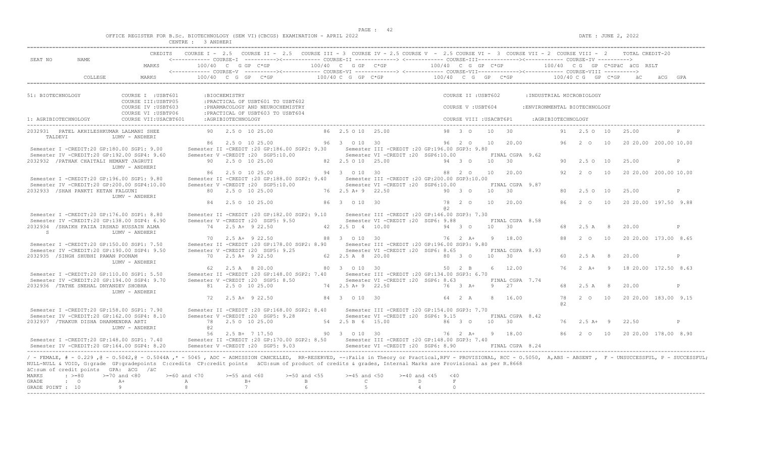OFFICE REGISTER FOR B.Sc. BIOTECHNOLOGY (SEM VI)(CBCGS) EXAMINATION - APRIL 2022 DATE : JUNE 2, 2022

CENTRE : 3 ANDHERI

```
                              CREDITS    COURSE I - 2.5   COURSE II - 2.5   COURSE III - 3  COURSE IV - 2.5 COURSE V  - 2.5 COURSE VI -  3  COURSE VII - 2  COURSE VIII -  2      TOTAL CREDIT-20
SEAT NO      NAME                        <------------ COURSE-I  ----------><------------ COURSE-II -------------> <------------ COURSE-III------------><------------ COURSE-IV ---------->
                              MARKS          100/40  C  G GP  C*GP          100/40  C  G GP  C*GP            100/40  C  G  GP  C*GP            100/40  C G   GP  C*GPäC  äCG  RSLT
                                         <------------ COURSE-V  ----------><------------ COURSE-VI -------------> <------------ COURSE-VII------------><------------ COURSE-VIII ---------->
             COLLEGE          MARKS          100/40  C  G  GP   C*GP          100/40 C  G  GP  C*GP            100/40  C  G   GP   C*GP            100/40 C G   GP  C*GP      äC       äCG  GPA

51: BIOTECHNOLOGY            COURSE I  :USBT601       :BIOCHEMISTRY                                                     COURSE II :USBT602        :INDUSTRIAL MICROBIOLOGY
                             COURSE III:USBTP05       :PRACTICAL OF USBT601 TO USBT602
                             COURSE IV :USBT603       :PHARMACOLOGY AND NEUROCHEMISTRY                                  COURSE V :USBT604        :ENVIRONMENTAL BIOTECHNOLOGY
                             COURSE VI :USBTP06       :PRACTICAL OF USBT603 TO USBT604
1: AGRIBIOTECHNOLOGY         COURSE VII:USACBT601     :AGRIBIOTECHNOLOGY                                                COURSE VIII :USACBT6P1      :AGRIBIOTECHNOLOGY

2032931  PATEL AKHILESHKUMAR LALMANI SHEE      90   2.5 O  10 25.00         86  2.5 O 10  25.00              98  3  O    10   30              91   2.5 O  10    25.00           P
     TALDEVI              LUMV - ANDHERI
                                               86   2.5 O  10 25.00         96  3   O 10  30                 96  2  O    10   20.00           96   2  O   10    20 20.00  200.00 10.00
 Semester I -CREDIT:20 GP:180.00 SGP1: 9.00       Semester II -CREDIT :20 GP:186.00 SGP2: 9.30      Semester III -CREDIT :20 GP:196.00 SGP3: 9.80
 Semester IV -CREDIT:20 GP:192.00 SGP4: 9.60      Semester V -CREDIT :20  SGP5:10.00                Semester VI -CREDIT :20  SGP6:10.00          FINAL CGPA  9.62
2032932 /PATHAK CHAITALI HEMANT JAGRUTI        90   2.5 O  10 25.00         82  2.5 O 10  25.00              94  3  O    10   30              90   2.5 O  10    25.00           P
                          LUMV - ANDHERI
                                               86   2.5 O  10 25.00         94  3   O 10  30                 88  2  O    10   20.00           92   2  O   10    20 20.00  200.00 10.00
 Semester I -CREDIT:20 GP:196.00 SGP1: 9.80       Semester II -CREDIT :20 GP:188.00 SGP2: 9.40      Semester III -CREDIT :20 GP:200.00 SGP3:10.00
 Semester IV -CREDIT:20 GP:200.00 SGP4:10.00      Semester V -CREDIT :20  SGP5:10.00                Semester VI -CREDIT :20  SGP6:10.00          FINAL CGPA  9.87
2032933 /SHAH PANKTI KETAN FALGUNI             80   2.5 O  10 25.00         76  2.5 A+ 9  22.50              90  3  O    10   30              80   2.5 O  10    25.00           P
                          LUMV - ANDHERI
                                               84   2.5 O  10 25.00         86  3   O 10  30                 78  2  O    10   20.00           86   2  O   10    20 20.00  197.50  9.88
                                                                                                             @2
 Semester I -CREDIT:20 GP:176.00 SGP1: 8.80       Semester II -CREDIT :20 GP:182.00 SGP2: 9.10      Semester III -CREDIT :20 GP:146.00 SGP3: 7.30
 Semester IV -CREDIT:20 GP:138.00 SGP4: 6.90      Semester V -CREDIT :20  SGP5: 9.50                Semester VI -CREDIT :20  SGP6: 9.88          FINAL CGPA  8.58
2032934 /SHAIKH FAIZA IRSHAD HUSSAIN ALMA      74   2.5 A+ 9  22.50         42  2.5 D  4  10.00              94  3  O    10   30              68   2.5 A   8    20.00           P
     S                    LUMV - ANDHERI
                                               70   2.5 A+ 9  22.50         88  3   O 10  30                 76  2  A+    9   18.00           88   2  O   10    20 20.00  173.00  8.65
 Semester I -CREDIT:20 GP:150.00 SGP1: 7.50       Semester II -CREDIT :20 GP:178.00 SGP2: 8.90      Semester III -CREDIT :20 GP:196.00 SGP3: 9.80
 Semester IV -CREDIT:20 GP:190.00 SGP4: 9.50      Semester V -CREDIT :20  SGP5: 9.25                Semester VI -CREDIT :20  SGP6: 8.65          FINAL CGPA  8.93
2032935 /SINGH SHUBHI PAWAN POONAM             70   2.5 A+ 9  22.50         62  2.5 A  8  20.00              80  3  O    10   30              60   2.5 A   8    20.00           P
                          LUMV - ANDHERI
                                               62   2.5 A  8  20.00         80  3   O 10  30                 50  2  B     6   12.00           76   2  A+   9    18 20.00  172.50  8.63
 Semester I -CREDIT:20 GP:110.00 SGP1: 5.50       Semester II -CREDIT :20 GP:148.00 SGP2: 7.40      Semester III -CREDIT :20 GP:134.00 SGP3: 6.70
 Semester IV -CREDIT:20 GP:194.00 SGP4: 9.70      Semester V -CREDIT :20  SGP5: 8.50                Semester VI -CREDIT :20  SGP6: 8.63          FINAL CGPA  7.74
2032936 /TATHE SNEHAL DNYANDEV SHOBHA          81   2.5 O  10 25.00         74  2.5 A+ 9  22.50              76  3  A+    9   27              68   2.5 A   8    20.00           P
                          LUMV - ANDHERI
                                               72   2.5 A+ 9  22.50         84  3   O 10  30                 64  2  A     8   16.00           78   2  O   10    20 20.00  183.00  9.15
                                                                                                                                              @2
 Semester I -CREDIT:20 GP:158.00 SGP1: 7.90       Semester II -CREDIT :20 GP:168.00 SGP2: 8.40      Semester III -CREDIT :20 GP:154.00 SGP3: 7.70
 Semester IV -CREDIT:20 GP:162.00 SGP4: 8.10      Semester V -CREDIT :20  SGP5: 9.28                Semester VI -CREDIT :20  SGP6: 9.15          FINAL CGPA  8.42
2032937 /THAKUR DISHA DHARMENDRA ARTI          78   2.5 O  10 25.00         54  2.5 B  6  15.00              86  3  O    10   30              76   2.5 A+  9    22.50           P
                          LUMV - ANDHERI       @2
                                               56   2.5 B+ 7  17.50         90  3   O 10  30                 76  2  A+    9   18.00           86   2  O   10    20 20.00  178.00  8.90
 Semester I -CREDIT:20 GP:148.00 SGP1: 7.40       Semester II -CREDIT :20 GP:170.00 SGP2: 8.50      Semester III -CREDIT :20 GP:148.00 SGP3: 7.40
 Semester IV -CREDIT:20 GP:164.00 SGP4: 8.20      Semester V -CREDIT :20  SGP5: 9.03                Semester VI -CREDIT :20  SGP6: 8.90          FINAL CGPA  8.24
```

/ - FEMALE, # - 0.229 ,@ - O.5042,@ - O.5044A ,* - 5045 , ADC - ADMISSION CANCELLED, RR-RESERVED, --:Fails in Theory or Practical,RPV - PROVISIONAL, RCC - O.5050, A,ABS - ABSENT , F - UNSUCCESSFUL, P - SUCCESSFUL; NULL-NULL & VOID, G:grade GP:gradepoints C:credits CP:credit points äCG:sum of product of credits & grades, Internal Marks are Provisional as per R.8668

äC:sum of credit points GPA: äCG /äC

| MARKS | : >=80 | >=70 and <80 | >=60 and <70 | >=55 and <60 | >=50 and <55 | >=45 and <50 | >=40 and <45 | <40 |
|---|---|---|---|---|---|---|---|---|
| GRADE | : O | A+ | A | B+ | B | C | D | F |
| GRADE POINT | : 10 | 9 | 8 | 7 | 6 | 5 | 4 | 0 |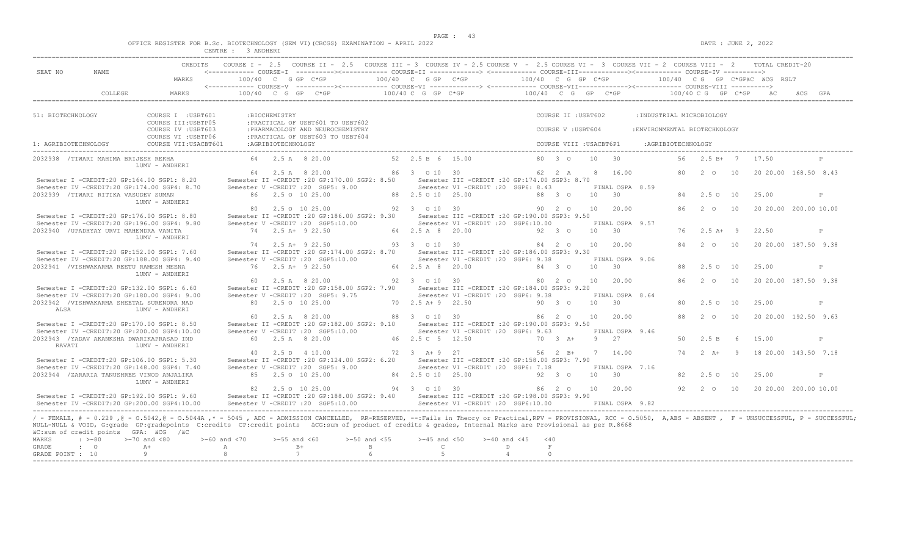OFFICE REGISTER FOR B.Sc. BIOTECHNOLOGY (SEM VI)(CBCGS) EXAMINATION - APRIL 2022 &nbsp;&nbsp;&nbsp;&nbsp; DATE : JUNE 2, 2022

CENTRE : 3 ANDHERI

```
SEAT NO    NAME              CREDITS   COURSE I - 2.5   COURSE II - 2.5   COURSE III - 3  COURSE IV - 2.5 COURSE V  - 2.5 COURSE VI -  3  COURSE VII - 2  COURSE VIII -  2      TOTAL CREDIT-20
                                       <------------ COURSE-I  ----------><------------ COURSE-II -------------> <------------ COURSE-III-------------><------------ COURSE-IV ---------->
                             MARKS       100/40  C  G GP  C*GP           100/40  C  G GP  C*GP              100/40  C  G  GP  C*GP              100/40  C G  GP  C*GPäC  äCG  RSLT
                                       <------------ COURSE-V  ----------><------------ COURSE-VI -------------> <------------ COURSE-VII-------------><------------ COURSE-VIII ---------->
           COLLEGE           MARKS       100/40  C  G  GP   C*GP          100/40 C  G  GP  C*GP              100/40  C  G   GP   C*GP             100/40 C G  GP  C*GP    äC    äCG  GPA

51: BIOTECHNOLOGY            COURSE I  :USBT601       :BIOCHEMISTRY                                          COURSE II :USBT602        :INDUSTRIAL MICROBIOLOGY
                             COURSE III:USBTP05       :PRACTICAL OF USBT601 TO USBT602
                             COURSE IV :USBT603       :PHARMACOLOGY AND NEUROCHEMISTRY                       COURSE V :USBT604         :ENVIRONMENTAL BIOTECHNOLOGY
                             COURSE VI :USBTP06       :PRACTICAL OF USBT603 TO USBT604
1: AGRIBIOTECHNOLOGY         COURSE VII:USACBT601     :AGRIBIOTECHNOLOGY                                     COURSE VIII :USACBT6P1     :AGRIBIOTECHNOLOGY

2032938  /TIWARI MAHIMA BRIJESH REKHA          64   2.5 A  8 20.00         52  2.5 B  6  15.00          80  3  O    10   30             56   2.5 B+  7   17.50          P
                  LUMV - ANDHERI
                                               64   2.5 A  8 20.00         86  3  O 10  30              62  2  A     8   16.00          80   2  O   10   20 20.00 168.50 8.43
 Semester I -CREDIT:20 GP:164.00 SGP1: 8.20     Semester II -CREDIT :20 GP:170.00 SGP2: 8.50     Semester III -CREDIT :20 GP:174.00 SGP3: 8.70
 Semester IV -CREDIT:20 GP:174.00 SGP4: 8.70    Semester V -CREDIT :20  SGP5: 9.00               Semester VI -CREDIT :20  SGP6: 8.43          FINAL CGPA  8.59
2032939  /TIWARI RITIKA VASUDEV SUMAN          86   2.5 O 10 25.00         88  2.5 O 10  25.00          88  3  O    10   30             84   2.5 O  10   25.00          P
                  LUMV - ANDHERI
                                               80   2.5 O 10 25.00         92  3  O 10  30              90  2  O    10   20.00          86   2  O   10   20 20.00 200.00 10.00
 Semester I -CREDIT:20 GP:176.00 SGP1: 8.80     Semester II -CREDIT :20 GP:186.00 SGP2: 9.30     Semester III -CREDIT :20 GP:190.00 SGP3: 9.50
 Semester IV -CREDIT:20 GP:196.00 SGP4: 9.80    Semester V -CREDIT :20  SGP5:10.00               Semester VI -CREDIT :20  SGP6:10.00          FINAL CGPA  9.57
2032940  /UPADHYAY URVI MAHENDRA VANITA        74   2.5 A+ 9 22.50         64  2.5 A  8  20.00          92  3  O    10   30             76   2.5 A+  9   22.50          P
                  LUMV - ANDHERI
                                               74   2.5 A+ 9 22.50         93  3  O 10  30              84  2  O    10   20.00          84   2  O   10   20 20.00 187.50 9.38
 Semester I -CREDIT:20 GP:152.00 SGP1: 7.60     Semester II -CREDIT :20 GP:174.00 SGP2: 8.70     Semester III -CREDIT :20 GP:186.00 SGP3: 9.30
 Semester IV -CREDIT:20 GP:188.00 SGP4: 9.40    Semester V -CREDIT :20  SGP5:10.00               Semester VI -CREDIT :20  SGP6: 9.38          FINAL CGPA  9.06
2032941  /VISHWAKARMA REETU RAMESH MEENA       76   2.5 A+ 9 22.50         64  2.5 A  8  20.00          84  3  O    10   30             88   2.5 O  10   25.00          P
                  LUMV - ANDHERI
                                               60   2.5 A  8 20.00         92  3  O 10  30              80  2  O    10   20.00          86   2  O   10   20 20.00 187.50 9.38
 Semester I -CREDIT:20 GP:132.00 SGP1: 6.60     Semester II -CREDIT :20 GP:158.00 SGP2: 7.90     Semester III -CREDIT :20 GP:184.00 SGP3: 9.20
 Semester IV -CREDIT:20 GP:180.00 SGP4: 9.00    Semester V -CREDIT :20  SGP5: 9.75               Semester VI -CREDIT :20  SGP6: 9.38          FINAL CGPA  8.64
2032942  /VISHWAKARMA SHEETAL SURENDRA MAD     80   2.5 O 10 25.00         70  2.5 A+ 9  22.50          90  3  O    10   30             80   2.5 O  10   25.00          P
      ALSA        LUMV - ANDHERI
                                               60   2.5 A  8 20.00         88  3  O 10  30              86  2  O    10   20.00          88   2  O   10   20 20.00 192.50 9.63
 Semester I -CREDIT:20 GP:170.00 SGP1: 8.50     Semester II -CREDIT :20 GP:182.00 SGP2: 9.10     Semester III -CREDIT :20 GP:190.00 SGP3: 9.50
 Semester IV -CREDIT:20 GP:200.00 SGP4:10.00    Semester V -CREDIT :20  SGP5:10.00               Semester VI -CREDIT :20  SGP6: 9.63          FINAL CGPA  9.46
2032943  /YADAV AKANKSHA DWARIKAPRASAD IND     60   2.5 A  8 20.00         46  2.5 C  5  12.50          70  3  A+    9   27             50   2.5 B   6   15.00          P
      RAVATI      LUMV - ANDHERI
                                               40   2.5 D  4 10.00         72  3  A+ 9  27              56  2  B+    7   14.00          74   2  A+   9   18 20.00 143.50 7.18
 Semester I -CREDIT:20 GP:106.00 SGP1: 5.30     Semester II -CREDIT :20 GP:124.00 SGP2: 6.20     Semester III -CREDIT :20 GP:158.00 SGP3: 7.90
 Semester IV -CREDIT:20 GP:148.00 SGP4: 7.40    Semester V -CREDIT :20  SGP5: 9.00               Semester VI -CREDIT :20  SGP6: 7.18          FINAL CGPA  7.16
2032944  /ZARARIA TANUSHREE VINOD ANJALIKA     85   2.5 O 10 25.00         84  2.5 O 10  25.00          92  3  O    10   30             82   2.5 O  10   25.00          P
                  LUMV - ANDHERI
                                               82   2.5 O 10 25.00         94  3  O 10  30              86  2  O    10   20.00          92   2  O   10   20 20.00 200.00 10.00
 Semester I -CREDIT:20 GP:192.00 SGP1: 9.60     Semester II -CREDIT :20 GP:188.00 SGP2: 9.40     Semester III -CREDIT :20 GP:198.00 SGP3: 9.90
 Semester IV -CREDIT:20 GP:200.00 SGP4:10.00    Semester V -CREDIT :20  SGP5:10.00               Semester VI -CREDIT :20  SGP6:10.00          FINAL CGPA  9.82
```

/ - FEMALE, # - 0.229 ,@ - O.5042,@ - O.5044A ,* - 5045 , ADC - ADMISSION CANCELLED, RR-RESERVED, --:Fails in Theory or Practical,RPV - PROVISIONAL, RCC - O.5050, A,ABS - ABSENT , F - UNSUCCESSFUL, P - SUCCESSFUL; NULL-NULL & VOID, G:grade GP:gradepoints C:credits CP:credit points äCG:sum of product of credits & grades, Internal Marks are Provisional as per R.8668

äC:sum of credit points GPA: äCG /äC

| MARKS | : >=80 | >=70 and <80 | >=60 and <70 | >=55 and <60 | >=50 and <55 | >=45 and <50 | >=40 and <45 | <40 |
|---|---|---|---|---|---|---|---|---|
| GRADE | : O | A+ | A | B+ | B | C | D | F |
| GRADE POINT | : 10 | 9 | 8 | 7 | 6 | 5 | 4 | 0 |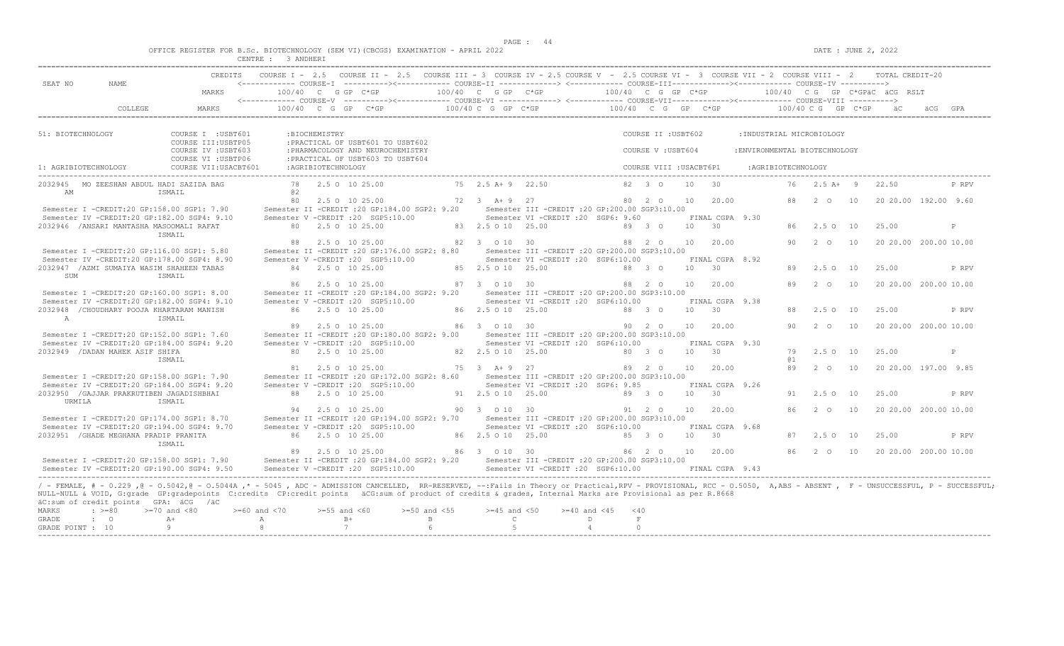OFFICE REGISTER FOR B.Sc. BIOTECHNOLOGY (SEM VI)(CBCGS) EXAMINATION - APRIL 2022

CENTRE : 3 ANDHERI

DATE : JUNE 2, 2022

```
                    CREDITS   COURSE I - 2.5   COURSE II - 2.5   COURSE III = 3  COURSE IV = 2.5 COURSE V  - 2.5 COURSE VI -  3  COURSE VII = 2  COURSE VIII -  2      TOTAL CREDIT-20
SEAT NO      NAME             <------------ COURSE-I  ----------><------------ COURSE-II -------------> <------------ COURSE-III-------------><------------ COURSE-IV ---------->
                      MARKS        100/40  C  G GP  C*GP          100/40  C  G GP  C*GP           100/40  C  G  GP  C*GP           100/40  C G  GP  C*GPäC  äCG  RSLT
                              <------------ COURSE-V  ----------><------------ COURSE-VI -------------> <------------ COURSE-VII-------------><------------ COURSE-VIII ---------->
        COLLEGE       MARKS        100/40  C  G  GP   C*GP         100/40 C  G  GP  C*GP           100/40  C  G   GP   C*GP           100/40 C G  GP  C*GP     äC      äCG  GPA
```

51: BIOTECHNOLOGY — COURSE I : USBT601 : BIOCHEMISTRY; COURSE II : USBT602 : INDUSTRIAL MICROBIOLOGY; COURSE III : USBTP05 : PRACTICAL OF USBT601 TO USBT602; COURSE IV : USBT603 : PHARMACOLOGY AND NEUROCHEMISTRY; COURSE V : USBT604 : ENVIRONMENTAL BIOTECHNOLOGY; COURSE VI : USBTP06 : PRACTICAL OF USBT603 TO USBT604; COURSE VII : USACBT601 : AGRIBIOTECHNOLOGY; COURSE VIII : USACBT6P1 : AGRIBIOTECHNOLOGY

1: AGRIBIOTECHNOLOGY

```
2032945   MO ZEESHAN ABDUL HADI SAZIDA BAG       78   2.5 O  10 25.00         75  2.5 A+ 9  22.50         82  3  O    10   30          76   2.5 A+  9   22.50          P RPV
   AM                 ISMAIL                    @2
                                                80    2.5 O  10 25.00         72   3  A+ 9  27            80  2  O    10   20.00       88   2  O   10   20 20.00  192.00  9.60
  Semester I -CREDIT:20 GP:158.00 SGP1: 7.90     Semester II -CREDIT :20 GP:184.00 SGP2: 9.20     Semester III -CREDIT :20 GP:200.00 SGP3:10.00
  Semester IV -CREDIT:20 GP:182.00 SGP4: 9.10    Semester V -CREDIT :20  SGP5:10.00               Semester VI -CREDIT :20  SGP6: 9.60          FINAL CGPA  9.30
2032946  /ANSARI MANTASHA MASOOMALI RAFAT        80   2.5 O  10 25.00         83  2.5 O 10  25.00         89  3  O    10   30          86   2.5 O   10   25.00          P
                      ISMAIL
                                                88    2.5 O  10 25.00         82   3  O 10  30            88  2  O    10   20.00       90   2  O   10   20 20.00  200.00 10.00
  Semester I -CREDIT:20 GP:116.00 SGP1: 5.80     Semester II -CREDIT :20 GP:176.00 SGP2: 8.80     Semester III -CREDIT :20 GP:200.00 SGP3:10.00
  Semester IV -CREDIT:20 GP:178.00 SGP4: 8.90    Semester V -CREDIT :20  SGP5:10.00               Semester VI -CREDIT :20  SGP6:10.00          FINAL CGPA  8.92
2032947  /AZMI SUMAIYA WASIM SHAHEEN TABAS       84   2.5 O  10 25.00         85  2.5 O 10  25.00         88  3  O    10   30          89   2.5 O   10   25.00          P RPV
   SUM                ISMAIL
                                                86    2.5 O  10 25.00         87   3  O 10  30            88  2  O    10   20.00       89   2  O   10   20 20.00  200.00 10.00
  Semester I -CREDIT:20 GP:160.00 SGP1: 8.00     Semester II -CREDIT :20 GP:184.00 SGP2: 9.20     Semester III -CREDIT :20 GP:200.00 SGP3:10.00
  Semester IV -CREDIT:20 GP:182.00 SGP4: 9.10    Semester V -CREDIT :20  SGP5:10.00               Semester VI -CREDIT :20  SGP6:10.00          FINAL CGPA  9.38
2032948  /CHOUDHARY POOJA KHARTARAM MANISH       86   2.5 O  10 25.00         86  2.5 O 10  25.00         88  3  O    10   30          88   2.5 O   10   25.00          P RPV
   A                  ISMAIL
                                                89    2.5 O  10 25.00         86   3  O 10  30            90  2  O    10   20.00       90   2  O   10   20 20.00  200.00 10.00
  Semester I -CREDIT:20 GP:152.00 SGP1: 7.60     Semester II -CREDIT :20 GP:180.00 SGP2: 9.00     Semester III -CREDIT :20 GP:200.00 SGP3:10.00
  Semester IV -CREDIT:20 GP:184.00 SGP4: 9.20    Semester V -CREDIT :20  SGP5:10.00               Semester VI -CREDIT :20  SGP6:10.00          FINAL CGPA  9.30
2032949  /DADAN MAHEK ASIF SHIFA                 80   2.5 O  10 25.00         82  2.5 O 10  25.00         80  3  O    10   30          79   2.5 O   10   25.00          P
                      ISMAIL                                                                                                           @1
                                                81    2.5 O  10 25.00         75   3  A+ 9  27            89  2  O    10   20.00       89   2  O   10   20 20.00  197.00  9.85
  Semester I -CREDIT:20 GP:158.00 SGP1: 7.90     Semester II -CREDIT :20 GP:172.00 SGP2: 8.60     Semester III -CREDIT :20 GP:200.00 SGP3:10.00
  Semester IV -CREDIT:20 GP:184.00 SGP4: 9.20    Semester V -CREDIT :20  SGP5:10.00               Semester VI -CREDIT :20  SGP6: 9.85          FINAL CGPA  9.26
2032950  /GAJJAR PRAKRUTIBEN JAGADISHBHAI        88   2.5 O  10 25.00         91  2.5 O 10  25.00         89  3  O    10   30          91   2.5 O   10   25.00          P RPV
   URMILA             ISMAIL
                                                94    2.5 O  10 25.00         90   3  O 10  30            91  2  O    10   20.00       86   2  O   10   20 20.00  200.00 10.00
  Semester I -CREDIT:20 GP:174.00 SGP1: 8.70     Semester II -CREDIT :20 GP:194.00 SGP2: 9.70     Semester III -CREDIT :20 GP:200.00 SGP3:10.00
  Semester IV -CREDIT:20 GP:194.00 SGP4: 9.70    Semester V -CREDIT :20  SGP5:10.00               Semester VI -CREDIT :20  SGP6:10.00          FINAL CGPA  9.68
2032951  /GHADE MEGHANA PRADIP PRANITA           86   2.5 O  10 25.00         86  2.5 O 10  25.00         85  3  O    10   30          87   2.5 O   10   25.00          P RPV
                      ISMAIL
                                                89    2.5 O  10 25.00         86   3  O 10  30            86  2  O    10   20.00       86   2  O   10   20 20.00  200.00 10.00
  Semester I -CREDIT:20 GP:158.00 SGP1: 7.90     Semester II -CREDIT :20 GP:184.00 SGP2: 9.20     Semester III -CREDIT :20 GP:200.00 SGP3:10.00
  Semester IV -CREDIT:20 GP:190.00 SGP4: 9.50    Semester V -CREDIT :20  SGP5:10.00               Semester VI -CREDIT :20  SGP6:10.00          FINAL CGPA  9.43
```

/ - FEMALE, # - 0.229 ,@ - O.5042,@ - O.5044A ,* - 5045 , ADC - ADMISSION CANCELLED, RR-RESERVED, --:Fails in Theory or Practical,RPV - PROVISIONAL, RCC - O.5050, A,ABS - ABSENT , F - UNSUCCESSFUL, P - SUCCESSFUL; NULL-NULL & VOID, G:grade GP:gradepoints C:credits CP:credit points äCG:sum of product of credits & grades, Internal Marks are Provisional as per R.8668

äC:sum of credit points GPA: äCG /äC

| MARKS | : >=80 | >=70 and <80 | >=60 and <70 | >=55 and <60 | >=50 and <55 | >=45 and <50 | >=40 and <45 | <40 |
|---|---|---|---|---|---|---|---|---|
| GRADE | : O | A+ | A | B+ | B | C | D | F |
| GRADE POINT | : 10 | 9 | 8 | 7 | 6 | 5 | 4 | 0 |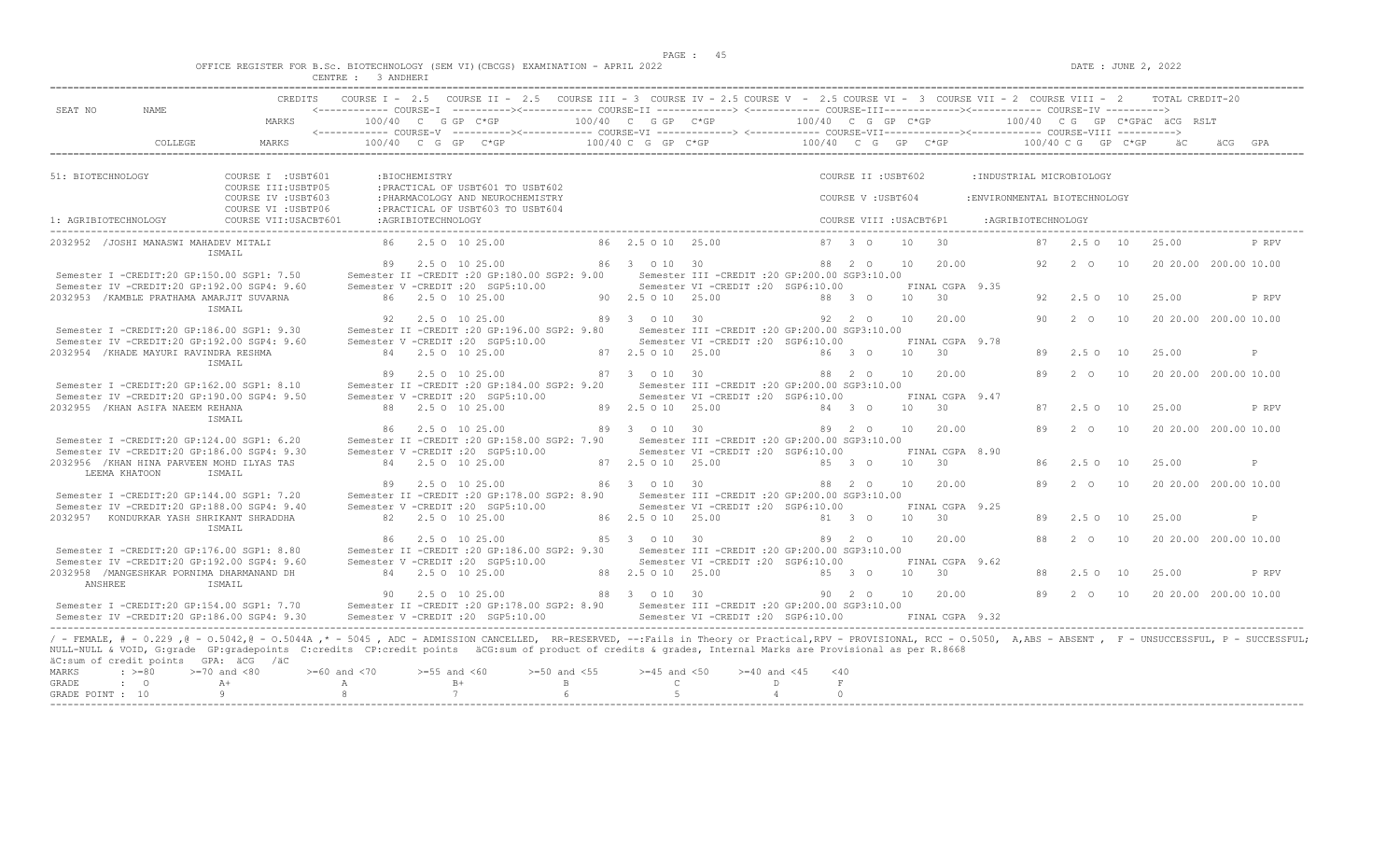OFFICE REGISTER FOR B.Sc. BIOTECHNOLOGY (SEM VI)(CBCGS) EXAMINATION - APRIL 2022 &nbsp;&nbsp;&nbsp; DATE : JUNE 2, 2022

CENTRE : 3 ANDHERI

| SEAT NO | NAME | CREDITS | COURSE I - 2.5 | COURSE II - 2.5 | COURSE III - 3 | COURSE IV - 2.5 | COURSE V - 2.5 | COURSE VI - 3 | COURSE VII - 2 | COURSE VIII - 2 | TOTAL CREDIT-20 |
|---|---|---|---|---|---|---|---|---|---|---|---|
| | | MARKS | 100/40 C G GP C*GP (COURSE-I) | | 100/40 C G GP C*GP (COURSE-II) | | 100/40 C G GP C*GP (COURSE-III) | | 100/40 C G GP C*GPäC äCG RSLT (COURSE-IV) | | |
| COLLEGE | | MARKS | 100/40 C G GP C*GP (COURSE-V) | | 100/40 C G GP C*GP (COURSE-VI) | | 100/40 C G GP C*GP (COURSE-VII) | | 100/40 C G GP C*GP (COURSE-VIII) | | äC äCG GPA |

51: BIOTECHNOLOGY
- COURSE I : USBT601 :BIOCHEMISTRY
- COURSE II : USBT602 :INDUSTRIAL MICROBIOLOGY
- COURSE III: USBTP05 :PRACTICAL OF USBT601 TO USBT602
- COURSE IV : USBT603 :PHARMACOLOGY AND NEUROCHEMISTRY
- COURSE V : USBT604 :ENVIRONMENTAL BIOTECHNOLOGY
- COURSE VI : USBTP06 :PRACTICAL OF USBT603 TO USBT604
- COURSE VII: USACBT601 :AGRIBIOTECHNOLOGY
- COURSE VIII : USACBT6P1 :AGRIBIOTECHNOLOGY

1: AGRIBIOTECHNOLOGY

```
2032952 /JOSHI MANASWI MAHADEV MITALI      86  2.5 O 10 25.00     86 2.5 O 10  25.00     87  3 O  10  30      87  2.5 O 10  25.00          P RPV
        ISMAIL
                                           89  2.5 O 10 25.00     86  3  O 10  30        88  2 O  10  20.00   92  2  O  10  20 20.00 200.00 10.00
Semester I -CREDIT:20 GP:150.00 SGP1: 7.50    Semester II -CREDIT :20 GP:180.00 SGP2: 9.00    Semester III -CREDIT :20 GP:200.00 SGP3:10.00
Semester IV -CREDIT:20 GP:192.00 SGP4: 9.60   Semester V -CREDIT :20 SGP5:10.00              Semester VI -CREDIT :20 SGP6:10.00       FINAL CGPA 9.35

2032953 /KAMBLE PRATHAMA AMARJIT SUVARNA   86  2.5 O 10 25.00     90 2.5 O 10  25.00     88  3 O  10  30      92  2.5 O 10  25.00          P RPV
        ISMAIL
                                           92  2.5 O 10 25.00     89  3  O 10  30        92  2 O  10  20.00   90  2  O  10  20 20.00 200.00 10.00
Semester I -CREDIT:20 GP:186.00 SGP1: 9.30    Semester II -CREDIT :20 GP:196.00 SGP2: 9.80    Semester III -CREDIT :20 GP:200.00 SGP3:10.00
Semester IV -CREDIT:20 GP:192.00 SGP4: 9.60   Semester V -CREDIT :20 SGP5:10.00              Semester VI -CREDIT :20 SGP6:10.00       FINAL CGPA 9.78

2032954 /KHADE MAYURI RAVINDRA RESHMA      84  2.5 O 10 25.00     87 2.5 O 10  25.00     86  3 O  10  30      89  2.5 O 10  25.00          P
        ISMAIL
                                           89  2.5 O 10 25.00     87  3  O 10  30        88  2 O  10  20.00   89  2  O  10  20 20.00 200.00 10.00
Semester I -CREDIT:20 GP:162.00 SGP1: 8.10    Semester II -CREDIT :20 GP:184.00 SGP2: 9.20    Semester III -CREDIT :20 GP:200.00 SGP3:10.00
Semester IV -CREDIT:20 GP:190.00 SGP4: 9.50   Semester V -CREDIT :20 SGP5:10.00              Semester VI -CREDIT :20 SGP6:10.00       FINAL CGPA 9.47

2032955 /KHAN ASIFA NAEEM REHANA           88  2.5 O 10 25.00     89 2.5 O 10  25.00     84  3 O  10  30      87  2.5 O 10  25.00          P RPV
        ISMAIL
                                           86  2.5 O 10 25.00     89  3  O 10  30        89  2 O  10  20.00   89  2  O  10  20 20.00 200.00 10.00
Semester I -CREDIT:20 GP:124.00 SGP1: 6.20    Semester II -CREDIT :20 GP:158.00 SGP2: 7.90    Semester III -CREDIT :20 GP:200.00 SGP3:10.00
Semester IV -CREDIT:20 GP:186.00 SGP4: 9.30   Semester V -CREDIT :20 SGP5:10.00              Semester VI -CREDIT :20 SGP6:10.00       FINAL CGPA 8.90

2032956 /KHAN HINA PARVEEN MOHD ILYAS TAS  84  2.5 O 10 25.00     87 2.5 O 10  25.00     85  3 O  10  30      86  2.5 O 10  25.00          P
    LEEMA KHATOON  ISMAIL
                                           89  2.5 O 10 25.00     86  3  O 10  30        88  2 O  10  20.00   89  2  O  10  20 20.00 200.00 10.00
Semester I -CREDIT:20 GP:144.00 SGP1: 7.20    Semester II -CREDIT :20 GP:178.00 SGP2: 8.90    Semester III -CREDIT :20 GP:200.00 SGP3:10.00
Semester IV -CREDIT:20 GP:188.00 SGP4: 9.40   Semester V -CREDIT :20 SGP5:10.00              Semester VI -CREDIT :20 SGP6:10.00       FINAL CGPA 9.25

2032957  KONDURKAR YASH SHRIKANT SHRADDHA  82  2.5 O 10 25.00     86 2.5 O 10  25.00     81  3 O  10  30      89  2.5 O 10  25.00          P
        ISMAIL
                                           86  2.5 O 10 25.00     85  3  O 10  30        89  2 O  10  20.00   88  2  O  10  20 20.00 200.00 10.00
Semester I -CREDIT:20 GP:176.00 SGP1: 8.80    Semester II -CREDIT :20 GP:186.00 SGP2: 9.30    Semester III -CREDIT :20 GP:200.00 SGP3:10.00
Semester IV -CREDIT:20 GP:192.00 SGP4: 9.60   Semester V -CREDIT :20 SGP5:10.00              Semester VI -CREDIT :20 SGP6:10.00       FINAL CGPA 9.62

2032958 /MANGESHKAR PORNIMA DHARMANAND DH  84  2.5 O 10 25.00     88 2.5 O 10  25.00     85  3 O  10  30      88  2.5 O 10  25.00          P RPV
    ANSHREE        ISMAIL
                                           90  2.5 O 10 25.00     88  3  O 10  30        90  2 O  10  20.00   89  2  O  10  20 20.00 200.00 10.00
Semester I -CREDIT:20 GP:154.00 SGP1: 7.70    Semester II -CREDIT :20 GP:178.00 SGP2: 8.90    Semester III -CREDIT :20 GP:200.00 SGP3:10.00
Semester IV -CREDIT:20 GP:186.00 SGP4: 9.30   Semester V -CREDIT :20 SGP5:10.00              Semester VI -CREDIT :20 SGP6:10.00       FINAL CGPA 9.32
```

/ - FEMALE, # - 0.229 ,@ - O.5042,@ - O.5044A ,* - 5045 , ADC - ADMISSION CANCELLED, RR-RESERVED, --:Fails in Theory or Practical,RPV - PROVISIONAL, RCC - O.5050, A,ABS - ABSENT , F - UNSUCCESSFUL, P - SUCCESSFUL; NULL-NULL & VOID, G:grade GP:gradepoints C:credits CP:credit points äCG:sum of product of credits & grades, Internal Marks are Provisional as per R.8668
äC:sum of credit points GPA: äCG /äC

| MARKS | : >=80 | >=70 and <80 | >=60 and <70 | >=55 and <60 | >=50 and <55 | >=45 and <50 | >=40 and <45 | <40 |
|---|---|---|---|---|---|---|---|---|
| GRADE | : O | A+ | A | B+ | B | C | D | F |
| GRADE POINT | : 10 | 9 | 8 | 7 | 6 | 5 | 4 | 0 |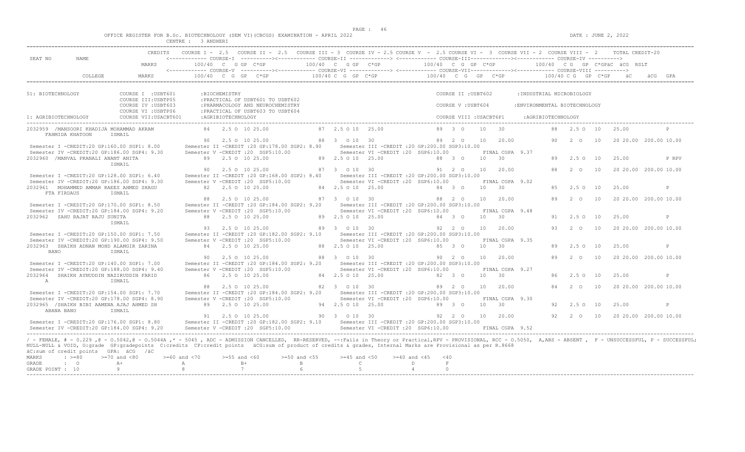OFFICE REGISTER FOR B.Sc. BIOTECHNOLOGY (SEM VI)(CBCGS) EXAMINATION - APRIL 2022

CENTRE : 3 ANDHERI

DATE : JUNE 2, 2022

```
                               CREDITS    COURSE I - 2.5   COURSE II - 2.5   COURSE III - 3  COURSE IV - 2.5 COURSE V  - 2.5 COURSE VI -  3  COURSE VII - 2  COURSE VIII -  2       TOTAL CREDIT-20
SEAT NO       NAME                        <------------ COURSE-I  ----------><------------ COURSE-II -------------> <------------ COURSE-III-------------><------------ COURSE-IV ---------->
                               MARKS          100/40  C   G GP  C*GP          100/40  C   G GP   C*GP            100/40  C  G  GP  C*GP             100/40  C G   GP  C*GPäC  äCG  RSLT
                                          <------------ COURSE-V  ----------><------------ COURSE-VI -------------> <------------ COURSE-VII-------------><------------ COURSE-VIII ---------->
              COLLEGE          MARKS          100/40  C  G  GP   C*GP          100/40 C  G  GP  C*GP              100/40  C  G   GP   C*GP             100/40 C G   GP  C*GP     äC      äCG  GPA

51: BIOTECHNOLOGY             COURSE I  :USBT601       :BIOCHEMISTRY                                                   COURSE II :USBT602        :INDUSTRIAL MICROBIOLOGY
                              COURSE III:USBTP05       :PRACTICAL OF USBT601 TO USBT602
                              COURSE IV :USBT603       :PHARMACOLOGY AND NEUROCHEMISTRY                                COURSE V :USBT604         :ENVIRONMENTAL BIOTECHNOLOGY
                              COURSE VI :USBTP06       :PRACTICAL OF USBT603 TO USBT604
1: AGRIBIOTECHNOLOGY          COURSE VII:USACBT601     :AGRIBIOTECHNOLOGY                                              COURSE VIII :USACBT6P1      :AGRIBIOTECHNOLOGY

2032959 /MANSOORI KHADIJA MOHAMMAD AKRAM          84    2.5 O  10 25.00          87  2.5 O 10  25.00                89  3  O     10    30               88   2.5 O  10    25.00             P
     FAHMIDA KHATOON       ISMAIL
                                                  90    2.5 O  10 25.00          88   3   O 10  30                  89  2  O     10    20.00            90   2  O   10    20 20.00  200.00 10.00
  Semester I -CREDIT:20 GP:160.00 SGP1: 8.00      Semester II -CREDIT :20 GP:178.00 SGP2: 8.90     Semester III -CREDIT :20 GP:200.00 SGP3:10.00
  Semester IV -CREDIT:20 GP:186.00 SGP4: 9.30     Semester V -CREDIT :20  SGP5:10.00               Semester VI -CREDIT :20  SGP6:10.00          FINAL CGPA  9.37
2032960 /MANVAL PRANALI ANANT ANITA               89    2.5 O  10 25.00          89  2.5 O 10  25.00                88  3  O     10    30               89   2.5 O  10    25.00             P RPV
                           ISMAIL
                                                  90    2.5 O  10 25.00          87   3   O 10  30                  91  2  O     10    20.00            88   2  O   10    20 20.00  200.00 10.00
  Semester I -CREDIT:20 GP:128.00 SGP1: 6.40      Semester II -CREDIT :20 GP:168.00 SGP2: 8.40     Semester III -CREDIT :20 GP:200.00 SGP3:10.00
  Semester IV -CREDIT:20 GP:186.00 SGP4: 9.30     Semester V -CREDIT :20  SGP5:10.00               Semester VI -CREDIT :20  SGP6:10.00          FINAL CGPA  9.02
2032961  MOHAMMED AMMAR RAEES AHMED SHAGU         82    2.5 O  10 25.00          84  2.5 O 10  25.00                84  3  O     10    30               85   2.5 O  10    25.00             P
     FTA FIRDAUS           ISMAIL
                                                  88    2.5 O  10 25.00          87   3   O 10  30                  88  2  O     10    20.00            89   2  O   10    20 20.00  200.00 10.00
  Semester I -CREDIT:20 GP:170.00 SGP1: 8.50      Semester II -CREDIT :20 GP:184.00 SGP2: 9.20     Semester III -CREDIT :20 GP:200.00 SGP3:10.00
  Semester IV -CREDIT:20 GP:184.00 SGP4: 9.20     Semester V -CREDIT :20  SGP5:10.00               Semester VI -CREDIT :20  SGP6:10.00          FINAL CGPA  9.48
2032962  SAHU RAJAT RAJU SUNITA                   88    2.5 O  10 25.00          89  2.5 O 10  25.00                84  3  O     10    30               91   2.5 O  10    25.00             P
                           ISMAIL
                                                  93    2.5 O  10 25.00          89   3   O 10  30                  92  2  O     10    20.00            93   2  O   10    20 20.00  200.00 10.00
  Semester I -CREDIT:20 GP:150.00 SGP1: 7.50      Semester II -CREDIT :20 GP:182.00 SGP2: 9.10     Semester III -CREDIT :20 GP:200.00 SGP3:10.00
  Semester IV -CREDIT:20 GP:190.00 SGP4: 9.50     Semester V -CREDIT :20  SGP5:10.00               Semester VI -CREDIT :20  SGP6:10.00          FINAL CGPA  9.35
2032963  SHAIKH ADNAN MOHD ALAMGIR ZARINA         84    2.5 O  10 25.00          88  2.5 O 10  25.00                85  3  O     10    30               89   2.5 O  10    25.00             P
     BANO                  ISMAIL
                                                  90    2.5 O  10 25.00          88   3   O 10  30                  90  2  O     10    20.00            89   2  O   10    20 20.00  200.00 10.00
  Semester I -CREDIT:20 GP:140.00 SGP1: 7.00      Semester II -CREDIT :20 GP:184.00 SGP2: 9.20     Semester III -CREDIT :20 GP:200.00 SGP3:10.00
  Semester IV -CREDIT:20 GP:188.00 SGP4: 9.40     Semester V -CREDIT :20  SGP5:10.00               Semester VI -CREDIT :20  SGP6:10.00          FINAL CGPA  9.27
2032964  SHAIKH AYNUDDIN NAZIRUDDIN FARID         86    2.5 O  10 25.00          84  2.5 O 10  25.00                82  3  O     10    30               86   2.5 O  10    25.00             P
     A                     ISMAIL
                                                  88    2.5 O  10 25.00          82   3   O 10  30                  89  2  O     10    20.00            84   2  O   10    20 20.00  200.00 10.00
  Semester I -CREDIT:20 GP:154.00 SGP1: 7.70      Semester II -CREDIT :20 GP:184.00 SGP2: 9.20     Semester III -CREDIT :20 GP:200.00 SGP3:10.00
  Semester IV -CREDIT:20 GP:178.00 SGP4: 8.90     Semester V -CREDIT :20  SGP5:10.00               Semester VI -CREDIT :20  SGP6:10.00          FINAL CGPA  9.30
2032965 /SHAIKH BIBI AAMENA AJAJ AHMED SH         89    2.5 O  10 25.00          94  2.5 O 10  25.00                89  3  O     10    30               92   2.5 O  10    25.00             P
     ABANA BANO            ISMAIL
                                                  91    2.5 O  10 25.00          90   3   O 10  30                  92  2  O     10    20.00            92   2  O   10    20 20.00  200.00 10.00
  Semester I -CREDIT:20 GP:176.00 SGP1: 8.80      Semester II -CREDIT :20 GP:182.00 SGP2: 9.10     Semester III -CREDIT :20 GP:200.00 SGP3:10.00
  Semester IV -CREDIT:20 GP:184.00 SGP4: 9.20     Semester V -CREDIT :20  SGP5:10.00               Semester VI -CREDIT :20  SGP6:10.00          FINAL CGPA  9.52
```

/ - FEMALE, # - 0.229 ,@ - O.5042,@ - O.5044A ,* - 5045 , ADC - ADMISSION CANCELLED, RR-RESERVED, --:Fails in Theory or Practical,RPV - PROVISIONAL, RCC - O.5050, A,ABS - ABSENT , F - UNSUCCESSFUL, P - SUCCESSFUL; NULL-NULL & VOID, G:grade GP:gradepoints C:credits CP:credit points äCG:sum of product of credits & grades, Internal Marks are Provisional as per R.8668
äC:sum of credit points GPA: äCG /äC

| MARKS | : >=80 | >=70 and <80 | >=60 and <70 | >=55 and <60 | >=50 and <55 | >=45 and <50 | >=40 and <45 | <40 |
|---|---|---|---|---|---|---|---|---|
| GRADE | : O | A+ | A | B+ | B | C | D | F |
| GRADE POINT | : 10 | 9 | 8 | 7 | 6 | 5 | 4 | 0 |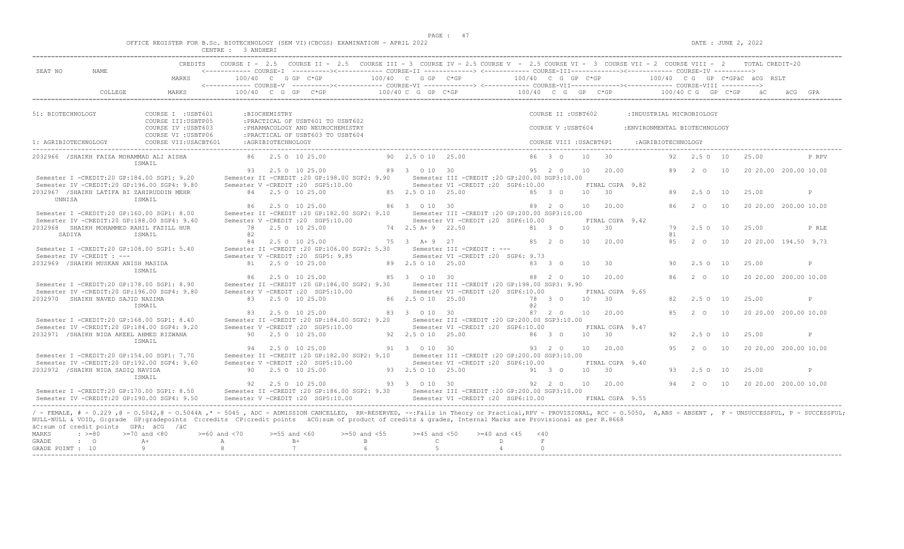OFFICE REGISTER FOR B.Sc. BIOTECHNOLOGY (SEM VI)(CBCGS) EXAMINATION - APRIL 2022 — DATE : JUNE 2, 2022

CENTRE : 3 ANDHERI

```
                             CREDITS    COURSE I - 2.5   COURSE II - 2.5   COURSE III - 3  COURSE IV - 2.5 COURSE V  - 2.5 COURSE VI -  3  COURSE VII - 2  COURSE VIII -  2      TOTAL CREDIT-20
SEAT NO       NAME                      <------------ COURSE-I  ---------><------------ COURSE-II -------------> <------------ COURSE-III-------------><------------ COURSE-IV ---------->
                             MARKS          100/40  C   G GP  C*GP         100/40  C   G GP   C*GP          100/40  C  G  GP  C*GP          100/40  C G   GP  C*GPäC  äCG  RSLT
                                        <------------ COURSE-V  ---------><------------ COURSE-VI -------------> <------------ COURSE-VII-------------><------------ COURSE-VIII ---------->
          COLLEGE            MARKS          100/40  C  G  GP   C*GP         100/40 C  G  GP  C*GP          100/40  C  G   GP   C*GP           100/40 C G  GP  C*GP     äC      äCG  GPA

51: BIOTECHNOLOGY            COURSE I  :USBT601       :BIOCHEMISTRY                                                     COURSE II :USBT602        :INDUSTRIAL MICROBIOLOGY
                             COURSE III:USBTP05       :PRACTICAL OF USBT601 TO USBT602
                             COURSE IV :USBT603       :PHARMACOLOGY AND NEUROCHEMISTRY                                  COURSE V :USBT604         :ENVIRONMENTAL BIOTECHNOLOGY
                             COURSE VI :USBTP06       :PRACTICAL OF USBT603 TO USBT604
1: AGRIBIOTECHNOLOGY         COURSE VII:USACBT601     :AGRIBIOTECHNOLOGY                                                COURSE VIII :USACBT6P1      :AGRIBIOTECHNOLOGY

2032966  /SHAIKH FAIZA MOHAMMAD ALI AISHA             86    2.5 O  10 25.00          90  2.5 O 10   25.00             86  3  O    10    30            92   2.5 O  10    25.00            P RPV
                   ISMAIL
                                                  93    2.5 O  10 25.00          89  3   O 10   30                95  2  O    10    20.00         89   2  O   10    20 20.00  200.00 10.00
 Semester I -CREDIT:20 GP:184.00 SGP1: 9.20       Semester II -CREDIT :20 GP:198.00 SGP2: 9.90      Semester III -CREDIT :20 GP:200.00 SGP3:10.00
 Semester IV -CREDIT:20 GP:196.00 SGP4: 9.80      Semester V -CREDIT :20  SGP5:10.00                Semester VI -CREDIT :20  SGP6:10.00            FINAL CGPA  9.82
2032967  /SHAIKH LATIFA BI ZAHIRUDDIN MEHR        84    2.5 O  10 25.00          85  2.5 O 10   25.00             85  3  O    10    30            89   2.5 O  10    25.00            P
   UNNISA          ISMAIL
                                                  86    2.5 O  10 25.00          86  3   O 10   30                89  2  O    10    20.00         86   2  O   10    20 20.00  200.00 10.00
 Semester I -CREDIT:20 GP:160.00 SGP1: 8.00       Semester II -CREDIT :20 GP:182.00 SGP2: 9.10      Semester III -CREDIT :20 GP:200.00 SGP3:10.00
 Semester IV -CREDIT:20 GP:188.00 SGP4: 9.40      Semester V -CREDIT :20  SGP5:10.00                Semester VI -CREDIT :20  SGP6:10.00            FINAL CGPA  9.42
2032968   SHAIKH MOHAMMED RAHIL FAZILL HUR        78    2.5 O  10 25.00          74  2.5 A+ 9   22.50             81  3  O    10    30            79   2.5 O  10    25.00            P RLE
   SADIYA          ISMAIL                         @2                                                                                               @1
                                                  84    2.5 O  10 25.00          75  3   A+ 9   27                85  2  O    10    20.00         85   2  O   10    20 20.00  194.50  9.73
 Semester I -CREDIT:20 GP:108.00 SGP1: 5.40       Semester II -CREDIT :20 GP:106.00 SGP2: 5.30      Semester III -CREDIT : ---
 Semester IV -CREDIT : ---                        Semester V -CREDIT :20  SGP5: 9.85                Semester VI -CREDIT :20  SGP6: 9.73
2032969  /SHAIKH MUSKAN ANISH MASIDA              81    2.5 O  10 25.00          89  2.5 O 10   25.00             83  3  O    10    30            90   2.5 O  10    25.00            P
                   ISMAIL
                                                  86    2.5 O  10 25.00          85  3   O 10   30                88  2  O    10    20.00         86   2  O   10    20 20.00  200.00 10.00
 Semester I -CREDIT:20 GP:178.00 SGP1: 8.90       Semester II -CREDIT :20 GP:186.00 SGP2: 9.30      Semester III -CREDIT :20 GP:198.00 SGP3: 9.90
 Semester IV -CREDIT:20 GP:196.00 SGP4: 9.80      Semester V -CREDIT :20  SGP5:10.00                Semester VI -CREDIT :20  SGP6:10.00            FINAL CGPA  9.65
2032970   SHAIKH NAVED SAJID NAZIMA               83    2.5 O  10 25.00          86  2.5 O 10   25.00             78  3  O    10    30            82   2.5 O  10    25.00            P
                   ISMAIL                                                                                         @2
                                                  83    2.5 O  10 25.00          83  3   O 10   30                87  2  O    10    20.00         85   2  O   10    20 20.00  200.00 10.00
 Semester I -CREDIT:20 GP:168.00 SGP1: 8.40       Semester II -CREDIT :20 GP:184.00 SGP2: 9.20      Semester III -CREDIT :20 GP:200.00 SGP3:10.00
 Semester IV -CREDIT:20 GP:184.00 SGP4: 9.20      Semester V -CREDIT :20  SGP5:10.00                Semester VI -CREDIT :20  SGP6:10.00            FINAL CGPA  9.47
2032971  /SHAIKH NIDA AKEEL AHMED RIZWANA         90    2.5 O  10 25.00          92  2.5 O 10   25.00             86  3  O    10    30            92   2.5 O  10    25.00            P
                   ISMAIL
                                                  94    2.5 O  10 25.00          91  3   O 10   30                93  2  O    10    20.00         95   2  O   10    20 20.00  200.00 10.00
 Semester I -CREDIT:20 GP:154.00 SGP1: 7.70       Semester II -CREDIT :20 GP:182.00 SGP2: 9.10      Semester III -CREDIT :20 GP:200.00 SGP3:10.00
 Semester IV -CREDIT:20 GP:192.00 SGP4: 9.60      Semester V -CREDIT :20  SGP5:10.00                Semester VI -CREDIT :20  SGP6:10.00            FINAL CGPA  9.40
2032972  /SHAIKH NIDA SADIQ NAVIDA                90    2.5 O  10 25.00          93  2.5 O 10   25.00             91  3  O    10    30            93   2.5 O  10    25.00            P
                   ISMAIL
                                                  92    2.5 O  10 25.00          93  3   O 10   30                92  2  O    10    20.00         94   2  O   10    20 20.00  200.00 10.00
 Semester I -CREDIT:20 GP:170.00 SGP1: 8.50       Semester II -CREDIT :20 GP:186.00 SGP2: 9.30      Semester III -CREDIT :20 GP:200.00 SGP3:10.00
 Semester IV -CREDIT:20 GP:190.00 SGP4: 9.50      Semester V -CREDIT :20  SGP5:10.00                Semester VI -CREDIT :20  SGP6:10.00            FINAL CGPA  9.55
```

/ - FEMALE, # - 0.229 ,@ - O.5042,@ - O.5044A ,* - 5045 , ADC - ADMISSION CANCELLED, RR-RESERVED, --:Fails in Theory or Practical,RPV - PROVISIONAL, RCC - O.5050, A,ABS - ABSENT , F - UNSUCCESSFUL, P - SUCCESSFUL; NULL-NULL & VOID, G:grade GP:gradepoints C:credits CP:credit points äCG:sum of product of credits & grades, Internal Marks are Provisional as per R.8668

äC:sum of credit points GPA: äCG /äC

| MARKS | : >=80 | >=70 and <80 | >=60 and <70 | >=55 and <60 | >=50 and <55 | >=45 and <50 | >=40 and <45 | <40 |
|---|---|---|---|---|---|---|---|---|
| GRADE | : O | A+ | A | B+ | B | C | D | F |
| GRADE POINT | : 10 | 9 | 8 | 7 | 6 | 5 | 4 | 0 |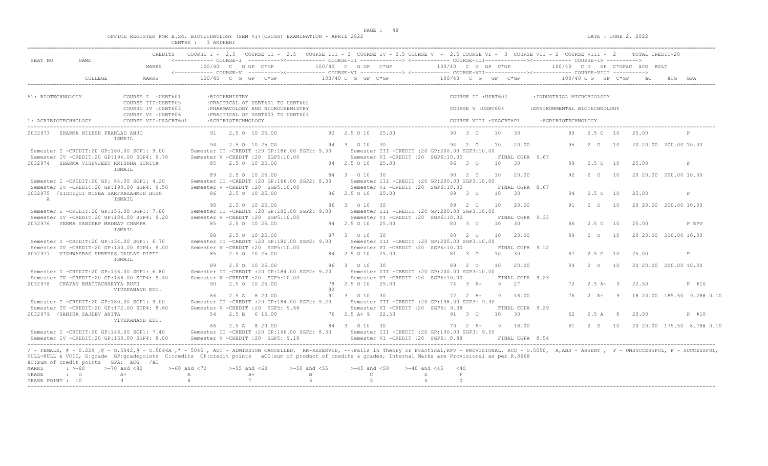OFFICE REGISTER FOR B.Sc. BIOTECHNOLOGY (SEM VI)(CBCGS) EXAMINATION - APRIL 2022 DATE : JUNE 2, 2022

CENTRE : 3 ANDHERI

```
SEAT NO    NAME                    CREDITS   COURSE I - 2.5  COURSE II - 2.5  COURSE III - 3  COURSE IV - 2.5  COURSE V - 2.5  COURSE VI - 3  COURSE VII - 2  COURSE VIII - 2   TOTAL CREDIT-20
                                   MARKS     <---- COURSE-I ----><---- COURSE-II ----> <---- COURSE-III ----><---- COURSE-IV ---->
                                             100/40  C  G GP  C*GP    100/40  C  G GP  C*GP    100/40  C  G  GP  C*GP    100/40  C G  GP  C*GPäC  äCG  RSLT
           COLLEGE                 MARKS     <---- COURSE-V ----><---- COURSE-VI ----> <---- COURSE-VII ----><---- COURSE-VIII ---->
                                             100/40  C  G  GP  C*GP   100/40 C  G  GP  C*GP    100/40  C  G  GP  C*GP    100/40 C G  GP  C*GP   äC   äCG  GPA

51: BIOTECHNOLOGY          COURSE I :USBT601      :BIOCHEMISTRY                          COURSE II :USBT602      :INDUSTRIAL MICROBIOLOGY
                           COURSE III:USBTP05     :PRACTICAL OF USBT601 TO USBT602
                           COURSE IV :USBT603     :PHARMACOLOGY AND NEUROCHEMISTRY       COURSE V :USBT604       :ENVIRONMENTAL BIOTECHNOLOGY
                           COURSE VI :USBTP06     :PRACTICAL OF USBT603 TO USBT604
1: AGRIBIOTECHNOLOGY       COURSE VII:USACBT601   :AGRIBIOTECHNOLOGY                     COURSE VIII :USACBT6P1  :AGRIBIOTECHNOLOGY

2032973  SHARMA NILESH PRAHLAD ANJU       91  2.5 O 10 25.00     92  2.5 O 10  25.00     90  3  O   10  30        90  2.5 O  10  25.00        P
         ISMAIL
                                          94  2.5 O 10 25.00     94  3  O 10  30         94  2  O   10  20.00     95  2  O   10  20 20.00 200.00 10.00
 Semester I -CREDIT:20 GP:180.00 SGP1: 9.00    Semester II -CREDIT :20 GP:186.00 SGP2: 9.30    Semester III -CREDIT :20 GP:200.00 SGP3:10.00
 Semester IV -CREDIT:20 GP:194.00 SGP4: 9.70   Semester V -CREDIT :20  SGP5:10.00              Semester VI -CREDIT :20  SGP6:10.00          FINAL CGPA  9.67
2032974  SHARMA VISHVJEET KRISHNA SUNITA  85  2.5 O 10 25.00     84  2.5 O 10  25.00     86  3  O   10  30        89  2.5 O  10  25.00        P
         ISMAIL
                                          89  2.5 O 10 25.00     84  3  O 10  30         90  2  O   10  20.00     92  2  O   10  20 20.00 200.00 10.00
 Semester I -CREDIT:20 GP: 84.00 SGP1: 4.20    Semester II -CREDIT :20 GP:166.00 SGP2: 8.30    Semester III -CREDIT :20 GP:200.00 SGP3:10.00
 Semester IV -CREDIT:20 GP:190.00 SGP4: 9.50   Semester V -CREDIT :20  SGP5:10.00              Semester VI -CREDIT :20  SGP6:10.00          FINAL CGPA  8.67
2032975 /SIDDIQUI MISBA SARFRAZAHMED HUSN 86  2.5 O 10 25.00     86  2.5 O 10  25.00     89  3  O   10  30        84  2.5 O  10  25.00        P
 A       ISMAIL
                                          90  2.5 O 10 25.00     86  3  O 10  30         89  2  O   10  20.00     91  2  O   10  20 20.00 200.00 10.00
 Semester I -CREDIT:20 GP:156.00 SGP1: 7.80    Semester II -CREDIT :20 GP:180.00 SGP2: 9.00    Semester III -CREDIT :20 GP:200.00 SGP3:10.00
 Semester IV -CREDIT:20 GP:184.00 SGP4: 9.20   Semester V -CREDIT :20  SGP5:10.00              Semester VI -CREDIT :20  SGP6:10.00          FINAL CGPA  9.33
2032976  VERMA SANDEEP MADHAV CHAMPA      85  2.5 O 10 25.00     84  2.5 O 10  25.00     80  3  O   10  30        86  2.5 O  10  25.00        P RPV
         ISMAIL
                                          88  2.5 O 10 25.00     87  3  O 10  30         88  2  O   10  20.00     89  2  O   10  20 20.00 200.00 10.00
 Semester I -CREDIT:20 GP:134.00 SGP1: 6.70    Semester II -CREDIT :20 GP:180.00 SGP2: 9.00    Semester III -CREDIT :20 GP:200.00 SGP3:10.00
 Semester IV -CREDIT:20 GP:180.00 SGP4: 9.00   Semester V -CREDIT :20  SGP5:10.00              Semester VI -CREDIT :20  SGP6:10.00          FINAL CGPA  9.12
2032977  VISHWASRAO SHREYAS DAULAT DIPTI  85  2.5 O 10 25.00     84  2.5 O 10  25.00     81  3  O   10  30        87  2.5 O  10  25.00        P
         ISMAIL
                                          89  2.5 O 10 25.00     86  3  O 10  30         89  2  O   10  20.00     89  2  O   10  20 20.00 200.00 10.00
 Semester I -CREDIT:20 GP:136.00 SGP1: 6.80    Semester II -CREDIT :20 GP:184.00 SGP2: 9.20    Semester III -CREDIT :20 GP:200.00 SGP3:10.00
 Semester IV -CREDIT:20 GP:188.00 SGP4: 9.40   Semester V -CREDIT :20  SGP5:10.00              Semester VI -CREDIT :20  SGP6:10.00          FINAL CGPA  9.23
2032978  CHAYAN BHATTACHARYYA RUPU        90  2.5 O 10 25.00     78  2.5 O 10  25.00     74  3  A+   9  27        72  2.5 A+  9  22.50        P #10
         VIVEKANAND EDU.                                         @2
                                          66  2.5 A  8 20.00     91  3  O 10  30         72  2  A+   9  18.00     76  2  A+   9  18 20.00 185.50 9.28# 0.10
 Semester I -CREDIT:20 GP:180.00 SGP1: 9.00    Semester II -CREDIT :20 GP:184.00 SGP2: 9.20    Semester III -CREDIT :20 GP:198.00 SGP3: 9.90
 Semester IV -CREDIT:20 GP:172.00 SGP4: 8.60   Semester V -CREDIT :20  SGP5: 9.68              Semester VI -CREDIT :20  SGP6: 9.38          FINAL CGPA  9.29
2032979 /SANIKA SAJEEV ANITA              54  2.5 B  6 15.00     76  2.5 A+ 9  22.50     91  3  O   10  30        62  2.5 A   8  20.00        P #10
         VIVEKANAND EDU.
                                          66  2.5 A  8 20.00     84  3  O 10  30         70  2  A+   9  18.00     81  2  O   10  20 20.00 175.50 8.78# 0.10
 Semester I -CREDIT:20 GP:148.00 SGP1: 7.40    Semester II -CREDIT :20 GP:166.00 SGP2: 8.30    Semester III -CREDIT :20 GP:190.00 SGP3: 9.50
 Semester IV -CREDIT:20 GP:160.00 SGP4: 8.00   Semester V -CREDIT :20  SGP5: 9.18              Semester VI -CREDIT :20  SGP6: 8.88          FINAL CGPA  8.54
```

/ - FEMALE, # - 0.229 ,@ - O.5042,@ - O.5044A ,* - 5045 , ADC - ADMISSION CANCELLED, RR-RESERVED, --:Fails in Theory or Practical,RPV - PROVISIONAL, RCC - O.5050, A,ABS - ABSENT , F - UNSUCCESSFUL, P - SUCCESSFUL; NULL-NULL & VOID, G:grade GP:gradepoints C:credits CP:credit points äCG:sum of product of credits & grades, Internal Marks are Provisional as per R.8668

äC:sum of credit points GPA: äCG /äC

| MARKS | : >=80 | >=70 and <80 | >=60 and <70 | >=55 and <60 | >=50 and <55 | >=45 and <50 | >=40 and <45 | <40 |
|---|---|---|---|---|---|---|---|---|
| GRADE | : O | A+ | A | B+ | B | C | D | F |
| GRADE POINT | : 10 | 9 | 8 | 7 | 6 | 5 | 4 | 0 |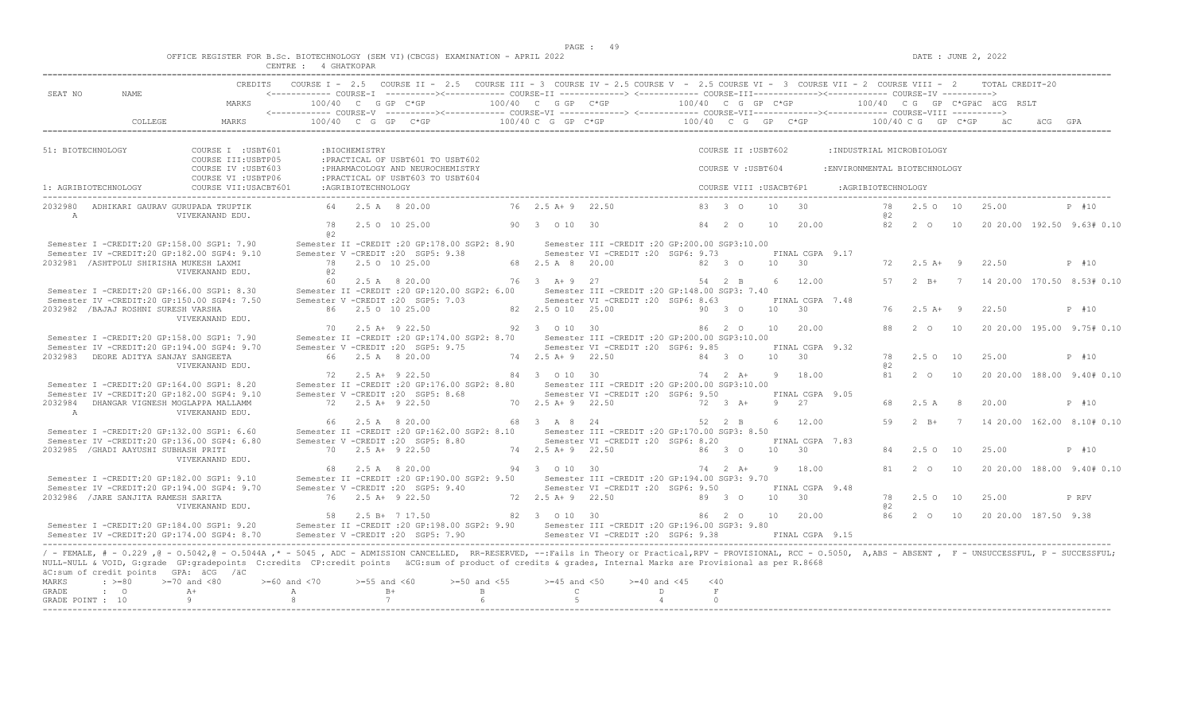OFFICE REGISTER FOR B.Sc. BIOTECHNOLOGY (SEM VI)(CBCGS) EXAMINATION - APRIL 2022 DATE : JUNE 2, 2022

CENTRE : 4 GHATKOPAR

```
                       CREDITS   COURSE I - 2.5   COURSE II - 2.5   COURSE III - 3  COURSE IV - 2.5 COURSE V  - 2.5 COURSE VI -  3  COURSE VII - 2  COURSE VIII -  2      TOTAL CREDIT-20
SEAT NO      NAME                <------------ COURSE-I  ----------><------------ COURSE-II -------------> <------------ COURSE-III-------------><------------ COURSE-IV ---------->
                         MARKS       100/40  C  G GP  C*GP          100/40  C  G GP  C*GP           100/40  C  G  GP  C*GP            100/40  C G  GP  C*GPäC  äCG  RSLT
                                 <------------ COURSE-V  ----------><------------ COURSE-VI -------------> <------------ COURSE-VII-------------><------------ COURSE-VIII ---------->
          COLLEGE        MARKS       100/40  C  G  GP   C*GP         100/40 C  G  GP  C*GP          100/40  C  G   GP   C*GP           100/40 C G   GP  C*GP     äC      äCG  GPA

51: BIOTECHNOLOGY            COURSE I  :USBT601       :BIOCHEMISTRY                                             COURSE II :USBT602        :INDUSTRIAL MICROBIOLOGY
                             COURSE III:USBTP05       :PRACTICAL OF USBT601 TO USBT602
                             COURSE IV :USBT603       :PHARMACOLOGY AND NEUROCHEMISTRY                          COURSE V :USBT604         :ENVIRONMENTAL BIOTECHNOLOGY
                             COURSE VI :USBTP06       :PRACTICAL OF USBT603 TO USBT604
1: AGRIBIOTECHNOLOGY         COURSE VII:USACBT601     :AGRIBIOTECHNOLOGY                                        COURSE VIII :USACBT6P1     :AGRIBIOTECHNOLOGY

2032980   ADHIKARI GAURAV GURUPADA TRUPTIK          64    2.5 A   8 20.00          76  2.5 A+ 9  22.50          83  3  O    10   30            78   2.5 O  10    25.00             P #10
   A                     VIVEKANAND EDU.                                                                                                      @2
                                                    78    2.5 O  10 25.00          90  3  O 10  30              84  2  O    10   20.00         82   2  O   10    20 20.00 192.50 9.63# 0.10
                                                    @2
 Semester I -CREDIT:20 GP:158.00 SGP1: 7.90       Semester II -CREDIT :20 GP:178.00 SGP2: 8.90      Semester III -CREDIT :20 GP:200.00 SGP3:10.00
 Semester IV -CREDIT:20 GP:182.00 SGP4: 9.10      Semester V -CREDIT :20  SGP5: 9.38                Semester VI -CREDIT :20  SGP6: 9.73        FINAL CGPA  9.17
2032981  /ASHTPOLU SHIRISHA MUKESH LAXMI            78    2.5 O  10 25.00          68  2.5 A  8  20.00          82  3  O    10   30            72   2.5 A+  9    22.50             P #10
                         VIVEKANAND EDU.            @2
                                                    60    2.5 A   8 20.00          76  3  A+ 9  27              54  2  B     6   12.00         57   2  B+   7    14 20.00 170.50 8.53# 0.10
 Semester I -CREDIT:20 GP:166.00 SGP1: 8.30       Semester II -CREDIT :20 GP:120.00 SGP2: 6.00      Semester III -CREDIT :20 GP:148.00 SGP3: 7.40
 Semester IV -CREDIT:20 GP:150.00 SGP4: 7.50      Semester V -CREDIT :20  SGP5: 7.03                Semester VI -CREDIT :20  SGP6: 8.63        FINAL CGPA  7.48
2032982  /BAJAJ ROSHNI SURESH VARSHA                86    2.5 O  10 25.00          82  2.5 O 10  25.00          90  3  O    10   30            76   2.5 A+  9    22.50             P #10
                         VIVEKANAND EDU.
                                                    70    2.5 A+  9 22.50          92  3  O 10  30              86  2  O    10   20.00         88   2  O   10    20 20.00 195.00 9.75# 0.10
 Semester I -CREDIT:20 GP:158.00 SGP1: 7.90       Semester II -CREDIT :20 GP:174.00 SGP2: 8.70      Semester III -CREDIT :20 GP:200.00 SGP3:10.00
 Semester IV -CREDIT:20 GP:194.00 SGP4: 9.70      Semester V -CREDIT :20  SGP5: 9.75                Semester VI -CREDIT :20  SGP6: 9.85        FINAL CGPA  9.32
2032983   DEORE ADITYA SANJAY SANGEETA              66    2.5 A   8 20.00          74  2.5 A+ 9  22.50          84  3  O    10   30            78   2.5 O  10    25.00             P #10
                         VIVEKANAND EDU.                                                                                                      @2
                                                    72    2.5 A+  9 22.50          84  3  O 10  30              74  2  A+    9   18.00         81   2  O   10    20 20.00 188.00 9.40# 0.10
 Semester I -CREDIT:20 GP:164.00 SGP1: 8.20       Semester II -CREDIT :20 GP:176.00 SGP2: 8.80      Semester III -CREDIT :20 GP:200.00 SGP3:10.00
 Semester IV -CREDIT:20 GP:182.00 SGP4: 9.10      Semester V -CREDIT :20  SGP5: 8.68                Semester VI -CREDIT :20  SGP6: 9.50        FINAL CGPA  9.05
2032984   DHANGAR VIGNESH MOGLAPPA MALLAMM          72    2.5 A+  9 22.50          70  2.5 A+ 9  22.50          72  3  A+    9   27            68   2.5 A    8    20.00             P #10
   A                     VIVEKANAND EDU.
                                                    66    2.5 A   8 20.00          68  3  A  8  24              52  2  B     6   12.00         59   2  B+   7    14 20.00 162.00 8.10# 0.10
 Semester I -CREDIT:20 GP:132.00 SGP1: 6.60       Semester II -CREDIT :20 GP:162.00 SGP2: 8.10      Semester III -CREDIT :20 GP:170.00 SGP3: 8.50
 Semester IV -CREDIT:20 GP:136.00 SGP4: 6.80      Semester V -CREDIT :20  SGP5: 8.80                Semester VI -CREDIT :20  SGP6: 8.20        FINAL CGPA  7.83
2032985  /GHADI AAYUSHI SUBHASH PRITI               70    2.5 A+  9 22.50          74  2.5 A+ 9  22.50          86  3  O    10   30            84   2.5 O  10    25.00             P #10
                         VIVEKANAND EDU.
                                                    68    2.5 A   8 20.00          94  3  O 10  30              74  2  A+    9   18.00         81   2  O   10    20 20.00 188.00 9.40# 0.10
 Semester I -CREDIT:20 GP:182.00 SGP1: 9.10       Semester II -CREDIT :20 GP:190.00 SGP2: 9.50      Semester III -CREDIT :20 GP:194.00 SGP3: 9.70
 Semester IV -CREDIT:20 GP:194.00 SGP4: 9.70      Semester V -CREDIT :20  SGP5: 9.40                Semester VI -CREDIT :20  SGP6: 9.50        FINAL CGPA  9.48
2032986  /JARE SANJITA RAMESH SARITA                76    2.5 A+  9 22.50          72  2.5 A+ 9  22.50          89  3  O    10   30            78   2.5 O  10    25.00             P RPV
                         VIVEKANAND EDU.                                                                                                      @2
                                                    58    2.5 B+  7 17.50          82  3  O 10  30              86  2  O    10   20.00         86   2  O   10    20 20.00 187.50 9.38
 Semester I -CREDIT:20 GP:184.00 SGP1: 9.20       Semester II -CREDIT :20 GP:198.00 SGP2: 9.90      Semester III -CREDIT :20 GP:196.00 SGP3: 9.80
 Semester IV -CREDIT:20 GP:174.00 SGP4: 8.70      Semester V -CREDIT :20  SGP5: 7.90                Semester VI -CREDIT :20  SGP6: 9.38        FINAL CGPA  9.15
```

/ - FEMALE, # - 0.229 ,@ - O.5042,@ - O.5044A ,* - 5045 , ADC - ADMISSION CANCELLED, RR-RESERVED, --:Fails in Theory or Practical,RPV - PROVISIONAL, RCC - O.5050, A,ABS - ABSENT , F - UNSUCCESSFUL, P - SUCCESSFUL; NULL-NULL & VOID, G:grade GP:gradepoints C:credits CP:credit points äCG:sum of product of credits & grades, Internal Marks are Provisional as per R.8668

äC:sum of credit points GPA: äCG /äC

| MARKS | : >=80 | >=70 and <80 | >=60 and <70 | >=55 and <60 | >=50 and <55 | >=45 and <50 | >=40 and <45 | <40 |
|---|---|---|---|---|---|---|---|---|
| GRADE | : O | A+ | A | B+ | B | C | D | F |
| GRADE POINT | : 10 | 9 | 8 | 7 | 6 | 5 | 4 | 0 |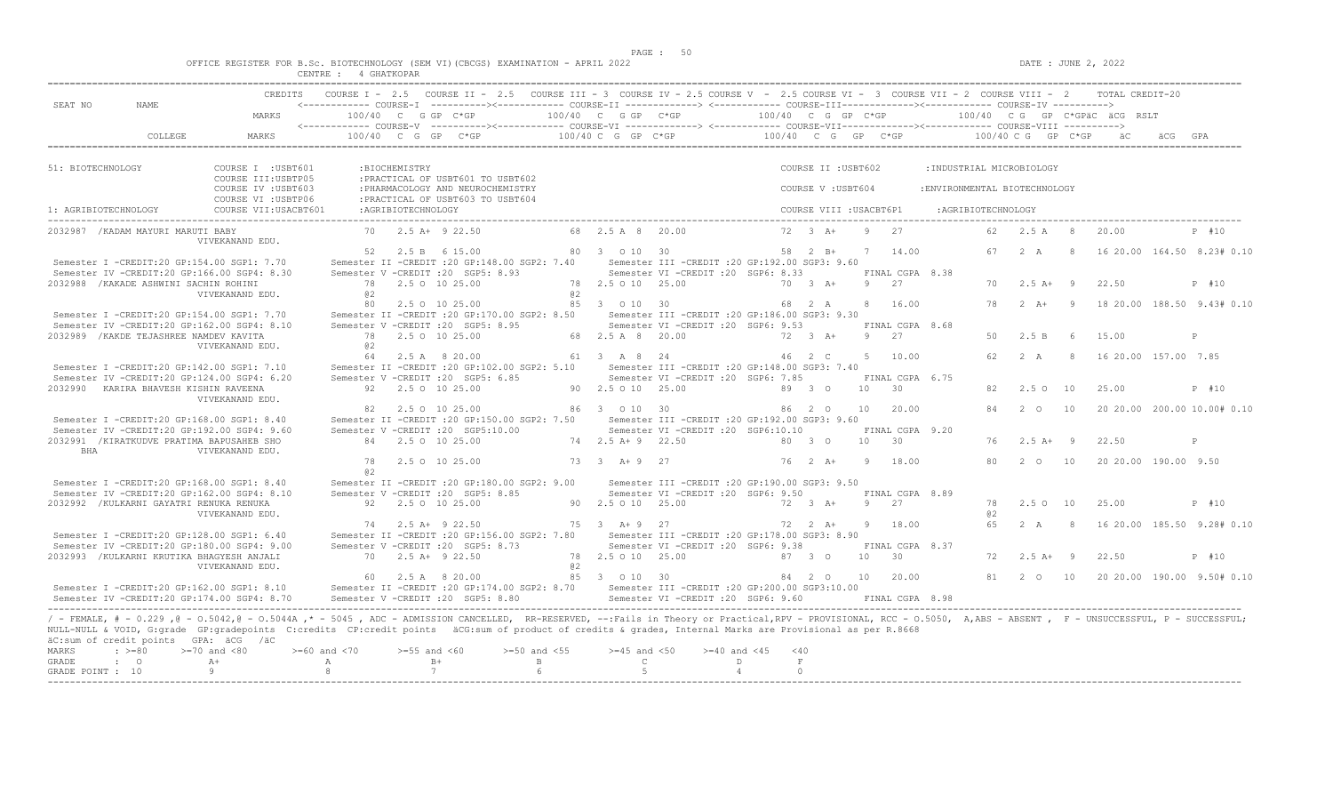OFFICE REGISTER FOR B.Sc. BIOTECHNOLOGY (SEM VI)(CBCGS) EXAMINATION - APRIL 2022

CENTRE : 4 GHATKOPAR

DATE : JUNE 2, 2022

```
                          CREDITS    COURSE I - 2.5   COURSE II - 2.5   COURSE III - 3  COURSE IV - 2.5 COURSE V  - 2.5 COURSE VI -  3  COURSE VII - 2  COURSE VIII -  2       TOTAL CREDIT-20
SEAT NO       NAME                   <------------ COURSE-I  ----------><------------ COURSE-II -------------> <------------ COURSE-III-------------><------------ COURSE-IV ---------->
                          MARKS          100/40  C  G GP  C*GP          100/40  C  G GP  C*GP          100/40  C  G  GP  C*GP          100/40  C G  GP  C*GPäC  äCG  RSLT
                                     <------------ COURSE-V  ----------><------------ COURSE-VI -------------> <------------ COURSE-VII-------------><------------ COURSE-VIII ---------->
          COLLEGE         MARKS          100/40  C  G  GP   C*GP          100/40 C  G  GP  C*GP          100/40  C  G   GP   C*GP          100/40 C G  GP  C*GP    äC     äCG  GPA

51: BIOTECHNOLOGY            COURSE I  :USBT601       :BIOCHEMISTRY                                              COURSE II :USBT602        :INDUSTRIAL MICROBIOLOGY
                             COURSE III:USBTP05       :PRACTICAL OF USBT601 TO USBT602
                             COURSE IV :USBT603       :PHARMACOLOGY AND NEUROCHEMISTRY                           COURSE V :USBT604         :ENVIRONMENTAL BIOTECHNOLOGY
                             COURSE VI :USBTP06       :PRACTICAL OF USBT603 TO USBT604
1: AGRIBIOTECHNOLOGY         COURSE VII:USACBT601     :AGRIBIOTECHNOLOGY                                         COURSE VIII :USACBT6P1     :AGRIBIOTECHNOLOGY

2032987 /KADAM MAYURI MARUTI BABY                    70   2.5 A+  9 22.50           68  2.5 A  8  20.00            72  3  A+     9   27            62   2.5 A    8   20.00              P #10
                 VIVEKANAND EDU.
                                                     52   2.5 B   6 15.00           80  3  O 10  30                58  2  B+     7   14.00         67   2  A     8   16 20.00 164.50  8.23# 0.10
 Semester I -CREDIT:20 GP:154.00 SGP1: 7.70      Semester II -CREDIT :20 GP:148.00 SGP2: 7.40      Semester III -CREDIT :20 GP:192.00 SGP3: 9.60
 Semester IV -CREDIT:20 GP:166.00 SGP4: 8.30     Semester V -CREDIT :20  SGP5: 8.93                Semester VI -CREDIT :20  SGP6: 8.33          FINAL CGPA  8.38
2032988 /KAKADE ASHWINI SACHIN ROHINI                78   2.5 O  10 25.00           78  2.5 O 10  25.00            70  3  A+     9   27            70   2.5 A+   9   22.50              P #10
                 VIVEKANAND EDU.                 @2                            @2
                                                     80   2.5 O  10 25.00           85  3  O 10  30                68  2  A      8   16.00         78   2  A+    9   18 20.00 188.50  9.43# 0.10
 Semester I -CREDIT:20 GP:154.00 SGP1: 7.70      Semester II -CREDIT :20 GP:170.00 SGP2: 8.50      Semester III -CREDIT :20 GP:186.00 SGP3: 9.30
 Semester IV -CREDIT:20 GP:162.00 SGP4: 8.10     Semester V -CREDIT :20  SGP5: 8.95                Semester VI -CREDIT :20  SGP6: 9.53          FINAL CGPA  8.68
2032989 /KAKDE TEJASHREE NAMDEV KAVITA               78   2.5 O  10 25.00           68  2.5 A  8  20.00            72  3  A+     9   27            50   2.5 B    6   15.00              P
                 VIVEKANAND EDU.                 @2
                                                     64   2.5 A   8 20.00           61  3  A  8  24                46  2  C      5   10.00         62   2  A     8   16 20.00 157.00  7.85
 Semester I -CREDIT:20 GP:142.00 SGP1: 7.10      Semester II -CREDIT :20 GP:102.00 SGP2: 5.10      Semester III -CREDIT :20 GP:148.00 SGP3: 7.40
 Semester IV -CREDIT:20 GP:124.00 SGP4: 6.20     Semester V -CREDIT :20  SGP5: 6.85                Semester VI -CREDIT :20  SGP6: 7.85          FINAL CGPA  6.75
2032990  KARIRA BHAVESH KISHIN RAVEENA               92   2.5 O  10 25.00           90  2.5 O 10  25.00            89  3  O     10   30            82   2.5 O   10   25.00              P #10
                 VIVEKANAND EDU.
                                                     82   2.5 O  10 25.00           86  3  O 10  30                86  2  O     10   20.00         84   2  O    10   20 20.00 200.00 10.00# 0.10
 Semester I -CREDIT:20 GP:168.00 SGP1: 8.40      Semester II -CREDIT :20 GP:150.00 SGP2: 7.50      Semester III -CREDIT :20 GP:192.00 SGP3: 9.60
 Semester IV -CREDIT:20 GP:192.00 SGP4: 9.60     Semester V -CREDIT :20  SGP5:10.00                Semester VI -CREDIT :20  SGP6:10.10          FINAL CGPA  9.20
2032991 /KIRATKUDVE PRATIMA BAPUSAHEB SHO            84   2.5 O  10 25.00           74  2.5 A+ 9  22.50            80  3  O     10   30            76   2.5 A+   9   22.50              P
    BHA          VIVEKANAND EDU.
                                                     78   2.5 O  10 25.00           73  3  A+ 9  27                76  2  A+     9   18.00         80   2  O    10   20 20.00 190.00  9.50
                                                 @2
 Semester I -CREDIT:20 GP:168.00 SGP1: 8.40      Semester II -CREDIT :20 GP:180.00 SGP2: 9.00      Semester III -CREDIT :20 GP:190.00 SGP3: 9.50
 Semester IV -CREDIT:20 GP:162.00 SGP4: 8.10     Semester V -CREDIT :20  SGP5: 8.85                Semester VI -CREDIT :20  SGP6: 9.50          FINAL CGPA  8.89
2032992 /KULKARNI GAYATRI RENUKA RENUKA              92   2.5 O  10 25.00           90  2.5 O 10  25.00            72  3  A+     9   27            78   2.5 O   10   25.00              P #10
                 VIVEKANAND EDU.                                                                                                            @2
                                                     74   2.5 A+  9 22.50           75  3  A+ 9  27                72  2  A+     9   18.00         65   2  A     8   16 20.00 185.50  9.28# 0.10
 Semester I -CREDIT:20 GP:128.00 SGP1: 6.40      Semester II -CREDIT :20 GP:156.00 SGP2: 7.80      Semester III -CREDIT :20 GP:178.00 SGP3: 8.90
 Semester IV -CREDIT:20 GP:180.00 SGP4: 9.00     Semester V -CREDIT :20  SGP5: 8.73                Semester VI -CREDIT :20  SGP6: 9.38          FINAL CGPA  8.37
2032993 /KULKARNI KRUTIKA BHAGYESH ANJALI            70   2.5 A+  9 22.50           78  2.5 O 10  25.00            87  3  O     10   30            72   2.5 A+   9   22.50              P #10
                 VIVEKANAND EDU.                                               @2
                                                     60   2.5 A   8 20.00           85  3  O 10  30                84  2  O     10   20.00         81   2  O    10   20 20.00 190.00  9.50# 0.10
 Semester I -CREDIT:20 GP:162.00 SGP1: 8.10      Semester II -CREDIT :20 GP:174.00 SGP2: 8.70      Semester III -CREDIT :20 GP:200.00 SGP3:10.00
 Semester IV -CREDIT:20 GP:174.00 SGP4: 8.70     Semester V -CREDIT :20  SGP5: 8.80                Semester VI -CREDIT :20  SGP6: 9.60          FINAL CGPA  8.98
```

/ - FEMALE, # - 0.229 ,@ - O.5042,@ - O.5044A ,* - 5045 , ADC - ADMISSION CANCELLED, RR-RESERVED, --:Fails in Theory or Practical,RPV - PROVISIONAL, RCC - O.5050, A,ABS - ABSENT , F - UNSUCCESSFUL, P - SUCCESSFUL; NULL-NULL & VOID, G:grade GP:gradepoints C:credits CP:credit points äCG:sum of product of credits & grades, Internal Marks are Provisional as per R.8668
äC:sum of credit points GPA: äCG /äC

| MARKS | : >=80 | >=70 and <80 | >=60 and <70 | >=55 and <60 | >=50 and <55 | >=45 and <50 | >=40 and <45 | <40 |
|---|---|---|---|---|---|---|---|---|
| GRADE | : O | A+ | A | B+ | B | C | D | F |
| GRADE POINT | : 10 | 9 | 8 | 7 | 6 | 5 | 4 | 0 |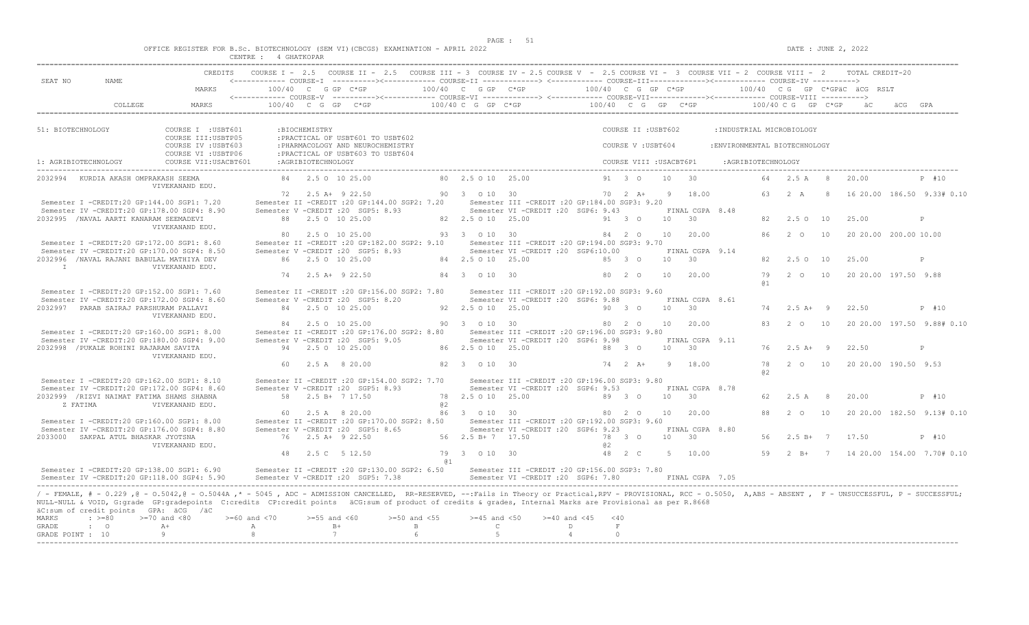OFFICE REGISTER FOR B.Sc. BIOTECHNOLOGY (SEM VI)(CBCGS) EXAMINATION - APRIL 2022 — CENTRE : 4 GHATKOPAR — DATE : JUNE 2, 2022

```
SEAT NO    NAME                    CREDITS   COURSE I - 2.5   COURSE II - 2.5   COURSE III - 3  COURSE IV - 2.5 COURSE V  - 2.5 COURSE VI -  3  COURSE VII - 2  COURSE VIII -  2     TOTAL CREDIT-20
                                            <------------ COURSE-I  ----------><------------ COURSE-II -------------> <------------ COURSE-III-------------><------------ COURSE-IV ---------->
                                   MARKS         100/40  C  G GP  C*GP          100/40  C  G GP  C*GP            100/40  C  G  GP  C*GP            100/40  C G   GP  C*GPäC  äCG  RSLT
                                            <------------ COURSE-V  ----------><------------ COURSE-VI -------------> <------------ COURSE-VII------------><------------ COURSE-VIII ---------->
           COLLEGE                 MARKS         100/40  C  G  GP   C*GP         100/40 C  G  GP  C*GP           100/40  C  G   GP   C*GP           100/40 C G  GP  C*GP      äC       äCG  GPA

51: BIOTECHNOLOGY            COURSE I  :USBT601        :BIOCHEMISTRY                                                  COURSE II :USBT602        :INDUSTRIAL MICROBIOLOGY
                             COURSE III:USBTP05        :PRACTICAL OF USBT601 TO USBT602
                             COURSE IV :USBT603        :PHARMACOLOGY AND NEUROCHEMISTRY                               COURSE V :USBT604        :ENVIRONMENTAL BIOTECHNOLOGY
                             COURSE VI :USBTP06        :PRACTICAL OF USBT603 TO USBT604
1: AGRIBIOTECHNOLOGY         COURSE VII:USACBT601      :AGRIBIOTECHNOLOGY                                             COURSE VIII :USACBT6P1     :AGRIBIOTECHNOLOGY

2032994  KURDIA AKASH OMPRAKASH SEEMA              84   2.5 O  10 25.00          80  2.5 O 10  25.00           91  3  O    10    30            64   2.5 A   8    20.00            P #10
                  VIVEKANAND EDU.
                                                   72   2.5 A+  9 22.50          90  3  O 10  30               70  2  A+    9   18.00          63   2  A    8    16 20.00 186.50 9.33# 0.10
 Semester I -CREDIT:20 GP:144.00 SGP1: 7.20      Semester II -CREDIT :20 GP:144.00 SGP2: 7.20     Semester III -CREDIT :20 GP:184.00 SGP3: 9.20
 Semester IV -CREDIT:20 GP:178.00 SGP4: 8.90     Semester V -CREDIT :20  SGP5: 8.93                Semester VI -CREDIT :20  SGP6: 9.43          FINAL CGPA  8.48
2032995 /NAVAL AARTI KANARAM SEEMADEVI             88   2.5 O  10 25.00          82  2.5 O 10  25.00           91  3  O    10    30            82   2.5 O  10    25.00            P
                  VIVEKANAND EDU.
                                                   80   2.5 O  10 25.00          93  3  O 10  30               84  2  O    10   20.00          86   2  O   10    20 20.00 200.00 10.00
 Semester I -CREDIT:20 GP:172.00 SGP1: 8.60      Semester II -CREDIT :20 GP:182.00 SGP2: 9.10     Semester III -CREDIT :20 GP:194.00 SGP3: 9.70
 Semester IV -CREDIT:20 GP:170.00 SGP4: 8.50     Semester V -CREDIT :20  SGP5: 8.93                Semester VI -CREDIT :20  SGP6:10.00          FINAL CGPA  9.14
2032996 /NAVAL RAJANI BABULAL MATHIYA DEV          86   2.5 O  10 25.00          84  2.5 O 10  25.00           85  3  O    10    30            82   2.5 O  10    25.00            P
 I                VIVEKANAND EDU.
                                                   74   2.5 A+  9 22.50          84  3  O 10  30               80  2  O    10   20.00          79   2  O   10    20 20.00 197.50 9.88
                                                                                                                                                @1
 Semester I -CREDIT:20 GP:152.00 SGP1: 7.60      Semester II -CREDIT :20 GP:156.00 SGP2: 7.80     Semester III -CREDIT :20 GP:192.00 SGP3: 9.60
 Semester IV -CREDIT:20 GP:172.00 SGP4: 8.60     Semester V -CREDIT :20  SGP5: 8.20                Semester VI -CREDIT :20  SGP6: 9.88          FINAL CGPA  8.61
2032997  PARAB SAIRAJ PARSHURAM PALLAVI            84   2.5 O  10 25.00          92  2.5 O 10  25.00           90  3  O    10    30            74   2.5 A+  9    22.50            P #10
                  VIVEKANAND EDU.
                                                   84   2.5 O  10 25.00          90  3  O 10  30               80  2  O    10   20.00          83   2  O   10    20 20.00 197.50 9.88# 0.10
 Semester I -CREDIT:20 GP:160.00 SGP1: 8.00      Semester II -CREDIT :20 GP:176.00 SGP2: 8.80     Semester III -CREDIT :20 GP:196.00 SGP3: 9.80
 Semester IV -CREDIT:20 GP:180.00 SGP4: 9.00     Semester V -CREDIT :20  SGP5: 9.05                Semester VI -CREDIT :20  SGP6: 9.98          FINAL CGPA  9.11
2032998 /PUKALE ROHINI RAJARAM SAVITA              94   2.5 O  10 25.00          86  2.5 O 10  25.00           88  3  O    10    30            76   2.5 A+  9    22.50            P
                  VIVEKANAND EDU.
                                                   60   2.5 A   8 20.00          82  3  O 10  30               74  2  A+    9   18.00          78   2  O   10    20 20.00 190.50 9.53
                                                                                                                                                @2
 Semester I -CREDIT:20 GP:162.00 SGP1: 8.10      Semester II -CREDIT :20 GP:154.00 SGP2: 7.70     Semester III -CREDIT :20 GP:196.00 SGP3: 9.80
 Semester IV -CREDIT:20 GP:172.00 SGP4: 8.60     Semester V -CREDIT :20  SGP5: 8.93                Semester VI -CREDIT :20  SGP6: 9.53          FINAL CGPA  8.78
2032999 /RIZVI NAIMAT FATIMA SHAMS SHABNA          58   2.5 B+  7 17.50          78  2.5 O 10  25.00           89  3  O    10    30            62   2.5 A   8    20.00            P #10
 Z FATIMA         VIVEKANAND EDU.                                                @2
                                                   60   2.5 A   8 20.00          86  3  O 10  30               80  2  O    10   20.00          88   2  O   10    20 20.00 182.50 9.13# 0.10
 Semester I -CREDIT:20 GP:160.00 SGP1: 8.00      Semester II -CREDIT :20 GP:170.00 SGP2: 8.50     Semester III -CREDIT :20 GP:192.00 SGP3: 9.60
 Semester IV -CREDIT:20 GP:176.00 SGP4: 8.80     Semester V -CREDIT :20  SGP5: 8.65                Semester VI -CREDIT :20  SGP6: 9.23          FINAL CGPA  8.80
2033000  SAKPAL ATUL BHASKAR JYOTSNA               76   2.5 A+  9 22.50          56  2.5 B+ 7  17.50           78  3  O    10    30            56   2.5 B+  7    17.50            P #10
                  VIVEKANAND EDU.                                                                              @2
                                                   48   2.5 C   5 12.50          79  3  O 10  30               48  2  C     5   10.00          59   2  B+   7    14 20.00 154.00 7.70# 0.10
                                                                                 @1
 Semester I -CREDIT:20 GP:138.00 SGP1: 6.90      Semester II -CREDIT :20 GP:130.00 SGP2: 6.50     Semester III -CREDIT :20 GP:156.00 SGP3: 7.80
 Semester IV -CREDIT:20 GP:118.00 SGP4: 5.90     Semester V -CREDIT :20  SGP5: 7.38                Semester VI -CREDIT :20  SGP6: 7.80          FINAL CGPA  7.05
```

/ - FEMALE, # - 0.229 ,@ - 0.5042,@ - 0.5044A ,* - 5045 , ADC - ADMISSION CANCELLED, RR-RESERVED, --:Fails in Theory or Practical,RPV - PROVISIONAL, RCC - 0.5050, A,ABS - ABSENT , F - UNSUCCESSFUL, P - SUCCESSFUL;
NULL-NULL & VOID, G:grade GP:gradepoints C:credits CP:credit points äCG:sum of product of credits & grades, Internal Marks are Provisional as per R.8668
äC:sum of credit points GPA: äCG /äC

| MARKS | : >=80 | >=70 and <80 | >=60 and <70 | >=55 and <60 | >=50 and <55 | >=45 and <50 | >=40 and <45 | <40 |
|---|---|---|---|---|---|---|---|---|
| GRADE | : O | A+ | A | B+ | B | C | D | F |
| GRADE POINT | : 10 | 9 | 8 | 7 | 6 | 5 | 4 | 0 |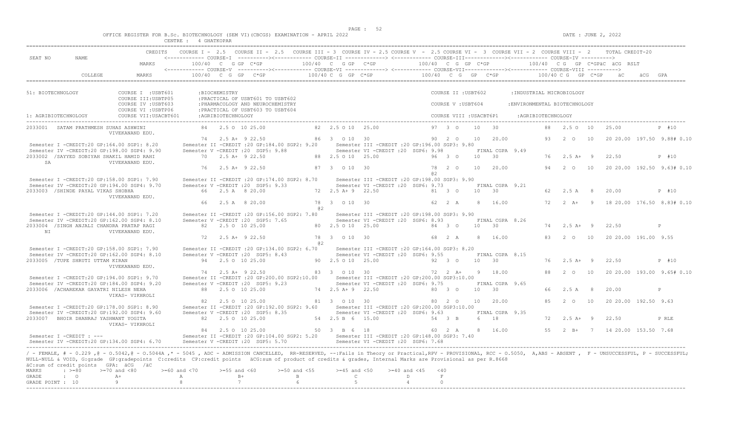OFFICE REGISTER FOR B.Sc. BIOTECHNOLOGY (SEM VI)(CBCGS) EXAMINATION - APRIL 2022

CENTRE : 4 GHATKOPAR

DATE : JUNE 2, 2022

```
                          CREDITS    COURSE I - 2.5   COURSE II - 2.5   COURSE III = 3  COURSE IV = 2.5 COURSE V  - 2.5 COURSE VI -  3  COURSE VII = 2  COURSE VIII -  2      TOTAL CREDIT-20
SEAT NO      NAME                    <------------ COURSE-I  ----------><------------ COURSE-II -------------> <------------ COURSE-III-------------><------------ COURSE-IV ---------->
                          MARKS          100/40  C  G GP  C*GP           100/40  C  G GP  C*GP            100/40  C  G  GP  C*GP            100/40  C G  GP  C*GPäC  äCG  RSLT
                                     <------------ COURSE-V  ----------><------------ COURSE-VI -------------> <------------ COURSE-VII-------------><------------ COURSE-VIII ---------->
           COLLEGE        MARKS          100/40  C  G  GP   C*GP          100/40 C  G  GP  C*GP            100/40  C  G   GP   C*GP             100/40 C G  GP  C*GP    äC     äCG  GPA

51: BIOTECHNOLOGY             COURSE I  :USBT601       :BIOCHEMISTRY                                                      COURSE II :USBT602        :INDUSTRIAL MICROBIOLOGY
                              COURSE III:USBTP05       :PRACTICAL OF USBT601 TO USBT602
                              COURSE IV :USBT603       :PHARMACOLOGY AND NEUROCHEMISTRY                                   COURSE V :USBT604         :ENVIRONMENTAL BIOTECHNOLOGY
                              COURSE VI :USBTP06       :PRACTICAL OF USBT603 TO USBT604
1: AGRIBIOTECHNOLOGY          COURSE VII:USACBT601     :AGRIBIOTECHNOLOGY                                                 COURSE VIII :USACBT6P1      :AGRIBIOTECHNOLOGY

2033001   SATAM PRATHMESH SUHAS ASHWINI          84   2.5 O  10 25.00         82  2.5 O 10  25.00              97  3  O     10   30              88   2.5 O   10    25.00            P #10
                      VIVEKANAND EDU.
                                                 74   2.5 A+  9 22.50         86  3   O 10  30                 90  2  O     10   20.00           93   2  O    10    20 20.00 197.50 9.88# 0.10
 Semester I -CREDIT:20 GP:164.00 SGP1: 8.20      Semester II -CREDIT :20 GP:184.00 SGP2: 9.20     Semester III -CREDIT :20 GP:196.00 SGP3: 9.80
 Semester IV -CREDIT:20 GP:198.00 SGP4: 9.90     Semester V -CREDIT :20  SGP5: 9.88               Semester VI -CREDIT :20  SGP6: 9.98          FINAL CGPA  9.49
2033002  /SAYYED SOBIYAH SHAKIL HAMID RAHI       70   2.5 A+  9 22.50         88  2.5 O 10  25.00              96  3  O     10   30              76   2.5 A+   9    22.50            P #10
     SA               VIVEKANAND EDU.
                                                 76   2.5 A+  9 22.50         87  3   O 10  30                 78  2  O     10   20.00           94   2  O    10    20 20.00 192.50 9.63# 0.10
                                                                                                               @2
 Semester I -CREDIT:20 GP:158.00 SGP1: 7.90      Semester II -CREDIT :20 GP:174.00 SGP2: 8.70     Semester III -CREDIT :20 GP:198.00 SGP3: 9.90
 Semester IV -CREDIT:20 GP:194.00 SGP4: 9.70     Semester V -CREDIT :20  SGP5: 9.33               Semester VI -CREDIT :20  SGP6: 9.73          FINAL CGPA  9.21
2033003  /SHINDE PAYAL VIKAS SHOBHA              66   2.5 A   8 20.00         72  2.5 A+ 9  22.50              81  3  O     10   30              62   2.5 A    8    20.00            P #10
                      VIVEKANAND EDU.
                                                 66   2.5 A   8 20.00         78  3   O 10  30                 62  2  A      8   16.00           72   2  A+    9    18 20.00 176.50 8.83# 0.10
                                                                              @2
 Semester I -CREDIT:20 GP:144.00 SGP1: 7.20      Semester II -CREDIT :20 GP:156.00 SGP2: 7.80     Semester III -CREDIT :20 GP:198.00 SGP3: 9.90
 Semester IV -CREDIT:20 GP:162.00 SGP4: 8.10     Semester V -CREDIT :20  SGP5: 7.65               Semester VI -CREDIT :20  SGP6: 8.93          FINAL CGPA  8.26
2033004  /SINGH ANJALI CHANDRA PRATAP RAGI       82   2.5 O  10 25.00         80  2.5 O 10  25.00              84  3  O     10   30              74   2.5 A+   9    22.50            P
     NI               VIVEKANAND EDU.
                                                 72   2.5 A+  9 22.50         78  3   O 10  30                 68  2  A      8   16.00           83   2  O    10    20 20.00 191.00 9.55
                                                                              @2
 Semester I -CREDIT:20 GP:158.00 SGP1: 7.90      Semester II -CREDIT :20 GP:134.00 SGP2: 6.70     Semester III -CREDIT :20 GP:164.00 SGP3: 8.20
 Semester IV -CREDIT:20 GP:162.00 SGP4: 8.10     Semester V -CREDIT :20  SGP5: 8.43               Semester VI -CREDIT :20  SGP6: 9.55          FINAL CGPA  8.15
2033005  /TUPE SHRUTI UTTAM KIRAN                94   2.5 O  10 25.00         90  2.5 O 10  25.00              92  3  O     10   30              76   2.5 A+   9    22.50            P #10
                      VIVEKANAND EDU.
                                                 74   2.5 A+  9 22.50         83  3   O 10  30                 72  2  A+     9   18.00           88   2  O    10    20 20.00 193.00 9.65# 0.10
 Semester I -CREDIT:20 GP:194.00 SGP1: 9.70      Semester II -CREDIT :20 GP:200.00 SGP2:10.00     Semester III -CREDIT :20 GP:200.00 SGP3:10.00
 Semester IV -CREDIT:20 GP:184.00 SGP4: 9.20     Semester V -CREDIT :20  SGP5: 9.23               Semester VI -CREDIT :20  SGP6: 9.75          FINAL CGPA  9.65
2033006  /ACHAREKAR GAYATRI NILESH NEHA          88   2.5 O  10 25.00         74  2.5 A+ 9  22.50              80  3  O     10   30              66   2.5 A    8    20.00            P
                      VIKAS- VIKHROLI
                                                 82   2.5 O  10 25.00         81  3   O 10  30                 80  2  O     10   20.00           85   2  O    10    20 20.00 192.50 9.63
 Semester I -CREDIT:20 GP:178.00 SGP1: 8.90      Semester II -CREDIT :20 GP:192.00 SGP2: 9.60     Semester III -CREDIT :20 GP:200.00 SGP3:10.00
 Semester IV -CREDIT:20 GP:192.00 SGP4: 9.60     Semester V -CREDIT :20  SGP5: 8.35               Semester VI -CREDIT :20  SGP6: 9.63          FINAL CGPA  9.35
2033007   BHOIR DHANRAJ YASHWANT YOGITA          82   2.5 O  10 25.00         54  2.5 B  6  15.00              54  3  B      6   18              72   2.5 A+   9    22.50            P RLE
                      VIKAS- VIKHROLI
                                                 84   2.5 O  10 25.00         50  3   B  6  18                 60  2  A      8   16.00           55   2  B+    7    14 20.00 153.50 7.68
 Semester I -CREDIT : ---                        Semester II -CREDIT :20 GP:104.00 SGP2: 5.20     Semester III -CREDIT :20 GP:148.00 SGP3: 7.40
 Semester IV -CREDIT:20 GP:134.00 SGP4: 6.70     Semester V -CREDIT :20  SGP5: 5.70               Semester VI -CREDIT :20  SGP6: 7.68
```

/ - FEMALE, # - 0.229 ,@ - 0.5042,@ - 0.5044A ,* - 5045 , ADC - ADMISSION CANCELLED, RR-RESERVED, --:Fails in Theory or Practical,RPV - PROVISIONAL, RCC - 0.5050, A,ABS - ABSENT , F - UNSUCCESSFUL, P - SUCCESSFUL; NULL-NULL & VOID, G:grade GP:gradepoints C:credits CP:credit points äCG:sum of product of credits & grades, Internal Marks are Provisional as per R.8668

äC:sum of credit points GPA: äCG /äC

| MARKS | : >=80 | >=70 and <80 | >=60 and <70 | >=55 and <60 | >=50 and <55 | >=45 and <50 | >=40 and <45 | <40 |
|---|---|---|---|---|---|---|---|---|
| GRADE | : O | A+ | A | B+ | B | C | D | F |
| GRADE POINT | : 10 | 9 | 8 | 7 | 6 | 5 | 4 | 0 |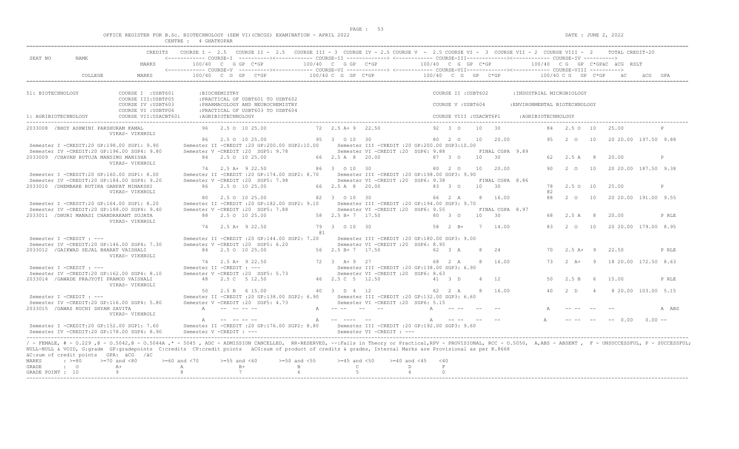OFFICE REGISTER FOR B.Sc. BIOTECHNOLOGY (SEM VI)(CBCGS) EXAMINATION - APRIL 2022
CENTRE : 4 GHATKOPAR

DATE : JUNE 2, 2022

```
SEAT NO   NAME              CREDITS   COURSE I - 2.5   COURSE II - 2.5   COURSE III - 3  COURSE IV - 2.5 COURSE V - 2.5 COURSE VI - 3  COURSE VII - 2  COURSE VIII - 2    TOTAL CREDIT-20
                                      <------------ COURSE-I ----------><------------ COURSE-II ------------> <------------ COURSE-III------------><------------ COURSE-IV ---------->
                            MARKS       100/40  C  G GP  C*GP          100/40  C  G GP  C*GP            100/40  C  G  GP  C*GP          100/40  C G  GP  C*GPäC  äCG  RSLT
                                      <------------ COURSE-V ----------><------------ COURSE-VI ------------> <------------ COURSE-VII------------><------------ COURSE-VIII ---------->
          COLLEGE           MARKS       100/40  C  G  GP   C*GP          100/40 C  G  GP  C*GP            100/40  C  G   GP   C*GP          100/40 C G  GP  C*GP    äC     äCG  GPA

51: BIOTECHNOLOGY           COURSE I  :USBT601      :BIOCHEMISTRY                                       COURSE II :USBT602       :INDUSTRIAL MICROBIOLOGY
                            COURSE III:USBTP05      :PRACTICAL OF USBT601 TO USBT602
                            COURSE IV :USBT603      :PHARMACOLOGY AND NEUROCHEMISTRY                    COURSE V :USBT604        :ENVIRONMENTAL BIOTECHNOLOGY
                            COURSE VI :USBTP06      :PRACTICAL OF USBT603 TO USBT604
1: AGRIBIOTECHNOLOGY        COURSE VII:USACBT601    :AGRIBIOTECHNOLOGY                                  COURSE VIII :USACBT6P1     :AGRIBIOTECHNOLOGY

2033008 /BHOY ASHWINI PARSHURAM KAMAL            96   2.5 O  10 25.00         72  2.5 A+ 9  22.50          92  3  O    10   30             84   2.5 O  10   25.00              P
        VIKAS- VIKHROLI
                                                 86   2.5 O  10 25.00         95  3   O 10  30             80  2  O    10   20.00          95   2  O   10   20 20.00 197.50 9.88
 Semester I -CREDIT:20 GP:198.00 SGP1: 9.90     Semester II -CREDIT :20 GP:200.00 SGP2:10.00     Semester III -CREDIT :20 GP:200.00 SGP3:10.00
 Semester IV -CREDIT:20 GP:196.00 SGP4: 9.80    Semester V -CREDIT :20  SGP5: 9.78               Semester VI -CREDIT :20  SGP6: 9.88          FINAL CGPA  9.89
2033009 /CHAVAN RUTUJA MANSING MANISHA           84   2.5 O  10 25.00         66  2.5 A  8  20.00          87  3  O    10   30             62   2.5 A   8   20.00              P
        VIKAS- VIKHROLI
                                                 74   2.5 A+  9 22.50         86  3   O 10  30             80  2  O    10   20.00          90   2  O   10   20 20.00 187.50 9.38
 Semester I -CREDIT:20 GP:160.00 SGP1: 8.00     Semester II -CREDIT :20 GP:174.00 SGP2: 8.70     Semester III -CREDIT :20 GP:198.00 SGP3: 9.90
 Semester IV -CREDIT:20 GP:184.00 SGP4: 9.20    Semester V -CREDIT :20  SGP5: 7.98               Semester VI -CREDIT :20  SGP6: 9.38          FINAL CGPA  8.86
2033010 /DHEMBARE RUTIKA GANPAT MINAKSHI         86   2.5 O  10 25.00         66  2.5 A  8  20.00          83  3  O    10   30             78   2.5 O  10   25.00              P
        VIKAS- VIKHROLI                                                                                                                    @2
                                                 80   2.5 O  10 25.00         82  3   O 10  30             66  2  A     8   16.00          88   2  O   10   20 20.00 191.00 9.55
 Semester I -CREDIT:20 GP:164.00 SGP1: 8.20     Semester II -CREDIT :20 GP:182.00 SGP2: 9.10     Semester III -CREDIT :20 GP:194.00 SGP3: 9.70
 Semester IV -CREDIT:20 GP:188.00 SGP4: 9.40    Semester V -CREDIT :20  SGP5: 7.88               Semester VI -CREDIT :20  SGP6: 9.55          FINAL CGPA  8.97
2033011 /DHURI MANASI CHANDRAKANT SUJATA         88   2.5 O  10 25.00         58  2.5 B+ 7  17.50          80  3  O    10   30             68   2.5 A   8   20.00              P RLE
        VIKAS- VIKHROLI
                                                 74   2.5 A+  9 22.50         79  3   O 10  30             58  2  B+    7   14.00          83   2  O   10   20 20.00 179.00 8.95
                                                                              @1
 Semester I -CREDIT : ---                       Semester II -CREDIT :20 GP:144.00 SGP2: 7.20     Semester III -CREDIT :20 GP:180.00 SGP3: 9.00
 Semester IV -CREDIT:20 GP:146.00 SGP4: 7.30    Semester V -CREDIT :20  SGP5: 6.20               Semester VI -CREDIT :20  SGP6: 8.95
2033012 /GAIKWAD SEJAL BHARAT VAISHALI           84   2.5 O  10 25.00         56  2.5 B+ 7  17.50          62  3  A     8   24             70   2.5 A+  9   22.50              P RLE
        VIKAS- VIKHROLI
                                                 74   2.5 A+  9 22.50         72  3   A+ 9  27             68  2  A     8   16.00          73   2  A+   9   18 20.00 172.50 8.63
 Semester I -CREDIT : ---                       Semester II -CREDIT : ---                        Semester III -CREDIT :20 GP:138.00 SGP3: 6.90
 Semester IV -CREDIT:20 GP:162.00 SGP4: 8.10    Semester V -CREDIT :20  SGP5: 5.73               Semester VI -CREDIT :20  SGP6: 8.63
2033014 /GAWADE PRAJYOTI PRAMOD VAISHALI         48   2.5 C   5 12.50         46  2.5 C  5  12.50          41  3  D     4   12             50   2.5 B   6   15.00              P RLE
        VIKAS- VIKHROLI
                                                 50   2.5 B   6 15.00         40  3   D  4  12             62  2  A     8   16.00          40   2  D    4    8 20.00 103.00 5.15
 Semester I -CREDIT : ---                       Semester II -CREDIT :20 GP:138.00 SGP2: 6.90     Semester III -CREDIT :20 GP:132.00 SGP3: 6.60
 Semester IV -CREDIT:20 GP:116.00 SGP4: 5.80    Semester V -CREDIT :20  SGP5: 4.73               Semester VI -CREDIT :20  SGP6: 5.15
2033015 /GAWAS RUCHI SHYAM SAVITA                A    -- -- -- --             A   -- --  --  --            A   -- --   --   --             A    -- --  --   --                A ABS
        VIKAS- VIKHROLI
                                                 A    -- -- -- --             A   -- ----  --              A   -- --   --   --             A    -- --  --   --  0.00    0.00 --
 Semester I -CREDIT:20 GP:152.00 SGP1: 7.60     Semester II -CREDIT :20 GP:176.00 SGP2: 8.80     Semester III -CREDIT :20 GP:192.00 SGP3: 9.60
 Semester IV -CREDIT:20 GP:178.00 SGP4: 8.90    Semester V -CREDIT : ---                         Semester VI -CREDIT : ---
```

/ - FEMALE, # - 0.229 ,@ - O.5042,@ - O.5044A ,* - 5045 , ADC - ADMISSION CANCELLED, RR-RESERVED, --:Fails in Theory or Practical,RPV - PROVISIONAL, RCC - O.5050, A,ABS - ABSENT , F - UNSUCCESSFUL, P - SUCCESSFUL; NULL-NULL & VOID, G:grade GP:gradepoints C:credits CP:credit points äCG:sum of product of credits & grades, Internal Marks are Provisional as per R.8668
äC:sum of credit points GPA: äCG /äC

| MARKS | : >=80 | >=70 and <80 | >=60 and <70 | >=55 and <60 | >=50 and <55 | >=45 and <50 | >=40 and <45 | <40 |
|---|---|---|---|---|---|---|---|---|
| GRADE | : O | A+ | A | B+ | B | C | D | F |
| GRADE POINT | : 10 | 9 | 8 | 7 | 6 | 5 | 4 | 0 |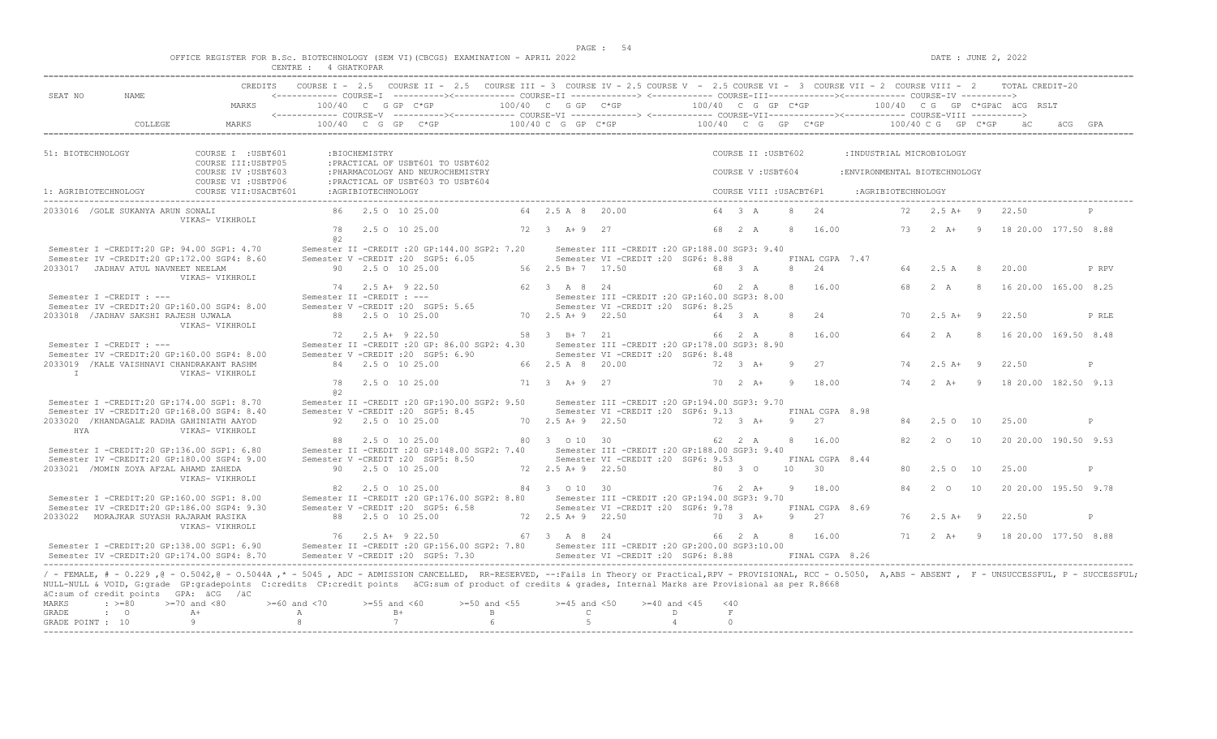OFFICE REGISTER FOR B.Sc. BIOTECHNOLOGY (SEM VI)(CBCGS) EXAMINATION - APRIL 2022 &nbsp;&nbsp;&nbsp;&nbsp; DATE : JUNE 2, 2022

CENTRE : 4 GHATKOPAR

```
                          CREDITS    COURSE I - 2.5   COURSE II - 2.5   COURSE III - 3  COURSE IV - 2.5 COURSE V  - 2.5 COURSE VI -  3  COURSE VII - 2  COURSE VIII -  2     TOTAL CREDIT-20
SEAT NO      NAME                    <------------ COURSE-I  ---------><------------ COURSE-II -------------> <------------ COURSE-III------------><------------ COURSE-IV ---------->
                          MARKS          100/40  C  G GP  C*GP          100/40  C  G GP   C*GP           100/40  C  G  GP  C*GP            100/40  C G  GP  C*GPäC  äCG  RSLT
                                     <------------ COURSE-V  ---------><------------ COURSE-VI -------------> <------------ COURSE-VII------------><------------ COURSE-VIII ---------->
          COLLEGE         MARKS          100/40  C  G  GP   C*GP          100/40 C  G  GP  C*GP           100/40   C  G   GP   C*GP            100/40 C G   GP  C*GP     äC      äCG  GPA

51: BIOTECHNOLOGY            COURSE I  :USBT601       :BIOCHEMISTRY                                                  COURSE II :USBT602        :INDUSTRIAL MICROBIOLOGY
                             COURSE III:USBTP05       :PRACTICAL OF USBT601 TO USBT602
                             COURSE IV :USBT603       :PHARMACOLOGY AND NEUROCHEMISTRY                               COURSE V :USBT604         :ENVIRONMENTAL BIOTECHNOLOGY
                             COURSE VI :USBTP06       :PRACTICAL OF USBT603 TO USBT604
1: AGRIBIOTECHNOLOGY         COURSE VII:USACBT601     :AGRIBIOTECHNOLOGY                                             COURSE VIII :USACBT6P1     :AGRIBIOTECHNOLOGY

2033016  /GOLE SUKANYA ARUN SONALI               86    2.5 O  10 25.00           64  2.5 A  8  20.00            64   3  A     8   24             72   2.5 A+  9    22.50              P
                    VIKAS- VIKHROLI
                                                 78    2.5 O  10 25.00           72  3  A+ 9  27                68   2  A     8   16.00          73   2  A+   9    18 20.00  177.50  8.88
                                                 @2
 Semester I -CREDIT:20 GP: 94.00 SGP1: 4.70      Semester II -CREDIT :20 GP:144.00 SGP2: 7.20      Semester III -CREDIT :20 GP:188.00 SGP3: 9.40
 Semester IV -CREDIT:20 GP:172.00 SGP4: 8.60     Semester V -CREDIT :20  SGP5: 6.05                Semester VI -CREDIT :20  SGP6: 8.88          FINAL CGPA  7.47
2033017   JADHAV ATUL NAVNEET NEELAM             90    2.5 O  10 25.00           56  2.5 B+ 7  17.50            68   3  A     8   24             64   2.5 A   8    20.00              P RPV
                    VIKAS- VIKHROLI
                                                 74    2.5 A+  9 22.50           62  3  A  8  24                60   2  A     8   16.00          68   2  A    8    16 20.00  165.00  8.25
 Semester I -CREDIT : ---                        Semester II -CREDIT : ---                         Semester III -CREDIT :20 GP:160.00 SGP3: 8.00
 Semester IV -CREDIT:20 GP:160.00 SGP4: 8.00     Semester V -CREDIT :20  SGP5: 5.65                Semester VI -CREDIT :20  SGP6: 8.25
2033018  /JADHAV SAKSHI RAJESH UJWALA            88    2.5 O  10 25.00           70  2.5 A+ 9  22.50            64   3  A     8   24             70   2.5 A+  9    22.50              P RLE
                    VIKAS- VIKHROLI
                                                 72    2.5 A+  9 22.50           58  3  B+ 7  21                66   2  A     8   16.00          64   2  A    8    16 20.00  169.50  8.48
 Semester I -CREDIT : ---                        Semester II -CREDIT :20 GP: 86.00 SGP2: 4.30      Semester III -CREDIT :20 GP:178.00 SGP3: 8.90
 Semester IV -CREDIT:20 GP:160.00 SGP4: 8.00     Semester V -CREDIT :20  SGP5: 6.90                Semester VI -CREDIT :20  SGP6: 8.48
2033019  /KALE VAISHNAVI CHANDRAKANT RASHM       84    2.5 O  10 25.00           66  2.5 A  8  20.00            72   3  A+    9   27             74   2.5 A+  9    22.50              P
   I                VIKAS- VIKHROLI
                                                 78    2.5 O  10 25.00           71  3  A+ 9  27                70   2  A+    9   18.00          74   2  A+   9    18 20.00  182.50  9.13
                                                 @2
 Semester I -CREDIT:20 GP:174.00 SGP1: 8.70      Semester II -CREDIT :20 GP:190.00 SGP2: 9.50      Semester III -CREDIT :20 GP:194.00 SGP3: 9.70
 Semester IV -CREDIT:20 GP:168.00 SGP4: 8.40     Semester V -CREDIT :20  SGP5: 8.45                Semester VI -CREDIT :20  SGP6: 9.13          FINAL CGPA  8.98
2033020  /KHANDAGALE RADHA GAHINIATH AAYOD       92    2.5 O  10 25.00           70  2.5 A+ 9  22.50            72   3  A+    9   27             84   2.5 O   10   25.00              P
   HYA              VIKAS- VIKHROLI
                                                 88    2.5 O  10 25.00           80  3  O 10  30                62   2  A     8   16.00          82   2  O    10   20 20.00  190.50  9.53
 Semester I -CREDIT:20 GP:136.00 SGP1: 6.80      Semester II -CREDIT :20 GP:148.00 SGP2: 7.40      Semester III -CREDIT :20 GP:188.00 SGP3: 9.40
 Semester IV -CREDIT:20 GP:180.00 SGP4: 9.00     Semester V -CREDIT :20  SGP5: 8.50                Semester VI -CREDIT :20  SGP6: 9.53          FINAL CGPA  8.44
2033021  /MOMIN ZOYA AFZAL AHAMD ZAHEDA          90    2.5 O  10 25.00           72  2.5 A+ 9  22.50            80   3  O     10  30             80   2.5 O   10   25.00              P
                    VIKAS- VIKHROLI
                                                 82    2.5 O  10 25.00           84  3  O 10  30                76   2  A+    9   18.00          84   2  O    10   20 20.00  195.50  9.78
 Semester I -CREDIT:20 GP:160.00 SGP1: 8.00      Semester II -CREDIT :20 GP:176.00 SGP2: 8.80      Semester III -CREDIT :20 GP:194.00 SGP3: 9.70
 Semester IV -CREDIT:20 GP:186.00 SGP4: 9.30     Semester V -CREDIT :20  SGP5: 6.58                Semester VI -CREDIT :20  SGP6: 9.78          FINAL CGPA  8.69
2033022   MORAJKAR SUYASH RAJARAM RASIKA         88    2.5 O  10 25.00           72  2.5 A+ 9  22.50            70   3  A+    9   27             76   2.5 A+  9    22.50              P
                    VIKAS- VIKHROLI
                                                 76    2.5 A+  9 22.50           67  3  A  8  24                66   2  A     8   16.00          71   2  A+   9    18 20.00  177.50  8.88
 Semester I -CREDIT:20 GP:138.00 SGP1: 6.90      Semester II -CREDIT :20 GP:156.00 SGP2: 7.80      Semester III -CREDIT :20 GP:200.00 SGP3:10.00
 Semester IV -CREDIT:20 GP:174.00 SGP4: 8.70     Semester V -CREDIT :20  SGP5: 7.30                Semester VI -CREDIT :20  SGP6: 8.88          FINAL CGPA  8.26
```

/ - FEMALE, # - 0.229 ,@ - O.5042,@ - O.5044A ,* - 5045 , ADC - ADMISSION CANCELLED, RR-RESERVED, --:Fails in Theory or Practical,RPV - PROVISIONAL, RCC - O.5050, A,ABS - ABSENT , F - UNSUCCESSFUL, P - SUCCESSFUL; NULL-NULL & VOID, G:grade GP:gradepoints C:credits CP:credit points äCG:sum of product of credits & grades, Internal Marks are Provisional as per R.8668

äC:sum of credit points GPA: äCG /äC

| MARKS | : >=80 | >=70 and <80 | >=60 and <70 | >=55 and <60 | >=50 and <55 | >=45 and <50 | >=40 and <45 | <40 |
|---|---|---|---|---|---|---|---|---|
| GRADE | : O | A+ | A | B+ | B | C | D | F |
| GRADE POINT | : 10 | 9 | 8 | 7 | 6 | 5 | 4 | 0 |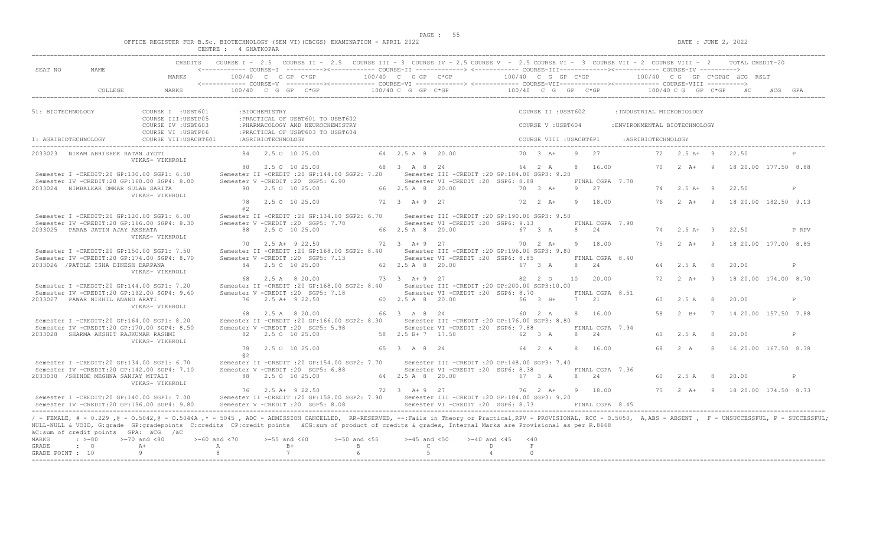OFFICE REGISTER FOR B.Sc. BIOTECHNOLOGY (SEM VI)(CBCGS) EXAMINATION - APRIL 2022
CENTRE : 4 GHATKOPAR

DATE : JUNE 2, 2022

```
SEAT NO     NAME                CREDITS   COURSE I - 2.5   COURSE II - 2.5   COURSE III - 3  COURSE IV - 2.5 COURSE V  - 2.5 COURSE VI -  3  COURSE VII - 2  COURSE VIII -  2     TOTAL CREDIT-20
                                          <------------ COURSE-I  ----------><------------ COURSE-II ------------> <------------ COURSE-III-------------><------------ COURSE-IV ---------->
                                MARKS        100/40  C  G GP  C*GP          100/40  C  G GP  C*GP           100/40  C  G  GP  C*GP            100/40  C  G   GP  C*GPäC  äCG  RSLT
                                          <------------ COURSE-V  ----------><------------ COURSE-VI ------------> <------------ COURSE-VII------------><------------ COURSE-VIII ---------->
            COLLEGE             MARKS        100/40  C  G  GP   C*GP        100/40 C  G  GP  C*GP          100/40   C  G   GP   C*GP           100/40 C G  GP  C*GP      äC      äCG  GPA

51: BIOTECHNOLOGY            COURSE I  :USBT601       :BIOCHEMISTRY                                                 COURSE II :USBT602        :INDUSTRIAL MICROBIOLOGY
                             COURSE III:USBTP05       :PRACTICAL OF USBT601 TO USBT602
                             COURSE IV :USBT603       :PHARMACOLOGY AND NEUROCHEMISTRY                              COURSE V :USBT604         :ENVIRONMENTAL BIOTECHNOLOGY
                             COURSE VI :USBTP06       :PRACTICAL OF USBT603 TO USBT604
1: AGRIBIOTECHNOLOGY         COURSE VII:USACBT601     :AGRIBIOTECHNOLOGY                                            COURSE VIII :USACBT6P1    :AGRIBIOTECHNOLOGY

2033023  NIKAM ABHISHEK RATAN JYOTI              84   2.5 O  10 25.00          64  2.5 A  8  20.00          70  3  A+    9   27              72   2.5 A+  9   22.50            P
                  VIKAS- VIKHROLI
                                                 80   2.5 O  10 25.00          68  3  A  8  24              64  2  A     8   16.00           70   2  A+   9   18 20.00  177.50  8.88
 Semester I -CREDIT:20 GP:130.00 SGP1: 6.50      Semester II -CREDIT :20 GP:144.00 SGP2: 7.20      Semester III -CREDIT :20 GP:184.00 SGP3: 9.20
 Semester IV -CREDIT:20 GP:160.00 SGP4: 8.00     Semester V -CREDIT :20  SGP5: 6.90                Semester VI -CREDIT :20  SGP6: 8.88          FINAL CGPA  7.78
2033024  NIMBALKAR OMKAR GULAB SARITA            90   2.5 O  10 25.00          66  2.5 A  8  20.00          70  3  A+    9   27              74   2.5 A+  9   22.50            P
                  VIKAS- VIKHROLI
                                                 78   2.5 O  10 25.00          72  3  A+ 9  27              72  2  A+    9   18.00           76   2  A+   9   18 20.00  182.50  9.13
                                                 @2
 Semester I -CREDIT:20 GP:120.00 SGP1: 6.00      Semester II -CREDIT :20 GP:134.00 SGP2: 6.70      Semester III -CREDIT :20 GP:190.00 SGP3: 9.50
 Semester IV -CREDIT:20 GP:166.00 SGP4: 8.30     Semester V -CREDIT :20  SGP5: 7.78                Semester VI -CREDIT :20  SGP6: 9.13          FINAL CGPA  7.90
2033025  PARAB JATIN AJAY AKSHATA                88   2.5 O  10 25.00          66  2.5 A  8  20.00          67  3  A     8   24              74   2.5 A+  9   22.50            P RPV
                  VIKAS- VIKHROLI
                                                 70   2.5 A+  9 22.50          72  3  A+ 9  27              70  2  A+    9   18.00           75   2  A+   9   18 20.00  177.00  8.85
 Semester I -CREDIT:20 GP:150.00 SGP1: 7.50      Semester II -CREDIT :20 GP:168.00 SGP2: 8.40      Semester III -CREDIT :20 GP:196.00 SGP3: 9.80
 Semester IV -CREDIT:20 GP:174.00 SGP4: 8.70     Semester V -CREDIT :20  SGP5: 7.13                Semester VI -CREDIT :20  SGP6: 8.85          FINAL CGPA  8.40
2033026  /PATOLE ISHA DINESH DARPANA             84   2.5 O  10 25.00          62  2.5 A  8  20.00          67  3  A     8   24              64   2.5 A   8   20.00            P
                  VIKAS- VIKHROLI
                                                 68   2.5 A   8 20.00          73  3  A+ 9  27              82  2  O    10   20.00           72   2  A+   9   18 20.00  174.00  8.70
 Semester I -CREDIT:20 GP:144.00 SGP1: 7.20      Semester II -CREDIT :20 GP:168.00 SGP2: 8.40      Semester III -CREDIT :20 GP:200.00 SGP3:10.00
 Semester IV -CREDIT:20 GP:192.00 SGP4: 9.60     Semester V -CREDIT :20  SGP5: 7.18                Semester VI -CREDIT :20  SGP6: 8.70          FINAL CGPA  8.51
2033027  PAWAR NIKHIL ANAND ARATI                76   2.5 A+  9 22.50          60  2.5 A  8  20.00          56  3  B+    7   21              60   2.5 A   8   20.00            P
                  VIKAS- VIKHROLI
                                                 68   2.5 A   8 20.00          66  3  A  8  24              60  2  A     8   16.00           58   2  B+   7   14 20.00  157.50  7.88
 Semester I -CREDIT:20 GP:164.00 SGP1: 8.20      Semester II -CREDIT :20 GP:166.00 SGP2: 8.30      Semester III -CREDIT :20 GP:176.00 SGP3: 8.80
 Semester IV -CREDIT:20 GP:170.00 SGP4: 8.50     Semester V -CREDIT :20  SGP5: 5.98                Semester VI -CREDIT :20  SGP6: 7.88          FINAL CGPA  7.94
2033028  SHARMA AKSHIT RAJKUMAR RASHMI           82   2.5 O  10 25.00          58  2.5 B+ 7  17.50          62  3  A     8   24              60   2.5 A   8   20.00            P
                  VIKAS- VIKHROLI
                                                 78   2.5 O  10 25.00          65  3  A  8  24              64  2  A     8   16.00           68   2  A    8   16 20.00  167.50  8.38
                                                 @2
 Semester I -CREDIT:20 GP:134.00 SGP1: 6.70      Semester II -CREDIT :20 GP:154.00 SGP2: 7.70      Semester III -CREDIT :20 GP:148.00 SGP3: 7.40
 Semester IV -CREDIT:20 GP:142.00 SGP4: 7.10     Semester V -CREDIT :20  SGP5: 6.88                Semester VI -CREDIT :20  SGP6: 8.38          FINAL CGPA  7.36
2033030  /SHINDE MEGHNA SANJAY MITALI            88   2.5 O  10 25.00          64  2.5 A  8  20.00          67  3  A     8   24              60   2.5 A   8   20.00            P
                  VIKAS- VIKHROLI
                                                 76   2.5 A+  9 22.50          72  3  A+ 9  27              76  2  A+    9   18.00           75   2  A+   9   18 20.00  174.50  8.73
 Semester I -CREDIT:20 GP:140.00 SGP1: 7.00      Semester II -CREDIT :20 GP:158.00 SGP2: 7.90      Semester III -CREDIT :20 GP:184.00 SGP3: 9.20
 Semester IV -CREDIT:20 GP:196.00 SGP4: 9.80     Semester V -CREDIT :20  SGP5: 8.08                Semester VI -CREDIT :20  SGP6: 8.73          FINAL CGPA  8.45
```

/ - FEMALE, # - 0.229 ,@ - O.5042,@ - O.5044A ,* - 5045 , ADC - ADMISSION CANCELLED, RR-RESERVED, --:Fails in Theory or Practical,RPV - PROVISIONAL, RCC - O.5050, A,ABS - ABSENT , F - UNSUCCESSFUL, P - SUCCESSFUL;
NULL-NULL & VOID, G:grade GP:gradepoints C:credits CP:credit points äCG:sum of product of credits & grades, Internal Marks are Provisional as per R.8668
äC:sum of credit points GPA: äCG /äC

| MARKS | : >=80 | >=70 and <80 | >=60 and <70 | >=55 and <60 | >=50 and <55 | >=45 and <50 | >=40 and <45 | <40 |
|---|---|---|---|---|---|---|---|---|
| GRADE | : O | A+ | A | B+ | B | C | D | F |
| GRADE POINT | : 10 | 9 | 8 | 7 | 6 | 5 | 4 | 0 |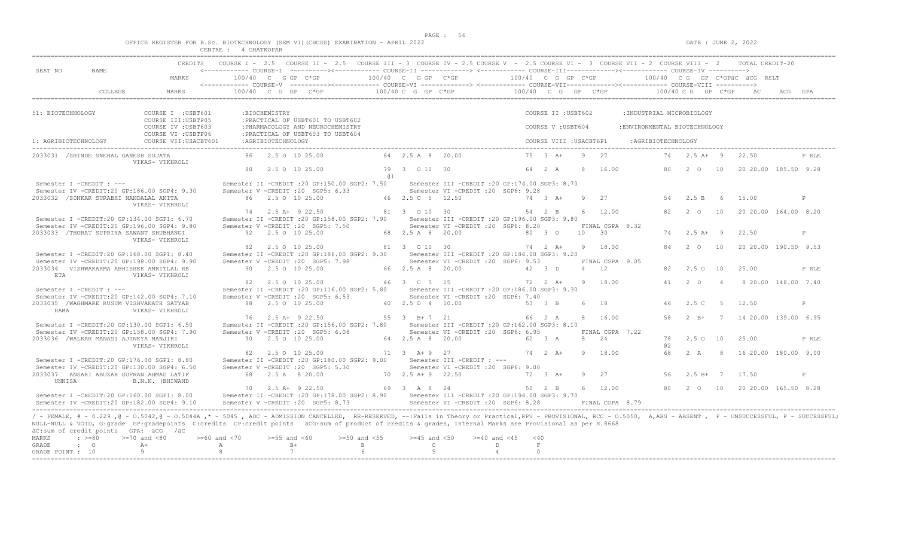OFFICE REGISTER FOR B.Sc. BIOTECHNOLOGY (SEM VI)(CBCGS) EXAMINATION - APRIL 2022 &nbsp;&nbsp;&nbsp; DATE : JUNE 2, 2022

CENTRE : 4 GHATKOPAR

```
                    CREDITS   COURSE I - 2.5   COURSE II - 2.5   COURSE III - 3  COURSE IV - 2.5 COURSE V  - 2.5 COURSE VI -  3  COURSE VII - 2  COURSE VIII -  2      TOTAL CREDIT-20
SEAT NO      NAME              <------------ COURSE-I  ----------><------------ COURSE-II -------------> <------------ COURSE-III-------------><------------ COURSE-IV ---------->
                    MARKS          100/40  C  G GP  C*GP            100/40  C  G GP  C*GP            100/40  C  G  GP  C*GP             100/40  C G  GP  C*GPäC  äCG  RSLT
                               <------------ COURSE-V  ----------><------------ COURSE-VI -------------> <------------ COURSE-VII-------------><------------ COURSE-VIII ---------->
         COLLEGE    MARKS          100/40  C  G  GP   C*GP          100/40 C  G  GP  C*GP            100/40  C  G   GP   C*GP            100/40 C G  GP  C*GP    äC      äCG  GPA

51: BIOTECHNOLOGY          COURSE I  :USBT601       :BIOCHEMISTRY                                            COURSE II :USBT602       :INDUSTRIAL MICROBIOLOGY
                           COURSE III:USBTP05       :PRACTICAL OF USBT601 TO USBT602
                           COURSE IV :USBT603       :PHARMACOLOGY AND NEUROCHEMISTRY                         COURSE V :USBT604        :ENVIRONMENTAL BIOTECHNOLOGY
                           COURSE VI :USBTP06       :PRACTICAL OF USBT603 TO USBT604
1: AGRIBIOTECHNOLOGY       COURSE VII:USACBT601     :AGRIBIOTECHNOLOGY                                       COURSE VIII :USACBT6P1      :AGRIBIOTECHNOLOGY

2033031 /SHINDE SNEHAL GANESH SUJATA              86    2.5 O  10 25.00          64  2.5 A  8   20.00          75  3  A+    9   27            74   2.5 A+  9   22.50           P RLE
                    VIKAS- VIKHROLI
                                                  80    2.5 O  10 25.00          79  3   O 10   30             64  2  A     8   16.00         80   2  O   10   20 20.00  185.50 9.28
                                                                                 @1
 Semester I -CREDIT : ---                       Semester II -CREDIT :20 GP:150.00 SGP2: 7.50     Semester III -CREDIT :20 GP:174.00 SGP3: 8.70
 Semester IV -CREDIT:20 GP:186.00 SGP4: 9.30    Semester V -CREDIT :20  SGP5: 6.33               Semester VI -CREDIT :20  SGP6: 9.28
2033032 /SONKAR SURABHI NANDALAL ANITA            86    2.5 O  10 25.00          46  2.5 C  5   12.50          74  3  A+    9   27            54   2.5 B   6   15.00           P
                    VIKAS- VIKHROLI
                                                  74    2.5 A+  9 22.50          81  3   O 10   30             54  2  B     6   12.00         82   2  O   10   20 20.00  164.00 8.20
 Semester I -CREDIT:20 GP:134.00 SGP1: 6.70     Semester II -CREDIT :20 GP:158.00 SGP2: 7.90     Semester III -CREDIT :20 GP:196.00 SGP3: 9.80
 Semester IV -CREDIT:20 GP:196.00 SGP4: 9.80    Semester V -CREDIT :20  SGP5: 7.50               Semester VI -CREDIT :20  SGP6: 8.20          FINAL CGPA  8.32
2033033 /THORAT SUPRIYA SAWANT SHUBHANGI          92    2.5 O  10 25.00          68  2.5 A  8   20.00          80  3  O    10   30            74   2.5 A+  9   22.50           P
                    VIKAS- VIKHROLI
                                                  82    2.5 O  10 25.00          81  3   O 10   30             74  2  A+    9   18.00         84   2  O   10   20 20.00  190.50 9.53
 Semester I -CREDIT:20 GP:168.00 SGP1: 8.40     Semester II -CREDIT :20 GP:186.00 SGP2: 9.30     Semester III -CREDIT :20 GP:184.00 SGP3: 9.20
 Semester IV -CREDIT:20 GP:198.00 SGP4: 9.90    Semester V -CREDIT :20  SGP5: 7.98               Semester VI -CREDIT :20  SGP6: 9.53          FINAL CGPA  9.05
2033034  VISHWAKARMA ABHISHEK AMRITLAL RE         90    2.5 O  10 25.00          66  2.5 A  8   20.00          42  3  D     4   12            82   2.5 O  10   25.00           P RLE
    ETA             VIKAS- VIKHROLI
                                                  82    2.5 O  10 25.00          46  3   C  5   15             72  2  A+    9   18.00         41   2  D    4    8 20.00  148.00 7.40
 Semester I -CREDIT : ---                       Semester II -CREDIT :20 GP:116.00 SGP2: 5.80     Semester III -CREDIT :20 GP:186.00 SGP3: 9.30
 Semester IV -CREDIT:20 GP:142.00 SGP4: 7.10    Semester V -CREDIT :20  SGP5: 6.53               Semester VI -CREDIT :20  SGP6: 7.40
2033035 /WAGHMARE KUSUM VISHVANATH SATYAB         88    2.5 O  10 25.00          40  2.5 D  4   10.00          53  3  B     6   18            46   2.5 C   5   12.50           P
    HAMA            VIKAS- VIKHROLI
                                                  76    2.5 A+  9 22.50          55  3   B+ 7   21             66  2  A     8   16.00         58   2  B+   7   14 20.00  139.00 6.95
 Semester I -CREDIT:20 GP:130.00 SGP1: 6.50     Semester II -CREDIT :20 GP:156.00 SGP2: 7.80     Semester III -CREDIT :20 GP:162.00 SGP3: 8.10
 Semester IV -CREDIT:20 GP:158.00 SGP4: 7.90    Semester V -CREDIT :20  SGP5: 6.08               Semester VI -CREDIT :20  SGP6: 6.95          FINAL CGPA  7.22
2033036 /WALKAR MANASI AJINKYA MANJIRI            90    2.5 O  10 25.00          64  2.5 A  8   20.00          62  3  A     8   24            78   2.5 O  10   25.00           P RLE
                    VIKAS- VIKHROLI                                                                                                         @2
                                                  82    2.5 O  10 25.00          71  3   A+ 9   27             74  2  A+    9   18.00         68   2  A    8   16 20.00  180.00 9.00
 Semester I -CREDIT:20 GP:176.00 SGP1: 8.80     Semester II -CREDIT :20 GP:180.00 SGP2: 9.00     Semester III -CREDIT : ---
 Semester IV -CREDIT:20 GP:130.00 SGP4: 6.50    Semester V -CREDIT :20  SGP5: 5.30               Semester VI -CREDIT :20  SGP6: 9.00
2033037  ANSARI ABUZAR GUFRAN AHMAD LATIF         68    2.5 A  8  20.00          70  2.5 A+ 9   22.50          72  3  A+    9   27            56   2.5 B+  7   17.50           P
    UNNISA          B.N.N. (BHIWAND
                                                  70    2.5 A+  9 22.50          69  3   A  8   24             50  2  B     6   12.00         80   2  O   10   20 20.00  165.50 8.28
 Semester I -CREDIT:20 GP:160.00 SGP1: 8.00     Semester II -CREDIT :20 GP:178.00 SGP2: 8.90     Semester III -CREDIT :20 GP:194.00 SGP3: 9.70
 Semester IV -CREDIT:20 GP:182.00 SGP4: 9.10    Semester V -CREDIT :20  SGP5: 8.73               Semester VI -CREDIT :20  SGP6: 8.28          FINAL CGPA  8.79
```

/ - FEMALE, # - 0.229 ,@ - O.5042,@ - O.5044A ,* - 5045 , ADC - ADMISSION CANCELLED, RR-RESERVED, --:Fails in Theory or Practical,RPV - PROVISIONAL, RCC - O.5050, A,ABS - ABSENT , F - UNSUCCESSFUL, P - SUCCESSFUL; NULL-NULL & VOID, G:grade GP:gradepoints C:credits CP:credit points äCG:sum of product of credits & grades, Internal Marks are Provisional as per R.8668 äC:sum of credit points GPA: äCG /äC

| MARKS | : >=80 | >=70 and <80 | >=60 and <70 | >=55 and <60 | >=50 and <55 | >=45 and <50 | >=40 and <45 | <40 |
|---|---|---|---|---|---|---|---|---|
| GRADE | : O | A+ | A | B+ | B | C | D | F |
| GRADE POINT | : 10 | 9 | 8 | 7 | 6 | 5 | 4 | 0 |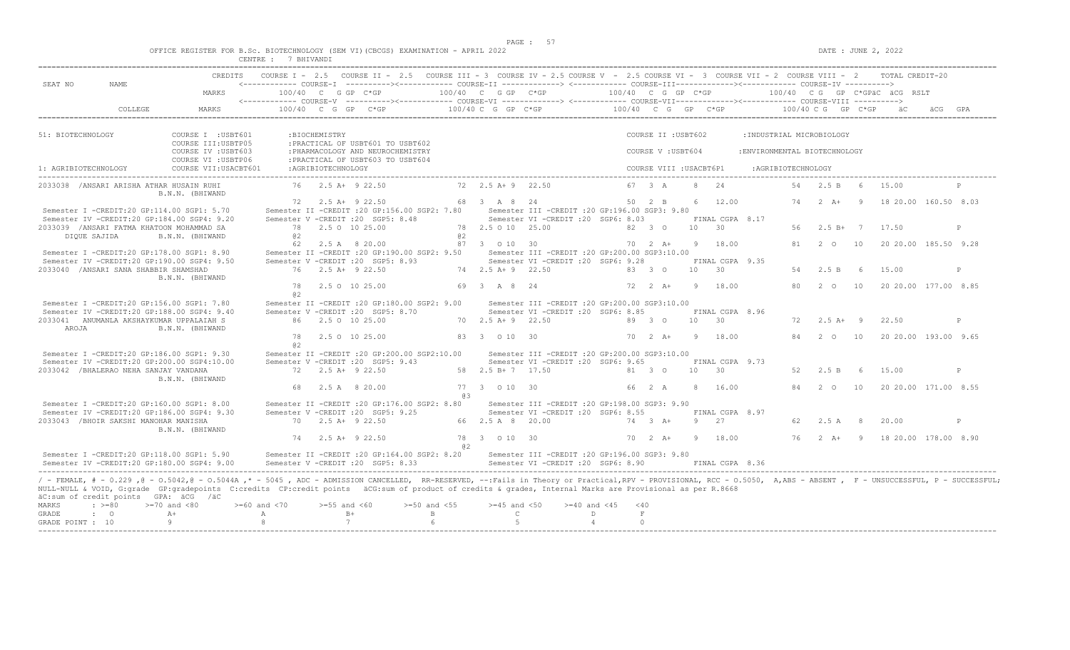OFFICE REGISTER FOR B.Sc. BIOTECHNOLOGY (SEM VI)(CBCGS) EXAMINATION - APRIL 2022
CENTRE : 7 BHIVANDI

DATE : JUNE 2, 2022

```
                          CREDITS   COURSE I - 2.5   COURSE II - 2.5   COURSE III = 3  COURSE IV = 2.5 COURSE V  - 2.5 COURSE VI - 3  COURSE VII - 2  COURSE VIII - 2     TOTAL CREDIT-20
SEAT NO      NAME                   <------------ COURSE-I  ---------><------------ COURSE-II ------------> <------------ COURSE-III------------><------------ COURSE-IV ---------->
                          MARKS       100/40  C  G GP  C*GP          100/40  C  G GP  C*GP            100/40  C  G  GP  C*GP             100/40  C G  GP  C*GPäC  äCG  RSLT
                                    <------------ COURSE-V  ---------><------------ COURSE-VI ------------> <------------ COURSE-VII-----------><------------ COURSE-VIII ---------->
           COLLEGE        MARKS       100/40  C  G  GP   C*GP        100/40 C  G  GP  C*GP            100/40  C  G   GP   C*GP            100/40 C G  GP  C*GP   äC     äCG  GPA
```

51: BIOTECHNOLOGY — COURSE I :USBT601 :BIOCHEMISTRY; COURSE II :USBT602 :INDUSTRIAL MICROBIOLOGY; COURSE III:USBTP05 :PRACTICAL OF USBT601 TO USBT602; COURSE IV :USBT603 :PHARMACOLOGY AND NEUROCHEMISTRY; COURSE V :USBT604 :ENVIRONMENTAL BIOTECHNOLOGY; COURSE VI :USBTP06 :PRACTICAL OF USBT603 TO USBT604; COURSE VII:USACBT601 :AGRIBIOTECHNOLOGY; COURSE VIII :USACBT6P1 :AGRIBIOTECHNOLOGY

1: AGRIBIOTECHNOLOGY

```
2033038 /ANSARI ARISHA ATHAR HUSAIN RUHI      76   2.5 A+ 9 22.50      72  2.5 A+ 9  22.50           67  3  A     8   24           54   2.5 B   6   15.00            P
                   B.N.N. (BHIWAND
                                              72   2.5 A+ 9 22.50      68  3  A  8  24               50  2  B     6   12.00        74   2  A+   9   18 20.00 160.50 8.03
 Semester I -CREDIT:20 GP:114.00 SGP1: 5.70     Semester II -CREDIT :20 GP:156.00 SGP2: 7.80     Semester III -CREDIT :20 GP:196.00 SGP3: 9.80
 Semester IV -CREDIT:20 GP:184.00 SGP4: 9.20    Semester V -CREDIT :20  SGP5: 8.48               Semester VI -CREDIT :20  SGP6: 8.03         FINAL CGPA  8.17
2033039 /ANSARI FATMA KHATOON MOHAMMAD SA     78   2.5 O  10 25.00     78  2.5 O 10  25.00           82  3  O     10  30           56   2.5 B+  7   17.50            P
    DIQUE SAJIDA     B.N.N. (BHIWAND         @2                       @2
                                              62   2.5 A  8 20.00      87  3  O 10  30               70  2  A+    9   18.00        81   2  O    10  20 20.00 185.50 9.28
 Semester I -CREDIT:20 GP:178.00 SGP1: 8.90     Semester II -CREDIT :20 GP:190.00 SGP2: 9.50     Semester III -CREDIT :20 GP:200.00 SGP3:10.00
 Semester IV -CREDIT:20 GP:190.00 SGP4: 9.50    Semester V -CREDIT :20  SGP5: 8.93               Semester VI -CREDIT :20  SGP6: 9.28         FINAL CGPA  9.35
2033040 /ANSARI SANA SHABBIR SHAMSHAD         76   2.5 A+ 9 22.50      74  2.5 A+ 9  22.50           83  3  O     10  30           54   2.5 B   6   15.00            P
                   B.N.N. (BHIWAND
                                              78   2.5 O  10 25.00     69  3  A  8  24               72  2  A+    9   18.00        80   2  O    10  20 20.00 177.00 8.85
                                             @2
 Semester I -CREDIT:20 GP:156.00 SGP1: 7.80     Semester II -CREDIT :20 GP:180.00 SGP2: 9.00     Semester III -CREDIT :20 GP:200.00 SGP3:10.00
 Semester IV -CREDIT:20 GP:188.00 SGP4: 9.40    Semester V -CREDIT :20  SGP5: 8.70               Semester VI -CREDIT :20  SGP6: 8.85         FINAL CGPA  8.96
2033041  ANUMANLA AKSHAYKUMAR UPPALAIAH S     86   2.5 O  10 25.00     70  2.5 A+ 9  22.50           89  3  O     10  30           72   2.5 A+  9   22.50            P
    AROJA            B.N.N. (BHIWAND
                                              78   2.5 O  10 25.00     83  3  O 10  30               70  2  A+    9   18.00        84   2  O    10  20 20.00 193.00 9.65
                                             @2
 Semester I -CREDIT:20 GP:186.00 SGP1: 9.30     Semester II -CREDIT :20 GP:200.00 SGP2:10.00     Semester III -CREDIT :20 GP:200.00 SGP3:10.00
 Semester IV -CREDIT:20 GP:200.00 SGP4:10.00    Semester V -CREDIT :20  SGP5: 9.43               Semester VI -CREDIT :20  SGP6: 9.65         FINAL CGPA  9.73
2033042 /BHALERAO NEHA SANJAY VANDANA         72   2.5 A+ 9 22.50      58  2.5 B+ 7  17.50           81  3  O     10  30           52   2.5 B   6   15.00            P
                   B.N.N. (BHIWAND
                                              68   2.5 A  8 20.00      77  3  O 10  30               66  2  A     8   16.00        84   2  O    10  20 20.00 171.00 8.55
                                                                      @3
 Semester I -CREDIT:20 GP:160.00 SGP1: 8.00     Semester II -CREDIT :20 GP:176.00 SGP2: 8.80     Semester III -CREDIT :20 GP:198.00 SGP3: 9.90
 Semester IV -CREDIT:20 GP:186.00 SGP4: 9.30    Semester V -CREDIT :20  SGP5: 9.25               Semester VI -CREDIT :20  SGP6: 8.55         FINAL CGPA  8.97
2033043 /BHOIR SAKSHI MANOHAR MANISHA         70   2.5 A+ 9 22.50      66  2.5 A  8  20.00           74  3  A+    9   27           62   2.5 A   8   20.00            P
                   B.N.N. (BHIWAND
                                              74   2.5 A+ 9 22.50      78  3  O 10  30               70  2  A+    9   18.00        76   2  A+   9   18 20.00 178.00 8.90
                                                                      @2
 Semester I -CREDIT:20 GP:118.00 SGP1: 5.90     Semester II -CREDIT :20 GP:164.00 SGP2: 8.20     Semester III -CREDIT :20 GP:196.00 SGP3: 9.80
 Semester IV -CREDIT:20 GP:180.00 SGP4: 9.00    Semester V -CREDIT :20  SGP5: 8.33               Semester VI -CREDIT :20  SGP6: 8.90         FINAL CGPA  8.36
```

/ - FEMALE, # - 0.229 ,@ - 0.5042,@ - 0.5044A ,* - 5045 , ADC - ADMISSION CANCELLED, RR-RESERVED, --:Fails in Theory or Practical,RPV - PROVISIONAL, RCC - 0.5050, A,ABS - ABSENT , F - UNSUCCESSFUL, P - SUCCESSFUL; NULL-NULL & VOID, G:grade GP:gradepoints C:credits CP:credit points äCG:sum of product of credits & grades, Internal Marks are Provisional as per R.8668
äC:sum of credit points GPA: äCG /äC

| MARKS | : >=80 | >=70 and <80 | >=60 and <70 | >=55 and <60 | >=50 and <55 | >=45 and <50 | >=40 and <45 | <40 |
|---|---|---|---|---|---|---|---|---|
| GRADE | : O | A+ | A | B+ | B | C | D | F |
| GRADE POINT | : 10 | 9 | 8 | 7 | 6 | 5 | 4 | 0 |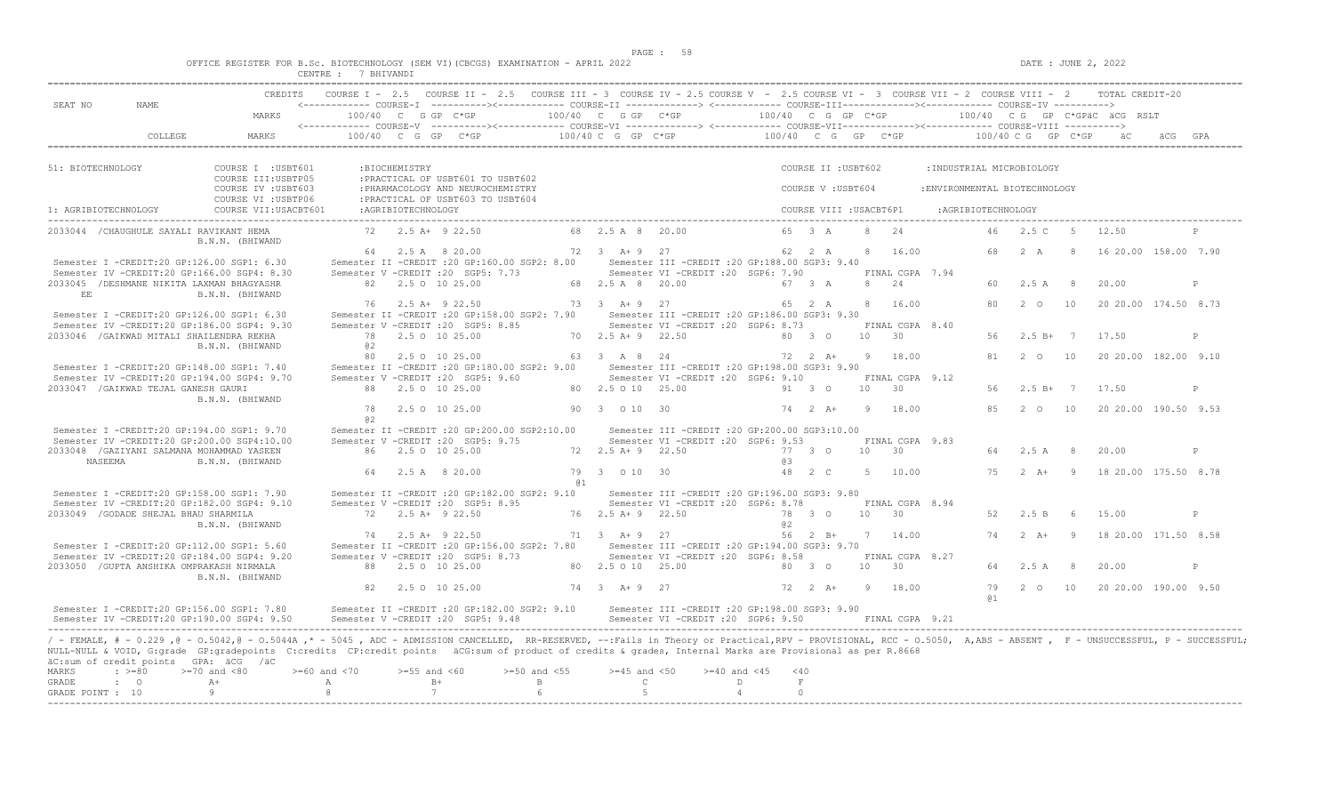OFFICE REGISTER FOR B.Sc. BIOTECHNOLOGY (SEM VI)(CBCGS) EXAMINATION - APRIL 2022
CENTRE : 7 BHIVANDI

DATE : JUNE 2, 2022

```
                    CREDITS   COURSE I - 2.5   COURSE II - 2.5   COURSE III - 3  COURSE IV - 2.5 COURSE V  - 2.5 COURSE VI -  3  COURSE VII - 2  COURSE VIII - 2     TOTAL CREDIT-20
SEAT NO    NAME               <------------ COURSE-I  ---------><------------ COURSE-II ------------> <------------ COURSE-III-----------><------------ COURSE-IV ---------->
                    MARKS         100/40  C  G GP  C*GP          100/40  C  G GP  C*GP           100/40  C  G  GP  C*GP           100/40  C G  GP  C*GPäC  äCG  RSLT
                              <------------ COURSE-V  ---------><------------ COURSE-VI ------------> <------------ COURSE-VII-----------><------------ COURSE-VIII ---------->
       COLLEGE      MARKS         100/40  C  G  GP   C*GP         100/40 C  G  GP  C*GP            100/40  C  G   GP  C*GP          100/40 C G  GP  C*GP    äC     äCG  GPA

51: BIOTECHNOLOGY          COURSE I  :USBT601      :BIOCHEMISTRY                                              COURSE II :USBT602       :INDUSTRIAL MICROBIOLOGY
                           COURSE III:USBTP05      :PRACTICAL OF USBT601 TO USBT602
                           COURSE IV :USBT603      :PHARMACOLOGY AND NEUROCHEMISTRY                           COURSE V :USBT604        :ENVIRONMENTAL BIOTECHNOLOGY
                           COURSE VI :USBTP06      :PRACTICAL OF USBT603 TO USBT604
1: AGRIBIOTECHNOLOGY       COURSE VII:USACBT601    :AGRIBIOTECHNOLOGY                                         COURSE VIII :USACBT6P1    :AGRIBIOTECHNOLOGY

2033044  /CHAUGHULE SAYALI RAVIKANT HEMA        72   2.5 A+  9 22.50        68  2.5 A  8  20.00         65  3  A     8   24          46   2.5 C   5   12.50           P
                 B.N.N. (BHIWAND
                                                64   2.5 A   8 20.00        72   3  A+ 9  27            62  2  A     8   16.00       68   2  A    8   16 20.00 158.00 7.90
 Semester I -CREDIT:20 GP:126.00 SGP1: 6.30     Semester II -CREDIT :20 GP:160.00 SGP2: 8.00     Semester III -CREDIT :20 GP:188.00 SGP3: 9.40
 Semester IV -CREDIT:20 GP:166.00 SGP4: 8.30    Semester V -CREDIT :20  SGP5: 7.73               Semester VI -CREDIT :20  SGP6: 7.90        FINAL CGPA 7.94
2033045  /DESHMANE NIKITA LAXMAN BHAGYASHR      82   2.5 O  10 25.00        68  2.5 A  8  20.00         67  3  A     8   24          60   2.5 A   8   20.00           P
    EE           B.N.N. (BHIWAND
                                                76   2.5 A+  9 22.50        73   3  A+ 9  27            65  2  A     8   16.00       80   2  O    10  20 20.00 174.50 8.73
 Semester I -CREDIT:20 GP:126.00 SGP1: 6.30     Semester II -CREDIT :20 GP:158.00 SGP2: 7.90     Semester III -CREDIT :20 GP:186.00 SGP3: 9.30
 Semester IV -CREDIT:20 GP:186.00 SGP4: 9.30    Semester V -CREDIT :20  SGP5: 8.85               Semester VI -CREDIT :20  SGP6: 8.73        FINAL CGPA 8.40
2033046  /GAIKWAD MITALI SHAILENDRA REKHA       78   2.5 O  10 25.00        70  2.5 A+ 9  22.50         80  3  O    10   30          56   2.5 B+  7   17.50           P
                 B.N.N. (BHIWAND               @2
                                                80   2.5 O  10 25.00        63   3  A  8  24            72  2  A+    9   18.00       81   2  O    10  20 20.00 182.00 9.10
 Semester I -CREDIT:20 GP:148.00 SGP1: 7.40     Semester II -CREDIT :20 GP:180.00 SGP2: 9.00     Semester III -CREDIT :20 GP:198.00 SGP3: 9.90
 Semester IV -CREDIT:20 GP:194.00 SGP4: 9.70    Semester V -CREDIT :20  SGP5: 9.60               Semester VI -CREDIT :20  SGP6: 9.10        FINAL CGPA 9.12
2033047  /GAIKWAD TEJAL GANESH GAURI            88   2.5 O  10 25.00        80  2.5 O 10  25.00         91  3  O    10   30          56   2.5 B+  7   17.50           P
                 B.N.N. (BHIWAND
                                                78   2.5 O  10 25.00        90   3  O 10  30            74  2  A+    9   18.00       85   2  O    10  20 20.00 190.50 9.53
                                               @2
 Semester I -CREDIT:20 GP:194.00 SGP1: 9.70     Semester II -CREDIT :20 GP:200.00 SGP2:10.00     Semester III -CREDIT :20 GP:200.00 SGP3:10.00
 Semester IV -CREDIT:20 GP:200.00 SGP4:10.00    Semester V -CREDIT :20  SGP5: 9.75               Semester VI -CREDIT :20  SGP6: 9.53        FINAL CGPA 9.83
2033048  /GAZIYANI SALMANA MOHAMMAD YASEEN      86   2.5 O  10 25.00        72  2.5 A+ 9  22.50         77  3  O    10   30          64   2.5 A   8   20.00           P
      NASEEMA    B.N.N. (BHIWAND                                                                       @3
                                                64   2.5 A   8 20.00        79   3  O 10  30            48  2  C     5   10.00       75   2  A+   9   18 20.00 175.50 8.78
                                                                           @1
 Semester I -CREDIT:20 GP:158.00 SGP1: 7.90     Semester II -CREDIT :20 GP:182.00 SGP2: 9.10     Semester III -CREDIT :20 GP:196.00 SGP3: 9.80
 Semester IV -CREDIT:20 GP:182.00 SGP4: 9.10    Semester V -CREDIT :20  SGP5: 8.95               Semester VI -CREDIT :20  SGP6: 8.78        FINAL CGPA 8.94
2033049  /GODADE SHEJAL BHAU SHARMILA           72   2.5 A+  9 22.50        76  2.5 A+ 9  22.50         78  3  O    10   30          52   2.5 B   6   15.00           P
                 B.N.N. (BHIWAND                                                                       @2
                                                74   2.5 A+  9 22.50        71   3  A+ 9  27            56  2  B+    7   14.00       74   2  A+   9   18 20.00 171.50 8.58
 Semester I -CREDIT:20 GP:112.00 SGP1: 5.60     Semester II -CREDIT :20 GP:156.00 SGP2: 7.80     Semester III -CREDIT :20 GP:194.00 SGP3: 9.70
 Semester IV -CREDIT:20 GP:184.00 SGP4: 9.20    Semester V -CREDIT :20  SGP5: 8.73               Semester VI -CREDIT :20  SGP6: 8.58        FINAL CGPA 8.27
2033050  /GUPTA ANSHIKA OMPRAKASH NIRMALA       88   2.5 O  10 25.00        80  2.5 O 10  25.00         80  3  O    10   30          64   2.5 A   8   20.00           P
                 B.N.N. (BHIWAND
                                                82   2.5 O  10 25.00        74   3  A+ 9  27            72  2  A+    9   18.00       79   2  O    10  20 20.00 190.00 9.50
                                                                                                                                    @1
 Semester I -CREDIT:20 GP:156.00 SGP1: 7.80     Semester II -CREDIT :20 GP:182.00 SGP2: 9.10     Semester III -CREDIT :20 GP:198.00 SGP3: 9.90
 Semester IV -CREDIT:20 GP:190.00 SGP4: 9.50    Semester V -CREDIT :20  SGP5: 9.48               Semester VI -CREDIT :20  SGP6: 9.50        FINAL CGPA 9.21
```

/ - FEMALE, # - 0.229 ,@ - O.5042,@ - O.5044A ,* - 5045 , ADC - ADMISSION CANCELLED, RR-RESERVED, --:Fails in Theory or Practical,RPV - PROVISIONAL, RCC - O.5050, A,ABS - ABSENT , F - UNSUCCESSFUL, P - SUCCESSFUL; NULL-NULL & VOID, G:grade GP:gradepoints C:credits CP:credit points äCG:sum of product of credits & grades, Internal Marks are Provisional as per R.8668
äC:sum of credit points GPA: äCG /äC

| MARKS | : >=80 | >=70 and <80 | >=60 and <70 | >=55 and <60 | >=50 and <55 | >=45 and <50 | >=40 and <45 | <40 |
|---|---|---|---|---|---|---|---|---|
| GRADE | : O | A+ | A | B+ | B | C | D | F |
| GRADE POINT | : 10 | 9 | 8 | 7 | 6 | 5 | 4 | 0 |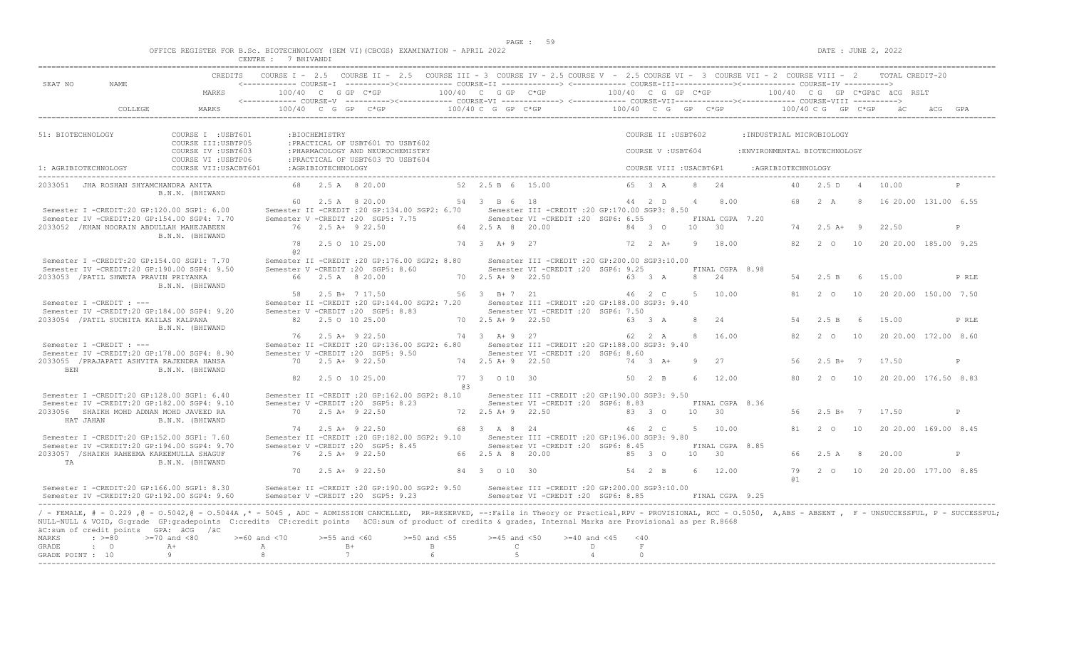OFFICE REGISTER FOR B.Sc. BIOTECHNOLOGY (SEM VI)(CBCGS) EXAMINATION - APRIL 2022 — CENTRE : 7 BHIVANDI — DATE : JUNE 2, 2022

| SEAT NO | NAME | CREDITS | COURSE I - 2.5 | COURSE II - 2.5 | COURSE III - 3 | COURSE IV - 2.5 | COURSE V - 2.5 | COURSE VI - 3 | COURSE VII - 2 | COURSE VIII - 2 | TOTAL CREDIT-20 |
|---|---|---|---|---|---|---|---|---|---|---|---|
| | | MARKS | <--- COURSE-I ---> 100/40 C G GP C*GP | <--- COURSE-II ---> 100/40 C G GP C*GP | | <--- COURSE-III ---> 100/40 C G GP C*GP | <--- COURSE-IV ---> 100/40 C G GP C*GP äC äCG RSLT | | | | |
| | COLLEGE | MARKS | <--- COURSE-V ---> 100/40 C G GP C*GP | <--- COURSE-VI ---> 100/40 C G GP C*GP | | <--- COURSE-VII ---> 100/40 C G GP C*GP | <--- COURSE-VIII ---> 100/40 C G GP C*GP äC äCG GPA | | | | |

51: BIOTECHNOLOGY
- COURSE I : USBT601 : BIOCHEMISTRY
- COURSE II : USBT602 : INDUSTRIAL MICROBIOLOGY
- COURSE III : USBTP05 : PRACTICAL OF USBT601 TO USBT602
- COURSE IV : USBT603 : PHARMACOLOGY AND NEUROCHEMISTRY
- COURSE V : USBT604 : ENVIRONMENTAL BIOTECHNOLOGY
- COURSE VI : USBTP06 : PRACTICAL OF USBT603 TO USBT604
- COURSE VII : USACBT601 : AGRIBIOTECHNOLOGY
- COURSE VIII : USACBT6P1 : AGRIBIOTECHNOLOGY

1: AGRIBIOTECHNOLOGY

| SEAT NO | NAME | Course I / V | Course II / VI | Course III / VII | Course IV / VIII | äC | äCG | RSLT / GPA |
|---|---|---|---|---|---|---|---|---|
| 2033051 | JHA ROSHAN SHYAMCHANDRA ANITA, B.N.N. (BHIWAND) | 68 2.5 A 8 20.00 | 52 2.5 B 6 15.00 | 65 3 A 8 24 | 40 2.5 D 4 10.00 | | | P |
| | | 60 2.5 A 8 20.00 | 54 3 B 6 18 | 44 2 D 4 8.00 | 68 2 A 8 16 | 20.00 | 131.00 | 6.55 |
| | Semester I -CREDIT:20 GP:120.00 SGP1: 6.00; Semester II -CREDIT :20 GP:134.00 SGP2: 6.70; Semester III -CREDIT :20 GP:170.00 SGP3: 8.50; Semester IV -CREDIT:20 GP:154.00 SGP4: 7.70; Semester V -CREDIT :20 SGP5: 7.75; Semester VI -CREDIT :20 SGP6: 6.55; FINAL CGPA 7.20 | | | | | | | |
| 2033052 | /KHAN NOORAIN ABDULLAH MAHEJABEEN, B.N.N. (BHIWAND) | 76 2.5 A+ 9 22.50 | 64 2.5 A 8 20.00 | 84 3 O 10 30 | 74 2.5 A+ 9 22.50 | | | P |
| | | 78 2.5 O 10 25.00 @2 | 74 3 A+ 9 27 | 72 2 A+ 9 18.00 | 82 2 O 10 20 | 20.00 | 185.00 | 9.25 |
| | Semester I -CREDIT:20 GP:154.00 SGP1: 7.70; Semester II -CREDIT :20 GP:176.00 SGP2: 8.80; Semester III -CREDIT :20 GP:200.00 SGP3:10.00; Semester IV -CREDIT:20 GP:190.00 SGP4: 9.50; Semester V -CREDIT :20 SGP5: 8.60; Semester VI -CREDIT :20 SGP6: 9.25; FINAL CGPA 8.98 | | | | | | | |
| 2033053 | /PATIL SHWETA PRAVIN PRIYANKA, B.N.N. (BHIWAND) | 66 2.5 A 8 20.00 | 70 2.5 A+ 9 22.50 | 63 3 A 8 24 | 54 2.5 B 6 15.00 | | | P RLE |
| | | 58 2.5 B+ 7 17.50 | 56 3 B+ 7 21 | 46 2 C 5 10.00 | 81 2 O 10 20 | 20.00 | 150.00 | 7.50 |
| | Semester I -CREDIT : ---; Semester II -CREDIT :20 GP:144.00 SGP2: 7.20; Semester III -CREDIT :20 GP:188.00 SGP3: 9.40; Semester IV -CREDIT:20 GP:184.00 SGP4: 9.20; Semester V -CREDIT :20 SGP5: 8.83; Semester VI -CREDIT :20 SGP6: 7.50 | | | | | | | |
| 2033054 | /PATIL SUCHITA KAILAS KALPANA, B.N.N. (BHIWAND) | 82 2.5 O 10 25.00 | 70 2.5 A+ 9 22.50 | 63 3 A 8 24 | 54 2.5 B 6 15.00 | | | P RLE |
| | | 76 2.5 A+ 9 22.50 | 74 3 A+ 9 27 | 62 2 A 8 16.00 | 82 2 O 10 20 | 20.00 | 172.00 | 8.60 |
| | Semester I -CREDIT : ---; Semester II -CREDIT :20 GP:136.00 SGP2: 6.80; Semester III -CREDIT :20 GP:188.00 SGP3: 9.40; Semester IV -CREDIT:20 GP:178.00 SGP4: 8.90; Semester V -CREDIT :20 SGP5: 9.50; Semester VI -CREDIT :20 SGP6: 8.60 | | | | | | | |
| 2033055 | /PRAJAPATI ASHVITA RAJENDRA HANSA BEN, B.N.N. (BHIWAND) | 70 2.5 A+ 9 22.50 | 74 2.5 A+ 9 22.50 | 74 3 A+ 9 27 | 56 2.5 B+ 7 17.50 | | | P |
| | | 82 2.5 O 10 25.00 | 77 3 O 10 30 @3 | 50 2 B 6 12.00 | 80 2 O 10 20 | 20.00 | 176.50 | 8.83 |
| | Semester I -CREDIT:20 GP:128.00 SGP1: 6.40; Semester II -CREDIT :20 GP:162.00 SGP2: 8.10; Semester III -CREDIT :20 GP:190.00 SGP3: 9.50; Semester IV -CREDIT:20 GP:182.00 SGP4: 9.10; Semester V -CREDIT :20 SGP5: 8.23; Semester VI -CREDIT :20 SGP6: 8.83; FINAL CGPA 8.36 | | | | | | | |
| 2033056 | SHAIKH MOHD ADNAN MOHD JAVEED RA HAT JAHAN, B.N.N. (BHIWAND) | 70 2.5 A+ 9 22.50 | 72 2.5 A+ 9 22.50 | 83 3 O 10 30 | 56 2.5 B+ 7 17.50 | | | P |
| | | 74 2.5 A+ 9 22.50 | 68 3 A 8 24 | 46 2 C 5 10.00 | 81 2 O 10 20 | 20.00 | 169.00 | 8.45 |
| | Semester I -CREDIT:20 GP:152.00 SGP1: 7.60; Semester II -CREDIT :20 GP:182.00 SGP2: 9.10; Semester III -CREDIT :20 GP:196.00 SGP3: 9.80; Semester IV -CREDIT:20 GP:194.00 SGP4: 9.70; Semester V -CREDIT :20 SGP5: 8.45; Semester VI -CREDIT :20 SGP6: 8.45; FINAL CGPA 8.85 | | | | | | | |
| 2033057 | /SHAIKH RAHEEMA KAREEMULLA SHAGUF TA, B.N.N. (BHIWAND) | 76 2.5 A+ 9 22.50 | 66 2.5 A 8 20.00 | 85 3 O 10 30 | 66 2.5 A 8 20.00 | | | P |
| | | 70 2.5 A+ 9 22.50 | 84 3 O 10 30 | 54 2 B 6 12.00 | 79 @1 2 O 10 20 | 20.00 | 177.00 | 8.85 |
| | Semester I -CREDIT:20 GP:166.00 SGP1: 8.30; Semester II -CREDIT :20 GP:190.00 SGP2: 9.50; Semester III -CREDIT :20 GP:200.00 SGP3:10.00; Semester IV -CREDIT:20 GP:192.00 SGP4: 9.60; Semester V -CREDIT :20 SGP5: 9.23; Semester VI -CREDIT :20 SGP6: 8.85; FINAL CGPA 9.25 | | | | | | | |

/ - FEMALE, # - 0.229 ,@ - 0.5042,@ - 0.5044A ,* - 5045 , ADC - ADMISSION CANCELLED, RR-RESERVED, --:Fails in Theory or Practical,RPV - PROVISIONAL, RCC - 0.5050, A,ABS - ABSENT , F - UNSUCCESSFUL, P - SUCCESSFUL; NULL-NULL & VOID, G:grade GP:gradepoints C:credits CP:credit points äCG:sum of product of credits & grades, Internal Marks are Provisional as per R.8668
äC:sum of credit points GPA: äCG /äC

| MARKS | >=80 | >=70 and <80 | >=60 and <70 | >=55 and <60 | >=50 and <55 | >=45 and <50 | >=40 and <45 | <40 |
|---|---|---|---|---|---|---|---|---|
| GRADE | O | A+ | A | B+ | B | C | D | F |
| GRADE POINT | 10 | 9 | 8 | 7 | 6 | 5 | 4 | 0 |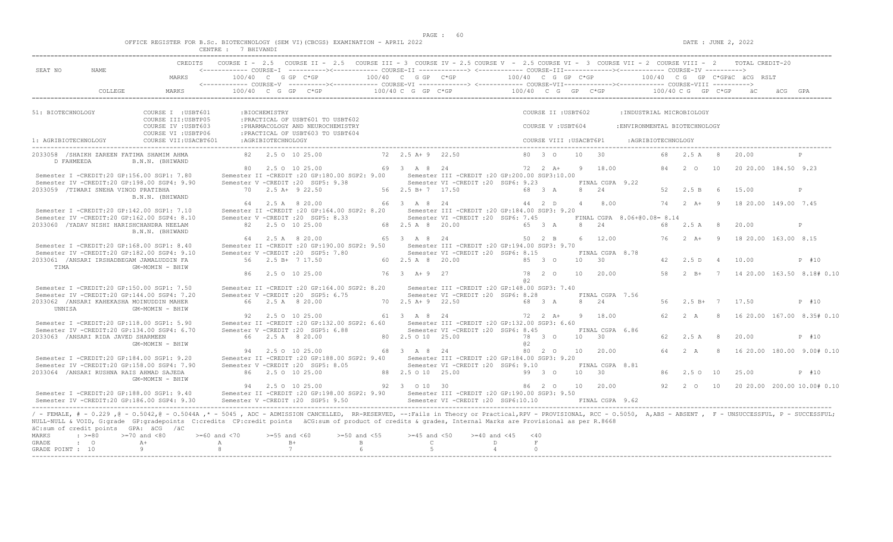OFFICE REGISTER FOR B.Sc. BIOTECHNOLOGY (SEM VI)(CBCGS) EXAMINATION - APRIL 2022    CENTRE : 7 BHIVANDI    DATE : JUNE 2, 2022

```
                          CREDITS   COURSE I - 2.5   COURSE II - 2.5   COURSE III - 3  COURSE IV - 2.5 COURSE V  - 2.5 COURSE VI -  3  COURSE VII - 2  COURSE VIII -  2     TOTAL CREDIT-20
SEAT NO       NAME                  <------------ COURSE-I  ---------><------------ COURSE-II -------------> <------------ COURSE-III-------------><------------ COURSE-IV ---------->
                          MARKS       100/40  C  G GP  C*GP          100/40  C  G GP  C*GP             100/40  C  G  GP  C*GP              100/40  C G  GP  C*GPäC  äCG  RSLT
                                    <------------ COURSE-V  ---------><------------ COURSE-VI -------------> <------------ COURSE-VII-------------><------------ COURSE-VIII ---------->
           COLLEGE        MARKS       100/40  C  G  GP   C*GP         100/40 C  G  GP  C*GP             100/40  C  G   GP   C*GP              100/40 C G  GP  C*GP     äC      äCG  GPA

51: BIOTECHNOLOGY            COURSE I  :USBT601       :BIOCHEMISTRY                                              COURSE II :USBT602        :INDUSTRIAL MICROBIOLOGY
                             COURSE III:USBTP05       :PRACTICAL OF USBT601 TO USBT602
                             COURSE IV :USBT603       :PHARMACOLOGY AND NEUROCHEMISTRY                           COURSE V :USBT604         :ENVIRONMENTAL BIOTECHNOLOGY
                             COURSE VI :USBTP06       :PRACTICAL OF USBT603 TO USBT604
1: AGRIBIOTECHNOLOGY         COURSE VII:USACBT601     :AGRIBIOTECHNOLOGY                                         COURSE VIII :USACBT6P1     :AGRIBIOTECHNOLOGY

2033058 /SHAIKH ZAREEN FATIMA SHAMIM AHMA            82   2.5 O  10 25.00           72  2.5 A+ 9  22.50             80  3  O    10   30              68   2.5 A   8    20.00           P
     D FAHMEEDA           B.N.N. (BHIWAND
                                                     80   2.5 O  10 25.00           69  3  A  8   24                72  2  A+   9    18.00           84   2  O    10    20 20.00  184.50  9.23
 Semester I -CREDIT:20 GP:156.00 SGP1: 7.80       Semester II -CREDIT :20 GP:180.00 SGP2: 9.00      Semester III -CREDIT :20 GP:200.00 SGP3:10.00
 Semester IV -CREDIT:20 GP:198.00 SGP4: 9.90      Semester V -CREDIT :20  SGP5: 9.38                Semester VI -CREDIT :20  SGP6: 9.23          FINAL CGPA  9.22
2033059 /TIWARI SNEHA VINOD PRATIBHA                 70   2.5 A+  9 22.50           56  2.5 B+ 7  17.50             68  3  A    8    24              52   2.5 B   6    15.00           P
                          B.N.N. (BHIWAND
                                                     64   2.5 A   8 20.00           66  3  A  8   24                44  2  D    4    8.00            74   2  A+   9     18 20.00  149.00  7.45
 Semester I -CREDIT:20 GP:142.00 SGP1: 7.10       Semester II -CREDIT :20 GP:164.00 SGP2: 8.20      Semester III -CREDIT :20 GP:184.00 SGP3: 9.20
 Semester IV -CREDIT:20 GP:162.00 SGP4: 8.10      Semester V -CREDIT :20  SGP5: 8.33                Semester VI -CREDIT :20  SGP6: 7.45          FINAL CGPA  8.06+@0.08= 8.14
2033060 /YADAV NISHI HARISHCHANDRA NEELAM            82   2.5 O  10 25.00           68  2.5 A  8  20.00             65  3  A    8    24              68   2.5 A   8    20.00           P
                          B.N.N. (BHIWAND
                                                     64   2.5 A   8 20.00           65  3  A  8   24                50  2  B    6    12.00           76   2  A+   9     18 20.00  163.00  8.15
 Semester I -CREDIT:20 GP:168.00 SGP1: 8.40       Semester II -CREDIT :20 GP:190.00 SGP2: 9.50      Semester III -CREDIT :20 GP:194.00 SGP3: 9.70
 Semester IV -CREDIT:20 GP:182.00 SGP4: 9.10      Semester V -CREDIT :20  SGP5: 7.80                Semester VI -CREDIT :20  SGP6: 8.15          FINAL CGPA  8.78
2033061 /ANSARI IRSHADBEGAM JAMALUDDIN FA            56   2.5 B+  7 17.50           60  2.5 A  8  20.00             85  3  O    10   30              42   2.5 D   4    10.00           P  #10
     TIMA                 GM-MOMIN - BHIW
                                                     86   2.5 O  10 25.00           76  3  A+ 9   27                78  2  O    10   20.00           58   2  B+   7     14 20.00  163.50  8.18# 0.10
                                                                                                                    @2
 Semester I -CREDIT:20 GP:150.00 SGP1: 7.50       Semester II -CREDIT :20 GP:164.00 SGP2: 8.20      Semester III -CREDIT :20 GP:148.00 SGP3: 7.40
 Semester IV -CREDIT:20 GP:144.00 SGP4: 7.20      Semester V -CREDIT :20  SGP5: 6.75                Semester VI -CREDIT :20  SGP6: 8.28          FINAL CGPA  7.56
2033062 /ANSARI KAHEKASHA MOINUDDIN MAHER            66   2.5 A   8 20.00           70  2.5 A+ 9  22.50             68  3  A    8    24              56   2.5 B+  7    17.50           P  #10
     UNNISA               GM-MOMIN - BHIW
                                                     92   2.5 O  10 25.00           61  3  A  8   24                72  2  A+   9    18.00           62   2  A    8     16 20.00  167.00  8.35# 0.10
 Semester I -CREDIT:20 GP:118.00 SGP1: 5.90       Semester II -CREDIT :20 GP:132.00 SGP2: 6.60      Semester III -CREDIT :20 GP:132.00 SGP3: 6.60
 Semester IV -CREDIT:20 GP:134.00 SGP4: 6.70      Semester V -CREDIT :20  SGP5: 6.88                Semester VI -CREDIT :20  SGP6: 8.45          FINAL CGPA  6.86
2033063 /ANSARI RIDA JAVED SHARMEEN                  66   2.5 A   8 20.00           80  2.5 O 10  25.00             78  3  O    10   30              62   2.5 A   8    20.00           P  #10
                          GM-MOMIN - BHIW                                                                           @2
                                                     94   2.5 O  10 25.00           68  3  A  8   24                80  2  O    10   20.00           64   2  A    8     16 20.00  180.00  9.00# 0.10
 Semester I -CREDIT:20 GP:184.00 SGP1: 9.20       Semester II -CREDIT :20 GP:188.00 SGP2: 9.40      Semester III -CREDIT :20 GP:184.00 SGP3: 9.20
 Semester IV -CREDIT:20 GP:158.00 SGP4: 7.90      Semester V -CREDIT :20  SGP5: 8.05                Semester VI -CREDIT :20  SGP6: 9.10          FINAL CGPA  8.81
2033064 /ANSARI RUSHNA RAIS AHMAD SAJEDA             86   2.5 O  10 25.00           88  2.5 O 10  25.00             99  3  O    10   30              86   2.5 O   10   25.00           P  #10
                          GM-MOMIN - BHIW
                                                     94   2.5 O  10 25.00           92  3  O 10   30                86  2  O    10   20.00           92   2  O    10    20 20.00  200.00 10.00# 0.10
 Semester I -CREDIT:20 GP:188.00 SGP1: 9.40       Semester II -CREDIT :20 GP:198.00 SGP2: 9.90      Semester III -CREDIT :20 GP:190.00 SGP3: 9.50
 Semester IV -CREDIT:20 GP:186.00 SGP4: 9.30      Semester V -CREDIT :20  SGP5: 9.50                Semester VI -CREDIT :20  SGP6:10.10          FINAL CGPA  9.62
```

/ - FEMALE, # - 0.229 ,@ - O.5042,@ - O.5044A ,* - 5045 , ADC - ADMISSION CANCELLED, RR-RESERVED, --:Fails in Theory or Practical,RPV - PROVISIONAL, RCC - O.5050, A,ABS - ABSENT , F - UNSUCCESSFUL, P - SUCCESSFUL;
NULL-NULL & VOID, G:grade GP:gradepoints C:credits CP:credit points äCG:sum of product of credits & grades, Internal Marks are Provisional as per R.8668
äC:sum of credit points GPA: äCG /äC

| MARKS | : >=80 | >=70 and <80 | >=60 and <70 | >=55 and <60 | >=50 and <55 | >=45 and <50 | >=40 and <45 | <40 |
|---|---|---|---|---|---|---|---|---|
| GRADE | : O | A+ | A | B+ | B | C | D | F |
| GRADE POINT | : 10 | 9 | 8 | 7 | 6 | 5 | 4 | 0 |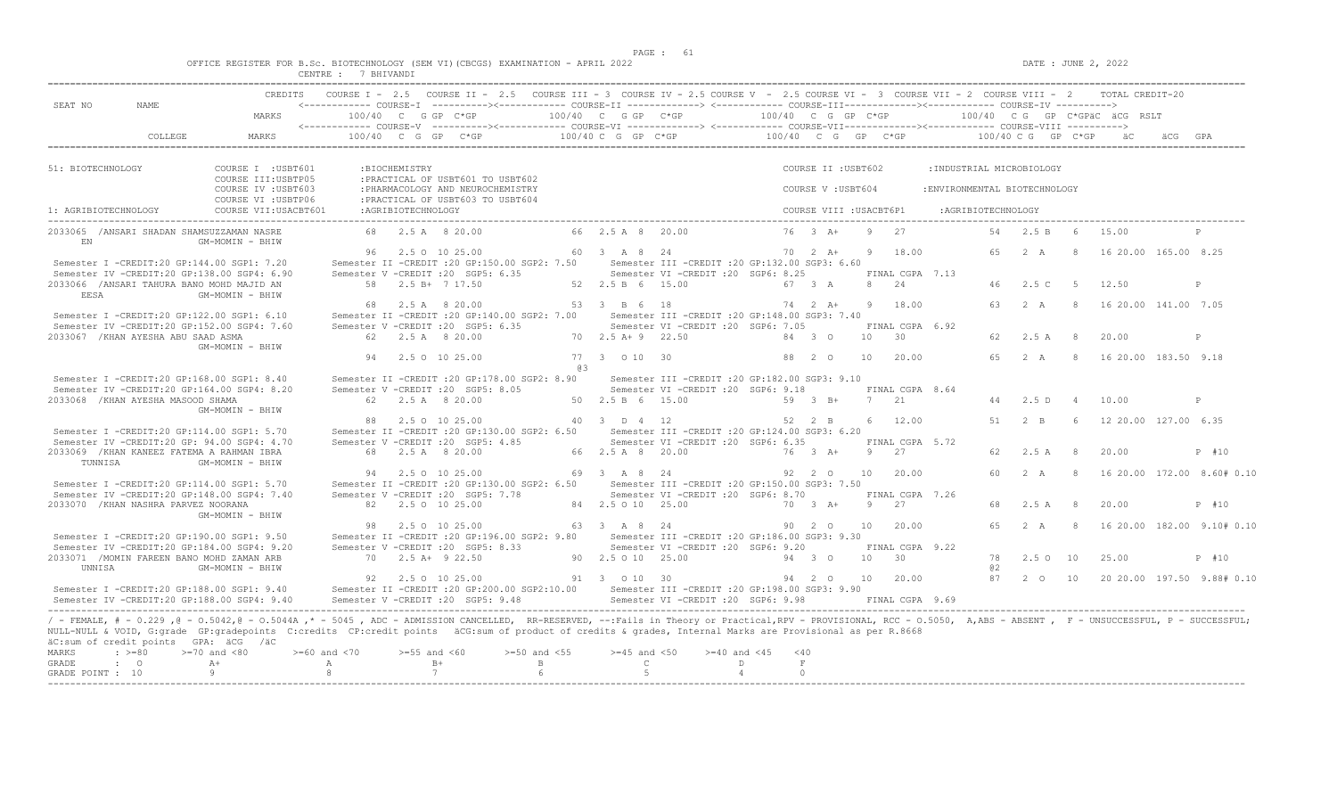OFFICE REGISTER FOR B.Sc. BIOTECHNOLOGY (SEM VI)(CBCGS) EXAMINATION - APRIL 2022 CENTRE : 7 BHIVANDI

DATE : JUNE 2, 2022

```
SEAT NO     NAME            CREDITS   COURSE I - 2.5   COURSE II - 2.5   COURSE III - 3  COURSE IV - 2.5 COURSE V  - 2.5 COURSE VI -  3  COURSE VII - 2  COURSE VIII -  2      TOTAL CREDIT-20
                                      <------------ COURSE-I  ----------><------------ COURSE-II -------------> <------------ COURSE-III------------><------------ COURSE-IV ---------->
                            MARKS         100/40  C  G GP  C*GP          100/40  C  G GP  C*GP            100/40  C  G  GP  C*GP            100/40  C G  GP  C*GPäC  äCG  RSLT
                                      <------------ COURSE-V  ----------><------------ COURSE-VI -------------> <------------ COURSE-VII-----------><------------ COURSE-VIII ---------->
            COLLEGE         MARKS         100/40  C  G  GP   C*GP         100/40 C  G  GP  C*GP            100/40  C  G   GP   C*GP             100/40 C G  GP  C*GP    äC     äCG  GPA

51: BIOTECHNOLOGY            COURSE I  :USBT601       :BIOCHEMISTRY                                                     COURSE II :USBT602        :INDUSTRIAL MICROBIOLOGY
                             COURSE III:USBTP05       :PRACTICAL OF USBT601 TO USBT602
                             COURSE IV :USBT603       :PHARMACOLOGY AND NEUROCHEMISTRY                                 COURSE V :USBT604         :ENVIRONMENTAL BIOTECHNOLOGY
                             COURSE VI :USBTP06       :PRACTICAL OF USBT603 TO USBT604
1: AGRIBIOTECHNOLOGY         COURSE VII:USACBT601     :AGRIBIOTECHNOLOGY                                               COURSE VIII :USACBT6P1     :AGRIBIOTECHNOLOGY

2033065 /ANSARI SHADAN SHAMSUZZAMAN NASRE       68   2.5 A  8 20.00          66  2.5 A  8  20.00             76  3  A+    9   27              54   2.5 B    6   15.00           P
     EN                GM-MOMIN - BHIW
                                                96   2.5 O  10 25.00          60  3  A  8  24                 70  2  A+    9   18.00           65   2  A     8   16 20.00  165.00  8.25
 Semester I -CREDIT:20 GP:144.00 SGP1: 7.20      Semester II -CREDIT :20 GP:150.00 SGP2: 7.50     Semester III -CREDIT :20 GP:132.00 SGP3: 6.60
 Semester IV -CREDIT:20 GP:138.00 SGP4: 6.90     Semester V -CREDIT :20  SGP5: 6.35               Semester VI -CREDIT :20  SGP6: 8.25          FINAL CGPA  7.13
2033066 /ANSARI TAHURA BANO MOHD MAJID AN       58   2.5 B+  7 17.50          52  2.5 B  6  15.00             67  3  A     8   24              46   2.5 C    5   12.50           P
     EESA              GM-MOMIN - BHIW
                                                68   2.5 A  8 20.00          53  3  B  6  18                 74  2  A+    9   18.00           63   2  A     8   16 20.00  141.00  7.05
 Semester I -CREDIT:20 GP:122.00 SGP1: 6.10      Semester II -CREDIT :20 GP:140.00 SGP2: 7.00     Semester III -CREDIT :20 GP:148.00 SGP3: 7.40
 Semester IV -CREDIT:20 GP:152.00 SGP4: 7.60     Semester V -CREDIT :20  SGP5: 6.35               Semester VI -CREDIT :20  SGP6: 7.05          FINAL CGPA  6.92
2033067 /KHAN AYESHA ABU SAAD ASMA              62   2.5 A  8 20.00          70  2.5 A+ 9  22.50             84  3  O    10   30              62   2.5 A    8   20.00           P
                       GM-MOMIN - BHIW
                                                94   2.5 O  10 25.00          77  3  O 10  30                 88  2  O    10   20.00           65   2  A     8   16 20.00  183.50  9.18
                                                                             @3
 Semester I -CREDIT:20 GP:168.00 SGP1: 8.40      Semester II -CREDIT :20 GP:178.00 SGP2: 8.90     Semester III -CREDIT :20 GP:182.00 SGP3: 9.10
 Semester IV -CREDIT:20 GP:164.00 SGP4: 8.20     Semester V -CREDIT :20  SGP5: 8.05               Semester VI -CREDIT :20  SGP6: 9.18          FINAL CGPA  8.64
2033068 /KHAN AYESHA MASOOD SHAMA               62   2.5 A  8 20.00          50  2.5 B  6  15.00             59  3  B+    7   21              44   2.5 D    4   10.00           P
                       GM-MOMIN - BHIW
                                                88   2.5 O  10 25.00          40  3  D  4  12                 52  2  B     6   12.00           51   2  B     6   12 20.00  127.00  6.35
 Semester I -CREDIT:20 GP:114.00 SGP1: 5.70      Semester II -CREDIT :20 GP:130.00 SGP2: 6.50     Semester III -CREDIT :20 GP:124.00 SGP3: 6.20
 Semester IV -CREDIT:20 GP: 94.00 SGP4: 4.70     Semester V -CREDIT :20  SGP5: 4.85               Semester VI -CREDIT :20  SGP6: 6.35          FINAL CGPA  5.72
2033069 /KHAN KANEEZ FATEMA A RAHMAN IBRA       68   2.5 A  8 20.00          66  2.5 A  8  20.00             76  3  A+    9   27              62   2.5 A    8   20.00           P  #10
     TUNNISA           GM-MOMIN - BHIW
                                                94   2.5 O  10 25.00          69  3  A  8  24                 92  2  O    10   20.00           60   2  A     8   16 20.00  172.00  8.60# 0.10
 Semester I -CREDIT:20 GP:114.00 SGP1: 5.70      Semester II -CREDIT :20 GP:130.00 SGP2: 6.50     Semester III -CREDIT :20 GP:150.00 SGP3: 7.50
 Semester IV -CREDIT:20 GP:148.00 SGP4: 7.40     Semester V -CREDIT :20  SGP5: 7.78               Semester VI -CREDIT :20  SGP6: 8.70          FINAL CGPA  7.26
2033070 /KHAN NASHRA PARVEZ NOORANA             82   2.5 O  10 25.00          84  2.5 O 10  25.00             70  3  A+    9   27              68   2.5 A    8   20.00           P  #10
                       GM-MOMIN - BHIW
                                                98   2.5 O  10 25.00          63  3  A  8  24                 90  2  O    10   20.00           65   2  A     8   16 20.00  182.00  9.10# 0.10
 Semester I -CREDIT:20 GP:190.00 SGP1: 9.50      Semester II -CREDIT :20 GP:196.00 SGP2: 9.80     Semester III -CREDIT :20 GP:186.00 SGP3: 9.30
 Semester IV -CREDIT:20 GP:184.00 SGP4: 9.20     Semester V -CREDIT :20  SGP5: 8.33               Semester VI -CREDIT :20  SGP6: 9.20          FINAL CGPA  9.22
2033071 /MOMIN FAREEN BANO MOHD ZAMAN ARB       70   2.5 A+  9 22.50          90  2.5 O 10  25.00             94  3  O    10   30              78   2.5 O   10   25.00           P  #10
     UNNISA            GM-MOMIN - BHIW                                                                                                         @2
                                                92   2.5 O  10 25.00          91  3  O 10  30                 94  2  O    10   20.00           87   2  O    10   20 20.00  197.50  9.88# 0.10
 Semester I -CREDIT:20 GP:188.00 SGP1: 9.40      Semester II -CREDIT :20 GP:200.00 SGP2:10.00     Semester III -CREDIT :20 GP:198.00 SGP3: 9.90
 Semester IV -CREDIT:20 GP:188.00 SGP4: 9.40     Semester V -CREDIT :20  SGP5: 9.48               Semester VI -CREDIT :20  SGP6: 9.98          FINAL CGPA  9.69
```

/ - FEMALE, # - 0.229 ,@ - O.5042,@ - O.5044A ,* - 5045 , ADC - ADMISSION CANCELLED, RR-RESERVED, --:Fails in Theory or Practical,RPV - PROVISIONAL, RCC - O.5050, A,ABS - ABSENT , F - UNSUCCESSFUL, P - SUCCESSFUL; NULL-NULL & VOID, G:grade GP:gradepoints C:credits CP:credit points äCG:sum of product of credits & grades, Internal Marks are Provisional as per R.8668
äC:sum of credit points GPA: äCG /äC

| MARKS | : >=80 | >=70 and <80 | >=60 and <70 | >=55 and <60 | >=50 and <55 | >=45 and <50 | >=40 and <45 | <40 |
|---|---|---|---|---|---|---|---|---|
| GRADE | : O | A+ | A | B+ | B | C | D | F |
| GRADE POINT | : 10 | 9 | 8 | 7 | 6 | 5 | 4 | 0 |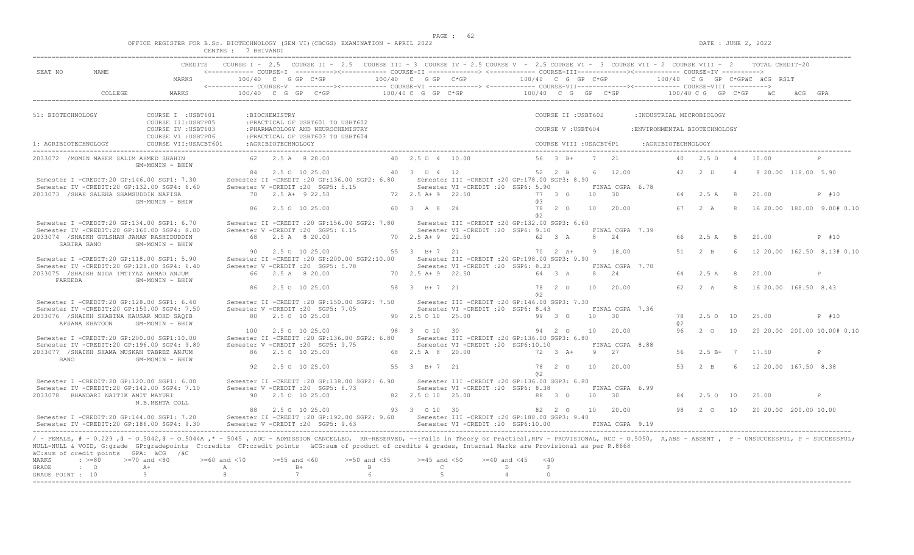OFFICE REGISTER FOR B.Sc. BIOTECHNOLOGY (SEM VI)(CBCGS) EXAMINATION - APRIL 2022 — CENTRE : 7 BHIVANDI — DATE : JUNE 2, 2022

CREDITS: COURSE I - 2.5, COURSE II - 2.5, COURSE III - 3, COURSE IV - 2.5, COURSE V - 2.5, COURSE VI - 3, COURSE VII - 2, COURSE VIII - 2, TOTAL CREDIT-20

Columns: SEAT NO, NAME, MARKS 100/40 C G GP C*GP for each course; äC äCG RSLT / GPA

51: BIOTECHNOLOGY
- COURSE I : USBT601 : BIOCHEMISTRY
- COURSE II : USBT602 : INDUSTRIAL MICROBIOLOGY
- COURSE III : USBTP05 : PRACTICAL OF USBT601 TO USBT602
- COURSE IV : USBT603 : PHARMACOLOGY AND NEUROCHEMISTRY
- COURSE V : USBT604 : ENVIRONMENTAL BIOTECHNOLOGY
- COURSE VI : USBTP06 : PRACTICAL OF USBT603 TO USBT604
- COURSE VII : USACBT601 : AGRIBIOTECHNOLOGY
- COURSE VIII : USACBT6P1 : AGRIBIOTECHNOLOGY

1: AGRIBIOTECHNOLOGY

| SEAT NO | NAME | COLLEGE | Course I / V | Course II / VI | Course III / VII | Course IV / VIII | äC | äCG | RSLT/GPA |
|---|---|---|---|---|---|---|---|---|---|
| 2033072 | /MOMIN MAHEK SALIM AHMED SHAHIN | GM-MOMIN - BHIW | 62 2.5 A 8 20.00 | 40 2.5 D 4 10.00 | 56 3 B+ 7 21 | 40 2.5 D 4 10.00 | | | P |
| | | | 84 2.5 O 10 25.00 | 40 3 D 4 12 | 52 2 B 6 12.00 | 42 2 D 4 8 | 20.00 | 118.00 | 5.90 |
| 2033073 | /SHAH SALEHA SHAMSUDDIN NAFISA | GM-MOMIN - BHIW | 70 2.5 A+ 9 22.50 | 72 2.5 A+ 9 22.50 | 77 3 O 10 30 @3 | 64 2.5 A 8 20.00 | | | P #10 |
| | | | 86 2.5 O 10 25.00 | 60 3 A 8 24 | 78 2 O 10 20.00 @2 | 67 2 A 8 16 | 20.00 | 180.00 | 9.00# 0.10 |
| 2033074 | /SHAIKH GULSHAN JAHAN RASHIDUDDIN SABIRA BANO | GM-MOMIN - BHIW | 68 2.5 A 8 20.00 | 70 2.5 A+ 9 22.50 | 62 3 A 8 24 | 66 2.5 A 8 20.00 | | | P #10 |
| | | | 90 2.5 O 10 25.00 | 55 3 B+ 7 21 | 70 2 A+ 9 18.00 | 51 2 B 6 12 | 20.00 | 162.50 | 8.13# 0.10 |
| 2033075 | /SHAIKH NIDA IMTIYAZ AHMAD ANJUM FAREEDA | GM-MOMIN - BHIW | 66 2.5 A 8 20.00 | 70 2.5 A+ 9 22.50 | 64 3 A 8 24 | 64 2.5 A 8 20.00 | | | P |
| | | | 86 2.5 O 10 25.00 | 58 3 B+ 7 21 | 78 2 O 10 20.00 @2 | 62 2 A 8 16 | 20.00 | 168.50 | 8.43 |
| 2033076 | /SHAIKH SHABINA KAUSAR MOHD SAQIB AFSANA KHATOON | GM-MOMIN - BHIW | 80 2.5 O 10 25.00 | 90 2.5 O 10 25.00 | 99 3 O 10 30 | 78 2.5 O 10 25.00 @2 | | | P #10 |
| | | | 100 2.5 O 10 25.00 | 98 3 O 10 30 | 94 2 O 10 20.00 | 96 2 O 10 20 | 20.00 | 200.00 | 10.00# 0.10 |
| 2033077 | /SHAIKH SHAMA MUSKAN TABREZ ANJUM BANO | GM-MOMIN - BHIW | 86 2.5 O 10 25.00 | 68 2.5 A 8 20.00 | 72 3 A+ 9 27 | 56 2.5 B+ 7 17.50 | | | P |
| | | | 92 2.5 O 10 25.00 | 55 3 B+ 7 21 | 78 2 O 10 20.00 @2 | 53 2 B 6 12 | 20.00 | 167.50 | 8.38 |
| 2033078 | BHANDARI NAITIK AMIT MAYURI | N.B.MEHTA COLL | 90 2.5 O 10 25.00 | 82 2.5 O 10 25.00 | 88 3 O 10 30 | 84 2.5 O 10 25.00 | | | P |
| | | | 88 2.5 O 10 25.00 | 93 3 O 10 30 | 82 2 O 10 20.00 | 98 2 O 10 20 | 20.00 | 200.00 | 10.00 |

Semester summaries:

- 2033072: Semester I -CREDIT:20 GP:146.00 SGP1: 7.30; Semester II -CREDIT :20 GP:136.00 SGP2: 6.80; Semester III -CREDIT :20 GP:178.00 SGP3: 8.90; Semester IV -CREDIT:20 GP:132.00 SGP4: 6.60; Semester V -CREDIT :20 SGP5: 5.15; Semester VI -CREDIT :20 SGP6: 5.90; FINAL CGPA 6.78
- 2033073: Semester I -CREDIT:20 GP:134.00 SGP1: 6.70; Semester II -CREDIT :20 GP:156.00 SGP2: 7.80; Semester III -CREDIT :20 GP:132.00 SGP3: 6.60; Semester IV -CREDIT:20 GP:160.00 SGP4: 8.00; Semester V -CREDIT :20 SGP5: 6.15; Semester VI -CREDIT :20 SGP6: 9.10; FINAL CGPA 7.39
- 2033074: Semester I -CREDIT:20 GP:118.00 SGP1: 5.90; Semester II -CREDIT :20 GP:200.00 SGP2:10.00; Semester III -CREDIT :20 GP:198.00 SGP3: 9.90; Semester IV -CREDIT:20 GP:128.00 SGP4: 6.40; Semester V -CREDIT :20 SGP5: 5.78; Semester VI -CREDIT :20 SGP6: 8.23; FINAL CGPA 7.70
- 2033075: Semester I -CREDIT:20 GP:128.00 SGP1: 6.40; Semester II -CREDIT :20 GP:150.00 SGP2: 7.50; Semester III -CREDIT :20 GP:146.00 SGP3: 7.30; Semester IV -CREDIT:20 GP:150.00 SGP4: 7.50; Semester V -CREDIT :20 SGP5: 7.05; Semester VI -CREDIT :20 SGP6: 8.43; FINAL CGPA 7.36
- 2033076: Semester I -CREDIT:20 GP:200.00 SGP1:10.00; Semester II -CREDIT :20 GP:136.00 SGP2: 6.80; Semester III -CREDIT :20 GP:136.00 SGP3: 6.80; Semester IV -CREDIT:20 GP:196.00 SGP4: 9.80; Semester V -CREDIT :20 SGP5: 9.75; Semester VI -CREDIT :20 SGP6:10.10; FINAL CGPA 8.88
- 2033077: Semester I -CREDIT:20 GP:120.00 SGP1: 6.00; Semester II -CREDIT :20 GP:138.00 SGP2: 6.90; Semester III -CREDIT :20 GP:136.00 SGP3: 6.80; Semester IV -CREDIT:20 GP:142.00 SGP4: 7.10; Semester V -CREDIT :20 SGP5: 6.73; Semester VI -CREDIT :20 SGP6: 8.38; FINAL CGPA 6.99
- 2033078: Semester I -CREDIT:20 GP:144.00 SGP1: 7.20; Semester II -CREDIT :20 GP:192.00 SGP2: 9.60; Semester III -CREDIT :20 GP:188.00 SGP3: 9.40; Semester IV -CREDIT:20 GP:186.00 SGP4: 9.30; Semester V -CREDIT :20 SGP5: 9.63; Semester VI -CREDIT :20 SGP6:10.00; FINAL CGPA 9.19

/ - FEMALE, # - 0.229 ,@ - O.5042,@ - O.5044A ,* - 5045 , ADC - ADMISSION CANCELLED, RR-RESERVED, --:Fails in Theory or Practical,RPV - PROVISIONAL, RCC - O.5050, A,ABS - ABSENT , F - UNSUCCESSFUL, P - SUCCESSFUL; NULL-NULL & VOID, G:grade GP:gradepoints C:credits CP:credit points äCG:sum of product of credits & grades, Internal Marks are Provisional as per R.8668
äC:sum of credit points GPA: äCG /äC

| MARKS | >=80 | >=70 and <80 | >=60 and <70 | >=55 and <60 | >=50 and <55 | >=45 and <50 | >=40 and <45 | <40 |
|---|---|---|---|---|---|---|---|---|
| GRADE | O | A+ | A | B+ | B | C | D | F |
| GRADE POINT | 10 | 9 | 8 | 7 | 6 | 5 | 4 | 0 |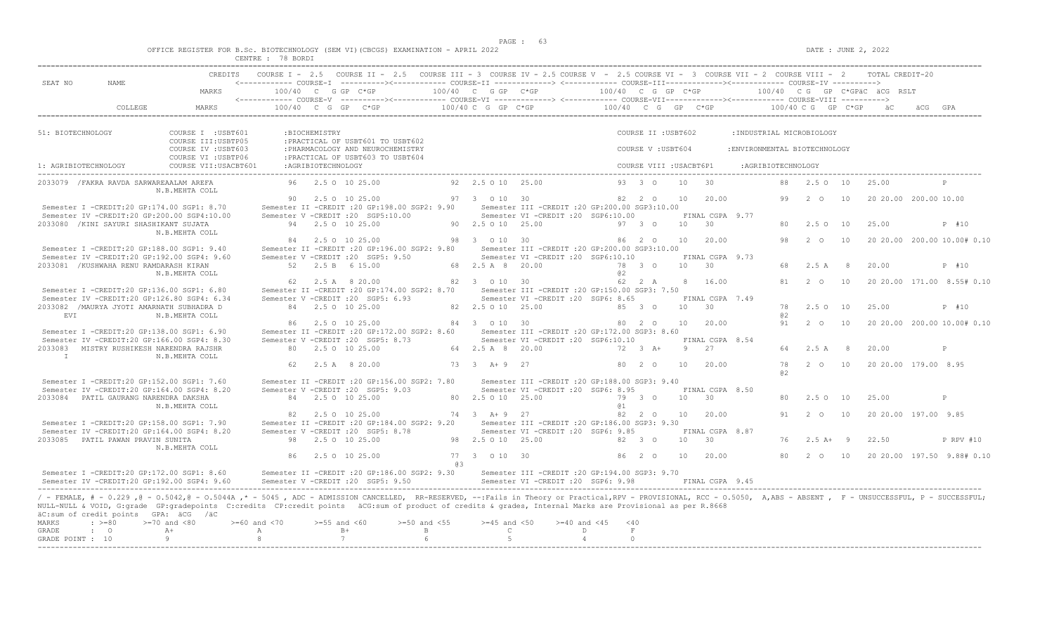OFFICE REGISTER FOR B.Sc. BIOTECHNOLOGY (SEM VI)(CBCGS) EXAMINATION - APRIL 2022

CENTRE : 78 BORDI

DATE : JUNE 2, 2022

```
SEAT NO      NAME            CREDITS   COURSE I - 2.5   COURSE II - 2.5   COURSE III = 3  COURSE IV = 2.5 COURSE V  - 2.5 COURSE VI -  3  COURSE VII - 2  COURSE VIII -  2      TOTAL CREDIT-20
                                       <------------ COURSE-I  ----------><------------ COURSE-II -------------> <------------ COURSE-III-------------><------------ COURSE-IV ---------->
                             MARKS          100/40  C  G GP  C*GP           100/40  C  G GP  C*GP            100/40  C  G  GP  C*GP            100/40  C  G  GP  C*GPäC  äCG  RSLT
                                       <------------ COURSE-V  ----------><------------ COURSE-VI -------------> <------------ COURSE-VII-------------><------------ COURSE-VIII ---------->
         COLLEGE             MARKS          100/40  C  G  GP  C*GP          100/40 C  G  GP  C*GP            100/40  C  G   GP  C*GP            100/40 C G  GP  C*GP    äC    äCG  GPA

51: BIOTECHNOLOGY          COURSE I  :USBT601      :BIOCHEMISTRY                                               COURSE II :USBT602        :INDUSTRIAL MICROBIOLOGY
                           COURSE III:USBTP05      :PRACTICAL OF USBT601 TO USBT602
                           COURSE IV :USBT603      :PHARMACOLOGY AND NEUROCHEMISTRY                            COURSE V :USBT604         :ENVIRONMENTAL BIOTECHNOLOGY
                           COURSE VI :USBTP06      :PRACTICAL OF USBT603 TO USBT604
1: AGRIBIOTECHNOLOGY       COURSE VII:USACBT601    :AGRIBIOTECHNOLOGY                                          COURSE VIII :USACBT6P1    :AGRIBIOTECHNOLOGY

2033079  /FAKRA RAVDA SARWAREAALAM AREFA      96   2.5 O 10 25.00        92  2.5 O 10  25.00              93  3  O    10   30             88   2.5 O  10   25.00          P
                  N.B.MEHTA COLL
                                             90   2.5 O 10 25.00        97  3  O 10  30                  82  2  O    10   20.00          99   2  O   10   20 20.00 200.00 10.00
  Semester I -CREDIT:20 GP:174.00 SGP1: 8.70     Semester II -CREDIT :20 GP:198.00 SGP2: 9.90    Semester III -CREDIT :20 GP:200.00 SGP3:10.00
  Semester IV -CREDIT:20 GP:200.00 SGP4:10.00    Semester V -CREDIT :20  SGP5:10.00              Semester VI -CREDIT :20  SGP6:10.00          FINAL CGPA  9.77
2033080  /KINI SAYURI SHASHIKANT SUJATA      94   2.5 O 10 25.00        90  2.5 O 10  25.00              97  3  O    10   30             80   2.5 O  10   25.00          P  #10
                  N.B.MEHTA COLL
                                             84   2.5 O 10 25.00        98  3  O 10  30                  86  2  O    10   20.00          98   2  O   10   20 20.00 200.00 10.00# 0.10
  Semester I -CREDIT:20 GP:188.00 SGP1: 9.40     Semester II -CREDIT :20 GP:196.00 SGP2: 9.80    Semester III -CREDIT :20 GP:200.00 SGP3:10.00
  Semester IV -CREDIT:20 GP:192.00 SGP4: 9.60    Semester V -CREDIT :20  SGP5: 9.50              Semester VI -CREDIT :20  SGP6:10.10          FINAL CGPA  9.73
2033081  /KUSHWAHA RENU RAMDARASH KIRAN      52   2.5 B  6 15.00        68  2.5 A  8  20.00              78  3  O    10   30             68   2.5 A   8   20.00          P  #10
                  N.B.MEHTA COLL                                                                         @2
                                             62   2.5 A  8 20.00        82  3  O 10  30                  62  2  A     8   16.00          81   2  O   10   20 20.00 171.00  8.55# 0.10
  Semester I -CREDIT:20 GP:136.00 SGP1: 6.80     Semester II -CREDIT :20 GP:174.00 SGP2: 8.70    Semester III -CREDIT :20 GP:150.00 SGP3: 7.50
  Semester IV -CREDIT:20 GP:126.80 SGP4: 6.34    Semester V -CREDIT :20  SGP5: 6.93              Semester VI -CREDIT :20  SGP6: 8.65          FINAL CGPA  7.49
2033082  /MAURYA JYOTI AMARNATH SUBHADRA D   84   2.5 O 10 25.00        82  2.5 O 10  25.00              85  3  O    10   30             78   2.5 O  10   25.00          P  #10
    EVI           N.B.MEHTA COLL                                                                                                         @2
                                             86   2.5 O 10 25.00        84  3  O 10  30                  80  2  O    10   20.00          91   2  O   10   20 20.00 200.00 10.00# 0.10
  Semester I -CREDIT:20 GP:138.00 SGP1: 6.90     Semester II -CREDIT :20 GP:172.00 SGP2: 8.60    Semester III -CREDIT :20 GP:172.00 SGP3: 8.60
  Semester IV -CREDIT:20 GP:166.00 SGP4: 8.30    Semester V -CREDIT :20  SGP5: 8.73              Semester VI -CREDIT :20  SGP6:10.10          FINAL CGPA  8.54
2033083   MISTRY RUSHIKESH NARENDRA RAJSHR   80   2.5 O 10 25.00        64  2.5 A  8  20.00              72  3  A+    9   27             64   2.5 A   8   20.00          P
    I             N.B.MEHTA COLL
                                             62   2.5 A  8 20.00        73  3  A+ 9  27                  80  2  O    10   20.00          78   2  O   10   20 20.00 179.00  8.95
                                                                                                                                         @2
  Semester I -CREDIT:20 GP:152.00 SGP1: 7.60     Semester II -CREDIT :20 GP:156.00 SGP2: 7.80    Semester III -CREDIT :20 GP:188.00 SGP3: 9.40
  Semester IV -CREDIT:20 GP:164.00 SGP4: 8.20    Semester V -CREDIT :20  SGP5: 9.03              Semester VI -CREDIT :20  SGP6: 8.95          FINAL CGPA  8.50
2033084   PATIL GAURANG NARENDRA DAKSHA      84   2.5 O 10 25.00        80  2.5 O 10  25.00              79  3  O    10   30             80   2.5 O  10   25.00          P
                  N.B.MEHTA COLL                                                                         @1
                                             82   2.5 O 10 25.00        74  3  A+ 9  27                  82  2  O    10   20.00          91   2  O   10   20 20.00 197.00  9.85
  Semester I -CREDIT:20 GP:158.00 SGP1: 7.90     Semester II -CREDIT :20 GP:184.00 SGP2: 9.20    Semester III -CREDIT :20 GP:186.00 SGP3: 9.30
  Semester IV -CREDIT:20 GP:164.00 SGP4: 8.20    Semester V -CREDIT :20  SGP5: 8.78              Semester VI -CREDIT :20  SGP6: 9.85          FINAL CGPA  8.87
2033085   PATIL PAWAN PRAVIN SUNITA          98   2.5 O 10 25.00        98  2.5 O 10  25.00              82  3  O    10   30             76   2.5 A+  9   22.50          P RPV #10
                  N.B.MEHTA COLL
                                             86   2.5 O 10 25.00        77  3  O 10  30                  86  2  O    10   20.00          80   2  O   10   20 20.00 197.50  9.88# 0.10
                                                                        @3
  Semester I -CREDIT:20 GP:172.00 SGP1: 8.60     Semester II -CREDIT :20 GP:186.00 SGP2: 9.30    Semester III -CREDIT :20 GP:194.00 SGP3: 9.70
  Semester IV -CREDIT:20 GP:192.00 SGP4: 9.60    Semester V -CREDIT :20  SGP5: 9.50              Semester VI -CREDIT :20  SGP6: 9.98          FINAL CGPA  9.45
```

/ - FEMALE, # - 0.229 ,@ - 0.5042,@ - 0.5044A ,* - 5045 , ADC - ADMISSION CANCELLED, RR-RESERVED, --:Fails in Theory or Practical,RPV - PROVISIONAL, RCC - 0.5050, A,ABS - ABSENT , F - UNSUCCESSFUL, P - SUCCESSFUL; NULL-NULL & VOID, G:grade GP:gradepoints C:credits CP:credit points äCG:sum of product of credits & grades, Internal Marks are Provisional as per R.8668

äC:sum of credit points GPA: äCG /äC

| MARKS | : >=80 | >=70 and <80 | >=60 and <70 | >=55 and <60 | >=50 and <55 | >=45 and <50 | >=40 and <45 | <40 |
|---|---|---|---|---|---|---|---|---|
| GRADE | : O | A+ | A | B+ | B | C | D | F |
| GRADE POINT | : 10 | 9 | 8 | 7 | 6 | 5 | 4 | 0 |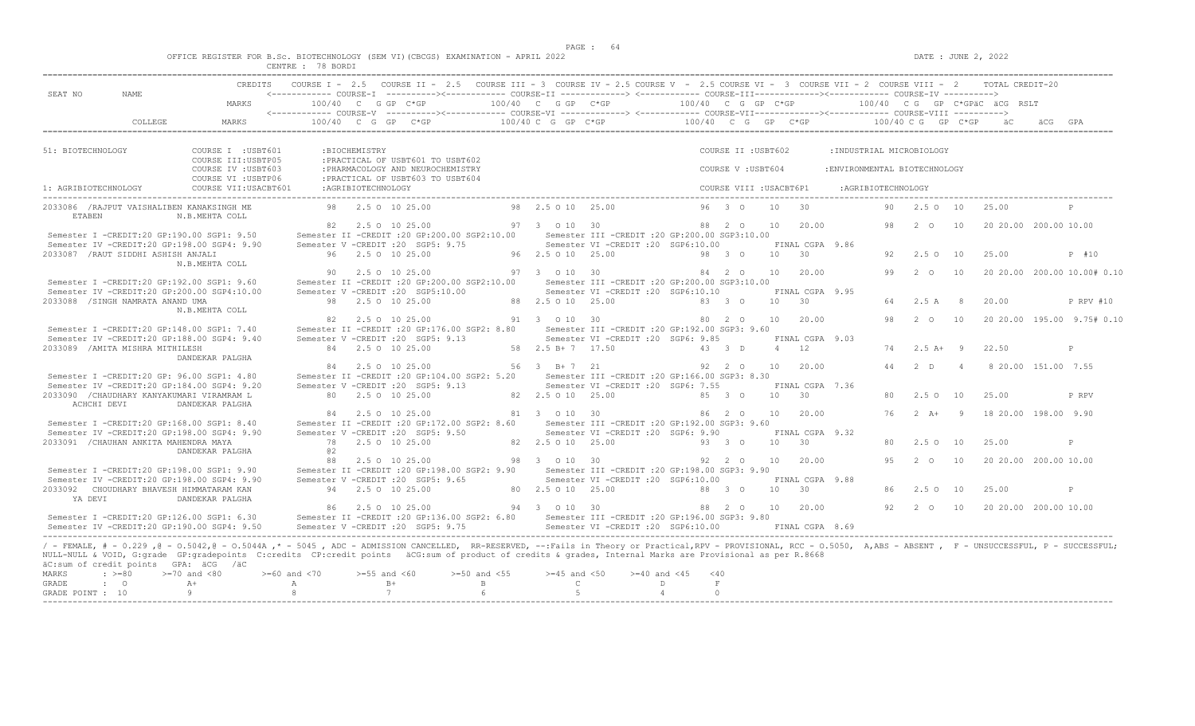OFFICE REGISTER FOR B.Sc. BIOTECHNOLOGY (SEM VI)(CBCGS) EXAMINATION - APRIL 2022 &nbsp;&nbsp;&nbsp;&nbsp; DATE : JUNE 2, 2022

CENTRE : 78 BORDI

```
                          CREDITS   COURSE I - 2.5   COURSE II - 2.5   COURSE III - 3  COURSE IV - 2.5 COURSE V  - 2.5 COURSE VI -  3  COURSE VII - 2  COURSE VIII -  2      TOTAL CREDIT-20
SEAT NO       NAME                  <------------ COURSE-I  ---------><------------ COURSE-II -------------> <------------ COURSE-III-------------><------------ COURSE-IV ---------->
                           MARKS        100/40  C  G GP  C*GP          100/40  C  G GP  C*GP            100/40  C  G  GP  C*GP           100/40  C G  GP  C*GPäC  äCG  RSLT
                                    <------------ COURSE-V  ---------><------------ COURSE-VI -------------> <------------ COURSE-VII-------------><------------ COURSE-VIII ---------->
        COLLEGE            MARKS        100/40  C  G  GP   C*GP        100/40 C  G  GP  C*GP            100/40  C  G   GP   C*GP          100/40 C G   GP  C*GP      äC      äCG  GPA
```

```
51: BIOTECHNOLOGY             COURSE I  :USBT601       :BIOCHEMISTRY                                                  COURSE II :USBT602       :INDUSTRIAL MICROBIOLOGY
                              COURSE III:USBTP05       :PRACTICAL OF USBT601 TO USBT602
                              COURSE IV :USBT603       :PHARMACOLOGY AND NEUROCHEMISTRY                               COURSE V :USBT604        :ENVIRONMENTAL BIOTECHNOLOGY
                              COURSE VI :USBTP06       :PRACTICAL OF USBT603 TO USBT604
1: AGRIBIOTECHNOLOGY          COURSE VII:USACBT601     :AGRIBIOTECHNOLOGY                                             COURSE VIII :USACBT6P1    :AGRIBIOTECHNOLOGY
```

```
2033086 /RAJPUT VAISHALIBEN KANAKSINGH ME        98   2.5 O  10 25.00           98  2.5 O 10  25.00          96  3  O    10   30              90   2.5 O  10   25.00           P
    ETABEN           N.B.MEHTA COLL
                                                 82   2.5 O  10 25.00           97  3   O 10  30             88  2  O    10   20.00           98   2  O   10   20 20.00  200.00 10.00
 Semester I -CREDIT:20 GP:190.00 SGP1: 9.50     Semester II -CREDIT :20 GP:200.00 SGP2:10.00     Semester III -CREDIT :20 GP:200.00 SGP3:10.00
 Semester IV -CREDIT:20 GP:198.00 SGP4: 9.90    Semester V -CREDIT :20  SGP5: 9.75               Semester VI -CREDIT :20  SGP6:10.00        FINAL CGPA  9.86
2033087 /RAUT SIDDHI ASHISH ANJALI               96   2.5 O  10 25.00           96  2.5 O 10  25.00          98  3  O    10   30              92   2.5 O  10   25.00           P  #10
                     N.B.MEHTA COLL
                                                 90   2.5 O  10 25.00           97  3   O 10  30             84  2  O    10   20.00           99   2  O   10   20 20.00  200.00 10.00# 0.10
 Semester I -CREDIT:20 GP:192.00 SGP1: 9.60     Semester II -CREDIT :20 GP:200.00 SGP2:10.00     Semester III -CREDIT :20 GP:200.00 SGP3:10.00
 Semester IV -CREDIT:20 GP:200.00 SGP4:10.00    Semester V -CREDIT :20  SGP5:10.00               Semester VI -CREDIT :20  SGP6:10.10        FINAL CGPA  9.95
2033088 /SINGH NAMRATA ANAND UMA                 98   2.5 O  10 25.00           88  2.5 O 10  25.00          83  3  O    10   30              64   2.5 A   8   20.00           P RPV #10
                     N.B.MEHTA COLL
                                                 82   2.5 O  10 25.00           91  3   O 10  30             80  2  O    10   20.00           98   2  O   10   20 20.00  195.00  9.75# 0.10
 Semester I -CREDIT:20 GP:148.00 SGP1: 7.40     Semester II -CREDIT :20 GP:176.00 SGP2: 8.80     Semester III -CREDIT :20 GP:192.00 SGP3: 9.60
 Semester IV -CREDIT:20 GP:188.00 SGP4: 9.40    Semester V -CREDIT :20  SGP5: 9.13               Semester VI -CREDIT :20  SGP6: 9.85        FINAL CGPA  9.03
2033089 /AMITA MISHRA MITHILESH                  84   2.5 O  10 25.00           58  2.5 B+ 7  17.50          43  3  D     4   12              74   2.5 A+  9   22.50           P
                     DANDEKAR PALGHA
                                                 84   2.5 O  10 25.00           56  3   B+ 7  21             92  2  O    10   20.00           44   2  D    4    8 20.00  151.00  7.55
 Semester I -CREDIT:20 GP: 96.00 SGP1: 4.80     Semester II -CREDIT :20 GP:104.00 SGP2: 5.20     Semester III -CREDIT :20 GP:166.00 SGP3: 8.30
 Semester IV -CREDIT:20 GP:184.00 SGP4: 9.20    Semester V -CREDIT :20  SGP5: 9.13               Semester VI -CREDIT :20  SGP6: 7.55        FINAL CGPA  7.36
2033090 /CHAUDHARY KANYAKUMARI VIRAMRAM L        80   2.5 O  10 25.00           82  2.5 O 10  25.00          85  3  O    10   30              80   2.5 O  10   25.00           P RPV
    ACHCHI DEVI      DANDEKAR PALGHA
                                                 84   2.5 O  10 25.00           81  3   O 10  30             86  2  O    10   20.00           76   2  A+   9   18 20.00  198.00  9.90
 Semester I -CREDIT:20 GP:168.00 SGP1: 8.40     Semester II -CREDIT :20 GP:172.00 SGP2: 8.60     Semester III -CREDIT :20 GP:192.00 SGP3: 9.60
 Semester IV -CREDIT:20 GP:198.00 SGP4: 9.90    Semester V -CREDIT :20  SGP5: 9.50               Semester VI -CREDIT :20  SGP6: 9.90        FINAL CGPA  9.32
2033091 /CHAUHAN ANKITA MAHENDRA MAYA            78   2.5 O  10 25.00           82  2.5 O 10  25.00          93  3  O    10   30              80   2.5 O  10   25.00           P
                     DANDEKAR PALGHA             @2
                                                 88   2.5 O  10 25.00           98  3   O 10  30             92  2  O    10   20.00           95   2  O   10   20 20.00  200.00 10.00
 Semester I -CREDIT:20 GP:198.00 SGP1: 9.90     Semester II -CREDIT :20 GP:198.00 SGP2: 9.90     Semester III -CREDIT :20 GP:198.00 SGP3: 9.90
 Semester IV -CREDIT:20 GP:198.00 SGP4: 9.90    Semester V -CREDIT :20  SGP5: 9.65               Semester VI -CREDIT :20  SGP6:10.00        FINAL CGPA  9.88
2033092  CHOUDHARY BHAVESH HIMMATARAM KAN        94   2.5 O  10 25.00           80  2.5 O 10  25.00          88  3  O    10   30              86   2.5 O  10   25.00           P
    YA DEVI          DANDEKAR PALGHA
                                                 86   2.5 O  10 25.00           94  3   O 10  30             88  2  O    10   20.00           92   2  O   10   20 20.00  200.00 10.00
 Semester I -CREDIT:20 GP:126.00 SGP1: 6.30     Semester II -CREDIT :20 GP:136.00 SGP2: 6.80     Semester III -CREDIT :20 GP:196.00 SGP3: 9.80
 Semester IV -CREDIT:20 GP:190.00 SGP4: 9.50    Semester V -CREDIT :20  SGP5: 9.75               Semester VI -CREDIT :20  SGP6:10.00        FINAL CGPA  8.69
```

/ - FEMALE, # - 0.229 ,@ - 0.5042,@ - 0.5044A ,* - 5045 , ADC - ADMISSION CANCELLED, RR-RESERVED, --:Fails in Theory or Practical,RPV - PROVISIONAL, RCC - 0.5050, A,ABS - ABSENT , F - UNSUCCESSFUL, P - SUCCESSFUL; NULL-NULL & VOID, G:grade GP:gradepoints C:credits CP:credit points äCG:sum of product of credits & grades, Internal Marks are Provisional as per R.8668
äC:sum of credit points GPA: äCG /äC

| MARKS | : >=80 | >=70 and <80 | >=60 and <70 | >=55 and <60 | >=50 and <55 | >=45 and <50 | >=40 and <45 | <40 |
|---|---|---|---|---|---|---|---|---|
| GRADE | : O | A+ | A | B+ | B | C | D | F |
| GRADE POINT | : 10 | 9 | 8 | 7 | 6 | 5 | 4 | 0 |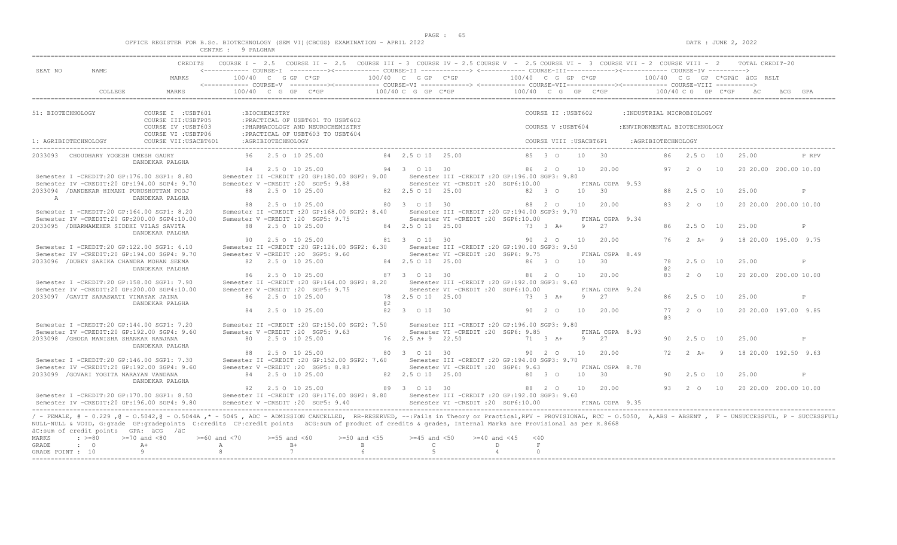OFFICE REGISTER FOR B.Sc. BIOTECHNOLOGY (SEM VI)(CBCGS) EXAMINATION - APRIL 2022

CENTRE : 9 PALGHAR

DATE : JUNE 2, 2022

```
                    CREDITS   COURSE I - 2.5   COURSE II - 2.5   COURSE III - 3  COURSE IV - 2.5 COURSE V  - 2.5 COURSE VI -  3  COURSE VII - 2  COURSE VIII -  2       TOTAL CREDIT-20
SEAT NO     NAME              <------------ COURSE-I  ----------><------------ COURSE-II -------------> <------------ COURSE-III-------------><------------ COURSE-IV ---------->
                    MARKS         100/40  C  G GP  C*GP          100/40  C  G GP  C*GP           100/40  C  G  GP  C*GP            100/40  C G   GP  C*GPäC  äCG  RSLT
                              <------------ COURSE-V  ----------><------------ COURSE-VI -------------> <------------ COURSE-VII-------------><------------ COURSE-VIII ---------->
        COLLEGE     MARKS         100/40  C  G  GP   C*GP         100/40 C  G  GP  C*GP          100/40  C  G   GP   C*GP            100/40 C G   GP  C*GP    äC     äCG  GPA

51: BIOTECHNOLOGY          COURSE I  :USBT601       :BIOCHEMISTRY                                          COURSE II :USBT602       :INDUSTRIAL MICROBIOLOGY
                           COURSE III:USBTP05       :PRACTICAL OF USBT601 TO USBT602
                           COURSE IV :USBT603       :PHARMACOLOGY AND NEUROCHEMISTRY                       COURSE V :USBT604        :ENVIRONMENTAL BIOTECHNOLOGY
                           COURSE VI :USBTP06       :PRACTICAL OF USBT603 TO USBT604
1: AGRIBIOTECHNOLOGY       COURSE VII:USACBT601     :AGRIBIOTECHNOLOGY                                     COURSE VIII :USACBT6P1   :AGRIBIOTECHNOLOGY

2033093  CHOUDHARY YOGESH UMESH GAURY          96   2.5 O  10 25.00       84  2.5 O 10  25.00          85  3  O    10   30          86   2.5 O  10   25.00           P RPV
                  DANDEKAR PALGHA
                                               84   2.5 O  10 25.00       94  3   O 10  30             86  2  O    10   20.00       97   2  O   10   20 20.00  200.00 10.00
 Semester I -CREDIT:20 GP:176.00 SGP1: 8.80      Semester II -CREDIT :20 GP:180.00 SGP2: 9.00     Semester III -CREDIT :20 GP:196.00 SGP3: 9.80
 Semester IV -CREDIT:20 GP:194.00 SGP4: 9.70     Semester V -CREDIT :20  SGP5: 9.88               Semester VI -CREDIT :20  SGP6:10.00          FINAL CGPA  9.53
2033094 /DANDEKAR HIMANI PURUSHOTTAM POOJ      88   2.5 O  10 25.00       82  2.5 O 10  25.00          82  3  O    10   30          88   2.5 O  10   25.00           P
 A                DANDEKAR PALGHA
                                               88   2.5 O  10 25.00       80  3   O 10  30             88  2  O    10   20.00       83   2  O   10   20 20.00  200.00 10.00
 Semester I -CREDIT:20 GP:164.00 SGP1: 8.20      Semester II -CREDIT :20 GP:168.00 SGP2: 8.40     Semester III -CREDIT :20 GP:194.00 SGP3: 9.70
 Semester IV -CREDIT:20 GP:200.00 SGP4:10.00     Semester V -CREDIT :20  SGP5: 9.75               Semester VI -CREDIT :20  SGP6:10.00          FINAL CGPA  9.34
2033095 /DHARMAMEHER SIDDHI VILAS SAVITA       88   2.5 O  10 25.00       84  2.5 O 10  25.00          73  3  A+   9    27          86   2.5 O  10   25.00           P
                  DANDEKAR PALGHA
                                               90   2.5 O  10 25.00       81  3   O 10  30             90  2  O    10   20.00       76   2  A+  9    18 20.00  195.00  9.75
 Semester I -CREDIT:20 GP:122.00 SGP1: 6.10      Semester II -CREDIT :20 GP:126.00 SGP2: 6.30     Semester III -CREDIT :20 GP:190.00 SGP3: 9.50
 Semester IV -CREDIT:20 GP:194.00 SGP4: 9.70     Semester V -CREDIT :20  SGP5: 9.60               Semester VI -CREDIT :20  SGP6: 9.75          FINAL CGPA  8.49
2033096 /DUBEY SARIKA CHANDRA MOHAN SEEMA      82   2.5 O  10 25.00       84  2.5 O 10  25.00          86  3  O    10   30          78   2.5 O  10   25.00           P
                  DANDEKAR PALGHA                                                                                                   @2
                                               86   2.5 O  10 25.00       87  3   O 10  30             86  2  O    10   20.00       83   2  O   10   20 20.00  200.00 10.00
 Semester I -CREDIT:20 GP:158.00 SGP1: 7.90      Semester II -CREDIT :20 GP:164.00 SGP2: 8.20     Semester III -CREDIT :20 GP:192.00 SGP3: 9.60
 Semester IV -CREDIT:20 GP:200.00 SGP4:10.00     Semester V -CREDIT :20  SGP5: 9.75               Semester VI -CREDIT :20  SGP6:10.00          FINAL CGPA  9.24
2033097 /GAVIT SARASWATI VINAYAK JAINA         86   2.5 O  10 25.00       78  2.5 O 10  25.00          73  3  A+   9    27          86   2.5 O  10   25.00           P
                  DANDEKAR PALGHA                                     @2
                                               84   2.5 O  10 25.00       82  3   O 10  30             90  2  O    10   20.00       77   2  O   10   20 20.00  197.00  9.85
                                                                                                                                    @3
 Semester I -CREDIT:20 GP:144.00 SGP1: 7.20      Semester II -CREDIT :20 GP:150.00 SGP2: 7.50     Semester III -CREDIT :20 GP:196.00 SGP3: 9.80
 Semester IV -CREDIT:20 GP:192.00 SGP4: 9.60     Semester V -CREDIT :20  SGP5: 9.63               Semester VI -CREDIT :20  SGP6: 9.85          FINAL CGPA  8.93
2033098 /GHODA MANISHA SHANKAR RANJANA         80   2.5 O  10 25.00       76  2.5 A+ 9  22.50          71  3  A+   9    27          90   2.5 O  10   25.00           P
                  DANDEKAR PALGHA
                                               88   2.5 O  10 25.00       80  3   O 10  30             90  2  O    10   20.00       72   2  A+  9    18 20.00  192.50  9.63
 Semester I -CREDIT:20 GP:146.00 SGP1: 7.30      Semester II -CREDIT :20 GP:152.00 SGP2: 7.60     Semester III -CREDIT :20 GP:194.00 SGP3: 9.70
 Semester IV -CREDIT:20 GP:192.00 SGP4: 9.60     Semester V -CREDIT :20  SGP5: 8.83               Semester VI -CREDIT :20  SGP6: 9.63          FINAL CGPA  8.78
2033099 /GOVARI YOGITA NARAYAN VANDANA         84   2.5 O  10 25.00       82  2.5 O 10  25.00          80  3  O    10   30          90   2.5 O  10   25.00           P
                  DANDEKAR PALGHA
                                               92   2.5 O  10 25.00       89  3   O 10  30             88  2  O    10   20.00       93   2  O   10   20 20.00  200.00 10.00
 Semester I -CREDIT:20 GP:170.00 SGP1: 8.50      Semester II -CREDIT :20 GP:176.00 SGP2: 8.80     Semester III -CREDIT :20 GP:192.00 SGP3: 9.60
 Semester IV -CREDIT:20 GP:196.00 SGP4: 9.80     Semester V -CREDIT :20  SGP5: 9.40               Semester VI -CREDIT :20  SGP6:10.00          FINAL CGPA  9.35
```

/ - FEMALE, # - 0.229 ,@ - O.5042,@ - O.5044A ,* - 5045 , ADC - ADMISSION CANCELLED, RR-RESERVED, --:Fails in Theory or Practical,RPV - PROVISIONAL, RCC - O.5050, A,ABS - ABSENT , F - UNSUCCESSFUL, P - SUCCESSFUL; NULL-NULL & VOID, G:grade GP:gradepoints C:credits CP:credit points äCG:sum of product of credits & grades, Internal Marks are Provisional as per R.8668

äC:sum of credit points GPA: äCG /äC

| MARKS | : >=80 | >=70 and <80 | >=60 and <70 | >=55 and <60 | >=50 and <55 | >=45 and <50 | >=40 and <45 | <40 |
|---|---|---|---|---|---|---|---|---|
| GRADE | : O | A+ | A | B+ | B | C | D | F |
| GRADE POINT | : 10 | 9 | 8 | 7 | 6 | 5 | 4 | 0 |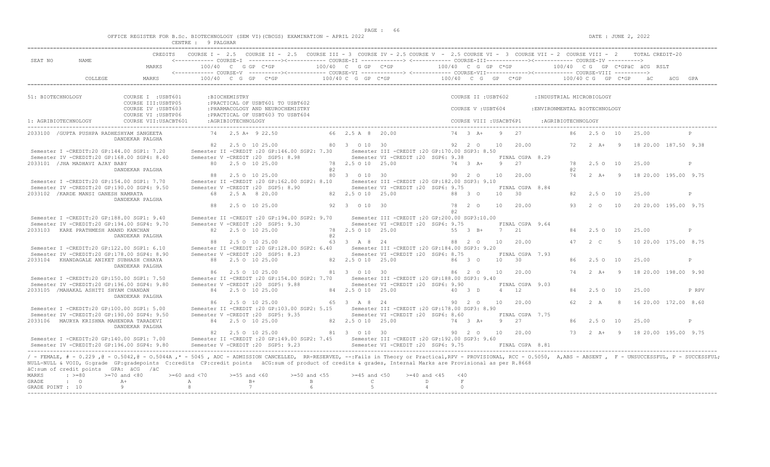OFFICE REGISTER FOR B.Sc. BIOTECHNOLOGY (SEM VI)(CBCGS) EXAMINATION - APRIL 2022

CENTRE : 9 PALGHAR

DATE : JUNE 2, 2022

```
SEAT NO    NAME                 CREDITS    COURSE I - 2.5   COURSE II - 2.5   COURSE III - 3  COURSE IV - 2.5 COURSE V  - 2.5 COURSE VI -  3  COURSE VII - 2  COURSE VIII - 2     TOTAL CREDIT-20
                                           <------------ COURSE-I  ----------><------------ COURSE-II -------------> <------------ COURSE-III-------------><------------ COURSE-IV ---------->
                                MARKS         100/40  C  G GP  C*GP          100/40  C  G GP  C*GP            100/40  C  G  GP  C*GP             100/40  C G  GP  C*GPäC  äCG  RSLT
                                           <------------ COURSE-V  ----------><------------ COURSE-VI -------------> <------------ COURSE-VII-------------><------------ COURSE-VIII ---------->
           COLLEGE              MARKS         100/40  C  G  GP   C*GP         100/40 C  G GP  C*GP             100/40  C  G   GP   C*GP             100/40 C G   GP  C*GP     äC      äCG  GPA

51: BIOTECHNOLOGY           COURSE I  :USBT601       :BIOCHEMISTRY                                              COURSE II :USBT602        :INDUSTRIAL MICROBIOLOGY
                            COURSE III:USBTP05       :PRACTICAL OF USBT601 TO USBT602
                            COURSE IV :USBT603       :PHARMACOLOGY AND NEUROCHEMISTRY                           COURSE V :USBT604         :ENVIRONMENTAL BIOTECHNOLOGY
                            COURSE VI :USBTP06       :PRACTICAL OF USBT603 TO USBT604
1: AGRIBIOTECHNOLOGY        COURSE VII:USACBT601     :AGRIBIOTECHNOLOGY                                         COURSE VIII :USACBT6P1     :AGRIBIOTECHNOLOGY

2033100  /GUPTA PUSHPA RADHESHYAM SANGEETA       74   2.5 A+  9 22.50           66  2.5 A  8  20.00              74  3  A+    9   27              86   2.5 O  10   25.00              P
          DANDEKAR PALGHA
                                                 82   2.5 O  10 25.00           80  3  O 10  30                  92  2  O    10   20.00           72   2  A+   9   18 20.00  187.50  9.38
 Semester I -CREDIT:20 GP:144.00 SGP1: 7.20      Semester II -CREDIT :20 GP:146.00 SGP2: 7.30     Semester III -CREDIT :20 GP:170.00 SGP3: 8.50
 Semester IV -CREDIT:20 GP:168.00 SGP4: 8.40     Semester V -CREDIT :20  SGP5: 8.98               Semester VI -CREDIT :20  SGP6: 9.38          FINAL CGPA  8.29
2033101  /JHA MADHAVI AJAY BABY                  80   2.5 O  10 25.00           78  2.5 O 10  25.00              74  3  A+    9   27              78   2.5 O  10   25.00              P
          DANDEKAR PALGHA                                                       @2                                                                @2
                                                 88   2.5 O  10 25.00           80  3  O 10  30                  90  2  O    10   20.00           74   2  A+   9   18 20.00  195.00  9.75
 Semester I -CREDIT:20 GP:154.00 SGP1: 7.70      Semester II -CREDIT :20 GP:162.00 SGP2: 8.10     Semester III -CREDIT :20 GP:182.00 SGP3: 9.10
 Semester IV -CREDIT:20 GP:190.00 SGP4: 9.50     Semester V -CREDIT :20  SGP5: 8.90               Semester VI -CREDIT :20  SGP6: 9.75          FINAL CGPA  8.84
2033102  /KARDE MANSI GANESH NAMRATA             68   2.5 A   8 20.00           82  2.5 O 10  25.00              88  3  O    10   30              82   2.5 O  10   25.00              P
          DANDEKAR PALGHA
                                                 88   2.5 O  10 25.00           92  3  O 10  30                  78  2  O    10   20.00           93   2  O   10   20 20.00  195.00  9.75
                                                                                                                 @2
 Semester I -CREDIT:20 GP:188.00 SGP1: 9.40      Semester II -CREDIT :20 GP:194.00 SGP2: 9.70     Semester III -CREDIT :20 GP:200.00 SGP3:10.00
 Semester IV -CREDIT:20 GP:194.00 SGP4: 9.70     Semester V -CREDIT :20  SGP5: 9.30               Semester VI -CREDIT :20  SGP6: 9.75          FINAL CGPA  9.64
2033103  KARE PRATHMESH ANAND KANCHAN            82   2.5 O  10 25.00           78  2.5 O 10  25.00              55  3  B+    7   21              84   2.5 O  10   25.00              P
          DANDEKAR PALGHA                                                       @2
                                                 88   2.5 O  10 25.00           63  3  A  8  24                  88  2  O    10   20.00           47   2  C    5   10 20.00  175.00  8.75
 Semester I -CREDIT:20 GP:122.00 SGP1: 6.10      Semester II -CREDIT :20 GP:128.00 SGP2: 6.40     Semester III -CREDIT :20 GP:184.00 SGP3: 9.20
 Semester IV -CREDIT:20 GP:178.00 SGP4: 8.90     Semester V -CREDIT :20  SGP5: 8.23               Semester VI -CREDIT :20  SGP6: 8.75          FINAL CGPA  7.93
2033104  KHANDAGALE ANIKET SUBHASH CHHAYA        88   2.5 O  10 25.00           82  2.5 O 10  25.00              86  3  O    10   30              86   2.5 O  10   25.00              P
          DANDEKAR PALGHA
                                                 86   2.5 O  10 25.00           81  3  O 10  30                  86  2  O    10   20.00           74   2  A+   9   18 20.00  198.00  9.90
 Semester I -CREDIT:20 GP:150.00 SGP1: 7.50      Semester II -CREDIT :20 GP:154.00 SGP2: 7.70     Semester III -CREDIT :20 GP:188.00 SGP3: 9.40
 Semester IV -CREDIT:20 GP:196.00 SGP4: 9.80     Semester V -CREDIT :20  SGP5: 9.88               Semester VI -CREDIT :20  SGP6: 9.90          FINAL CGPA  9.03
2033105  /MAHAKAL ASHITI SHYAM CHANDAN           84   2.5 O  10 25.00           84  2.5 O 10  25.00              40  3  D     4   12              84   2.5 O  10   25.00              P RPV
          DANDEKAR PALGHA
                                                 86   2.5 O  10 25.00           65  3  A  8  24                  90  2  O    10   20.00           62   2  A    8   16 20.00  172.00  8.60
 Semester I -CREDIT:20 GP:100.00 SGP1: 5.00      Semester II -CREDIT :20 GP:103.00 SGP2: 5.15     Semester III -CREDIT :20 GP:178.00 SGP3: 8.90
 Semester IV -CREDIT:20 GP:190.00 SGP4: 9.50     Semester V -CREDIT :20  SGP5: 9.35               Semester VI -CREDIT :20  SGP6: 8.60          FINAL CGPA  7.75
2033106  MAURYA KRISHNA MAHENDRA TARADEVI        84   2.5 O  10 25.00           82  2.5 O 10  25.00              74  3  A+    9   27              86   2.5 O  10   25.00              P
          DANDEKAR PALGHA
                                                 82   2.5 O  10 25.00           81  3  O 10  30                  90  2  O    10   20.00           73   2  A+   9   18 20.00  195.00  9.75
 Semester I -CREDIT:20 GP:140.00 SGP1: 7.00      Semester II -CREDIT :20 GP:149.00 SGP2: 7.45     Semester III -CREDIT :20 GP:192.00 SGP3: 9.60
 Semester IV -CREDIT:20 GP:196.00 SGP4: 9.80     Semester V -CREDIT :20  SGP5: 9.23               Semester VI -CREDIT :20  SGP6: 9.75          FINAL CGPA  8.81
```

/ - FEMALE, # - 0.229 ,@ - O.5042,@ - O.5044A ,* - 5045 , ADC - ADMISSION CANCELLED, RR-RESERVED, --:Fails in Theory or Practical,RPV - PROVISIONAL, RCC - O.5050, A,ABS - ABSENT , F - UNSUCCESSFUL, P - SUCCESSFUL; NULL-NULL & VOID, G:grade GP:gradepoints C:credits CP:credit points äCG:sum of product of credits & grades, Internal Marks are Provisional as per R.8668

äC:sum of credit points GPA: äCG /äC

| MARKS | : >=80 | >=70 and <80 | >=60 and <70 | >=55 and <60 | >=50 and <55 | >=45 and <50 | >=40 and <45 | <40 |
|---|---|---|---|---|---|---|---|---|
| GRADE | : O | A+ | A | B+ | B | C | D | F |
| GRADE POINT | : 10 | 9 | 8 | 7 | 6 | 5 | 4 | 0 |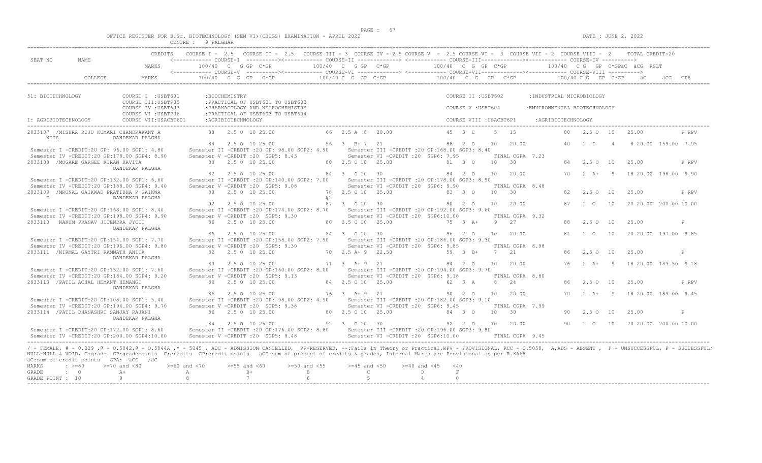OFFICE REGISTER FOR B.Sc. BIOTECHNOLOGY (SEM VI)(CBCGS) EXAMINATION - APRIL 2022

CENTRE : 9 PALGHAR

DATE : JUNE 2, 2022

```
                         CREDITS   COURSE I - 2.5   COURSE II - 2.5   COURSE III = 3  COURSE IV = 2.5 COURSE V  - 2.5 COURSE VI -  3  COURSE VII - 2  COURSE VIII -  2       TOTAL CREDIT-20
SEAT NO      NAME                  <------------ COURSE-I  ---------><------------ COURSE-II -------------> <------------ COURSE-III------------><------------ COURSE-IV ---------->
                         MARKS          100/40  C  G GP  C*GP          100/40  C  G GP  C*GP          100/40  C  G  GP  C*GP            100/40  C G  GP  C*GPäC  äCG  RSLT
                                   <------------ COURSE-V  ---------><------------ COURSE-VI -------------> <------------ COURSE-VII-----------><------------ COURSE-VIII ---------->
         COLLEGE         MARKS          100/40  C  G  GP   C*GP          100/40 C  G  GP  C*GP          100/40  C  G   GP   C*GP            100/40 C G   GP  C*GP     äC     äCG  GPA

51: BIOTECHNOLOGY           COURSE I  :USBT601      :BIOCHEMISTRY                                              COURSE II :USBT602        :INDUSTRIAL MICROBIOLOGY
                            COURSE III:USBTP05      :PRACTICAL OF USBT601 TO USBT602
                            COURSE IV :USBT603      :PHARMACOLOGY AND NEUROCHEMISTRY                           COURSE V :USBT604         :ENVIRONMENTAL BIOTECHNOLOGY
                            COURSE VI :USBTP06      :PRACTICAL OF USBT603 TO USBT604
1: AGRIBIOTECHNOLOGY        COURSE VII:USACBT601    :AGRIBIOTECHNOLOGY                                         COURSE VIII :USACBT6P1     :AGRIBIOTECHNOLOGY

2033107 /MISHRA RIJU KUMARI CHANDRAKANT A        88   2.5 O  10 25.00          66  2.5 A  8   20.00              45  3  C     5   15               80   2.5 O  10    25.00            P RPV
    NITA                  DANDEKAR PALGHA
                                                 84   2.5 O  10 25.00          56  3   B+ 7   21                 88  2  O     10  20.00            40   2  D   4     8 20.00  159.00  7.95
 Semester I -CREDIT:20 GP: 96.00 SGP1: 4.80      Semester II -CREDIT :20 GP: 98.00 SGP2: 4.90      Semester III -CREDIT :20 GP:168.00 SGP3: 8.40
 Semester IV -CREDIT:20 GP:178.00 SGP4: 8.90     Semester V -CREDIT :20  SGP5: 8.43               Semester VI -CREDIT :20  SGP6: 7.95        FINAL CGPA  7.23
2033108 /MOGARE GARGEE KIRAN KAVITA              80   2.5 O  10 25.00          80  2.5 O 10   25.00              81  3  O     10  30               84   2.5 O  10    25.00            P RPV
                          DANDEKAR PALGHA
                                                 82   2.5 O  10 25.00          84  3   O 10   30                 84  2  O     10  20.00            70   2  A+  9    18 20.00  198.00  9.90
 Semester I -CREDIT:20 GP:132.00 SGP1: 6.60      Semester II -CREDIT :20 GP:140.00 SGP2: 7.00      Semester III -CREDIT :20 GP:178.00 SGP3: 8.90
 Semester IV -CREDIT:20 GP:188.00 SGP4: 9.40     Semester V -CREDIT :20  SGP5: 9.08               Semester VI -CREDIT :20  SGP6: 9.90        FINAL CGPA  8.48
2033109 /MRUNAL GAIKWAD PRATIBHA R GAIKWA        80   2.5 O  10 25.00          78  2.5 O 10   25.00              83  3  O     10  30               82   2.5 O  10    25.00            P RPV
    D                     DANDEKAR PALGHA                                      @2
                                                 92   2.5 O  10 25.00          87  3   O 10   30                 80  2  O     10  20.00            87   2  O   10   20 20.00  200.00 10.00
 Semester I -CREDIT:20 GP:168.00 SGP1: 8.40      Semester II -CREDIT :20 GP:174.00 SGP2: 8.70      Semester III -CREDIT :20 GP:192.00 SGP3: 9.60
 Semester IV -CREDIT:20 GP:198.00 SGP4: 9.90     Semester V -CREDIT :20  SGP5: 9.30               Semester VI -CREDIT :20  SGP6:10.00        FINAL CGPA  9.32
2033110  NAKUM PRANAV JITENDRA JYOTI             86   2.5 O  10 25.00          80  2.5 O 10   25.00              75  3  A+    9   27               88   2.5 O  10    25.00            P
                          DANDEKAR PALGHA
                                                 86   2.5 O  10 25.00          84  3   O 10   30                 86  2  O     10  20.00            81   2  O   10   20 20.00  197.00  9.85
 Semester I -CREDIT:20 GP:154.00 SGP1: 7.70      Semester II -CREDIT :20 GP:158.00 SGP2: 7.90      Semester III -CREDIT :20 GP:186.00 SGP3: 9.30
 Semester IV -CREDIT:20 GP:196.00 SGP4: 9.80     Semester V -CREDIT :20  SGP5: 9.30               Semester VI -CREDIT :20  SGP6: 9.85        FINAL CGPA  8.98
2033111 /NIRMAL GAYTRI RAMNATH ANITA             82   2.5 O  10 25.00          70  2.5 A+ 9   22.50              59  3  B+    7   21               86   2.5 O  10    25.00            P
                          DANDEKAR PALGHA
                                                 80   2.5 O  10 25.00          71  3   A+ 9   27                 84  2  O     10  20.00            76   2  A+  9    18 20.00  183.50  9.18
 Semester I -CREDIT:20 GP:152.00 SGP1: 7.60      Semester II -CREDIT :20 GP:160.00 SGP2: 8.00      Semester III -CREDIT :20 GP:194.00 SGP3: 9.70
 Semester IV -CREDIT:20 GP:184.00 SGP4: 9.20     Semester V -CREDIT :20  SGP5: 9.13               Semester VI -CREDIT :20  SGP6: 9.18        FINAL CGPA  8.80
2033113 /PATIL ACHAL HEMANT HEMANGI              86   2.5 O  10 25.00          84  2.5 O 10   25.00              62  3  A     8   24               86   2.5 O  10    25.00            P RPV
                          DANDEKAR PALGHA
                                                 86   2.5 O  10 25.00          76  3   A+ 9   27                 90  2  O     10  20.00            70   2  A+  9    18 20.00  189.00  9.45
 Semester I -CREDIT:20 GP:108.00 SGP1: 5.40      Semester II -CREDIT :20 GP: 98.00 SGP2: 4.90      Semester III -CREDIT :20 GP:182.00 SGP3: 9.10
 Semester IV -CREDIT:20 GP:194.00 SGP4: 9.70     Semester V -CREDIT :20  SGP5: 9.38               Semester VI -CREDIT :20  SGP6: 9.45        FINAL CGPA  7.99
2033114 /PATIL DHANASHRI SANJAY RAJANI           86   2.5 O  10 25.00          80  2.5 O 10   25.00              84  3  O     10  30               90   2.5 O  10    25.00            P
                          DANDEKAR PALGHA
                                                 84   2.5 O  10 25.00          92  3   O 10   30                 92  2  O     10  20.00            90   2  O   10   20 20.00  200.00 10.00
 Semester I -CREDIT:20 GP:172.00 SGP1: 8.60      Semester II -CREDIT :20 GP:176.00 SGP2: 8.80      Semester III -CREDIT :20 GP:196.00 SGP3: 9.80
 Semester IV -CREDIT:20 GP:200.00 SGP4:10.00     Semester V -CREDIT :20  SGP5: 9.48               Semester VI -CREDIT :20  SGP6:10.00        FINAL CGPA  9.45
```

/ - FEMALE, # - 0.229 ,@ - O.5042,@ - O.5044A ,* - 5045 , ADC - ADMISSION CANCELLED, RR-RESERVED, --:Fails in Theory or Practical,RPV - PROVISIONAL, RCC - O.5050, A,ABS - ABSENT , F - UNSUCCESSFUL, P - SUCCESSFUL; NULL-NULL & VOID, G:grade GP:gradepoints C:credits CP:credit points äCG:sum of product of credits & grades, Internal Marks are Provisional as per R.8668
äC:sum of credit points GPA: äCG /äC

| MARKS | : >=80 | >=70 and <80 | >=60 and <70 | >=55 and <60 | >=50 and <55 | >=45 and <50 | >=40 and <45 | <40 |
|---|---|---|---|---|---|---|---|---|
| GRADE | : O | A+ | A | B+ | B | C | D | F |
| GRADE POINT | : 10 | 9 | 8 | 7 | 6 | 5 | 4 | 0 |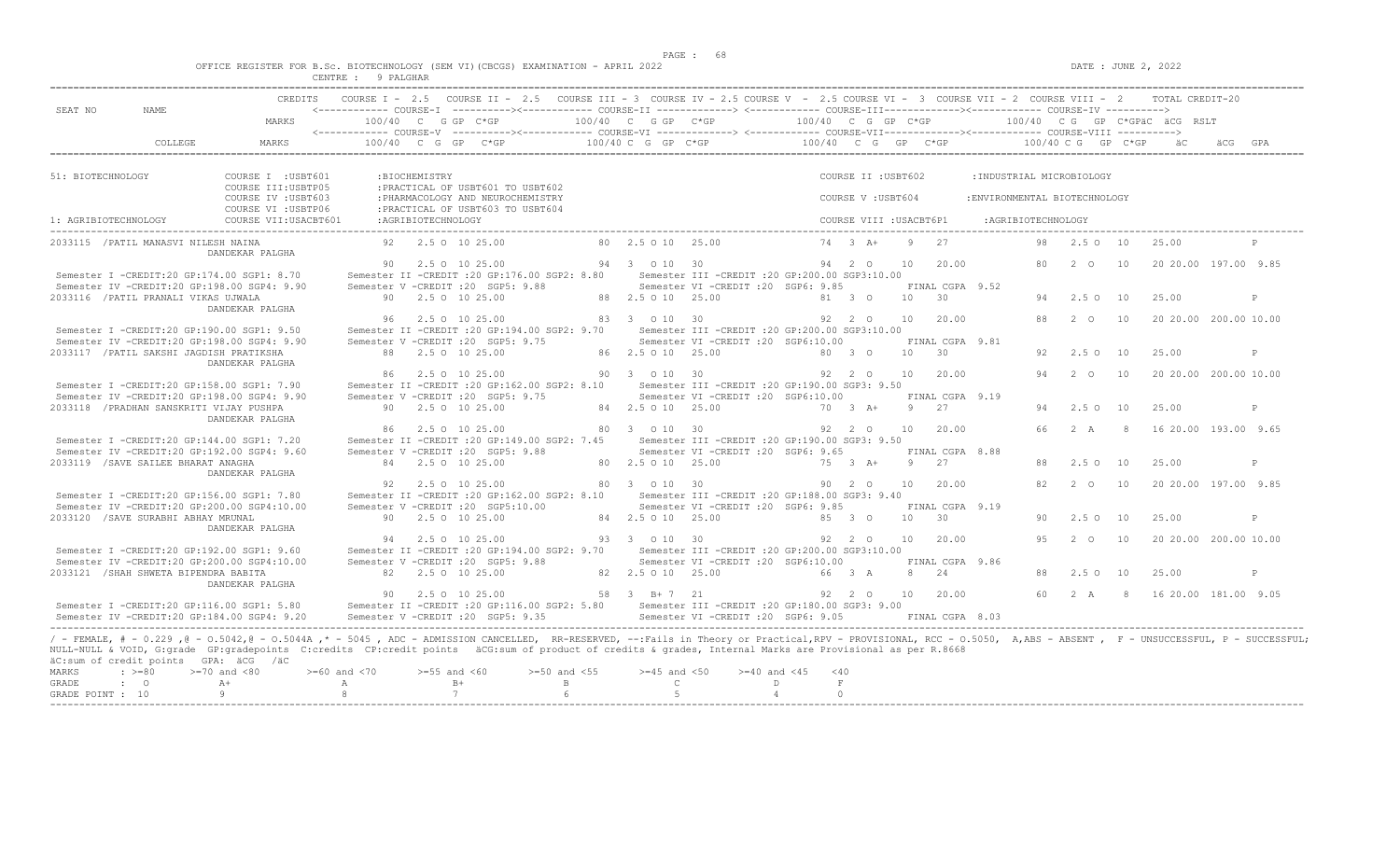OFFICE REGISTER FOR B.Sc. BIOTECHNOLOGY (SEM VI)(CBCGS) EXAMINATION - APRIL 2022

CENTRE : 9 PALGHAR

DATE : JUNE 2, 2022

```
                              CREDITS    COURSE I - 2.5   COURSE II - 2.5   COURSE III - 3  COURSE IV - 2.5 COURSE V  - 2.5 COURSE VI -  3  COURSE VII - 2  COURSE VIII -  2       TOTAL CREDIT-20
SEAT NO        NAME                      <------------ COURSE-I  ---------><------------ COURSE-II -------------> <------------ COURSE-III-------------><------------ COURSE-IV ---------->
                              MARKS          100/40  C  G GP  C*GP           100/40  C  G GP  C*GP            100/40  C  G  GP  C*GP            100/40  C G  GP  C*GPäC  äCG  RSLT
                                         <------------ COURSE-V  ---------><------------ COURSE-VI -------------> <------------ COURSE-VII-------------><------------ COURSE-VIII ---------->
          COLLEGE             MARKS          100/40  C  G  GP   C*GP          100/40 C  G  GP  C*GP             100/40  C  G   GP   C*GP            100/40 C G   GP  C*GP     äC      äCG  GPA
```

```
51: BIOTECHNOLOGY              COURSE I  :USBT601        :BIOCHEMISTRY                                            COURSE II :USBT602        :INDUSTRIAL MICROBIOLOGY
                               COURSE III:USBTP05        :PRACTICAL OF USBT601 TO USBT602
                               COURSE IV :USBT603        :PHARMACOLOGY AND NEUROCHEMISTRY                         COURSE V :USBT604         :ENVIRONMENTAL BIOTECHNOLOGY
                               COURSE VI :USBTP06        :PRACTICAL OF USBT603 TO USBT604
1: AGRIBIOTECHNOLOGY           COURSE VII:USACBT601      :AGRIBIOTECHNOLOGY                                       COURSE VIII :USACBT6P1     :AGRIBIOTECHNOLOGY
```

```
2033115  /PATIL MANASVI NILESH NAINA           92    2.5 O  10 25.00          80  2.5 O 10   25.00            74   3  A+    9   27              98   2.5 O  10    25.00              P
                    DANDEKAR PALGHA
                                               90    2.5 O  10 25.00          94   3   O 10   30              94   2  O    10   20.00           80   2  O   10    20 20.00  197.00  9.85
 Semester I -CREDIT:20 GP:174.00 SGP1: 8.70     Semester II -CREDIT :20 GP:176.00 SGP2: 8.80      Semester III -CREDIT :20 GP:200.00 SGP3:10.00
 Semester IV -CREDIT:20 GP:198.00 SGP4: 9.90    Semester V -CREDIT :20  SGP5: 9.88                Semester VI -CREDIT :20  SGP6: 9.85           FINAL CGPA  9.52
2033116  /PATIL PRANALI VIKAS UJWALA            90    2.5 O  10 25.00          88  2.5 O 10   25.00            81   3  O    10   30              94   2.5 O  10    25.00              P
                    DANDEKAR PALGHA
                                               96    2.5 O  10 25.00          83   3   O 10   30              92   2  O    10   20.00           88   2  O   10    20 20.00  200.00 10.00
 Semester I -CREDIT:20 GP:190.00 SGP1: 9.50     Semester II -CREDIT :20 GP:194.00 SGP2: 9.70      Semester III -CREDIT :20 GP:200.00 SGP3:10.00
 Semester IV -CREDIT:20 GP:198.00 SGP4: 9.90    Semester V -CREDIT :20  SGP5: 9.75                Semester VI -CREDIT :20  SGP6:10.00           FINAL CGPA  9.81
2033117  /PATIL SAKSHI JAGDISH PRATIKSHA        88    2.5 O  10 25.00          86  2.5 O 10   25.00            80   3  O    10   30              92   2.5 O  10    25.00              P
                    DANDEKAR PALGHA
                                               86    2.5 O  10 25.00          90   3   O 10   30              92   2  O    10   20.00           94   2  O   10    20 20.00  200.00 10.00
 Semester I -CREDIT:20 GP:158.00 SGP1: 7.90     Semester II -CREDIT :20 GP:162.00 SGP2: 8.10      Semester III -CREDIT :20 GP:190.00 SGP3: 9.50
 Semester IV -CREDIT:20 GP:198.00 SGP4: 9.90    Semester V -CREDIT :20  SGP5: 9.75                Semester VI -CREDIT :20  SGP6:10.00           FINAL CGPA  9.19
2033118  /PRADHAN SANSKRITI VIJAY PUSHPA        90    2.5 O  10 25.00          84  2.5 O 10   25.00            70   3  A+    9   27              94   2.5 O  10    25.00              P
                    DANDEKAR PALGHA
                                               86    2.5 O  10 25.00          80   3   O 10   30              92   2  O    10   20.00           66   2  A    8    16 20.00  193.00  9.65
 Semester I -CREDIT:20 GP:144.00 SGP1: 7.20     Semester II -CREDIT :20 GP:149.00 SGP2: 7.45      Semester III -CREDIT :20 GP:190.00 SGP3: 9.50
 Semester IV -CREDIT:20 GP:192.00 SGP4: 9.60    Semester V -CREDIT :20  SGP5: 9.88                Semester VI -CREDIT :20  SGP6: 9.65           FINAL CGPA  8.88
2033119  /SAVE SAILEE BHARAT ANAGHA             84    2.5 O  10 25.00          80  2.5 O 10   25.00            75   3  A+    9   27              88   2.5 O  10    25.00              P
                    DANDEKAR PALGHA
                                               92    2.5 O  10 25.00          80   3   O 10   30              90   2  O    10   20.00           82   2  O   10    20 20.00  197.00  9.85
 Semester I -CREDIT:20 GP:156.00 SGP1: 7.80     Semester II -CREDIT :20 GP:162.00 SGP2: 8.10      Semester III -CREDIT :20 GP:188.00 SGP3: 9.40
 Semester IV -CREDIT:20 GP:200.00 SGP4:10.00    Semester V -CREDIT :20  SGP5:10.00                Semester VI -CREDIT :20  SGP6: 9.85           FINAL CGPA  9.19
2033120  /SAVE SURABHI ABHAY MRUNAL             90    2.5 O  10 25.00          84  2.5 O 10   25.00            85   3  O    10   30              90   2.5 O  10    25.00              P
                    DANDEKAR PALGHA
                                               94    2.5 O  10 25.00          93   3   O 10   30              92   2  O    10   20.00           95   2  O   10    20 20.00  200.00 10.00
 Semester I -CREDIT:20 GP:192.00 SGP1: 9.60     Semester II -CREDIT :20 GP:194.00 SGP2: 9.70      Semester III -CREDIT :20 GP:200.00 SGP3:10.00
 Semester IV -CREDIT:20 GP:200.00 SGP4:10.00    Semester V -CREDIT :20  SGP5: 9.88                Semester VI -CREDIT :20  SGP6:10.00           FINAL CGPA  9.86
2033121  /SHAH SHWETA BIPENDRA BABITA           82    2.5 O  10 25.00          82  2.5 O 10   25.00            66   3  A     8   24              88   2.5 O  10    25.00              P
                    DANDEKAR PALGHA
                                               90    2.5 O  10 25.00          58   3   B+ 7   21              92   2  O    10   20.00           60   2  A    8    16 20.00  181.00  9.05
 Semester I -CREDIT:20 GP:116.00 SGP1: 5.80     Semester II -CREDIT :20 GP:116.00 SGP2: 5.80      Semester III -CREDIT :20 GP:180.00 SGP3: 9.00
 Semester IV -CREDIT:20 GP:184.00 SGP4: 9.20    Semester V -CREDIT :20  SGP5: 9.35                Semester VI -CREDIT :20  SGP6: 9.05           FINAL CGPA  8.03
```

/ - FEMALE, # - 0.229 ,@ - O.5042,@ - O.5044A ,* - 5045 , ADC - ADMISSION CANCELLED, RR-RESERVED, --:Fails in Theory or Practical,RPV - PROVISIONAL, RCC - O.5050, A,ABS - ABSENT , F - UNSUCCESSFUL, P - SUCCESSFUL; NULL-NULL & VOID, G:grade GP:gradepoints C:credits CP:credit points äCG:sum of product of credits & grades, Internal Marks are Provisional as per R.8668
äC:sum of credit points GPA: äCG /äC

| MARKS | : >=80 | >=70 and <80 | >=60 and <70 | >=55 and <60 | >=50 and <55 | >=45 and <50 | >=40 and <45 | <40 |
|---|---|---|---|---|---|---|---|---|
| GRADE | : O | A+ | A | B+ | B | C | D | F |
| GRADE POINT | : 10 | 9 | 8 | 7 | 6 | 5 | 4 | 0 |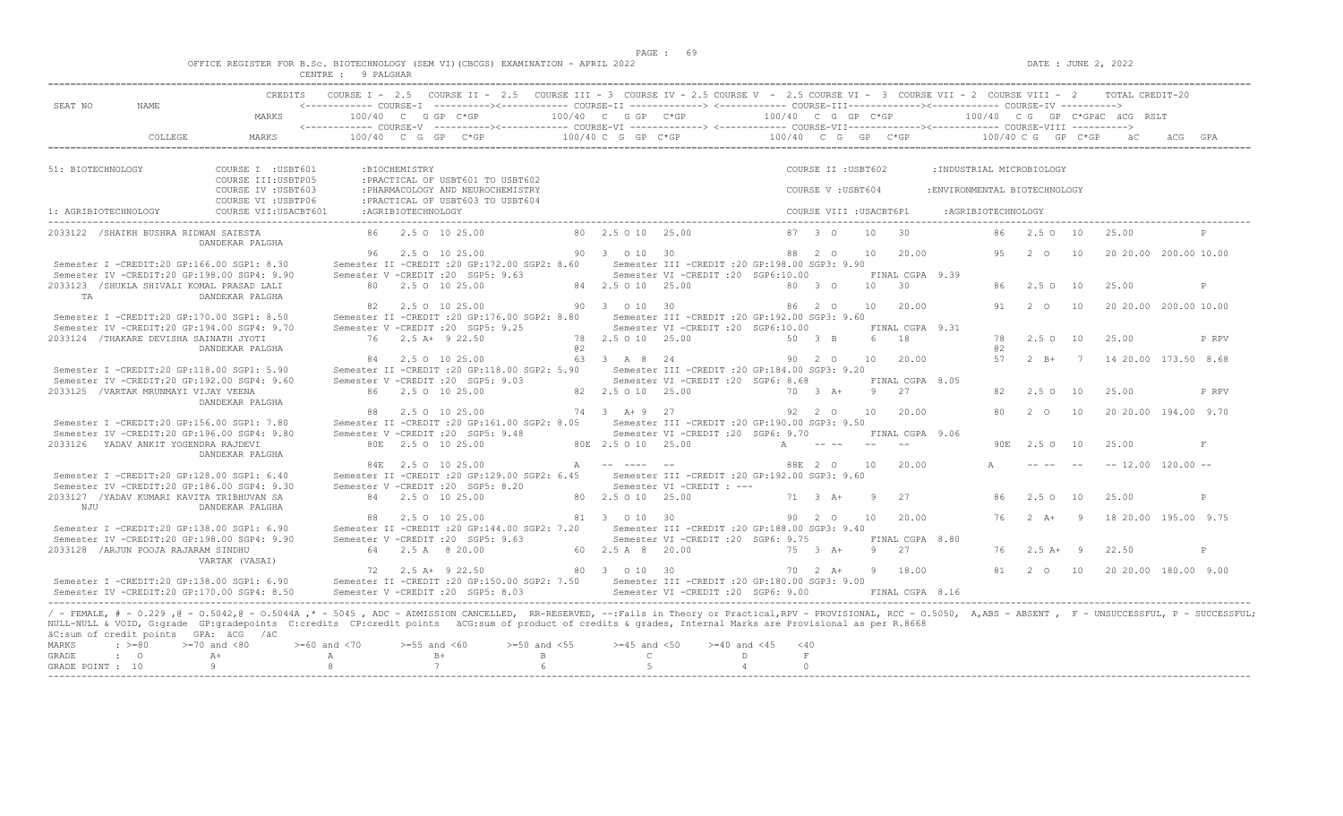OFFICE REGISTER FOR B.Sc. BIOTECHNOLOGY (SEM VI)(CBCGS) EXAMINATION - APRIL 2022 CENTRE : 9 PALGHAR

DATE : JUNE 2, 2022

```
                    CREDITS    COURSE I - 2.5   COURSE II - 2.5   COURSE III - 3  COURSE IV - 2.5 COURSE V  - 2.5 COURSE VI -  3  COURSE VII - 2  COURSE VIII -  2       TOTAL CREDIT-20
SEAT NO      NAME              <------------ COURSE-I  ---------><------------ COURSE-II -------------> <------------ COURSE-III-------------><------------ COURSE-IV ---------->
                    MARKS         100/40  C  G GP  C*GP          100/40  C  G GP  C*GP              100/40  C  G GP  C*GP              100/40  C G  GP  C*GPäC  äCG  RSLT
                               <------------ COURSE-V  ---------><------------ COURSE-VI -------------> <------------ COURSE-VII-------------><------------ COURSE-VIII ---------->
          COLLEGE   MARKS         100/40  C  G  GP   C*GP          100/40 C  G  GP  C*GP              100/40  C  G   GP   C*GP              100/40 C G  GP  C*GP    äC     äCG  GPA

51: BIOTECHNOLOGY          COURSE I  :USBT601       :BIOCHEMISTRY                                              COURSE II :USBT602        :INDUSTRIAL MICROBIOLOGY
                           COURSE III:USBTP05       :PRACTICAL OF USBT601 TO USBT602
                           COURSE IV :USBT603       :PHARMACOLOGY AND NEUROCHEMISTRY                           COURSE V :USBT604         :ENVIRONMENTAL BIOTECHNOLOGY
                           COURSE VI :USBTP06       :PRACTICAL OF USBT603 TO USBT604
1: AGRIBIOTECHNOLOGY       COURSE VII:USACBT601     :AGRIBIOTECHNOLOGY                                         COURSE VIII :USACBT6P1     :AGRIBIOTECHNOLOGY

2033122  /SHAIKH BUSHRA RIDWAN SAIESTA            86   2.5 O  10 25.00           80  2.5 O 10  25.00            87  3  O     10   30               86   2.5 O  10   25.00          P
                       DANDEKAR PALGHA
                                                  96   2.5 O  10 25.00           90  3   O 10  30               88  2  O     10   20.00            95   2  O   10   20 20.00  200.00 10.00
 Semester I -CREDIT:20 GP:166.00 SGP1: 8.30     Semester II -CREDIT :20 GP:172.00 SGP2: 8.60     Semester III -CREDIT :20 GP:198.00 SGP3: 9.90
 Semester IV -CREDIT:20 GP:198.00 SGP4: 9.90    Semester V -CREDIT :20  SGP5: 9.63               Semester VI -CREDIT :20  SGP6:10.00          FINAL CGPA  9.39
2033123  /SHUKLA SHIVALI KOMAL PRASAD LALI        80   2.5 O  10 25.00           84  2.5 O 10  25.00            80  3  O     10   30               86   2.5 O  10   25.00          P
   TA                  DANDEKAR PALGHA
                                                  82   2.5 O  10 25.00           90  3   O 10  30               86  2  O     10   20.00            91   2  O   10   20 20.00  200.00 10.00
 Semester I -CREDIT:20 GP:170.00 SGP1: 8.50     Semester II -CREDIT :20 GP:176.00 SGP2: 8.80     Semester III -CREDIT :20 GP:192.00 SGP3: 9.60
 Semester IV -CREDIT:20 GP:194.00 SGP4: 9.70    Semester V -CREDIT :20  SGP5: 9.25               Semester VI -CREDIT :20  SGP6:10.00          FINAL CGPA  9.31
2033124  /THAKARE DEVISHA SAINATH JYOTI           76   2.5 A+  9 22.50           78  2.5 O 10  25.00            50  3  B      6   18               78   2.5 O  10   25.00          P RPV
                       DANDEKAR PALGHA                                           @2                                                                @2
                                                  84   2.5 O  10 25.00           63  3   A  8  24               90  2  O     10   20.00            57   2  B+   7   14 20.00  173.50  8.68
 Semester I -CREDIT:20 GP:118.00 SGP1: 5.90     Semester II -CREDIT :20 GP:118.00 SGP2: 5.90     Semester III -CREDIT :20 GP:184.00 SGP3: 9.20
 Semester IV -CREDIT:20 GP:192.00 SGP4: 9.60    Semester V -CREDIT :20  SGP5: 9.03               Semester VI -CREDIT :20  SGP6: 8.68          FINAL CGPA  8.05
2033125  /VARTAK MRUNMAYI VIJAY VEENA             86   2.5 O  10 25.00           82  2.5 O 10  25.00            70  3  A+     9   27               82   2.5 O  10   25.00          P RPV
                       DANDEKAR PALGHA
                                                  88   2.5 O  10 25.00           74  3   A+ 9  27               92  2  O     10   20.00            80   2  O   10   20 20.00  194.00  9.70
 Semester I -CREDIT:20 GP:156.00 SGP1: 7.80     Semester II -CREDIT :20 GP:161.00 SGP2: 8.05     Semester III -CREDIT :20 GP:190.00 SGP3: 9.50
 Semester IV -CREDIT:20 GP:196.00 SGP4: 9.80    Semester V -CREDIT :20  SGP5: 9.48               Semester VI -CREDIT :20  SGP6: 9.70          FINAL CGPA  9.06
2033126   YADAV ANKIT YOGENDRA RAJDEVI            80E  2.5 O  10 25.00           80E 2.5 O 10  25.00            A    -- --   --   --               90E  2.5 O  10   25.00          F
                       DANDEKAR PALGHA
                                                  84E  2.5 O  10 25.00           A   -- ----  --                88E 2  O     10   20.00            A    -- --   --   -- 12.00  120.00 --
 Semester I -CREDIT:20 GP:128.00 SGP1: 6.40     Semester II -CREDIT :20 GP:129.00 SGP2: 6.45     Semester III -CREDIT :20 GP:192.00 SGP3: 9.60
 Semester IV -CREDIT:20 GP:186.00 SGP4: 9.30    Semester V -CREDIT :20  SGP5: 8.20               Semester VI -CREDIT : ---
2033127  /YADAV KUMARI KAVITA TRIBHUVAN SA        84   2.5 O  10 25.00           80  2.5 O 10  25.00            71  3  A+     9   27               86   2.5 O  10   25.00          P
   NJU                 DANDEKAR PALGHA
                                                  88   2.5 O  10 25.00           81  3   O 10  30               90  2  O     10   20.00            76   2  A+   9   18 20.00  195.00  9.75
 Semester I -CREDIT:20 GP:138.00 SGP1: 6.90     Semester II -CREDIT :20 GP:144.00 SGP2: 7.20     Semester III -CREDIT :20 GP:188.00 SGP3: 9.40
 Semester IV -CREDIT:20 GP:198.00 SGP4: 9.90    Semester V -CREDIT :20  SGP5: 9.63               Semester VI -CREDIT :20  SGP6: 9.75          FINAL CGPA  8.80
2033128  /ARJUN POOJA RAJARAM SINDHU              64   2.5 A   8 20.00           60  2.5 A  8  20.00            75  3  A+     9   27               76   2.5 A+  9   22.50          P
                       VARTAK (VASAI)
                                                  72   2.5 A+  9 22.50           80  3   O 10  30               70  2  A+     9   18.00            81   2  O   10   20 20.00  180.00  9.00
 Semester I -CREDIT:20 GP:138.00 SGP1: 6.90     Semester II -CREDIT :20 GP:150.00 SGP2: 7.50     Semester III -CREDIT :20 GP:180.00 SGP3: 9.00
 Semester IV -CREDIT:20 GP:170.00 SGP4: 8.50    Semester V -CREDIT :20  SGP5: 8.03               Semester VI -CREDIT :20  SGP6: 9.00          FINAL CGPA  8.16
```

/ - FEMALE, # - 0.229 ,@ - O.5042,@ - O.5044A ,* - 5045 , ADC - ADMISSION CANCELLED, RR-RESERVED, --:Fails in Theory or Practical,RPV - PROVISIONAL, RCC - O.5050, A,ABS - ABSENT , F - UNSUCCESSFUL, P - SUCCESSFUL; NULL-NULL & VOID, G:grade GP:gradepoints C:credits CP:credit points äCG:sum of product of credits & grades, Internal Marks are Provisional as per R.8668
äC:sum of credit points GPA: äCG /äC

| MARKS | : >=80 | >=70 and <80 | >=60 and <70 | >=55 and <60 | >=50 and <55 | >=45 and <50 | >=40 and <45 | <40 |
|---|---|---|---|---|---|---|---|---|
| GRADE | : O | A+ | A | B+ | B | C | D | F |
| GRADE POINT | : 10 | 9 | 8 | 7 | 6 | 5 | 4 | 0 |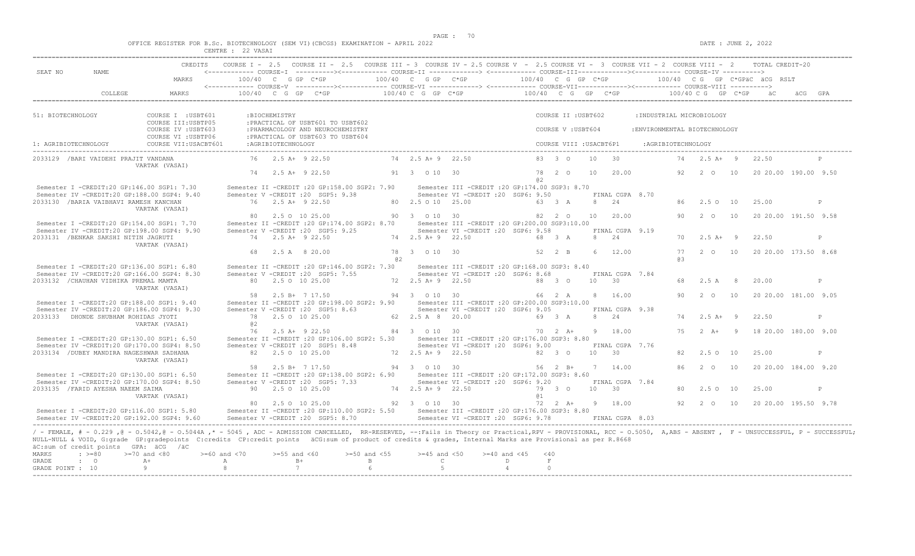OFFICE REGISTER FOR B.Sc. BIOTECHNOLOGY (SEM VI)(CBCGS) EXAMINATION - APRIL 2022

CENTRE : 22 VASAI

DATE : JUNE 2, 2022

| SEAT NO | NAME | CREDITS / MARKS | COURSE I - 2.5 / COURSE-I 100/40 C G GP C*GP | COURSE II - 2.5 / COURSE-II 100/40 C G GP C*GP | COURSE III - 3 | COURSE IV - 2.5 / COURSE-III 100/40 C G GP C*GP | COURSE V - 2.5 | COURSE VI - 3 | COURSE VII - 2 / COURSE-IV 100/40 C G GP C*GP äC äCG RSLT | COURSE VIII - 2 | TOTAL CREDIT-20 |
|---|---|---|---|---|---|---|---|---|---|---|---|
| | COLLEGE | MARKS | COURSE-V 100/40 C G GP C*GP | COURSE-VI 100/40 C G GP C*GP | | COURSE-VII 100/40 C G GP C*GP | | | COURSE-VIII 100/40 C G GP C*GP äC äCG GPA | | |

51: BIOTECHNOLOGY — COURSE I :USBT601 :BIOCHEMISTRY; COURSE II :USBT602 :INDUSTRIAL MICROBIOLOGY; COURSE III:USBTP05 :PRACTICAL OF USBT601 TO USBT602; COURSE IV :USBT603 :PHARMACOLOGY AND NEUROCHEMISTRY; COURSE V :USBT604 :ENVIRONMENTAL BIOTECHNOLOGY; COURSE VI :USBTP06 :PRACTICAL OF USBT603 TO USBT604; COURSE VII:USACBT601 :AGRIBIOTECHNOLOGY; COURSE VIII :USACBT6P1 :AGRIBIOTECHNOLOGY

1: AGRIBIOTECHNOLOGY

```
2033129 /BARI VAIDEHI PRAJIT VANDANA      76  2.5 A+ 9 22.50     74  2.5 A+ 9  22.50      83  3 O   10  30          74  2.5 A+  9   22.50          P
        VARTAK (VASAI)
                                          74  2.5 A+ 9 22.50     91  3  O 10  30          78  2 O   10  20.00       92  2  O   10   20 20.00 190.00 9.50
                                                                                          @2
 Semester I -CREDIT:20 GP:146.00 SGP1: 7.30    Semester II -CREDIT :20 GP:158.00 SGP2: 7.90    Semester III -CREDIT :20 GP:174.00 SGP3: 8.70
 Semester IV -CREDIT:20 GP:188.00 SGP4: 9.40   Semester V -CREDIT :20  SGP5: 9.38              Semester VI -CREDIT :20  SGP6: 9.50     FINAL CGPA 8.70
2033130 /BARIA VAIBHAVI RAMESH KANCHAN    76  2.5 A+ 9 22.50     80  2.5 O 10  25.00          63  3 A    8  24          86  2.5 O  10   25.00          P
        VARTAK (VASAI)
                                          80  2.5 O 10 25.00     90  3  O 10  30          82  2 O   10  20.00       90  2  O   10   20 20.00 191.50 9.58
 Semester I -CREDIT:20 GP:154.00 SGP1: 7.70    Semester II -CREDIT :20 GP:174.00 SGP2: 8.70    Semester III -CREDIT :20 GP:200.00 SGP3:10.00
 Semester IV -CREDIT:20 GP:198.00 SGP4: 9.90   Semester V -CREDIT :20  SGP5: 9.25              Semester VI -CREDIT :20  SGP6: 9.58     FINAL CGPA 9.19
2033131 /BENKAR SAKSHI NITIN JAGRUTI      74  2.5 A+ 9 22.50     74  2.5 A+ 9  22.50      68  3 A    8  24          70  2.5 A+  9   22.50          P
        VARTAK (VASAI)
                                          68  2.5 A  8 20.00     78  3  O 10  30          52  2 B    6  12.00       77  2  O   10   20 20.00 173.50 8.68
                                                                 @2                                               @3
 Semester I -CREDIT:20 GP:136.00 SGP1: 6.80    Semester II -CREDIT :20 GP:146.00 SGP2: 7.30    Semester III -CREDIT :20 GP:168.00 SGP3: 8.40
 Semester IV -CREDIT:20 GP:166.00 SGP4: 8.30   Semester V -CREDIT :20  SGP5: 7.55              Semester VI -CREDIT :20  SGP6: 8.68     FINAL CGPA 7.84
2033132 /CHAUHAN VIDHIKA PREMAL MAMTA     80  2.5 O 10 25.00     72  2.5 A+ 9  22.50      88  3 O   10  30          68  2.5 A   8   20.00          P
        VARTAK (VASAI)
                                          58  2.5 B+ 7 17.50     94  3  O 10  30          66  2 A    8  16.00       90  2  O   10   20 20.00 181.00 9.05
 Semester I -CREDIT:20 GP:188.00 SGP1: 9.40    Semester II -CREDIT :20 GP:198.00 SGP2: 9.90    Semester III -CREDIT :20 GP:200.00 SGP3:10.00
 Semester IV -CREDIT:20 GP:186.00 SGP4: 9.30   Semester V -CREDIT :20  SGP5: 8.63              Semester VI -CREDIT :20  SGP6: 9.05     FINAL CGPA 9.38
2033133  DHONDE SHUBHAM ROHIDAS JYOTI     78  2.5 O 10 25.00     62  2.5 A  8  20.00      69  3 A    8  24          74  2.5 A+  9   22.50          P
        VARTAK (VASAI)                    @2
                                          76  2.5 A+ 9 22.50     84  3  O 10  30          70  2 A+   9  18.00       75  2  A+   9   18 20.00 180.00 9.00
 Semester I -CREDIT:20 GP:130.00 SGP1: 6.50    Semester II -CREDIT :20 GP:106.00 SGP2: 5.30    Semester III -CREDIT :20 GP:176.00 SGP3: 8.80
 Semester IV -CREDIT:20 GP:170.00 SGP4: 8.50   Semester V -CREDIT :20  SGP5: 8.48              Semester VI -CREDIT :20  SGP6: 9.00     FINAL CGPA 7.76
2033134 /DUBEY MANDIRA NAGESHWAR SADHANA  82  2.5 O 10 25.00     72  2.5 A+ 9  22.50      82  3 O   10  30          82  2.5 O  10   25.00          P
        VARTAK (VASAI)
                                          58  2.5 B+ 7 17.50     94  3  O 10  30          56  2 B+   7  14.00       86  2  O   10   20 20.00 184.00 9.20
 Semester I -CREDIT:20 GP:130.00 SGP1: 6.50    Semester II -CREDIT :20 GP:138.00 SGP2: 6.90    Semester III -CREDIT :20 GP:172.00 SGP3: 8.60
 Semester IV -CREDIT:20 GP:170.00 SGP4: 8.50   Semester V -CREDIT :20  SGP5: 7.33              Semester VI -CREDIT :20  SGP6: 9.20     FINAL CGPA 7.84
2033135 /FARID AYESHA NAEEM SAIMA         90  2.5 O 10 25.00     74  2.5 A+ 9  22.50      79  3 O   10  30          80  2.5 O  10   25.00          P
        VARTAK (VASAI)                                                                    @1
                                          80  2.5 O 10 25.00     92  3  O 10  30          72  2 A+   9  18.00       92  2  O   10   20 20.00 195.50 9.78
 Semester I -CREDIT:20 GP:116.00 SGP1: 5.80    Semester II -CREDIT :20 GP:110.00 SGP2: 5.50    Semester III -CREDIT :20 GP:176.00 SGP3: 8.80
 Semester IV -CREDIT:20 GP:192.00 SGP4: 9.60   Semester V -CREDIT :20  SGP5: 8.70              Semester VI -CREDIT :20  SGP6: 9.78     FINAL CGPA 8.03
```

/ - FEMALE, # - 0.229 ,@ - 0.5042,@ - 0.5044A ,* - 5045 , ADC - ADMISSION CANCELLED, RR-RESERVED, --:Fails in Theory or Practical,RPV - PROVISIONAL, RCC - 0.5050, A,ABS - ABSENT , F - UNSUCCESSFUL, P - SUCCESSFUL; NULL-NULL & VOID, G:grade GP:gradepoints C:credits CP:credit points äCG:sum of product of credits & grades, Internal Marks are Provisional as per R.8668

äC:sum of credit points GPA: äCG /äC

| MARKS | : >=80 | >=70 and <80 | >=60 and <70 | >=55 and <60 | >=50 and <55 | >=45 and <50 | >=40 and <45 | <40 |
|---|---|---|---|---|---|---|---|---|
| GRADE | : O | A+ | A | B+ | B | C | D | F |
| GRADE POINT | : 10 | 9 | 8 | 7 | 6 | 5 | 4 | 0 |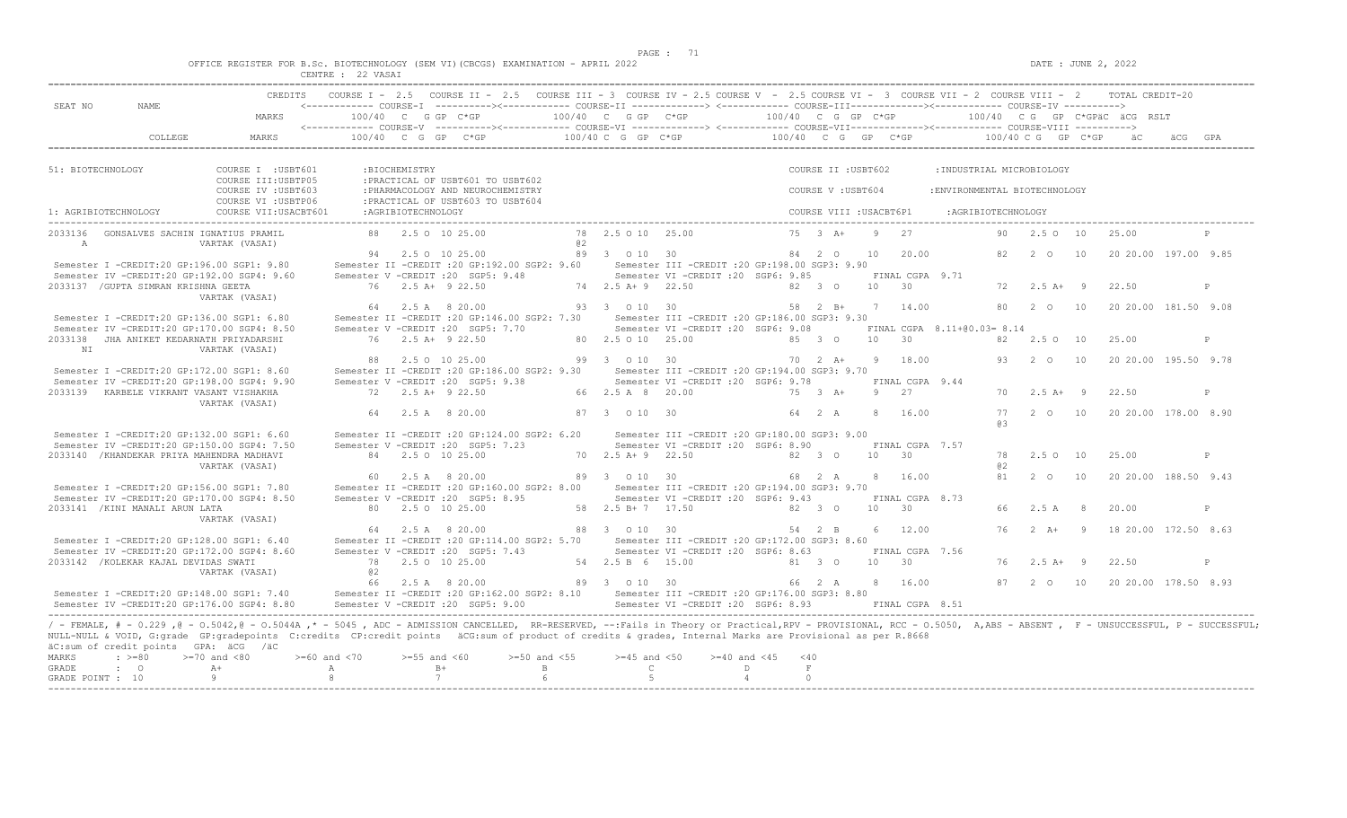OFFICE REGISTER FOR B.Sc. BIOTECHNOLOGY (SEM VI)(CBCGS) EXAMINATION - APRIL 2022 — CENTRE : 22 VASAI — PAGE : 71 — DATE : JUNE 2, 2022

```
                                   CREDITS   COURSE I - 2.5   COURSE II - 2.5   COURSE III - 3  COURSE IV - 2.5 COURSE V  - 2.5 COURSE VI -  3  COURSE VII - 2  COURSE VIII -  2      TOTAL CREDIT-20
SEAT NO        NAME                          <------------ COURSE-I  ---------><------------ COURSE-II ------------> <------------ COURSE-III------------><------------ COURSE-IV ---------->
                                   MARKS        100/40  C  G GP  C*GP         100/40  C  G GP  C*GP          100/40  C  G  GP  C*GP            100/40  C G  GP  C*GPäC  äCG  RSLT
                                             <------------ COURSE-V  ---------><------------ COURSE-VI ------------> <------------ COURSE-VII------------><------------ COURSE-VIII ---------->
            COLLEGE                MARKS        100/40  C  G  GP   C*GP        100/40 C  G  GP  C*GP         100/40  C  G   GP   C*GP             100/40 C G   GP  C*GP     äC       äCG  GPA

51: BIOTECHNOLOGY            COURSE I  :USBT601       :BIOCHEMISTRY                                                      COURSE II :USBT602        :INDUSTRIAL MICROBIOLOGY
                             COURSE III:USBTP05       :PRACTICAL OF USBT601 TO USBT602
                             COURSE IV :USBT603       :PHARMACOLOGY AND NEUROCHEMISTRY                                   COURSE V :USBT604         :ENVIRONMENTAL BIOTECHNOLOGY
                             COURSE VI :USBTP06       :PRACTICAL OF USBT603 TO USBT604
1: AGRIBIOTECHNOLOGY         COURSE VII:USACBT601     :AGRIBIOTECHNOLOGY                                                 COURSE VIII :USACBT6P1      :AGRIBIOTECHNOLOGY

2033136   GONSALVES SACHIN IGNATIUS PRAMIL          88    2.5 O  10 25.00         78  2.5 O 10  25.00           75  3  A+    9   27              90   2.5 O  10    25.00            P
  A                      VARTAK (VASAI)                                           @2
                                                    94    2.5 O  10 25.00         89  3  O 10  30               84  2  O    10   20.00           82   2  O   10    20 20.00 197.00 9.85
 Semester I -CREDIT:20 GP:196.00 SGP1: 9.80        Semester II -CREDIT :20 GP:192.00 SGP2: 9.60      Semester III -CREDIT :20 GP:198.00 SGP3: 9.90
 Semester IV -CREDIT:20 GP:192.00 SGP4: 9.60       Semester V -CREDIT :20  SGP5: 9.48                Semester VI -CREDIT :20  SGP6: 9.85          FINAL CGPA  9.71
2033137  /GUPTA SIMRAN KRISHNA GEETA                76    2.5 A+  9 22.50         74  2.5 A+ 9  22.50           82  3  O    10   30              72   2.5 A+  9    22.50            P
                         VARTAK (VASAI)
                                                    64    2.5 A   8 20.00         93  3  O 10  30               58  2  B+    7   14.00           80   2  O   10    20 20.00 181.50 9.08
 Semester I -CREDIT:20 GP:136.00 SGP1: 6.80        Semester II -CREDIT :20 GP:146.00 SGP2: 7.30      Semester III -CREDIT :20 GP:186.00 SGP3: 9.30
 Semester IV -CREDIT:20 GP:170.00 SGP4: 8.50       Semester V -CREDIT :20  SGP5: 7.70                Semester VI -CREDIT :20  SGP6: 9.08          FINAL CGPA  8.11+@0.03= 8.14
2033138   JHA ANIKET KEDARNATH PRIYADARSHI          76    2.5 A+  9 22.50         80  2.5 O 10  25.00           85  3  O    10   30              82   2.5 O  10    25.00            P
  NI                     VARTAK (VASAI)
                                                    88    2.5 O  10 25.00         99  3  O 10  30               70  2  A+    9   18.00           93   2  O   10    20 20.00 195.50 9.78
 Semester I -CREDIT:20 GP:172.00 SGP1: 8.60        Semester II -CREDIT :20 GP:186.00 SGP2: 9.30      Semester III -CREDIT :20 GP:194.00 SGP3: 9.70
 Semester IV -CREDIT:20 GP:198.00 SGP4: 9.90       Semester V -CREDIT :20  SGP5: 9.38                Semester VI -CREDIT :20  SGP6: 9.78          FINAL CGPA  9.44
2033139   KARBELE VIKRANT VASANT VISHAKHA           72    2.5 A+  9 22.50         66  2.5 A  8  20.00           75  3  A+    9   27              70   2.5 A+  9    22.50            P
                         VARTAK (VASAI)
                                                    64    2.5 A   8 20.00         87  3  O 10  30               64  2  A     8   16.00           77   2  O   10    20 20.00 178.00 8.90
                                                                                                                                                 @3
 Semester I -CREDIT:20 GP:132.00 SGP1: 6.60        Semester II -CREDIT :20 GP:124.00 SGP2: 6.20      Semester III -CREDIT :20 GP:180.00 SGP3: 9.00
 Semester IV -CREDIT:20 GP:150.00 SGP4: 7.50       Semester V -CREDIT :20  SGP5: 7.23                Semester VI -CREDIT :20  SGP6: 8.90          FINAL CGPA  7.57
2033140  /KHANDEKAR PRIYA MAHENDRA MADHAVI          84    2.5 O  10 25.00         70  2.5 A+ 9  22.50           82  3  O    10   30              78   2.5 O  10    25.00            P
                         VARTAK (VASAI)                                                                                                          @2
                                                    60    2.5 A   8 20.00         89  3  O 10  30               68  2  A     8   16.00           81   2  O   10    20 20.00 188.50 9.43
 Semester I -CREDIT:20 GP:156.00 SGP1: 7.80        Semester II -CREDIT :20 GP:160.00 SGP2: 8.00      Semester III -CREDIT :20 GP:194.00 SGP3: 9.70
 Semester IV -CREDIT:20 GP:170.00 SGP4: 8.50       Semester V -CREDIT :20  SGP5: 8.95                Semester VI -CREDIT :20  SGP6: 9.43          FINAL CGPA  8.73
2033141  /KINI MANALI ARUN LATA                     80    2.5 O  10 25.00         58  2.5 B+ 7  17.50           82  3  O    10   30              66   2.5 A   8    20.00            P
                         VARTAK (VASAI)
                                                    64    2.5 A   8 20.00         88  3  O 10  30               54  2  B     6   12.00           76   2  A+   9    18 20.00 172.50 8.63
 Semester I -CREDIT:20 GP:128.00 SGP1: 6.40        Semester II -CREDIT :20 GP:114.00 SGP2: 5.70      Semester III -CREDIT :20 GP:172.00 SGP3: 8.60
 Semester IV -CREDIT:20 GP:172.00 SGP4: 8.60       Semester V -CREDIT :20  SGP5: 7.43                Semester VI -CREDIT :20  SGP6: 8.63          FINAL CGPA  7.56
2033142  /KOLEKAR KAJAL DEVIDAS SWATI               78    2.5 O  10 25.00         54  2.5 B  6  15.00           81  3  O    10   30              76   2.5 A+  9    22.50            P
                         VARTAK (VASAI)            @2
                                                    66    2.5 A   8 20.00         89  3  O 10  30               66  2  A     8   16.00           87   2  O   10    20 20.00 178.50 8.93
 Semester I -CREDIT:20 GP:148.00 SGP1: 7.40        Semester II -CREDIT :20 GP:162.00 SGP2: 8.10      Semester III -CREDIT :20 GP:176.00 SGP3: 8.80
 Semester IV -CREDIT:20 GP:176.00 SGP4: 8.80       Semester V -CREDIT :20  SGP5: 9.00                Semester VI -CREDIT :20  SGP6: 8.93          FINAL CGPA  8.51
```

/ - FEMALE, # - 0.229 ,@ - O.5042,@ - O.5044A ,* - 5045 , ADC - ADMISSION CANCELLED, RR-RESERVED, --:Fails in Theory or Practical,RPV - PROVISIONAL, RCC - O.5050, A,ABS - ABSENT , F - UNSUCCESSFUL, P - SUCCESSFUL; NULL-NULL & VOID, G:grade GP:gradepoints C:credits CP:credit points äCG:sum of product of credits & grades, Internal Marks are Provisional as per R.8668
äC:sum of credit points GPA: äCG /äC

| MARKS | : >=80 | >=70 and <80 | >=60 and <70 | >=55 and <60 | >=50 and <55 | >=45 and <50 | >=40 and <45 | <40 |
|---|---|---|---|---|---|---|---|---|
| GRADE | : O | A+ | A | B+ | B | C | D | F |
| GRADE POINT | : 10 | 9 | 8 | 7 | 6 | 5 | 4 | 0 |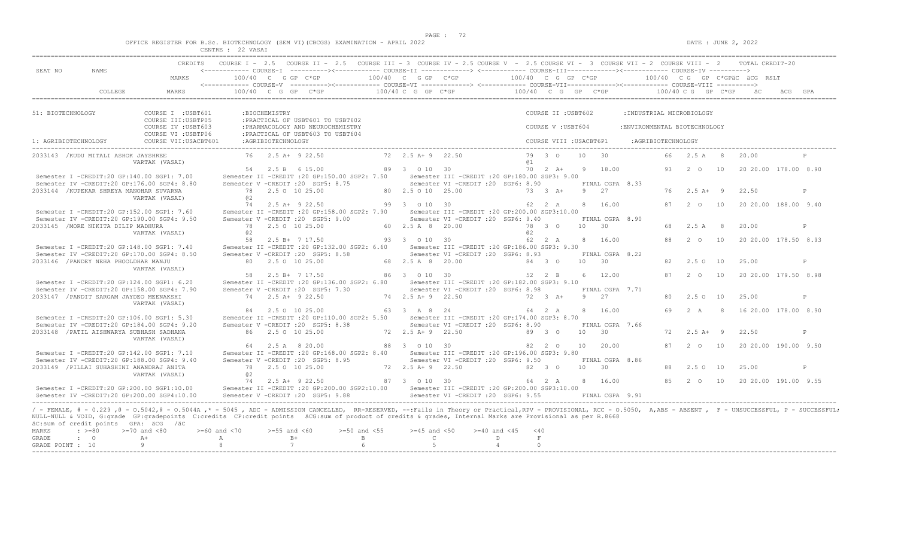OFFICE REGISTER FOR B.Sc. BIOTECHNOLOGY (SEM VI)(CBCGS) EXAMINATION - APRIL 2022

CENTRE : 22 VASAI

DATE : JUNE 2, 2022

```
                              CREDITS    COURSE I - 2.5   COURSE II - 2.5   COURSE III - 3  COURSE IV - 2.5 COURSE V  - 2.5 COURSE VI -  3  COURSE VII - 2  COURSE VIII -  2      TOTAL CREDIT-20
SEAT NO       NAME                       <------------ COURSE-I  ---------><------------ COURSE-II -------------> <------------ COURSE-III-------------><------------ COURSE-IV ---------->
                              MARKS          100/40  C  G GP  C*GP         100/40  C  G GP  C*GP          100/40  C  G  GP  C*GP          100/40  C G  GP  C*GPäC  äCG  RSLT
                                         <------------ COURSE-V  ---------><------------ COURSE-VI -------------> <------------ COURSE-VII-------------><------------ COURSE-VIII ---------->
         COLLEGE              MARKS          100/40  C  G  GP   C*GP        100/40 C  G  GP  C*GP          100/40   C  G   GP   C*GP          100/40 C G   GP  C*GP    äC      äCG  GPA

51: BIOTECHNOLOGY             COURSE I  :USBT601       :BIOCHEMISTRY                                              COURSE II :USBT602        :INDUSTRIAL MICROBIOLOGY
                              COURSE III:USBTP05       :PRACTICAL OF USBT601 TO USBT602
                              COURSE IV :USBT603       :PHARMACOLOGY AND NEUROCHEMISTRY                           COURSE V :USBT604         :ENVIRONMENTAL BIOTECHNOLOGY
                              COURSE VI :USBTP06       :PRACTICAL OF USBT603 TO USBT604
1: AGRIBIOTECHNOLOGY          COURSE VII:USACBT601     :AGRIBIOTECHNOLOGY                                         COURSE VIII :USACBT6P1      :AGRIBIOTECHNOLOGY

2033143  /KUDU MITALI ASHOK JAYSHREE             76    2.5 A+  9 22.50           72  2.5 A+ 9  22.50            79  3  O    10   30              66   2.5 A   8    20.00            P
                  VARTAK (VASAI)                                                                                @1
                                                 54    2.5 B   6 15.00           89  3  O 10  30                70  2  A+    9   18.00           93   2  O    10    20 20.00  178.00  8.90
 Semester I -CREDIT:20 GP:140.00 SGP1: 7.00      Semester II -CREDIT :20 GP:150.00 SGP2: 7.50     Semester III -CREDIT :20 GP:180.00 SGP3: 9.00
 Semester IV -CREDIT:20 GP:176.00 SGP4: 8.80     Semester V -CREDIT :20  SGP5: 8.75               Semester VI -CREDIT :20  SGP6: 8.90          FINAL CGPA  8.33
2033144  /KUPEKAR SHREYA MANOHAR SUVARNA         78    2.5 O  10 25.00           80  2.5 O 10  25.00            73  3  A+    9   27              76   2.5 A+  9    22.50            P
                  VARTAK (VASAI)                 @2
                                                 74    2.5 A+  9 22.50           99  3  O 10  30                62  2  A     8   16.00           87   2  O    10    20 20.00  188.00  9.40
 Semester I -CREDIT:20 GP:152.00 SGP1: 7.60      Semester II -CREDIT :20 GP:158.00 SGP2: 7.90     Semester III -CREDIT :20 GP:200.00 SGP3:10.00
 Semester IV -CREDIT:20 GP:190.00 SGP4: 9.50     Semester V -CREDIT :20  SGP5: 9.00               Semester VI -CREDIT :20  SGP6: 9.40          FINAL CGPA  8.90
2033145  /MORE NIKITA DILIP MADHURA              78    2.5 O  10 25.00           60  2.5 A  8  20.00            78  3  O    10   30              68   2.5 A   8    20.00            P
                  VARTAK (VASAI)                 @2                                                             @2
                                                 58    2.5 B+  7 17.50           93  3  O 10  30                62  2  A     8   16.00           88   2  O    10    20 20.00  178.50  8.93
 Semester I -CREDIT:20 GP:148.00 SGP1: 7.40      Semester II -CREDIT :20 GP:132.00 SGP2: 6.60     Semester III -CREDIT :20 GP:186.00 SGP3: 9.30
 Semester IV -CREDIT:20 GP:170.00 SGP4: 8.50     Semester V -CREDIT :20  SGP5: 8.58               Semester VI -CREDIT :20  SGP6: 8.93          FINAL CGPA  8.22
2033146  /PANDEY NEHA PHOOLDHAR MANJU            80    2.5 O  10 25.00           68  2.5 A  8  20.00            84  3  O    10   30              82   2.5 O   10   25.00            P
                  VARTAK (VASAI)
                                                 58    2.5 B+  7 17.50           86  3  O 10  30                52  2  B     6   12.00           87   2  O    10    20 20.00  179.50  8.98
 Semester I -CREDIT:20 GP:124.00 SGP1: 6.20      Semester II -CREDIT :20 GP:136.00 SGP2: 6.80     Semester III -CREDIT :20 GP:182.00 SGP3: 9.10
 Semester IV -CREDIT:20 GP:158.00 SGP4: 7.90     Semester V -CREDIT :20  SGP5: 7.30               Semester VI -CREDIT :20  SGP6: 8.98          FINAL CGPA  7.71
2033147  /PANDIT SARGAM JAYDEO MEENAKSHI         74    2.5 A+  9 22.50           74  2.5 A+ 9  22.50            72  3  A+    9   27              80   2.5 O   10   25.00            P
                  VARTAK (VASAI)
                                                 84    2.5 O  10 25.00           63  3  A  8  24                64  2  A     8   16.00           69   2  A     8    16 20.00  178.00  8.90
 Semester I -CREDIT:20 GP:106.00 SGP1: 5.30      Semester II -CREDIT :20 GP:110.00 SGP2: 5.50     Semester III -CREDIT :20 GP:174.00 SGP3: 8.70
 Semester IV -CREDIT:20 GP:184.00 SGP4: 9.20     Semester V -CREDIT :20  SGP5: 8.38               Semester VI -CREDIT :20  SGP6: 8.90          FINAL CGPA  7.66
2033148  /PATIL AISHWARYA SUBHASH SADHANA        86    2.5 O  10 25.00           72  2.5 A+ 9  22.50            89  3  O    10   30              72   2.5 A+  9    22.50            P
                  VARTAK (VASAI)
                                                 64    2.5 A   8 20.00           88  3  O 10  30                82  2  O    10   20.00           87   2  O    10    20 20.00  190.00  9.50
 Semester I -CREDIT:20 GP:142.00 SGP1: 7.10      Semester II -CREDIT :20 GP:168.00 SGP2: 8.40     Semester III -CREDIT :20 GP:196.00 SGP3: 9.80
 Semester IV -CREDIT:20 GP:188.00 SGP4: 9.40     Semester V -CREDIT :20  SGP5: 8.95               Semester VI -CREDIT :20  SGP6: 9.50          FINAL CGPA  8.86
2033149  /PILLAI SUHASHINI ANANDRAJ ANITA        78    2.5 O  10 25.00           72  2.5 A+ 9  22.50            82  3  O    10   30              88   2.5 O   10   25.00            P
                  VARTAK (VASAI)                 @2
                                                 74    2.5 A+  9 22.50           87  3  O 10  30                64  2  A     8   16.00           85   2  O    10    20 20.00  191.00  9.55
 Semester I -CREDIT:20 GP:200.00 SGP1:10.00      Semester II -CREDIT :20 GP:200.00 SGP2:10.00     Semester III -CREDIT :20 GP:200.00 SGP3:10.00
 Semester IV -CREDIT:20 GP:200.00 SGP4:10.00     Semester V -CREDIT :20  SGP5: 9.88               Semester VI -CREDIT :20  SGP6: 9.55          FINAL CGPA  9.91
```

/ - FEMALE, # - 0.229 ,@ - 0.5042,@ - 0.5044A ,* - 5045 , ADC - ADMISSION CANCELLED, RR-RESERVED, --:Fails in Theory or Practical,RPV - PROVISIONAL, RCC - O.5050, A,ABS - ABSENT , F - UNSUCCESSFUL, P - SUCCESSFUL; NULL-NULL & VOID, G:grade GP:gradepoints C:credits CP:credit points äCG:sum of product of credits & grades, Internal Marks are Provisional as per R.8668

äC:sum of credit points GPA: äCG /äC

| MARKS | : >=80 | >=70 and <80 | >=60 and <70 | >=55 and <60 | >=50 and <55 | >=45 and <50 | >=40 and <45 | <40 |
|---|---|---|---|---|---|---|---|---|
| GRADE | : O | A+ | A | B+ | B | C | D | F |
| GRADE POINT | : 10 | 9 | 8 | 7 | 6 | 5 | 4 | 0 |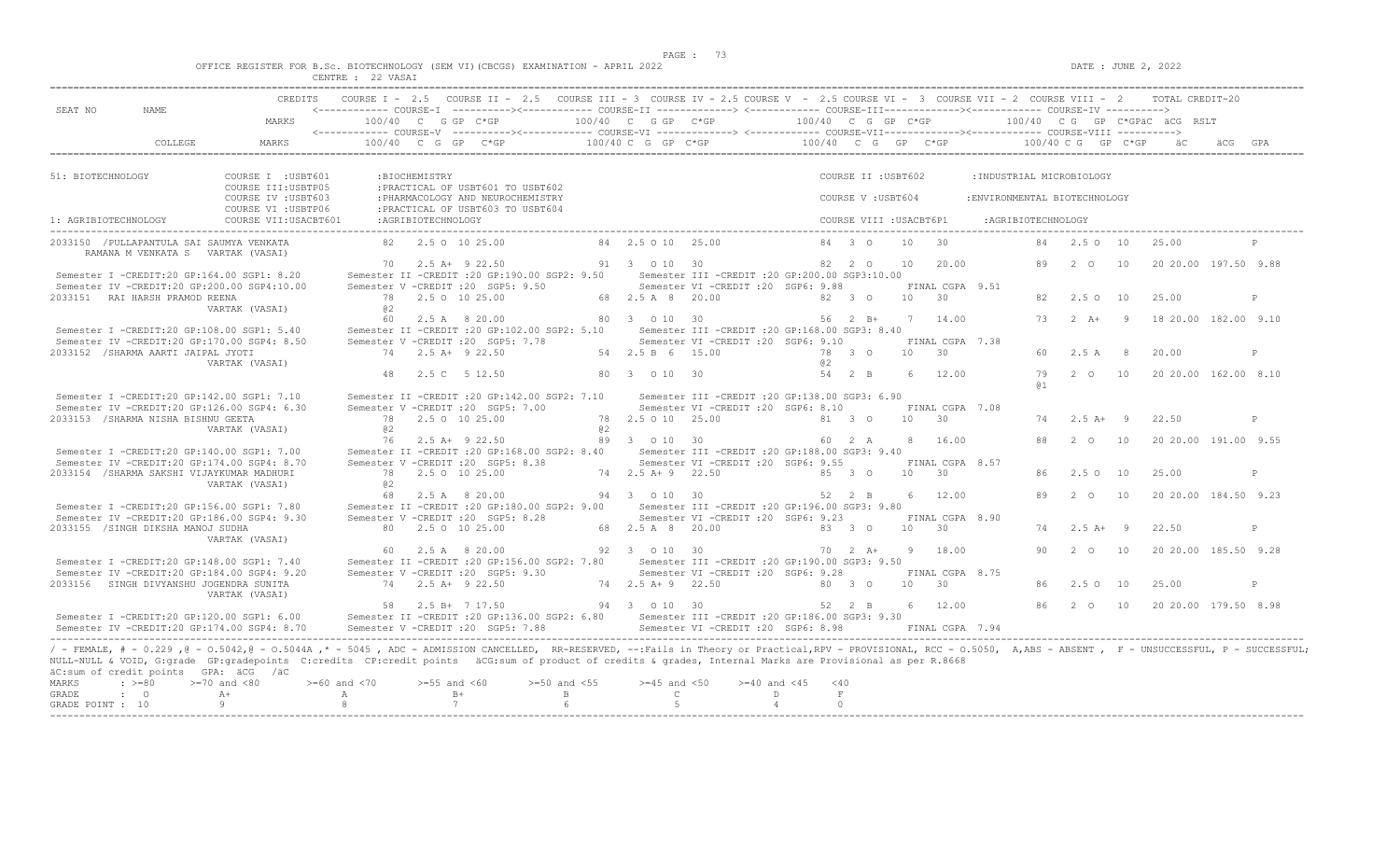OFFICE REGISTER FOR B.Sc. BIOTECHNOLOGY (SEM VI)(CBCGS) EXAMINATION - APRIL 2022

CENTRE : 22 VASAI

DATE : JUNE 2, 2022

| SEAT NO | NAME | CREDITS | COURSE I - 2.5 | COURSE II - 2.5 | COURSE III - 3 | COURSE IV - 2.5 | COURSE V - 2.5 | COURSE VI - 3 | COURSE VII - 2 | COURSE VIII - 2 | TOTAL CREDIT-20 |
|---|---|---|---|---|---|---|---|---|---|---|---|
| | | MARKS | 100/40 C G GP C*GP | | 100/40 C G GP C*GP | | 100/40 C G GP C*GP | | 100/40 C G GP C*GPäC äCG RSLT | | |
| | COLLEGE | MARKS | 100/40 C G GP C*GP | | 100/40 C G GP C*GP | | 100/40 C G GP C*GP | | 100/40 C G GP C*GP | | äC äCG GPA |

51: BIOTECHNOLOGY
- COURSE I : USBT601 :BIOCHEMISTRY
- COURSE II : USBT602 :INDUSTRIAL MICROBIOLOGY
- COURSE III: USBTP05 :PRACTICAL OF USBT601 TO USBT602
- COURSE IV : USBT603 :PHARMACOLOGY AND NEUROCHEMISTRY
- COURSE V : USBT604 :ENVIRONMENTAL BIOTECHNOLOGY
- COURSE VI : USBTP06 :PRACTICAL OF USBT603 TO USBT604
- COURSE VII: USACBT601 :AGRIBIOTECHNOLOGY
- COURSE VIII : USACBT6P1 :AGRIBIOTECHNOLOGY

1: AGRIBIOTECHNOLOGY

```
2033150 /PULLAPANTULA SAI SAUMYA VENKATA     82   2.5 O  10 25.00        84  2.5 O 10  25.00          84  3  O   10   30           84   2.5 O  10   25.00          P
   RAMANA M VENKATA S   VARTAK (VASAI)
                                             70   2.5 A+  9 22.50        91  3  O 10   30             82  2  O   10   20.00        89   2  O   10   20 20.00 197.50 9.88
 Semester I -CREDIT:20 GP:164.00 SGP1: 8.20      Semester II -CREDIT :20 GP:190.00 SGP2: 9.50    Semester III -CREDIT :20 GP:200.00 SGP3:10.00
 Semester IV -CREDIT:20 GP:200.00 SGP4:10.00     Semester V -CREDIT :20  SGP5: 9.50              Semester VI -CREDIT :20  SGP6: 9.88        FINAL CGPA 9.51
2033151  RAI HARSH PRAMOD REENA              78   2.5 O  10 25.00        68  2.5 A  8  20.00          82  3  O   10   30           82   2.5 O  10   25.00          P
                     VARTAK (VASAI)          @2
                                             60   2.5 A   8 20.00        80  3  O 10   30             56  2  B+   7   14.00        73   2  A+   9   18 20.00 182.00 9.10
 Semester I -CREDIT:20 GP:108.00 SGP1: 5.40      Semester II -CREDIT :20 GP:102.00 SGP2: 5.10    Semester III -CREDIT :20 GP:168.00 SGP3: 8.40
 Semester IV -CREDIT:20 GP:170.00 SGP4: 8.50     Semester V -CREDIT :20  SGP5: 7.78              Semester VI -CREDIT :20  SGP6: 9.10        FINAL CGPA 7.38
2033152 /SHARMA AARTI JAIPAL JYOTI           74   2.5 A+  9 22.50        54  2.5 B  6  15.00          78  3  O   10   30           60   2.5 A   8   20.00          P
                     VARTAK (VASAI)                                                                   @2
                                             48   2.5 C   5 12.50        80  3  O 10   30             54  2  B    6   12.00        79   2  O   10   20 20.00 162.00 8.10
                                                                                                                                   @1
 Semester I -CREDIT:20 GP:142.00 SGP1: 7.10      Semester II -CREDIT :20 GP:142.00 SGP2: 7.10    Semester III -CREDIT :20 GP:138.00 SGP3: 6.90
 Semester IV -CREDIT:20 GP:126.00 SGP4: 6.30     Semester V -CREDIT :20  SGP5: 7.00              Semester VI -CREDIT :20  SGP6: 8.10        FINAL CGPA 7.08
2033153 /SHARMA NISHA BISHNU GEETA           78   2.5 O  10 25.00        78  2.5 O 10  25.00          81  3  O   10   30           74   2.5 A+  9   22.50          P
                     VARTAK (VASAI)          @2                          @2
                                             76   2.5 A+  9 22.50        89  3  O 10   30             60  2  A    8   16.00        88   2  O   10   20 20.00 191.00 9.55
 Semester I -CREDIT:20 GP:140.00 SGP1: 7.00      Semester II -CREDIT :20 GP:168.00 SGP2: 8.40    Semester III -CREDIT :20 GP:188.00 SGP3: 9.40
 Semester IV -CREDIT:20 GP:174.00 SGP4: 8.70     Semester V -CREDIT :20  SGP5: 8.38              Semester VI -CREDIT :20  SGP6: 9.55        FINAL CGPA 8.57
2033154 /SHARMA SAKSHI VIJAYKUMAR MADHURI    78   2.5 O  10 25.00        74  2.5 A+ 9  22.50          85  3  O   10   30           86   2.5 O  10   25.00          P
                     VARTAK (VASAI)          @2
                                             68   2.5 A   8 20.00        94  3  O 10   30             52  2  B    6   12.00        89   2  O   10   20 20.00 184.50 9.23
 Semester I -CREDIT:20 GP:156.00 SGP1: 7.80      Semester II -CREDIT :20 GP:180.00 SGP2: 9.00    Semester III -CREDIT :20 GP:196.00 SGP3: 9.80
 Semester IV -CREDIT:20 GP:186.00 SGP4: 9.30     Semester V -CREDIT :20  SGP5: 8.28              Semester VI -CREDIT :20  SGP6: 9.23        FINAL CGPA 8.90
2033155 /SINGH DIKSHA MANOJ SUDHA            80   2.5 O  10 25.00        68  2.5 A  8  20.00          83  3  O   10   30           74   2.5 A+  9   22.50          P
                     VARTAK (VASAI)
                                             60   2.5 A   8 20.00        92  3  O 10   30             70  2  A+   9   18.00        90   2  O   10   20 20.00 185.50 9.28
 Semester I -CREDIT:20 GP:148.00 SGP1: 7.40      Semester II -CREDIT :20 GP:156.00 SGP2: 7.80    Semester III -CREDIT :20 GP:190.00 SGP3: 9.50
 Semester IV -CREDIT:20 GP:184.00 SGP4: 9.20     Semester V -CREDIT :20  SGP5: 9.30              Semester VI -CREDIT :20  SGP6: 9.28        FINAL CGPA 8.75
2033156  SINGH DIVYANSHU JOGENDRA SUNITA     74   2.5 A+  9 22.50        74  2.5 A+ 9  22.50          80  3  O   10   30           86   2.5 O  10   25.00          P
                     VARTAK (VASAI)
                                             58   2.5 B+  7 17.50        94  3  O 10   30             52  2  B    6   12.00        86   2  O   10   20 20.00 179.50 8.98
 Semester I -CREDIT:20 GP:120.00 SGP1: 6.00      Semester II -CREDIT :20 GP:136.00 SGP2: 6.80    Semester III -CREDIT :20 GP:186.00 SGP3: 9.30
 Semester IV -CREDIT:20 GP:174.00 SGP4: 8.70     Semester V -CREDIT :20  SGP5: 7.88              Semester VI -CREDIT :20  SGP6: 8.98        FINAL CGPA 7.94
```

/ - FEMALE, # - 0.229 ,@ - O.5042,@ - O.5044A ,* - 5045 , ADC - ADMISSION CANCELLED, RR-RESERVED, --:Fails in Theory or Practical,RPV - PROVISIONAL, RCC - O.5050, A,ABS - ABSENT , F - UNSUCCESSFUL, P - SUCCESSFUL; NULL-NULL & VOID, G:grade GP:gradepoints C:credits CP:credit points äCG:sum of product of credits & grades, Internal Marks are Provisional as per R.8668
äC:sum of credit points GPA: äCG /äC

| MARKS | : >=80 | >=70 and <80 | >=60 and <70 | >=55 and <60 | >=50 and <55 | >=45 and <50 | >=40 and <45 | <40 |
|---|---|---|---|---|---|---|---|---|
| GRADE | : O | A+ | A | B+ | B | C | D | F |
| GRADE POINT | : 10 | 9 | 8 | 7 | 6 | 5 | 4 | 0 |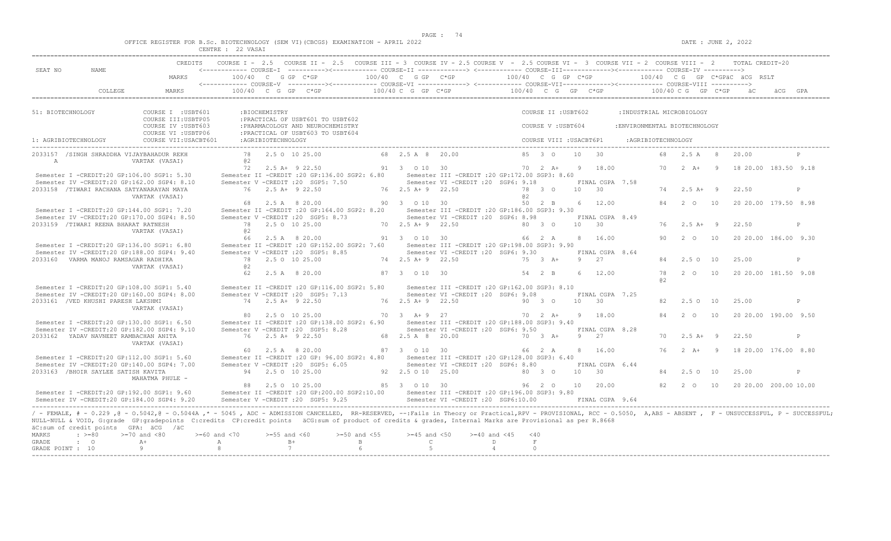OFFICE REGISTER FOR B.Sc. BIOTECHNOLOGY (SEM VI)(CBCGS) EXAMINATION - APRIL 2022

CENTRE : 22 VASAI

DATE : JUNE 2, 2022

```
                         CREDITS    COURSE I - 2.5   COURSE II - 2.5   COURSE III - 3  COURSE IV - 2.5 COURSE V  - 2.5 COURSE VI -  3  COURSE VII - 2  COURSE VIII -  2     TOTAL CREDIT-20
SEAT NO       NAME                  <------------ COURSE-I  ----------><------------ COURSE-II -------------> <------------ COURSE-III------------><------------ COURSE-IV ---------->
                         MARKS          100/40  C  G GP  C*GP           100/40  C  G GP  C*GP           100/40  C  G  GP  C*GP           100/40  C G  GP  C*GPäC  äCG  RSLT
                                    <------------ COURSE-V  ----------><------------ COURSE-VI -------------> <------------ COURSE-VII------------><------------ COURSE-VIII ---------->
         COLLEGE         MARKS          100/40  C  G  GP   C*GP          100/40 C  G  GP  C*GP          100/40  C  G   GP   C*GP          100/40 C G  GP  C*GP     äC      äCG  GPA

51: BIOTECHNOLOGY            COURSE I  :USBT601       :BIOCHEMISTRY                                              COURSE II :USBT602        :INDUSTRIAL MICROBIOLOGY
                             COURSE III:USBTP05       :PRACTICAL OF USBT601 TO USBT602
                             COURSE IV :USBT603       :PHARMACOLOGY AND NEUROCHEMISTRY                           COURSE V :USBT604         :ENVIRONMENTAL BIOTECHNOLOGY
                             COURSE VI :USBTP06       :PRACTICAL OF USBT603 TO USBT604
1: AGRIBIOTECHNOLOGY         COURSE VII:USACBT601     :AGRIBIOTECHNOLOGY                                         COURSE VIII :USACBT6P1     :AGRIBIOTECHNOLOGY

2033157  /SINGH SHRADDHA VIJAYBAHADUR REKH         78    2.5 O 10 25.00          68  2.5 A  8  20.00           85  3  O    10   30             68   2.5 A   8   20.00            P
    A                    VARTAK (VASAI)            @2
                                                   72    2.5 A+  9 22.50          91  3  O 10  30              70  2  A+    9   18.00          70   2  A+   9   18 20.00  183.50  9.18
 Semester I -CREDIT:20 GP:106.00 SGP1: 5.30       Semester II -CREDIT :20 GP:136.00 SGP2: 6.80       Semester III -CREDIT :20 GP:172.00 SGP3: 8.60
 Semester IV -CREDIT:20 GP:162.00 SGP4: 8.10      Semester V -CREDIT :20  SGP5: 7.50                 Semester VI -CREDIT :20  SGP6: 9.18         FINAL CGPA  7.58
2033158  /TIWARI RACHANA SATYANARAYAN MAYA        76    2.5 A+  9 22.50          76  2.5 A+ 9  22.50           78  3  O    10   30             74   2.5 A+  9   22.50            P
                         VARTAK (VASAI)                                                                        @2
                                                   68    2.5 A  8 20.00           90  3  O 10  30              50  2  B     6   12.00          84   2  O   10   20 20.00  179.50  8.98
 Semester I -CREDIT:20 GP:144.00 SGP1: 7.20       Semester II -CREDIT :20 GP:164.00 SGP2: 8.20       Semester III -CREDIT :20 GP:186.00 SGP3: 9.30
 Semester IV -CREDIT:20 GP:170.00 SGP4: 8.50      Semester V -CREDIT :20  SGP5: 8.73                 Semester VI -CREDIT :20  SGP6: 8.98         FINAL CGPA  8.49
2033159  /TIWARI REENA BHARAT RATNESH             78    2.5 O 10 25.00          70  2.5 A+ 9  22.50           80  3  O    10   30             76   2.5 A+  9   22.50            P
                         VARTAK (VASAI)            @2
                                                   66    2.5 A  8 20.00           91  3  O 10  30              66  2  A     8   16.00          90   2  O   10   20 20.00  186.00  9.30
 Semester I -CREDIT:20 GP:136.00 SGP1: 6.80       Semester II -CREDIT :20 GP:152.00 SGP2: 7.60       Semester III -CREDIT :20 GP:198.00 SGP3: 9.90
 Semester IV -CREDIT:20 GP:188.00 SGP4: 9.40      Semester V -CREDIT :20  SGP5: 8.85                 Semester VI -CREDIT :20  SGP6: 9.30         FINAL CGPA  8.64
2033160   VARMA MANOJ RAMSAGAR RADHIKA            78    2.5 O 10 25.00          74  2.5 A+ 9  22.50           75  3  A+    9   27             84   2.5 O  10   25.00            P
                         VARTAK (VASAI)            @2
                                                   62    2.5 A  8 20.00           87  3  O 10  30              54  2  B     6   12.00          78   2  O   10   20 20.00  181.50  9.08
                                                                                                                                                @2
 Semester I -CREDIT:20 GP:108.00 SGP1: 5.40       Semester II -CREDIT :20 GP:116.00 SGP2: 5.80       Semester III -CREDIT :20 GP:162.00 SGP3: 8.10
 Semester IV -CREDIT:20 GP:160.00 SGP4: 8.00      Semester V -CREDIT :20  SGP5: 7.13                 Semester VI -CREDIT :20  SGP6: 9.08         FINAL CGPA  7.25
2033161  /VED KHUSHI PARESH LAKSHMI               74    2.5 A+  9 22.50          76  2.5 A+ 9  22.50           90  3  O    10   30             82   2.5 O  10   25.00            P
                         VARTAK (VASAI)
                                                   80    2.5 O 10 25.00           70  3  A+ 9  27              70  2  A+    9   18.00          84   2  O   10   20 20.00  190.00  9.50
 Semester I -CREDIT:20 GP:130.00 SGP1: 6.50       Semester II -CREDIT :20 GP:138.00 SGP2: 6.90       Semester III -CREDIT :20 GP:188.00 SGP3: 9.40
 Semester IV -CREDIT:20 GP:182.00 SGP4: 9.10      Semester V -CREDIT :20  SGP5: 8.28                 Semester VI -CREDIT :20  SGP6: 9.50         FINAL CGPA  8.28
2033162   YADAV NAVNEET RAMBACHAN ANITA           76    2.5 A+  9 22.50          68  2.5 A  8  20.00           70  3  A+    9   27             70   2.5 A+  9   22.50            P
                         VARTAK (VASAI)
                                                   60    2.5 A  8 20.00           87  3  O 10  30              66  2  A     8   16.00          76   2  A+   9   18 20.00  176.00  8.80
 Semester I -CREDIT:20 GP:112.00 SGP1: 5.60       Semester II -CREDIT :20 GP: 96.00 SGP2: 4.80       Semester III -CREDIT :20 GP:128.00 SGP3: 6.40
 Semester IV -CREDIT:20 GP:140.00 SGP4: 7.00      Semester V -CREDIT :20  SGP5: 6.05                 Semester VI -CREDIT :20  SGP6: 8.80         FINAL CGPA  6.44
2033163  /BHOIR SAYLEE SATISH KAVITA              94    2.5 O 10 25.00          92  2.5 O 10  25.00           80  3  O    10   30             84   2.5 O  10   25.00            P
                         MAHATMA PHULE -
                                                   88    2.5 O 10 25.00           85  3  O 10  30              96  2  O    10   20.00          82   2  O   10   20 20.00  200.00 10.00
 Semester I -CREDIT:20 GP:192.00 SGP1: 9.60       Semester II -CREDIT :20 GP:200.00 SGP2:10.00       Semester III -CREDIT :20 GP:196.00 SGP3: 9.80
 Semester IV -CREDIT:20 GP:184.00 SGP4: 9.20      Semester V -CREDIT :20  SGP5: 9.25                 Semester VI -CREDIT :20  SGP6:10.00         FINAL CGPA  9.64
```

/ - FEMALE, # - 0.229 ,@ - O.5042,@ - O.5044A ,* - 5045 , ADC - ADMISSION CANCELLED, RR-RESERVED, --:Fails in Theory or Practical,RPV - PROVISIONAL, RCC - O.5050, A,ABS - ABSENT , F - UNSUCCESSFUL, P - SUCCESSFUL; NULL-NULL & VOID, G:grade GP:gradepoints C:credits CP:credit points äCG:sum of product of credits & grades, Internal Marks are Provisional as per R.8668
äC:sum of credit points GPA: äCG /äC

| MARKS | : >=80 | >=70 and <80 | >=60 and <70 | >=55 and <60 | >=50 and <55 | >=45 and <50 | >=40 and <45 | <40 |
|---|---|---|---|---|---|---|---|---|
| GRADE | : O | A+ | A | B+ | B | C | D | F |
| GRADE POINT | : 10 | 9 | 8 | 7 | 6 | 5 | 4 | 0 |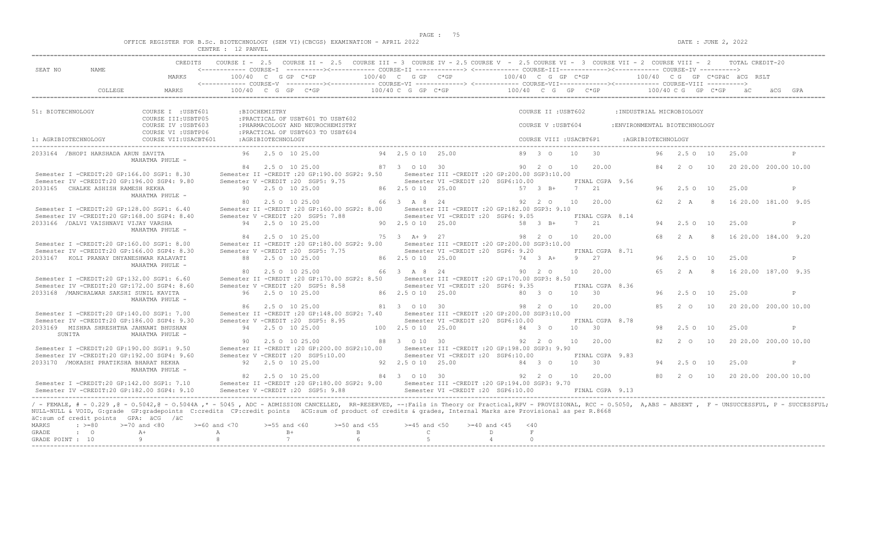OFFICE REGISTER FOR B.Sc. BIOTECHNOLOGY (SEM VI)(CBCGS) EXAMINATION - APRIL 2022 DATE : JUNE 2, 2022
CENTRE : 12 PANVEL

```
SEAT NO   NAME                 CREDITS   COURSE I - 2.5  COURSE II - 2.5  COURSE III - 3  COURSE IV - 2.5 COURSE V - 2.5 COURSE VI - 3  COURSE VII - 2  COURSE VIII - 2     TOTAL CREDIT-20
                                          <------------ COURSE-I  ---------><------------ COURSE-II ------------> <------------ COURSE-III ------------><------------ COURSE-IV ---------->
                               MARKS      100/40  C  G GP  C*GP         100/40  C  G GP  C*GP          100/40  C  G  GP  C*GP          100/40  C G  GP  C*GPäC  äCG  RSLT
                                          <------------ COURSE-V  ---------><------------ COURSE-VI ------------> <------------ COURSE-VII -----------><------------ COURSE-VIII ---------->
          COLLEGE              MARKS      100/40  C  G  GP   C*GP        100/40 C  G  GP  C*GP          100/40  C  G   GP  C*GP         100/40 C G  GP  C*GP    äC      äCG  GPA

51: BIOTECHNOLOGY          COURSE I  :USBT601       :BIOCHEMISTRY                                        COURSE II :USBT602        :INDUSTRIAL MICROBIOLOGY
                           COURSE III:USBTP05       :PRACTICAL OF USBT601 TO USBT602
                           COURSE IV :USBT603       :PHARMACOLOGY AND NEUROCHEMISTRY                     COURSE V :USBT604         :ENVIRONMENTAL BIOTECHNOLOGY
                           COURSE VI :USBTP06       :PRACTICAL OF USBT603 TO USBT604
1: AGRIBIOTECHNOLOGY       COURSE VII:USACBT601     :AGRIBIOTECHNOLOGY                                   COURSE VIII :USACBT6P1    :AGRIBIOTECHNOLOGY

2033164  /BHOPI HARSHADA ARUN SAVITA           96   2.5 O  10 25.00         94  2.5 O 10  25.00          89  3  O    10   30           96   2.5 O  10   25.00           P
                      MAHATMA PHULE -
                                               84   2.5 O  10 25.00         87  3   O 10  30             90  2  O    10   20.00        84   2  O   10   20 20.00  200.00 10.00
 Semester I -CREDIT:20 GP:166.00 SGP1: 8.30    Semester II -CREDIT :20 GP:190.00 SGP2: 9.50     Semester III -CREDIT :20 GP:200.00 SGP3:10.00
 Semester IV -CREDIT:20 GP:196.00 SGP4: 9.80   Semester V -CREDIT :20  SGP5: 9.75               Semester VI -CREDIT :20  SGP6:10.00          FINAL CGPA  9.56
2033165  CHALKE ASHISH RAMESH REKHA            90   2.5 O  10 25.00         86  2.5 O 10  25.00          57  3  B+    7   21           96   2.5 O  10   25.00           P
                      MAHATMA PHULE -
                                               80   2.5 O  10 25.00         66  3   A  8  24             92  2  O    10   20.00        62   2  A    8   16 20.00  181.00  9.05
 Semester I -CREDIT:20 GP:128.00 SGP1: 6.40    Semester II -CREDIT :20 GP:160.00 SGP2: 8.00     Semester III -CREDIT :20 GP:182.00 SGP3: 9.10
 Semester IV -CREDIT:20 GP:168.00 SGP4: 8.40   Semester V -CREDIT :20  SGP5: 7.88               Semester VI -CREDIT :20  SGP6: 9.05          FINAL CGPA  8.14
2033166  /DALVI VAISHNAVI VIJAY VARSHA         94   2.5 O  10 25.00         90  2.5 O 10  25.00          58  3  B+    7   21           94   2.5 O  10   25.00           P
                      MAHATMA PHULE -
                                               84   2.5 O  10 25.00         75  3   A+ 9  27             98  2  O    10   20.00        68   2  A    8   16 20.00  184.00  9.20
 Semester I -CREDIT:20 GP:160.00 SGP1: 8.00    Semester II -CREDIT :20 GP:180.00 SGP2: 9.00     Semester III -CREDIT :20 GP:200.00 SGP3:10.00
 Semester IV -CREDIT:20 GP:166.00 SGP4: 8.30   Semester V -CREDIT :20  SGP5: 7.75               Semester VI -CREDIT :20  SGP6: 9.20          FINAL CGPA  8.71
2033167  KOLI PRANAY DNYANESHWAR KALAVATI      88   2.5 O  10 25.00         86  2.5 O 10  25.00          74  3  A+    9   27           96   2.5 O  10   25.00           P
                      MAHATMA PHULE -
                                               80   2.5 O  10 25.00         66  3   A  8  24             90  2  O    10   20.00        65   2  A    8   16 20.00  187.00  9.35
 Semester I -CREDIT:20 GP:132.00 SGP1: 6.60    Semester II -CREDIT :20 GP:170.00 SGP2: 8.50     Semester III -CREDIT :20 GP:170.00 SGP3: 8.50
 Semester IV -CREDIT:20 GP:172.00 SGP4: 8.60   Semester V -CREDIT :20  SGP5: 8.58               Semester VI -CREDIT :20  SGP6: 9.35          FINAL CGPA  8.36
2033168  /MANCHALWAR SAKSHI SUNIL KAVITA       96   2.5 O  10 25.00         86  2.5 O 10  25.00          80  3  O    10   30           96   2.5 O  10   25.00           P
                      MAHATMA PHULE -
                                               86   2.5 O  10 25.00         81  3   O 10  30             98  2  O    10   20.00        85   2  O   10   20 20.00  200.00 10.00
 Semester I -CREDIT:20 GP:140.00 SGP1: 7.00    Semester II -CREDIT :20 GP:148.00 SGP2: 7.40     Semester III -CREDIT :20 GP:200.00 SGP3:10.00
 Semester IV -CREDIT:20 GP:186.00 SGP4: 9.30   Semester V -CREDIT :20  SGP5: 8.95               Semester VI -CREDIT :20  SGP6:10.00          FINAL CGPA  8.78
2033169  MISHRA SHRESHTHA JAHNAWI BHUSHAN      94   2.5 O  10 25.00        100  2.5 O 10  25.00          84  3  O    10   30           98   2.5 O  10   25.00           P
   SUNITA             MAHATMA PHULE -
                                               90   2.5 O  10 25.00         88  3   O 10  30             92  2  O    10   20.00        82   2  O   10   20 20.00  200.00 10.00
 Semester I -CREDIT:20 GP:190.00 SGP1: 9.50    Semester II -CREDIT :20 GP:200.00 SGP2:10.00     Semester III -CREDIT :20 GP:198.00 SGP3: 9.90
 Semester IV -CREDIT:20 GP:192.00 SGP4: 9.60   Semester V -CREDIT :20  SGP5:10.00               Semester VI -CREDIT :20  SGP6:10.00          FINAL CGPA  9.83
2033170  /MOKASHI PRATIKSHA BHARAT REKHA       92   2.5 O  10 25.00         92  2.5 O 10  25.00          84  3  O    10   30           94   2.5 O  10   25.00           P
                      MAHATMA PHULE -
                                               82   2.5 O  10 25.00         84  3   O 10  30             92  2  O    10   20.00        80   2  O   10   20 20.00  200.00 10.00
 Semester I -CREDIT:20 GP:142.00 SGP1: 7.10    Semester II -CREDIT :20 GP:180.00 SGP2: 9.00     Semester III -CREDIT :20 GP:194.00 SGP3: 9.70
 Semester IV -CREDIT:20 GP:182.00 SGP4: 9.10   Semester V -CREDIT :20  SGP5: 9.88               Semester VI -CREDIT :20  SGP6:10.00          FINAL CGPA  9.13
```

/ - FEMALE, # - 0.229 ,@ - O.5042,@ - O.5044A ,* - 5045 , ADC - ADMISSION CANCELLED, RR-RESERVED, --:Fails in Theory or Practical,RPV - PROVISIONAL, RCC - O.5050, A,ABS - ABSENT , F - UNSUCCESSFUL, P - SUCCESSFUL; NULL-NULL & VOID, G:grade GP:gradepoints C:credits CP:credit points äCG:sum of product of credits & grades, Internal Marks are Provisional as per R.8668
äC:sum of credit points GPA: äCG /äC

| MARKS | : >=80 | >=70 and <80 | >=60 and <70 | >=55 and <60 | >=50 and <55 | >=45 and <50 | >=40 and <45 | <40 |
|---|---|---|---|---|---|---|---|---|
| GRADE | : O | A+ | A | B+ | B | C | D | F |
| GRADE POINT | : 10 | 9 | 8 | 7 | 6 | 5 | 4 | 0 |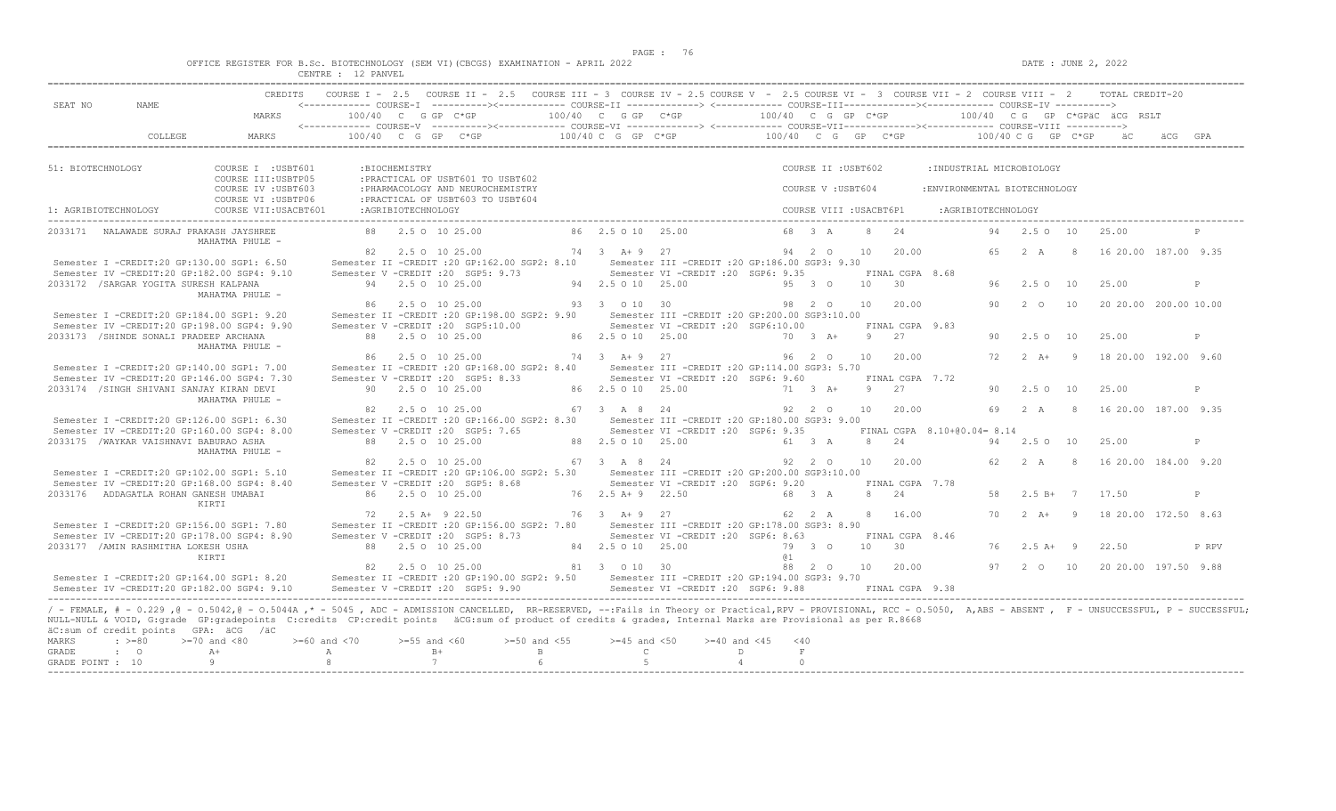OFFICE REGISTER FOR B.Sc. BIOTECHNOLOGY (SEM VI)(CBCGS) EXAMINATION - APRIL 2022
CENTRE : 12 PANVEL

DATE : JUNE 2, 2022

```
SEAT NO    NAME                  CREDITS   COURSE I - 2.5  COURSE II - 2.5  COURSE III - 3  COURSE IV - 2.5 COURSE V - 2.5 COURSE VI - 3  COURSE VII - 2  COURSE VIII - 2    TOTAL CREDIT-20
                                           <------------ COURSE-I ----------><------------ COURSE-II ------------> <------------ COURSE-III -----------><------------ COURSE-IV ---------->
                                 MARKS       100/40  C  G GP  C*GP          100/40  C  G GP  C*GP          100/40  C  G  GP  C*GP          100/40  C G  GP  C*GPäC  äCG  RSLT
                                           <------------ COURSE-V ----------><------------ COURSE-VI ------------> <------------ COURSE-VII -----------><------------ COURSE-VIII ---------->
           COLLEGE               MARKS       100/40  C  G  GP   C*GP        100/40 C  G  GP  C*GP          100/40  C  G   GP  C*GP          100/40 C G  GP  C*GP    äC    äCG  GPA

51: BIOTECHNOLOGY            COURSE I  :USBT601       :BIOCHEMISTRY                                       COURSE II :USBT602        :INDUSTRIAL MICROBIOLOGY
                             COURSE III:USBTP05       :PRACTICAL OF USBT601 TO USBT602
                             COURSE IV :USBT603       :PHARMACOLOGY AND NEUROCHEMISTRY                    COURSE V :USBT604         :ENVIRONMENTAL BIOTECHNOLOGY
                             COURSE VI :USBTP06       :PRACTICAL OF USBT603 TO USBT604
1: AGRIBIOTECHNOLOGY         COURSE VII:USACBT601     :AGRIBIOTECHNOLOGY                                  COURSE VIII :USACBT6P1    :AGRIBIOTECHNOLOGY

2033171  NALAWADE SURAJ PRAKASH JAYSHREE               88   2.5 O  10 25.00      86  2.5 O 10  25.00          68  3  A     8  24            94  2.5 O  10   25.00            P
                 MAHATMA PHULE -
                                                       82   2.5 O  10 25.00      74  3  A+ 9  27              94  2  O    10  20.00         65  2  A    8   16 20.00 187.00 9.35
 Semester I -CREDIT:20 GP:130.00 SGP1: 6.50      Semester II -CREDIT :20 GP:162.00 SGP2: 8.10     Semester III -CREDIT :20 GP:186.00 SGP3: 9.30
 Semester IV -CREDIT:20 GP:182.00 SGP4: 9.10     Semester V -CREDIT :20  SGP5: 9.73               Semester VI -CREDIT :20  SGP6: 9.35          FINAL CGPA  8.68
2033172 /SARGAR YOGITA SURESH KALPANA                  94   2.5 O  10 25.00      94  2.5 O 10  25.00          95  3  O    10  30            96  2.5 O  10   25.00            P
                 MAHATMA PHULE -
                                                       86   2.5 O  10 25.00      93  3  O 10  30              98  2  O    10  20.00         90  2  O   10   20 20.00 200.00 10.00
 Semester I -CREDIT:20 GP:184.00 SGP1: 9.20      Semester II -CREDIT :20 GP:198.00 SGP2: 9.90     Semester III -CREDIT :20 GP:200.00 SGP3:10.00
 Semester IV -CREDIT:20 GP:198.00 SGP4: 9.90     Semester V -CREDIT :20  SGP5:10.00               Semester VI -CREDIT :20  SGP6:10.00          FINAL CGPA  9.83
2033173 /SHINDE SONALI PRADEEP ARCHANA                 88   2.5 O  10 25.00      86  2.5 O 10  25.00          70  3  A+    9  27            90  2.5 O  10   25.00            P
                 MAHATMA PHULE -
                                                       86   2.5 O  10 25.00      74  3  A+ 9  27              96  2  O    10  20.00         72  2  A+   9   18 20.00 192.00 9.60
 Semester I -CREDIT:20 GP:140.00 SGP1: 7.00      Semester II -CREDIT :20 GP:168.00 SGP2: 8.40     Semester III -CREDIT :20 GP:114.00 SGP3: 5.70
 Semester IV -CREDIT:20 GP:146.00 SGP4: 7.30     Semester V -CREDIT :20  SGP5: 8.33               Semester VI -CREDIT :20  SGP6: 9.60          FINAL CGPA  7.72
2033174 /SINGH SHIVANI SANJAY KIRAN DEVI               90   2.5 O  10 25.00      86  2.5 O 10  25.00          71  3  A+    9  27            90  2.5 O  10   25.00            P
                 MAHATMA PHULE -
                                                       82   2.5 O  10 25.00      67  3  A  8  24              92  2  O    10  20.00         69  2  A    8   16 20.00 187.00 9.35
 Semester I -CREDIT:20 GP:126.00 SGP1: 6.30      Semester II -CREDIT :20 GP:166.00 SGP2: 8.30     Semester III -CREDIT :20 GP:180.00 SGP3: 9.00
 Semester IV -CREDIT:20 GP:160.00 SGP4: 8.00     Semester V -CREDIT :20  SGP5: 7.65               Semester VI -CREDIT :20  SGP6: 9.35          FINAL CGPA  8.10+@0.04= 8.14
2033175 /WAYKAR VAISHNAVI BABURAO ASHA                 88   2.5 O  10 25.00      88  2.5 O 10  25.00          61  3  A     8  24            94  2.5 O  10   25.00            P
                 MAHATMA PHULE -
                                                       82   2.5 O  10 25.00      67  3  A  8  24              92  2  O    10  20.00         62  2  A    8   16 20.00 184.00 9.20
 Semester I -CREDIT:20 GP:102.00 SGP1: 5.10      Semester II -CREDIT :20 GP:106.00 SGP2: 5.30     Semester III -CREDIT :20 GP:200.00 SGP3:10.00
 Semester IV -CREDIT:20 GP:168.00 SGP4: 8.40     Semester V -CREDIT :20  SGP5: 8.68               Semester VI -CREDIT :20  SGP6: 9.20          FINAL CGPA  7.78
2033176  ADDAGATLA ROHAN GANESH UMABAI                 86   2.5 O  10 25.00      76  2.5 A+ 9  22.50          68  3  A     8  24            58  2.5 B+  7   17.50            P
                 KIRTI
                                                       72   2.5 A+  9 22.50      76  3  A+ 9  27              62  2  A     8  16.00         70  2  A+   9   18 20.00 172.50 8.63
 Semester I -CREDIT:20 GP:156.00 SGP1: 7.80      Semester II -CREDIT :20 GP:156.00 SGP2: 7.80     Semester III -CREDIT :20 GP:178.00 SGP3: 8.90
 Semester IV -CREDIT:20 GP:178.00 SGP4: 8.90     Semester V -CREDIT :20  SGP5: 8.73               Semester VI -CREDIT :20  SGP6: 8.63          FINAL CGPA  8.46
2033177 /AMIN RASHMITHA LOKESH USHA                    88   2.5 O  10 25.00      84  2.5 O 10  25.00          79  3  O    10  30            76  2.5 A+  9   22.50            P RPV
                 KIRTI                                                                                        @1
                                                       82   2.5 O  10 25.00      81  3  O 10  30              88  2  O    10  20.00         97  2  O   10   20 20.00 197.50 9.88
 Semester I -CREDIT:20 GP:164.00 SGP1: 8.20      Semester II -CREDIT :20 GP:190.00 SGP2: 9.50     Semester III -CREDIT :20 GP:194.00 SGP3: 9.70
 Semester IV -CREDIT:20 GP:182.00 SGP4: 9.10     Semester V -CREDIT :20  SGP5: 9.90               Semester VI -CREDIT :20  SGP6: 9.88          FINAL CGPA  9.38
```

/ - FEMALE, # - 0.229 ,@ - 0.5042,@ - 0.5044A ,* - 5045 , ADC - ADMISSION CANCELLED, RR-RESERVED, --:Fails in Theory or Practical,RPV - PROVISIONAL, RCC - 0.5050, A,ABS - ABSENT , F - UNSUCCESSFUL, P - SUCCESSFUL; NULL-NULL & VOID, G:grade GP:gradepoints C:credits CP:credit points äCG:sum of product of credits & grades, Internal Marks are Provisional as per R.8668
äC:sum of credit points GPA: äCG /äC

| MARKS | : >=80 | >=70 and <80 | >=60 and <70 | >=55 and <60 | >=50 and <55 | >=45 and <50 | >=40 and <45 | <40 |
|---|---|---|---|---|---|---|---|---|
| GRADE | : O | A+ | A | B+ | B | C | D | F |
| GRADE POINT | : 10 | 9 | 8 | 7 | 6 | 5 | 4 | 0 |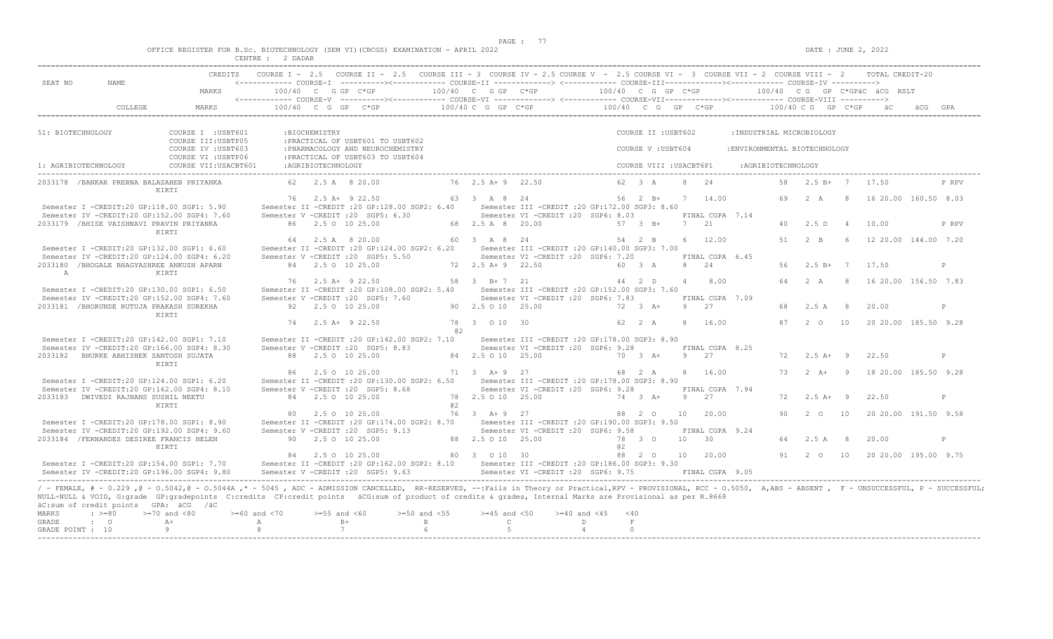OFFICE REGISTER FOR B.Sc. BIOTECHNOLOGY (SEM VI)(CBCGS) EXAMINATION - APRIL 2022 DATE : JUNE 2, 2022

CENTRE : 2 DADAR

```
                          CREDITS   COURSE I - 2.5   COURSE II - 2.5   COURSE III - 3  COURSE IV - 2.5 COURSE V  - 2.5 COURSE VI -  3  COURSE VII - 2  COURSE VIII -  2      TOTAL CREDIT-20
SEAT NO        NAME                 <------------ COURSE-I  ---------><------------ COURSE-II -------------> <------------ COURSE-III------------><------------ COURSE-IV ---------->
                          MARKS          100/40  C  G GP  C*GP          100/40  C  G GP  C*GP          100/40  C  G  GP  C*GP          100/40  C G  GP  C*GPäC  äCG  RSLT
                                    <------------ COURSE-V  ---------><------------ COURSE-VI -------------> <------------ COURSE-VII------------><------------ COURSE-VIII ---------->
             COLLEGE      MARKS          100/40  C  G  GP   C*GP          100/40 C  G  GP  C*GP          100/40  C  G   GP   C*GP          100/40 C G  GP  C*GP      äC      äCG  GPA

51: BIOTECHNOLOGY            COURSE I  :USBT601       :BIOCHEMISTRY                                              COURSE II :USBT602        :INDUSTRIAL MICROBIOLOGY
                             COURSE III:USBTP05       :PRACTICAL OF USBT601 TO USBT602
                             COURSE IV :USBT603       :PHARMACOLOGY AND NEUROCHEMISTRY                           COURSE V :USBT604         :ENVIRONMENTAL BIOTECHNOLOGY
                             COURSE VI :USBTP06       :PRACTICAL OF USBT603 TO USBT604
1: AGRIBIOTECHNOLOGY         COURSE VII:USACBT601     :AGRIBIOTECHNOLOGY                                         COURSE VIII :USACBT6P1     :AGRIBIOTECHNOLOGY

2033178  /BANKAR PRERNA BALASAHEB PRIYANKA       62   2.5 A  8 20.00          76  2.5 A+ 9  22.50          62  3  A     8   24             58   2.5 B+  7   17.50              P RPV
            KIRTI
                                                 76   2.5 A+  9 22.50         63  3  A  8  24             56  2  B+     7   14.00          69   2  A    8   16 20.00  160.50  8.03
 Semester I -CREDIT:20 GP:118.00 SGP1: 5.90     Semester II -CREDIT :20 GP:128.00 SGP2: 6.40     Semester III -CREDIT :20 GP:172.00 SGP3: 8.60
 Semester IV -CREDIT:20 GP:152.00 SGP4: 7.60    Semester V -CREDIT :20  SGP5: 6.30               Semester VI -CREDIT :20  SGP6: 8.03          FINAL CGPA  7.14
2033179  /BHISE VAISHNAVI PRAVIN PRIYANKA        86   2.5 O  10 25.00         68  2.5 A  8  20.00          57  3  B+     7   21             40   2.5 D   4   10.00              P RPV
            KIRTI
                                                 64   2.5 A  8 20.00          60  3  A  8  24             54  2  B      6   12.00          51   2  B    6   12 20.00  144.00  7.20
 Semester I -CREDIT:20 GP:132.00 SGP1: 6.60     Semester II -CREDIT :20 GP:124.00 SGP2: 6.20     Semester III -CREDIT :20 GP:140.00 SGP3: 7.00
 Semester IV -CREDIT:20 GP:124.00 SGP4: 6.20    Semester V -CREDIT :20  SGP5: 5.50               Semester VI -CREDIT :20  SGP6: 7.20          FINAL CGPA  6.45
2033180  /BHOGALE BHAGYASHREE ANKUSH APARN       84   2.5 O  10 25.00         72  2.5 A+ 9  22.50          60  3  A     8   24             56   2.5 B+  7   17.50              P
   A        KIRTI
                                                 76   2.5 A+  9 22.50         58  3  B+ 7  21             44  2  D      4    8.00          64   2  A    8   16 20.00  156.50  7.83
 Semester I -CREDIT:20 GP:130.00 SGP1: 6.50     Semester II -CREDIT :20 GP:108.00 SGP2: 5.40     Semester III -CREDIT :20 GP:152.00 SGP3: 7.60
 Semester IV -CREDIT:20 GP:152.00 SGP4: 7.60    Semester V -CREDIT :20  SGP5: 7.60               Semester VI -CREDIT :20  SGP6: 7.83          FINAL CGPA  7.09
2033181  /BHORUNDE RUTUJA PRAKASH SUREKHA        92   2.5 O  10 25.00         90  2.5 O 10  25.00          72  3  A+     9   27             68   2.5 A   8   20.00              P
            KIRTI
                                                 74   2.5 A+  9 22.50         78  3  O 10  30             62  2  A      8   16.00          87   2  O   10   20 20.00  185.50  9.28
                                                                             @2
 Semester I -CREDIT:20 GP:142.00 SGP1: 7.10     Semester II -CREDIT :20 GP:142.00 SGP2: 7.10     Semester III -CREDIT :20 GP:178.00 SGP3: 8.90
 Semester IV -CREDIT:20 GP:166.00 SGP4: 8.30    Semester V -CREDIT :20  SGP5: 8.83               Semester VI -CREDIT :20  SGP6: 9.28          FINAL CGPA  8.25
2033182   BHURKE ABHISHEK SANTOSH SUJATA         88   2.5 O  10 25.00         84  2.5 O 10  25.00          70  3  A+     9   27             72   2.5 A+  9   22.50              P
            KIRTI
                                                 86   2.5 O  10 25.00         71  3  A+ 9  27             68  2  A      8   16.00          73   2  A+   9   18 20.00  185.50  9.28
 Semester I -CREDIT:20 GP:124.00 SGP1: 6.20     Semester II -CREDIT :20 GP:130.00 SGP2: 6.50     Semester III -CREDIT :20 GP:178.00 SGP3: 8.90
 Semester IV -CREDIT:20 GP:162.00 SGP4: 8.10    Semester V -CREDIT :20  SGP5: 8.68               Semester VI -CREDIT :20  SGP6: 9.28          FINAL CGPA  7.94
2033183   DWIVEDI RAJHANS SUSHIL NEETU           84   2.5 O  10 25.00         78  2.5 O 10  25.00          74  3  A+     9   27             72   2.5 A+  9   22.50              P
            KIRTI                                                            @2
                                                 80   2.5 O  10 25.00         76  3  A+ 9  27             88  2  O     10   20.00          90   2  O   10   20 20.00  191.50  9.58
 Semester I -CREDIT:20 GP:178.00 SGP1: 8.90     Semester II -CREDIT :20 GP:174.00 SGP2: 8.70     Semester III -CREDIT :20 GP:190.00 SGP3: 9.50
 Semester IV -CREDIT:20 GP:192.00 SGP4: 9.60    Semester V -CREDIT :20  SGP5: 9.13               Semester VI -CREDIT :20  SGP6: 9.58          FINAL CGPA  9.24
2033184  /FERNANDES DESIREE FRANCIS HELEN        90   2.5 O  10 25.00         88  2.5 O 10  25.00          78  3  O     10   30             64   2.5 A   8   20.00              P
            KIRTI                                                                                          @2
                                                 84   2.5 O  10 25.00         80  3  O 10  30             88  2  O     10   20.00          91   2  O   10   20 20.00  195.00  9.75
 Semester I -CREDIT:20 GP:154.00 SGP1: 7.70     Semester II -CREDIT :20 GP:162.00 SGP2: 8.10     Semester III -CREDIT :20 GP:186.00 SGP3: 9.30
 Semester IV -CREDIT:20 GP:196.00 SGP4: 9.80    Semester V -CREDIT :20  SGP5: 9.63               Semester VI -CREDIT :20  SGP6: 9.75          FINAL CGPA  9.05
```

/ - FEMALE, # - 0.229 ,@ - O.5042,@ - O.5044A ,* - 5045 , ADC - ADMISSION CANCELLED, RR-RESERVED, --:Fails in Theory or Practical,RPV - PROVISIONAL, RCC - O.5050, A,ABS - ABSENT , F - UNSUCCESSFUL, P - SUCCESSFUL; NULL-NULL & VOID, G:grade GP:gradepoints C:credits CP:credit points äCG:sum of product of credits & grades, Internal Marks are Provisional as per R.8668

äC:sum of credit points GPA: äCG /äC

| MARKS | : >=80 | >=70 and <80 | >=60 and <70 | >=55 and <60 | >=50 and <55 | >=45 and <50 | >=40 and <45 | <40 |
|---|---|---|---|---|---|---|---|---|
| GRADE | : O | A+ | A | B+ | B | C | D | F |
| GRADE POINT | : 10 | 9 | 8 | 7 | 6 | 5 | 4 | 0 |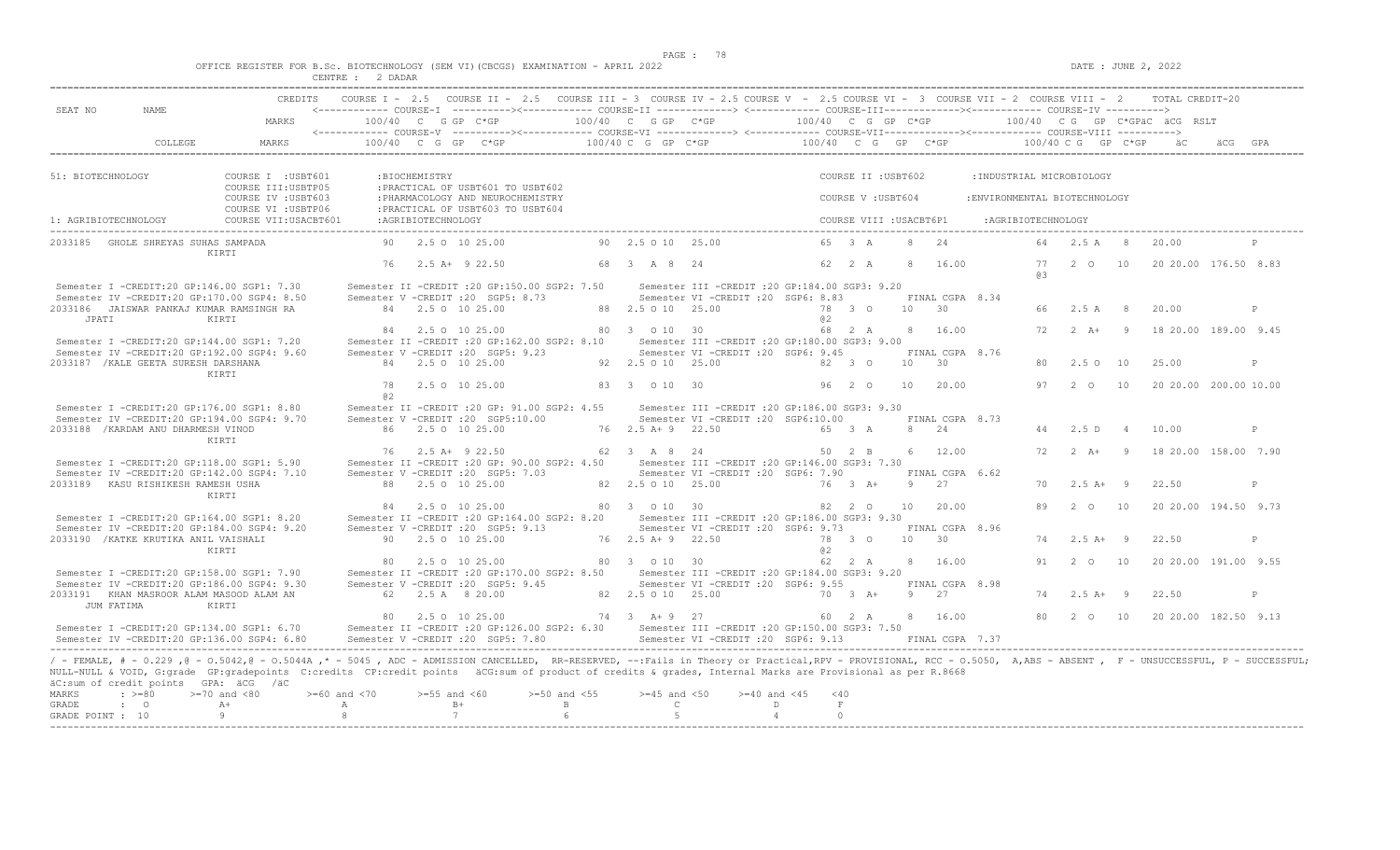OFFICE REGISTER FOR B.Sc. BIOTECHNOLOGY (SEM VI)(CBCGS) EXAMINATION - APRIL 2022 — CENTRE : 2 DADAR — DATE : JUNE 2, 2022

```
                    CREDITS   COURSE I - 2.5  COURSE II - 2.5  COURSE III - 3 COURSE IV - 2.5 COURSE V - 2.5 COURSE VI - 3 COURSE VII - 2 COURSE VIII - 2   TOTAL CREDIT-20
SEAT NO     NAME              <------------ COURSE-I ---------><------------ COURSE-II -------------> <------------ COURSE-III-------------><------------ COURSE-IV ---------->
                    MARKS        100/40  C  G GP  C*GP          100/40  C  G GP  C*GP            100/40  C  G GP  C*GP              100/40  C G  GP C*GPäC  äCG  RSLT
                              <------------ COURSE-V ---------><------------ COURSE-VI -------------> <------------ COURSE-VII------------><------------ COURSE-VIII ---------->
          COLLEGE   MARKS        100/40  C  G  GP  C*GP          100/40 C  G  GP  C*GP            100/40  C  G  GP  C*GP              100/40 C G  GP  C*GP    äC    äCG  GPA

51: BIOTECHNOLOGY          COURSE I  :USBT601      :BIOCHEMISTRY                                  COURSE II :USBT602        :INDUSTRIAL MICROBIOLOGY
                           COURSE III:USBTP05      :PRACTICAL OF USBT601 TO USBT602
                           COURSE IV :USBT603      :PHARMACOLOGY AND NEUROCHEMISTRY               COURSE V :USBT604         :ENVIRONMENTAL BIOTECHNOLOGY
                           COURSE VI :USBTP06      :PRACTICAL OF USBT603 TO USBT604
1: AGRIBIOTECHNOLOGY       COURSE VII:USACBT601    :AGRIBIOTECHNOLOGY                             COURSE VIII :USACBT6P1    :AGRIBIOTECHNOLOGY

2033185  GHOLE SHREYAS SUHAS SAMPADA          90   2.5 O  10 25.00       90  2.5 O 10  25.00        65  3 A    8  24            64  2.5 A   8   20.00          P
         KIRTI
                                              76   2.5 A+  9 22.50       68  3  A  8  24            62  2 A    8  16.00         77  2  O   10   20 20.00 176.50 8.83
                                                                                                                                @3
 Semester I -CREDIT:20 GP:146.00 SGP1: 7.30      Semester II -CREDIT :20 GP:150.00 SGP2: 7.50     Semester III -CREDIT :20 GP:184.00 SGP3: 9.20
 Semester IV -CREDIT:20 GP:170.00 SGP4: 8.50     Semester V -CREDIT :20  SGP5: 8.73               Semester VI -CREDIT :20  SGP6: 8.83          FINAL CGPA  8.34
2033186  JAISWAR PANKAJ KUMAR RAMSINGH RA     84   2.5 O  10 25.00       88  2.5 O 10  25.00        78  3 O   10  30            66  2.5 A   8   20.00          P
   JPATI                KIRTI                                                                       @2
                                              84   2.5 O  10 25.00       80  3  O 10  30            68  2 A    8  16.00         72  2  A+   9   18 20.00 189.00 9.45
 Semester I -CREDIT:20 GP:144.00 SGP1: 7.20      Semester II -CREDIT :20 GP:162.00 SGP2: 8.10     Semester III -CREDIT :20 GP:180.00 SGP3: 9.00
 Semester IV -CREDIT:20 GP:192.00 SGP4: 9.60     Semester V -CREDIT :20  SGP5: 9.23               Semester VI -CREDIT :20  SGP6: 9.45          FINAL CGPA  8.76
2033187  /KALE GEETA SURESH DARSHANA          84   2.5 O  10 25.00       92  2.5 O 10  25.00        82  3 O   10  30            80  2.5 O  10   25.00          P
         KIRTI
                                              78   2.5 O  10 25.00       83  3  O 10  30            96  2 O   10  20.00         97  2  O   10   20 20.00 200.00 10.00
                                              @2
 Semester I -CREDIT:20 GP:176.00 SGP1: 8.80      Semester II -CREDIT :20 GP: 91.00 SGP2: 4.55     Semester III -CREDIT :20 GP:186.00 SGP3: 9.30
 Semester IV -CREDIT:20 GP:194.00 SGP4: 9.70     Semester V -CREDIT :20  SGP5:10.00               Semester VI -CREDIT :20  SGP6:10.00          FINAL CGPA  8.73
2033188  /KARDAM ANU DHARMESH VINOD           86   2.5 O  10 25.00       76  2.5 A+ 9  22.50        65  3 A    8  24            44  2.5 D   4   10.00          P
         KIRTI
                                              76   2.5 A+  9 22.50       62  3  A  8  24            50  2 B    6  12.00         72  2  A+   9   18 20.00 158.00 7.90
 Semester I -CREDIT:20 GP:118.00 SGP1: 5.90      Semester II -CREDIT :20 GP: 90.00 SGP2: 4.50     Semester III -CREDIT :20 GP:146.00 SGP3: 7.30
 Semester IV -CREDIT:20 GP:142.00 SGP4: 7.10     Semester V -CREDIT :20  SGP5: 7.03               Semester VI -CREDIT :20  SGP6: 7.90          FINAL CGPA  6.62
2033189  KASU RISHIKESH RAMESH USHA           88   2.5 O  10 25.00       82  2.5 O 10  25.00        76  3 A+   9  27            70  2.5 A+  9   22.50          P
         KIRTI
                                              84   2.5 O  10 25.00       80  3  O 10  30            82  2 O   10  20.00         89  2  O   10   20 20.00 194.50 9.73
 Semester I -CREDIT:20 GP:164.00 SGP1: 8.20      Semester II -CREDIT :20 GP:164.00 SGP2: 8.20     Semester III -CREDIT :20 GP:186.00 SGP3: 9.30
 Semester IV -CREDIT:20 GP:184.00 SGP4: 9.20     Semester V -CREDIT :20  SGP5: 9.13               Semester VI -CREDIT :20  SGP6: 9.73          FINAL CGPA  8.96
2033190  /KATKE KRUTIKA ANIL VAISHALI         90   2.5 O  10 25.00       76  2.5 A+ 9  22.50        78  3 O   10  30            74  2.5 A+  9   22.50          P
         KIRTI                                                                                      @2
                                              80   2.5 O  10 25.00       80  3  O 10  30            62  2 A    8  16.00         91  2  O   10   20 20.00 191.00 9.55
 Semester I -CREDIT:20 GP:158.00 SGP1: 7.90      Semester II -CREDIT :20 GP:170.00 SGP2: 8.50     Semester III -CREDIT :20 GP:184.00 SGP3: 9.20
 Semester IV -CREDIT:20 GP:186.00 SGP4: 9.30     Semester V -CREDIT :20  SGP5: 9.45               Semester VI -CREDIT :20  SGP6: 9.55          FINAL CGPA  8.98
2033191  KHAN MASROOR ALAM MASOOD ALAM AN     62   2.5 A   8 20.00       82  2.5 O 10  25.00        70  3 A+   9  27            74  2.5 A+  9   22.50          P
   JUM FATIMA           KIRTI
                                              80   2.5 O  10 25.00       74  3  A+ 9  27            60  2 A    8  16.00         80  2  O   10   20 20.00 182.50 9.13
 Semester I -CREDIT:20 GP:134.00 SGP1: 6.70      Semester II -CREDIT :20 GP:126.00 SGP2: 6.30     Semester III -CREDIT :20 GP:150.00 SGP3: 7.50
 Semester IV -CREDIT:20 GP:136.00 SGP4: 6.80     Semester V -CREDIT :20  SGP5: 7.80               Semester VI -CREDIT :20  SGP6: 9.13          FINAL CGPA  7.37
```

/ - FEMALE, # - 0.229 ,@ - 0.5042,@ - 0.5044A ,* - 5045 , ADC - ADMISSION CANCELLED, RR-RESERVED, --:Fails in Theory or Practical,RPV - PROVISIONAL, RCC - 0.5050, A,ABS - ABSENT , F - UNSUCCESSFUL, P - SUCCESSFUL; NULL-NULL & VOID, G:grade GP:gradepoints C:credits CP:credit points äCG:sum of product of credits & grades, Internal Marks are Provisional as per R.8668
äC:sum of credit points GPA: äCG /äC

| MARKS | : >=80 | >=70 and <80 | >=60 and <70 | >=55 and <60 | >=50 and <55 | >=45 and <50 | >=40 and <45 | <40 |
|---|---|---|---|---|---|---|---|---|
| GRADE | : O | A+ | A | B+ | B | C | D | F |
| GRADE POINT | : 10 | 9 | 8 | 7 | 6 | 5 | 4 | 0 |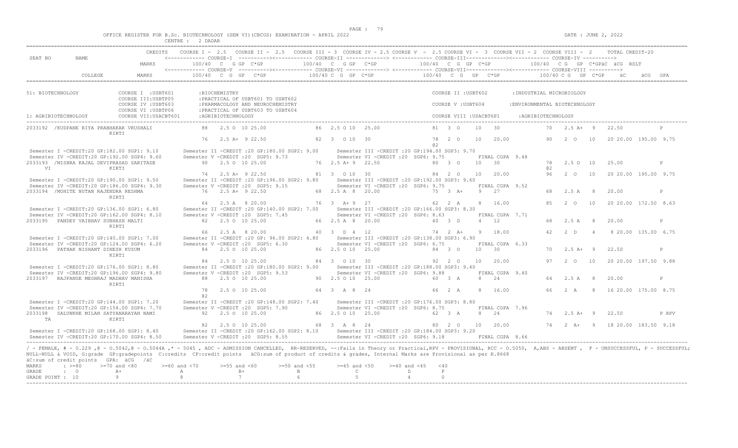OFFICE REGISTER FOR B.Sc. BIOTECHNOLOGY (SEM VI)(CBCGS) EXAMINATION - APRIL 2022

CENTRE : 2 DADAR

DATE : JUNE 2, 2022

```
                         CREDITS    COURSE I - 2.5   COURSE II - 2.5   COURSE III - 3  COURSE IV - 2.5 COURSE V  - 2.5 COURSE VI -  3  COURSE VII - 2  COURSE VIII -  2      TOTAL CREDIT-20
SEAT NO       NAME                  <------------ COURSE-I  ----------><------------ COURSE-II -------------> <------------ COURSE-III------------><------------ COURSE-IV ---------->
                         MARKS        100/40  C  G GP  C*GP           100/40  C  G GP  C*GP            100/40  C  G  GP  C*GP             100/40  C G  GP  C*GPäC  äCG  RSLT
                                    <------------ COURSE-V  ----------><------------ COURSE-VI -------------> <------------ COURSE-VII------------><------------ COURSE-VIII ---------->
          COLLEGE        MARKS        100/40  C  G  GP   C*GP          100/40 C  G  GP  C*GP            100/40   C  G   GP   C*GP            100/40 C G   GP  C*GP    äC      äCG  GPA

51: BIOTECHNOLOGY            COURSE I  :USBT601       :BIOCHEMISTRY                                                    COURSE II :USBT602         :INDUSTRIAL MICROBIOLOGY
                             COURSE III:USBTP05       :PRACTICAL OF USBT601 TO USBT602
                             COURSE IV :USBT603       :PHARMACOLOGY AND NEUROCHEMISTRY                                 COURSE V :USBT604          :ENVIRONMENTAL BIOTECHNOLOGY
                             COURSE VI :USBTP06       :PRACTICAL OF USBT603 TO USBT604
1: AGRIBIOTECHNOLOGY         COURSE VII:USACBT601     :AGRIBIOTECHNOLOGY                                               COURSE VIII :USACBT6P1      :AGRIBIOTECHNOLOGY

2033192 /KUDPANE RIYA PRABHAKAR VRUSHALI        88    2.5 O  10 25.00          86  2.5 O 10  25.00          81  3  O     10   30              70   2.5 A+  9    22.50            P
                KIRTI
                                                76    2.5 A+  9 22.50          82  3   O 10  30             78  2  O     10   20.00           90   2  O    10   20 20.00  195.00  9.75
                                                                                                            @2
 Semester I -CREDIT:20 GP:182.00 SGP1: 9.10       Semester II -CREDIT :20 GP:180.00 SGP2: 9.00      Semester III -CREDIT :20 GP:194.00 SGP3: 9.70
 Semester IV -CREDIT:20 GP:192.00 SGP4: 9.60      Semester V -CREDIT :20  SGP5: 9.73                 Semester VI -CREDIT :20  SGP6: 9.75          FINAL CGPA  9.48
2033193 /MISHRA KAJAL DEVIPRASAD SARITADE        90    2.5 O  10 25.00          76  2.5 A+ 9  22.50          80  3  O     10   30              78   2.5 O   10   25.00            P
   VI           KIRTI                                                                                                                        @2
                                                74    2.5 A+  9 22.50          81  3   O 10  30             84  2  O     10   20.00           96   2  O    10   20 20.00  195.00  9.75
 Semester I -CREDIT:20 GP:190.00 SGP1: 9.50       Semester II -CREDIT :20 GP:196.00 SGP2: 9.80      Semester III -CREDIT :20 GP:192.00 SGP3: 9.60
 Semester IV -CREDIT:20 GP:186.00 SGP4: 9.30      Semester V -CREDIT :20  SGP5: 9.15                 Semester VI -CREDIT :20  SGP6: 9.75          FINAL CGPA  9.52
2033194 /MOHITE NUTAN RAJENDRA RESHMA            76    2.5 A+  9 22.50          68  2.5 A  8  20.00          75  3  A+     9   27              68   2.5 A    8   20.00            P
                KIRTI
                                                64    2.5 A   8 20.00          76  3   A+ 9  27             62  2  A      8   16.00           85   2  O    10   20 20.00  172.50  8.63
 Semester I -CREDIT:20 GP:136.00 SGP1: 6.80       Semester II -CREDIT :20 GP:140.00 SGP2: 7.00      Semester III -CREDIT :20 GP:166.00 SGP3: 8.30
 Semester IV -CREDIT:20 GP:162.00 SGP4: 8.10      Semester V -CREDIT :20  SGP5: 7.45                 Semester VI -CREDIT :20  SGP6: 8.63          FINAL CGPA  7.71
2033195   PANDEY VAIBHAV SUBHASH MALTI           82    2.5 O  10 25.00          66  2.5 A  8  20.00          40  3  D      4   12              68   2.5 A    8   20.00            P
                KIRTI
                                                66    2.5 A   8 20.00          40  3   D  4  12             74  2  A+     9   18.00           42   2  D     4    8 20.00  135.00  6.75
 Semester I -CREDIT:20 GP:140.00 SGP1: 7.00       Semester II -CREDIT :20 GP: 96.00 SGP2: 4.80      Semester III -CREDIT :20 GP:138.00 SGP3: 6.90
 Semester IV -CREDIT:20 GP:124.00 SGP4: 6.20      Semester V -CREDIT :20  SGP5: 6.30                 Semester VI -CREDIT :20  SGP6: 6.75          FINAL CGPA  6.33
2033196   PATHAK NISHANT DINESH KUSUM            84    2.5 O  10 25.00          86  2.5 O 10  25.00          84  3  O     10   30              70   2.5 A+  9    22.50            P
                KIRTI
                                                84    2.5 O  10 25.00          84  3   O 10  30             92  2  O     10   20.00           97   2  O    10   20 20.00  197.50  9.88
 Semester I -CREDIT:20 GP:176.00 SGP1: 8.80       Semester II -CREDIT :20 GP:180.00 SGP2: 9.00      Semester III -CREDIT :20 GP:188.00 SGP3: 9.40
 Semester IV -CREDIT:20 GP:196.00 SGP4: 9.80      Semester V -CREDIT :20  SGP5: 9.53                 Semester VI -CREDIT :20  SGP6: 9.88          FINAL CGPA  9.40
2033197   RAJPANGE MEGHRAJ MADHAV MANISHA        88    2.5 O  10 25.00          90  2.5 O 10  25.00          60  3  A      8   24              64   2.5 A    8   20.00            P
                KIRTI
                                                78    2.5 O  10 25.00          64  3   A  8  24             66  2  A      8   16.00           66   2  A     8   16 20.00  175.00  8.75
                                                @2
 Semester I -CREDIT:20 GP:144.00 SGP1: 7.20       Semester II -CREDIT :20 GP:148.00 SGP2: 7.40      Semester III -CREDIT :20 GP:176.00 SGP3: 8.80
 Semester IV -CREDIT:20 GP:154.00 SGP4: 7.70      Semester V -CREDIT :20  SGP5: 7.90                 Semester VI -CREDIT :20  SGP6: 8.75          FINAL CGPA  7.96
2033198   SALUNKHE MILAN SATYANARAYAN NAMI       92    2.5 O  10 25.00          86  2.5 O 10  25.00          62  3  A      8   24              74   2.5 A+  9    22.50            P RPV
   TA           KIRTI
                                                82    2.5 O  10 25.00          68  3   A  8  24             80  2  O     10   20.00           74   2  A+    9   18 20.00  183.50  9.18
 Semester I -CREDIT:20 GP:168.00 SGP1: 8.40       Semester II -CREDIT :20 GP:162.00 SGP2: 8.10      Semester III -CREDIT :20 GP:184.00 SGP3: 9.20
 Semester IV -CREDIT:20 GP:170.00 SGP4: 8.50      Semester V -CREDIT :20  SGP5: 8.55                 Semester VI -CREDIT :20  SGP6: 9.18          FINAL CGPA  8.66
```

/ - FEMALE, # - 0.229 ,@ - O.5042,@ - O.5044A ,* - 5045 , ADC - ADMISSION CANCELLED, RR-RESERVED, --:Fails in Theory or Practical,RPV - PROVISIONAL, RCC - O.5050, A,ABS - ABSENT , F - UNSUCCESSFUL, P - SUCCESSFUL; NULL-NULL & VOID, G:grade GP:gradepoints C:credits CP:credit points äCG:sum of product of credits & grades, Internal Marks are Provisional as per R.8668

äC:sum of credit points GPA: äCG /äC

| MARKS | : >=80 | >=70 and <80 | >=60 and <70 | >=55 and <60 | >=50 and <55 | >=45 and <50 | >=40 and <45 | <40 |
|---|---|---|---|---|---|---|---|---|
| GRADE | : O | A+ | A | B+ | B | C | D | F |
| GRADE POINT | : 10 | 9 | 8 | 7 | 6 | 5 | 4 | 0 |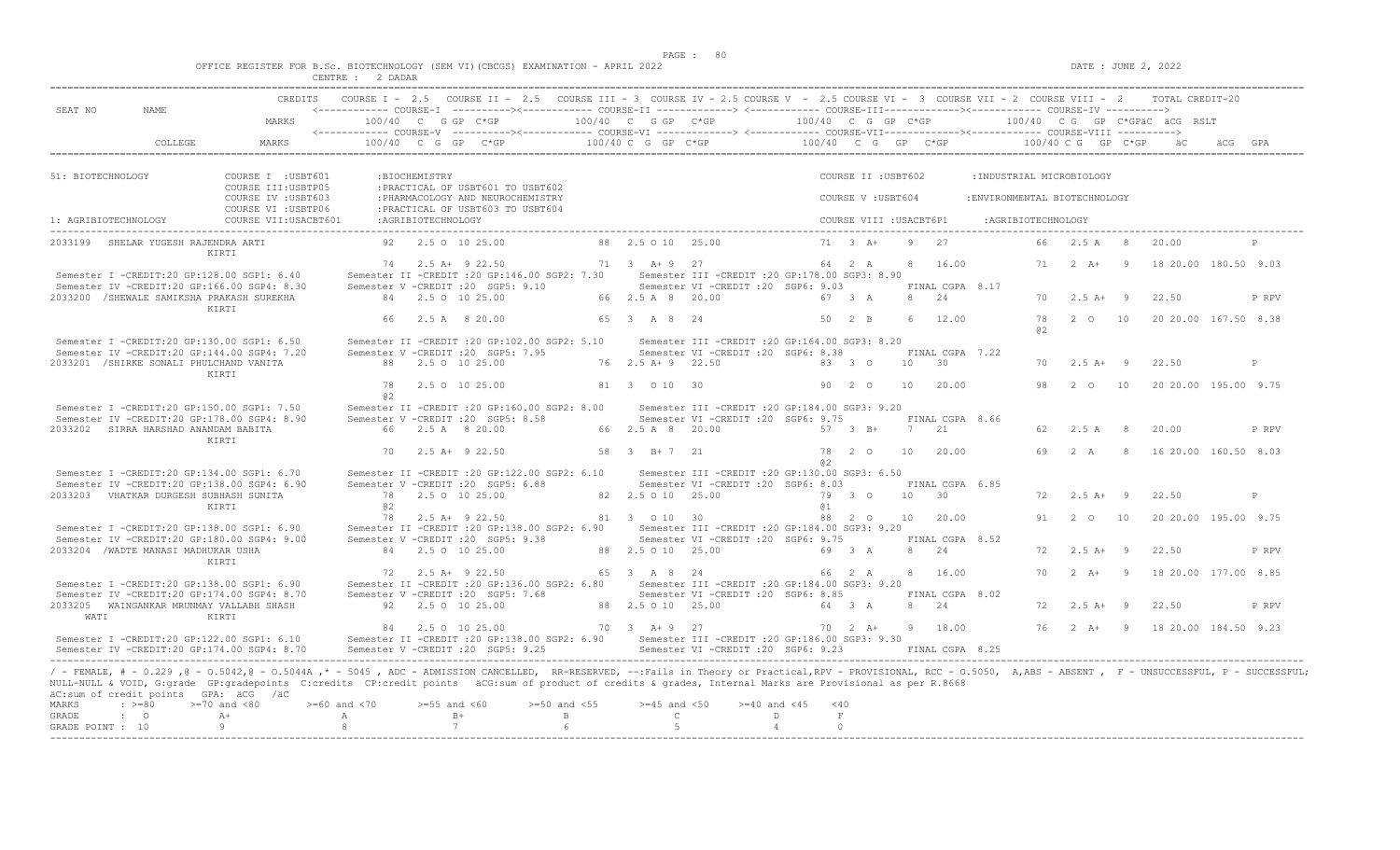OFFICE REGISTER FOR B.Sc. BIOTECHNOLOGY (SEM VI)(CBCGS) EXAMINATION - APRIL 2022
CENTRE : 2 DADAR

DATE : JUNE 2, 2022

```
                         CREDITS    COURSE I - 2.5   COURSE II - 2.5   COURSE III - 3  COURSE IV - 2.5 COURSE V  - 2.5 COURSE VI -  3  COURSE VII - 2  COURSE VIII -  2      TOTAL CREDIT-20
SEAT NO      NAME                   <------------ COURSE-I  ----------><------------ COURSE-II -------------> <------------ COURSE-III-------------><------------ COURSE-IV ---------->
                           MARKS          100/40  C  G GP  C*GP          100/40  C  G GP  C*GP          100/40  C  G  GP  C*GP           100/40  C G   GP  C*GPäC  äCG  RSLT
                                    <------------ COURSE-V  ----------><------------ COURSE-VI -------------> <------------ COURSE-VII-------------><------------ COURSE-VIII ---------->
           COLLEGE         MARKS          100/40  C  G  GP   C*GP        100/40 C  G  GP  C*GP          100/40  C  G   GP   C*GP          100/40 C G   GP  C*GP    äC      äCG  GPA

51: BIOTECHNOLOGY            COURSE I  :USBT601       :BIOCHEMISTRY                                                      COURSE II :USBT602        :INDUSTRIAL MICROBIOLOGY
                             COURSE III:USBTP05       :PRACTICAL OF USBT601 TO USBT602
                             COURSE IV :USBT603       :PHARMACOLOGY AND NEUROCHEMISTRY                                   COURSE V :USBT604         :ENVIRONMENTAL BIOTECHNOLOGY
                             COURSE VI :USBTP06       :PRACTICAL OF USBT603 TO USBT604
1: AGRIBIOTECHNOLOGY         COURSE VII:USACBT601     :AGRIBIOTECHNOLOGY                                                 COURSE VIII :USACBT6P1    :AGRIBIOTECHNOLOGY

2033199   SHELAR YUGESH RAJENDRA ARTI               92    2.5 O  10 25.00          88  2.5 O 10  25.00              71  3  A+    9   27              66   2.5 A   8    20.00            P
          KIRTI
                                                     74    2.5 A+  9 22.50          71   3  A+ 9  27                 64   2  A     8   16.00           71   2  A+   9    18 20.00  180.50  9.03
 Semester I -CREDIT:20 GP:128.00 SGP1: 6.40        Semester II -CREDIT :20 GP:146.00 SGP2: 7.30      Semester III -CREDIT :20 GP:178.00 SGP3: 8.90
 Semester IV -CREDIT:20 GP:166.00 SGP4: 8.30       Semester V -CREDIT :20  SGP5: 9.10                Semester VI -CREDIT :20  SGP6: 9.03            FINAL CGPA  8.17
2033200  /SHEWALE SAMIKSHA PRAKASH SUREKHA           84    2.5 O  10 25.00          66  2.5 A  8  20.00              67  3  A     8   24              70   2.5 A+  9    22.50            P RPV
          KIRTI
                                                     66    2.5 A   8 20.00          65   3  A  8  24                 50   2  B     6   12.00           78   2  O   10    20 20.00  167.50  8.38
                                                                                                                                                       @2
 Semester I -CREDIT:20 GP:130.00 SGP1: 6.50        Semester II -CREDIT :20 GP:102.00 SGP2: 5.10      Semester III -CREDIT :20 GP:164.00 SGP3: 8.20
 Semester IV -CREDIT:20 GP:144.00 SGP4: 7.20       Semester V -CREDIT :20  SGP5: 7.95                Semester VI -CREDIT :20  SGP6: 8.38            FINAL CGPA  7.22
2033201  /SHIRKE SONALI PHULCHAND VANITA             88    2.5 O  10 25.00          76  2.5 A+ 9  22.50              83  3  O    10   30              70   2.5 A+  9    22.50            P
          KIRTI
                                                     78    2.5 O  10 25.00          81   3  O 10  30                 90   2  O    10   20.00           98   2  O   10    20 20.00  195.00  9.75
                                                     @2
 Semester I -CREDIT:20 GP:150.00 SGP1: 7.50        Semester II -CREDIT :20 GP:160.00 SGP2: 8.00      Semester III -CREDIT :20 GP:184.00 SGP3: 9.20
 Semester IV -CREDIT:20 GP:178.00 SGP4: 8.90       Semester V -CREDIT :20  SGP5: 8.58                Semester VI -CREDIT :20  SGP6: 9.75            FINAL CGPA  8.66
2033202   SIRRA HARSHAD ANANDAM BABITA               66    2.5 A   8 20.00          66  2.5 A  8  20.00              57  3  B+    7   21              62   2.5 A   8    20.00            P RPV
          KIRTI
                                                     70    2.5 A+  9 22.50          58   3  B+ 7  21                 78   2  O    10   20.00           69   2  A    8    16 20.00  160.50  8.03
                                                                                                                     @2
 Semester I -CREDIT:20 GP:134.00 SGP1: 6.70        Semester II -CREDIT :20 GP:122.00 SGP2: 6.10      Semester III -CREDIT :20 GP:130.00 SGP3: 6.50
 Semester IV -CREDIT:20 GP:138.00 SGP4: 6.90       Semester V -CREDIT :20  SGP5: 6.88                Semester VI -CREDIT :20  SGP6: 8.03            FINAL CGPA  6.85
2033203   VHATKAR DURGESH SUBHASH SUNITA             78    2.5 O  10 25.00          82  2.5 O 10  25.00              79  3  O    10   30              72   2.5 A+  9    22.50            P
          KIRTI                                      @2                                                              @1
                                                     78    2.5 A+  9 22.50          81   3  O 10  30                 88   2  O    10   20.00           91   2  O   10    20 20.00  195.00  9.75
 Semester I -CREDIT:20 GP:138.00 SGP1: 6.90        Semester II -CREDIT :20 GP:138.00 SGP2: 6.90      Semester III -CREDIT :20 GP:184.00 SGP3: 9.20
 Semester IV -CREDIT:20 GP:180.00 SGP4: 9.00       Semester V -CREDIT :20  SGP5: 9.38                Semester VI -CREDIT :20  SGP6: 9.75            FINAL CGPA  8.52
2033204  /WADTE MANASI MADHUKAR USHA                 84    2.5 O  10 25.00          88  2.5 O 10  25.00              69  3  A     8   24              72   2.5 A+  9    22.50            P RPV
          KIRTI
                                                     72    2.5 A+  9 22.50          65   3  A  8  24                 66   2  A     8   16.00           70   2  A+   9    18 20.00  177.00  8.85
 Semester I -CREDIT:20 GP:138.00 SGP1: 6.90        Semester II -CREDIT :20 GP:136.00 SGP2: 6.80      Semester III -CREDIT :20 GP:184.00 SGP3: 9.20
 Semester IV -CREDIT:20 GP:174.00 SGP4: 8.70       Semester V -CREDIT :20  SGP5: 7.68                Semester VI -CREDIT :20  SGP6: 8.85            FINAL CGPA  8.02
2033205   WAINGANKAR MRUNMAY VALLABH SHASH           92    2.5 O  10 25.00          88  2.5 O 10  25.00              64  3  A     8   24              72   2.5 A+  9    22.50            P RPV
     WATI       KIRTI
                                                     84    2.5 O  10 25.00          70   3  A+ 9  27                 70   2  A+    9   18.00           76   2  A+   9    18 20.00  184.50  9.23
 Semester I -CREDIT:20 GP:122.00 SGP1: 6.10        Semester II -CREDIT :20 GP:138.00 SGP2: 6.90      Semester III -CREDIT :20 GP:186.00 SGP3: 9.30
 Semester IV -CREDIT:20 GP:174.00 SGP4: 8.70       Semester V -CREDIT :20  SGP5: 9.25                Semester VI -CREDIT :20  SGP6: 9.23            FINAL CGPA  8.25
```

/ - FEMALE, # - 0.229 ,@ - O.5042,@ - O.5044A ,* - 5045 , ADC - ADMISSION CANCELLED, RR-RESERVED, --:Fails in Theory or Practical,RPV - PROVISIONAL, RCC - O.5050, A,ABS - ABSENT , F - UNSUCCESSFUL, P - SUCCESSFUL; NULL-NULL & VOID, G:grade GP:gradepoints C:credits CP:credit points äCG:sum of product of credits & grades, Internal Marks are Provisional as per R.8668
äC:sum of credit points GPA: äCG /äC

| MARKS | : >=80 | >=70 and <80 | >=60 and <70 | >=55 and <60 | >=50 and <55 | >=45 and <50 | >=40 and <45 | <40 |
|---|---|---|---|---|---|---|---|---|
| GRADE | : O | A+ | A | B+ | B | C | D | F |
| GRADE POINT | : 10 | 9 | 8 | 7 | 6 | 5 | 4 | 0 |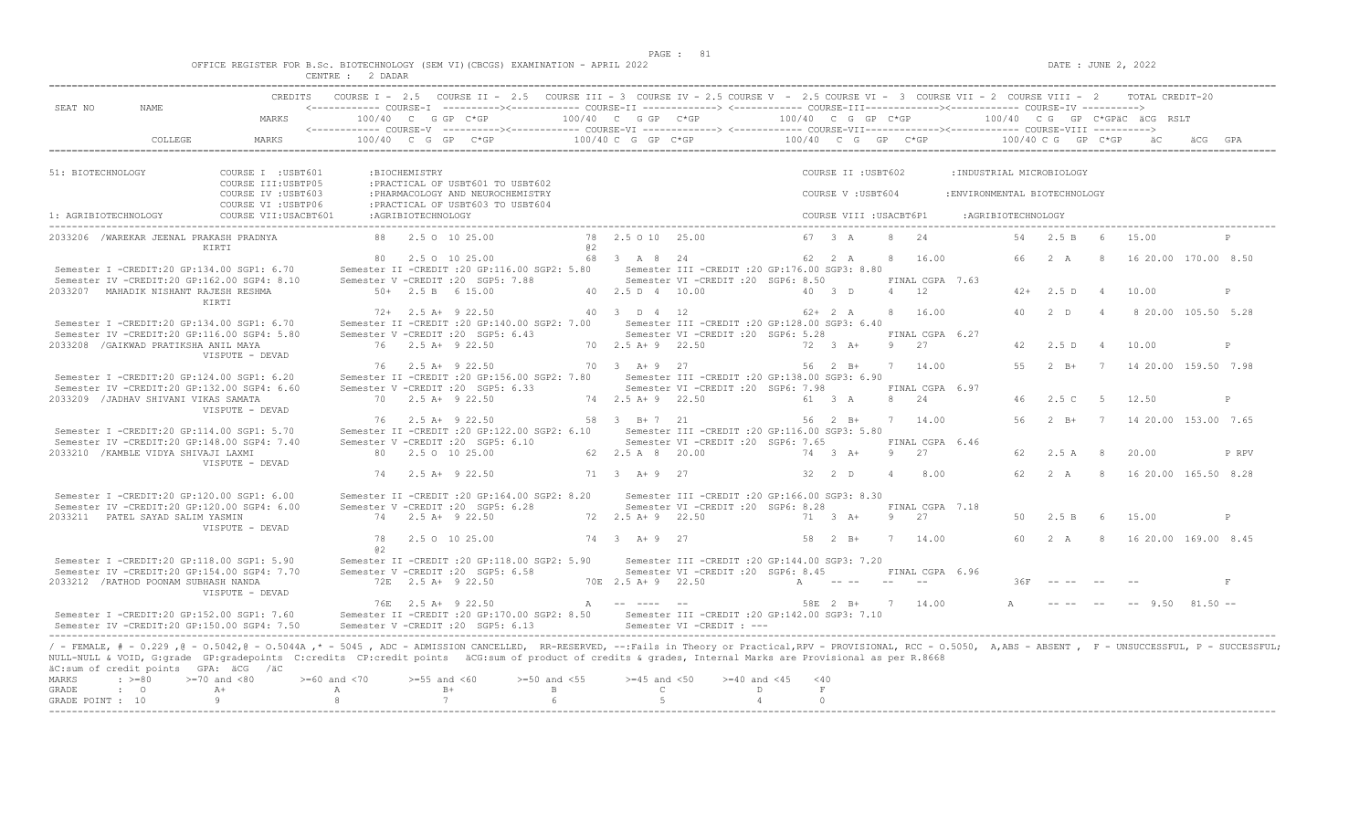OFFICE REGISTER FOR B.Sc. BIOTECHNOLOGY (SEM VI)(CBCGS) EXAMINATION - APRIL 2022 DATE : JUNE 2, 2022

CENTRE : 2 DADAR

```
                         CREDITS    COURSE I - 2.5   COURSE II - 2.5   COURSE III - 3  COURSE IV - 2.5 COURSE V  - 2.5 COURSE VI -  3  COURSE VII - 2  COURSE VIII - 2      TOTAL CREDIT-20
SEAT NO        NAME                 <------------ COURSE-I  ----------><------------ COURSE-II -------------> <------------ COURSE-III-------------><------------ COURSE-IV ---------->
                             MARKS         100/40  C  G GP  C*GP          100/40  C  G GP  C*GP            100/40  C  G  GP  C*GP            100/40  C G  GP  C*GPäC  äCG  RSLT
                                    <------------ COURSE-V  ----------><------------ COURSE-VI -------------> <------------ COURSE-VII-------------><------------ COURSE-VIII ---------->
          COLLEGE            MARKS         100/40  C  G  GP   C*GP         100/40 C  G  GP  C*GP            100/40   C  G   GP   C*GP            100/40 C G   GP  C*GP     äC      äCG  GPA

51: BIOTECHNOLOGY            COURSE I  :USBT601       :BIOCHEMISTRY                                                   COURSE II :USBT602        :INDUSTRIAL MICROBIOLOGY
                             COURSE III:USBTP05       :PRACTICAL OF USBT601 TO USBT602
                             COURSE IV :USBT603       :PHARMACOLOGY AND NEUROCHEMISTRY                                COURSE V :USBT604         :ENVIRONMENTAL BIOTECHNOLOGY
                             COURSE VI :USBTP06       :PRACTICAL OF USBT603 TO USBT604
1: AGRIBIOTECHNOLOGY         COURSE VII:USACBT601     :AGRIBIOTECHNOLOGY                                              COURSE VIII :USACBT6P1     :AGRIBIOTECHNOLOGY

2033206 /WAREKAR JEENAL PRAKASH PRADNYA        88    2.5 O  10 25.00         78  2.5 O 10  25.00               67  3  A     8   24              54   2.5 B    6   15.00                P
                 KIRTI                                                       @2
                                               80    2.5 O  10 25.00         68   3  A  8  24                  62   2  A     8   16.00           66    2  A     8   16 20.00  170.00  8.50
  Semester I -CREDIT:20 GP:134.00 SGP1: 6.70       Semester II -CREDIT :20 GP:116.00 SGP2: 5.80      Semester III -CREDIT :20 GP:176.00 SGP3: 8.80
  Semester IV -CREDIT:20 GP:162.00 SGP4: 8.10      Semester V -CREDIT :20  SGP5: 7.88                Semester VI -CREDIT :20  SGP6: 8.50          FINAL CGPA  7.63
2033207  MAHADIK NISHANT RAJESH RESHMA          50+   2.5 B   6 15.00         40  2.5 D  4  10.00              40  3  D     4   12              42+  2.5 D    4   10.00                P
                 KIRTI
                                               72+   2.5 A+  9 22.50         40   3  D  4  12                  62+  2  A     8   16.00           40    2  D     4    8 20.00  105.50  5.28
  Semester I -CREDIT:20 GP:134.00 SGP1: 6.70       Semester II -CREDIT :20 GP:140.00 SGP2: 7.00      Semester III -CREDIT :20 GP:128.00 SGP3: 6.40
  Semester IV -CREDIT:20 GP:116.00 SGP4: 5.80      Semester V -CREDIT :20  SGP5: 6.43                Semester VI -CREDIT :20  SGP6: 5.28          FINAL CGPA  6.27
2033208 /GAIKWAD PRATIKSHA ANIL MAYA           76    2.5 A+  9 22.50         70  2.5 A+ 9  22.50              72  3  A+    9   27              42   2.5 D    4   10.00                P
                 VISPUTE - DEVAD
                                               76    2.5 A+  9 22.50         70   3  A+ 9  27                  56   2  B+    7   14.00           55    2  B+    7   14 20.00  159.50  7.98
  Semester I -CREDIT:20 GP:124.00 SGP1: 6.20       Semester II -CREDIT :20 GP:156.00 SGP2: 7.80      Semester III -CREDIT :20 GP:138.00 SGP3: 6.90
  Semester IV -CREDIT:20 GP:132.00 SGP4: 6.60      Semester V -CREDIT :20  SGP5: 6.33                Semester VI -CREDIT :20  SGP6: 7.98          FINAL CGPA  6.97
2033209 /JADHAV SHIVANI VIKAS SAMATA           70    2.5 A+  9 22.50         74  2.5 A+ 9  22.50              61  3  A     8   24              46   2.5 C    5   12.50                P
                 VISPUTE - DEVAD
                                               76    2.5 A+  9 22.50         58   3  B+ 7  21                  56   2  B+    7   14.00           56    2  B+    7   14 20.00  153.00  7.65
  Semester I -CREDIT:20 GP:114.00 SGP1: 5.70       Semester II -CREDIT :20 GP:122.00 SGP2: 6.10      Semester III -CREDIT :20 GP:116.00 SGP3: 5.80
  Semester IV -CREDIT:20 GP:148.00 SGP4: 7.40      Semester V -CREDIT :20  SGP5: 6.10                Semester VI -CREDIT :20  SGP6: 7.65          FINAL CGPA  6.46
2033210 /KAMBLE VIDYA SHIVAJI LAXMI            80    2.5 O  10 25.00         62  2.5 A  8  20.00              74  3  A+    9   27              62   2.5 A    8   20.00                P RPV
                 VISPUTE - DEVAD
                                               74    2.5 A+  9 22.50         71   3  A+ 9  27                  32   2  D     4    8.00           62    2  A     8   16 20.00  165.50  8.28

  Semester I -CREDIT:20 GP:120.00 SGP1: 6.00       Semester II -CREDIT :20 GP:164.00 SGP2: 8.20      Semester III -CREDIT :20 GP:166.00 SGP3: 8.30
  Semester IV -CREDIT:20 GP:120.00 SGP4: 6.00      Semester V -CREDIT :20  SGP5: 6.28                Semester VI -CREDIT :20  SGP6: 8.28          FINAL CGPA  7.18
2033211  PATEL SAYAD SALIM YASMIN              74    2.5 A+  9 22.50         72  2.5 A+ 9  22.50              71  3  A+    9   27              50   2.5 B    6   15.00                P
                 VISPUTE - DEVAD
                                               78    2.5 O  10 25.00         74   3  A+ 9  27                  58   2  B+    7   14.00           60    2  A     8   16 20.00  169.00  8.45
                                               @2
  Semester I -CREDIT:20 GP:118.00 SGP1: 5.90       Semester II -CREDIT :20 GP:118.00 SGP2: 5.90      Semester III -CREDIT :20 GP:144.00 SGP3: 7.20
  Semester IV -CREDIT:20 GP:154.00 SGP4: 7.70      Semester V -CREDIT :20  SGP5: 6.58                Semester VI -CREDIT :20  SGP6: 8.45          FINAL CGPA  6.96
2033212 /RATHOD POONAM SUBHASH NANDA           72E   2.5 A+  9 22.50        70E  2.5 A+ 9  22.50              A    -- --   --   --              36F   -- --   --   --                  F
                 VISPUTE - DEVAD
                                               76E   2.5 A+  9 22.50         A   -- ----  --                   58E  2  B+    7   14.00           A     -- --   --   --  9.50   81.50 --
  Semester I -CREDIT:20 GP:152.00 SGP1: 7.60       Semester II -CREDIT :20 GP:170.00 SGP2: 8.50      Semester III -CREDIT :20 GP:142.00 SGP3: 7.10
  Semester IV -CREDIT:20 GP:150.00 SGP4: 7.50      Semester V -CREDIT :20  SGP5: 6.13                Semester VI -CREDIT : ---
```

/ - FEMALE, # - 0.229 ,@ - O.5042,@ - O.5044A ,* - 5045 , ADC - ADMISSION CANCELLED, RR-RESERVED, --:Fails in Theory or Practical,RPV - PROVISIONAL, RCC - O.5050, A,ABS - ABSENT , F - UNSUCCESSFUL, P - SUCCESSFUL; NULL-NULL & VOID, G:grade GP:gradepoints C:credits CP:credit points äCG:sum of product of credits & grades, Internal Marks are Provisional as per R.8668

äC:sum of credit points GPA: äCG /äC

| MARKS | : >=80 | >=70 and <80 | >=60 and <70 | >=55 and <60 | >=50 and <55 | >=45 and <50 | >=40 and <45 | <40 |
|---|---|---|---|---|---|---|---|---|
| GRADE | : O | A+ | A | B+ | B | C | D | F |
| GRADE POINT | : 10 | 9 | 8 | 7 | 6 | 5 | 4 | 0 |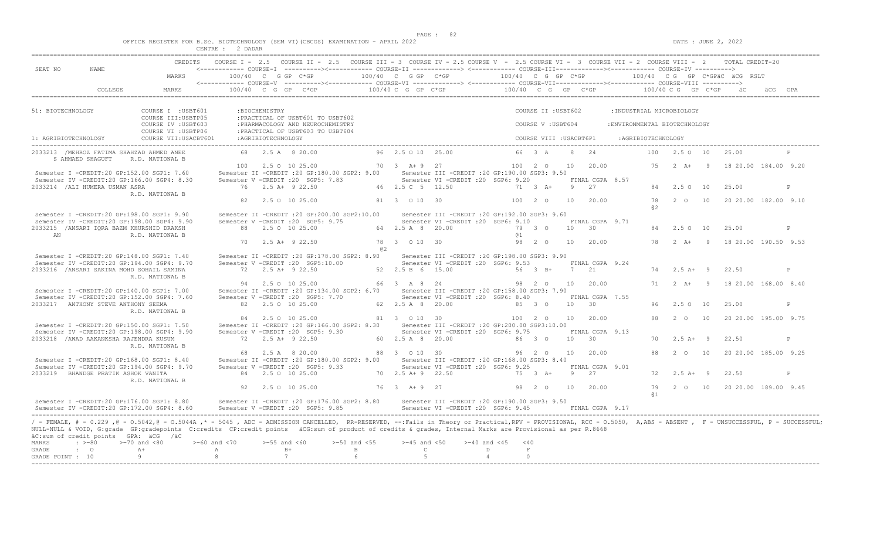OFFICE REGISTER FOR B.Sc. BIOTECHNOLOGY (SEM VI)(CBCGS) EXAMINATION - APRIL 2022
CENTRE : 2 DADAR

DATE : JUNE 2, 2022

```
SEAT NO   NAME           CREDITS   COURSE I - 2.5   COURSE II - 2.5   COURSE III - 3  COURSE IV - 2.5 COURSE V  - 2.5 COURSE VI -  3  COURSE VII - 2  COURSE VIII -  2     TOTAL CREDIT-20
                                   <------------ COURSE-I  ---------><------------ COURSE-II ------------> <------------ COURSE-III------------><------------ COURSE-IV ---------->
                         MARKS        100/40  C  G GP  C*GP          100/40  C  G GP  C*GP           100/40  C  G  GP  C*GP            100/40  C  G   GP  C*GPäC  äCG  RSLT
                                   <------------ COURSE-V  ---------><------------ COURSE-VI ------------> <------------ COURSE-VII------------><------------ COURSE-VIII ---------->
          COLLEGE        MARKS        100/40  C  G  GP   C*GP        100/40 C  G  GP  C*GP           100/40  C  G   GP   C*GP            100/40 C G   GP  C*GP     äC     äCG  GPA

51: BIOTECHNOLOGY           COURSE I  :USBT601       :BIOCHEMISTRY                                              COURSE II :USBT602        :INDUSTRIAL MICROBIOLOGY
                            COURSE III:USBTP05       :PRACTICAL OF USBT601 TO USBT602
                            COURSE IV :USBT603       :PHARMACOLOGY AND NEUROCHEMISTRY                           COURSE V :USBT604         :ENVIRONMENTAL BIOTECHNOLOGY
                            COURSE VI :USBTP06       :PRACTICAL OF USBT603 TO USBT604
1: AGRIBIOTECHNOLOGY        COURSE VII:USACBT601     :AGRIBIOTECHNOLOGY                                         COURSE VIII :USACBT6P1    :AGRIBIOTECHNOLOGY

2033213 /MEHROZ FATIMA SHAHZAD AHMED ANEE     68   2.5 A  8 20.00         96  2.5 O 10  25.00            66  3  A    8   24            100   2.5 O  10    25.00           P
     S AHMAED SHAGUFT    R.D. NATIONAL B
                                              100   2.5 O  10 25.00       70  3  A+ 9  27                100  2  O    10   20.00          75   2  A+   9    18 20.00  184.00  9.20
 Semester I -CREDIT:20 GP:152.00 SGP1: 7.60        Semester II -CREDIT :20 GP:180.00 SGP2: 9.00      Semester III -CREDIT :20 GP:190.00 SGP3: 9.50
 Semester IV -CREDIT:20 GP:166.00 SGP4: 8.30       Semester V -CREDIT :20  SGP5: 7.83                Semester VI -CREDIT :20  SGP6: 9.20          FINAL CGPA  8.57
2033214 /ALI HUMERA USMAN ASRA                 76   2.5 A+  9 22.50       46  2.5 C  5  12.50            71  3  A+    9   27             84   2.5 O  10    25.00           P
                         R.D. NATIONAL B
                                               82   2.5 O  10 25.00       81  3  O 10  30                100  2  O    10   20.00          78   2  O   10    20 20.00  182.00  9.10
                                                                                                                                           @2
 Semester I -CREDIT:20 GP:198.00 SGP1: 9.90        Semester II -CREDIT :20 GP:200.00 SGP2:10.00      Semester III -CREDIT :20 GP:192.00 SGP3: 9.60
 Semester IV -CREDIT:20 GP:198.00 SGP4: 9.90       Semester V -CREDIT :20  SGP5: 9.75                Semester VI -CREDIT :20  SGP6: 9.10          FINAL CGPA  9.71
2033215 /ANSARI IQRA BAZM KHURSHID DRAKSH      88   2.5 O  10 25.00       64  2.5 A  8  20.00            79  3  O    10   30             84   2.5 O  10    25.00           P
     AN                  R.D. NATIONAL B                                                                 @1
                                               70   2.5 A+  9 22.50       78  3  O 10  30                98  2  O    10   20.00          78   2  A+   9    18 20.00  190.50  9.53
                                                                          @2
 Semester I -CREDIT:20 GP:148.00 SGP1: 7.40        Semester II -CREDIT :20 GP:178.00 SGP2: 8.90      Semester III -CREDIT :20 GP:198.00 SGP3: 9.90
 Semester IV -CREDIT:20 GP:194.00 SGP4: 9.70       Semester V -CREDIT :20  SGP5:10.00                Semester VI -CREDIT :20  SGP6: 9.53          FINAL CGPA  9.24
2033216 /ANSARI SAKINA MOHD SOHAIL SAMINA      72   2.5 A+  9 22.50       52  2.5 B  6  15.00            56  3  B+    7   21             74   2.5 A+   9    22.50           P
                         R.D. NATIONAL B
                                               94   2.5 O  10 25.00       66  3  A  8  24                98  2  O    10   20.00          71   2  A+   9    18 20.00  168.00  8.40
 Semester I -CREDIT:20 GP:140.00 SGP1: 7.00        Semester II -CREDIT :20 GP:134.00 SGP2: 6.70      Semester III -CREDIT :20 GP:158.00 SGP3: 7.90
 Semester IV -CREDIT:20 GP:152.00 SGP4: 7.60       Semester V -CREDIT :20  SGP5: 7.70                Semester VI -CREDIT :20  SGP6: 8.40          FINAL CGPA  7.55
2033217  ANTHONY STEVE ANTHONY SEEMA           82   2.5 O  10 25.00       62  2.5 A  8  20.00            85  3  O    10   30             96   2.5 O  10    25.00           P
                         R.D. NATIONAL B
                                               84   2.5 O  10 25.00       81  3  O 10  30                100  2  O    10   20.00          88   2  O   10    20 20.00  195.00  9.75
 Semester I -CREDIT:20 GP:150.00 SGP1: 7.50        Semester II -CREDIT :20 GP:166.00 SGP2: 8.30      Semester III -CREDIT :20 GP:200.00 SGP3:10.00
 Semester IV -CREDIT:20 GP:198.00 SGP4: 9.90       Semester V -CREDIT :20  SGP5: 9.30                Semester VI -CREDIT :20  SGP6: 9.75          FINAL CGPA  9.13
2033218 /AWAD AAKANKSHA RAJENDRA KUSUM         72   2.5 A+  9 22.50       60  2.5 A  8  20.00            86  3  O    10   30             70   2.5 A+   9    22.50           P
                         R.D. NATIONAL B
                                               68   2.5 A  8 20.00        88  3  O 10  30                96  2  O    10   20.00          88   2  O   10    20 20.00  185.00  9.25
 Semester I -CREDIT:20 GP:168.00 SGP1: 8.40        Semester II -CREDIT :20 GP:180.00 SGP2: 9.00      Semester III -CREDIT :20 GP:168.00 SGP3: 8.40
 Semester IV -CREDIT:20 GP:194.00 SGP4: 9.70       Semester V -CREDIT :20  SGP5: 9.33                Semester VI -CREDIT :20  SGP6: 9.25          FINAL CGPA  9.01
2033219  BHANDGE PRATIK ASHOK VANITA           84   2.5 O  10 25.00       70  2.5 A+ 9  22.50            75  3  A+    9   27             72   2.5 A+   9    22.50           P
                         R.D. NATIONAL B
                                               92   2.5 O  10 25.00       76  3  A+ 9  27                98  2  O    10   20.00          79   2  O   10    20 20.00  189.00  9.45
                                                                                                                                           @1
 Semester I -CREDIT:20 GP:176.00 SGP1: 8.80        Semester II -CREDIT :20 GP:176.00 SGP2: 8.80      Semester III -CREDIT :20 GP:190.00 SGP3: 9.50
 Semester IV -CREDIT:20 GP:172.00 SGP4: 8.60       Semester V -CREDIT :20  SGP5: 9.85                Semester VI -CREDIT :20  SGP6: 9.45          FINAL CGPA  9.17
```

/ - FEMALE, # - 0.229 ,@ - 0.5042,@ - 0.5044A ,* - 5045 , ADC - ADMISSION CANCELLED, RR-RESERVED, --:Fails in Theory or Practical,RPV - PROVISIONAL, RCC - 0.5050, A,ABS - ABSENT , F - UNSUCCESSFUL, P - SUCCESSFUL; NULL-NULL & VOID, G:grade GP:gradepoints C:credits CP:credit points äCG:sum of product of credits & grades, Internal Marks are Provisional as per R.8668
äC:sum of credit points GPA: äCG /äC

| MARKS | : >=80 | >=70 and <80 | >=60 and <70 | >=55 and <60 | >=50 and <55 | >=45 and <50 | >=40 and <45 | <40 |
|---|---|---|---|---|---|---|---|---|
| GRADE | : O | A+ | A | B+ | B | C | D | F |
| GRADE POINT | : 10 | 9 | 8 | 7 | 6 | 5 | 4 | 0 |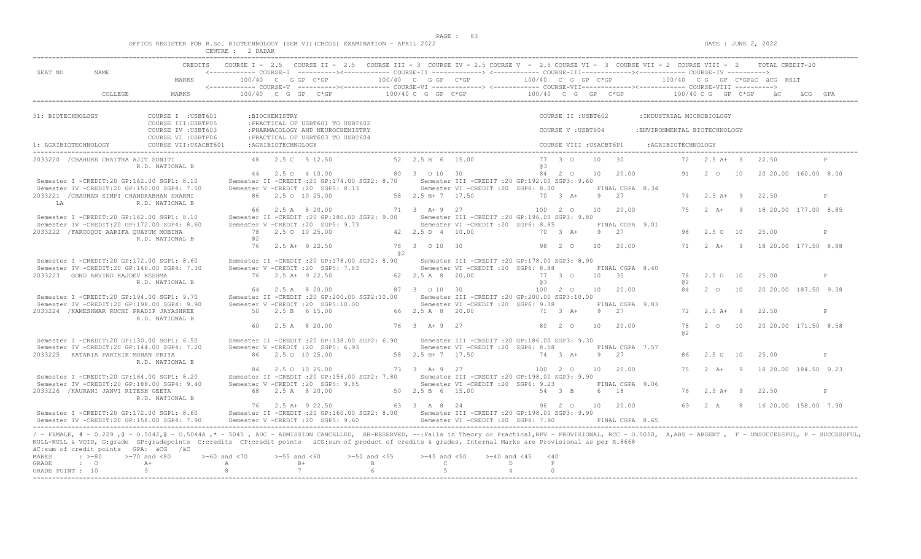OFFICE REGISTER FOR B.Sc. BIOTECHNOLOGY (SEM VI)(CBCGS) EXAMINATION - APRIL 2022 CENTRE : 2 DADAR

DATE : JUNE 2, 2022

```
                       CREDITS    COURSE I - 2.5   COURSE II - 2.5   COURSE III - 3  COURSE IV - 2.5 COURSE V  - 2.5 COURSE VI -  3  COURSE VII - 2  COURSE VIII -  2     TOTAL CREDIT-20
SEAT NO      NAME                <------------ COURSE-I  ----------><------------ COURSE-II -------------> <------------ COURSE-III-------------><------------ COURSE-IV ---------->
                       MARKS          100/40  C  G GP  C*GP          100/40  C  G GP  C*GP           100/40  C  G  GP  C*GP           100/40  C G   GP  C*GPäC  äCG  RSLT
                                 <------------ COURSE-V  ----------><------------ COURSE-VI -------------> <------------ COURSE-VII------------><------------ COURSE-VIII ---------->
             COLLEGE   MARKS          100/40  C  G  GP   C*GP         100/40 C  G  GP  C*GP           100/40  C  G   GP   C*GP           100/40 C G   GP  C*GP     äC      äCG  GPA
```

```
51: BIOTECHNOLOGY           COURSE I  :USBT601       :BIOCHEMISTRY                                                       COURSE II :USBT602        :INDUSTRIAL MICROBIOLOGY
                            COURSE III:USBTP05       :PRACTICAL OF USBT601 TO USBT602
                            COURSE IV :USBT603       :PHARMACOLOGY AND NEUROCHEMISTRY                                    COURSE V :USBT604         :ENVIRONMENTAL BIOTECHNOLOGY
                            COURSE VI :USBTP06       :PRACTICAL OF USBT603 TO USBT604
1: AGRIBIOTECHNOLOGY        COURSE VII:USACBT601     :AGRIBIOTECHNOLOGY                                                  COURSE VIII :USACBT6P1     :AGRIBIOTECHNOLOGY
```

```
2033220  /CHAHURE CHAITRA AJIT SUNITI            48   2.5 C  5 12.50          52  2.5 B  6  15.00          77  3  O    10   30              72   2.5 A+  9    22.50           P
                    R.D. NATIONAL B                                                                       @3
                                                 44   2.5 D  4 10.00          80  3  O 10  30              84  2  O    10   20.00           91   2  O    10   20 20.00  160.00  8.00
 Semester I -CREDIT:20 GP:162.00 SGP1: 8.10     Semester II -CREDIT :20 GP:174.00 SGP2: 8.70     Semester III -CREDIT :20 GP:192.00 SGP3: 9.60
 Semester IV -CREDIT:20 GP:150.00 SGP4: 7.50    Semester V -CREDIT :20  SGP5: 8.13               Semester VI -CREDIT :20  SGP6: 8.00            FINAL CGPA  8.34
2033221  /CHAUHAN SIMPI CHANDRABHAN SHARMI       86   2.5 O  10 25.00         58  2.5 B+ 7  17.50          70  3  A+   9   27              74   2.5 A+  9    22.50           P
  LA                R.D. NATIONAL B
                                                 66   2.5 A  8 20.00          71  3  A+ 9  27              100  2  O   10   20.00           75   2  A+   9    18 20.00  177.00  8.85
 Semester I -CREDIT:20 GP:162.00 SGP1: 8.10     Semester II -CREDIT :20 GP:180.00 SGP2: 9.00     Semester III -CREDIT :20 GP:196.00 SGP3: 9.80
 Semester IV -CREDIT:20 GP:172.00 SGP4: 8.60    Semester V -CREDIT :20  SGP5: 9.73               Semester VI -CREDIT :20  SGP6: 8.85            FINAL CGPA  9.01
2033222  /FAROOQUI AARIFA QUAYUM MOBINA          78   2.5 O  10 25.00         42  2.5 D  4  10.00          70  3  A+   9   27              98   2.5 O   10   25.00           P
                    R.D. NATIONAL B              @2
                                                 76   2.5 A+ 9 22.50          78  3  O 10  30              98  2  O    10   20.00           71   2  A+   9    18 20.00  177.50  8.88
                                                                              @2
 Semester I -CREDIT:20 GP:172.00 SGP1: 8.60     Semester II -CREDIT :20 GP:178.00 SGP2: 8.90     Semester III -CREDIT :20 GP:178.00 SGP3: 8.90
 Semester IV -CREDIT:20 GP:146.00 SGP4: 7.30    Semester V -CREDIT :20  SGP5: 7.83               Semester VI -CREDIT :20  SGP6: 8.88            FINAL CGPA  8.40
2033223   GOND ARVIND RAJDEV RESHMA              76   2.5 A+ 9 22.50          62  2.5 A  8  20.00          77  3  O    10   30              78   2.5 O   10   25.00           P
                    R.D. NATIONAL B                                                                       @3                                @2
                                                 64   2.5 A  8 20.00          87  3  O 10  30              100  2  O   10   20.00           84   2  O    10   20 20.00  187.50  9.38
 Semester I -CREDIT:20 GP:194.00 SGP1: 9.70     Semester II -CREDIT :20 GP:200.00 SGP2:10.00     Semester III -CREDIT :20 GP:200.00 SGP3:10.00
 Semester IV -CREDIT:20 GP:198.00 SGP4: 9.90    Semester V -CREDIT :20  SGP5:10.00               Semester VI -CREDIT :20  SGP6: 9.38            FINAL CGPA  9.83
2033224  /KAMESHWAR RUCHI PRADIP JAYASHREE       50   2.5 B  6 15.00          66  2.5 A  8  20.00          71  3  A+   9   27              72   2.5 A+  9    22.50           P
                    R.D. NATIONAL B
                                                 60   2.5 A  8 20.00          76  3  A+ 9  27              80  2  O    10   20.00           78   2  O    10   20 20.00  171.50  8.58
                                                                                                                                            @2
 Semester I -CREDIT:20 GP:130.00 SGP1: 6.50     Semester II -CREDIT :20 GP:138.00 SGP2: 6.90     Semester III -CREDIT :20 GP:186.00 SGP3: 9.30
 Semester IV -CREDIT:20 GP:144.00 SGP4: 7.20    Semester V -CREDIT :20  SGP5: 6.93               Semester VI -CREDIT :20  SGP6: 8.58            FINAL CGPA  7.57
2033225   KATARIA PARTHIK MOHAN PRIYA            86   2.5 O  10 25.00         58  2.5 B+ 7  17.50          74  3  A+   9   27              86   2.5 O   10   25.00           P
                    R.D. NATIONAL B
                                                 84   2.5 O  10 25.00         73  3  A+ 9  27              100  2  O   10   20.00           75   2  A+   9    18 20.00  184.50  9.23
 Semester I -CREDIT:20 GP:164.00 SGP1: 8.20     Semester II -CREDIT :20 GP:156.00 SGP2: 7.80     Semester III -CREDIT :20 GP:198.00 SGP3: 9.90
 Semester IV -CREDIT:20 GP:188.00 SGP4: 9.40    Semester V -CREDIT :20  SGP5: 9.85               Semester VI -CREDIT :20  SGP6: 9.23            FINAL CGPA  9.06
2033226  /KAURANI JANVI RITESH GEETA             68   2.5 A  8 20.00          50  2.5 B  6  15.00          54  3  B    6   18              76   2.5 A+  9    22.50           P
                    R.D. NATIONAL B
                                                 76   2.5 A+ 9 22.50          63  3  A  8  24              96  2  O    10   20.00           69   2  A    8    16 20.00  158.00  7.90
 Semester I -CREDIT:20 GP:172.00 SGP1: 8.60     Semester II -CREDIT :20 GP:160.00 SGP2: 8.00     Semester III -CREDIT :20 GP:198.00 SGP3: 9.90
 Semester IV -CREDIT:20 GP:158.00 SGP4: 7.90    Semester V -CREDIT :20  SGP5: 9.60               Semester VI -CREDIT :20  SGP6: 7.90            FINAL CGPA  8.65
```

/ - FEMALE, # - 0.229 ,@ - 0.5042,@ - 0.5044A ,* - 5045 , ADC - ADMISSION CANCELLED, RR-RESERVED, --:Fails in Theory or Practical,RPV - PROVISIONAL, RCC - 0.5050, A,ABS - ABSENT , F - UNSUCCESSFUL, P - SUCCESSFUL; NULL-NULL & VOID, G:grade GP:gradepoints C:credits CP:credit points äCG:sum of product of credits & grades, Internal Marks are Provisional as per R.8668
äC:sum of credit points GPA: äCG /äC

| MARKS | : >=80 | >=70 and <80 | >=60 and <70 | >=55 and <60 | >=50 and <55 | >=45 and <50 | >=40 and <45 | <40 |
|---|---|---|---|---|---|---|---|---|
| GRADE | : O | A+ | A | B+ | B | C | D | F |
| GRADE POINT | : 10 | 9 | 8 | 7 | 6 | 5 | 4 | 0 |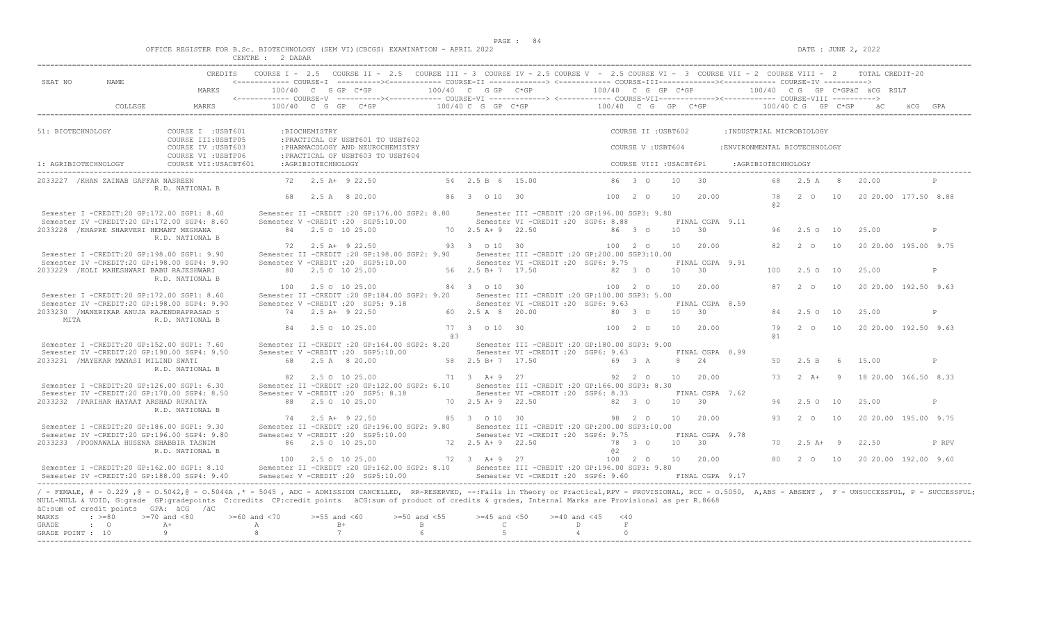OFFICE REGISTER FOR B.Sc. BIOTECHNOLOGY (SEM VI)(CBCGS) EXAMINATION - APRIL 2022

CENTRE : 2 DADAR

DATE : JUNE 2, 2022

| SEAT NO | NAME | CREDITS | COURSE I - 2.5 | COURSE II - 2.5 | COURSE III - 3 | COURSE IV - 2.5 | COURSE V - 2.5 | COURSE VI - 3 | COURSE VII - 2 | COURSE VIII - 2 | TOTAL CREDIT-20 |
|---|---|---|---|---|---|---|---|---|---|---|---|
| | | MARKS | COURSE-I 100/40 C G GP C*GP | COURSE-II 100/40 C G GP C*GP | COURSE-III 100/40 C G GP C*GP | COURSE-IV 100/40 C G GP C*GP&C &CG RSLT | | | | | |
| | COLLEGE | MARKS | COURSE-V 100/40 C G GP C*GP | COURSE-VI 100/40 C G GP C*GP | COURSE-VII 100/40 C G GP C*GP | COURSE-VIII 100/40 C G GP C*GP &C &CG GPA | | | | | |

51: BIOTECHNOLOGY
COURSE I :USBT601 :BIOCHEMISTRY
COURSE II :USBT602 :INDUSTRIAL MICROBIOLOGY
COURSE III:USBTP05 :PRACTICAL OF USBT601 TO USBT602
COURSE IV :USBT603 :PHARMACOLOGY AND NEUROCHEMISTRY
COURSE V :USBT604 :ENVIRONMENTAL BIOTECHNOLOGY
COURSE VI :USBTP06 :PRACTICAL OF USBT603 TO USBT604
1: AGRIBIOTECHNOLOGY
COURSE VII:USACBT601 :AGRIBIOTECHNOLOGY
COURSE VIII :USACBT6P1 :AGRIBIOTECHNOLOGY

```
2033227 /KHAN ZAINAB GAFFAR NASREEN        72  2.5 A+ 9 22.50    54  2.5 B 6 15.00     86  3 O  10  30        68  2.5 A  8  20.00              P
        R.D. NATIONAL B
                                           68  2.5 A  8 20.00    86  3  O 10  30       100  2 O  10  20.00     78  2 O   10  20 20.00 177.50 8.88
                                                                                                              @2
 Semester I -CREDIT:20 GP:172.00 SGP1: 8.60     Semester II -CREDIT :20 GP:176.00 SGP2: 8.80     Semester III -CREDIT :20 GP:196.00 SGP3: 9.80
 Semester IV -CREDIT:20 GP:172.00 SGP4: 8.60    Semester V -CREDIT :20  SGP5:10.00               Semester VI -CREDIT :20  SGP6: 8.88          FINAL CGPA  9.11
2033228 /KHAPRE SHARVERI HEMANT MEGHANA    84  2.5 O 10 25.00    70  2.5 A+ 9 22.50    86  3 O  10  30        96  2.5 O  10  25.00             P
        R.D. NATIONAL B
                                           72  2.5 A+ 9 22.50    93  3  O 10  30       100  2 O  10  20.00     82  2 O   10  20 20.00 195.00 9.75
 Semester I -CREDIT:20 GP:198.00 SGP1: 9.90     Semester II -CREDIT :20 GP:198.00 SGP2: 9.90     Semester III -CREDIT :20 GP:200.00 SGP3:10.00
 Semester IV -CREDIT:20 GP:198.00 SGP4: 9.90    Semester V -CREDIT :20  SGP5:10.00               Semester VI -CREDIT :20  SGP6: 9.75          FINAL CGPA  9.91
2033229 /KOLI MAHESHWARI BABU RAJESHWARI   80  2.5 O 10 25.00    56  2.5 B+ 7 17.50    82  3 O  10  30       100  2.5 O  10  25.00             P
        R.D. NATIONAL B
                                          100  2.5 O 10 25.00    84  3  O 10  30       100  2 O  10  20.00     87  2 O   10  20 20.00 192.50 9.63
 Semester I -CREDIT:20 GP:172.00 SGP1: 8.60     Semester II -CREDIT :20 GP:184.00 SGP2: 9.20     Semester III -CREDIT :20 GP:100.00 SGP3: 5.00
 Semester IV -CREDIT:20 GP:198.00 SGP4: 9.90    Semester V -CREDIT :20  SGP5: 9.18               Semester VI -CREDIT :20  SGP6: 9.63          FINAL CGPA  8.59
2033230 /MANERIKAR ANUJA RAJENDRAPRASAD S  74  2.5 A+ 9 22.50    60  2.5 A 8 20.00     80  3 O  10  30        84  2.5 O  10  25.00             P
     MITA R.D. NATIONAL B
                                           84  2.5 O 10 25.00    77  3  O 10  30       100  2 O  10  20.00     79  2 O   10  20 20.00 192.50 9.63
                                                                @3                                            @1
 Semester I -CREDIT:20 GP:152.00 SGP1: 7.60     Semester II -CREDIT :20 GP:164.00 SGP2: 8.20     Semester III -CREDIT :20 GP:180.00 SGP3: 9.00
 Semester IV -CREDIT:20 GP:190.00 SGP4: 9.50    Semester V -CREDIT :20  SGP5:10.00               Semester VI -CREDIT :20  SGP6: 9.63          FINAL CGPA  8.99
2033231 /MAYEKAR MANASI MILIND SWATI       68  2.5 A 8 20.00     58  2.5 B+ 7 17.50    69  3 A   8  24        50  2.5 B   6  15.00             P
        R.D. NATIONAL B
                                           82  2.5 O 10 25.00    71  3  A+ 9  27        92  2 O  10  20.00     73  2 A+   9  18 20.00 166.50 8.33
 Semester I -CREDIT:20 GP:126.00 SGP1: 6.30     Semester II -CREDIT :20 GP:122.00 SGP2: 6.10     Semester III -CREDIT :20 GP:166.00 SGP3: 8.30
 Semester IV -CREDIT:20 GP:170.00 SGP4: 8.50    Semester V -CREDIT :20  SGP5: 8.18               Semester VI -CREDIT :20  SGP6: 8.33          FINAL CGPA  7.62
2033232 /PARIHAR HAYAAT ARSHAD RUKAIYA     88  2.5 O 10 25.00    70  2.5 A+ 9 22.50    82  3 O  10  30        94  2.5 O  10  25.00             P
        R.D. NATIONAL B
                                           74  2.5 A+ 9 22.50    85  3  O 10  30        98  2 O  10  20.00     93  2 O   10  20 20.00 195.00 9.75
 Semester I -CREDIT:20 GP:186.00 SGP1: 9.30     Semester II -CREDIT :20 GP:196.00 SGP2: 9.80     Semester III -CREDIT :20 GP:200.00 SGP3:10.00
 Semester IV -CREDIT:20 GP:196.00 SGP4: 9.80    Semester V -CREDIT :20  SGP5:10.00               Semester VI -CREDIT :20  SGP6: 9.75          FINAL CGPA  9.78
2033233 /POONAWALA HUSENA SHABBIR TASNIM   86  2.5 O 10 25.00    72  2.5 A+ 9 22.50    78  3 O  10  30        70  2.5 A+  9  22.50             P RPV
        R.D. NATIONAL B                                                                @2
                                          100  2.5 O 10 25.00    72  3  A+ 9  27       100  2 O  10  20.00     80  2 O   10  20 20.00 192.00 9.60
 Semester I -CREDIT:20 GP:162.00 SGP1: 8.10     Semester II -CREDIT :20 GP:162.00 SGP2: 8.10     Semester III -CREDIT :20 GP:196.00 SGP3: 9.80
 Semester IV -CREDIT:20 GP:188.00 SGP4: 9.40    Semester V -CREDIT :20  SGP5:10.00               Semester VI -CREDIT :20  SGP6: 9.60          FINAL CGPA  9.17
```

/ - FEMALE, # - 0.229 ,@ - 0.5042,@ - 0.5044A ,* - 5045 , ADC - ADMISSION CANCELLED, RR-RESERVED, --:Fails in Theory or Practical,RPV - PROVISIONAL, RCC - 0.5050, A,ABS - ABSENT , F - UNSUCCESSFUL, P - SUCCESSFUL; NULL-NULL & VOID, G:grade GP:gradepoints C:credits CP:credit points &CG:sum of product of credits & grades, Internal Marks are Provisional as per R.8668

&C:sum of credit points GPA: &CG /&C

| MARKS | : >=80 | >=70 and <80 | >=60 and <70 | >=55 and <60 | >=50 and <55 | >=45 and <50 | >=40 and <45 | <40 |
|---|---|---|---|---|---|---|---|---|
| GRADE | : O | A+ | A | B+ | B | C | D | F |
| GRADE POINT | : 10 | 9 | 8 | 7 | 6 | 5 | 4 | 0 |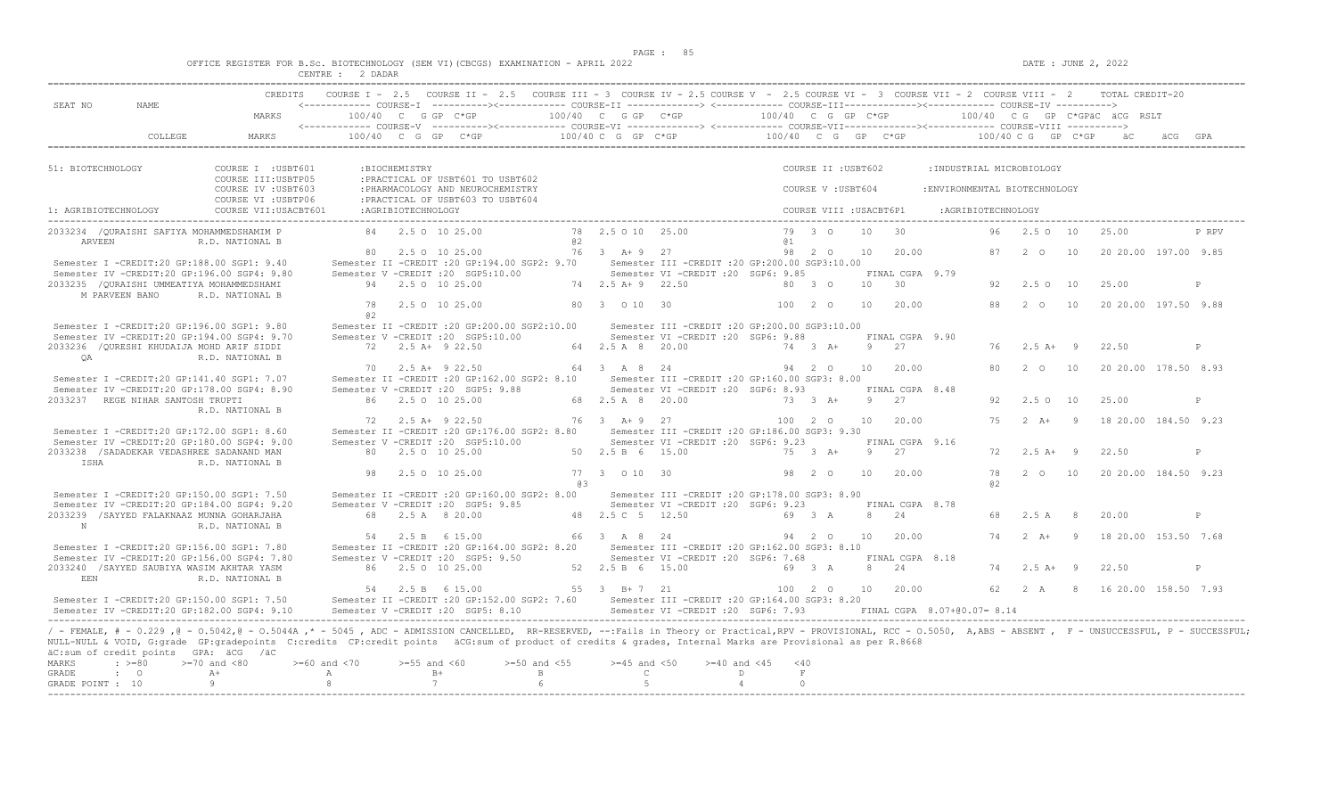OFFICE REGISTER FOR B.Sc. BIOTECHNOLOGY (SEM VI)(CBCGS) EXAMINATION - APRIL 2022

CENTRE : 2 DADAR

DATE : JUNE 2, 2022

```
                              CREDITS    COURSE I - 2.5   COURSE II - 2.5   COURSE III - 3  COURSE IV - 2.5 COURSE V  - 2.5 COURSE VI -  3  COURSE VII - 2  COURSE VIII -  2      TOTAL CREDIT-20
SEAT NO        NAME                      <------------ COURSE-I  ----------><------------ COURSE-II -------------> <------------ COURSE-III-------------><------------ COURSE-IV ---------->
                              MARKS           100/40  C  G GP  C*GP           100/40  C  G GP  C*GP            100/40  C  G  GP  C*GP            100/40  C G  GP  C*GPäC  äCG  RSLT
                                         <------------ COURSE-V  ----------><------------ COURSE-VI -------------> <------------ COURSE-VII-------------><------------ COURSE-VIII ---------->
          COLLEGE             MARKS           100/40  C  G  GP   C*GP          100/40 C  G  GP  C*GP             100/40  C  G   GP   C*GP              100/40 C G   GP  C*GP     äC      äCG  GPA

51: BIOTECHNOLOGY             COURSE I  :USBT601       :BIOCHEMISTRY                                                         COURSE II :USBT602        :INDUSTRIAL MICROBIOLOGY
                              COURSE III:USBTP05       :PRACTICAL OF USBT601 TO USBT602
                              COURSE IV :USBT603       :PHARMACOLOGY AND NEUROCHEMISTRY                                      COURSE V :USBT604         :ENVIRONMENTAL BIOTECHNOLOGY
                              COURSE VI :USBTP06       :PRACTICAL OF USBT603 TO USBT604
1: AGRIBIOTECHNOLOGY          COURSE VII:USACBT601     :AGRIBIOTECHNOLOGY                                                    COURSE VIII :USACBT6P1     :AGRIBIOTECHNOLOGY

2033234  /QURAISHI SAFIYA MOHAMMEDSHAMIM P          84   2.5 O  10 25.00          78  2.5 O 10  25.00              79  3  O    10   30              96   2.5 O  10    25.00           P RPV
     ARVEEN              R.D. NATIONAL B                                          @2                               @1
                                                    80   2.5 O  10 25.00          76   3  A+ 9  27                 98   2  O    10   20.00           87   2  O   10    20 20.00  197.00  9.85
 Semester I -CREDIT:20 GP:188.00 SGP1: 9.40        Semester II -CREDIT :20 GP:194.00 SGP2: 9.70       Semester III -CREDIT :20 GP:200.00 SGP3:10.00
 Semester IV -CREDIT:20 GP:196.00 SGP4: 9.80       Semester V -CREDIT :20  SGP5:10.00                 Semester VI -CREDIT :20  SGP6: 9.85          FINAL CGPA  9.79
2033235  /QURAISHI UMMEATIYA MOHAMMEDSHAMI          94   2.5 O  10 25.00          74  2.5 A+ 9  22.50              80  3  O    10   30              92   2.5 O  10    25.00           P
     M PARVEEN BANO      R.D. NATIONAL B
                                                    78   2.5 O  10 25.00          80   3   O 10  30                100  2  O    10   20.00           88   2  O   10    20 20.00  197.50  9.88
                                                    @2
 Semester I -CREDIT:20 GP:196.00 SGP1: 9.80        Semester II -CREDIT :20 GP:200.00 SGP2:10.00       Semester III -CREDIT :20 GP:200.00 SGP3:10.00
 Semester IV -CREDIT:20 GP:194.00 SGP4: 9.70       Semester V -CREDIT :20  SGP5:10.00                 Semester VI -CREDIT :20  SGP6: 9.88          FINAL CGPA  9.90
2033236  /QURESHI KHUDAIJA MOHD ARIF SIDDI          72   2.5 A+  9 22.50          64  2.5 A  8  20.00              74  3  A+    9   27              76   2.5 A+  9    22.50           P
     QA                  R.D. NATIONAL B
                                                    70   2.5 A+  9 22.50          64   3  A  8  24                 94   2  O    10   20.00           80   2  O   10    20 20.00  178.50  8.93
 Semester I -CREDIT:20 GP:141.40 SGP1: 7.07        Semester II -CREDIT :20 GP:162.00 SGP2: 8.10       Semester III -CREDIT :20 GP:160.00 SGP3: 8.00
 Semester IV -CREDIT:20 GP:178.00 SGP4: 8.90       Semester V -CREDIT :20  SGP5: 9.88                 Semester VI -CREDIT :20  SGP6: 8.93          FINAL CGPA  8.48
2033237  REGE NIHAR SANTOSH TRUPTI                  86   2.5 O  10 25.00          68  2.5 A  8  20.00              73  3  A+    9   27              92   2.5 O  10    25.00           P
                         R.D. NATIONAL B
                                                    72   2.5 A+  9 22.50          76   3  A+ 9  27                 100  2  O    10   20.00           75   2  A+   9    18 20.00  184.50  9.23
 Semester I -CREDIT:20 GP:172.00 SGP1: 8.60        Semester II -CREDIT :20 GP:176.00 SGP2: 8.80       Semester III -CREDIT :20 GP:186.00 SGP3: 9.30
 Semester IV -CREDIT:20 GP:180.00 SGP4: 9.00       Semester V -CREDIT :20  SGP5:10.00                 Semester VI -CREDIT :20  SGP6: 9.23          FINAL CGPA  9.16
2033238  /SADADEKAR VEDASHREE SADANAND MAN          80   2.5 O  10 25.00          50  2.5 B  6  15.00              75  3  A+    9   27              72   2.5 A+  9    22.50           P
     ISHA                R.D. NATIONAL B
                                                    98   2.5 O  10 25.00          77   3   O 10  30                98   2  O    10   20.00           78   2  O   10    20 20.00  184.50  9.23
                                                                                  @3                                                                   @2
 Semester I -CREDIT:20 GP:150.00 SGP1: 7.50        Semester II -CREDIT :20 GP:160.00 SGP2: 8.00       Semester III -CREDIT :20 GP:178.00 SGP3: 8.90
 Semester IV -CREDIT:20 GP:184.00 SGP4: 9.20       Semester V -CREDIT :20  SGP5: 9.85                 Semester VI -CREDIT :20  SGP6: 9.23          FINAL CGPA  8.78
2033239  /SAYYED FALAKNAAZ MUNNA GOHARJAHA          68   2.5 A   8 20.00          48  2.5 C  5  12.50              69  3  A     8   24              68   2.5 A   8    20.00           P
     N                   R.D. NATIONAL B
                                                    54   2.5 B   6 15.00          66   3  A  8  24                 94   2  O    10   20.00           74   2  A+   9    18 20.00  153.50  7.68
 Semester I -CREDIT:20 GP:156.00 SGP1: 7.80        Semester II -CREDIT :20 GP:164.00 SGP2: 8.20       Semester III -CREDIT :20 GP:162.00 SGP3: 8.10
 Semester IV -CREDIT:20 GP:156.00 SGP4: 7.80       Semester V -CREDIT :20  SGP5: 9.50                 Semester VI -CREDIT :20  SGP6: 7.68          FINAL CGPA  8.18
2033240  /SAYYED SAUBIYA WASIM AKHTAR YASM          86   2.5 O  10 25.00          52  2.5 B  6  15.00              69  3  A     8   24              74   2.5 A+  9    22.50           P
     EEN                 R.D. NATIONAL B
                                                    54   2.5 B   6 15.00          55   3  B+ 7  21                 100  2  O    10   20.00           62   2  A    8    16 20.00  158.50  7.93
 Semester I -CREDIT:20 GP:150.00 SGP1: 7.50        Semester II -CREDIT :20 GP:152.00 SGP2: 7.60       Semester III -CREDIT :20 GP:164.00 SGP3: 8.20
 Semester IV -CREDIT:20 GP:182.00 SGP4: 9.10       Semester V -CREDIT :20  SGP5: 8.10                 Semester VI -CREDIT :20  SGP6: 7.93          FINAL CGPA  8.07+@0.07= 8.14
```

/ - FEMALE, # - 0.229 ,@ - 0.5042,@ - 0.5044A ,* - 5045 , ADC - ADMISSION CANCELLED, RR-RESERVED, --:Fails in Theory or Practical,RPV - PROVISIONAL, RCC - 0.5050, A,ABS - ABSENT , F - UNSUCCESSFUL, P - SUCCESSFUL; NULL-NULL & VOID, G:grade GP:gradepoints C:credits CP:credit points äCG:sum of product of credits & grades, Internal Marks are Provisional as per R.8668

äC:sum of credit points GPA: äCG /äC

| MARKS | : >=80 | >=70 and <80 | >=60 and <70 | >=55 and <60 | >=50 and <55 | >=45 and <50 | >=40 and <45 | <40 |
|---|---|---|---|---|---|---|---|---|
| GRADE | : O | A+ | A | B+ | B | C | D | F |
| GRADE POINT | : 10 | 9 | 8 | 7 | 6 | 5 | 4 | 0 |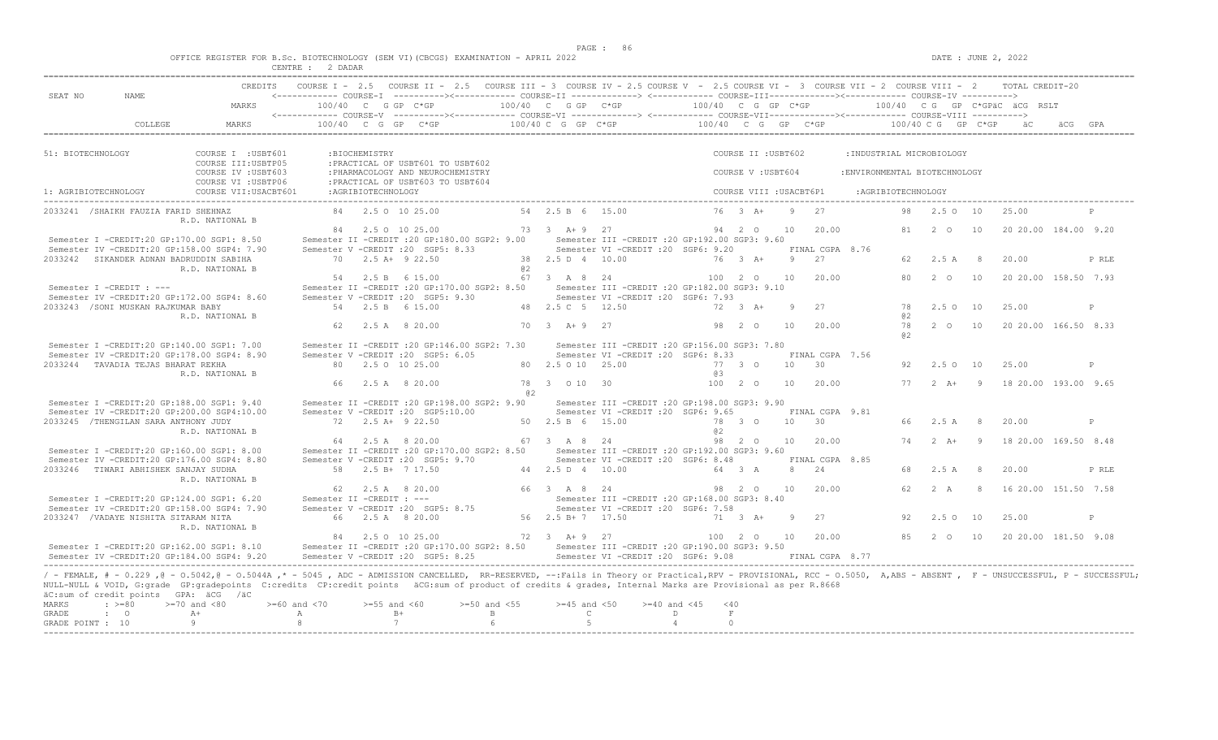OFFICE REGISTER FOR B.Sc. BIOTECHNOLOGY (SEM VI)(CBCGS) EXAMINATION - APRIL 2022

CENTRE : 2 DADAR

DATE : JUNE 2, 2022

```
                          CREDITS   COURSE I - 2.5   COURSE II - 2.5   COURSE III - 3  COURSE IV - 2.5 COURSE V  - 2.5 COURSE VI -  3  COURSE VII - 2  COURSE VIII -  2       TOTAL CREDIT-20
SEAT NO       NAME                  <------------ COURSE-I  ----------><------------ COURSE-II -------------> <------------ COURSE-III-------------><------------ COURSE-IV ---------->
                          MARKS        100/40  C  G GP  C*GP          100/40  C  G GP  C*GP           100/40  C  G  GP  C*GP          100/40  C G  GP  C*GPäC  äCG  RSLT
                                    <------------ COURSE-V  ----------><------------ COURSE-VI -------------> <------------ COURSE-VII-------------><------------ COURSE-VIII ---------->
        COLLEGE           MARKS        100/40  C  G  GP  C*GP          100/40 C  G  GP  C*GP           100/40  C  G  GP  C*GP          100/40 C G  GP  C*GP    äC     äCG  GPA

51: BIOTECHNOLOGY            COURSE I  :USBT601       :BIOCHEMISTRY                                                    COURSE II :USBT602       :INDUSTRIAL MICROBIOLOGY
                             COURSE III:USBTP05       :PRACTICAL OF USBT601 TO USBT602
                             COURSE IV :USBT603       :PHARMACOLOGY AND NEUROCHEMISTRY                                 COURSE V :USBT604        :ENVIRONMENTAL BIOTECHNOLOGY
                             COURSE VI :USBTP06       :PRACTICAL OF USBT603 TO USBT604
1: AGRIBIOTECHNOLOGY         COURSE VII:USACBT601     :AGRIBIOTECHNOLOGY                                               COURSE VIII :USACBT6P1    :AGRIBIOTECHNOLOGY

2033241 /SHAIKH FAUZIA FARID SHEHNAZ              84   2.5 O  10 25.00        54  2.5 B  6  15.00            76  3  A+   9   27            98   2.5 O  10   25.00          P
                  R.D. NATIONAL B
                                                  84   2.5 O  10 25.00        73   3  A+ 9  27               94  2  O   10   20.00         81   2  O   10   20 20.00  184.00  9.20
 Semester I -CREDIT:20 GP:170.00 SGP1: 8.50      Semester II -CREDIT :20 GP:180.00 SGP2: 9.00     Semester III -CREDIT :20 GP:192.00 SGP3: 9.60
 Semester IV -CREDIT:20 GP:158.00 SGP4: 7.90     Semester V -CREDIT :20  SGP5: 8.33               Semester VI -CREDIT :20  SGP6: 9.20          FINAL CGPA  8.76
2033242  SIKANDER ADNAN BADRUDDIN SABIHA          70   2.5 A+  9 22.50        38  2.5 D  4  10.00            76  3  A+   9   27            62   2.5 A   8   20.00          P RLE
                  R.D. NATIONAL B                                            @2
                                                  54   2.5 B   6 15.00        67   3  A  8  24              100  2  O   10   20.00         80   2  O   10   20 20.00  158.50  7.93
 Semester I -CREDIT : ---                         Semester II -CREDIT :20 GP:170.00 SGP2: 8.50     Semester III -CREDIT :20 GP:182.00 SGP3: 9.10
 Semester IV -CREDIT:20 GP:172.00 SGP4: 8.60     Semester V -CREDIT :20  SGP5: 9.30               Semester VI -CREDIT :20  SGP6: 7.93
2033243 /SONI MUSKAN RAJKUMAR BABY                54   2.5 B   6 15.00        48  2.5 C  5  12.50            72  3  A+   9   27            78   2.5 O  10   25.00          P
                  R.D. NATIONAL B                                                                                                          @2
                                                  62   2.5 A   8 20.00        70   3  A+ 9  27               98  2  O   10   20.00         78   2  O   10   20 20.00  166.50  8.33
                                                                                                                                           @2
 Semester I -CREDIT:20 GP:140.00 SGP1: 7.00      Semester II -CREDIT :20 GP:146.00 SGP2: 7.30     Semester III -CREDIT :20 GP:156.00 SGP3: 7.80
 Semester IV -CREDIT:20 GP:178.00 SGP4: 8.90     Semester V -CREDIT :20  SGP5: 6.05               Semester VI -CREDIT :20  SGP6: 8.33          FINAL CGPA  7.56
2033244  TAVADIA TEJAS BHARAT REKHA               80   2.5 O  10 25.00        80  2.5 O 10  25.00            77  3  O   10   30            92   2.5 O  10   25.00          P
                  R.D. NATIONAL B                                                                           @3
                                                  66   2.5 A   8 20.00        78   3  O 10  30              100  2  O   10   20.00         77   2  A+   9   18 20.00  193.00  9.65
                                                                             @2
 Semester I -CREDIT:20 GP:188.00 SGP1: 9.40      Semester II -CREDIT :20 GP:198.00 SGP2: 9.90     Semester III -CREDIT :20 GP:198.00 SGP3: 9.90
 Semester IV -CREDIT:20 GP:200.00 SGP4:10.00     Semester V -CREDIT :20  SGP5:10.00               Semester VI -CREDIT :20  SGP6: 9.65          FINAL CGPA  9.81
2033245 /THENGILAN SARA ANTHONY JUDY              72   2.5 A+  9 22.50        50  2.5 B  6  15.00            78  3  O   10   30            66   2.5 A   8   20.00          P
                  R.D. NATIONAL B                                                                           @2
                                                  64   2.5 A   8 20.00        67   3  A  8  24               98  2  O   10   20.00         74   2  A+   9   18 20.00  169.50  8.48
 Semester I -CREDIT:20 GP:160.00 SGP1: 8.00      Semester II -CREDIT :20 GP:170.00 SGP2: 8.50     Semester III -CREDIT :20 GP:192.00 SGP3: 9.60
 Semester IV -CREDIT:20 GP:176.00 SGP4: 8.80     Semester V -CREDIT :20  SGP5: 9.70               Semester VI -CREDIT :20  SGP6: 8.48          FINAL CGPA  8.85
2033246  TIWARI ABHISHEK SANJAY SUDHA             58   2.5 B+  7 17.50        44  2.5 D  4  10.00            64  3  A    8   24            68   2.5 A   8   20.00          P RLE
                  R.D. NATIONAL B
                                                  62   2.5 A   8 20.00        66   3  A  8  24               98  2  O   10   20.00         62   2  A    8   16 20.00  151.50  7.58
 Semester I -CREDIT:20 GP:124.00 SGP1: 6.20      Semester II -CREDIT : ---                        Semester III -CREDIT :20 GP:168.00 SGP3: 8.40
 Semester IV -CREDIT:20 GP:158.00 SGP4: 7.90     Semester V -CREDIT :20  SGP5: 8.75               Semester VI -CREDIT :20  SGP6: 7.58
2033247 /VADAYE NISHITA SITARAM NITA              66   2.5 A   8 20.00        56  2.5 B+ 7  17.50            71  3  A+   9   27            92   2.5 O  10   25.00          P
                  R.D. NATIONAL B
                                                  84   2.5 O  10 25.00        72   3  A+ 9  27              100  2  O   10   20.00         85   2  O   10   20 20.00  181.50  9.08
 Semester I -CREDIT:20 GP:162.00 SGP1: 8.10      Semester II -CREDIT :20 GP:170.00 SGP2: 8.50     Semester III -CREDIT :20 GP:190.00 SGP3: 9.50
 Semester IV -CREDIT:20 GP:184.00 SGP4: 9.20     Semester V -CREDIT :20  SGP5: 8.25               Semester VI -CREDIT :20  SGP6: 9.08          FINAL CGPA  8.77
```

/ - FEMALE, # - 0.229 ,@ - 0.5042,@ - 0.5044A ,* - 5045 , ADC - ADMISSION CANCELLED, RR-RESERVED, --:Fails in Theory or Practical,RPV - PROVISIONAL, RCC - 0.5050, A,ABS - ABSENT , F - UNSUCCESSFUL, P - SUCCESSFUL; NULL-NULL & VOID, G:grade GP:gradepoints C:credits CP:credit points äCG:sum of product of credits & grades, Internal Marks are Provisional as per R.8668

äC:sum of credit points GPA: äCG /äC

| MARKS | : >=80 | >=70 and <80 | >=60 and <70 | >=55 and <60 | >=50 and <55 | >=45 and <50 | >=40 and <45 | <40 |
|---|---|---|---|---|---|---|---|---|
| GRADE | : O | A+ | A | B+ | B | C | D | F |
| GRADE POINT | : 10 | 9 | 8 | 7 | 6 | 5 | 4 | 0 |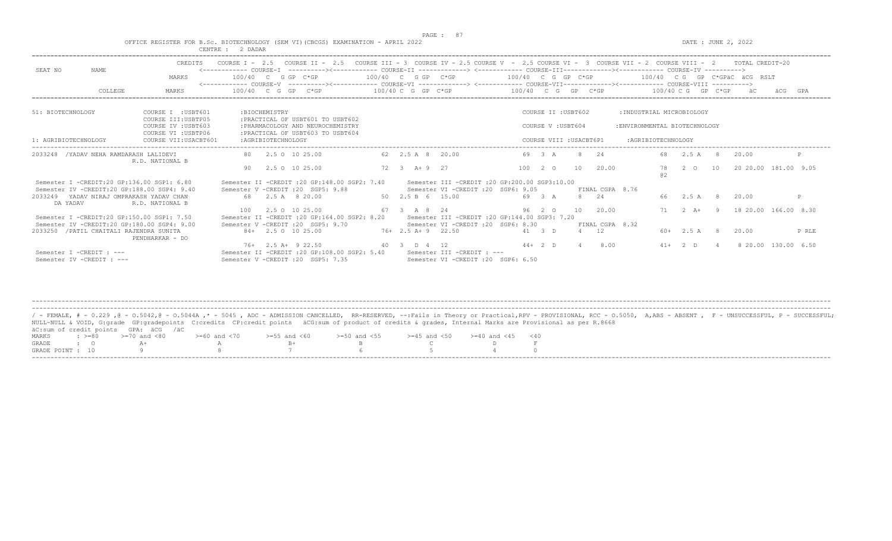OFFICE REGISTER FOR B.Sc. BIOTECHNOLOGY (SEM VI)(CBCGS) EXAMINATION - APRIL 2022

CENTRE : 2 DADAR

DATE : JUNE 2, 2022

```
                          CREDITS    COURSE I - 2.5   COURSE II - 2.5   COURSE III - 3  COURSE IV - 2.5 COURSE V  - 2.5 COURSE VI -  3  COURSE VII - 2  COURSE VIII -  2      TOTAL CREDIT-20
SEAT NO       NAME                   <------------ COURSE-I  ---------><------------ COURSE-II -------------> <------------ COURSE-III-------------><------------ COURSE-IV ---------->
                          MARKS          100/40  C  G GP  C*GP          100/40  C  G GP   C*GP          100/40  C  G  GP  C*GP           100/40  C G  GP  C*GPäC  äCG  RSLT
                                     <------------ COURSE-V  ---------><------------ COURSE-VI -------------> <------------ COURSE-VII-------------><------------ COURSE-VIII ---------->
          COLLEGE         MARKS          100/40  C  G  GP   C*GP          100/40 C  G  GP  C*GP          100/40   C  G   GP   C*GP           100/40 C G  GP  C*GP    äC    äCG  GPA

51: BIOTECHNOLOGY            COURSE I  :USBT601       :BIOCHEMISTRY                                                     COURSE II :USBT602        :INDUSTRIAL MICROBIOLOGY
                             COURSE III:USBTP05       :PRACTICAL OF USBT601 TO USBT602
                             COURSE IV :USBT603       :PHARMACOLOGY AND NEUROCHEMISTRY                                  COURSE V :USBT604        :ENVIRONMENTAL BIOTECHNOLOGY
                             COURSE VI :USBTP06       :PRACTICAL OF USBT603 TO USBT604
1: AGRIBIOTECHNOLOGY         COURSE VII:USACBT601     :AGRIBIOTECHNOLOGY                                                COURSE VIII :USACBT6P1     :AGRIBIOTECHNOLOGY

2033248  /YADAV NEHA RAMDARASH LALIDEVI          80   2.5 O  10 25.00          62  2.5 A  8  20.00          69  3  A      8   24            68   2.5 A   8   20.00           P
                 R.D. NATIONAL B
                                                 90   2.5 O  10 25.00          72  3  A+ 9  27              100  2  O     10    20.00       78   2  O   10   20 20.00  181.00  9.05
                                                                                                                                              @2
 Semester I -CREDIT:20 GP:136.00 SGP1: 6.80       Semester II -CREDIT :20 GP:148.00 SGP2: 7.40      Semester III -CREDIT :20 GP:200.00 SGP3:10.00
 Semester IV -CREDIT:20 GP:188.00 SGP4: 9.40      Semester V -CREDIT :20  SGP5: 9.88               Semester VI -CREDIT :20  SGP6: 9.05          FINAL CGPA  8.76
2033249   YADAV NIRAJ OMPRAKASH YADAV CHAN        68   2.5 A  8 20.00          50  2.5 B  6  15.00          69  3  A      8   24            66   2.5 A   8   20.00           P
    DA YADAV           R.D. NATIONAL B
                                                 100   2.5 O  10 25.00         67  3  A  8  24              96  2  O     10    20.00        71   2  A+   9   18 20.00  166.00  8.30
 Semester I -CREDIT:20 GP:150.00 SGP1: 7.50       Semester II -CREDIT :20 GP:164.00 SGP2: 8.20      Semester III -CREDIT :20 GP:144.00 SGP3: 7.20
 Semester IV -CREDIT:20 GP:180.00 SGP4: 9.00      Semester V -CREDIT :20  SGP5: 9.70               Semester VI -CREDIT :20  SGP6: 8.30          FINAL CGPA  8.32
2033250  /PATIL CHAITALI RAJENDRA SUNITA          84+  2.5 O  10 25.00        76+  2.5 A+ 9  22.50          41  3  D      4   12            60+  2.5 A   8   20.00           P RLE
                 PENDHARKAR - DO
                                                 76+  2.5 A+  9 22.50          40  3  D  4  12              44+  2  D     4     8.00        41+  2  D    4    8 20.00  130.00  6.50
 Semester I -CREDIT : ---                         Semester II -CREDIT :20 GP:108.00 SGP2: 5.40      Semester III -CREDIT : ---
 Semester IV -CREDIT : ---                        Semester V -CREDIT :20  SGP5: 7.35               Semester VI -CREDIT :20  SGP6: 6.50
```

/ - FEMALE, # - 0.229 ,@ - O.5042,@ - O.5044A ,* - 5045 , ADC - ADMISSION CANCELLED, RR-RESERVED, --:Fails in Theory or Practical,RPV - PROVISIONAL, RCC - O.5050, A,ABS - ABSENT , F - UNSUCCESSFUL, P - SUCCESSFUL; NULL-NULL & VOID, G:grade GP:gradepoints C:credits CP:credit points äCG:sum of product of credits & grades, Internal Marks are Provisional as per R.8668

äC:sum of credit points GPA: äCG /äC

| MARKS | : >=80 | >=70 and <80 | >=60 and <70 | >=55 and <60 | >=50 and <55 | >=45 and <50 | >=40 and <45 | <40 |
|---|---|---|---|---|---|---|---|---|
| GRADE | : O | A+ | A | B+ | B | C | D | F |
| GRADE POINT | : 10 | 9 | 8 | 7 | 6 | 5 | 4 | 0 |